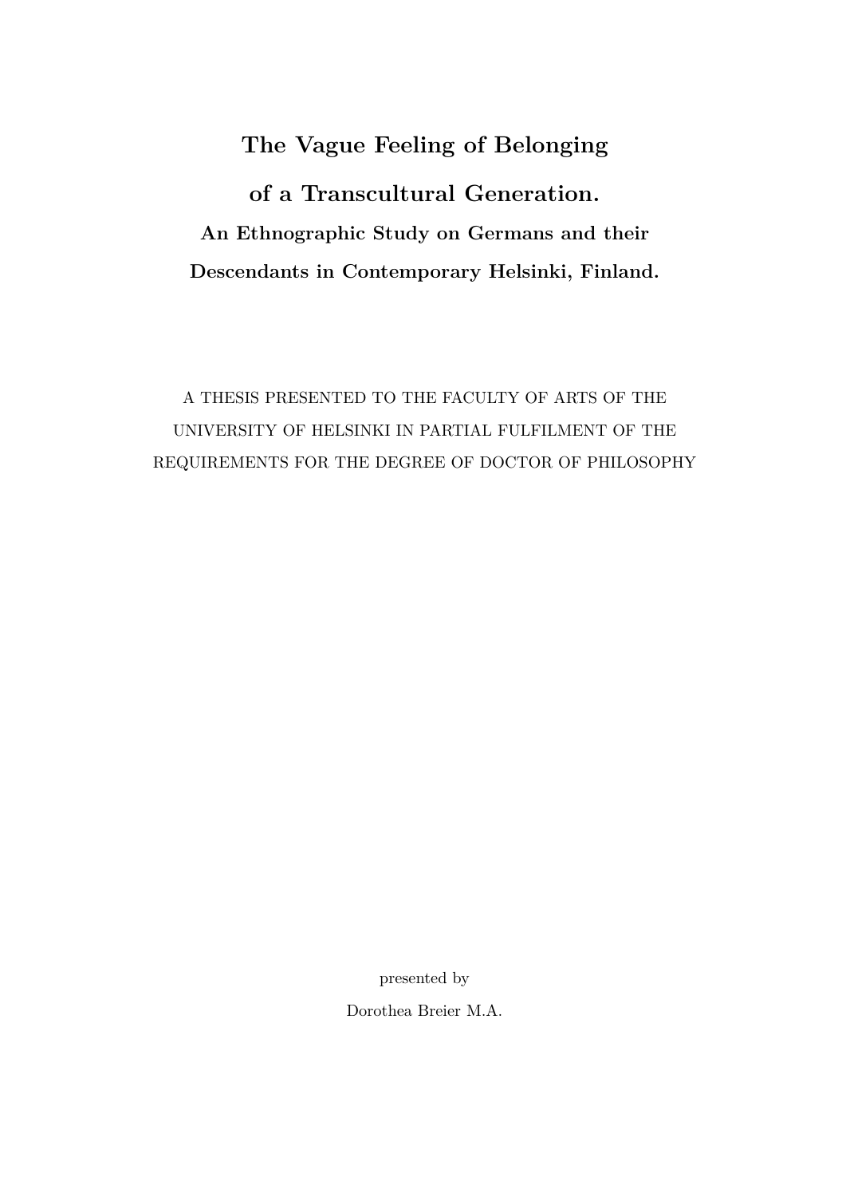# The Vague Feeling of Belonging of a Transcultural Generation.

## An Ethnographic Study on Germans and their Descendants in Contemporary Helsinki, Finland.

A THESIS PRESENTED TO THE FACULTY OF ARTS OF THE UNIVERSITY OF HELSINKI IN PARTIAL FULFILMENT OF THE REQUIREMENTS FOR THE DEGREE OF DOCTOR OF PHILOSOPHY

presented by

Dorothea Breier M.A.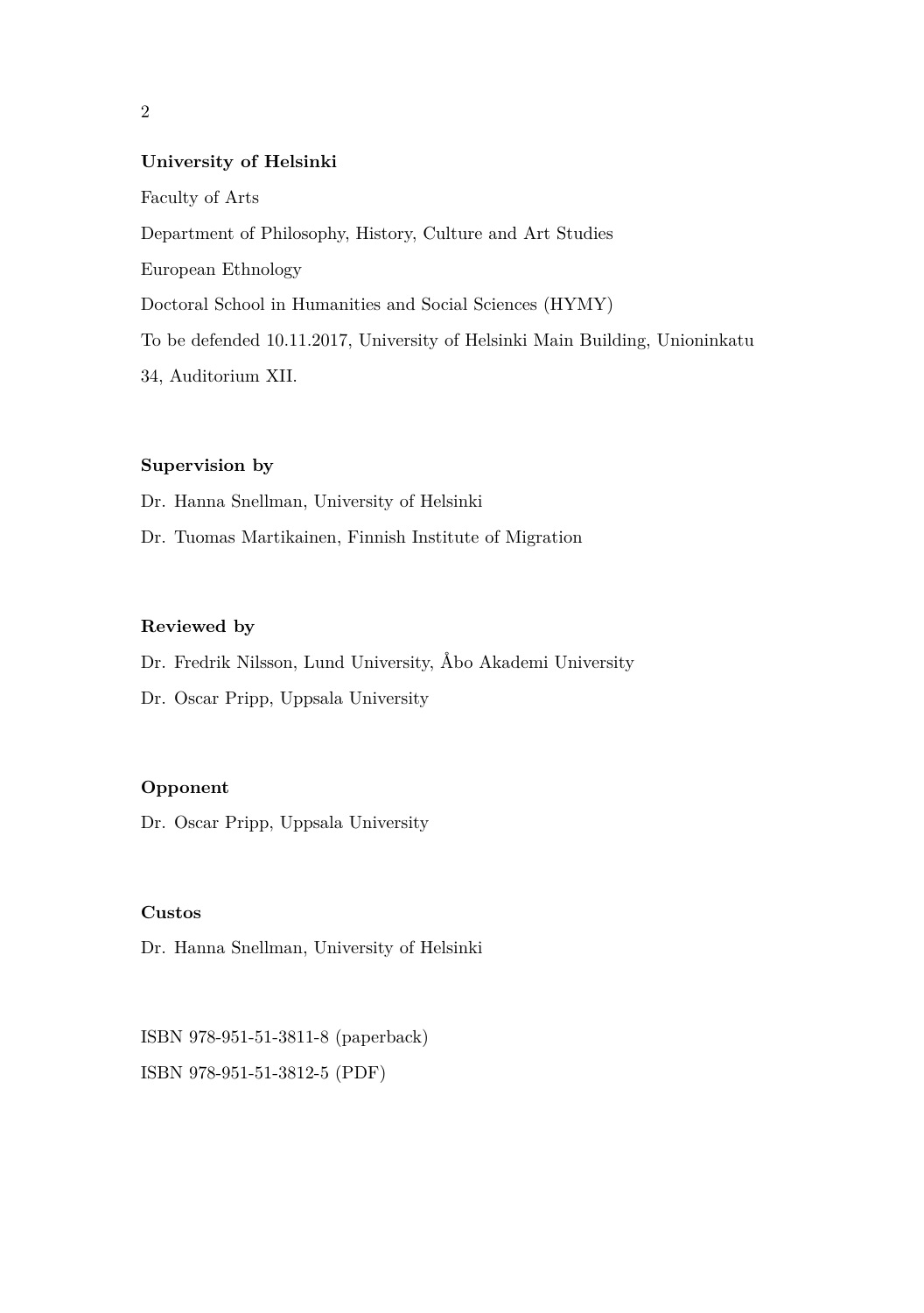**University of Helsinki**

Faculty of Arts

Department of Philosophy, History, Culture and Art Studies

European Ethnology

Doctoral School in Humanities and Social Sciences (HYMY)

To be defended 10.11.2017, University of Helsinki Main Building, Unioninkatu 34, Auditorium XII.

**Supervision by**

Dr. Hanna Snellman, University of Helsinki

Dr. Tuomas Martikainen, Finnish Institute of Migration

**Reviewed by**

Dr. Fredrik Nilsson, Lund University, Åbo Akademi University

Dr. Oscar Pripp, Uppsala University

**Opponent**

Dr. Oscar Pripp, Uppsala University

**Custos**

Dr. Hanna Snellman, University of Helsinki

ISBN 978-951-51-3811-8 (paperback)

ISBN 978-951-51-3812-5 (PDF)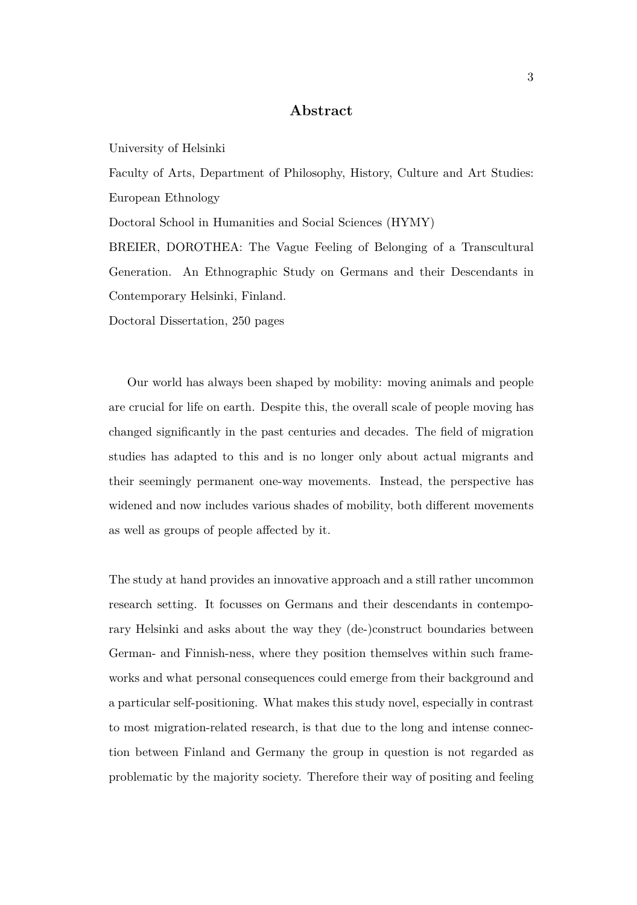## Abstract

University of Helsinki

Faculty of Arts, Department of Philosophy, History, Culture and Art Studies: European Ethnology

Doctoral School in Humanities and Social Sciences (HYMY)

BREIER, DOROTHEA: The Vague Feeling of Belonging of a Transcultural Generation. An Ethnographic Study on Germans and their Descendants in Contemporary Helsinki, Finland.

Doctoral Dissertation, 250 pages

Our world has always been shaped by mobility: moving animals and people are crucial for life on earth. Despite this, the overall scale of people moving has changed significantly in the past centuries and decades. The field of migration studies has adapted to this and is no longer only about actual migrants and their seemingly permanent one-way movements. Instead, the perspective has widened and now includes various shades of mobility, both different movements as well as groups of people affected by it.

The study at hand provides an innovative approach and a still rather uncommon research setting. It focusses on Germans and their descendants in contemporary Helsinki and asks about the way they (de-)construct boundaries between German- and Finnish-ness, where they position themselves within such frameworks and what personal consequences could emerge from their background and a particular self-positioning. What makes this study novel, especially in contrast to most migration-related research, is that due to the long and intense connection between Finland and Germany the group in question is not regarded as problematic by the majority society. Therefore their way of positing and feeling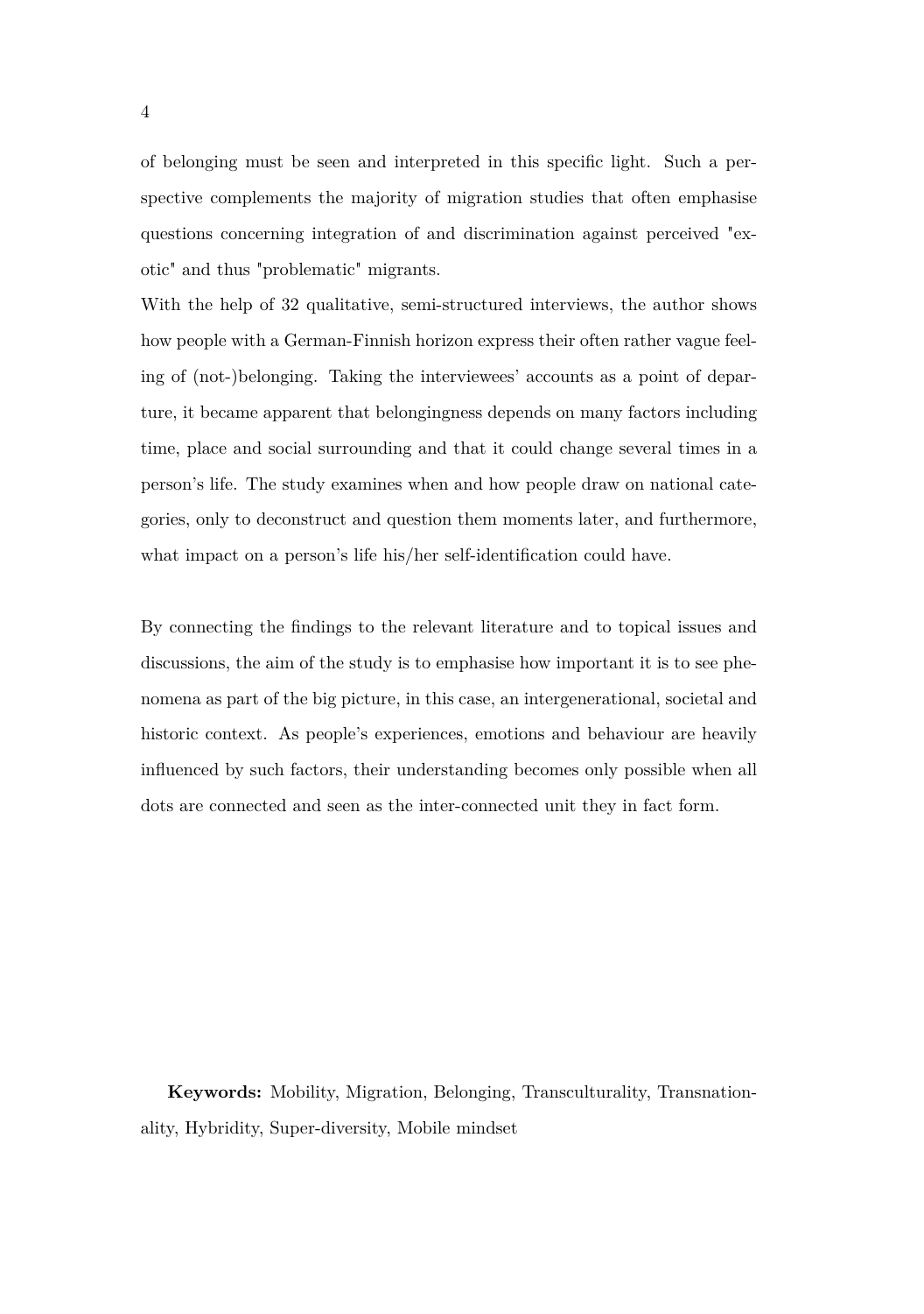of belonging must be seen and interpreted in this specific light. Such a perspective complements the majority of migration studies that often emphasise questions concerning integration of and discrimination against perceived "exotic" and thus "problematic" migrants.

With the help of 32 qualitative, semi-structured interviews, the author shows how people with a German-Finnish horizon express their often rather vague feeling of (not-)belonging. Taking the interviewees' accounts as a point of departure, it became apparent that belongingness depends on many factors including time, place and social surrounding and that it could change several times in a person's life. The study examines when and how people draw on national categories, only to deconstruct and question them moments later, and furthermore, what impact on a person's life his/her self-identification could have.

By connecting the findings to the relevant literature and to topical issues and discussions, the aim of the study is to emphasise how important it is to see phenomena as part of the big picture, in this case, an intergenerational, societal and historic context. As people's experiences, emotions and behaviour are heavily influenced by such factors, their understanding becomes only possible when all dots are connected and seen as the inter-connected unit they in fact form.

**Keywords:** Mobility, Migration, Belonging, Transculturality, Transnationality, Hybridity, Super-diversity, Mobile mindset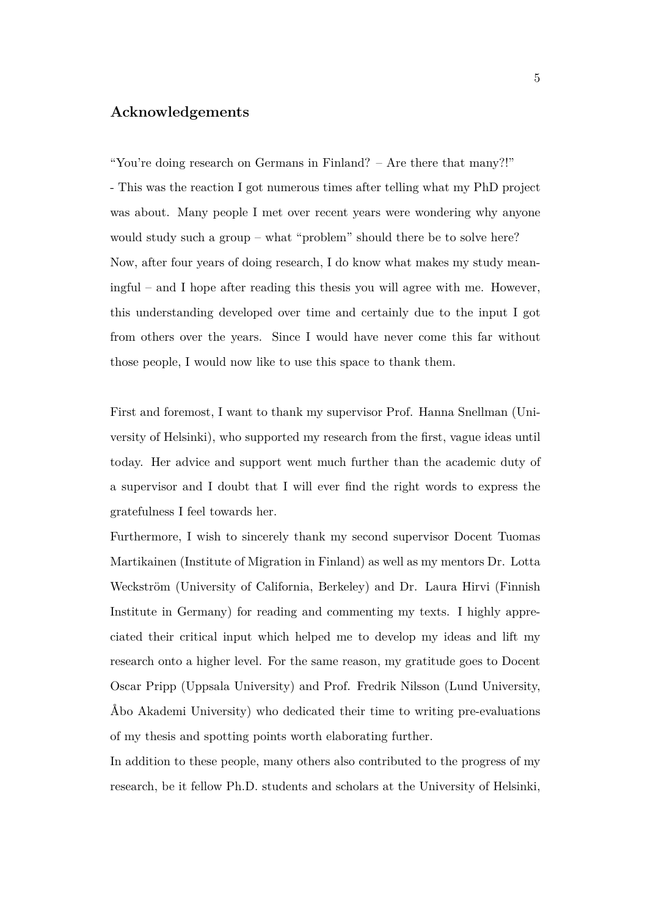## Acknowledgements

"You're doing research on Germans in Finland? – Are there that many?!"

- This was the reaction I got numerous times after telling what my PhD project was about. Many people I met over recent years were wondering why anyone would study such a group – what "problem" should there be to solve here? Now, after four years of doing research, I do know what makes my study meaningful – and I hope after reading this thesis you will agree with me. However, this understanding developed over time and certainly due to the input I got from others over the years. Since I would have never come this far without those people, I would now like to use this space to thank them.

First and foremost, I want to thank my supervisor Prof. Hanna Snellman (University of Helsinki), who supported my research from the first, vague ideas until today. Her advice and support went much further than the academic duty of a supervisor and I doubt that I will ever find the right words to express the gratefulness I feel towards her.

Furthermore, I wish to sincerely thank my second supervisor Docent Tuomas Martikainen (Institute of Migration in Finland) as well as my mentors Dr. Lotta Weckström (University of California, Berkeley) and Dr. Laura Hirvi (Finnish Institute in Germany) for reading and commenting my texts. I highly appreciated their critical input which helped me to develop my ideas and lift my research onto a higher level. For the same reason, my gratitude goes to Docent Oscar Pripp (Uppsala University) and Prof. Fredrik Nilsson (Lund University, Åbo Akademi University) who dedicated their time to writing pre-evaluations of my thesis and spotting points worth elaborating further.

In addition to these people, many others also contributed to the progress of my research, be it fellow Ph.D. students and scholars at the University of Helsinki,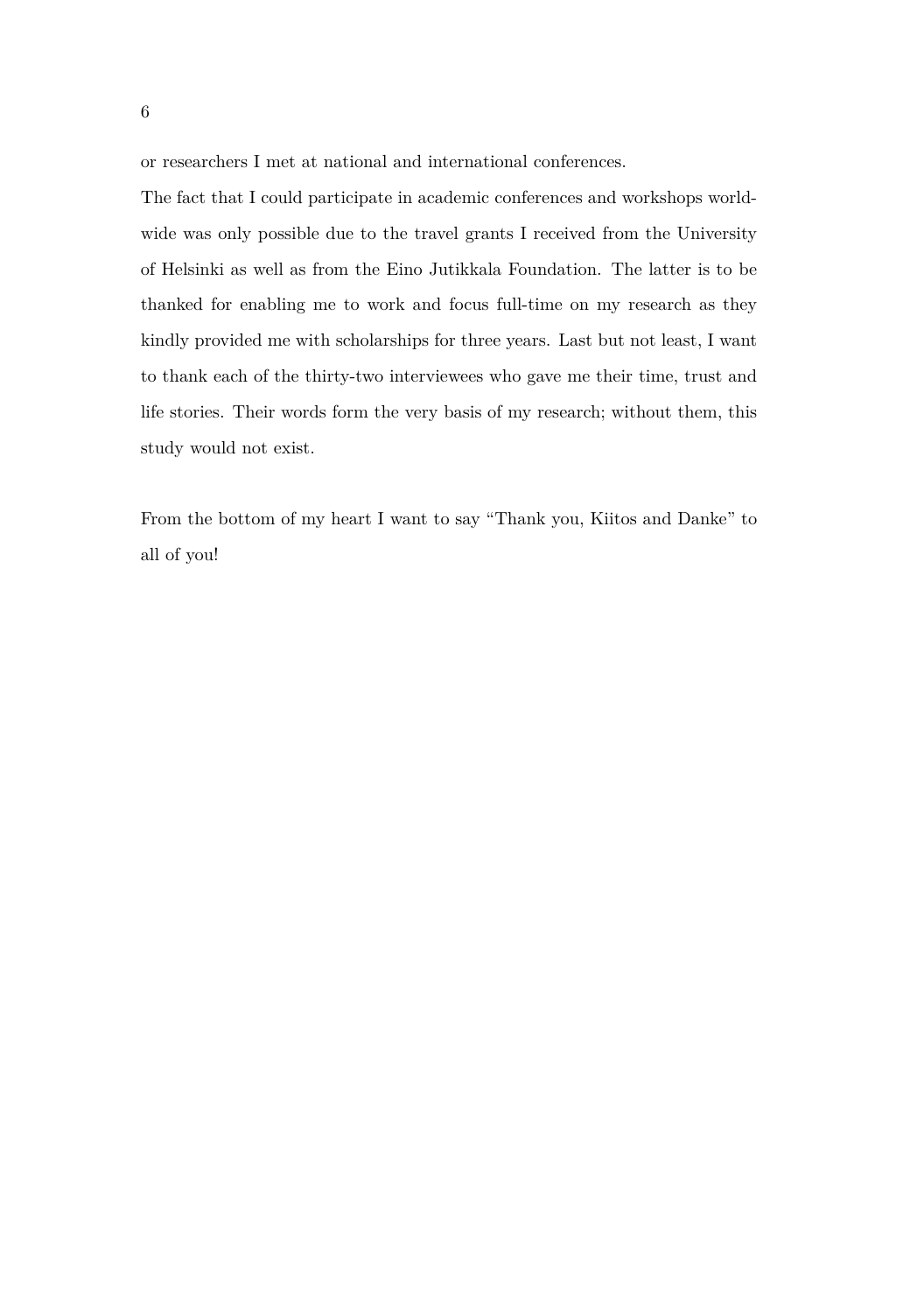or researchers I met at national and international conferences.

The fact that I could participate in academic conferences and workshops worldwide was only possible due to the travel grants I received from the University of Helsinki as well as from the Eino Jutikkala Foundation. The latter is to be thanked for enabling me to work and focus full-time on my research as they kindly provided me with scholarships for three years. Last but not least, I want to thank each of the thirty-two interviewees who gave me their time, trust and life stories. Their words form the very basis of my research; without them, this study would not exist.

From the bottom of my heart I want to say "Thank you, Kiitos and Danke" to all of you!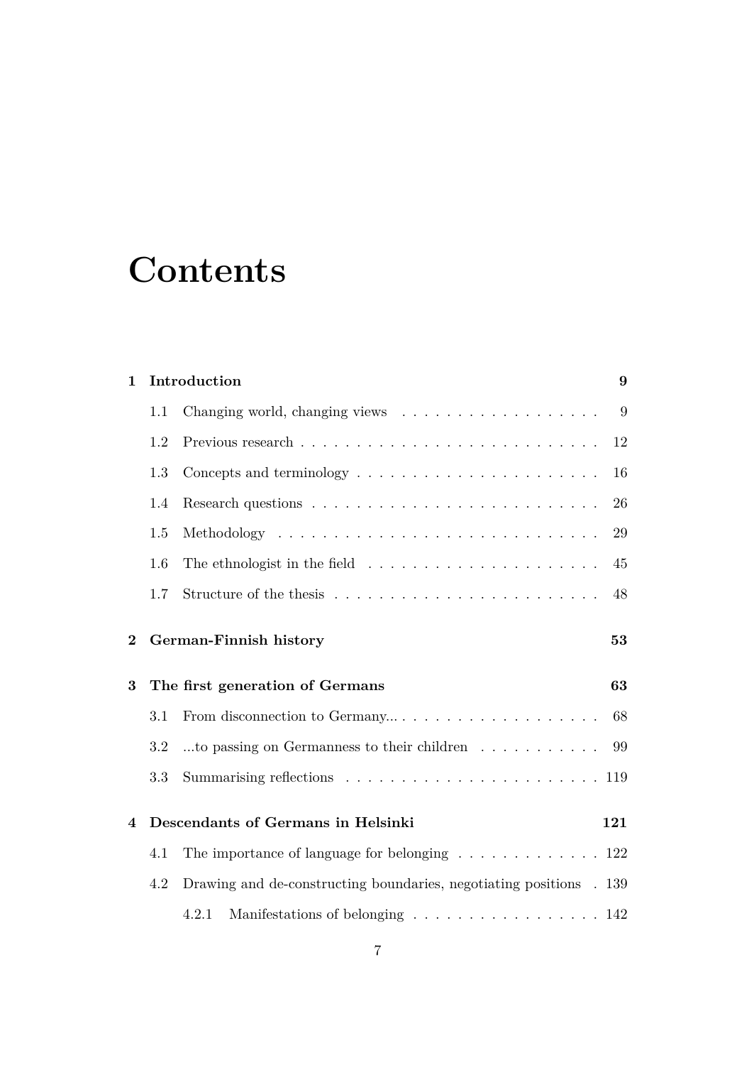# Contents

**1 Introduction** **9**

1.1 Changing world, changing views . . . . . . . . . . . . . . . . . . 9

1.2 Previous research . . . . . . . . . . . . . . . . . . . . . . . . . . 12

1.3 Concepts and terminology . . . . . . . . . . . . . . . . . . . . . 16

1.4 Research questions . . . . . . . . . . . . . . . . . . . . . . . . . 26

1.5 Methodology . . . . . . . . . . . . . . . . . . . . . . . . . . . . . 29

1.6 The ethnologist in the field . . . . . . . . . . . . . . . . . . . . 45

1.7 Structure of the thesis . . . . . . . . . . . . . . . . . . . . . . . 48

**2 German-Finnish history** **53**

**3 The first generation of Germans** **63**

3.1 From disconnection to Germany... . . . . . . . . . . . . . . . . . 68

3.2 ...to passing on Germanness to their children . . . . . . . . . . . 99

3.3 Summarising reflections . . . . . . . . . . . . . . . . . . . . . . . 119

**4 Descendants of Germans in Helsinki** **121**

4.1 The importance of language for belonging . . . . . . . . . . . . . 122

4.2 Drawing and de-constructing boundaries, negotiating positions . 139

4.2.1 Manifestations of belonging . . . . . . . . . . . . . . . . . 142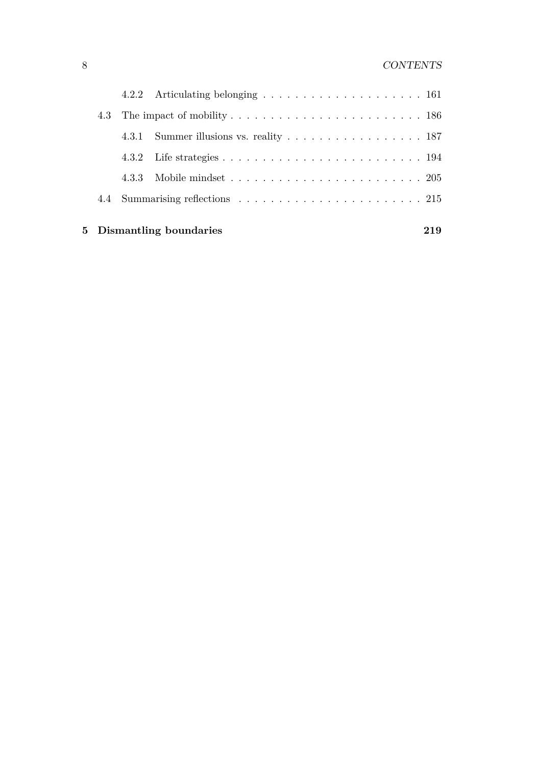4.2.2 Articulating belonging . . . . . . . . . . . . . . . . . . . . . 161

4.3 The impact of mobility . . . . . . . . . . . . . . . . . . . . . . . . . 186

4.3.1 Summer illusions vs. reality . . . . . . . . . . . . . . . . . . 187

4.3.2 Life strategies . . . . . . . . . . . . . . . . . . . . . . . . . . 194

4.3.3 Mobile mindset . . . . . . . . . . . . . . . . . . . . . . . . . 205

4.4 Summarising reflections . . . . . . . . . . . . . . . . . . . . . . . . 215

**5 Dismantling boundaries** **219**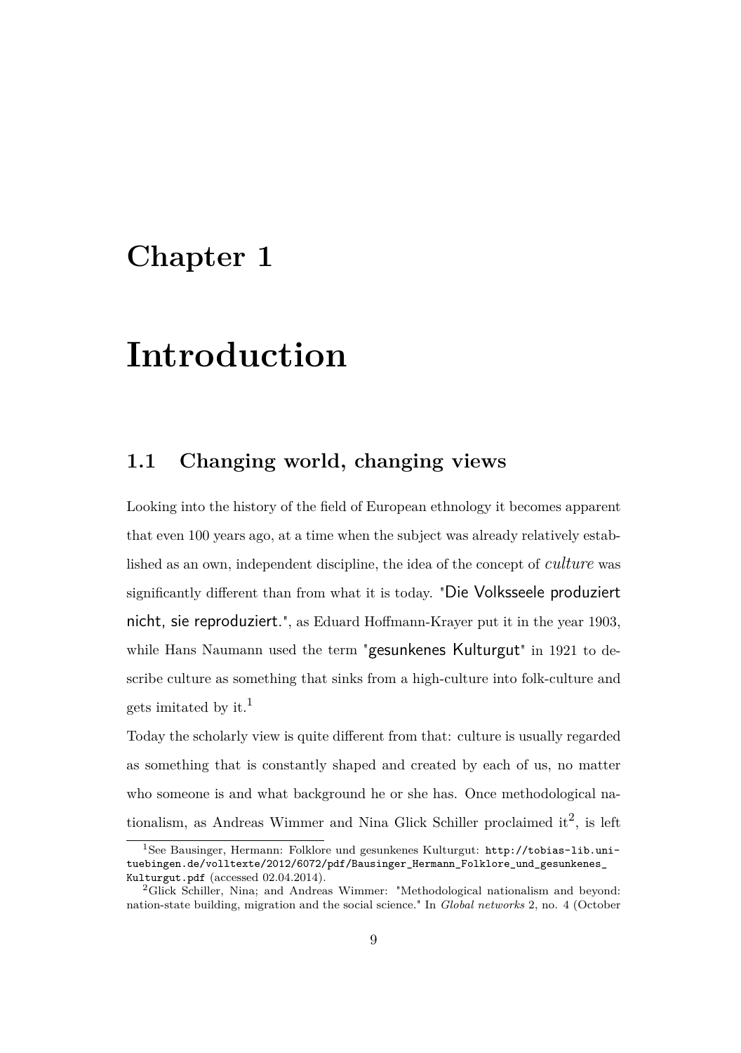# Chapter 1

# Introduction

## 1.1 Changing world, changing views

Looking into the history of the field of European ethnology it becomes apparent that even 100 years ago, at a time when the subject was already relatively established as an own, independent discipline, the idea of the concept of *culture* was significantly different than from what it is today. "Die Volksseele produziert nicht, sie reproduziert.", as Eduard Hoffmann-Krayer put it in the year 1903, while Hans Naumann used the term "gesunkenes Kulturgut" in 1921 to describe culture as something that sinks from a high-culture into folk-culture and gets imitated by it.[1]

Today the scholarly view is quite different from that: culture is usually regarded as something that is constantly shaped and created by each of us, no matter who someone is and what background he or she has. Once methodological nationalism, as Andreas Wimmer and Nina Glick Schiller proclaimed it[2], is left

[1] See Bausinger, Hermann: Folklore und gesunkenes Kulturgut: `http://tobias-lib.uni-tuebingen.de/volltexte/2012/6072/pdf/Bausinger_Hermann_Folklore_und_gesunkenes_Kulturgut.pdf` (accessed 02.04.2014).

[2] Glick Schiller, Nina; and Andreas Wimmer: "Methodological nationalism and beyond: nation-state building, migration and the social science." In *Global networks* 2, no. 4 (October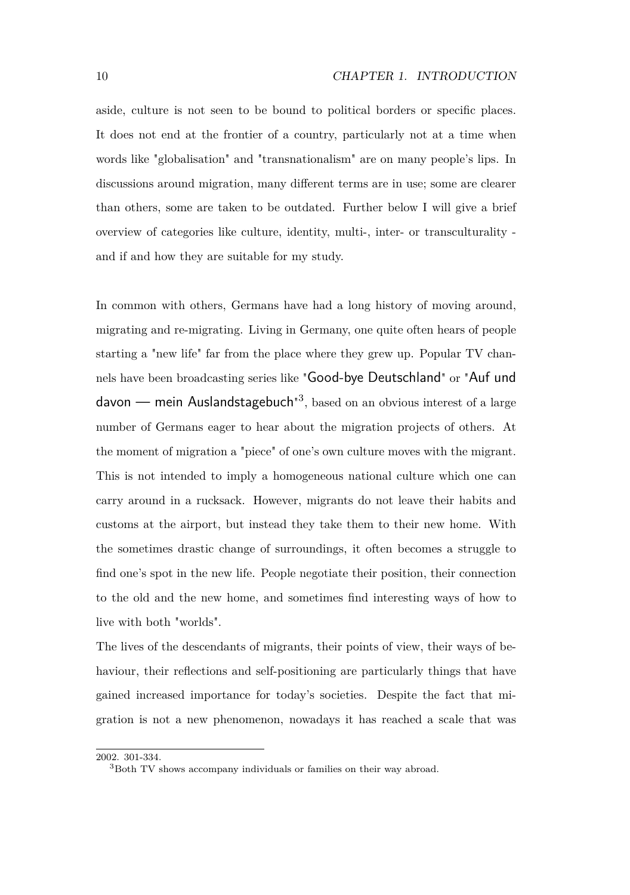aside, culture is not seen to be bound to political borders or specific places. It does not end at the frontier of a country, particularly not at a time when words like "globalisation" and "transnationalism" are on many people's lips. In discussions around migration, many different terms are in use; some are clearer than others, some are taken to be outdated. Further below I will give a brief overview of categories like culture, identity, multi-, inter- or transculturality - and if and how they are suitable for my study.

In common with others, Germans have had a long history of moving around, migrating and re-migrating. Living in Germany, one quite often hears of people starting a "new life" far from the place where they grew up. Popular TV channels have been broadcasting series like "Good-bye Deutschland" or "Auf und davon — mein Auslandstagebuch"[3], based on an obvious interest of a large number of Germans eager to hear about the migration projects of others. At the moment of migration a "piece" of one's own culture moves with the migrant. This is not intended to imply a homogeneous national culture which one can carry around in a rucksack. However, migrants do not leave their habits and customs at the airport, but instead they take them to their new home. With the sometimes drastic change of surroundings, it often becomes a struggle to find one's spot in the new life. People negotiate their position, their connection to the old and the new home, and sometimes find interesting ways of how to live with both "worlds".

The lives of the descendants of migrants, their points of view, their ways of behaviour, their reflections and self-positioning are particularly things that have gained increased importance for today's societies. Despite the fact that migration is not a new phenomenon, nowadays it has reached a scale that was

---

2002. 301-334.

[3] Both TV shows accompany individuals or families on their way abroad.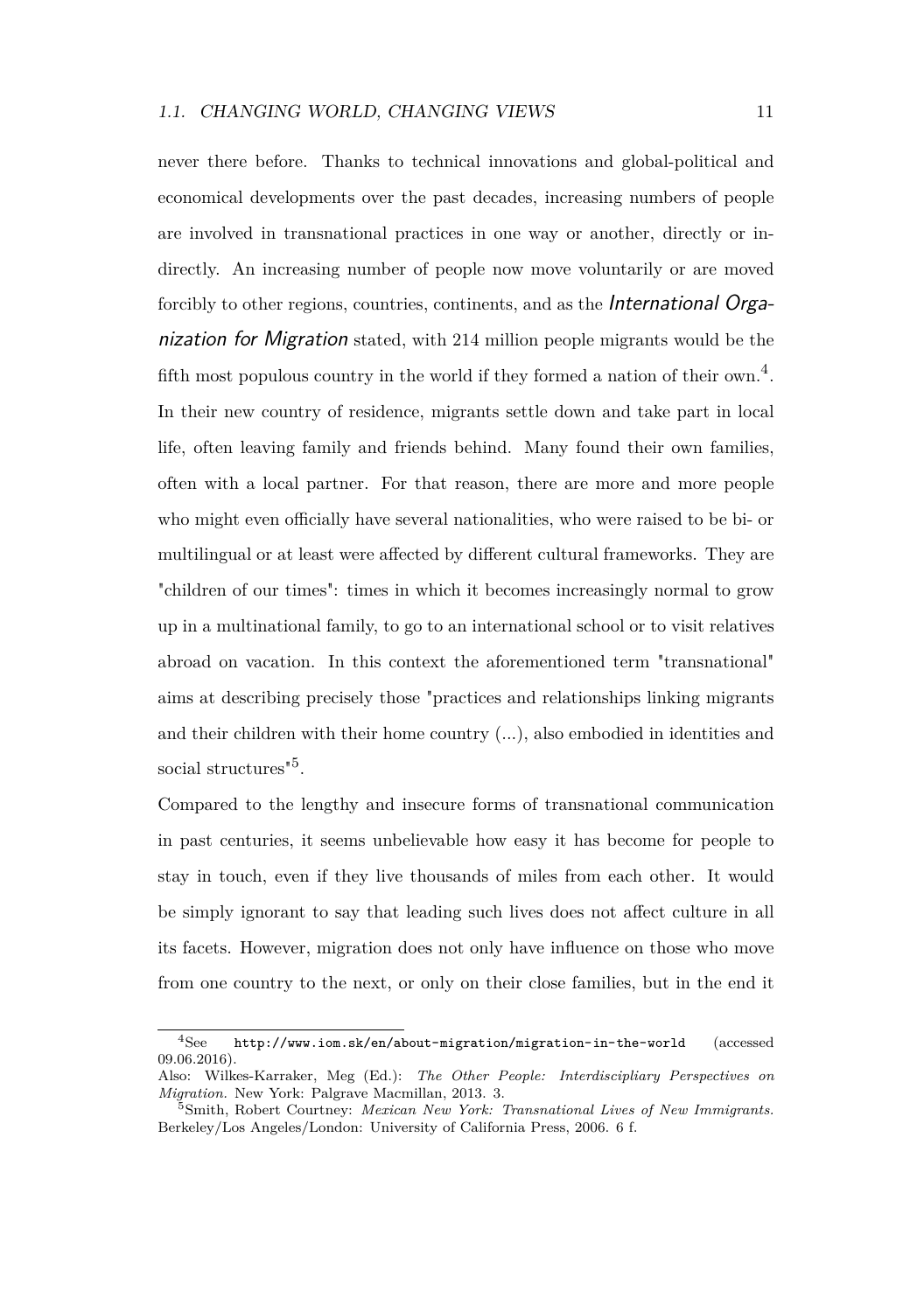never there before. Thanks to technical innovations and global-political and economical developments over the past decades, increasing numbers of people are involved in transnational practices in one way or another, directly or indirectly. An increasing number of people now move voluntarily or are moved forcibly to other regions, countries, continents, and as the *International Organization for Migration* stated, with 214 million people migrants would be the fifth most populous country in the world if they formed a nation of their own.[4]. In their new country of residence, migrants settle down and take part in local life, often leaving family and friends behind. Many found their own families, often with a local partner. For that reason, there are more and more people who might even officially have several nationalities, who were raised to be bi- or multilingual or at least were affected by different cultural frameworks. They are "children of our times": times in which it becomes increasingly normal to grow up in a multinational family, to go to an international school or to visit relatives abroad on vacation. In this context the aforementioned term "transnational" aims at describing precisely those "practices and relationships linking migrants and their children with their home country (...), also embodied in identities and social structures"[5].

Compared to the lengthy and insecure forms of transnational communication in past centuries, it seems unbelievable how easy it has become for people to stay in touch, even if they live thousands of miles from each other. It would be simply ignorant to say that leading such lives does not affect culture in all its facets. However, migration does not only have influence on those who move from one country to the next, or only on their close families, but in the end it

---

[4] See `http://www.iom.sk/en/about-migration/migration-in-the-world` (accessed 09.06.2016).
Also: Wilkes-Karraker, Meg (Ed.): *The Other People: Interdisciplinary Perspectives on Migration.* New York: Palgrave Macmillan, 2013. 3.

[5] Smith, Robert Courtney: *Mexican New York: Transnational Lives of New Immigrants.* Berkeley/Los Angeles/London: University of California Press, 2006. 6 f.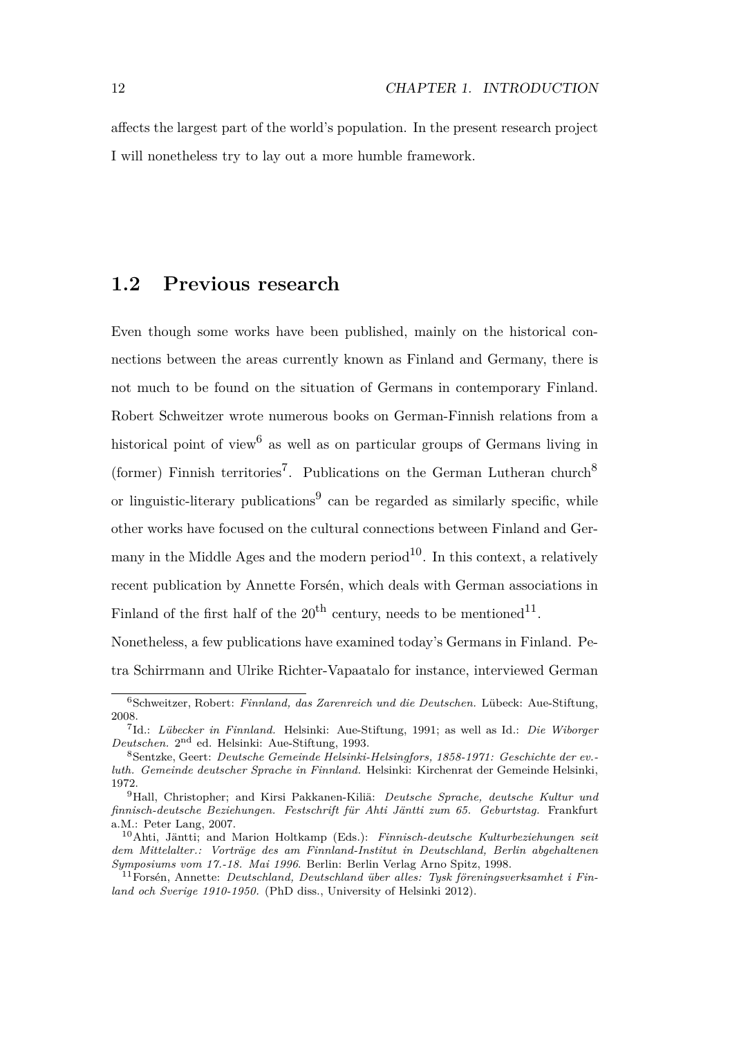affects the largest part of the world's population. In the present research project I will nonetheless try to lay out a more humble framework.

## 1.2 Previous research

Even though some works have been published, mainly on the historical connections between the areas currently known as Finland and Germany, there is not much to be found on the situation of Germans in contemporary Finland. Robert Schweitzer wrote numerous books on German-Finnish relations from a historical point of view[6] as well as on particular groups of Germans living in (former) Finnish territories[7]. Publications on the German Lutheran church[8] or linguistic-literary publications[9] can be regarded as similarly specific, while other works have focused on the cultural connections between Finland and Germany in the Middle Ages and the modern period[10]. In this context, a relatively recent publication by Annette Forsén, which deals with German associations in Finland of the first half of the 20th century, needs to be mentioned[11].

Nonetheless, a few publications have examined today's Germans in Finland. Petra Schirrmann and Ulrike Richter-Vapaatalo for instance, interviewed German

---

[6] Schweitzer, Robert: *Finnland, das Zarenreich und die Deutschen.* Lübeck: Aue-Stiftung, 2008.

[7] Id.: *Lübecker in Finnland.* Helsinki: Aue-Stiftung, 1991; as well as Id.: *Die Wiborger Deutschen.* 2nd ed. Helsinki: Aue-Stiftung, 1993.

[8] Sentzke, Geert: *Deutsche Gemeinde Helsinki-Helsingfors, 1858-1971: Geschichte der ev.-luth. Gemeinde deutscher Sprache in Finnland.* Helsinki: Kirchenrat der Gemeinde Helsinki, 1972.

[9] Hall, Christopher; and Kirsi Pakkanen-Kiliä: *Deutsche Sprache, deutsche Kultur und finnisch-deutsche Beziehungen. Festschrift für Ahti Jäntti zum 65. Geburtstag.* Frankfurt a.M.: Peter Lang, 2007.

[10] Ahti, Jäntti; and Marion Holtkamp (Eds.): *Finnisch-deutsche Kulturbeziehungen seit dem Mittelalter.: Vorträge des am Finnland-Institut in Deutschland, Berlin abgehaltenen Symposiums vom 17.-18. Mai 1996.* Berlin: Berlin Verlag Arno Spitz, 1998.

[11] Forsén, Annette: *Deutschland, Deutschland über alles: Tysk föreningsverksamhet i Finland och Sverige 1910-1950.* (PhD diss., University of Helsinki 2012).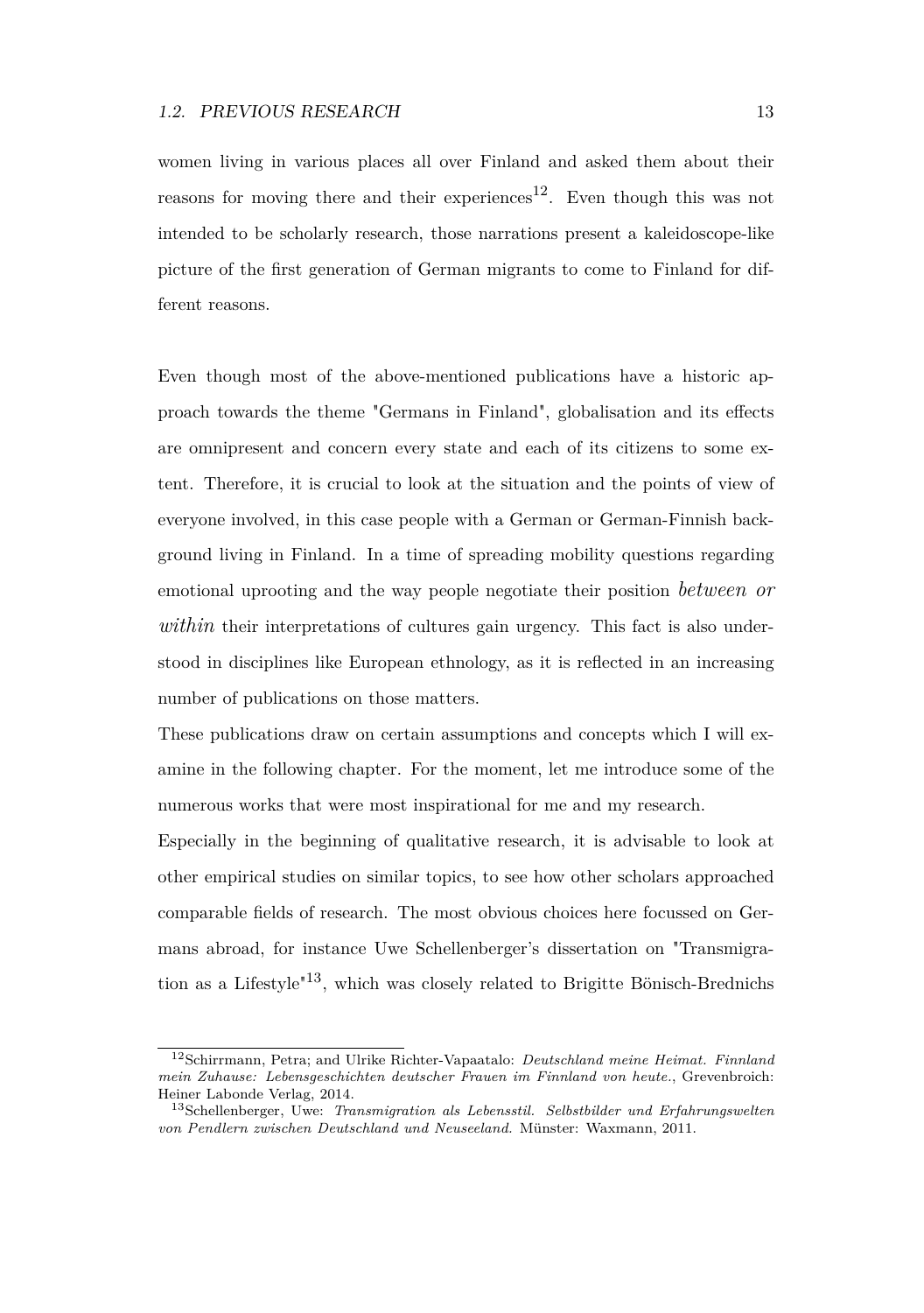women living in various places all over Finland and asked them about their reasons for moving there and their experiences[12]. Even though this was not intended to be scholarly research, those narrations present a kaleidoscope-like picture of the first generation of German migrants to come to Finland for different reasons.

Even though most of the above-mentioned publications have a historic approach towards the theme "Germans in Finland", globalisation and its effects are omnipresent and concern every state and each of its citizens to some extent. Therefore, it is crucial to look at the situation and the points of view of everyone involved, in this case people with a German or German-Finnish background living in Finland. In a time of spreading mobility questions regarding emotional uprooting and the way people negotiate their position *between or within* their interpretations of cultures gain urgency. This fact is also understood in disciplines like European ethnology, as it is reflected in an increasing number of publications on those matters.

These publications draw on certain assumptions and concepts which I will examine in the following chapter. For the moment, let me introduce some of the numerous works that were most inspirational for me and my research.

Especially in the beginning of qualitative research, it is advisable to look at other empirical studies on similar topics, to see how other scholars approached comparable fields of research. The most obvious choices here focussed on Germans abroad, for instance Uwe Schellenberger's dissertation on "Transmigration as a Lifestyle"[13], which was closely related to Brigitte Bönisch-Brednichs

---

[12] Schirrmann, Petra; and Ulrike Richter-Vapaatalo: *Deutschland meine Heimat. Finnland mein Zuhause: Lebensgeschichten deutscher Frauen im Finnland von heute.*, Grevenbroich: Heiner Labonde Verlag, 2014.

[13] Schellenberger, Uwe: *Transmigration als Lebensstil. Selbstbilder und Erfahrungswelten von Pendlern zwischen Deutschland und Neuseeland.* Münster: Waxmann, 2011.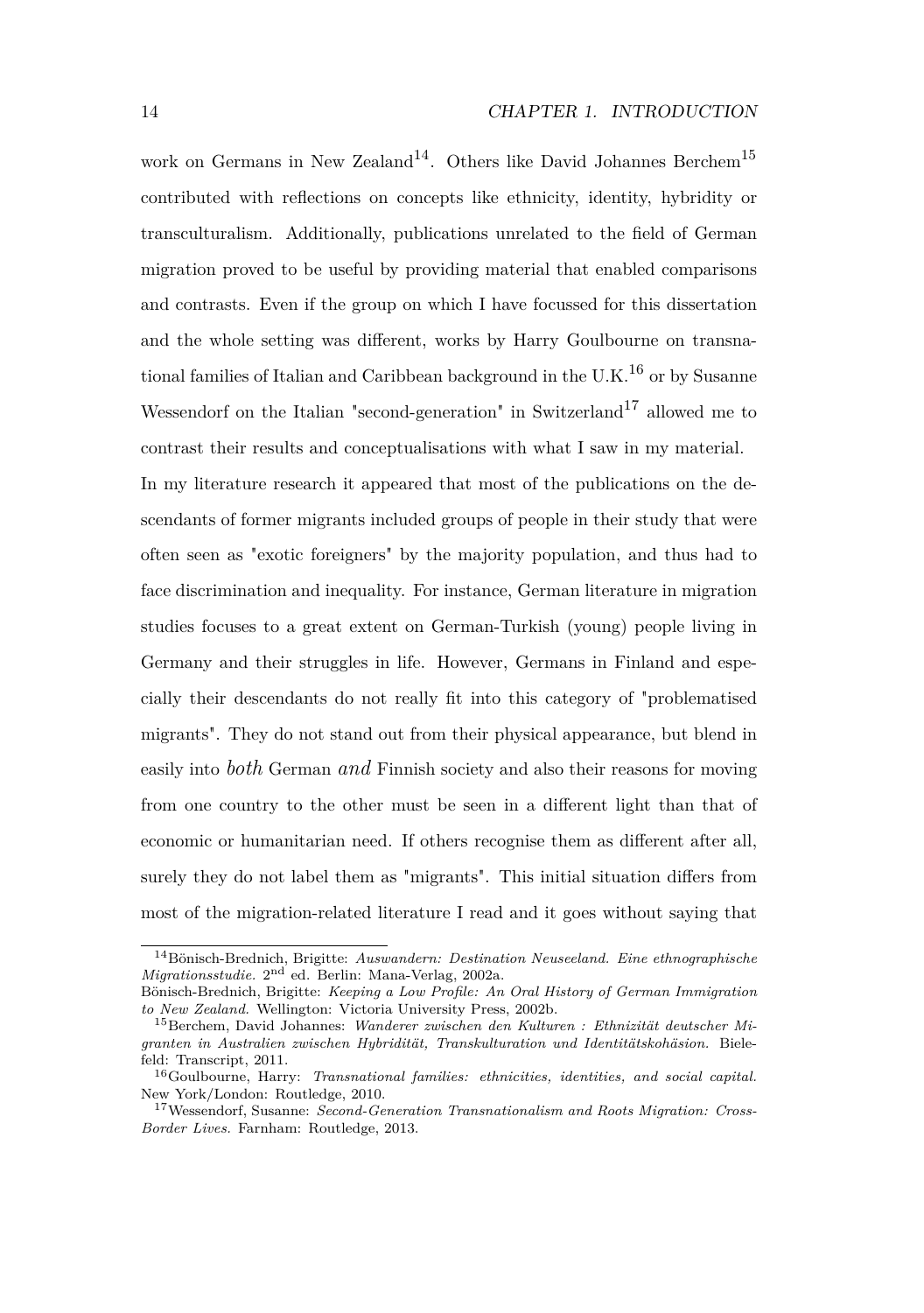work on Germans in New Zealand[14]. Others like David Johannes Berchem[15] contributed with reflections on concepts like ethnicity, identity, hybridity or transculturalism. Additionally, publications unrelated to the field of German migration proved to be useful by providing material that enabled comparisons and contrasts. Even if the group on which I have focussed for this dissertation and the whole setting was different, works by Harry Goulbourne on transnational families of Italian and Caribbean background in the U.K.[16] or by Susanne Wessendorf on the Italian "second-generation" in Switzerland[17] allowed me to contrast their results and conceptualisations with what I saw in my material.

In my literature research it appeared that most of the publications on the descendants of former migrants included groups of people in their study that were often seen as "exotic foreigners" by the majority population, and thus had to face discrimination and inequality. For instance, German literature in migration studies focuses to a great extent on German-Turkish (young) people living in Germany and their struggles in life. However, Germans in Finland and especially their descendants do not really fit into this category of "problematised migrants". They do not stand out from their physical appearance, but blend in easily into *both* German *and* Finnish society and also their reasons for moving from one country to the other must be seen in a different light than that of economic or humanitarian need. If others recognise them as different after all, surely they do not label them as "migrants". This initial situation differs from most of the migration-related literature I read and it goes without saying that

---

[14] Bönisch-Brednich, Brigitte: *Auswandern: Destination Neuseeland. Eine ethnographische Migrationsstudie.* 2nd ed. Berlin: Mana-Verlag, 2002a.
Bönisch-Brednich, Brigitte: *Keeping a Low Profile: An Oral History of German Immigration to New Zealand.* Wellington: Victoria University Press, 2002b.

[15] Berchem, David Johannes: *Wanderer zwischen den Kulturen : Ethnizität deutscher Migranten in Australien zwischen Hybridität, Transkulturation und Identitätskohäsion.* Bielefeld: Transcript, 2011.

[16] Goulbourne, Harry: *Transnational families: ethnicities, identities, and social capital.* New York/London: Routledge, 2010.

[17] Wessendorf, Susanne: *Second-Generation Transnationalism and Roots Migration: Cross-Border Lives.* Farnham: Routledge, 2013.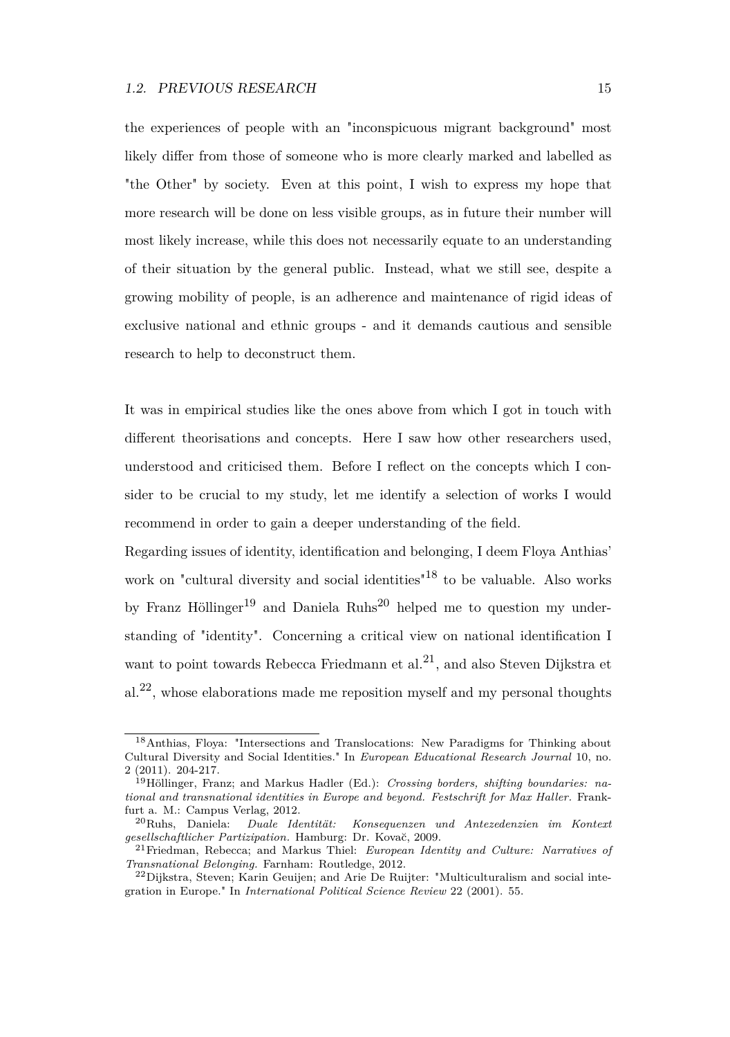the experiences of people with an "inconspicuous migrant background" most likely differ from those of someone who is more clearly marked and labelled as "the Other" by society. Even at this point, I wish to express my hope that more research will be done on less visible groups, as in future their number will most likely increase, while this does not necessarily equate to an understanding of their situation by the general public. Instead, what we still see, despite a growing mobility of people, is an adherence and maintenance of rigid ideas of exclusive national and ethnic groups - and it demands cautious and sensible research to help to deconstruct them.

It was in empirical studies like the ones above from which I got in touch with different theorisations and concepts. Here I saw how other researchers used, understood and criticised them. Before I reflect on the concepts which I consider to be crucial to my study, let me identify a selection of works I would recommend in order to gain a deeper understanding of the field.

Regarding issues of identity, identification and belonging, I deem Floya Anthias' work on "cultural diversity and social identities"[18] to be valuable. Also works by Franz Höllinger[19] and Daniela Ruhs[20] helped me to question my understanding of "identity". Concerning a critical view on national identification I want to point towards Rebecca Friedmann et al.[21], and also Steven Dijkstra et al.[22], whose elaborations made me reposition myself and my personal thoughts

[18] Anthias, Floya: "Intersections and Translocations: New Paradigms for Thinking about Cultural Diversity and Social Identities." In *European Educational Research Journal* 10, no. 2 (2011). 204-217.

[19] Höllinger, Franz; and Markus Hadler (Ed.): *Crossing borders, shifting boundaries: national and transnational identities in Europe and beyond. Festschrift for Max Haller.* Frankfurt a. M.: Campus Verlag, 2012.

[20] Ruhs, Daniela: *Duale Identität: Konsequenzen und Antezedenzien im Kontext gesellschaftlicher Partizipation.* Hamburg: Dr. Kovač, 2009.

[21] Friedman, Rebecca; and Markus Thiel: *European Identity and Culture: Narratives of Transnational Belonging.* Farnham: Routledge, 2012.

[22] Dijkstra, Steven; Karin Geuijen; and Arie De Ruijter: "Multiculturalism and social integration in Europe." In *International Political Science Review* 22 (2001). 55.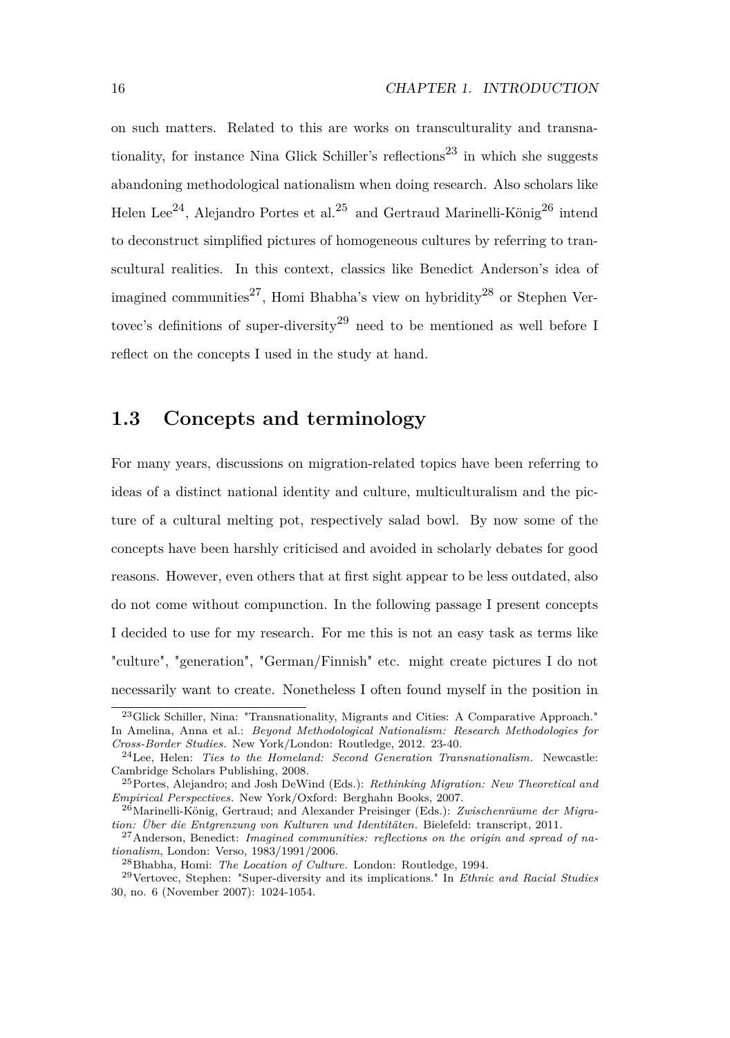on such matters. Related to this are works on transculturality and transnationality, for instance Nina Glick Schiller's reflections[23] in which she suggests abandoning methodological nationalism when doing research. Also scholars like Helen Lee[24], Alejandro Portes et al.[25] and Gertraud Marinelli-König[26] intend to deconstruct simplified pictures of homogeneous cultures by referring to transcultural realities. In this context, classics like Benedict Anderson's idea of imagined communities[27], Homi Bhabha's view on hybridity[28] or Stephen Vertovec's definitions of super-diversity[29] need to be mentioned as well before I reflect on the concepts I used in the study at hand.

## 1.3 Concepts and terminology

For many years, discussions on migration-related topics have been referring to ideas of a distinct national identity and culture, multiculturalism and the picture of a cultural melting pot, respectively salad bowl. By now some of the concepts have been harshly criticised and avoided in scholarly debates for good reasons. However, even others that at first sight appear to be less outdated, also do not come without compunction. In the following passage I present concepts I decided to use for my research. For me this is not an easy task as terms like "culture", "generation", "German/Finnish" etc. might create pictures I do not necessarily want to create. Nonetheless I often found myself in the position in

---

[23] Glick Schiller, Nina: "Transnationality, Migrants and Cities: A Comparative Approach." In Amelina, Anna et al.: *Beyond Methodological Nationalism: Research Methodologies for Cross-Border Studies.* New York/London: Routledge, 2012. 23-40.

[24] Lee, Helen: *Ties to the Homeland: Second Generation Transnationalism.* Newcastle: Cambridge Scholars Publishing, 2008.

[25] Portes, Alejandro; and Josh DeWind (Eds.): *Rethinking Migration: New Theoretical and Empirical Perspectives.* New York/Oxford: Berghahn Books, 2007.

[26] Marinelli-König, Gertraud; and Alexander Preisinger (Eds.): *Zwischenräume der Migration: Über die Entgrenzung von Kulturen und Identitäten.* Bielefeld: transcript, 2011.

[27] Anderson, Benedict: *Imagined communities: reflections on the origin and spread of nationalism*, London: Verso, 1983/1991/2006.

[28] Bhabha, Homi: *The Location of Culture.* London: Routledge, 1994.

[29] Vertovec, Stephen: "Super-diversity and its implications." In *Ethnic and Racial Studies* 30, no. 6 (November 2007): 1024-1054.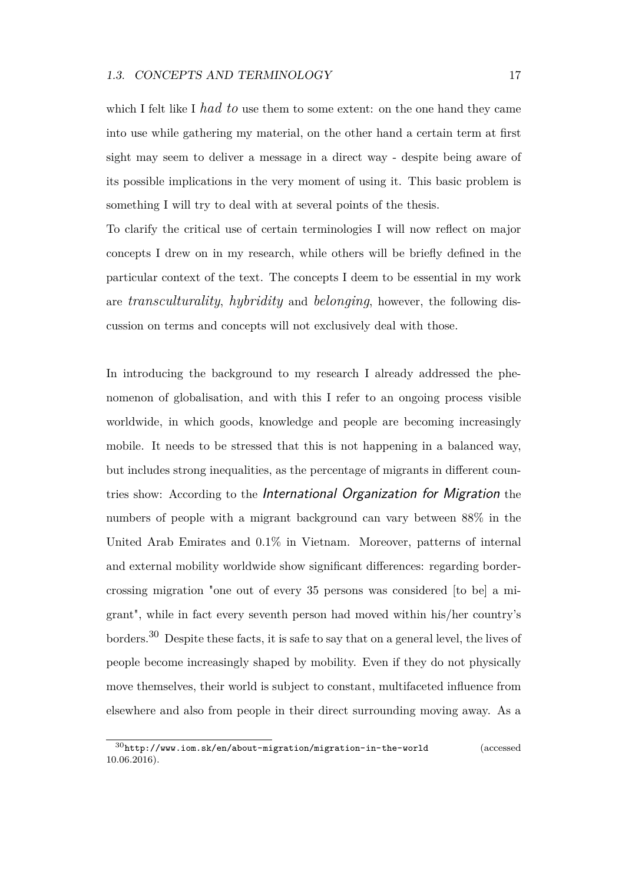which I felt like I *had to* use them to some extent: on the one hand they came into use while gathering my material, on the other hand a certain term at first sight may seem to deliver a message in a direct way - despite being aware of its possible implications in the very moment of using it. This basic problem is something I will try to deal with at several points of the thesis.

To clarify the critical use of certain terminologies I will now reflect on major concepts I drew on in my research, while others will be briefly defined in the particular context of the text. The concepts I deem to be essential in my work are *transculturality*, *hybridity* and *belonging*, however, the following discussion on terms and concepts will not exclusively deal with those.

In introducing the background to my research I already addressed the phenomenon of globalisation, and with this I refer to an ongoing process visible worldwide, in which goods, knowledge and people are becoming increasingly mobile. It needs to be stressed that this is not happening in a balanced way, but includes strong inequalities, as the percentage of migrants in different countries show: According to the *International Organization for Migration* the numbers of people with a migrant background can vary between 88% in the United Arab Emirates and 0.1% in Vietnam. Moreover, patterns of internal and external mobility worldwide show significant differences: regarding border-crossing migration "one out of every 35 persons was considered [to be] a migrant", while in fact every seventh person had moved within his/her country's borders.[30] Despite these facts, it is safe to say that on a general level, the lives of people become increasingly shaped by mobility. Even if they do not physically move themselves, their world is subject to constant, multifaceted influence from elsewhere and also from people in their direct surrounding moving away. As a

[30] `http://www.iom.sk/en/about-migration/migration-in-the-world` (accessed 10.06.2016).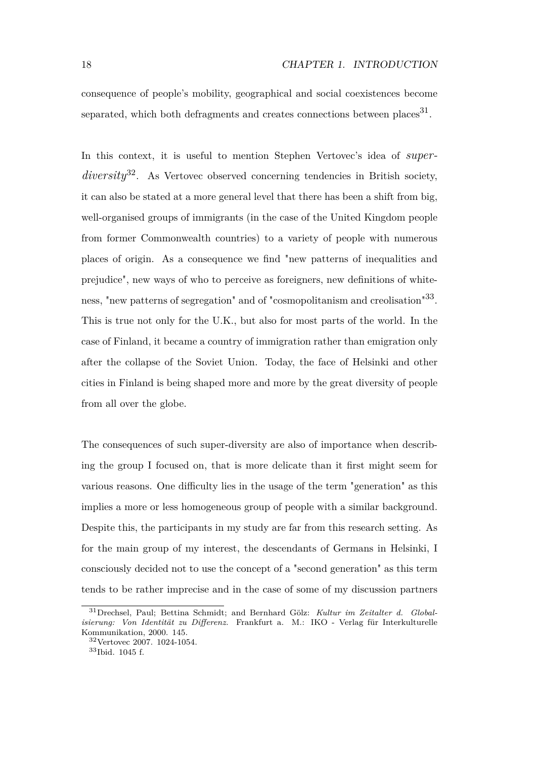consequence of people's mobility, geographical and social coexistences become separated, which both defragments and creates connections between places[31].

In this context, it is useful to mention Stephen Vertovec's idea of *super-diversity*[32]. As Vertovec observed concerning tendencies in British society, it can also be stated at a more general level that there has been a shift from big, well-organised groups of immigrants (in the case of the United Kingdom people from former Commonwealth countries) to a variety of people with numerous places of origin. As a consequence we find "new patterns of inequalities and prejudice", new ways of who to perceive as foreigners, new definitions of whiteness, "new patterns of segregation" and of "cosmopolitanism and creolisation"[33]. This is true not only for the U.K., but also for most parts of the world. In the case of Finland, it became a country of immigration rather than emigration only after the collapse of the Soviet Union. Today, the face of Helsinki and other cities in Finland is being shaped more and more by the great diversity of people from all over the globe.

The consequences of such super-diversity are also of importance when describing the group I focused on, that is more delicate than it first might seem for various reasons. One difficulty lies in the usage of the term "generation" as this implies a more or less homogeneous group of people with a similar background. Despite this, the participants in my study are far from this research setting. As for the main group of my interest, the descendants of Germans in Helsinki, I consciously decided not to use the concept of a "second generation" as this term tends to be rather imprecise and in the case of some of my discussion partners

---

[31] Drechsel, Paul; Bettina Schmidt; and Bernhard Gölz: *Kultur im Zeitalter d. Globalisierung: Von Identität zu Differenz.* Frankfurt a. M.: IKO - Verlag für Interkulturelle Kommunikation, 2000. 145.

[32] Vertovec 2007. 1024-1054.

[33] Ibid. 1045 f.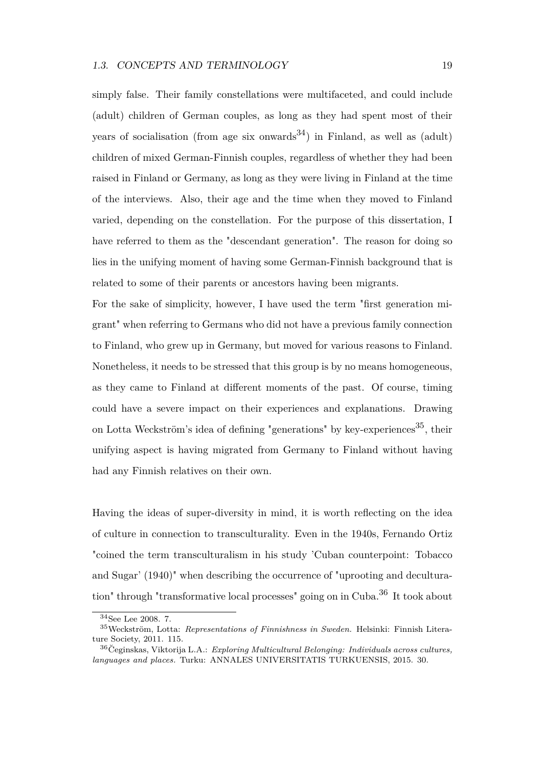simply false. Their family constellations were multifaceted, and could include (adult) children of German couples, as long as they had spent most of their years of socialisation (from age six onwards[34]) in Finland, as well as (adult) children of mixed German-Finnish couples, regardless of whether they had been raised in Finland or Germany, as long as they were living in Finland at the time of the interviews. Also, their age and the time when they moved to Finland varied, depending on the constellation. For the purpose of this dissertation, I have referred to them as the "descendant generation". The reason for doing so lies in the unifying moment of having some German-Finnish background that is related to some of their parents or ancestors having been migrants.

For the sake of simplicity, however, I have used the term "first generation migrant" when referring to Germans who did not have a previous family connection to Finland, who grew up in Germany, but moved for various reasons to Finland. Nonetheless, it needs to be stressed that this group is by no means homogeneous, as they came to Finland at different moments of the past. Of course, timing could have a severe impact on their experiences and explanations. Drawing on Lotta Weckström's idea of defining "generations" by key-experiences[35], their unifying aspect is having migrated from Germany to Finland without having had any Finnish relatives on their own.

Having the ideas of super-diversity in mind, it is worth reflecting on the idea of culture in connection to transculturality. Even in the 1940s, Fernando Ortiz "coined the term transculturalism in his study 'Cuban counterpoint: Tobacco and Sugar' (1940)" when describing the occurrence of "uprooting and deculturation" through "transformative local processes" going on in Cuba.[36] It took about

[34] See Lee 2008. 7.

[35] Weckström, Lotta: *Representations of Finnishness in Sweden.* Helsinki: Finnish Literature Society, 2011. 115.

[36] Čeginskas, Viktorija L.A.: *Exploring Multicultural Belonging: Individuals across cultures, languages and places.* Turku: ANNALES UNIVERSITATIS TURKUENSIS, 2015. 30.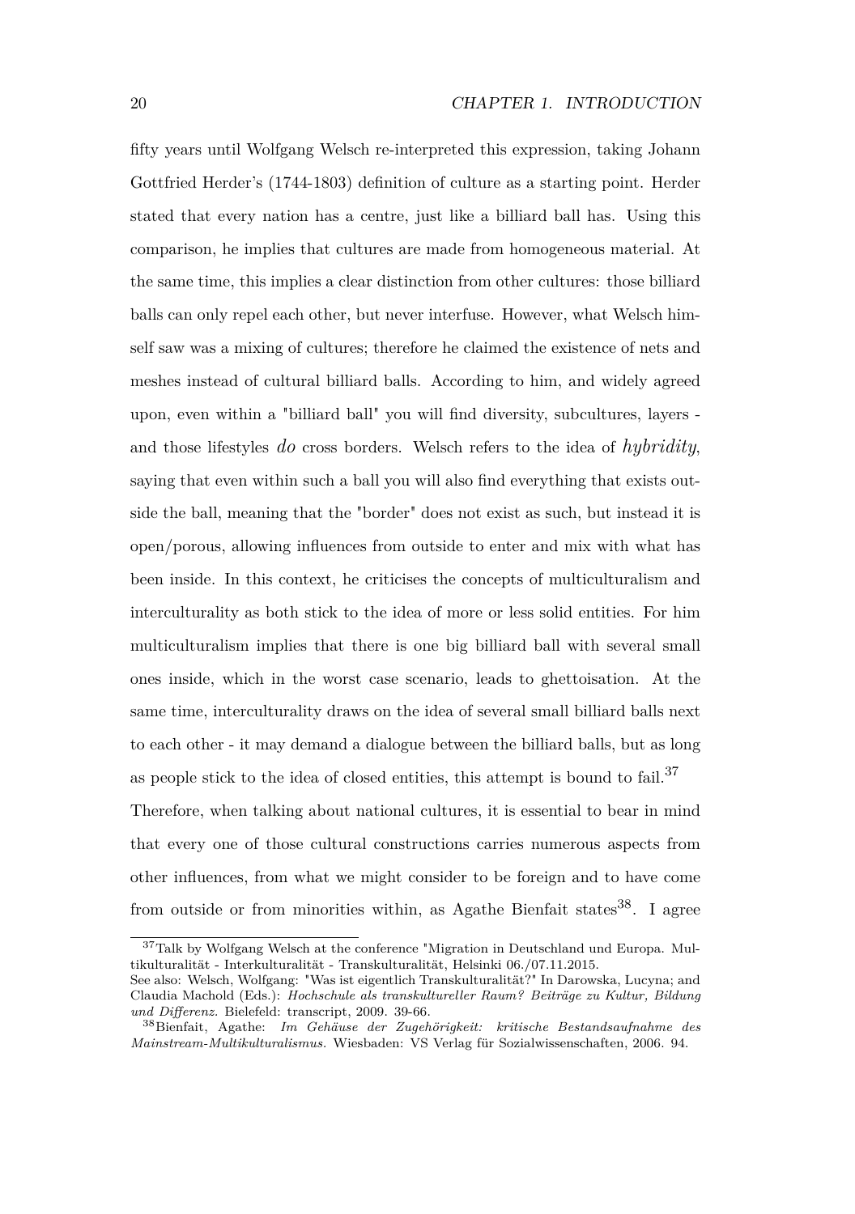fifty years until Wolfgang Welsch re-interpreted this expression, taking Johann Gottfried Herder's (1744-1803) definition of culture as a starting point. Herder stated that every nation has a centre, just like a billiard ball has. Using this comparison, he implies that cultures are made from homogeneous material. At the same time, this implies a clear distinction from other cultures: those billiard balls can only repel each other, but never interfuse. However, what Welsch himself saw was a mixing of cultures; therefore he claimed the existence of nets and meshes instead of cultural billiard balls. According to him, and widely agreed upon, even within a "billiard ball" you will find diversity, subcultures, layers - and those lifestyles *do* cross borders. Welsch refers to the idea of *hybridity*, saying that even within such a ball you will also find everything that exists outside the ball, meaning that the "border" does not exist as such, but instead it is open/porous, allowing influences from outside to enter and mix with what has been inside. In this context, he criticises the concepts of multiculturalism and interculturality as both stick to the idea of more or less solid entities. For him multiculturalism implies that there is one big billiard ball with several small ones inside, which in the worst case scenario, leads to ghettoisation. At the same time, interculturality draws on the idea of several small billiard balls next to each other - it may demand a dialogue between the billiard balls, but as long as people stick to the idea of closed entities, this attempt is bound to fail.[37]

Therefore, when talking about national cultures, it is essential to bear in mind that every one of those cultural constructions carries numerous aspects from other influences, from what we might consider to be foreign and to have come from outside or from minorities within, as Agathe Bienfait states[38]. I agree

---

[37] Talk by Wolfgang Welsch at the conference "Migration in Deutschland und Europa. Multikulturalität - Interkulturalität - Transkulturalität, Helsinki 06./07.11.2015.
See also: Welsch, Wolfgang: "Was ist eigentlich Transkulturalität?" In Darowska, Lucyna; and Claudia Machold (Eds.): *Hochschule als transkultureller Raum? Beiträge zu Kultur, Bildung und Differenz.* Bielefeld: transcript, 2009. 39-66.

[38] Bienfait, Agathe: *Im Gehäuse der Zugehörigkeit: kritische Bestandsaufnahme des Mainstream-Multikulturalismus.* Wiesbaden: VS Verlag für Sozialwissenschaften, 2006. 94.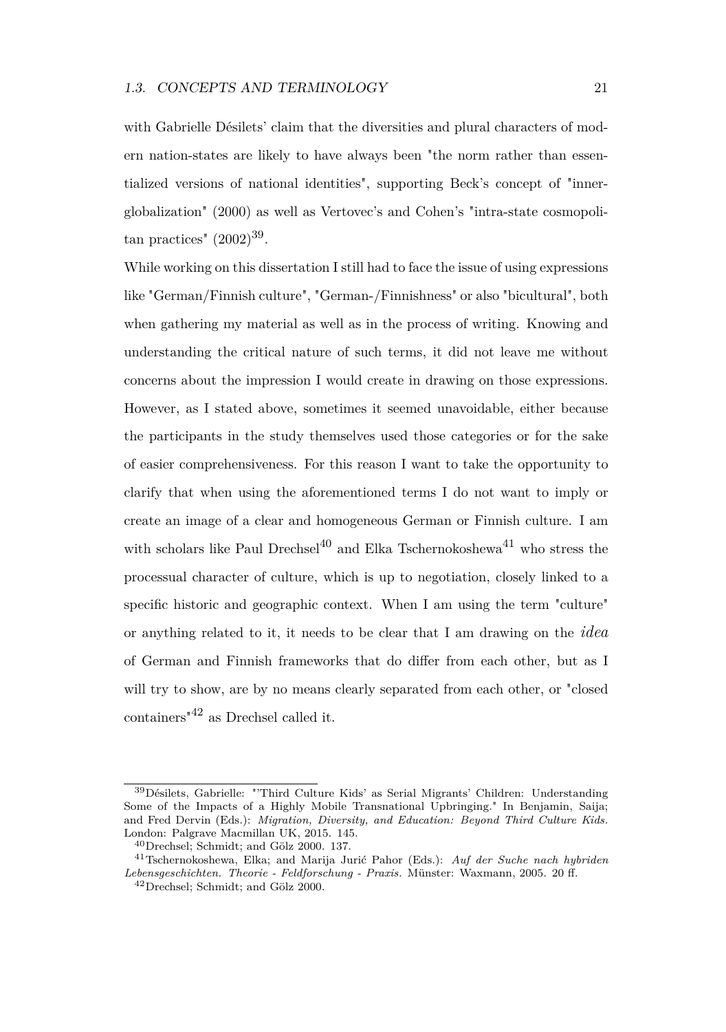with Gabrielle Désilets' claim that the diversities and plural characters of modern nation-states are likely to have always been "the norm rather than essentialized versions of national identities", supporting Beck's concept of "inner-globalization" (2000) as well as Vertovec's and Cohen's "intra-state cosmopolitan practices" (2002)[39].

While working on this dissertation I still had to face the issue of using expressions like "German/Finnish culture", "German-/Finnishness" or also "bicultural", both when gathering my material as well as in the process of writing. Knowing and understanding the critical nature of such terms, it did not leave me without concerns about the impression I would create in drawing on those expressions. However, as I stated above, sometimes it seemed unavoidable, either because the participants in the study themselves used those categories or for the sake of easier comprehensiveness. For this reason I want to take the opportunity to clarify that when using the aforementioned terms I do not want to imply or create an image of a clear and homogeneous German or Finnish culture. I am with scholars like Paul Drechsel[40] and Elka Tschernokoshewa[41] who stress the processual character of culture, which is up to negotiation, closely linked to a specific historic and geographic context. When I am using the term "culture" or anything related to it, it needs to be clear that I am drawing on the *idea* of German and Finnish frameworks that do differ from each other, but as I will try to show, are by no means clearly separated from each other, or "closed containers"[42] as Drechsel called it.

---

[39] Désilets, Gabrielle: "'Third Culture Kids' as Serial Migrants' Children: Understanding Some of the Impacts of a Highly Mobile Transnational Upbringing." In Benjamin, Saija; and Fred Dervin (Eds.): *Migration, Diversity, and Education: Beyond Third Culture Kids.* London: Palgrave Macmillan UK, 2015. 145.

[40] Drechsel; Schmidt; and Gölz 2000. 137.

[41] Tschernokoshewa, Elka; and Marija Jurić Pahor (Eds.): *Auf der Suche nach hybriden Lebensgeschichten. Theorie - Feldforschung - Praxis.* Münster: Waxmann, 2005. 20 ff.

[42] Drechsel; Schmidt; and Gölz 2000.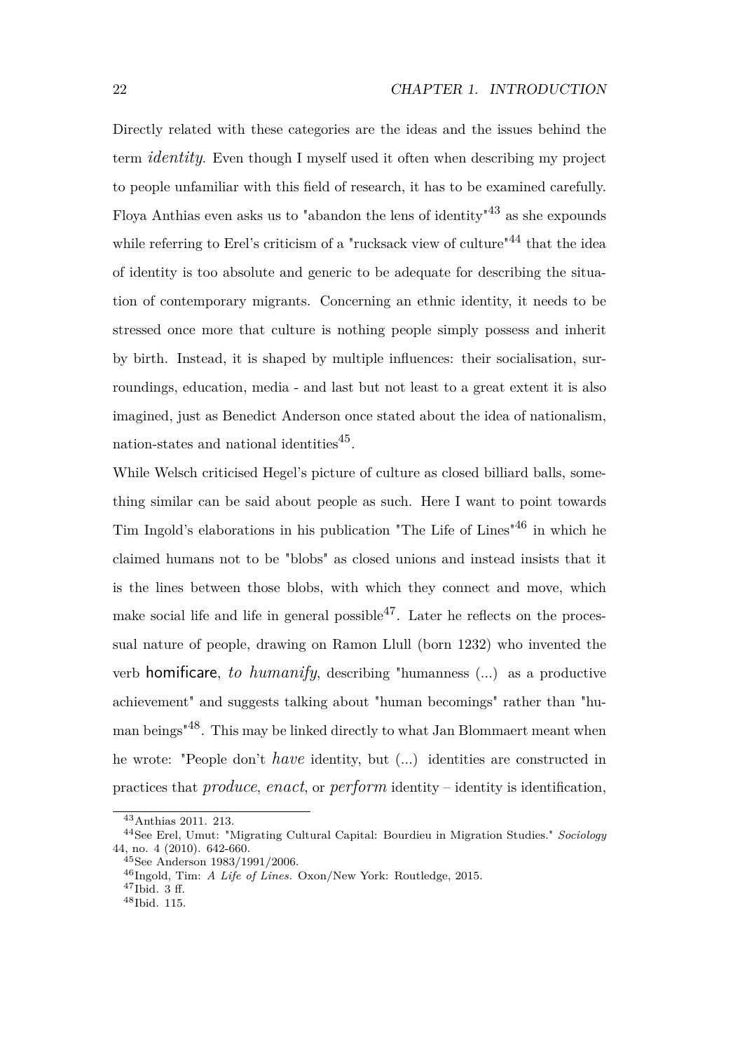Directly related with these categories are the ideas and the issues behind the term *identity*. Even though I myself used it often when describing my project to people unfamiliar with this field of research, it has to be examined carefully. Floya Anthias even asks us to "abandon the lens of identity"[43] as she expounds while referring to Erel's criticism of a "rucksack view of culture"[44] that the idea of identity is too absolute and generic to be adequate for describing the situation of contemporary migrants. Concerning an ethnic identity, it needs to be stressed once more that culture is nothing people simply possess and inherit by birth. Instead, it is shaped by multiple influences: their socialisation, surroundings, education, media - and last but not least to a great extent it is also imagined, just as Benedict Anderson once stated about the idea of nationalism, nation-states and national identities[45].

While Welsch criticised Hegel's picture of culture as closed billiard balls, something similar can be said about people as such. Here I want to point towards Tim Ingold's elaborations in his publication "The Life of Lines"[46] in which he claimed humans not to be "blobs" as closed unions and instead insists that it is the lines between those blobs, with which they connect and move, which make social life and life in general possible[47]. Later he reflects on the processual nature of people, drawing on Ramon Llull (born 1232) who invented the verb **homificare**, *to humanify*, describing "humanness (...) as a productive achievement" and suggests talking about "human becomings" rather than "human beings"[48]. This may be linked directly to what Jan Blommaert meant when he wrote: "People don't *have* identity, but (...) identities are constructed in practices that *produce*, *enact*, or *perform* identity – identity is identification,

---

[43] Anthias 2011. 213.

[44] See Erel, Umut: "Migrating Cultural Capital: Bourdieu in Migration Studies." *Sociology* 44, no. 4 (2010). 642-660.

[45] See Anderson 1983/1991/2006.

[46] Ingold, Tim: *A Life of Lines.* Oxon/New York: Routledge, 2015.

[47] Ibid. 3 ff.

[48] Ibid. 115.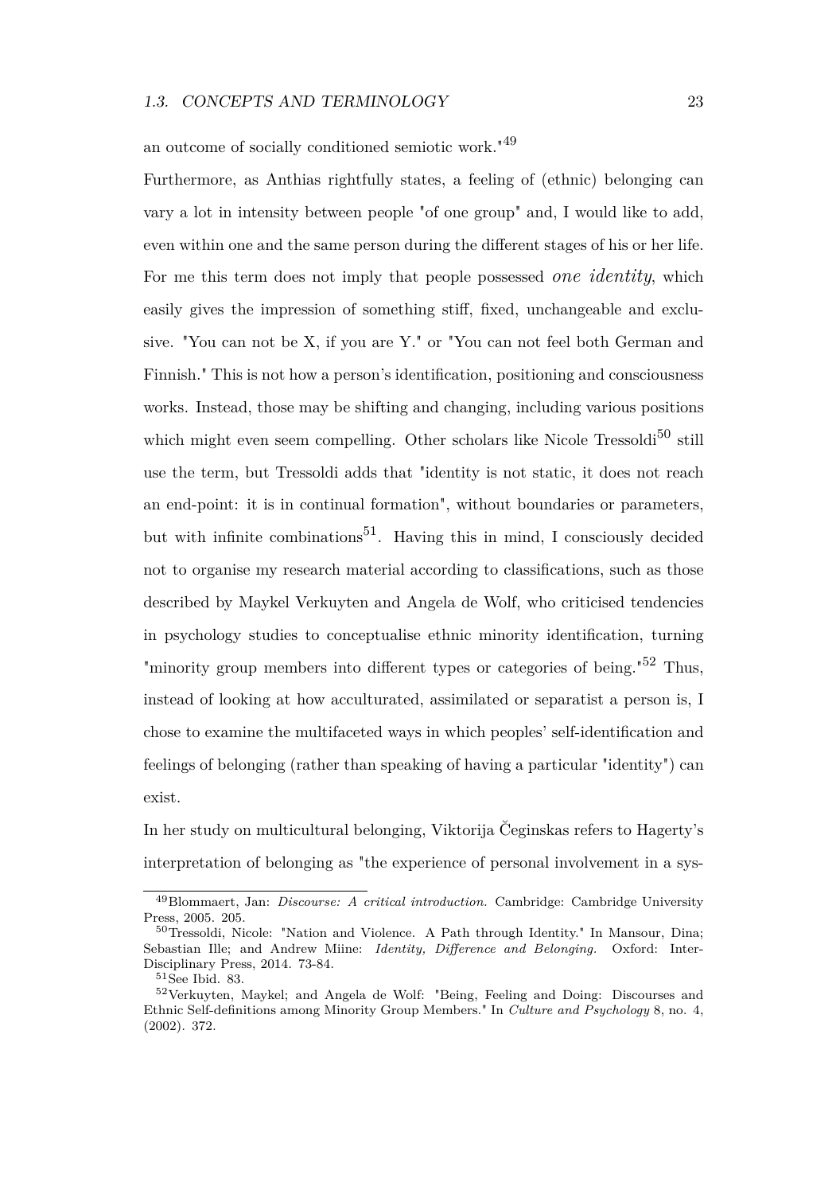an outcome of socially conditioned semiotic work."[49]

Furthermore, as Anthias rightfully states, a feeling of (ethnic) belonging can vary a lot in intensity between people "of one group" and, I would like to add, even within one and the same person during the different stages of his or her life. For me this term does not imply that people possessed *one identity*, which easily gives the impression of something stiff, fixed, unchangeable and exclusive. "You can not be X, if you are Y." or "You can not feel both German and Finnish." This is not how a person's identification, positioning and consciousness works. Instead, those may be shifting and changing, including various positions which might even seem compelling. Other scholars like Nicole Tressoldi[50] still use the term, but Tressoldi adds that "identity is not static, it does not reach an end-point: it is in continual formation", without boundaries or parameters, but with infinite combinations[51]. Having this in mind, I consciously decided not to organise my research material according to classifications, such as those described by Maykel Verkuyten and Angela de Wolf, who criticised tendencies in psychology studies to conceptualise ethnic minority identification, turning "minority group members into different types or categories of being."[52] Thus, instead of looking at how acculturated, assimilated or separatist a person is, I chose to examine the multifaceted ways in which peoples' self-identification and feelings of belonging (rather than speaking of having a particular "identity") can exist.

In her study on multicultural belonging, Viktorija Čeginskas refers to Hagerty's interpretation of belonging as "the experience of personal involvement in a sys-

---

[49] Blommaert, Jan: *Discourse: A critical introduction.* Cambridge: Cambridge University Press, 2005. 205.

[50] Tressoldi, Nicole: "Nation and Violence. A Path through Identity." In Mansour, Dina; Sebastian Ille; and Andrew Miine: *Identity, Difference and Belonging.* Oxford: Inter-Disciplinary Press, 2014. 73-84.

[51] See Ibid. 83.

[52] Verkuyten, Maykel; and Angela de Wolf: "Being, Feeling and Doing: Discourses and Ethnic Self-definitions among Minority Group Members." In *Culture and Psychology* 8, no. 4, (2002). 372.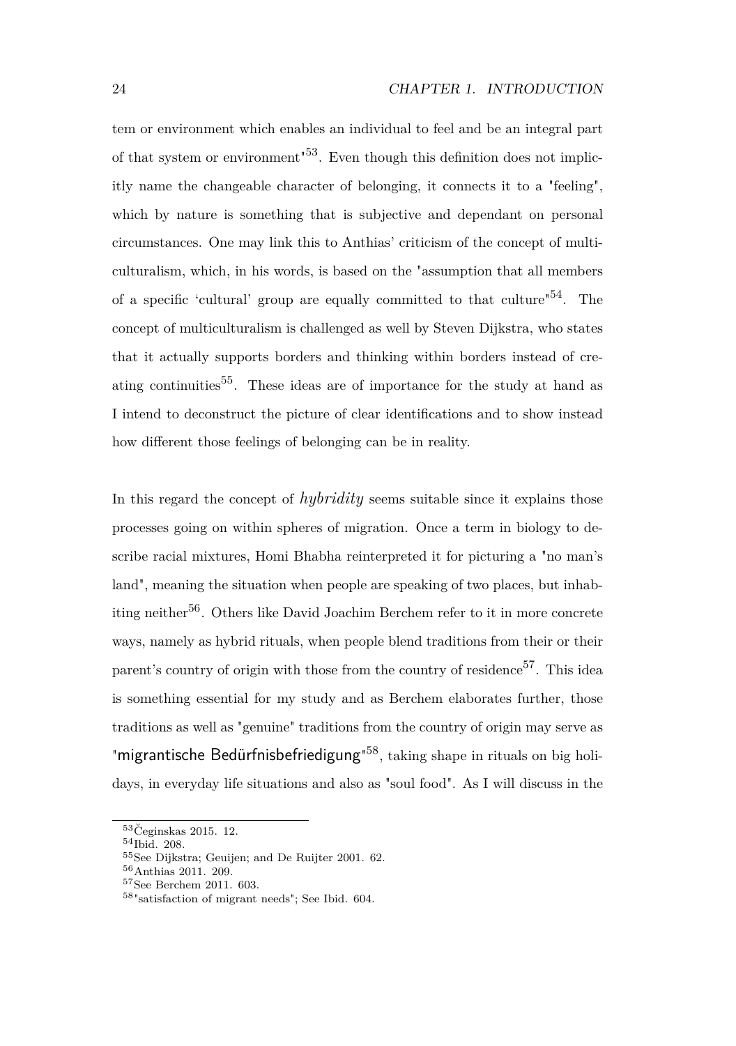tem or environment which enables an individual to feel and be an integral part of that system or environment"[53]. Even though this definition does not implicitly name the changeable character of belonging, it connects it to a "feeling", which by nature is something that is subjective and dependant on personal circumstances. One may link this to Anthias' criticism of the concept of multiculturalism, which, in his words, is based on the "assumption that all members of a specific 'cultural' group are equally committed to that culture"[54]. The concept of multiculturalism is challenged as well by Steven Dijkstra, who states that it actually supports borders and thinking within borders instead of creating continuities[55]. These ideas are of importance for the study at hand as I intend to deconstruct the picture of clear identifications and to show instead how different those feelings of belonging can be in reality.

In this regard the concept of *hybridity* seems suitable since it explains those processes going on within spheres of migration. Once a term in biology to describe racial mixtures, Homi Bhabha reinterpreted it for picturing a "no man's land", meaning the situation when people are speaking of two places, but inhabiting neither[56]. Others like David Joachim Berchem refer to it in more concrete ways, namely as hybrid rituals, when people blend traditions from their or their parent's country of origin with those from the country of residence[57]. This idea is something essential for my study and as Berchem elaborates further, those traditions as well as "genuine" traditions from the country of origin may serve as "migrantische Bedürfnisbefriedigung"[58], taking shape in rituals on big holidays, in everyday life situations and also as "soul food". As I will discuss in the

[53] Čeginskas 2015. 12.
[54] Ibid. 208.
[55] See Dijkstra; Geuijen; and De Ruijter 2001. 62.
[56] Anthias 2011. 209.
[57] See Berchem 2011. 603.
[58] "satisfaction of migrant needs"; See Ibid. 604.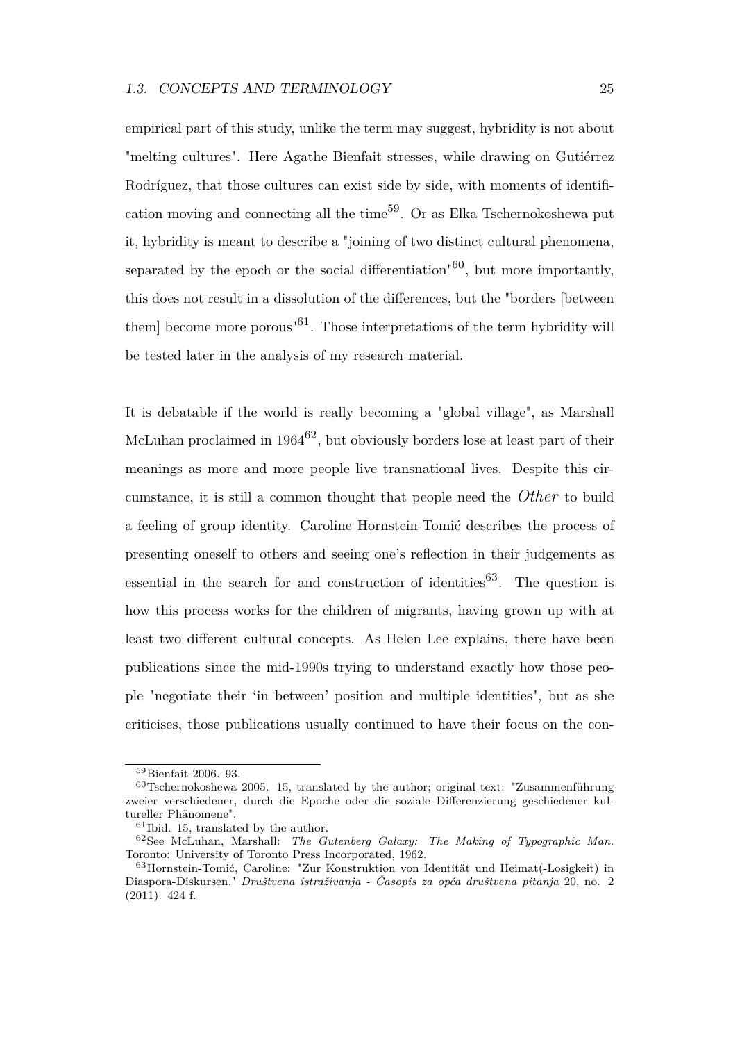empirical part of this study, unlike the term may suggest, hybridity is not about "melting cultures". Here Agathe Bienfait stresses, while drawing on Gutiérrez Rodríguez, that those cultures can exist side by side, with moments of identification moving and connecting all the time[59]. Or as Elka Tschernokoshewa put it, hybridity is meant to describe a "joining of two distinct cultural phenomena, separated by the epoch or the social differentiation"[60], but more importantly, this does not result in a dissolution of the differences, but the "borders [between them] become more porous"[61]. Those interpretations of the term hybridity will be tested later in the analysis of my research material.

It is debatable if the world is really becoming a "global village", as Marshall McLuhan proclaimed in 1964[62], but obviously borders lose at least part of their meanings as more and more people live transnational lives. Despite this circumstance, it is still a common thought that people need the *Other* to build a feeling of group identity. Caroline Hornstein-Tomić describes the process of presenting oneself to others and seeing one's reflection in their judgements as essential in the search for and construction of identities[63]. The question is how this process works for the children of migrants, having grown up with at least two different cultural concepts. As Helen Lee explains, there have been publications since the mid-1990s trying to understand exactly how those people "negotiate their 'in between' position and multiple identities", but as she criticises, those publications usually continued to have their focus on the con-

---

[59] Bienfait 2006. 93.

[60] Tschernokoshewa 2005. 15, translated by the author; original text: "Zusammenführung zweier verschiedener, durch die Epoche oder die soziale Differenzierung geschiedener kultureller Phänomene".

[61] Ibid. 15, translated by the author.

[62] See McLuhan, Marshall: *The Gutenberg Galaxy: The Making of Typographic Man.* Toronto: University of Toronto Press Incorporated, 1962.

[63] Hornstein-Tomić, Caroline: "Zur Konstruktion von Identität und Heimat(-Losigkeit) in Diaspora-Diskursen." *Društvena istraživanja - Časopis za opća društvena pitanja* 20, no. 2 (2011). 424 f.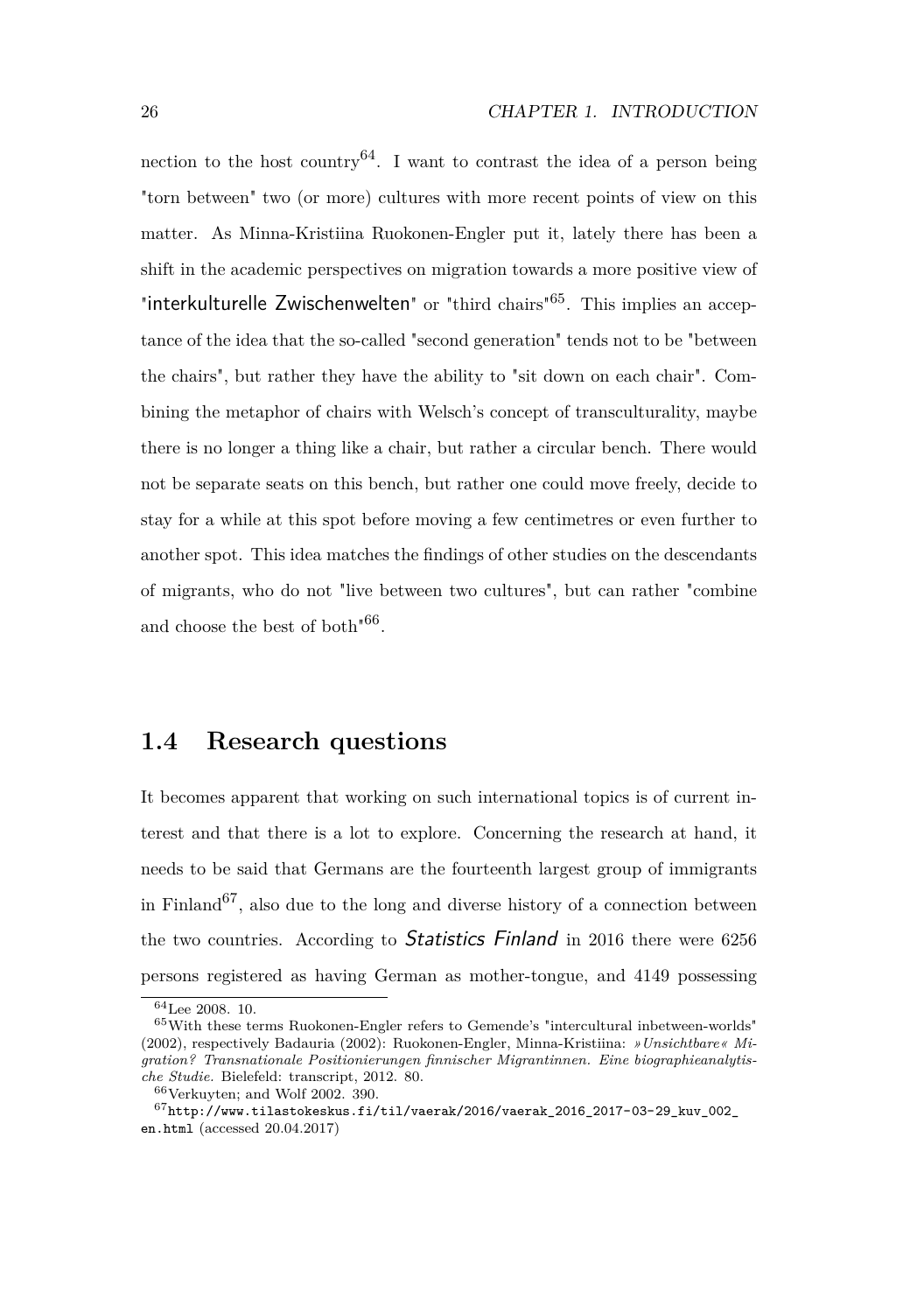nection to the host country[64]. I want to contrast the idea of a person being "torn between" two (or more) cultures with more recent points of view on this matter. As Minna-Kristiina Ruokonen-Engler put it, lately there has been a shift in the academic perspectives on migration towards a more positive view of "interkulturelle Zwischenwelten" or "third chairs"[65]. This implies an acceptance of the idea that the so-called "second generation" tends not to be "between the chairs", but rather they have the ability to "sit down on each chair". Combining the metaphor of chairs with Welsch's concept of transculturality, maybe there is no longer a thing like a chair, but rather a circular bench. There would not be separate seats on this bench, but rather one could move freely, decide to stay for a while at this spot before moving a few centimetres or even further to another spot. This idea matches the findings of other studies on the descendants of migrants, who do not "live between two cultures", but can rather "combine and choose the best of both"[66].

## 1.4 Research questions

It becomes apparent that working on such international topics is of current interest and that there is a lot to explore. Concerning the research at hand, it needs to be said that Germans are the fourteenth largest group of immigrants in Finland[67], also due to the long and diverse history of a connection between the two countries. According to *Statistics Finland* in 2016 there were 6256 persons registered as having German as mother-tongue, and 4149 possessing

---

[64] Lee 2008. 10.

[65] With these terms Ruokonen-Engler refers to Gemende's "intercultural inbetween-worlds" (2002), respectively Badauria (2002): Ruokonen-Engler, Minna-Kristiina: *»Unsichtbare« Migration? Transnationale Positionierungen finnischer Migrantinnen. Eine biographieanalytische Studie.* Bielefeld: transcript, 2012. 80.

[66] Verkuyten; and Wolf 2002. 390.

[67] `http://www.tilastokeskus.fi/til/vaerak/2016/vaerak_2016_2017-03-29_kuv_002_en.html` (accessed 20.04.2017)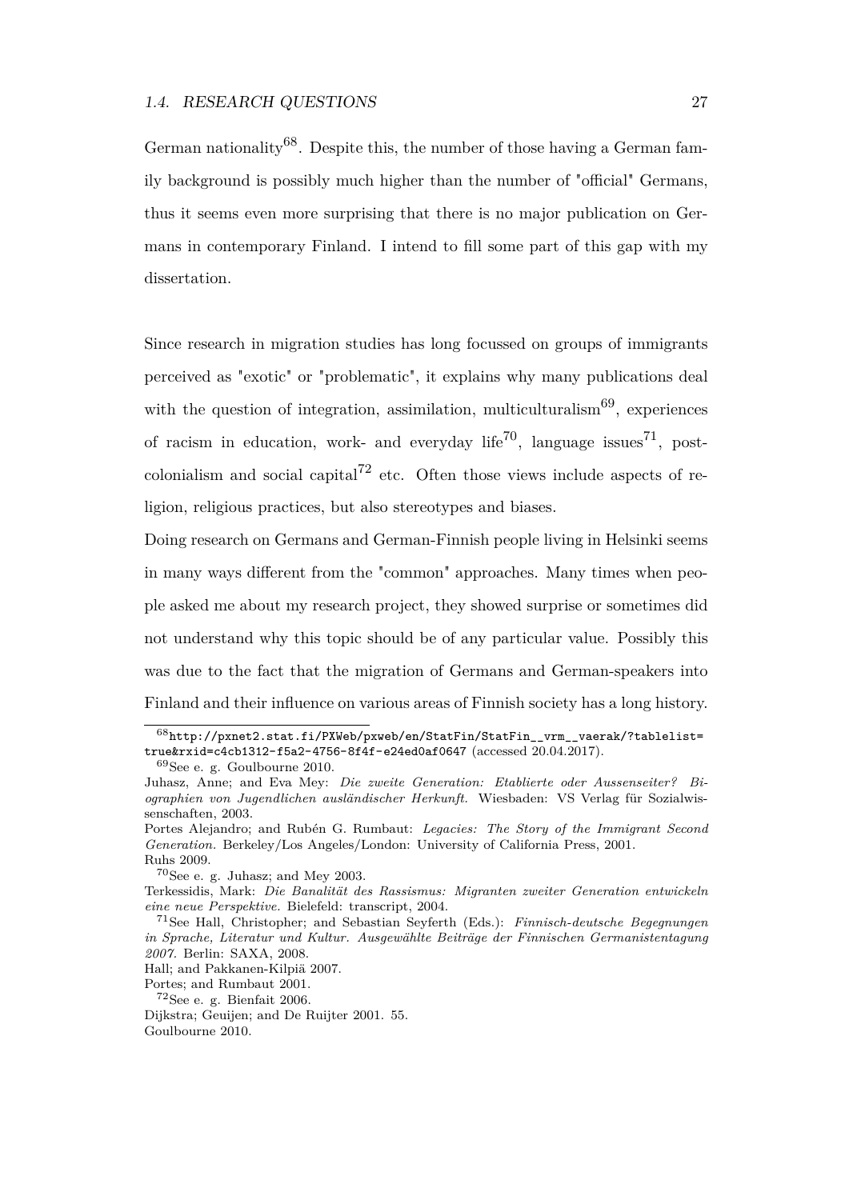German nationality[68]. Despite this, the number of those having a German family background is possibly much higher than the number of "official" Germans, thus it seems even more surprising that there is no major publication on Germans in contemporary Finland. I intend to fill some part of this gap with my dissertation.

Since research in migration studies has long focussed on groups of immigrants perceived as "exotic" or "problematic", it explains why many publications deal with the question of integration, assimilation, multiculturalism[69], experiences of racism in education, work- and everyday life[70], language issues[71], post-colonialism and social capital[72] etc. Often those views include aspects of religion, religious practices, but also stereotypes and biases.

Doing research on Germans and German-Finnish people living in Helsinki seems in many ways different from the "common" approaches. Many times when people asked me about my research project, they showed surprise or sometimes did not understand why this topic should be of any particular value. Possibly this was due to the fact that the migration of Germans and German-speakers into Finland and their influence on various areas of Finnish society has a long history.

---

[68] `http://pxnet2.stat.fi/PXWeb/pxweb/en/StatFin/StatFin__vrm__vaerak/?tablelist=true&rxid=c4cb1312-f5a2-4756-8f4f-e24ed0af0647` (accessed 20.04.2017).

[69] See e. g. Goulbourne 2010.
Juhasz, Anne; and Eva Mey: *Die zweite Generation: Etablierte oder Aussenseiter? Biographien von Jugendlichen ausländischer Herkunft.* Wiesbaden: VS Verlag für Sozialwissenschaften, 2003.
Portes Alejandro; and Rubén G. Rumbaut: *Legacies: The Story of the Immigrant Second Generation.* Berkeley/Los Angeles/London: University of California Press, 2001.
Ruhs 2009.

[70] See e. g. Juhasz; and Mey 2003.
Terkessidis, Mark: *Die Banalität des Rassismus: Migranten zweiter Generation entwickeln eine neue Perspektive.* Bielefeld: transcript, 2004.

[71] See Hall, Christopher; and Sebastian Seyferth (Eds.): *Finnisch-deutsche Begegnungen in Sprache, Literatur und Kultur. Ausgewählte Beiträge der Finnischen Germanistentagung 2007.* Berlin: SAXA, 2008.
Hall; and Pakkanen-Kilpiä 2007.
Portes; and Rumbaut 2001.

[72] See e. g. Bienfait 2006.
Dijkstra; Geuijen; and De Ruijter 2001. 55.
Goulbourne 2010.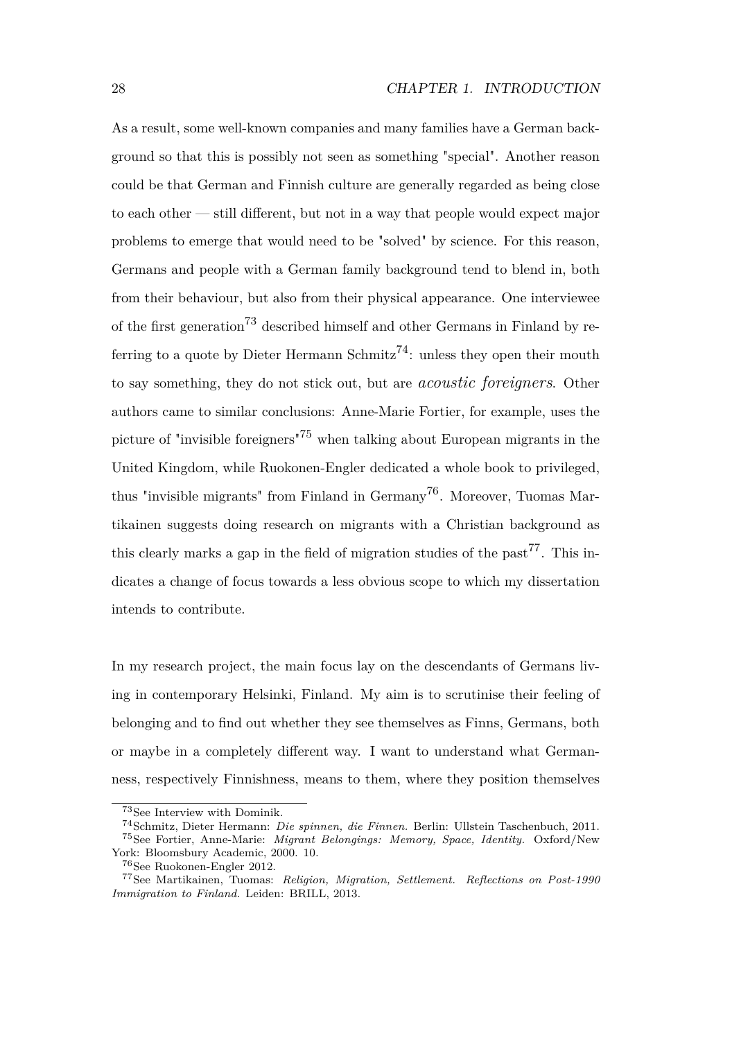As a result, some well-known companies and many families have a German background so that this is possibly not seen as something "special". Another reason could be that German and Finnish culture are generally regarded as being close to each other — still different, but not in a way that people would expect major problems to emerge that would need to be "solved" by science. For this reason, Germans and people with a German family background tend to blend in, both from their behaviour, but also from their physical appearance. One interviewee of the first generation[73] described himself and other Germans in Finland by referring to a quote by Dieter Hermann Schmitz[74]: unless they open their mouth to say something, they do not stick out, but are *acoustic foreigners*. Other authors came to similar conclusions: Anne-Marie Fortier, for example, uses the picture of "invisible foreigners"[75] when talking about European migrants in the United Kingdom, while Ruokonen-Engler dedicated a whole book to privileged, thus "invisible migrants" from Finland in Germany[76]. Moreover, Tuomas Martikainen suggests doing research on migrants with a Christian background as this clearly marks a gap in the field of migration studies of the past[77]. This indicates a change of focus towards a less obvious scope to which my dissertation intends to contribute.

In my research project, the main focus lay on the descendants of Germans living in contemporary Helsinki, Finland. My aim is to scrutinise their feeling of belonging and to find out whether they see themselves as Finns, Germans, both or maybe in a completely different way. I want to understand what Germanness, respectively Finnishness, means to them, where they position themselves

[73] See Interview with Dominik.

[74] Schmitz, Dieter Hermann: *Die spinnen, die Finnen.* Berlin: Ullstein Taschenbuch, 2011.

[75] See Fortier, Anne-Marie: *Migrant Belongings: Memory, Space, Identity.* Oxford/New York: Bloomsbury Academic, 2000. 10.

[76] See Ruokonen-Engler 2012.

[77] See Martikainen, Tuomas: *Religion, Migration, Settlement. Reflections on Post-1990 Immigration to Finland.* Leiden: BRILL, 2013.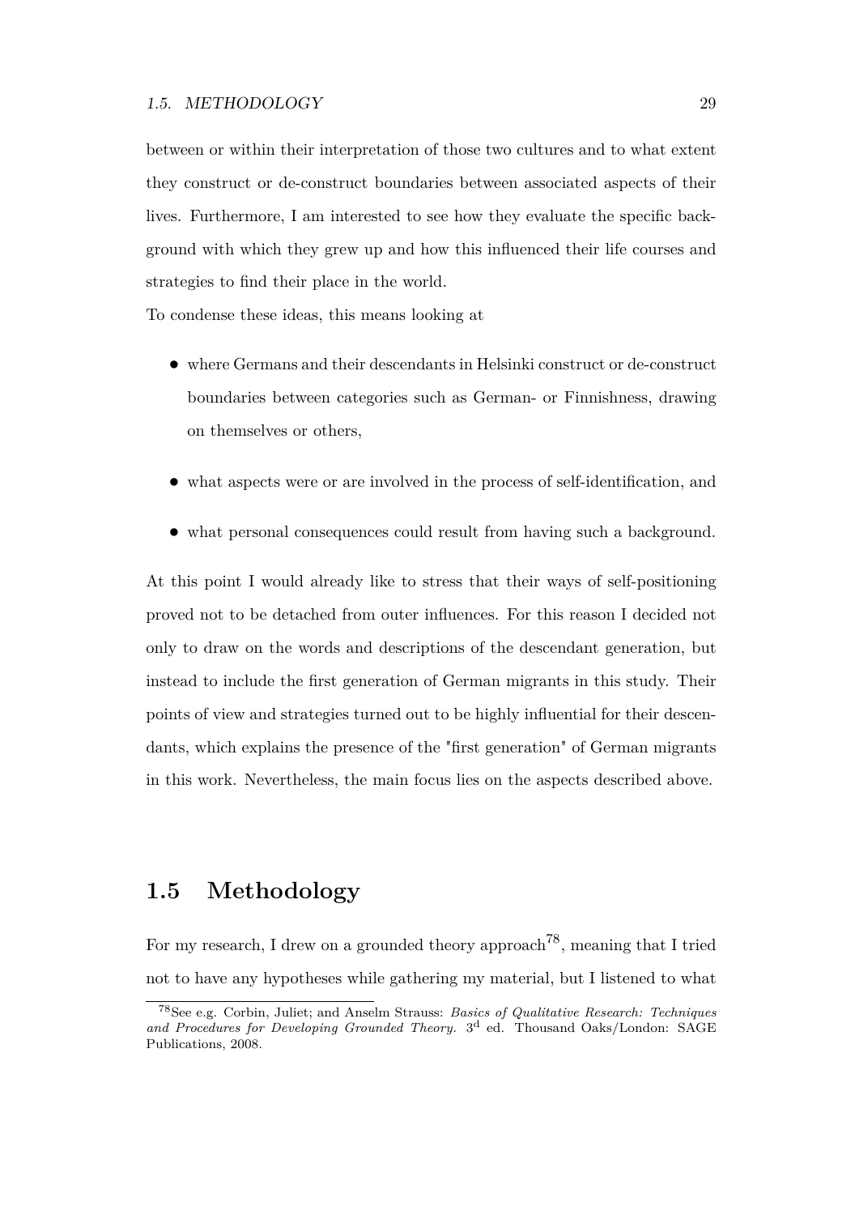between or within their interpretation of those two cultures and to what extent they construct or de-construct boundaries between associated aspects of their lives. Furthermore, I am interested to see how they evaluate the specific background with which they grew up and how this influenced their life courses and strategies to find their place in the world.

To condense these ideas, this means looking at

- where Germans and their descendants in Helsinki construct or de-construct boundaries between categories such as German- or Finnishness, drawing on themselves or others,
- what aspects were or are involved in the process of self-identification, and
- what personal consequences could result from having such a background.

At this point I would already like to stress that their ways of self-positioning proved not to be detached from outer influences. For this reason I decided not only to draw on the words and descriptions of the descendant generation, but instead to include the first generation of German migrants in this study. Their points of view and strategies turned out to be highly influential for their descendants, which explains the presence of the "first generation" of German migrants in this work. Nevertheless, the main focus lies on the aspects described above.

## 1.5 Methodology

For my research, I drew on a grounded theory approach[78], meaning that I tried not to have any hypotheses while gathering my material, but I listened to what

[78] See e.g. Corbin, Juliet; and Anselm Strauss: *Basics of Qualitative Research: Techniques and Procedures for Developing Grounded Theory.* 3[d] ed. Thousand Oaks/London: SAGE Publications, 2008.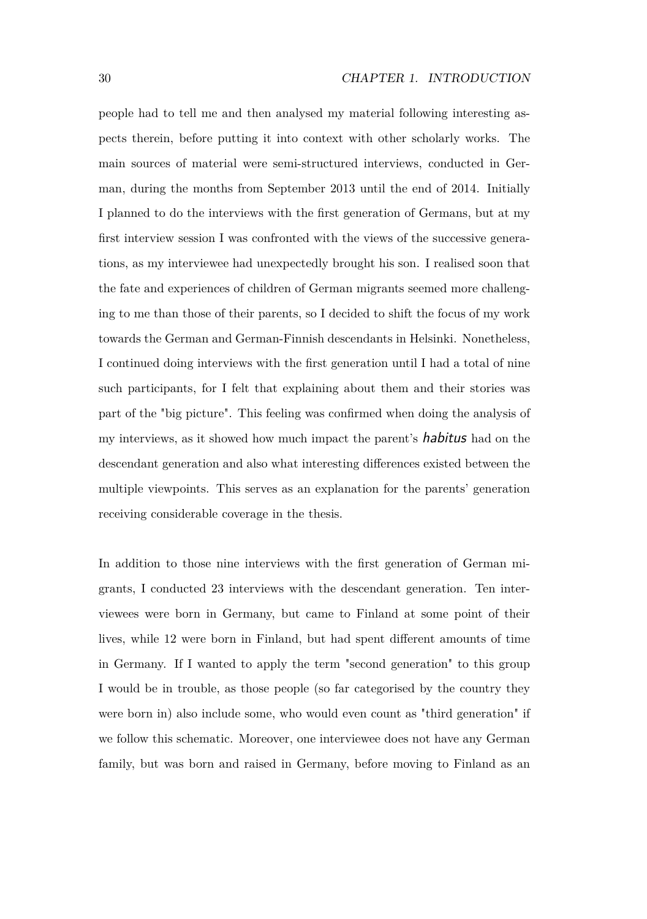people had to tell me and then analysed my material following interesting aspects therein, before putting it into context with other scholarly works. The main sources of material were semi-structured interviews, conducted in German, during the months from September 2013 until the end of 2014. Initially I planned to do the interviews with the first generation of Germans, but at my first interview session I was confronted with the views of the successive generations, as my interviewee had unexpectedly brought his son. I realised soon that the fate and experiences of children of German migrants seemed more challenging to me than those of their parents, so I decided to shift the focus of my work towards the German and German-Finnish descendants in Helsinki. Nonetheless, I continued doing interviews with the first generation until I had a total of nine such participants, for I felt that explaining about them and their stories was part of the "big picture". This feeling was confirmed when doing the analysis of my interviews, as it showed how much impact the parent's *habitus* had on the descendant generation and also what interesting differences existed between the multiple viewpoints. This serves as an explanation for the parents' generation receiving considerable coverage in the thesis.

In addition to those nine interviews with the first generation of German migrants, I conducted 23 interviews with the descendant generation. Ten interviewees were born in Germany, but came to Finland at some point of their lives, while 12 were born in Finland, but had spent different amounts of time in Germany. If I wanted to apply the term "second generation" to this group I would be in trouble, as those people (so far categorised by the country they were born in) also include some, who would even count as "third generation" if we follow this schematic. Moreover, one interviewee does not have any German family, but was born and raised in Germany, before moving to Finland as an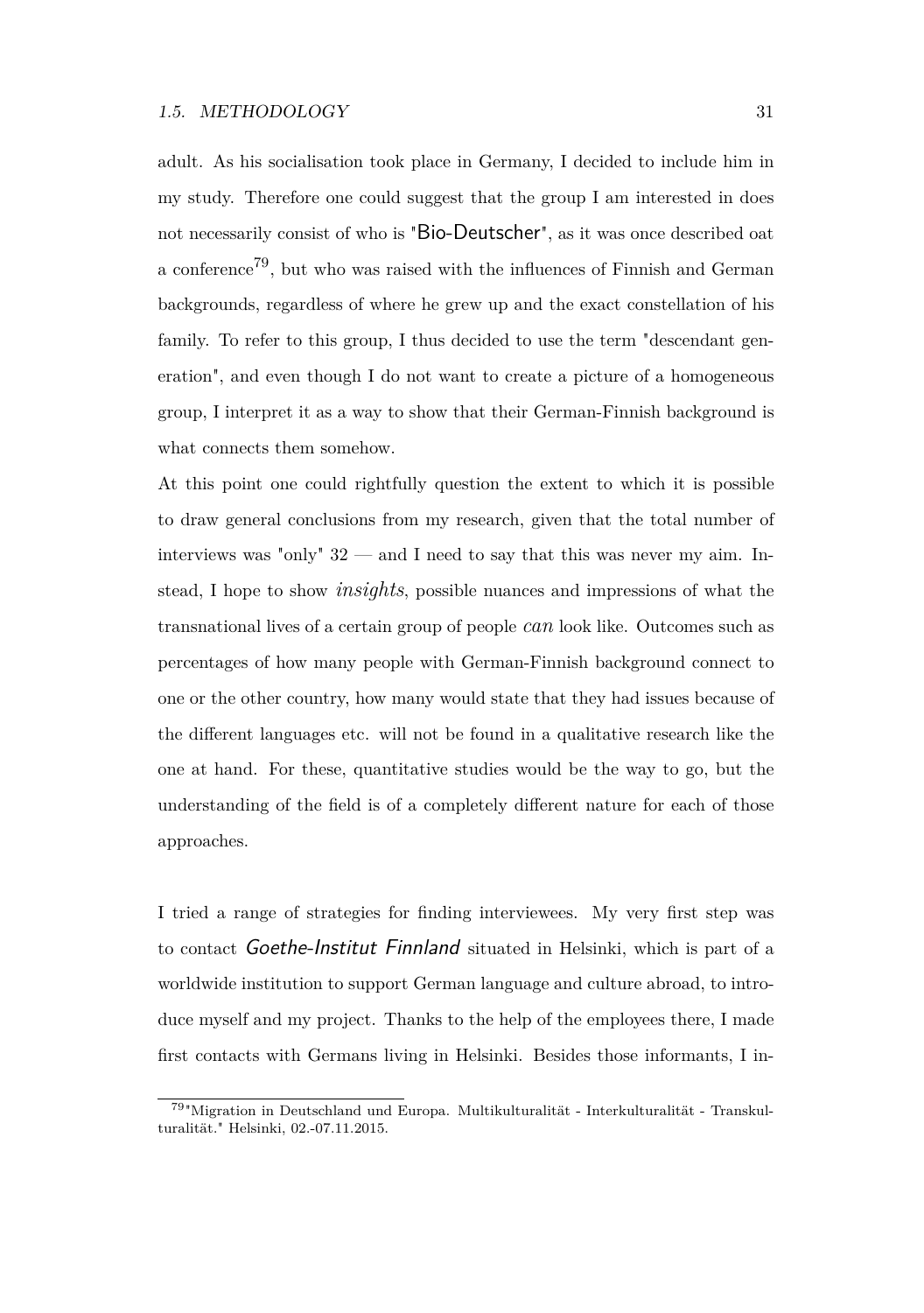adult. As his socialisation took place in Germany, I decided to include him in my study. Therefore one could suggest that the group I am interested in does not necessarily consist of who is "Bio-Deutscher", as it was once described oat a conference[79], but who was raised with the influences of Finnish and German backgrounds, regardless of where he grew up and the exact constellation of his family. To refer to this group, I thus decided to use the term "descendant generation", and even though I do not want to create a picture of a homogeneous group, I interpret it as a way to show that their German-Finnish background is what connects them somehow.

At this point one could rightfully question the extent to which it is possible to draw general conclusions from my research, given that the total number of interviews was "only" 32 — and I need to say that this was never my aim. Instead, I hope to show *insights*, possible nuances and impressions of what the transnational lives of a certain group of people *can* look like. Outcomes such as percentages of how many people with German-Finnish background connect to one or the other country, how many would state that they had issues because of the different languages etc. will not be found in a qualitative research like the one at hand. For these, quantitative studies would be the way to go, but the understanding of the field is of a completely different nature for each of those approaches.

I tried a range of strategies for finding interviewees. My very first step was to contact *Goethe-Institut Finnland* situated in Helsinki, which is part of a worldwide institution to support German language and culture abroad, to introduce myself and my project. Thanks to the help of the employees there, I made first contacts with Germans living in Helsinki. Besides those informants, I in-

[79] "Migration in Deutschland und Europa. Multikulturalität - Interkulturalität - Transkulturalität." Helsinki, 02.-07.11.2015.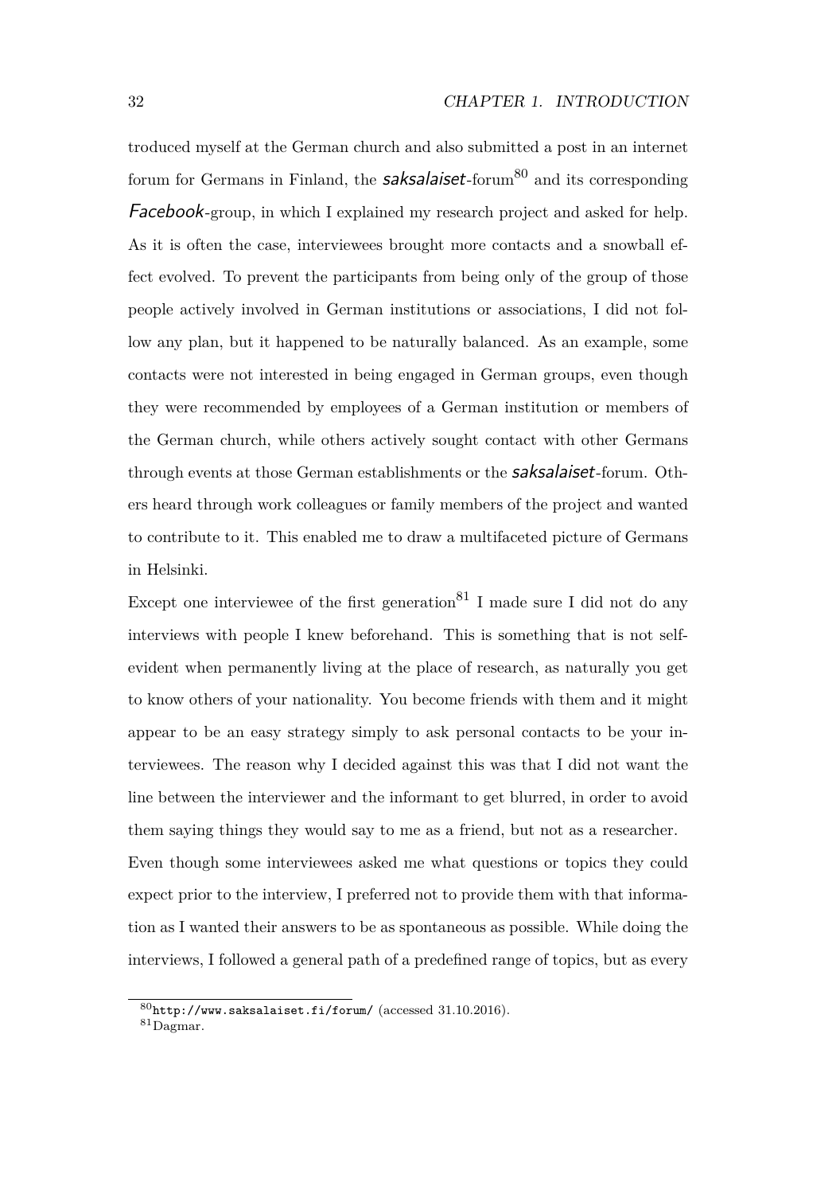troduced myself at the German church and also submitted a post in an internet forum for Germans in Finland, the *saksalaiset*-forum[80] and its corresponding *Facebook*-group, in which I explained my research project and asked for help. As it is often the case, interviewees brought more contacts and a snowball effect evolved. To prevent the participants from being only of the group of those people actively involved in German institutions or associations, I did not follow any plan, but it happened to be naturally balanced. As an example, some contacts were not interested in being engaged in German groups, even though they were recommended by employees of a German institution or members of the German church, while others actively sought contact with other Germans through events at those German establishments or the *saksalaiset*-forum. Others heard through work colleagues or family members of the project and wanted to contribute to it. This enabled me to draw a multifaceted picture of Germans in Helsinki.

Except one interviewee of the first generation[81] I made sure I did not do any interviews with people I knew beforehand. This is something that is not self-evident when permanently living at the place of research, as naturally you get to know others of your nationality. You become friends with them and it might appear to be an easy strategy simply to ask personal contacts to be your interviewees. The reason why I decided against this was that I did not want the line between the interviewer and the informant to get blurred, in order to avoid them saying things they would say to me as a friend, but not as a researcher.

Even though some interviewees asked me what questions or topics they could expect prior to the interview, I preferred not to provide them with that information as I wanted their answers to be as spontaneous as possible. While doing the interviews, I followed a general path of a predefined range of topics, but as every

[80] `http://www.saksalaiset.fi/forum/` (accessed 31.10.2016).

[81] Dagmar.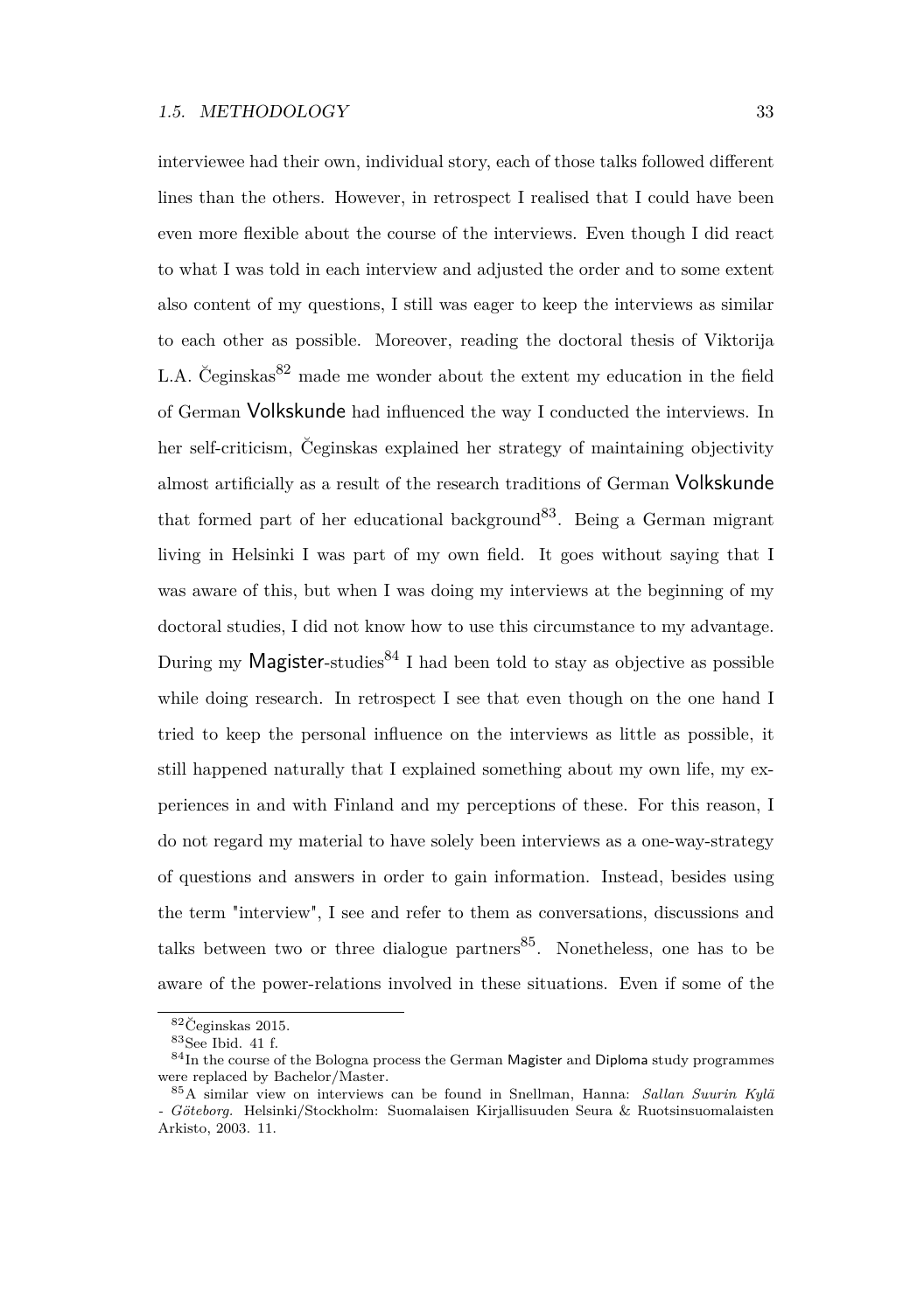interviewee had their own, individual story, each of those talks followed different lines than the others. However, in retrospect I realised that I could have been even more flexible about the course of the interviews. Even though I did react to what I was told in each interview and adjusted the order and to some extent also content of my questions, I still was eager to keep the interviews as similar to each other as possible. Moreover, reading the doctoral thesis of Viktorija L.A. Čeginskas[82] made me wonder about the extent my education in the field of German Volkskunde had influenced the way I conducted the interviews. In her self-criticism, Čeginskas explained her strategy of maintaining objectivity almost artificially as a result of the research traditions of German Volkskunde that formed part of her educational background[83]. Being a German migrant living in Helsinki I was part of my own field. It goes without saying that I was aware of this, but when I was doing my interviews at the beginning of my doctoral studies, I did not know how to use this circumstance to my advantage. During my Magister-studies[84] I had been told to stay as objective as possible while doing research. In retrospect I see that even though on the one hand I tried to keep the personal influence on the interviews as little as possible, it still happened naturally that I explained something about my own life, my experiences in and with Finland and my perceptions of these. For this reason, I do not regard my material to have solely been interviews as a one-way-strategy of questions and answers in order to gain information. Instead, besides using the term "interview", I see and refer to them as conversations, discussions and talks between two or three dialogue partners[85]. Nonetheless, one has to be aware of the power-relations involved in these situations. Even if some of the

---

[82] Čeginskas 2015.

[83] See Ibid. 41 f.

[84] In the course of the Bologna process the German Magister and Diploma study programmes were replaced by Bachelor/Master.

[85] A similar view on interviews can be found in Snellman, Hanna: *Sallan Suurin Kylä - Göteborg.* Helsinki/Stockholm: Suomalaisen Kirjallisuuden Seura & Ruotsinsuomalaisten Arkisto, 2003. 11.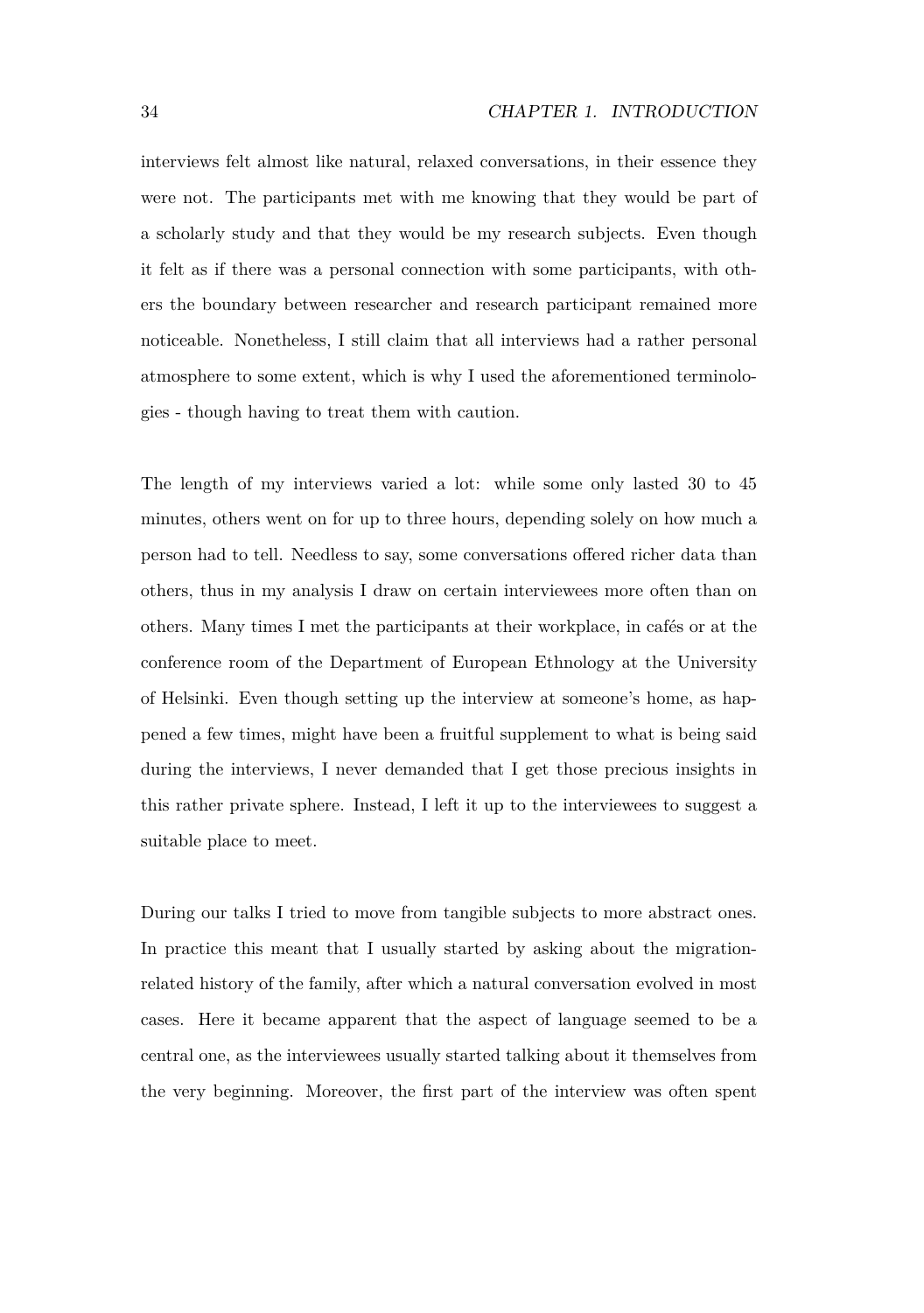interviews felt almost like natural, relaxed conversations, in their essence they were not. The participants met with me knowing that they would be part of a scholarly study and that they would be my research subjects. Even though it felt as if there was a personal connection with some participants, with others the boundary between researcher and research participant remained more noticeable. Nonetheless, I still claim that all interviews had a rather personal atmosphere to some extent, which is why I used the aforementioned terminologies - though having to treat them with caution.

The length of my interviews varied a lot: while some only lasted 30 to 45 minutes, others went on for up to three hours, depending solely on how much a person had to tell. Needless to say, some conversations offered richer data than others, thus in my analysis I draw on certain interviewees more often than on others. Many times I met the participants at their workplace, in cafés or at the conference room of the Department of European Ethnology at the University of Helsinki. Even though setting up the interview at someone's home, as happened a few times, might have been a fruitful supplement to what is being said during the interviews, I never demanded that I get those precious insights in this rather private sphere. Instead, I left it up to the interviewees to suggest a suitable place to meet.

During our talks I tried to move from tangible subjects to more abstract ones. In practice this meant that I usually started by asking about the migration-related history of the family, after which a natural conversation evolved in most cases. Here it became apparent that the aspect of language seemed to be a central one, as the interviewees usually started talking about it themselves from the very beginning. Moreover, the first part of the interview was often spent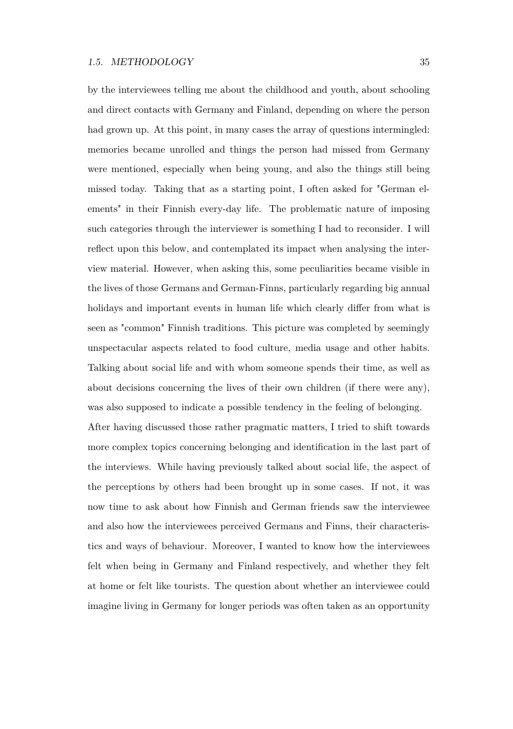by the interviewees telling me about the childhood and youth, about schooling and direct contacts with Germany and Finland, depending on where the person had grown up. At this point, in many cases the array of questions intermingled: memories became unrolled and things the person had missed from Germany were mentioned, especially when being young, and also the things still being missed today. Taking that as a starting point, I often asked for "German elements" in their Finnish every-day life. The problematic nature of imposing such categories through the interviewer is something I had to reconsider. I will reflect upon this below, and contemplated its impact when analysing the interview material. However, when asking this, some peculiarities became visible in the lives of those Germans and German-Finns, particularly regarding big annual holidays and important events in human life which clearly differ from what is seen as "common" Finnish traditions. This picture was completed by seemingly unspectacular aspects related to food culture, media usage and other habits. Talking about social life and with whom someone spends their time, as well as about decisions concerning the lives of their own children (if there were any), was also supposed to indicate a possible tendency in the feeling of belonging.

After having discussed those rather pragmatic matters, I tried to shift towards more complex topics concerning belonging and identification in the last part of the interviews. While having previously talked about social life, the aspect of the perceptions by others had been brought up in some cases. If not, it was now time to ask about how Finnish and German friends saw the interviewee and also how the interviewees perceived Germans and Finns, their characteristics and ways of behaviour. Moreover, I wanted to know how the interviewees felt when being in Germany and Finland respectively, and whether they felt at home or felt like tourists. The question about whether an interviewee could imagine living in Germany for longer periods was often taken as an opportunity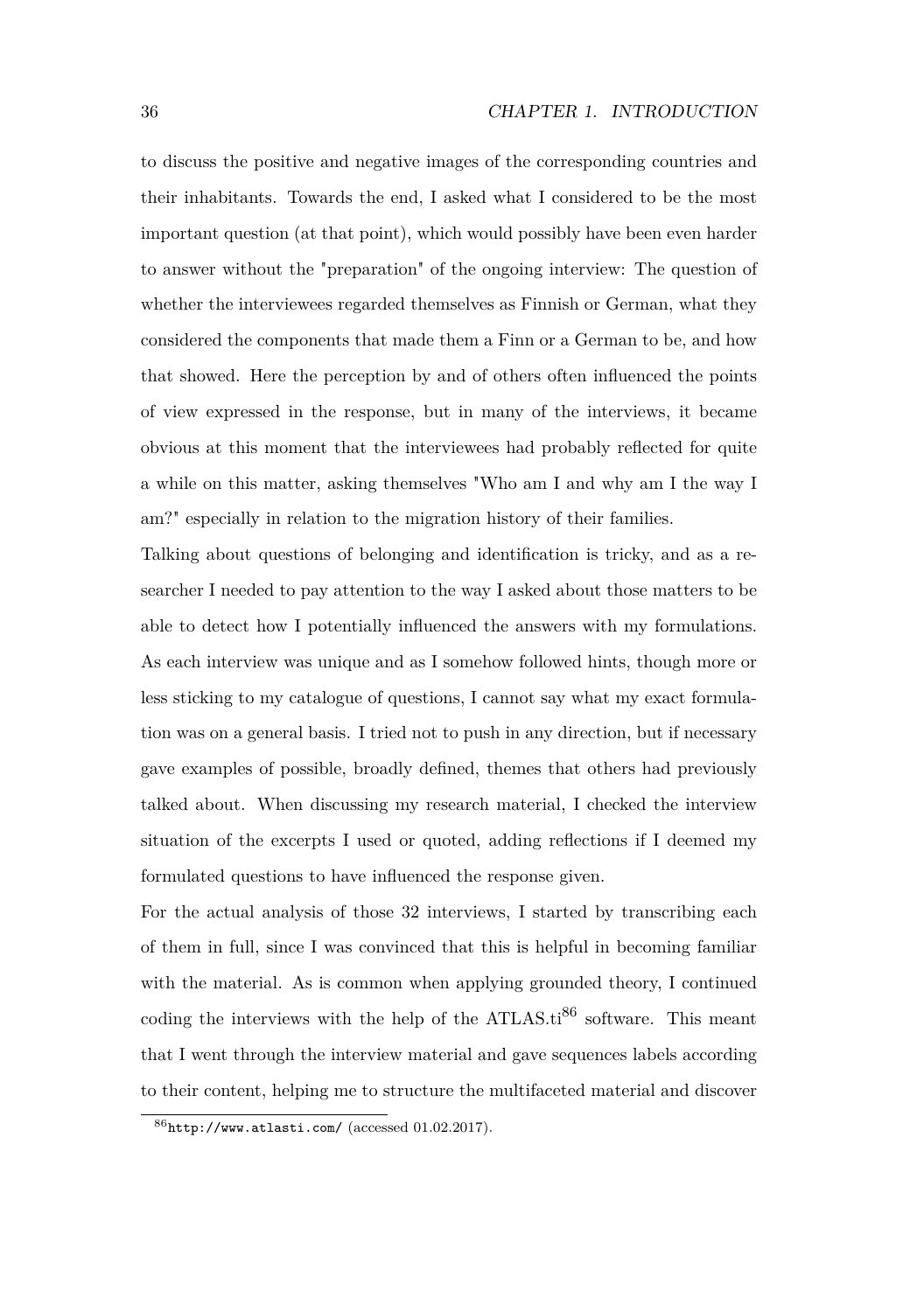to discuss the positive and negative images of the corresponding countries and their inhabitants. Towards the end, I asked what I considered to be the most important question (at that point), which would possibly have been even harder to answer without the "preparation" of the ongoing interview: The question of whether the interviewees regarded themselves as Finnish or German, what they considered the components that made them a Finn or a German to be, and how that showed. Here the perception by and of others often influenced the points of view expressed in the response, but in many of the interviews, it became obvious at this moment that the interviewees had probably reflected for quite a while on this matter, asking themselves "Who am I and why am I the way I am?" especially in relation to the migration history of their families.

Talking about questions of belonging and identification is tricky, and as a researcher I needed to pay attention to the way I asked about those matters to be able to detect how I potentially influenced the answers with my formulations. As each interview was unique and as I somehow followed hints, though more or less sticking to my catalogue of questions, I cannot say what my exact formulation was on a general basis. I tried not to push in any direction, but if necessary gave examples of possible, broadly defined, themes that others had previously talked about. When discussing my research material, I checked the interview situation of the excerpts I used or quoted, adding reflections if I deemed my formulated questions to have influenced the response given.

For the actual analysis of those 32 interviews, I started by transcribing each of them in full, since I was convinced that this is helpful in becoming familiar with the material. As is common when applying grounded theory, I continued coding the interviews with the help of the ATLAS.ti[86] software. This meant that I went through the interview material and gave sequences labels according to their content, helping me to structure the multifaceted material and discover

[86] http://www.atlasti.com/ (accessed 01.02.2017).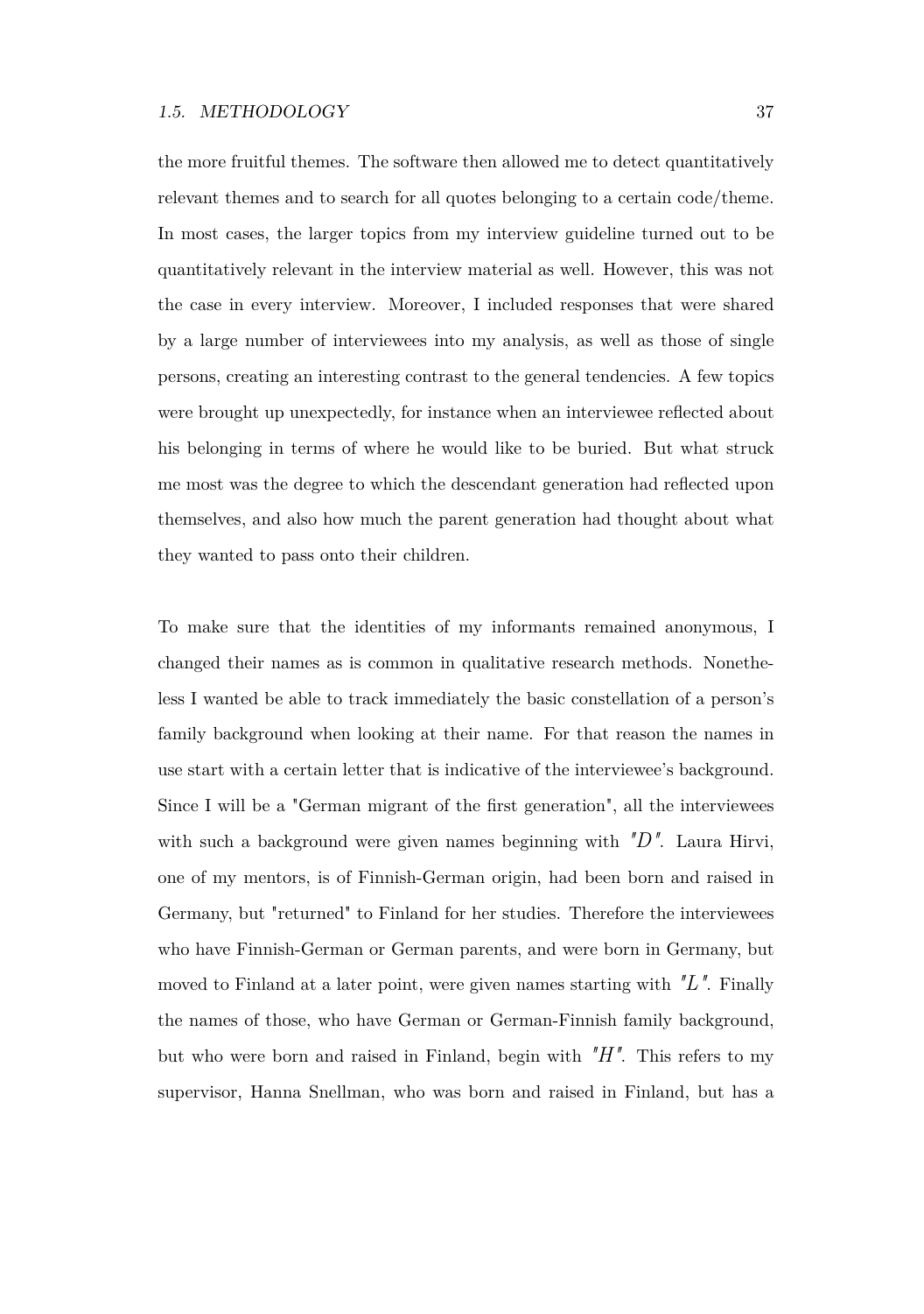the more fruitful themes. The software then allowed me to detect quantitatively relevant themes and to search for all quotes belonging to a certain code/theme. In most cases, the larger topics from my interview guideline turned out to be quantitatively relevant in the interview material as well. However, this was not the case in every interview. Moreover, I included responses that were shared by a large number of interviewees into my analysis, as well as those of single persons, creating an interesting contrast to the general tendencies. A few topics were brought up unexpectedly, for instance when an interviewee reflected about his belonging in terms of where he would like to be buried. But what struck me most was the degree to which the descendant generation had reflected upon themselves, and also how much the parent generation had thought about what they wanted to pass onto their children.

To make sure that the identities of my informants remained anonymous, I changed their names as is common in qualitative research methods. Nonetheless I wanted be able to track immediately the basic constellation of a person's family background when looking at their name. For that reason the names in use start with a certain letter that is indicative of the interviewee's background. Since I will be a "German migrant of the first generation", all the interviewees with such a background were given names beginning with *"D"*. Laura Hirvi, one of my mentors, is of Finnish-German origin, had been born and raised in Germany, but "returned" to Finland for her studies. Therefore the interviewees who have Finnish-German or German parents, and were born in Germany, but moved to Finland at a later point, were given names starting with *"L"*. Finally the names of those, who have German or German-Finnish family background, but who were born and raised in Finland, begin with *"H"*. This refers to my supervisor, Hanna Snellman, who was born and raised in Finland, but has a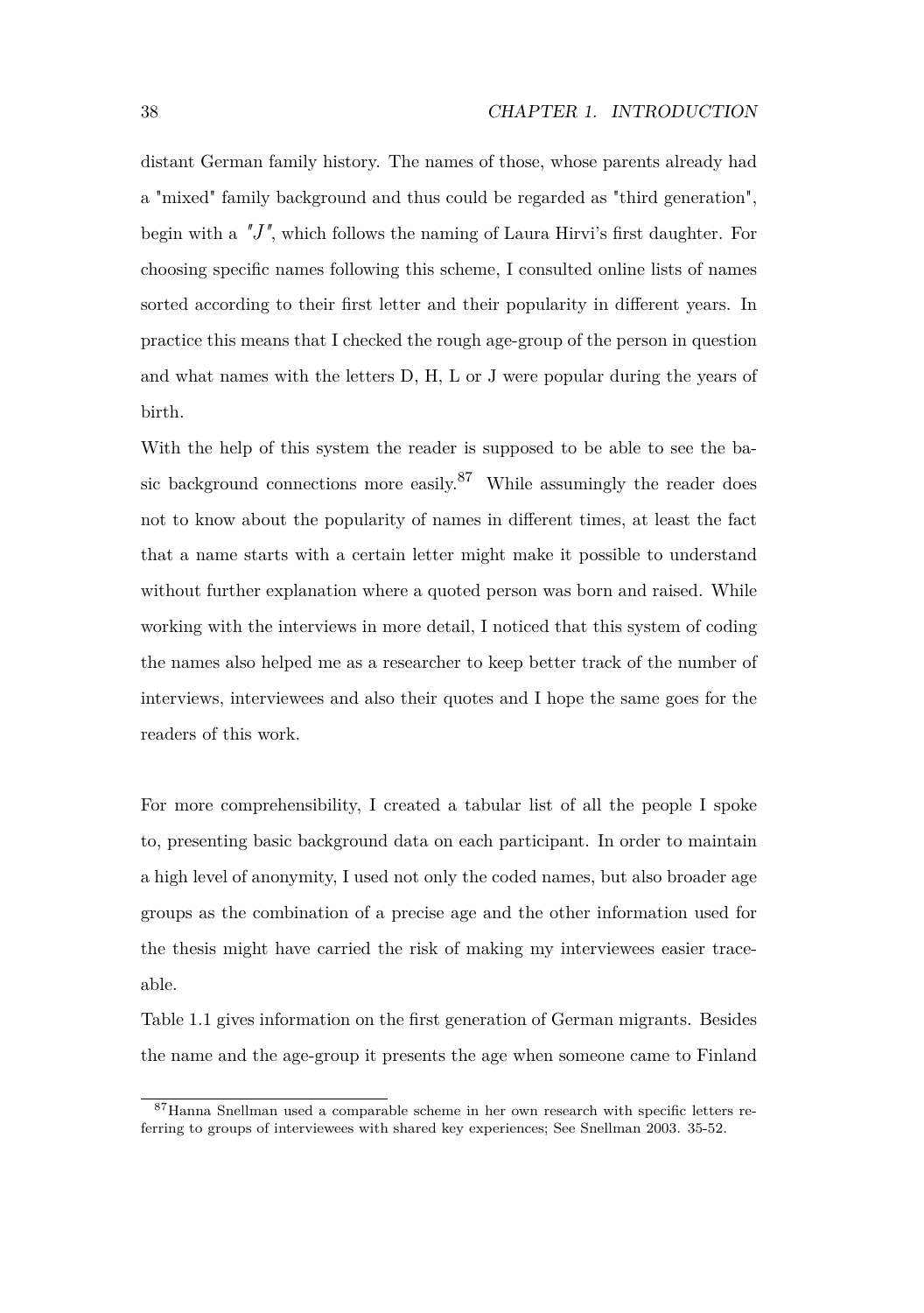distant German family history. The names of those, whose parents already had a "mixed" family background and thus could be regarded as "third generation", begin with a *"J"*, which follows the naming of Laura Hirvi's first daughter. For choosing specific names following this scheme, I consulted online lists of names sorted according to their first letter and their popularity in different years. In practice this means that I checked the rough age-group of the person in question and what names with the letters D, H, L or J were popular during the years of birth.

With the help of this system the reader is supposed to be able to see the basic background connections more easily.[87] While assumingly the reader does not to know about the popularity of names in different times, at least the fact that a name starts with a certain letter might make it possible to understand without further explanation where a quoted person was born and raised. While working with the interviews in more detail, I noticed that this system of coding the names also helped me as a researcher to keep better track of the number of interviews, interviewees and also their quotes and I hope the same goes for the readers of this work.

For more comprehensibility, I created a tabular list of all the people I spoke to, presenting basic background data on each participant. In order to maintain a high level of anonymity, I used not only the coded names, but also broader age groups as the combination of a precise age and the other information used for the thesis might have carried the risk of making my interviewees easier traceable.

Table 1.1 gives information on the first generation of German migrants. Besides the name and the age-group it presents the age when someone came to Finland

[87] Hanna Snellman used a comparable scheme in her own research with specific letters referring to groups of interviewees with shared key experiences; See Snellman 2003. 35-52.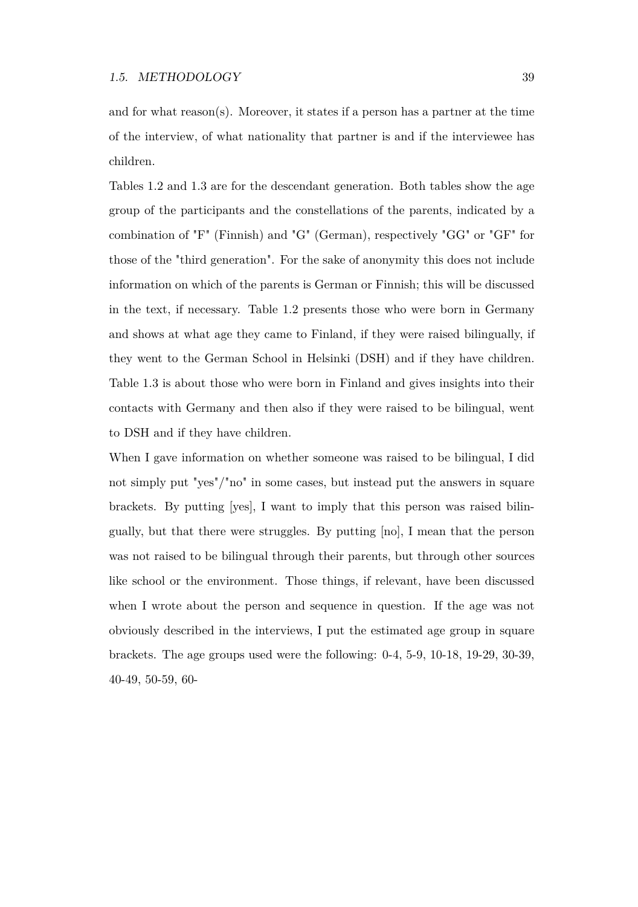and for what reason(s). Moreover, it states if a person has a partner at the time of the interview, of what nationality that partner is and if the interviewee has children.

Tables 1.2 and 1.3 are for the descendant generation. Both tables show the age group of the participants and the constellations of the parents, indicated by a combination of "F" (Finnish) and "G" (German), respectively "GG" or "GF" for those of the "third generation". For the sake of anonymity this does not include information on which of the parents is German or Finnish; this will be discussed in the text, if necessary. Table 1.2 presents those who were born in Germany and shows at what age they came to Finland, if they were raised bilingually, if they went to the German School in Helsinki (DSH) and if they have children. Table 1.3 is about those who were born in Finland and gives insights into their contacts with Germany and then also if they were raised to be bilingual, went to DSH and if they have children.

When I gave information on whether someone was raised to be bilingual, I did not simply put "yes"/"no" in some cases, but instead put the answers in square brackets. By putting [yes], I want to imply that this person was raised bilingually, but that there were struggles. By putting [no], I mean that the person was not raised to be bilingual through their parents, but through other sources like school or the environment. Those things, if relevant, have been discussed when I wrote about the person and sequence in question. If the age was not obviously described in the interviews, I put the estimated age group in square brackets. The age groups used were the following: 0-4, 5-9, 10-18, 19-29, 30-39, 40-49, 50-59, 60-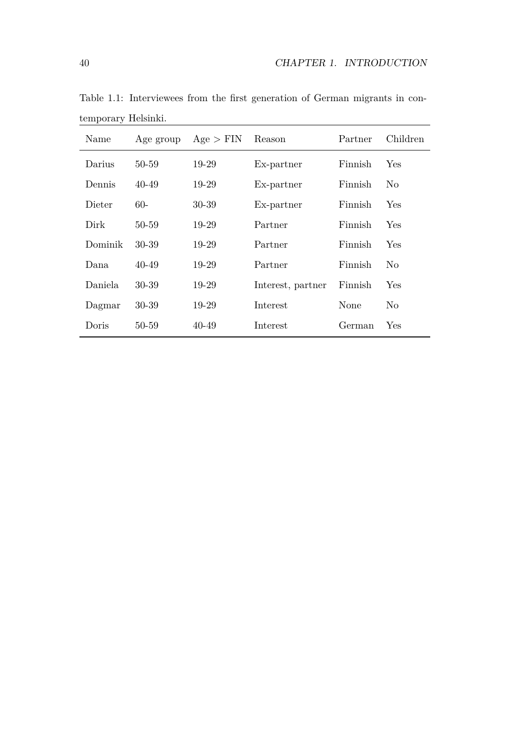Table 1.1: Interviewees from the first generation of German migrants in contemporary Helsinki.

| Name | Age group | Age > FIN | Reason | Partner | Children |
|---|---|---|---|---|---|
| Darius | 50-59 | 19-29 | Ex-partner | Finnish | Yes |
| Dennis | 40-49 | 19-29 | Ex-partner | Finnish | No |
| Dieter | 60- | 30-39 | Ex-partner | Finnish | Yes |
| Dirk | 50-59 | 19-29 | Partner | Finnish | Yes |
| Dominik | 30-39 | 19-29 | Partner | Finnish | Yes |
| Dana | 40-49 | 19-29 | Partner | Finnish | No |
| Daniela | 30-39 | 19-29 | Interest, partner | Finnish | Yes |
| Dagmar | 30-39 | 19-29 | Interest | None | No |
| Doris | 50-59 | 40-49 | Interest | German | Yes |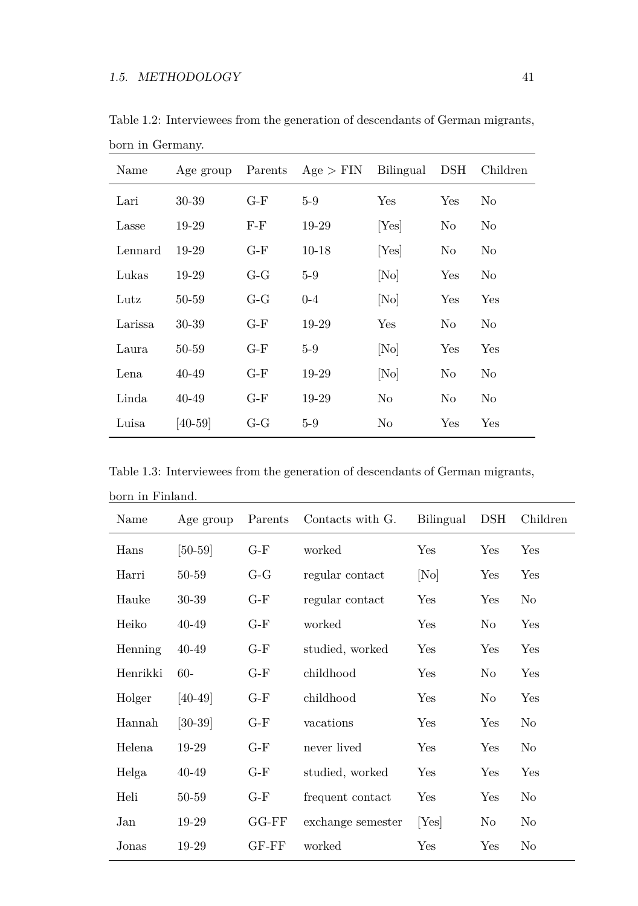Table 1.2: Interviewees from the generation of descendants of German migrants, born in Germany.

| Name | Age group | Parents | Age > FIN | Bilingual | DSH | Children |
|---|---|---|---|---|---|---|
| Lari | 30-39 | G-F | 5-9 | Yes | Yes | No |
| Lasse | 19-29 | F-F | 19-29 | [Yes] | No | No |
| Lennard | 19-29 | G-F | 10-18 | [Yes] | No | No |
| Lukas | 19-29 | G-G | 5-9 | [No] | Yes | No |
| Lutz | 50-59 | G-G | 0-4 | [No] | Yes | Yes |
| Larissa | 30-39 | G-F | 19-29 | Yes | No | No |
| Laura | 50-59 | G-F | 5-9 | [No] | Yes | Yes |
| Lena | 40-49 | G-F | 19-29 | [No] | No | No |
| Linda | 40-49 | G-F | 19-29 | No | No | No |
| Luisa | [40-59] | G-G | 5-9 | No | Yes | Yes |

Table 1.3: Interviewees from the generation of descendants of German migrants, born in Finland.

| Name | Age group | Parents | Contacts with G. | Bilingual | DSH | Children |
|---|---|---|---|---|---|---|
| Hans | [50-59] | G-F | worked | Yes | Yes | Yes |
| Harri | 50-59 | G-G | regular contact | [No] | Yes | Yes |
| Hauke | 30-39 | G-F | regular contact | Yes | Yes | No |
| Heiko | 40-49 | G-F | worked | Yes | No | Yes |
| Henning | 40-49 | G-F | studied, worked | Yes | Yes | Yes |
| Henrikki | 60- | G-F | childhood | Yes | No | Yes |
| Holger | [40-49] | G-F | childhood | Yes | No | Yes |
| Hannah | [30-39] | G-F | vacations | Yes | Yes | No |
| Helena | 19-29 | G-F | never lived | Yes | Yes | No |
| Helga | 40-49 | G-F | studied, worked | Yes | Yes | Yes |
| Heli | 50-59 | G-F | frequent contact | Yes | Yes | No |
| Jan | 19-29 | GG-FF | exchange semester | [Yes] | No | No |
| Jonas | 19-29 | GF-FF | worked | Yes | Yes | No |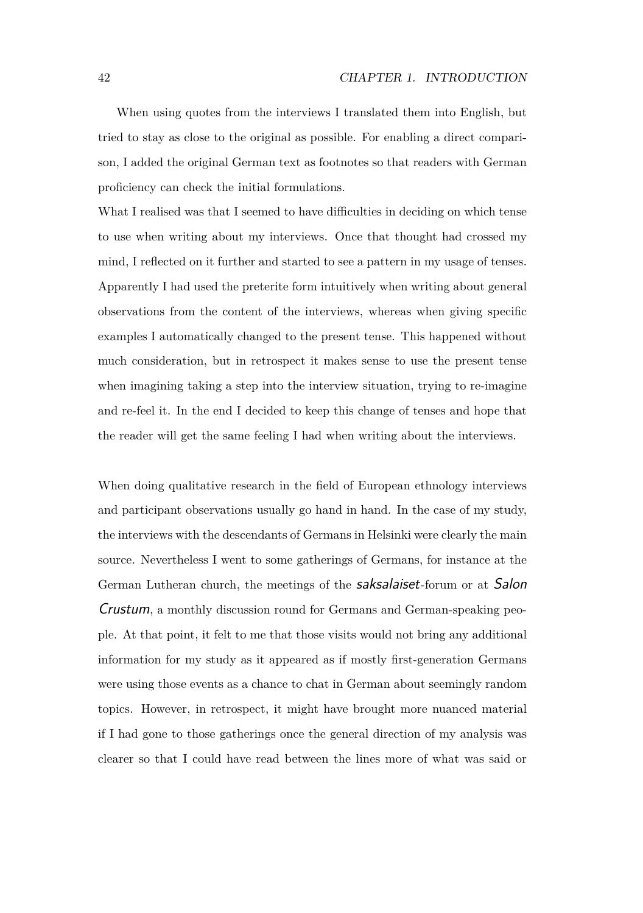When using quotes from the interviews I translated them into English, but tried to stay as close to the original as possible. For enabling a direct comparison, I added the original German text as footnotes so that readers with German proficiency can check the initial formulations.
What I realised was that I seemed to have difficulties in deciding on which tense to use when writing about my interviews. Once that thought had crossed my mind, I reflected on it further and started to see a pattern in my usage of tenses. Apparently I had used the preterite form intuitively when writing about general observations from the content of the interviews, whereas when giving specific examples I automatically changed to the present tense. This happened without much consideration, but in retrospect it makes sense to use the present tense when imagining taking a step into the interview situation, trying to re-imagine and re-feel it. In the end I decided to keep this change of tenses and hope that the reader will get the same feeling I had when writing about the interviews.

When doing qualitative research in the field of European ethnology interviews and participant observations usually go hand in hand. In the case of my study, the interviews with the descendants of Germans in Helsinki were clearly the main source. Nevertheless I went to some gatherings of Germans, for instance at the German Lutheran church, the meetings of the *saksalaiset*-forum or at *Salon Crustum*, a monthly discussion round for Germans and German-speaking people. At that point, it felt to me that those visits would not bring any additional information for my study as it appeared as if mostly first-generation Germans were using those events as a chance to chat in German about seemingly random topics. However, in retrospect, it might have brought more nuanced material if I had gone to those gatherings once the general direction of my analysis was clearer so that I could have read between the lines more of what was said or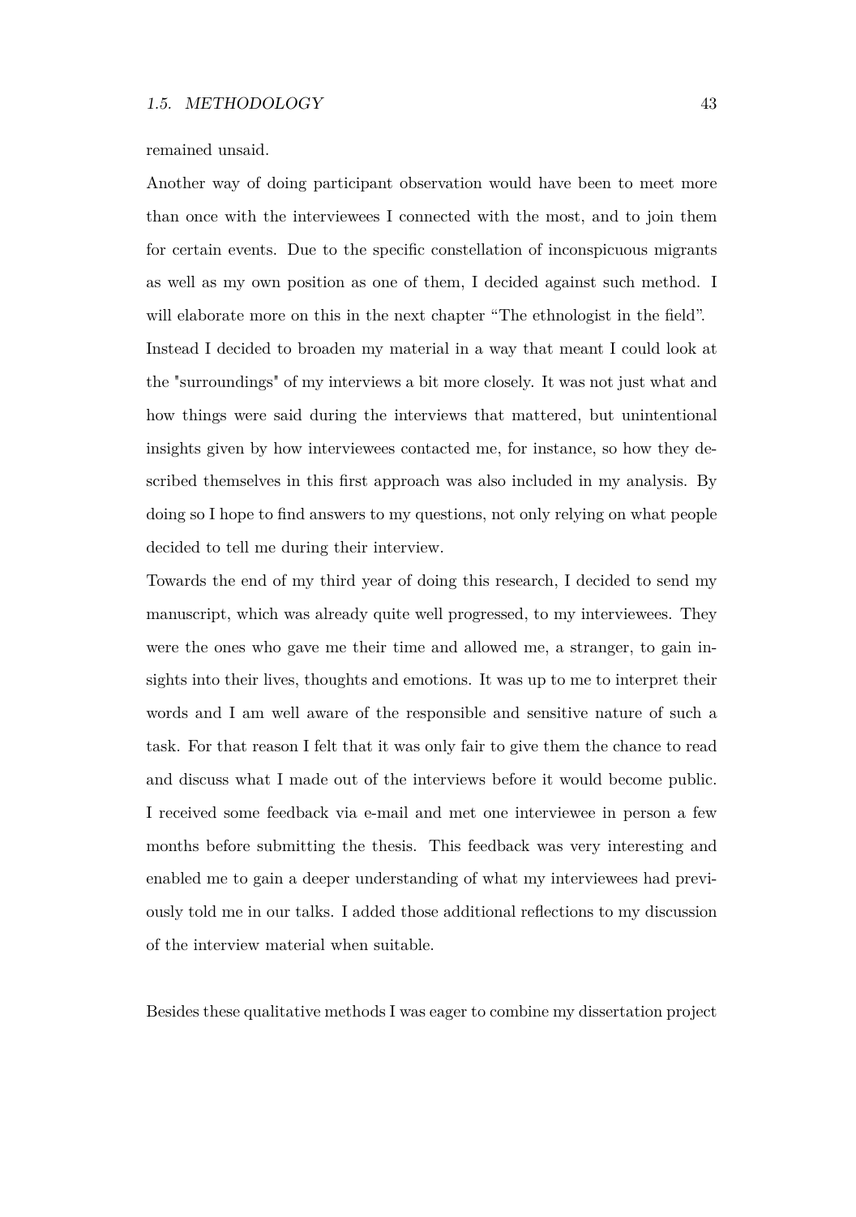remained unsaid.

Another way of doing participant observation would have been to meet more than once with the interviewees I connected with the most, and to join them for certain events. Due to the specific constellation of inconspicuous migrants as well as my own position as one of them, I decided against such method. I will elaborate more on this in the next chapter "The ethnologist in the field".

Instead I decided to broaden my material in a way that meant I could look at the "surroundings" of my interviews a bit more closely. It was not just what and how things were said during the interviews that mattered, but unintentional insights given by how interviewees contacted me, for instance, so how they described themselves in this first approach was also included in my analysis. By doing so I hope to find answers to my questions, not only relying on what people decided to tell me during their interview.

Towards the end of my third year of doing this research, I decided to send my manuscript, which was already quite well progressed, to my interviewees. They were the ones who gave me their time and allowed me, a stranger, to gain insights into their lives, thoughts and emotions. It was up to me to interpret their words and I am well aware of the responsible and sensitive nature of such a task. For that reason I felt that it was only fair to give them the chance to read and discuss what I made out of the interviews before it would become public. I received some feedback via e-mail and met one interviewee in person a few months before submitting the thesis. This feedback was very interesting and enabled me to gain a deeper understanding of what my interviewees had previously told me in our talks. I added those additional reflections to my discussion of the interview material when suitable.

Besides these qualitative methods I was eager to combine my dissertation project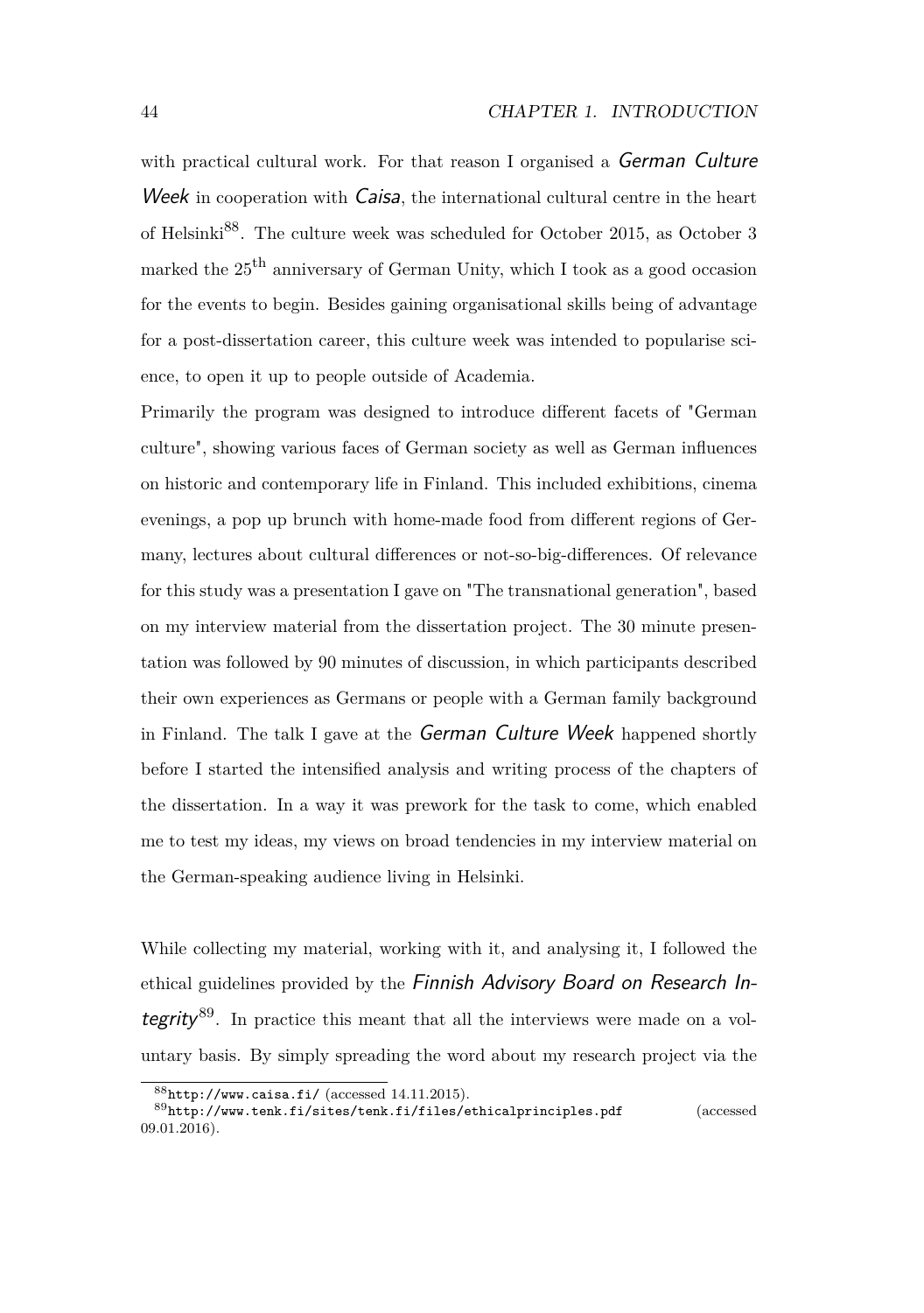with practical cultural work. For that reason I organised a *German Culture Week* in cooperation with *Caisa*, the international cultural centre in the heart of Helsinki[88]. The culture week was scheduled for October 2015, as October 3 marked the 25$^{th}$ anniversary of German Unity, which I took as a good occasion for the events to begin. Besides gaining organisational skills being of advantage for a post-dissertation career, this culture week was intended to popularise science, to open it up to people outside of Academia.

Primarily the program was designed to introduce different facets of "German culture", showing various faces of German society as well as German influences on historic and contemporary life in Finland. This included exhibitions, cinema evenings, a pop up brunch with home-made food from different regions of Germany, lectures about cultural differences or not-so-big-differences. Of relevance for this study was a presentation I gave on "The transnational generation", based on my interview material from the dissertation project. The 30 minute presentation was followed by 90 minutes of discussion, in which participants described their own experiences as Germans or people with a German family background in Finland. The talk I gave at the *German Culture Week* happened shortly before I started the intensified analysis and writing process of the chapters of the dissertation. In a way it was prework for the task to come, which enabled me to test my ideas, my views on broad tendencies in my interview material on the German-speaking audience living in Helsinki.

While collecting my material, working with it, and analysing it, I followed the ethical guidelines provided by the *Finnish Advisory Board on Research Integrity*[89]. In practice this meant that all the interviews were made on a voluntary basis. By simply spreading the word about my research project via the

[88] `http://www.caisa.fi/` (accessed 14.11.2015).

[89] `http://www.tenk.fi/sites/tenk.fi/files/ethicalprinciples.pdf` (accessed 09.01.2016).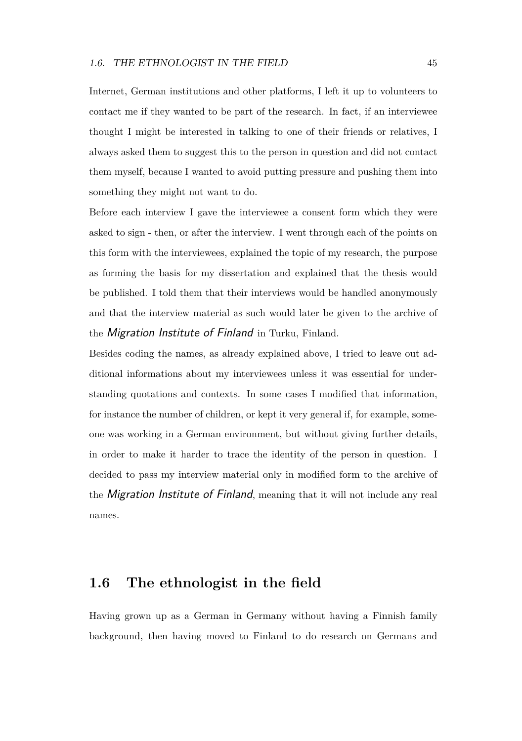Internet, German institutions and other platforms, I left it up to volunteers to contact me if they wanted to be part of the research. In fact, if an interviewee thought I might be interested in talking to one of their friends or relatives, I always asked them to suggest this to the person in question and did not contact them myself, because I wanted to avoid putting pressure and pushing them into something they might not want to do.

Before each interview I gave the interviewee a consent form which they were asked to sign - then, or after the interview. I went through each of the points on this form with the interviewees, explained the topic of my research, the purpose as forming the basis for my dissertation and explained that the thesis would be published. I told them that their interviews would be handled anonymously and that the interview material as such would later be given to the archive of the *Migration Institute of Finland* in Turku, Finland.

Besides coding the names, as already explained above, I tried to leave out additional informations about my interviewees unless it was essential for understanding quotations and contexts. In some cases I modified that information, for instance the number of children, or kept it very general if, for example, someone was working in a German environment, but without giving further details, in order to make it harder to trace the identity of the person in question. I decided to pass my interview material only in modified form to the archive of the *Migration Institute of Finland*, meaning that it will not include any real names.

## 1.6 The ethnologist in the field

Having grown up as a German in Germany without having a Finnish family background, then having moved to Finland to do research on Germans and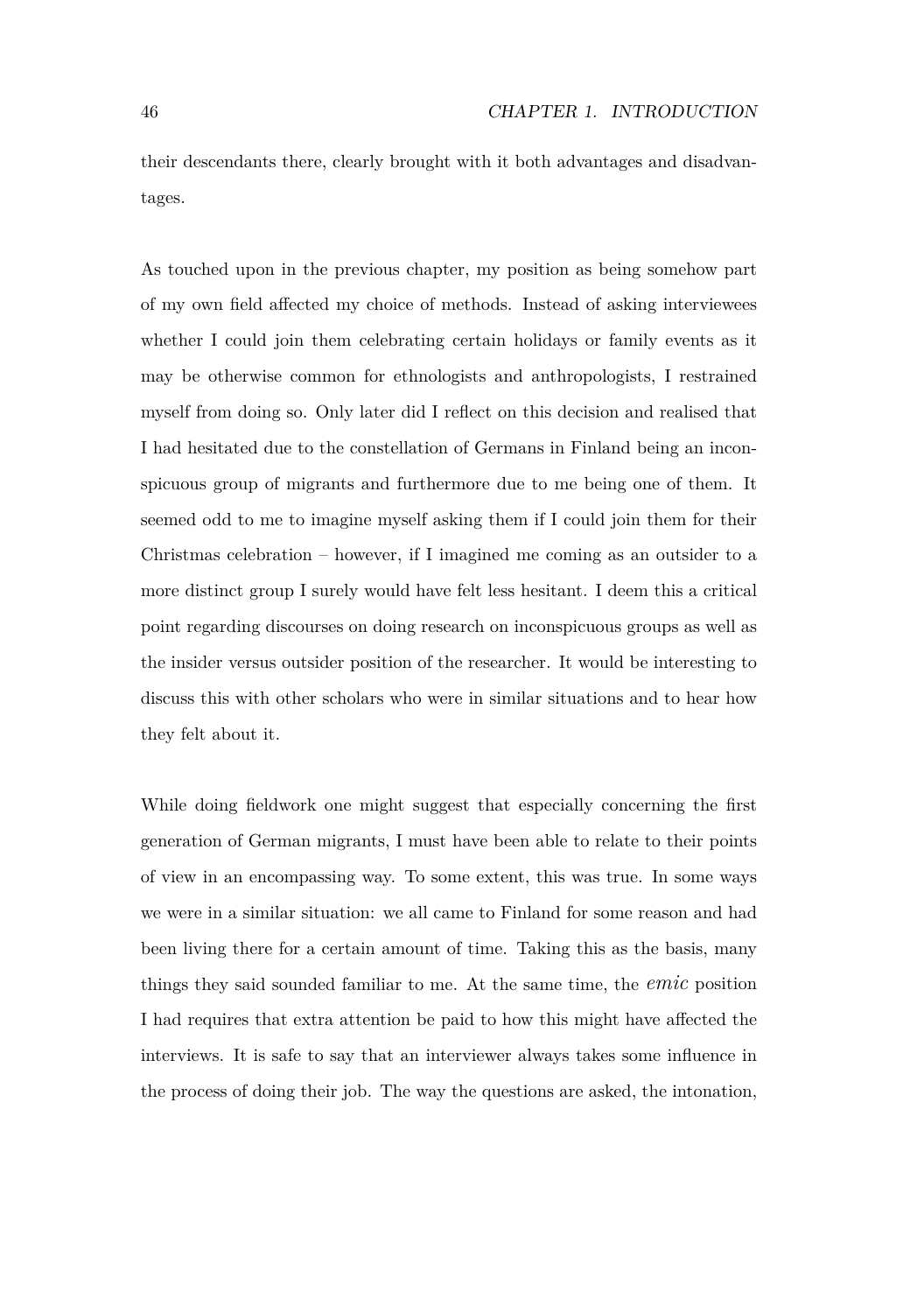their descendants there, clearly brought with it both advantages and disadvantages.

As touched upon in the previous chapter, my position as being somehow part of my own field affected my choice of methods. Instead of asking interviewees whether I could join them celebrating certain holidays or family events as it may be otherwise common for ethnologists and anthropologists, I restrained myself from doing so. Only later did I reflect on this decision and realised that I had hesitated due to the constellation of Germans in Finland being an inconspicuous group of migrants and furthermore due to me being one of them. It seemed odd to me to imagine myself asking them if I could join them for their Christmas celebration – however, if I imagined me coming as an outsider to a more distinct group I surely would have felt less hesitant. I deem this a critical point regarding discourses on doing research on inconspicuous groups as well as the insider versus outsider position of the researcher. It would be interesting to discuss this with other scholars who were in similar situations and to hear how they felt about it.

While doing fieldwork one might suggest that especially concerning the first generation of German migrants, I must have been able to relate to their points of view in an encompassing way. To some extent, this was true. In some ways we were in a similar situation: we all came to Finland for some reason and had been living there for a certain amount of time. Taking this as the basis, many things they said sounded familiar to me. At the same time, the *emic* position I had requires that extra attention be paid to how this might have affected the interviews. It is safe to say that an interviewer always takes some influence in the process of doing their job. The way the questions are asked, the intonation,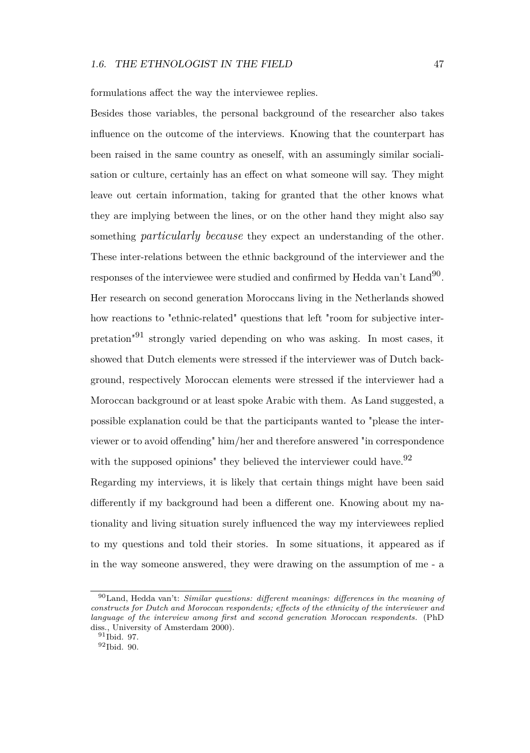formulations affect the way the interviewee replies.

Besides those variables, the personal background of the researcher also takes influence on the outcome of the interviews. Knowing that the counterpart has been raised in the same country as oneself, with an assumingly similar socialisation or culture, certainly has an effect on what someone will say. They might leave out certain information, taking for granted that the other knows what they are implying between the lines, or on the other hand they might also say something *particularly because* they expect an understanding of the other. These inter-relations between the ethnic background of the interviewer and the responses of the interviewee were studied and confirmed by Hedda van't Land[90]. Her research on second generation Moroccans living in the Netherlands showed how reactions to "ethnic-related" questions that left "room for subjective interpretation"[91] strongly varied depending on who was asking. In most cases, it showed that Dutch elements were stressed if the interviewer was of Dutch background, respectively Moroccan elements were stressed if the interviewer had a Moroccan background or at least spoke Arabic with them. As Land suggested, a possible explanation could be that the participants wanted to "please the interviewer or to avoid offending" him/her and therefore answered "in correspondence with the supposed opinions" they believed the interviewer could have.[92]

Regarding my interviews, it is likely that certain things might have been said differently if my background had been a different one. Knowing about my nationality and living situation surely influenced the way my interviewees replied to my questions and told their stories. In some situations, it appeared as if in the way someone answered, they were drawing on the assumption of me - a

---

[90] Land, Hedda van't: *Similar questions: different meanings: differences in the meaning of constructs for Dutch and Moroccan respondents; effects of the ethnicity of the interviewer and language of the interview among first and second generation Moroccan respondents.* (PhD diss., University of Amsterdam 2000).

[91] Ibid. 97.

[92] Ibid. 90.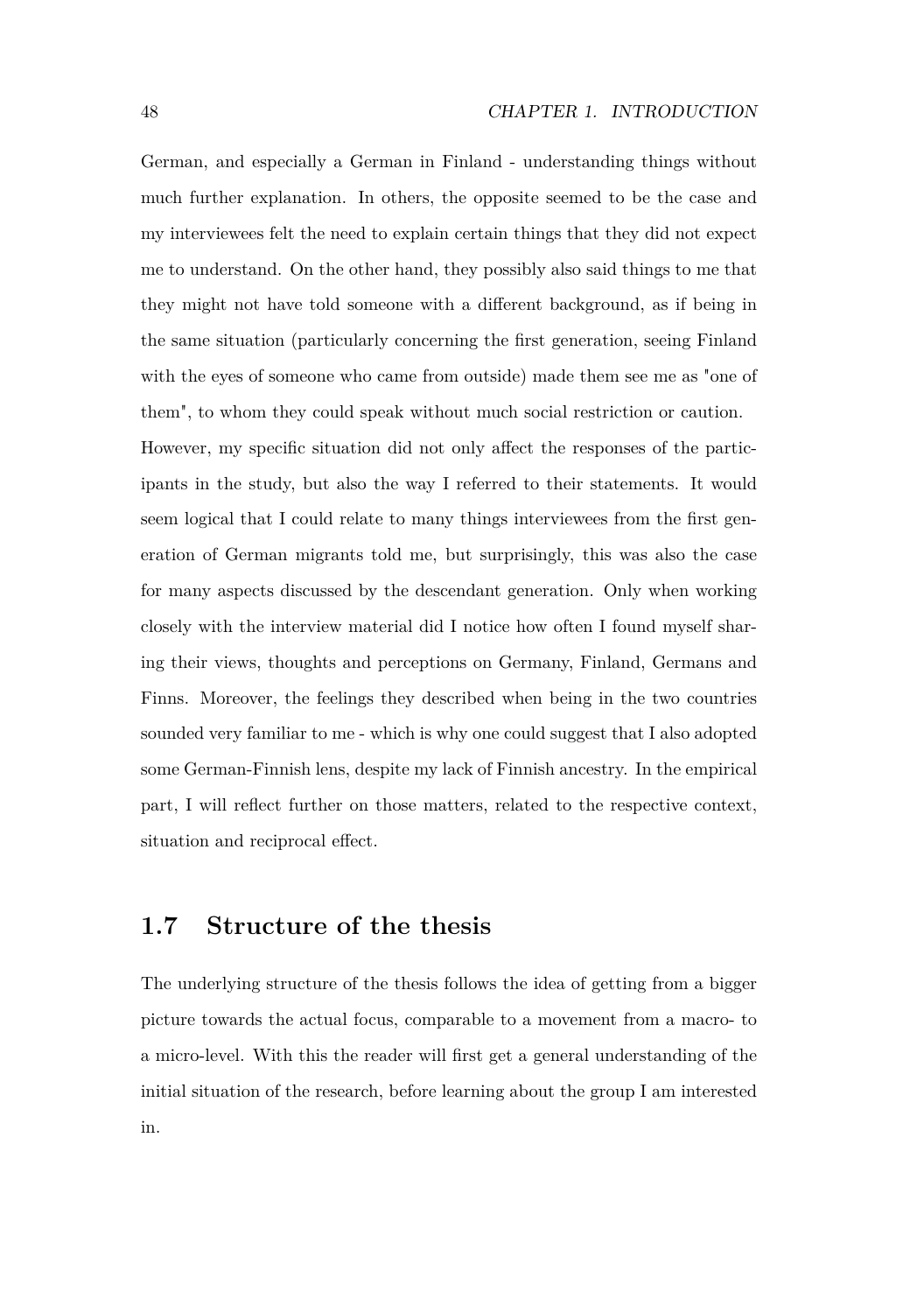German, and especially a German in Finland - understanding things without much further explanation. In others, the opposite seemed to be the case and my interviewees felt the need to explain certain things that they did not expect me to understand. On the other hand, they possibly also said things to me that they might not have told someone with a different background, as if being in the same situation (particularly concerning the first generation, seeing Finland with the eyes of someone who came from outside) made them see me as "one of them", to whom they could speak without much social restriction or caution.
However, my specific situation did not only affect the responses of the participants in the study, but also the way I referred to their statements. It would seem logical that I could relate to many things interviewees from the first generation of German migrants told me, but surprisingly, this was also the case for many aspects discussed by the descendant generation. Only when working closely with the interview material did I notice how often I found myself sharing their views, thoughts and perceptions on Germany, Finland, Germans and Finns. Moreover, the feelings they described when being in the two countries sounded very familiar to me - which is why one could suggest that I also adopted some German-Finnish lens, despite my lack of Finnish ancestry. In the empirical part, I will reflect further on those matters, related to the respective context, situation and reciprocal effect.

## 1.7 Structure of the thesis

The underlying structure of the thesis follows the idea of getting from a bigger picture towards the actual focus, comparable to a movement from a macro- to a micro-level. With this the reader will first get a general understanding of the initial situation of the research, before learning about the group I am interested in.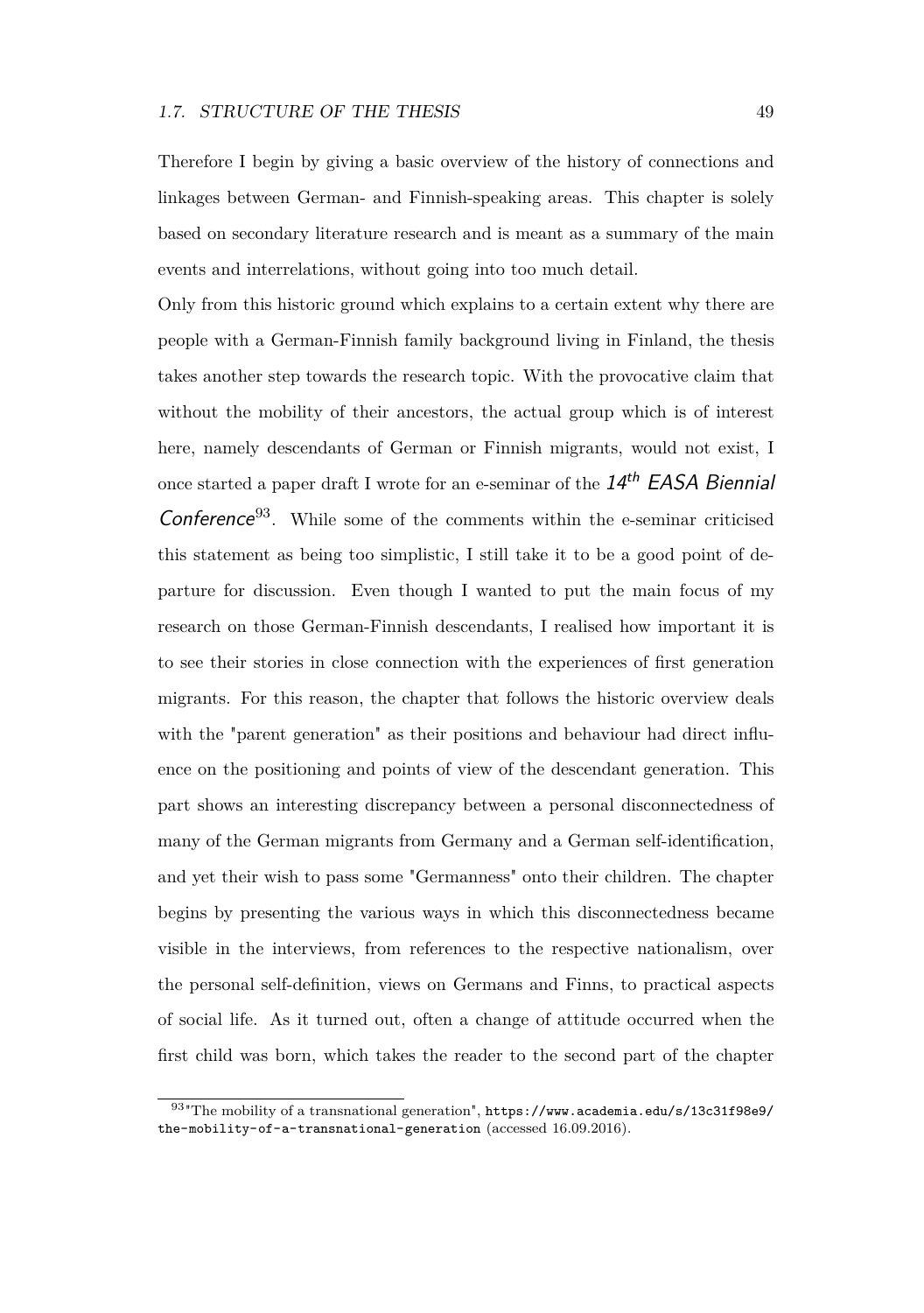Therefore I begin by giving a basic overview of the history of connections and linkages between German- and Finnish-speaking areas. This chapter is solely based on secondary literature research and is meant as a summary of the main events and interrelations, without going into too much detail.

Only from this historic ground which explains to a certain extent why there are people with a German-Finnish family background living in Finland, the thesis takes another step towards the research topic. With the provocative claim that without the mobility of their ancestors, the actual group which is of interest here, namely descendants of German or Finnish migrants, would not exist, I once started a paper draft I wrote for an e-seminar of the *14th EASA Biennial Conference*[93]. While some of the comments within the e-seminar criticised this statement as being too simplistic, I still take it to be a good point of departure for discussion. Even though I wanted to put the main focus of my research on those German-Finnish descendants, I realised how important it is to see their stories in close connection with the experiences of first generation migrants. For this reason, the chapter that follows the historic overview deals with the "parent generation" as their positions and behaviour had direct influence on the positioning and points of view of the descendant generation. This part shows an interesting discrepancy between a personal disconnectedness of many of the German migrants from Germany and a German self-identification, and yet their wish to pass some "Germanness" onto their children. The chapter begins by presenting the various ways in which this disconnectedness became visible in the interviews, from references to the respective nationalism, over the personal self-definition, views on Germans and Finns, to practical aspects of social life. As it turned out, often a change of attitude occurred when the first child was born, which takes the reader to the second part of the chapter

[93] "The mobility of a transnational generation", https://www.academia.edu/s/13c31f98e9/the-mobility-of-a-transnational-generation (accessed 16.09.2016).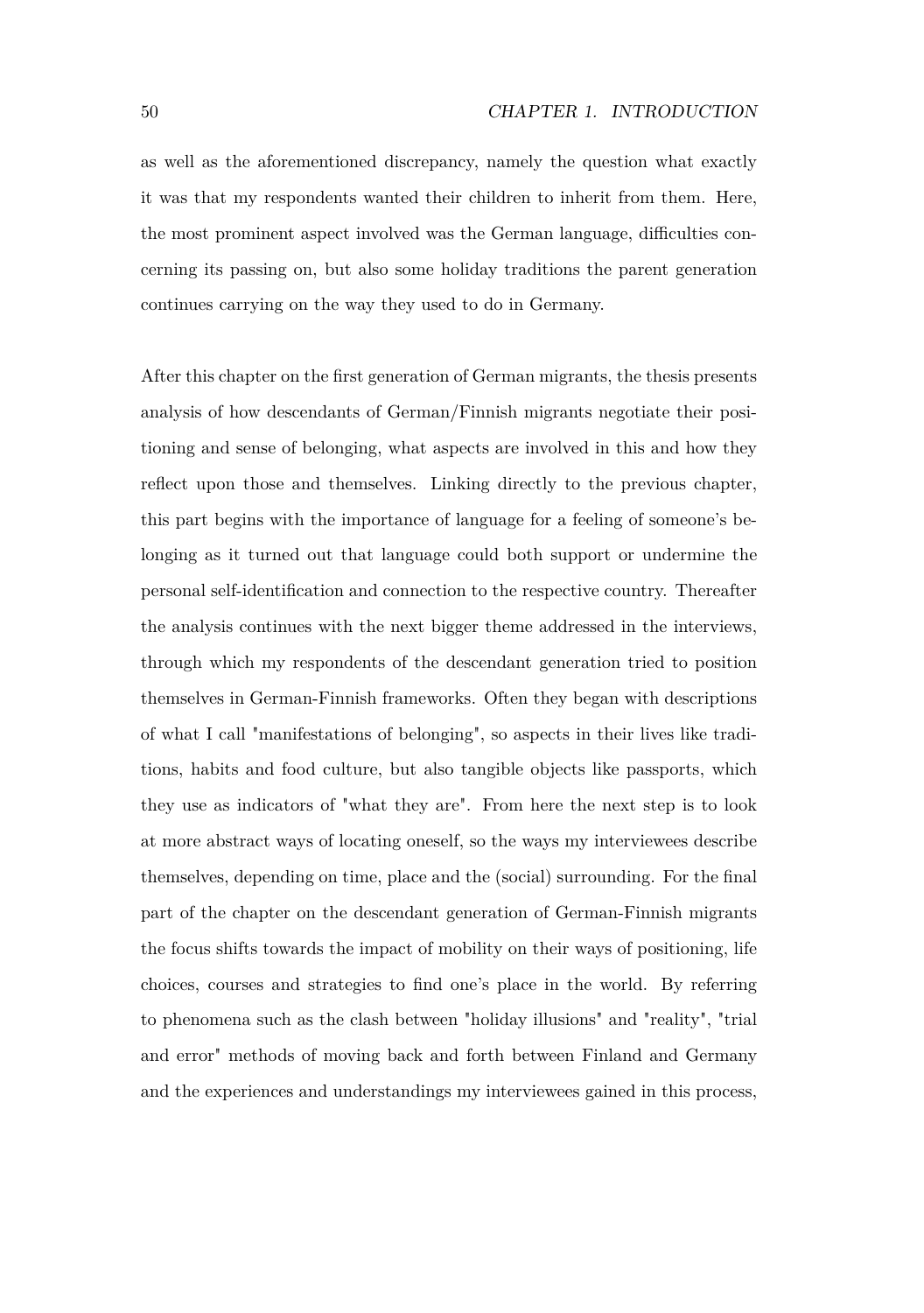as well as the aforementioned discrepancy, namely the question what exactly it was that my respondents wanted their children to inherit from them. Here, the most prominent aspect involved was the German language, difficulties concerning its passing on, but also some holiday traditions the parent generation continues carrying on the way they used to do in Germany.

After this chapter on the first generation of German migrants, the thesis presents analysis of how descendants of German/Finnish migrants negotiate their positioning and sense of belonging, what aspects are involved in this and how they reflect upon those and themselves. Linking directly to the previous chapter, this part begins with the importance of language for a feeling of someone's belonging as it turned out that language could both support or undermine the personal self-identification and connection to the respective country. Thereafter the analysis continues with the next bigger theme addressed in the interviews, through which my respondents of the descendant generation tried to position themselves in German-Finnish frameworks. Often they began with descriptions of what I call "manifestations of belonging", so aspects in their lives like traditions, habits and food culture, but also tangible objects like passports, which they use as indicators of "what they are". From here the next step is to look at more abstract ways of locating oneself, so the ways my interviewees describe themselves, depending on time, place and the (social) surrounding. For the final part of the chapter on the descendant generation of German-Finnish migrants the focus shifts towards the impact of mobility on their ways of positioning, life choices, courses and strategies to find one's place in the world. By referring to phenomena such as the clash between "holiday illusions" and "reality", "trial and error" methods of moving back and forth between Finland and Germany and the experiences and understandings my interviewees gained in this process,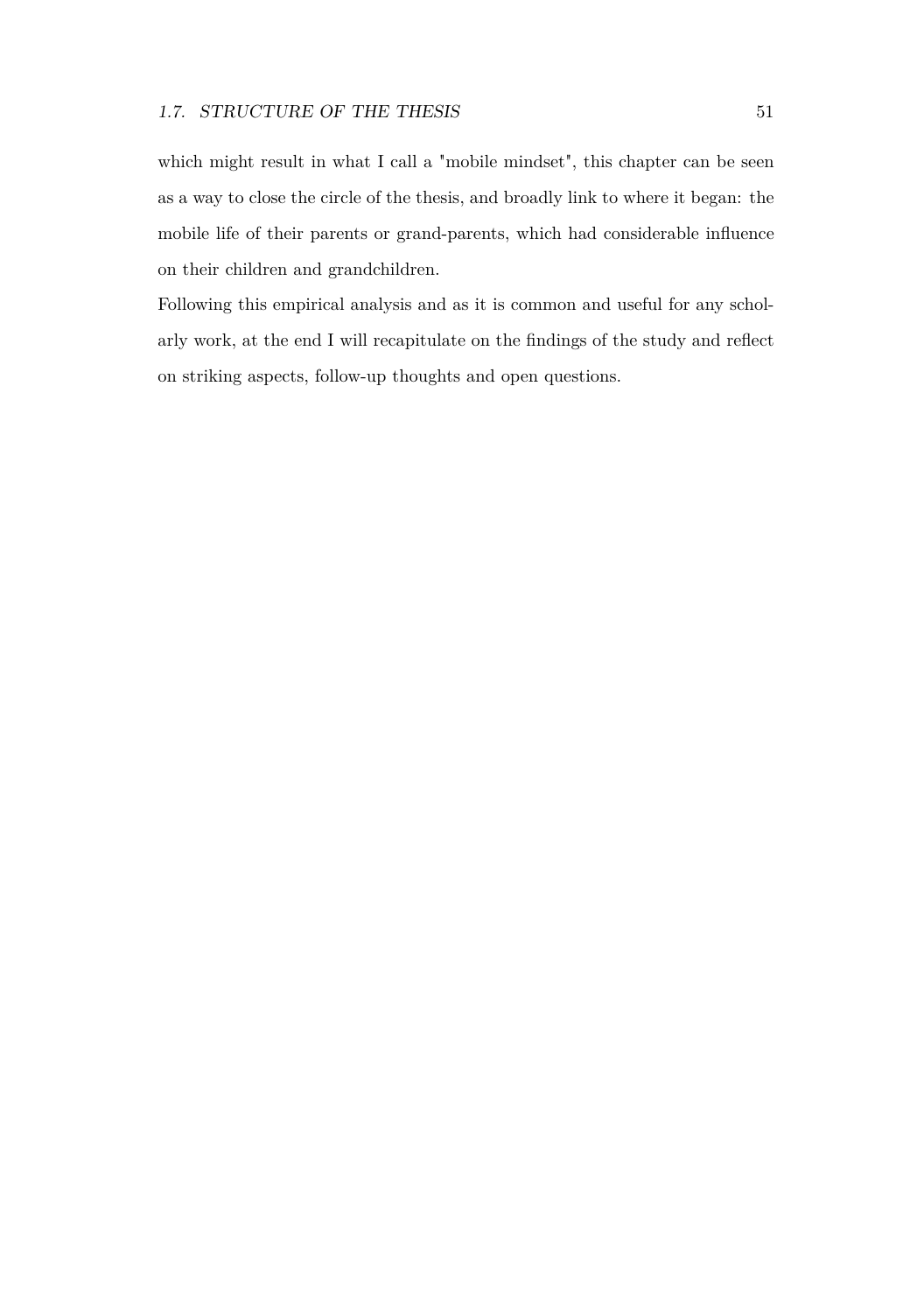which might result in what I call a "mobile mindset", this chapter can be seen as a way to close the circle of the thesis, and broadly link to where it began: the mobile life of their parents or grand-parents, which had considerable influence on their children and grandchildren.

Following this empirical analysis and as it is common and useful for any scholarly work, at the end I will recapitulate on the findings of the study and reflect on striking aspects, follow-up thoughts and open questions.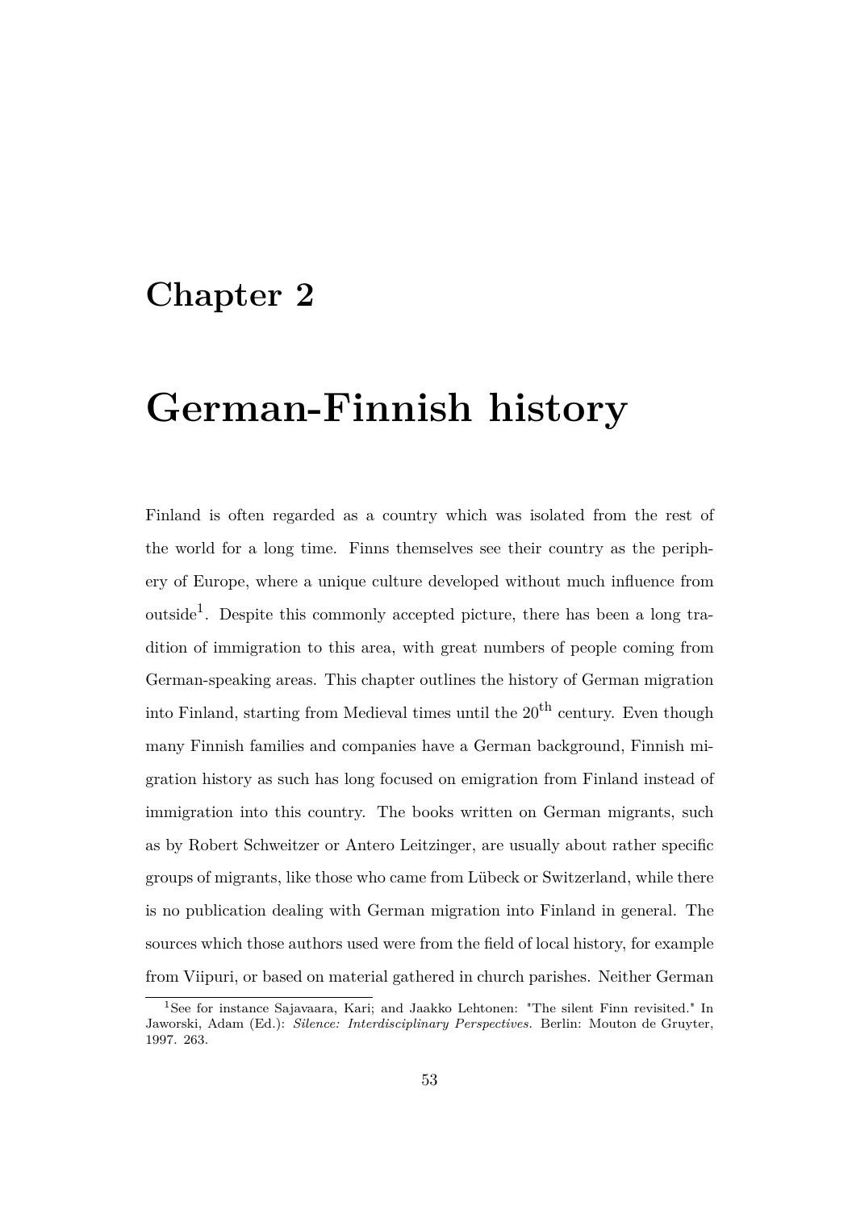# Chapter 2

# German-Finnish history

Finland is often regarded as a country which was isolated from the rest of the world for a long time. Finns themselves see their country as the periphery of Europe, where a unique culture developed without much influence from outside[1]. Despite this commonly accepted picture, there has been a long tradition of immigration to this area, with great numbers of people coming from German-speaking areas. This chapter outlines the history of German migration into Finland, starting from Medieval times until the 20$^{th}$ century. Even though many Finnish families and companies have a German background, Finnish migration history as such has long focused on emigration from Finland instead of immigration into this country. The books written on German migrants, such as by Robert Schweitzer or Antero Leitzinger, are usually about rather specific groups of migrants, like those who came from Lübeck or Switzerland, while there is no publication dealing with German migration into Finland in general. The sources which those authors used were from the field of local history, for example from Viipuri, or based on material gathered in church parishes. Neither German

[1] See for instance Sajavaara, Kari; and Jaakko Lehtonen: "The silent Finn revisited." In Jaworski, Adam (Ed.): *Silence: Interdisciplinary Perspectives.* Berlin: Mouton de Gruyter, 1997. 263.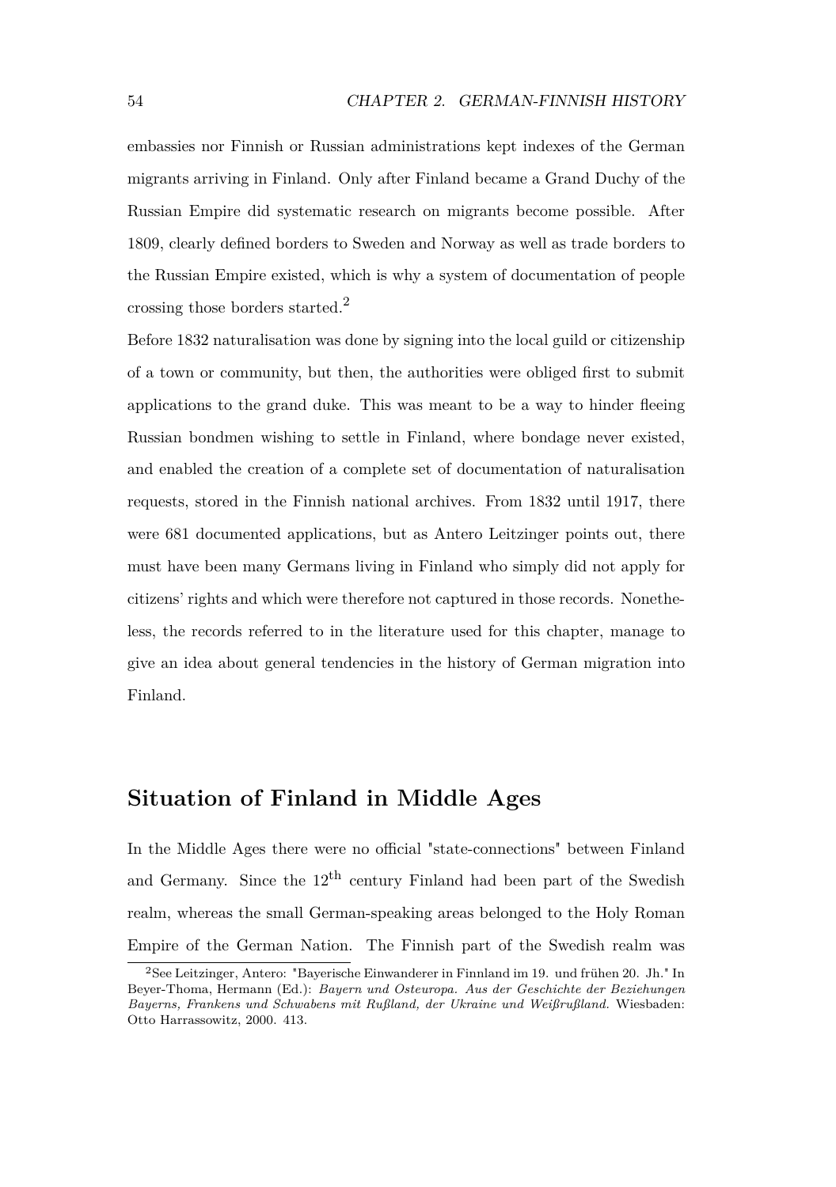embassies nor Finnish or Russian administrations kept indexes of the German migrants arriving in Finland. Only after Finland became a Grand Duchy of the Russian Empire did systematic research on migrants become possible. After 1809, clearly defined borders to Sweden and Norway as well as trade borders to the Russian Empire existed, which is why a system of documentation of people crossing those borders started.[2]

Before 1832 naturalisation was done by signing into the local guild or citizenship of a town or community, but then, the authorities were obliged first to submit applications to the grand duke. This was meant to be a way to hinder fleeing Russian bondmen wishing to settle in Finland, where bondage never existed, and enabled the creation of a complete set of documentation of naturalisation requests, stored in the Finnish national archives. From 1832 until 1917, there were 681 documented applications, but as Antero Leitzinger points out, there must have been many Germans living in Finland who simply did not apply for citizens' rights and which were therefore not captured in those records. Nonetheless, the records referred to in the literature used for this chapter, manage to give an idea about general tendencies in the history of German migration into Finland.

## Situation of Finland in Middle Ages

In the Middle Ages there were no official "state-connections" between Finland and Germany. Since the 12$^{\text{th}}$ century Finland had been part of the Swedish realm, whereas the small German-speaking areas belonged to the Holy Roman Empire of the German Nation. The Finnish part of the Swedish realm was

[2] See Leitzinger, Antero: "Bayerische Einwanderer in Finnland im 19. und frühen 20. Jh." In Beyer-Thoma, Hermann (Ed.): *Bayern und Osteuropa. Aus der Geschichte der Beziehungen Bayerns, Frankens und Schwabens mit Rußland, der Ukraine und Weißrußland.* Wiesbaden: Otto Harrassowitz, 2000. 413.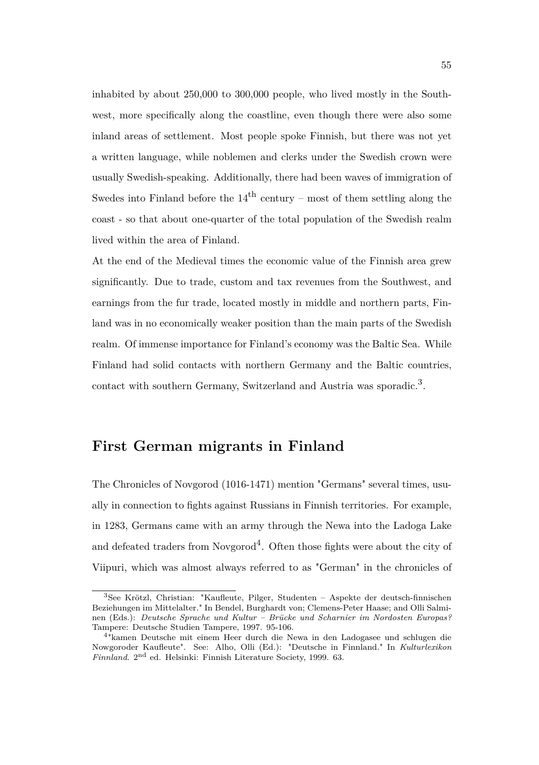inhabited by about 250,000 to 300,000 people, who lived mostly in the Southwest, more specifically along the coastline, even though there were also some inland areas of settlement. Most people spoke Finnish, but there was not yet a written language, while noblemen and clerks under the Swedish crown were usually Swedish-speaking. Additionally, there had been waves of immigration of Swedes into Finland before the $14^{th}$ century – most of them settling along the coast - so that about one-quarter of the total population of the Swedish realm lived within the area of Finland.

At the end of the Medieval times the economic value of the Finnish area grew significantly. Due to trade, custom and tax revenues from the Southwest, and earnings from the fur trade, located mostly in middle and northern parts, Finland was in no economically weaker position than the main parts of the Swedish realm. Of immense importance for Finland's economy was the Baltic Sea. While Finland had solid contacts with northern Germany and the Baltic countries, contact with southern Germany, Switzerland and Austria was sporadic.[3].

## First German migrants in Finland

The Chronicles of Novgorod (1016-1471) mention "Germans" several times, usually in connection to fights against Russians in Finnish territories. For example, in 1283, Germans came with an army through the Newa into the Ladoga Lake and defeated traders from Novgorod[4]. Often those fights were about the city of Viipuri, which was almost always referred to as "German" in the chronicles of

---

[3] See Krötzl, Christian: "Kaufleute, Pilger, Studenten – Aspekte der deutsch-finnischen Beziehungen im Mittelalter." In Bendel, Burghardt von; Clemens-Peter Haase; and Olli Salminen (Eds.): *Deutsche Sprache und Kultur – Brücke und Scharnier im Nordosten Europas?* Tampere: Deutsche Studien Tampere, 1997. 95-106.

[4] "kamen Deutsche mit einem Heer durch die Newa in den Ladogasee und schlugen die Nowgoroder Kaufleute". See: Alho, Olli (Ed.): "Deutsche in Finnland." In *Kulturlexikon Finnland*. 2nd ed. Helsinki: Finnish Literature Society, 1999. 63.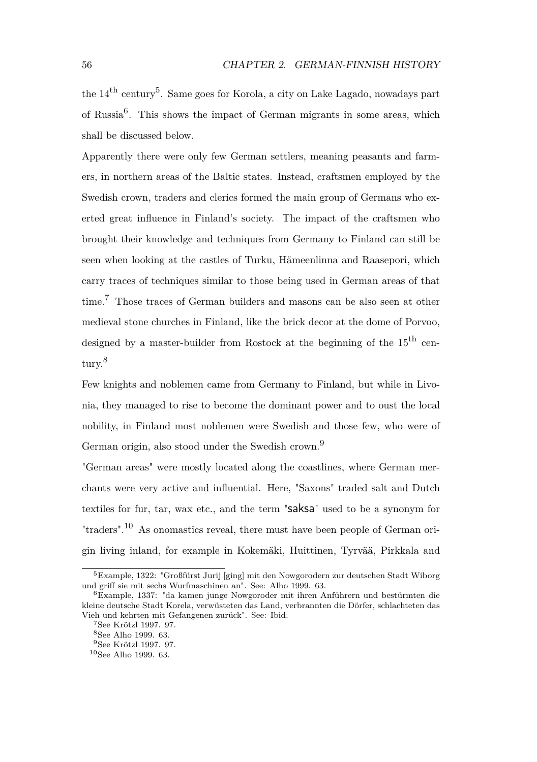the 14th century[5]. Same goes for Korola, a city on Lake Lagado, nowadays part of Russia[6]. This shows the impact of German migrants in some areas, which shall be discussed below.

Apparently there were only few German settlers, meaning peasants and farmers, in northern areas of the Baltic states. Instead, craftsmen employed by the Swedish crown, traders and clerics formed the main group of Germans who exerted great influence in Finland's society. The impact of the craftsmen who brought their knowledge and techniques from Germany to Finland can still be seen when looking at the castles of Turku, Hämeenlinna and Raasepori, which carry traces of techniques similar to those being used in German areas of that time.[7] Those traces of German builders and masons can be also seen at other medieval stone churches in Finland, like the brick decor at the dome of Porvoo, designed by a master-builder from Rostock at the beginning of the 15th century.[8]

Few knights and noblemen came from Germany to Finland, but while in Livonia, they managed to rise to become the dominant power and to oust the local nobility, in Finland most noblemen were Swedish and those few, who were of German origin, also stood under the Swedish crown.[9]

"German areas" were mostly located along the coastlines, where German merchants were very active and influential. Here, "Saxons" traded salt and Dutch textiles for fur, tar, wax etc., and the term "saksa" used to be a synonym for "traders".[10] As onomastics reveal, there must have been people of German origin living inland, for example in Kokemäki, Huittinen, Tyrvää, Pirkkala and

---

[5] Example, 1322: "Großfürst Jurij [ging] mit den Nowgorodern zur deutschen Stadt Wiborg und griff sie mit sechs Wurfmaschinen an". See: Alho 1999. 63.

[6] Example, 1337: "da kamen junge Nowgoroder mit ihren Anführern und bestürmten die kleine deutsche Stadt Korela, verwüsteten das Land, verbrannten die Dörfer, schlachteten das Vieh und kehrten mit Gefangenen zurück". See: Ibid.

[7] See Krötzl 1997. 97.

[8] See Alho 1999. 63.

[9] See Krötzl 1997. 97.

[10] See Alho 1999. 63.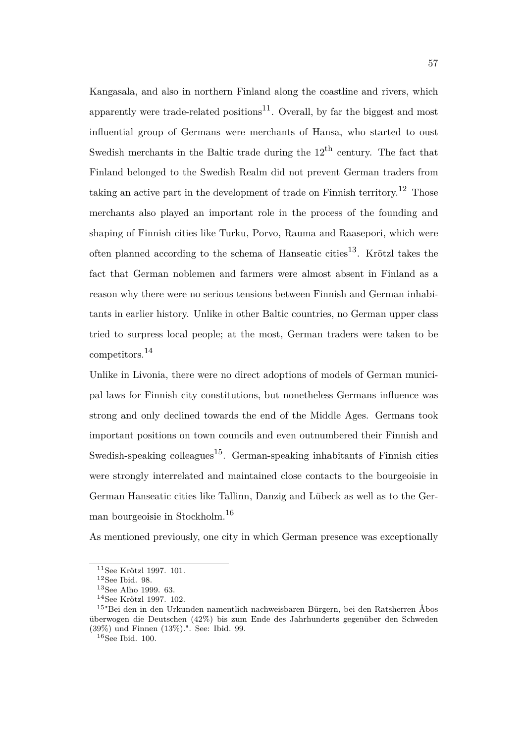Kangasala, and also in northern Finland along the coastline and rivers, which apparently were trade-related positions[11]. Overall, by far the biggest and most influential group of Germans were merchants of Hansa, who started to oust Swedish merchants in the Baltic trade during the 12th century. The fact that Finland belonged to the Swedish Realm did not prevent German traders from taking an active part in the development of trade on Finnish territory.[12] Those merchants also played an important role in the process of the founding and shaping of Finnish cities like Turku, Porvo, Rauma and Raasepori, which were often planned according to the schema of Hanseatic cities[13]. Krötzl takes the fact that German noblemen and farmers were almost absent in Finland as a reason why there were no serious tensions between Finnish and German inhabitants in earlier history. Unlike in other Baltic countries, no German upper class tried to surpress local people; at the most, German traders were taken to be competitors.[14]

Unlike in Livonia, there were no direct adoptions of models of German municipal laws for Finnish city constitutions, but nonetheless Germans influence was strong and only declined towards the end of the Middle Ages. Germans took important positions on town councils and even outnumbered their Finnish and Swedish-speaking colleagues[15]. German-speaking inhabitants of Finnish cities were strongly interrelated and maintained close contacts to the bourgeoisie in German Hanseatic cities like Tallinn, Danzig and Lübeck as well as to the German bourgeoisie in Stockholm.[16]

As mentioned previously, one city in which German presence was exceptionally

---

[11] See Krötzl 1997. 101.

[12] See Ibid. 98.

[13] See Alho 1999. 63.

[14] See Krötzl 1997. 102.

[15] "Bei den in den Urkunden namentlich nachweisbaren Bürgern, bei den Ratsherren Åbos überwogen die Deutschen (42%) bis zum Ende des Jahrhunderts gegenüber den Schweden (39%) und Finnen (13%).". See: Ibid. 99.

[16] See Ibid. 100.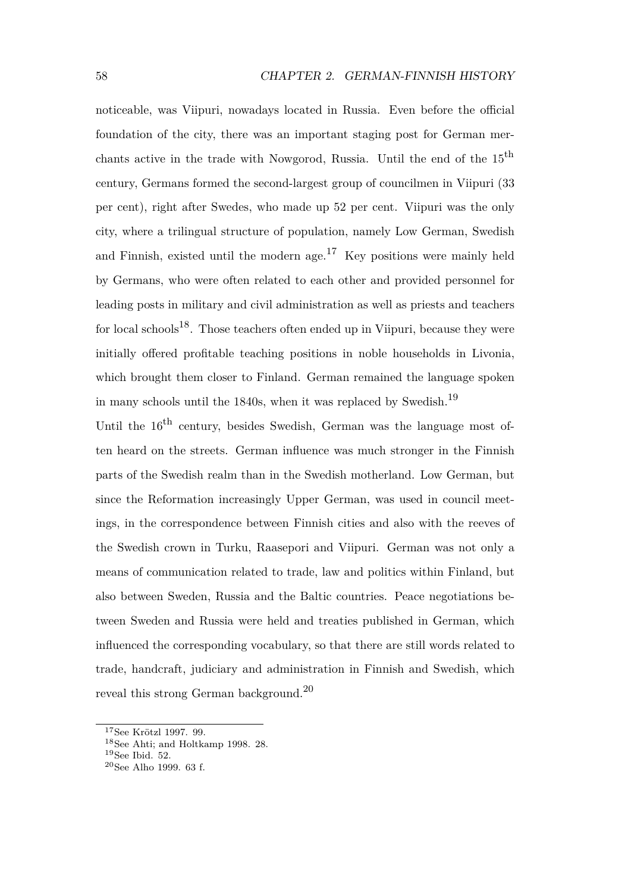noticeable, was Viipuri, nowadays located in Russia. Even before the official foundation of the city, there was an important staging post for German merchants active in the trade with Nowgorod, Russia. Until the end of the $15^{th}$ century, Germans formed the second-largest group of councilmen in Viipuri (33 per cent), right after Swedes, who made up 52 per cent. Viipuri was the only city, where a trilingual structure of population, namely Low German, Swedish and Finnish, existed until the modern age.[17] Key positions were mainly held by Germans, who were often related to each other and provided personnel for leading posts in military and civil administration as well as priests and teachers for local schools[18]. Those teachers often ended up in Viipuri, because they were initially offered profitable teaching positions in noble households in Livonia, which brought them closer to Finland. German remained the language spoken in many schools until the 1840s, when it was replaced by Swedish.[19]

Until the $16^{th}$ century, besides Swedish, German was the language most often heard on the streets. German influence was much stronger in the Finnish parts of the Swedish realm than in the Swedish motherland. Low German, but since the Reformation increasingly Upper German, was used in council meetings, in the correspondence between Finnish cities and also with the reeves of the Swedish crown in Turku, Raasepori and Viipuri. German was not only a means of communication related to trade, law and politics within Finland, but also between Sweden, Russia and the Baltic countries. Peace negotiations between Sweden and Russia were held and treaties published in German, which influenced the corresponding vocabulary, so that there are still words related to trade, handcraft, judiciary and administration in Finnish and Swedish, which reveal this strong German background.[20]

---

[17] See Krötzl 1997. 99.

[18] See Ahti; and Holtkamp 1998. 28.

[19] See Ibid. 52.

[20] See Alho 1999. 63 f.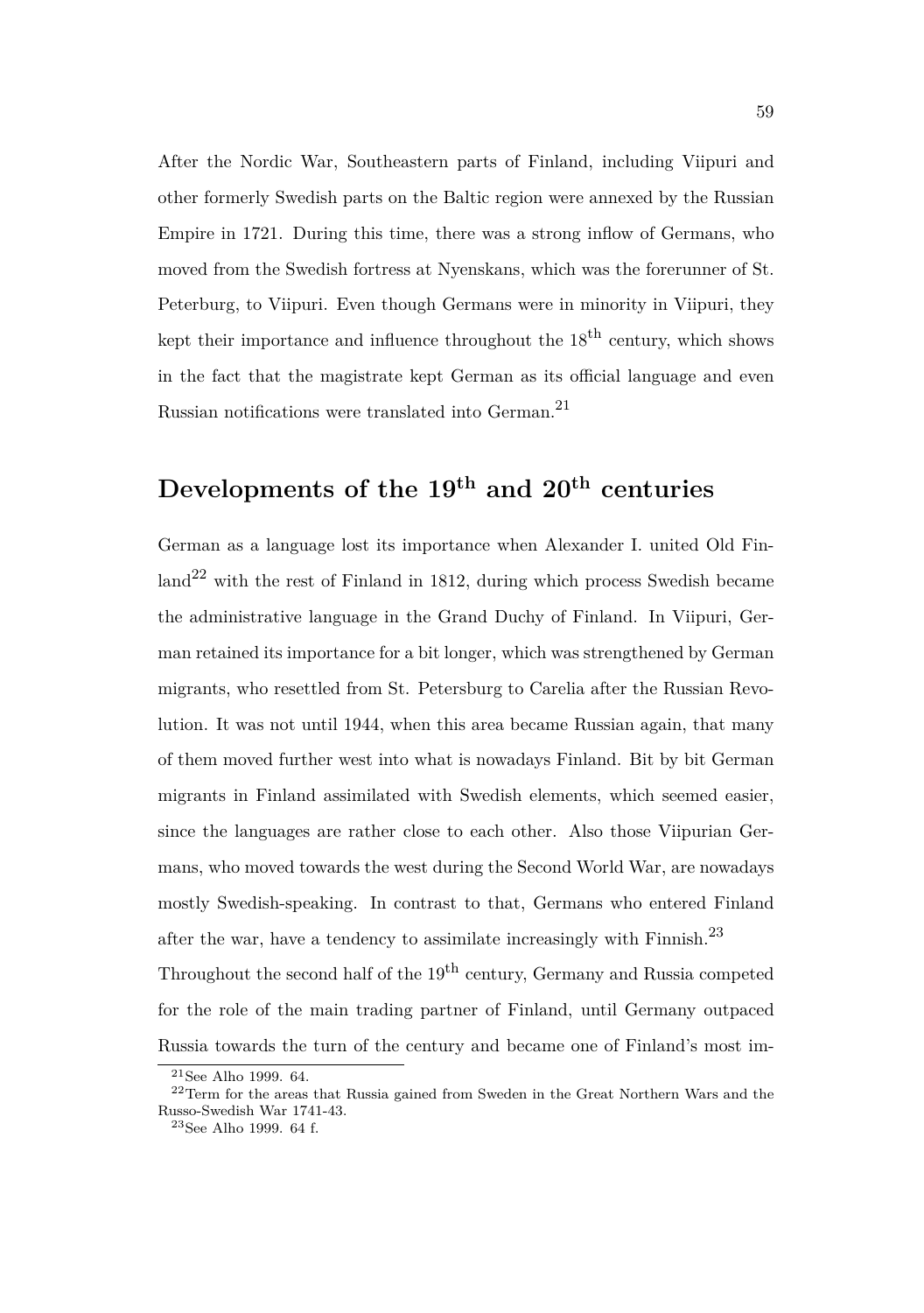After the Nordic War, Southeastern parts of Finland, including Viipuri and other formerly Swedish parts on the Baltic region were annexed by the Russian Empire in 1721. During this time, there was a strong inflow of Germans, who moved from the Swedish fortress at Nyenskans, which was the forerunner of St. Peterburg, to Viipuri. Even though Germans were in minority in Viipuri, they kept their importance and influence throughout the 18$^{th}$ century, which shows in the fact that the magistrate kept German as its official language and even Russian notifications were translated into German.[21]

## Developments of the 19$^{th}$ and 20$^{th}$ centuries

German as a language lost its importance when Alexander I. united Old Finland[22] with the rest of Finland in 1812, during which process Swedish became the administrative language in the Grand Duchy of Finland. In Viipuri, German retained its importance for a bit longer, which was strengthened by German migrants, who resettled from St. Petersburg to Carelia after the Russian Revolution. It was not until 1944, when this area became Russian again, that many of them moved further west into what is nowadays Finland. Bit by bit German migrants in Finland assimilated with Swedish elements, which seemed easier, since the languages are rather close to each other. Also those Viipurian Germans, who moved towards the west during the Second World War, are nowadays mostly Swedish-speaking. In contrast to that, Germans who entered Finland after the war, have a tendency to assimilate increasingly with Finnish.[23]

Throughout the second half of the 19$^{th}$ century, Germany and Russia competed for the role of the main trading partner of Finland, until Germany outpaced Russia towards the turn of the century and became one of Finland's most im-

[21] See Alho 1999. 64.

[22] Term for the areas that Russia gained from Sweden in the Great Northern Wars and the Russo-Swedish War 1741-43.

[23] See Alho 1999. 64 f.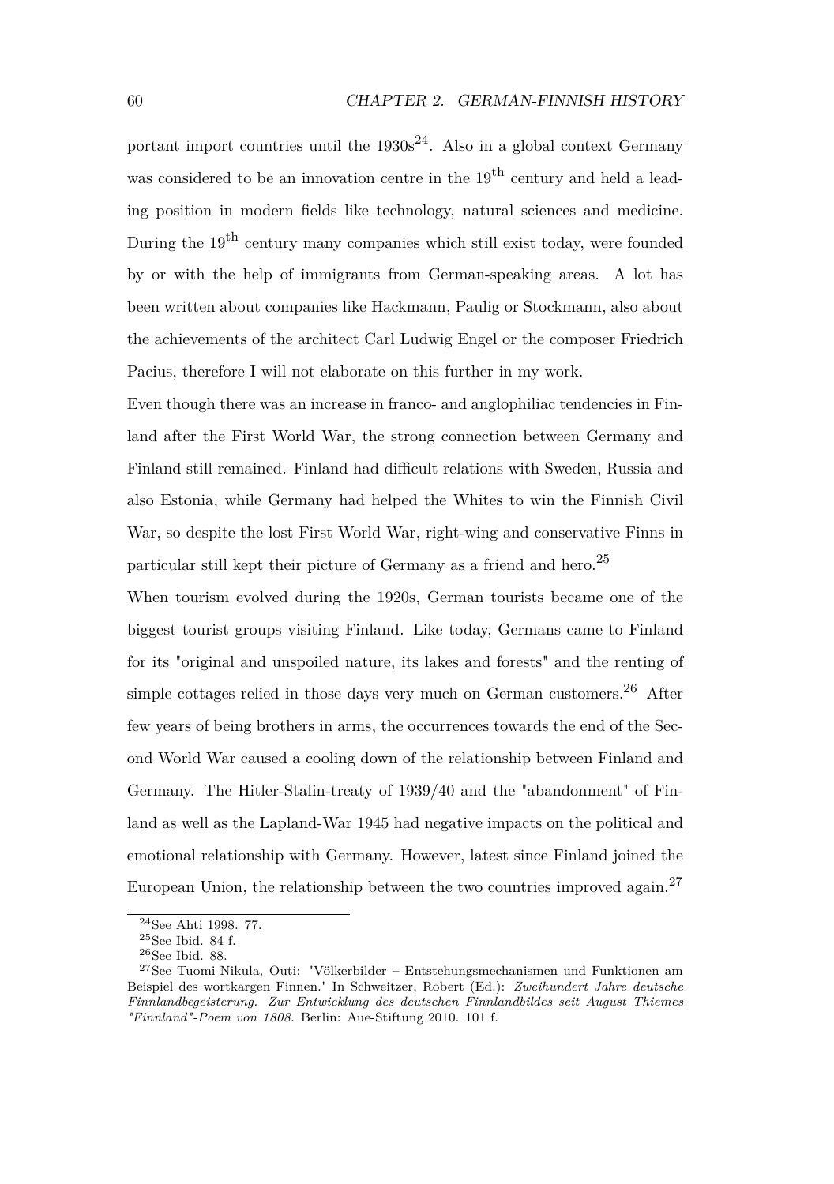portant import countries until the 1930s[24]. Also in a global context Germany was considered to be an innovation centre in the 19th century and held a leading position in modern fields like technology, natural sciences and medicine. During the 19th century many companies which still exist today, were founded by or with the help of immigrants from German-speaking areas. A lot has been written about companies like Hackmann, Paulig or Stockmann, also about the achievements of the architect Carl Ludwig Engel or the composer Friedrich Pacius, therefore I will not elaborate on this further in my work.

Even though there was an increase in franco- and anglophiliac tendencies in Finland after the First World War, the strong connection between Germany and Finland still remained. Finland had difficult relations with Sweden, Russia and also Estonia, while Germany had helped the Whites to win the Finnish Civil War, so despite the lost First World War, right-wing and conservative Finns in particular still kept their picture of Germany as a friend and hero.[25]

When tourism evolved during the 1920s, German tourists became one of the biggest tourist groups visiting Finland. Like today, Germans came to Finland for its "original and unspoiled nature, its lakes and forests" and the renting of simple cottages relied in those days very much on German customers.[26] After few years of being brothers in arms, the occurrences towards the end of the Second World War caused a cooling down of the relationship between Finland and Germany. The Hitler-Stalin-treaty of 1939/40 and the "abandonment" of Finland as well as the Lapland-War 1945 had negative impacts on the political and emotional relationship with Germany. However, latest since Finland joined the European Union, the relationship between the two countries improved again.[27]

---

[24] See Ahti 1998. 77.

[25] See Ibid. 84 f.

[26] See Ibid. 88.

[27] See Tuomi-Nikula, Outi: "Völkerbilder – Entstehungsmechanismen und Funktionen am Beispiel des wortkargen Finnen." In Schweitzer, Robert (Ed.): *Zweihundert Jahre deutsche Finnlandbegeisterung. Zur Entwicklung des deutschen Finnlandbildes seit August Thiemes "Finnland"-Poem von 1808.* Berlin: Aue-Stiftung 2010. 101 f.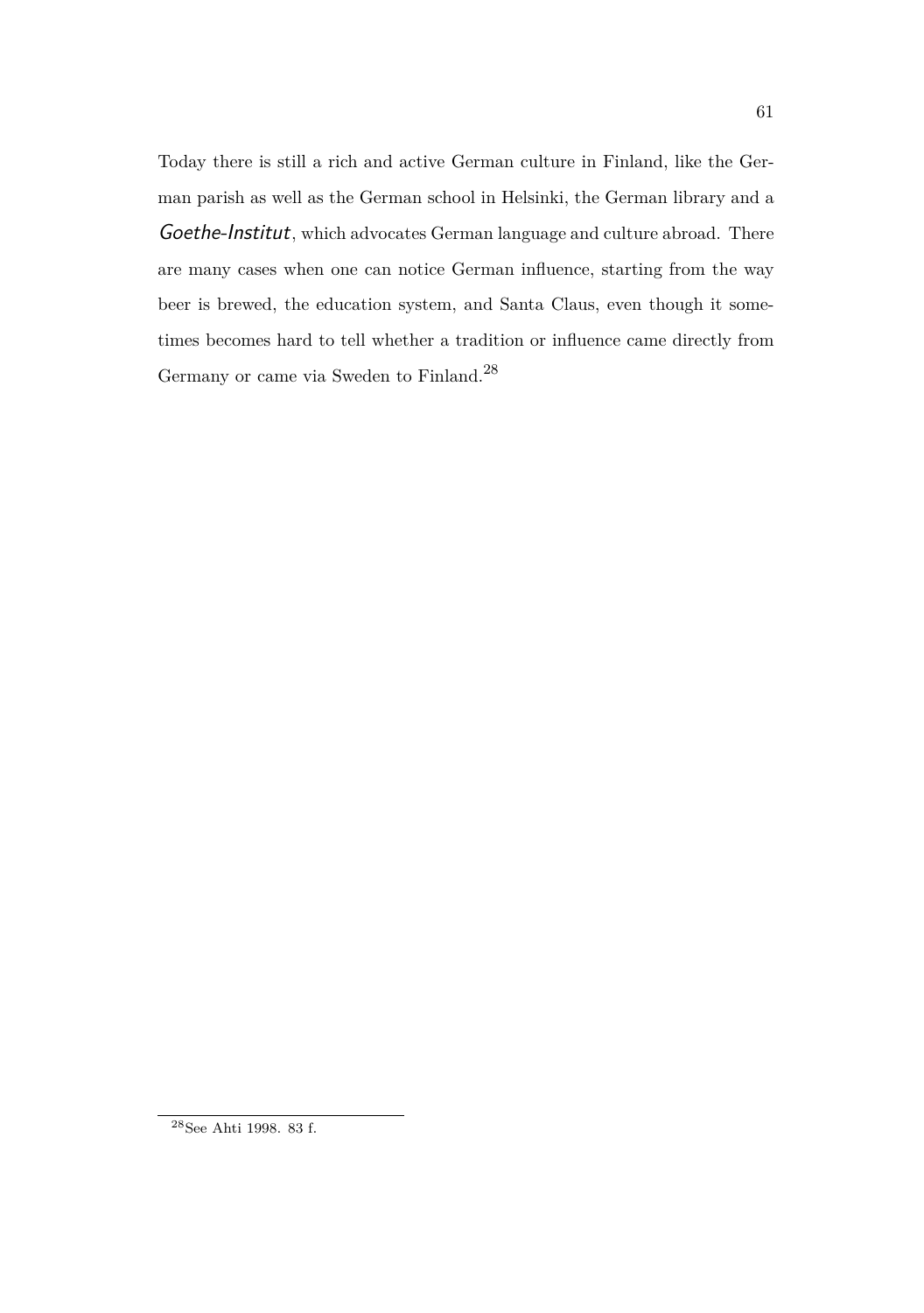Today there is still a rich and active German culture in Finland, like the German parish as well as the German school in Helsinki, the German library and a *Goethe-Institut*, which advocates German language and culture abroad. There are many cases when one can notice German influence, starting from the way beer is brewed, the education system, and Santa Claus, even though it sometimes becomes hard to tell whether a tradition or influence came directly from Germany or came via Sweden to Finland.[28]

---

[28] See Ahti 1998. 83 f.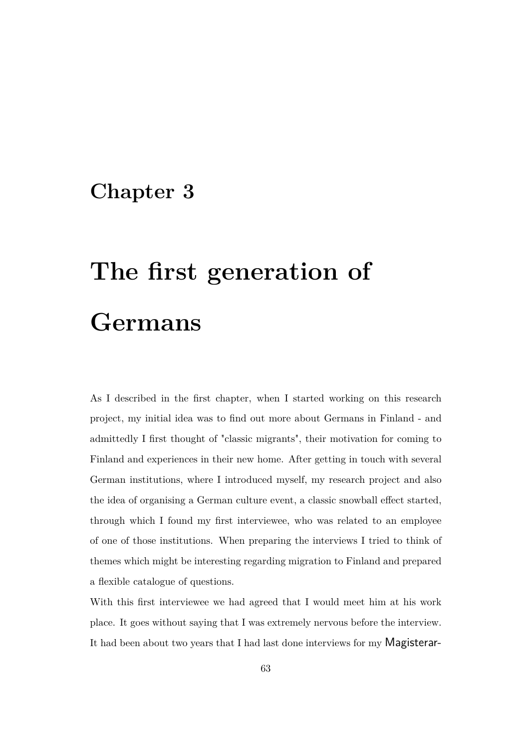# Chapter 3

# The first generation of Germans

As I described in the first chapter, when I started working on this research project, my initial idea was to find out more about Germans in Finland - and admittedly I first thought of "classic migrants", their motivation for coming to Finland and experiences in their new home. After getting in touch with several German institutions, where I introduced myself, my research project and also the idea of organising a German culture event, a classic snowball effect started, through which I found my first interviewee, who was related to an employee of one of those institutions. When preparing the interviews I tried to think of themes which might be interesting regarding migration to Finland and prepared a flexible catalogue of questions.

With this first interviewee we had agreed that I would meet him at his work place. It goes without saying that I was extremely nervous before the interview. It had been about two years that I had last done interviews for my Magisterar-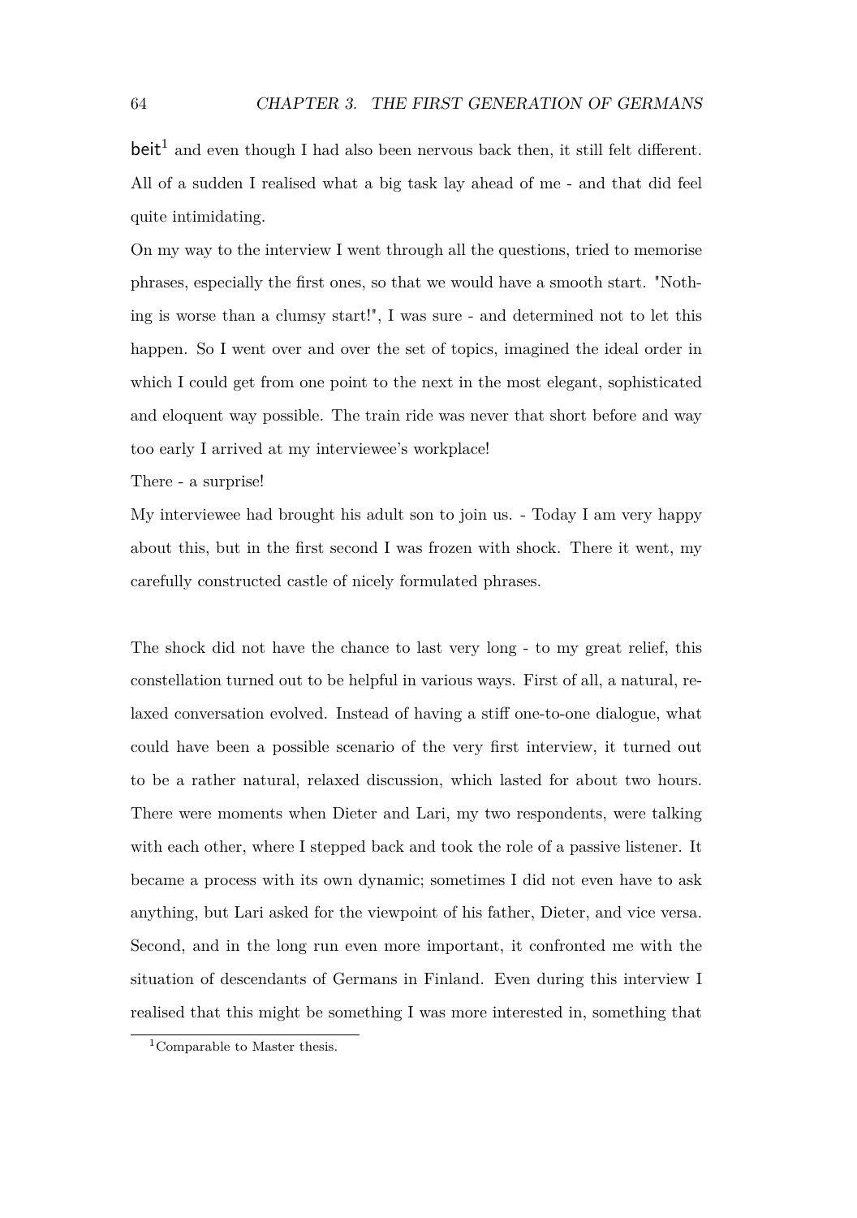beit[1] and even though I had also been nervous back then, it still felt different. All of a sudden I realised what a big task lay ahead of me - and that did feel quite intimidating.

On my way to the interview I went through all the questions, tried to memorise phrases, especially the first ones, so that we would have a smooth start. "Nothing is worse than a clumsy start!", I was sure - and determined not to let this happen. So I went over and over the set of topics, imagined the ideal order in which I could get from one point to the next in the most elegant, sophisticated and eloquent way possible. The train ride was never that short before and way too early I arrived at my interviewee's workplace!

There - a surprise!

My interviewee had brought his adult son to join us. - Today I am very happy about this, but in the first second I was frozen with shock. There it went, my carefully constructed castle of nicely formulated phrases.

The shock did not have the chance to last very long - to my great relief, this constellation turned out to be helpful in various ways. First of all, a natural, relaxed conversation evolved. Instead of having a stiff one-to-one dialogue, what could have been a possible scenario of the very first interview, it turned out to be a rather natural, relaxed discussion, which lasted for about two hours. There were moments when Dieter and Lari, my two respondents, were talking with each other, where I stepped back and took the role of a passive listener. It became a process with its own dynamic; sometimes I did not even have to ask anything, but Lari asked for the viewpoint of his father, Dieter, and vice versa. Second, and in the long run even more important, it confronted me with the situation of descendants of Germans in Finland. Even during this interview I realised that this might be something I was more interested in, something that

[1] Comparable to Master thesis.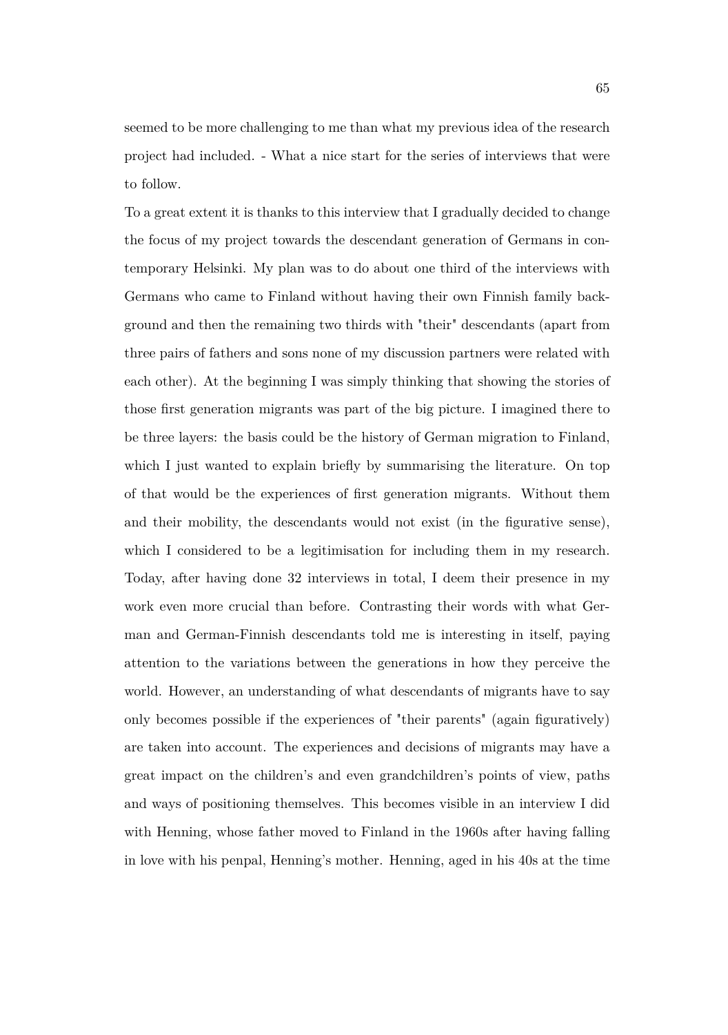seemed to be more challenging to me than what my previous idea of the research project had included. - What a nice start for the series of interviews that were to follow.

To a great extent it is thanks to this interview that I gradually decided to change the focus of my project towards the descendant generation of Germans in contemporary Helsinki. My plan was to do about one third of the interviews with Germans who came to Finland without having their own Finnish family background and then the remaining two thirds with "their" descendants (apart from three pairs of fathers and sons none of my discussion partners were related with each other). At the beginning I was simply thinking that showing the stories of those first generation migrants was part of the big picture. I imagined there to be three layers: the basis could be the history of German migration to Finland, which I just wanted to explain briefly by summarising the literature. On top of that would be the experiences of first generation migrants. Without them and their mobility, the descendants would not exist (in the figurative sense), which I considered to be a legitimisation for including them in my research. Today, after having done 32 interviews in total, I deem their presence in my work even more crucial than before. Contrasting their words with what German and German-Finnish descendants told me is interesting in itself, paying attention to the variations between the generations in how they perceive the world. However, an understanding of what descendants of migrants have to say only becomes possible if the experiences of "their parents" (again figuratively) are taken into account. The experiences and decisions of migrants may have a great impact on the children's and even grandchildren's points of view, paths and ways of positioning themselves. This becomes visible in an interview I did with Henning, whose father moved to Finland in the 1960s after having falling in love with his penpal, Henning's mother. Henning, aged in his 40s at the time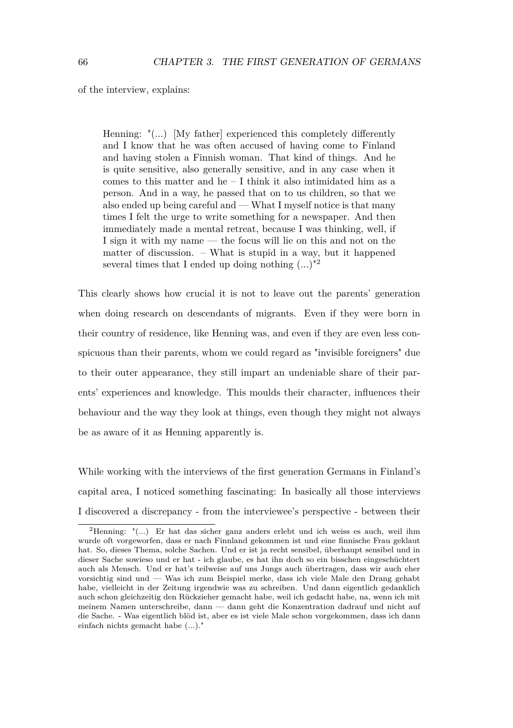of the interview, explains:

> Henning: "(...) [My father] experienced this completely differently and I know that he was often accused of having come to Finland and having stolen a Finnish woman. That kind of things. And he is quite sensitive, also generally sensitive, and in any case when it comes to this matter and he – I think it also intimidated him as a person. And in a way, he passed that on to us children, so that we also ended up being careful and — What I myself notice is that many times I felt the urge to write something for a newspaper. And then immediately made a mental retreat, because I was thinking, well, if I sign it with my name — the focus will lie on this and not on the matter of discussion. – What is stupid in a way, but it happened several times that I ended up doing nothing (...)"[2]

This clearly shows how crucial it is not to leave out the parents' generation when doing research on descendants of migrants. Even if they were born in their country of residence, like Henning was, and even if they are even less conspicuous than their parents, whom we could regard as "invisible foreigners" due to their outer appearance, they still impart an undeniable share of their parents' experiences and knowledge. This moulds their character, influences their behaviour and the way they look at things, even though they might not always be as aware of it as Henning apparently is.

While working with the interviews of the first generation Germans in Finland's capital area, I noticed something fascinating: In basically all those interviews I discovered a discrepancy - from the interviewee's perspective - between their

---

[2] Henning: "(...) Er hat das sicher ganz anders erlebt und ich weiss es auch, weil ihm wurde oft vorgeworfen, dass er nach Finnland gekommen ist und eine finnische Frau geklaut hat. So, dieses Thema, solche Sachen. Und er ist ja recht sensibel, überhaupt sensibel und in dieser Sache sowieso und er hat - ich glaube, es hat ihn doch so ein bisschen eingeschüchtert auch als Mensch. Und er hat's teilweise auf uns Jungs auch übertragen, dass wir auch eher vorsichtig sind und — Was ich zum Beispiel merke, dass ich viele Male den Drang gehabt habe, vielleicht in der Zeitung irgendwie was zu schreiben. Und dann eigentlich gedanklich auch schon gleichzeitig den Rückzieher gemacht habe, weil ich gedacht habe, na, wenn ich mit meinem Namen unterschreibe, dann — dann geht die Konzentration dadrauf und nicht auf die Sache. - Was eigentlich blöd ist, aber es ist viele Male schon vorgekommen, dass ich dann einfach nichts gemacht habe (...)."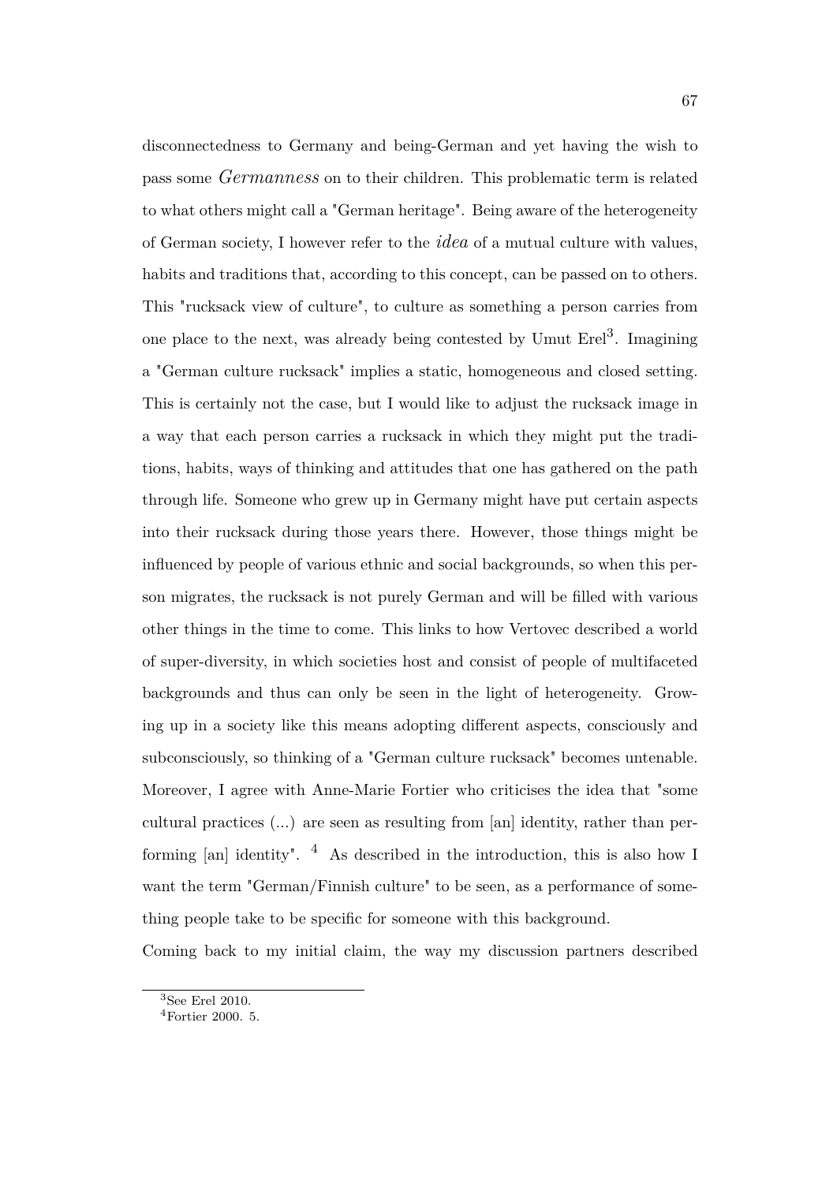disconnectedness to Germany and being-German and yet having the wish to pass some *Germanness* on to their children. This problematic term is related to what others might call a "German heritage". Being aware of the heterogeneity of German society, I however refer to the *idea* of a mutual culture with values, habits and traditions that, according to this concept, can be passed on to others. This "rucksack view of culture", to culture as something a person carries from one place to the next, was already being contested by Umut Erel[3]. Imagining a "German culture rucksack" implies a static, homogeneous and closed setting. This is certainly not the case, but I would like to adjust the rucksack image in a way that each person carries a rucksack in which they might put the traditions, habits, ways of thinking and attitudes that one has gathered on the path through life. Someone who grew up in Germany might have put certain aspects into their rucksack during those years there. However, those things might be influenced by people of various ethnic and social backgrounds, so when this person migrates, the rucksack is not purely German and will be filled with various other things in the time to come. This links to how Vertovec described a world of super-diversity, in which societies host and consist of people of multifaceted backgrounds and thus can only be seen in the light of heterogeneity. Growing up in a society like this means adopting different aspects, consciously and subconsciously, so thinking of a "German culture rucksack" becomes untenable. Moreover, I agree with Anne-Marie Fortier who criticises the idea that "some cultural practices (...) are seen as resulting from [an] identity, rather than performing [an] identity". [4] As described in the introduction, this is also how I want the term "German/Finnish culture" to be seen, as a performance of something people take to be specific for someone with this background.

Coming back to my initial claim, the way my discussion partners described

[3] See Erel 2010.

[4] Fortier 2000. 5.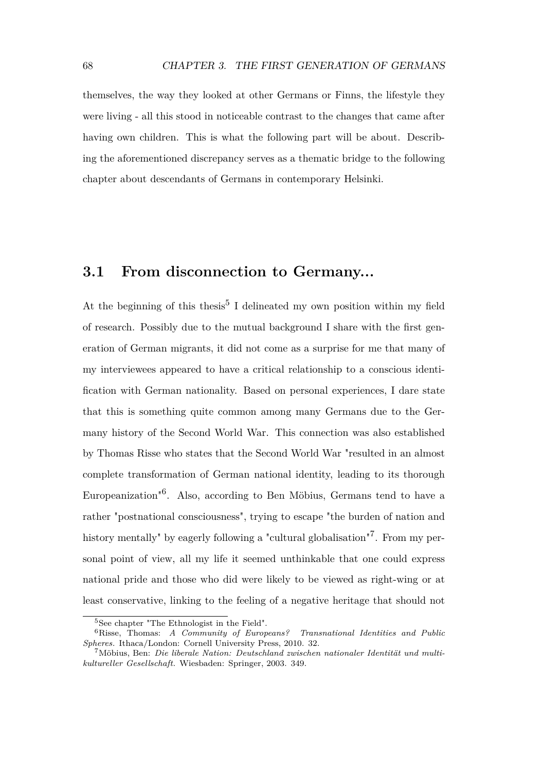themselves, the way they looked at other Germans or Finns, the lifestyle they were living - all this stood in noticeable contrast to the changes that came after having own children. This is what the following part will be about. Describing the aforementioned discrepancy serves as a thematic bridge to the following chapter about descendants of Germans in contemporary Helsinki.

## 3.1 From disconnection to Germany...

At the beginning of this thesis[5] I delineated my own position within my field of research. Possibly due to the mutual background I share with the first generation of German migrants, it did not come as a surprise for me that many of my interviewees appeared to have a critical relationship to a conscious identification with German nationality. Based on personal experiences, I dare state that this is something quite common among many Germans due to the Germany history of the Second World War. This connection was also established by Thomas Risse who states that the Second World War "resulted in an almost complete transformation of German national identity, leading to its thorough Europeanization"[6]. Also, according to Ben Möbius, Germans tend to have a rather "postnational consciousness", trying to escape "the burden of nation and history mentally" by eagerly following a "cultural globalisation"[7]. From my personal point of view, all my life it seemed unthinkable that one could express national pride and those who did were likely to be viewed as right-wing or at least conservative, linking to the feeling of a negative heritage that should not

[5] See chapter "The Ethnologist in the Field".

[6] Risse, Thomas: *A Community of Europeans? Transnational Identities and Public Spheres.* Ithaca/London: Cornell University Press, 2010. 32.

[7] Möbius, Ben: *Die liberale Nation: Deutschland zwischen nationaler Identität und multikultureller Gesellschaft.* Wiesbaden: Springer, 2003. 349.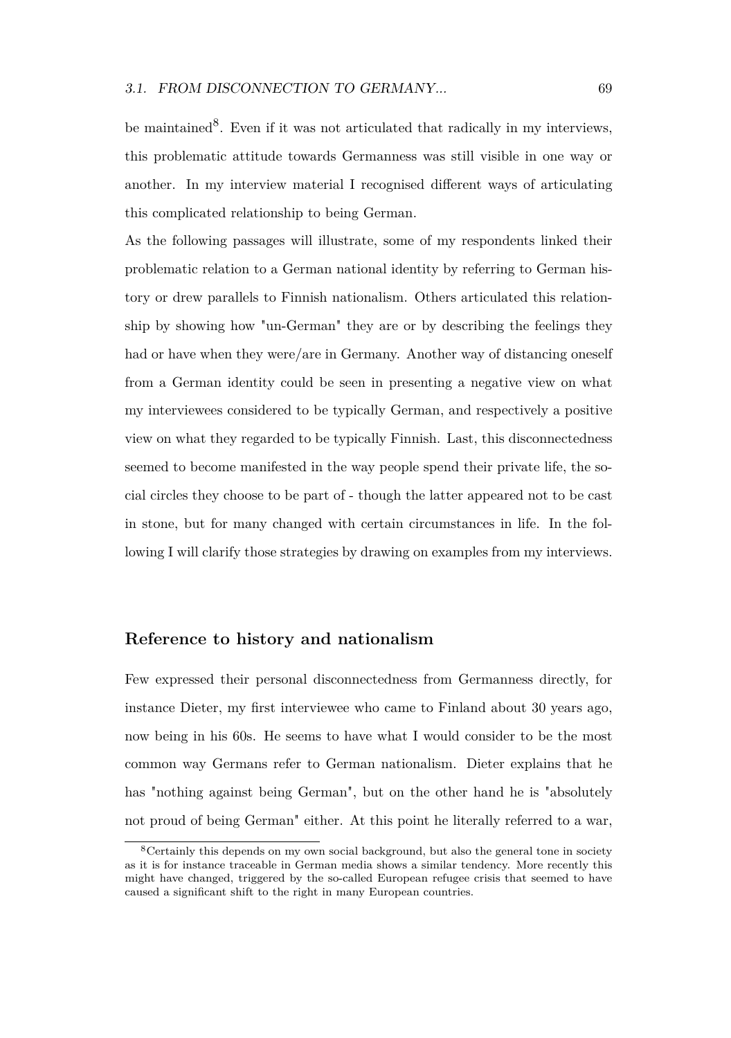be maintained[8]. Even if it was not articulated that radically in my interviews, this problematic attitude towards Germanness was still visible in one way or another. In my interview material I recognised different ways of articulating this complicated relationship to being German.

As the following passages will illustrate, some of my respondents linked their problematic relation to a German national identity by referring to German history or drew parallels to Finnish nationalism. Others articulated this relationship by showing how "un-German" they are or by describing the feelings they had or have when they were/are in Germany. Another way of distancing oneself from a German identity could be seen in presenting a negative view on what my interviewees considered to be typically German, and respectively a positive view on what they regarded to be typically Finnish. Last, this disconnectedness seemed to become manifested in the way people spend their private life, the social circles they choose to be part of - though the latter appeared not to be cast in stone, but for many changed with certain circumstances in life. In the following I will clarify those strategies by drawing on examples from my interviews.

## Reference to history and nationalism

Few expressed their personal disconnectedness from Germanness directly, for instance Dieter, my first interviewee who came to Finland about 30 years ago, now being in his 60s. He seems to have what I would consider to be the most common way Germans refer to German nationalism. Dieter explains that he has "nothing against being German", but on the other hand he is "absolutely not proud of being German" either. At this point he literally referred to a war,

[8] Certainly this depends on my own social background, but also the general tone in society as it is for instance traceable in German media shows a similar tendency. More recently this might have changed, triggered by the so-called European refugee crisis that seemed to have caused a significant shift to the right in many European countries.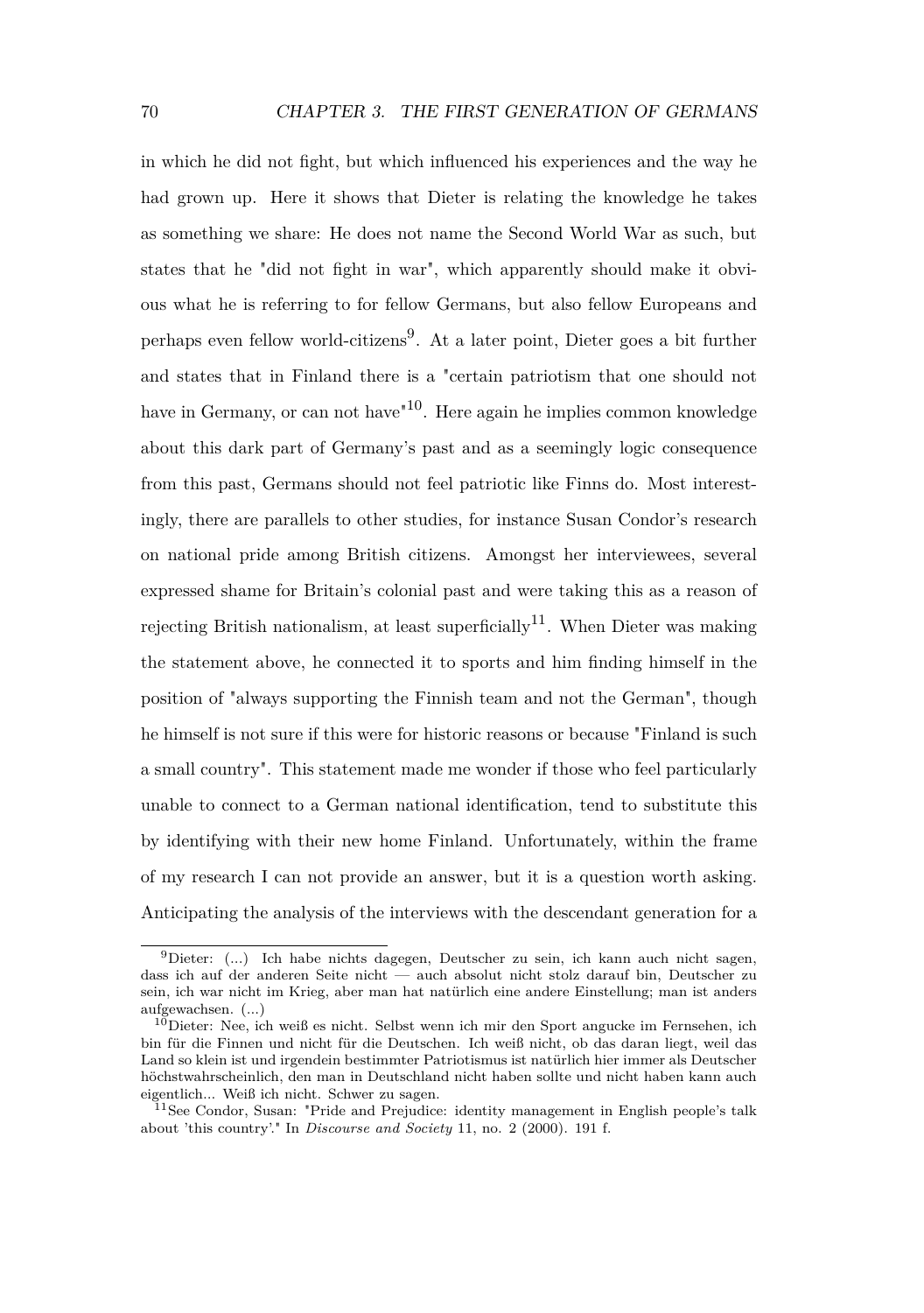in which he did not fight, but which influenced his experiences and the way he had grown up. Here it shows that Dieter is relating the knowledge he takes as something we share: He does not name the Second World War as such, but states that he "did not fight in war", which apparently should make it obvious what he is referring to for fellow Germans, but also fellow Europeans and perhaps even fellow world-citizens[9]. At a later point, Dieter goes a bit further and states that in Finland there is a "certain patriotism that one should not have in Germany, or can not have"[10]. Here again he implies common knowledge about this dark part of Germany's past and as a seemingly logic consequence from this past, Germans should not feel patriotic like Finns do. Most interestingly, there are parallels to other studies, for instance Susan Condor's research on national pride among British citizens. Amongst her interviewees, several expressed shame for Britain's colonial past and were taking this as a reason of rejecting British nationalism, at least superficially[11]. When Dieter was making the statement above, he connected it to sports and him finding himself in the position of "always supporting the Finnish team and not the German", though he himself is not sure if this were for historic reasons or because "Finland is such a small country". This statement made me wonder if those who feel particularly unable to connect to a German national identification, tend to substitute this by identifying with their new home Finland. Unfortunately, within the frame of my research I can not provide an answer, but it is a question worth asking. Anticipating the analysis of the interviews with the descendant generation for a

---

[9] Dieter: (...) Ich habe nichts dagegen, Deutscher zu sein, ich kann auch nicht sagen, dass ich auf der anderen Seite nicht — auch absolut nicht stolz darauf bin, Deutscher zu sein, ich war nicht im Krieg, aber man hat natürlich eine andere Einstellung; man ist anders aufgewachsen. (...)

[10] Dieter: Nee, ich weiß es nicht. Selbst wenn ich mir den Sport angucke im Fernsehen, ich bin für die Finnen und nicht für die Deutschen. Ich weiß nicht, ob das daran liegt, weil das Land so klein ist und irgendein bestimmter Patriotismus ist natürlich hier immer als Deutscher höchstwahrscheinlich, den man in Deutschland nicht haben sollte und nicht haben kann auch eigentlich... Weiß ich nicht. Schwer zu sagen.

[11] See Condor, Susan: "Pride and Prejudice: identity management in English people's talk about 'this country'." In *Discourse and Society* 11, no. 2 (2000). 191 f.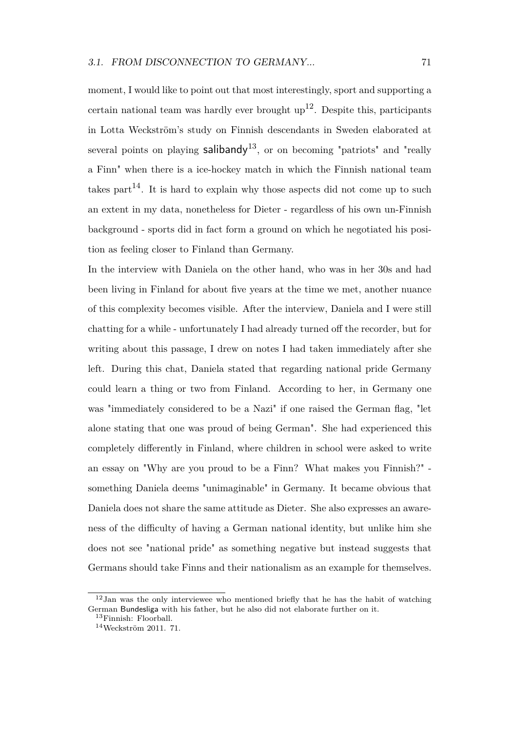moment, I would like to point out that most interestingly, sport and supporting a certain national team was hardly ever brought up[12]. Despite this, participants in Lotta Weckström's study on Finnish descendants in Sweden elaborated at several points on playing salibandy[13], or on becoming "patriots" and "really a Finn" when there is a ice-hockey match in which the Finnish national team takes part[14]. It is hard to explain why those aspects did not come up to such an extent in my data, nonetheless for Dieter - regardless of his own un-Finnish background - sports did in fact form a ground on which he negotiated his position as feeling closer to Finland than Germany.

In the interview with Daniela on the other hand, who was in her 30s and had been living in Finland for about five years at the time we met, another nuance of this complexity becomes visible. After the interview, Daniela and I were still chatting for a while - unfortunately I had already turned off the recorder, but for writing about this passage, I drew on notes I had taken immediately after she left. During this chat, Daniela stated that regarding national pride Germany could learn a thing or two from Finland. According to her, in Germany one was "immediately considered to be a Nazi" if one raised the German flag, "let alone stating that one was proud of being German". She had experienced this completely differently in Finland, where children in school were asked to write an essay on "Why are you proud to be a Finn? What makes you Finnish?" - something Daniela deems "unimaginable" in Germany. It became obvious that Daniela does not share the same attitude as Dieter. She also expresses an awareness of the difficulty of having a German national identity, but unlike him she does not see "national pride" as something negative but instead suggests that Germans should take Finns and their nationalism as an example for themselves.

---

[12] Jan was the only interviewee who mentioned briefly that he has the habit of watching German Bundesliga with his father, but he also did not elaborate further on it.

[13] Finnish: Floorball.

[14] Weckström 2011. 71.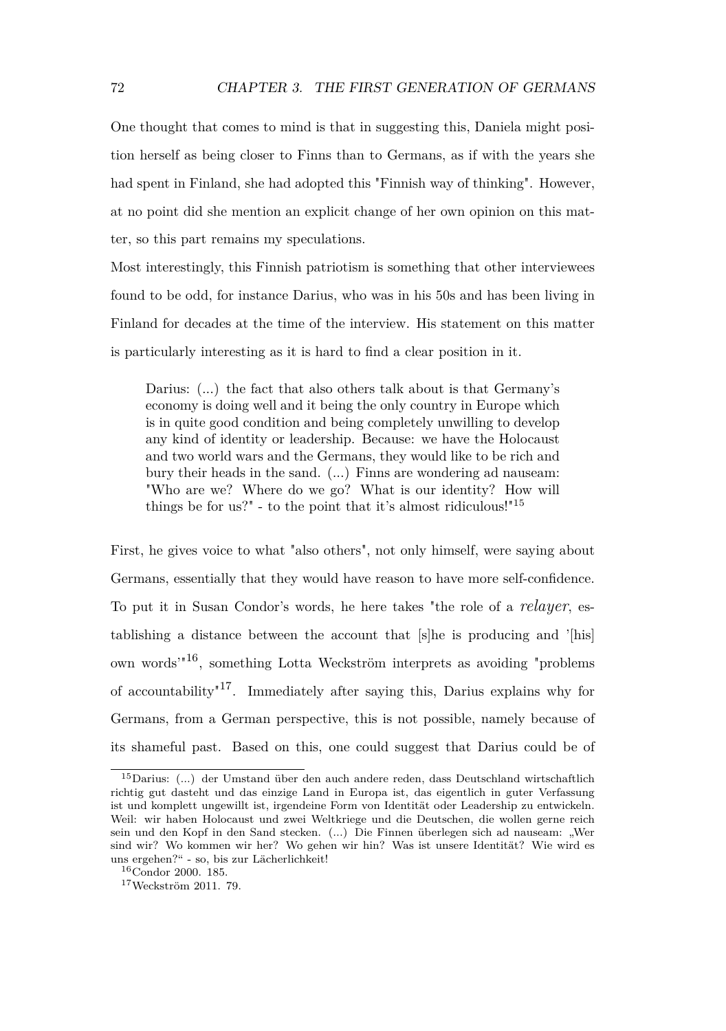One thought that comes to mind is that in suggesting this, Daniela might position herself as being closer to Finns than to Germans, as if with the years she had spent in Finland, she had adopted this "Finnish way of thinking". However, at no point did she mention an explicit change of her own opinion on this matter, so this part remains my speculations.

Most interestingly, this Finnish patriotism is something that other interviewees found to be odd, for instance Darius, who was in his 50s and has been living in Finland for decades at the time of the interview. His statement on this matter is particularly interesting as it is hard to find a clear position in it.

> Darius: (...) the fact that also others talk about is that Germany's economy is doing well and it being the only country in Europe which is in quite good condition and being completely unwilling to develop any kind of identity or leadership. Because: we have the Holocaust and two world wars and the Germans, they would like to be rich and bury their heads in the sand. (...) Finns are wondering ad nauseam: "Who are we? Where do we go? What is our identity? How will things be for us?" - to the point that it's almost ridiculous!"[15]

First, he gives voice to what "also others", not only himself, were saying about Germans, essentially that they would have reason to have more self-confidence. To put it in Susan Condor's words, he here takes "the role of a *relayer*, establishing a distance between the account that [s]he is producing and '[his] own words'"[16], something Lotta Weckström interprets as avoiding "problems of accountability"[17]. Immediately after saying this, Darius explains why for Germans, from a German perspective, this is not possible, namely because of its shameful past. Based on this, one could suggest that Darius could be of

---

[15] Darius: (...) der Umstand über den auch andere reden, dass Deutschland wirtschaftlich richtig gut dasteht und das einzige Land in Europa ist, das eigentlich in guter Verfassung ist und komplett ungewillt ist, irgendeine Form von Identität oder Leadership zu entwickeln. Weil: wir haben Holocaust und zwei Weltkriege und die Deutschen, die wollen gerne reich sein und den Kopf in den Sand stecken. (...) Die Finnen überlegen sich ad nauseam: „Wer sind wir? Wo kommen wir her? Wo gehen wir hin? Was ist unsere Identität? Wie wird es uns ergehen?" - so, bis zur Lächerlichkeit!

[16] Condor 2000. 185.

[17] Weckström 2011. 79.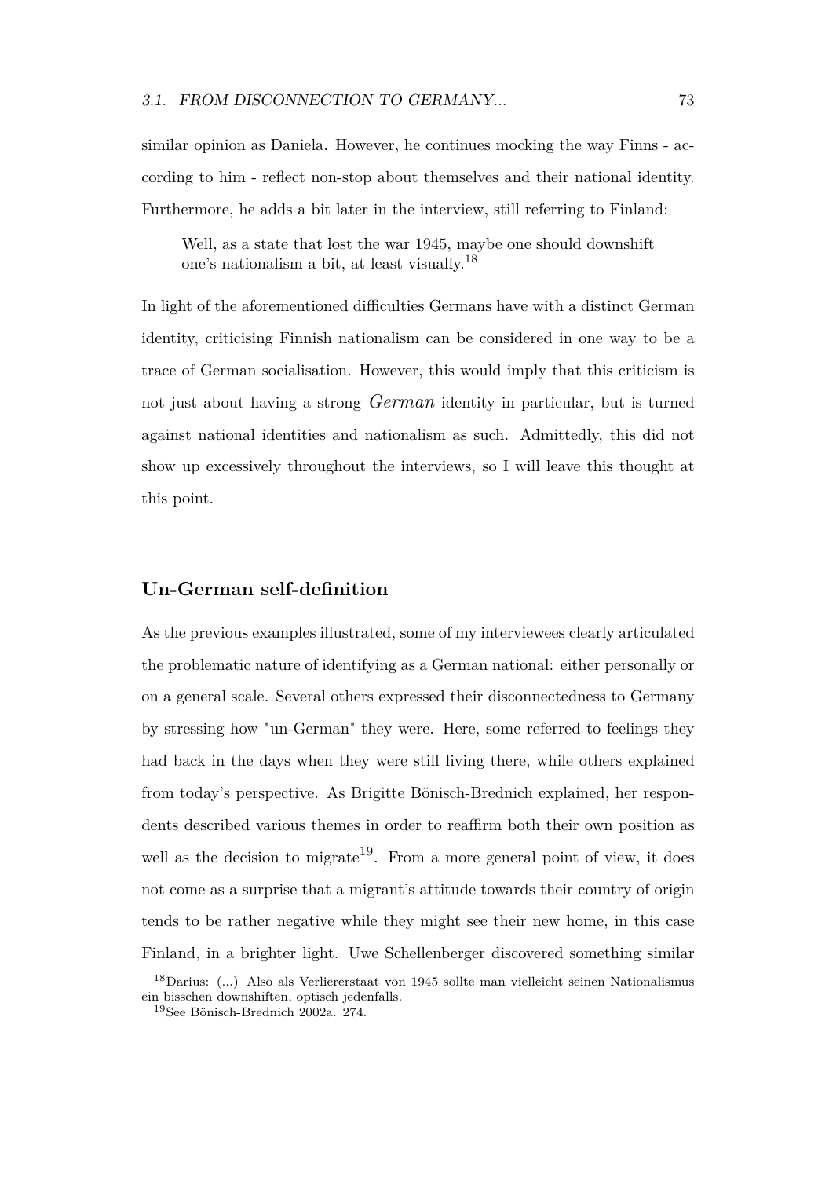similar opinion as Daniela. However, he continues mocking the way Finns - according to him - reflect non-stop about themselves and their national identity. Furthermore, he adds a bit later in the interview, still referring to Finland:

> Well, as a state that lost the war 1945, maybe one should downshift one's nationalism a bit, at least visually.[18]

In light of the aforementioned difficulties Germans have with a distinct German identity, criticising Finnish nationalism can be considered in one way to be a trace of German socialisation. However, this would imply that this criticism is not just about having a strong *German* identity in particular, but is turned against national identities and nationalism as such. Admittedly, this did not show up excessively throughout the interviews, so I will leave this thought at this point.

### Un-German self-definition

As the previous examples illustrated, some of my interviewees clearly articulated the problematic nature of identifying as a German national: either personally or on a general scale. Several others expressed their disconnectedness to Germany by stressing how "un-German" they were. Here, some referred to feelings they had back in the days when they were still living there, while others explained from today's perspective. As Brigitte Bönisch-Brednich explained, her respondents described various themes in order to reaffirm both their own position as well as the decision to migrate[19]. From a more general point of view, it does not come as a surprise that a migrant's attitude towards their country of origin tends to be rather negative while they might see their new home, in this case Finland, in a brighter light. Uwe Schellenberger discovered something similar

[18] Darius: (...) Also als Verliererstaat von 1945 sollte man vielleicht seinen Nationalismus ein bisschen downshiften, optisch jedenfalls.

[19] See Bönisch-Brednich 2002a. 274.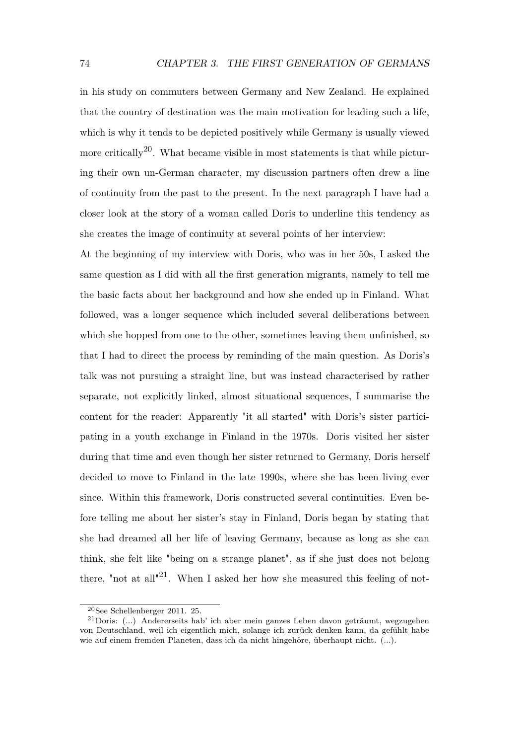in his study on commuters between Germany and New Zealand. He explained that the country of destination was the main motivation for leading such a life, which is why it tends to be depicted positively while Germany is usually viewed more critically[20]. What became visible in most statements is that while picturing their own un-German character, my discussion partners often drew a line of continuity from the past to the present. In the next paragraph I have had a closer look at the story of a woman called Doris to underline this tendency as she creates the image of continuity at several points of her interview:

At the beginning of my interview with Doris, who was in her 50s, I asked the same question as I did with all the first generation migrants, namely to tell me the basic facts about her background and how she ended up in Finland. What followed, was a longer sequence which included several deliberations between which she hopped from one to the other, sometimes leaving them unfinished, so that I had to direct the process by reminding of the main question. As Doris's talk was not pursuing a straight line, but was instead characterised by rather separate, not explicitly linked, almost situational sequences, I summarise the content for the reader: Apparently "it all started" with Doris's sister participating in a youth exchange in Finland in the 1970s. Doris visited her sister during that time and even though her sister returned to Germany, Doris herself decided to move to Finland in the late 1990s, where she has been living ever since. Within this framework, Doris constructed several continuities. Even before telling me about her sister's stay in Finland, Doris began by stating that she had dreamed all her life of leaving Germany, because as long as she can think, she felt like "being on a strange planet", as if she just does not belong there, "not at all"[21]. When I asked her how she measured this feeling of not-

[20] See Schellenberger 2011. 25.

[21] Doris: (...) Andererseits hab' ich aber mein ganzes Leben davon geträumt, wegzugehen von Deutschland, weil ich eigentlich mich, solange ich zurück denken kann, da gefühlt habe wie auf einem fremden Planeten, dass ich da nicht hingehöre, überhaupt nicht. (...).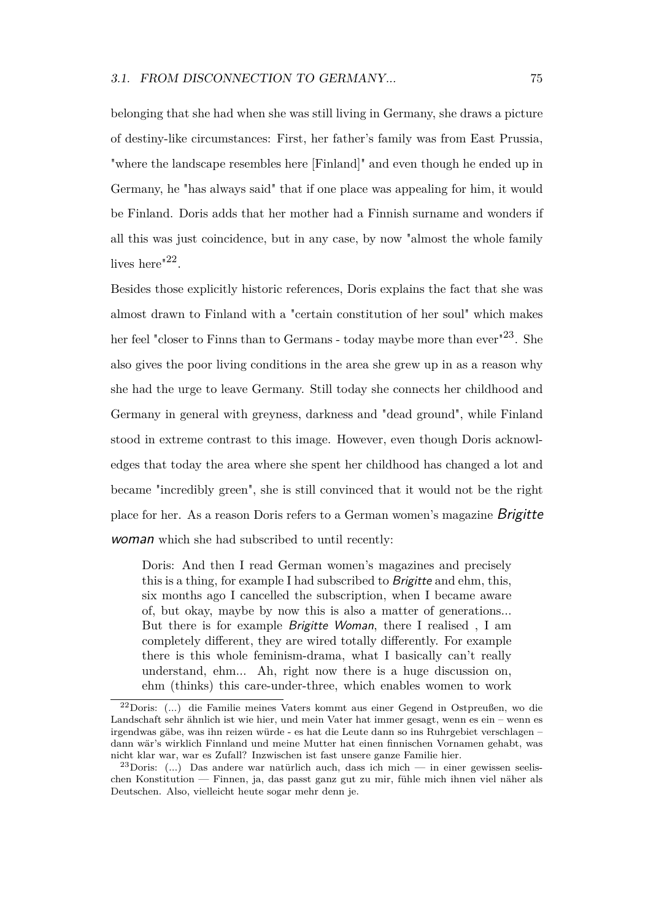belonging that she had when she was still living in Germany, she draws a picture of destiny-like circumstances: First, her father's family was from East Prussia, "where the landscape resembles here [Finland]" and even though he ended up in Germany, he "has always said" that if one place was appealing for him, it would be Finland. Doris adds that her mother had a Finnish surname and wonders if all this was just coincidence, but in any case, by now "almost the whole family lives here"[22].

Besides those explicitly historic references, Doris explains the fact that she was almost drawn to Finland with a "certain constitution of her soul" which makes her feel "closer to Finns than to Germans - today maybe more than ever"[23]. She also gives the poor living conditions in the area she grew up in as a reason why she had the urge to leave Germany. Still today she connects her childhood and Germany in general with greyness, darkness and "dead ground", while Finland stood in extreme contrast to this image. However, even though Doris acknowledges that today the area where she spent her childhood has changed a lot and became "incredibly green", she is still convinced that it would not be the right place for her. As a reason Doris refers to a German women's magazine *Brigitte woman* which she had subscribed to until recently:

> Doris: And then I read German women's magazines and precisely this is a thing, for example I had subscribed to *Brigitte* and ehm, this, six months ago I cancelled the subscription, when I became aware of, but okay, maybe by now this is also a matter of generations... But there is for example *Brigitte Woman*, there I realised , I am completely different, they are wired totally differently. For example there is this whole feminism-drama, what I basically can't really understand, ehm... Ah, right now there is a huge discussion on, ehm (thinks) this care-under-three, which enables women to work

[22] Doris: (...) die Familie meines Vaters kommt aus einer Gegend in Ostpreußen, wo die Landschaft sehr ähnlich ist wie hier, und mein Vater hat immer gesagt, wenn es ein – wenn es irgendwas gäbe, was ihn reizen würde - es hat die Leute dann so ins Ruhrgebiet verschlagen – dann wär's wirklich Finnland und meine Mutter hat einen finnischen Vornamen gehabt, was nicht klar war, war es Zufall? Inzwischen ist fast unsere ganze Familie hier.

[23] Doris: (...) Das andere war natürlich auch, dass ich mich — in einer gewissen seelischen Konstitution — Finnen, ja, das passt ganz gut zu mir, fühle mich ihnen viel näher als Deutschen. Also, vielleicht heute sogar mehr denn je.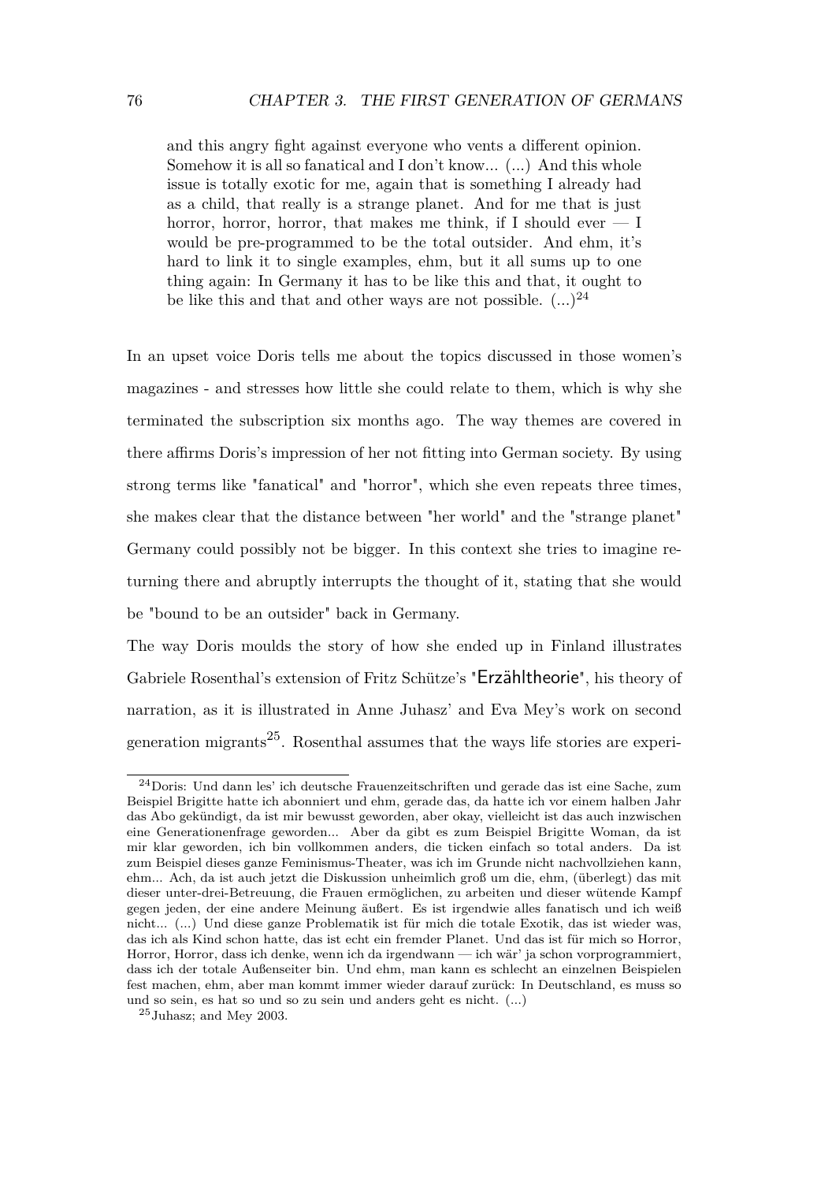> and this angry fight against everyone who vents a different opinion. Somehow it is all so fanatical and I don't know... (...) And this whole issue is totally exotic for me, again that is something I already had as a child, that really is a strange planet. And for me that is just horror, horror, horror, that makes me think, if I should ever — I would be pre-programmed to be the total outsider. And ehm, it's hard to link it to single examples, ehm, but it all sums up to one thing again: In Germany it has to be like this and that, it ought to be like this and that and other ways are not possible. (...)[24]

In an upset voice Doris tells me about the topics discussed in those women's magazines - and stresses how little she could relate to them, which is why she terminated the subscription six months ago. The way themes are covered in there affirms Doris's impression of her not fitting into German society. By using strong terms like "fanatical" and "horror", which she even repeats three times, she makes clear that the distance between "her world" and the "strange planet" Germany could possibly not be bigger. In this context she tries to imagine returning there and abruptly interrupts the thought of it, stating that she would be "bound to be an outsider" back in Germany.

The way Doris moulds the story of how she ended up in Finland illustrates Gabriele Rosenthal's extension of Fritz Schütze's "Erzähltheorie", his theory of narration, as it is illustrated in Anne Juhasz' and Eva Mey's work on second generation migrants[25]. Rosenthal assumes that the ways life stories are experi-

---

[24] Doris: Und dann les' ich deutsche Frauenzeitschriften und gerade das ist eine Sache, zum Beispiel Brigitte hatte ich abonniert und ehm, gerade das, da hatte ich vor einem halben Jahr das Abo gekündigt, da ist mir bewusst geworden, aber okay, vielleicht ist das auch inzwischen eine Generationenfrage geworden... Aber da gibt es zum Beispiel Brigitte Woman, da ist mir klar geworden, ich bin vollkommen anders, die ticken einfach so total anders. Da ist zum Beispiel dieses ganze Feminismus-Theater, was ich im Grunde nicht nachvollziehen kann, ehm... Ach, da ist auch jetzt die Diskussion unheimlich groß um die, ehm, (überlegt) das mit dieser unter-drei-Betreuung, die Frauen ermöglichen, zu arbeiten und dieser wütende Kampf gegen jeden, der eine andere Meinung äußert. Es ist irgendwie alles fanatisch und ich weiß nicht... (...) Und diese ganze Problematik ist für mich die totale Exotik, das ist wieder was, das ich als Kind schon hatte, das ist echt ein fremder Planet. Und das ist für mich so Horror, Horror, Horror, dass ich denke, wenn ich da irgendwann — ich wär' ja schon vorprogrammiert, dass ich der totale Außenseiter bin. Und ehm, man kann es schlecht an einzelnen Beispielen fest machen, ehm, aber man kommt immer wieder darauf zurück: In Deutschland, es muss so und so sein, es hat so und so zu sein und anders geht es nicht. (...)

[25] Juhasz; and Mey 2003.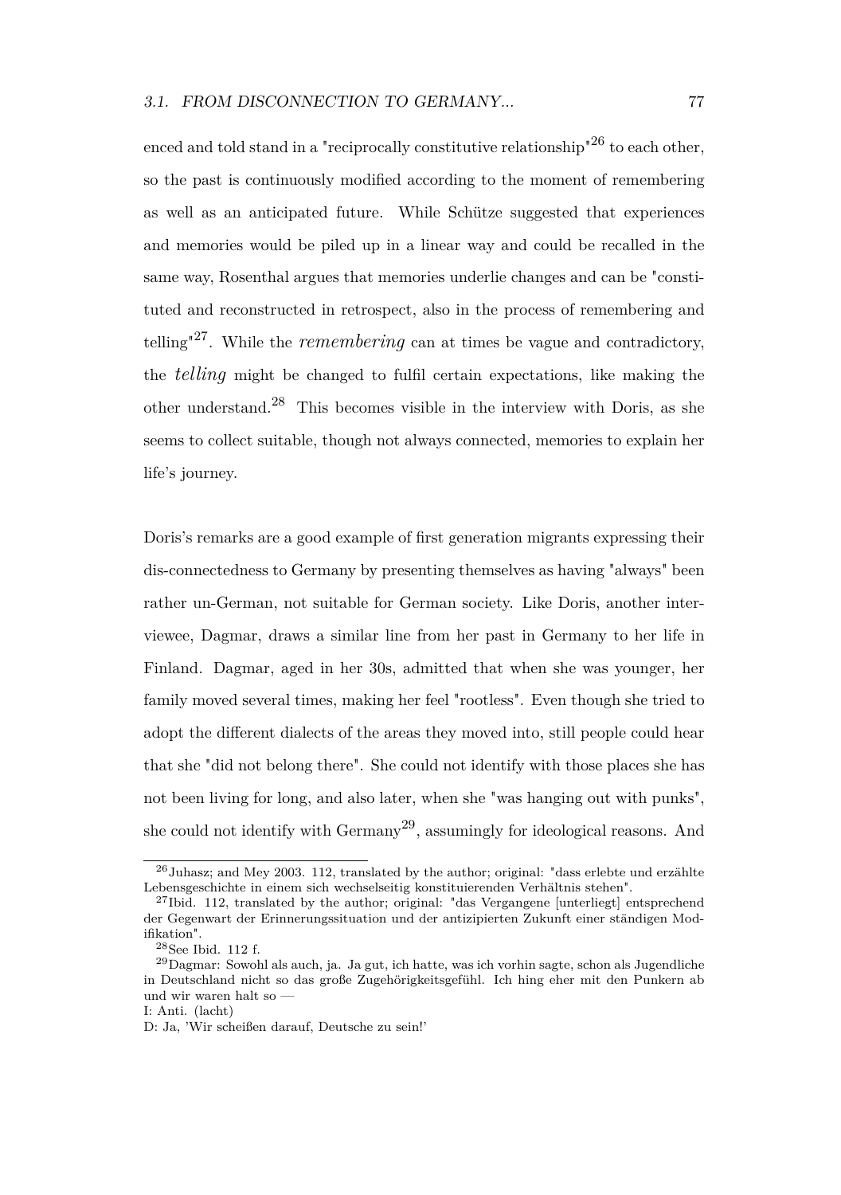enced and told stand in a "reciprocally constitutive relationship"[26] to each other, so the past is continuously modified according to the moment of remembering as well as an anticipated future. While Schütze suggested that experiences and memories would be piled up in a linear way and could be recalled in the same way, Rosenthal argues that memories underlie changes and can be "constituted and reconstructed in retrospect, also in the process of remembering and telling"[27]. While the *remembering* can at times be vague and contradictory, the *telling* might be changed to fulfil certain expectations, like making the other understand.[28] This becomes visible in the interview with Doris, as she seems to collect suitable, though not always connected, memories to explain her life's journey.

Doris's remarks are a good example of first generation migrants expressing their dis-connectedness to Germany by presenting themselves as having "always" been rather un-German, not suitable for German society. Like Doris, another interviewee, Dagmar, draws a similar line from her past in Germany to her life in Finland. Dagmar, aged in her 30s, admitted that when she was younger, her family moved several times, making her feel "rootless". Even though she tried to adopt the different dialects of the areas they moved into, still people could hear that she "did not belong there". She could not identify with those places she has not been living for long, and also later, when she "was hanging out with punks", she could not identify with Germany[29], assumingly for ideological reasons. And

---

[26] Juhasz; and Mey 2003. 112, translated by the author; original: "dass erlebte und erzählte Lebensgeschichte in einem sich wechselseitig konstituierenden Verhältnis stehen".

[27] Ibid. 112, translated by the author; original: "das Vergangene [unterliegt] entsprechend der Gegenwart der Erinnerungssituation und der antizipierten Zukunft einer ständigen Modifikation".

[28] See Ibid. 112 f.

[29] Dagmar: Sowohl als auch, ja. Ja gut, ich hatte, was ich vorhin sagte, schon als Jugendliche in Deutschland nicht so das große Zugehörigkeitsgefühl. Ich hing eher mit den Punkern ab und wir waren halt so —
I: Anti. (lacht)
D: Ja, 'Wir scheißen darauf, Deutsche zu sein!'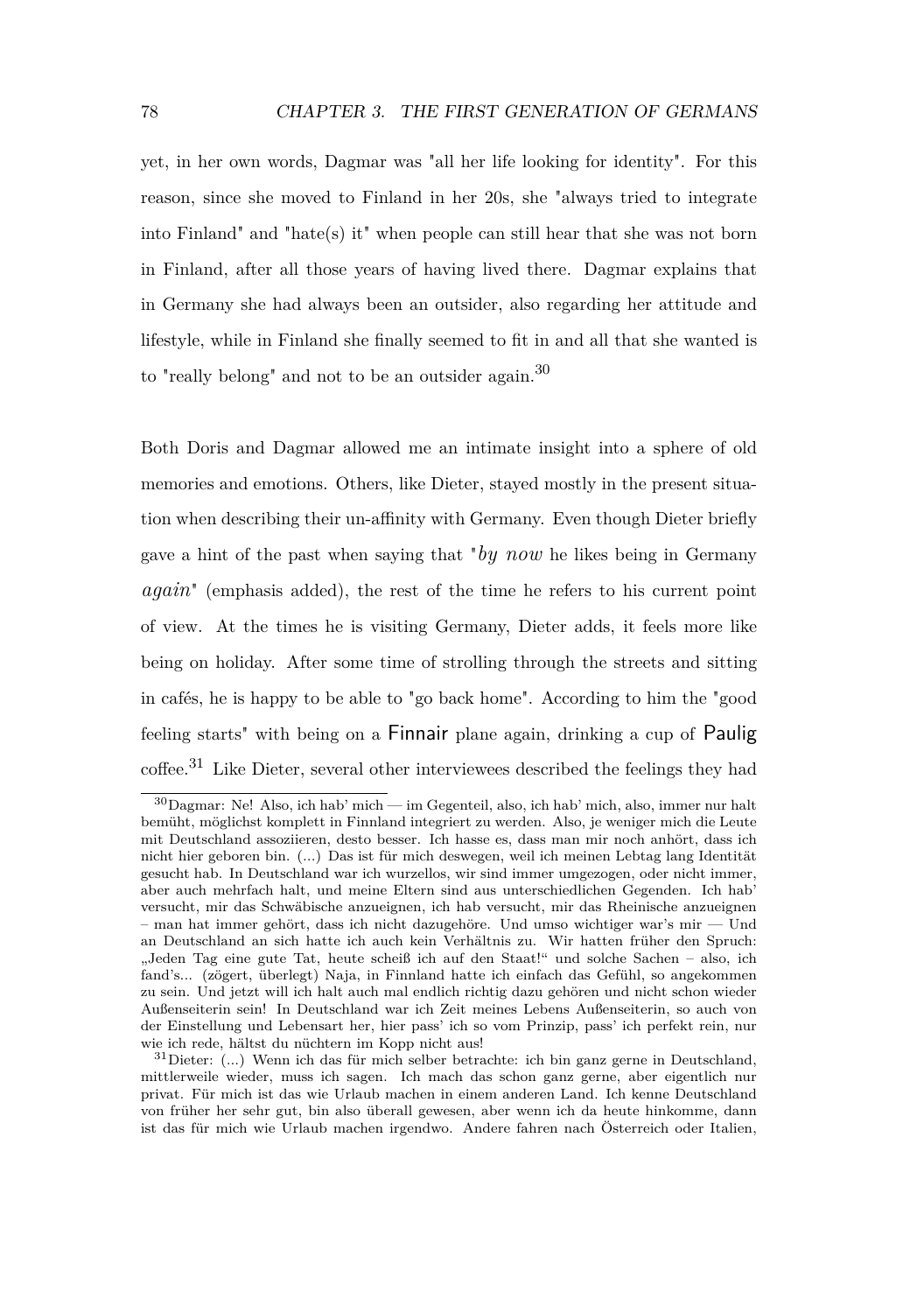yet, in her own words, Dagmar was "all her life looking for identity". For this reason, since she moved to Finland in her 20s, she "always tried to integrate into Finland" and "hate(s) it" when people can still hear that she was not born in Finland, after all those years of having lived there. Dagmar explains that in Germany she had always been an outsider, also regarding her attitude and lifestyle, while in Finland she finally seemed to fit in and all that she wanted is to "really belong" and not to be an outsider again.[30]

Both Doris and Dagmar allowed me an intimate insight into a sphere of old memories and emotions. Others, like Dieter, stayed mostly in the present situation when describing their un-affinity with Germany. Even though Dieter briefly gave a hint of the past when saying that "*by now* he likes being in Germany *again*" (emphasis added), the rest of the time he refers to his current point of view. At the times he is visiting Germany, Dieter adds, it feels more like being on holiday. After some time of strolling through the streets and sitting in cafés, he is happy to be able to "go back home". According to him the "good feeling starts" with being on a Finnair plane again, drinking a cup of Paulig coffee.[31] Like Dieter, several other interviewees described the feelings they had

[30] Dagmar: Ne! Also, ich hab' mich — im Gegenteil, also, ich hab' mich, also, immer nur halt bemüht, möglichst komplett in Finnland integriert zu werden. Also, je weniger mich die Leute mit Deutschland assoziieren, desto besser. Ich hasse es, dass man mir noch anhört, dass ich nicht hier geboren bin. (...) Das ist für mich deswegen, weil ich meinen Lebtag lang Identität gesucht hab. In Deutschland war ich wurzellos, wir sind immer umgezogen, oder nicht immer, aber auch mehrfach halt, und meine Eltern sind aus unterschiedlichen Gegenden. Ich hab' versucht, mir das Schwäbische anzueignen, ich hab versucht, mir das Rheinische anzueignen – man hat immer gehört, dass ich nicht dazugehöre. Und umso wichtiger war's mir — Und an Deutschland an sich hatte ich auch kein Verhältnis zu. Wir hatten früher den Spruch: „Jeden Tag eine gute Tat, heute scheiß ich auf den Staat!" und solche Sachen – also, ich fand's... (zögert, überlegt) Naja, in Finnland hatte ich einfach das Gefühl, so angekommen zu sein. Und jetzt will ich halt auch mal endlich richtig dazu gehören und nicht schon wieder Außenseiterin sein! In Deutschland war ich Zeit meines Lebens Außenseiterin, so auch von der Einstellung und Lebensart her, hier pass' ich so vom Prinzip, pass' ich perfekt rein, nur wie ich rede, hältst du nüchtern im Kopp nicht aus!

[31] Dieter: (...) Wenn ich das für mich selber betrachte: ich bin ganz gerne in Deutschland, mittlerweile wieder, muss ich sagen. Ich mach das schon ganz gerne, aber eigentlich nur privat. Für mich ist das wie Urlaub machen in einem anderen Land. Ich kenne Deutschland von früher her sehr gut, bin also überall gewesen, aber wenn ich da heute hinkomme, dann ist das für mich wie Urlaub machen irgendwo. Andere fahren nach Österreich oder Italien,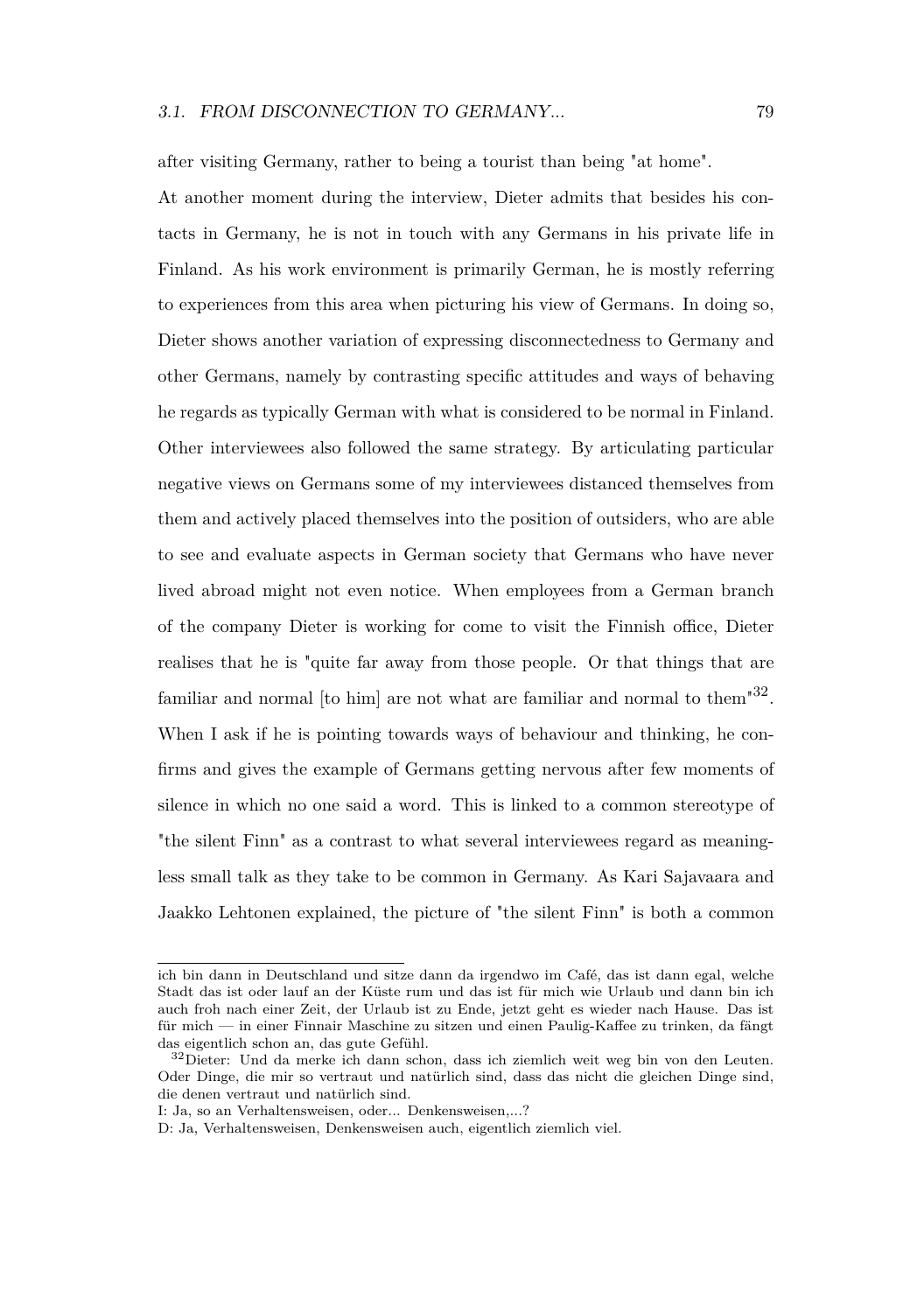after visiting Germany, rather to being a tourist than being "at home".

At another moment during the interview, Dieter admits that besides his contacts in Germany, he is not in touch with any Germans in his private life in Finland. As his work environment is primarily German, he is mostly referring to experiences from this area when picturing his view of Germans. In doing so, Dieter shows another variation of expressing disconnectedness to Germany and other Germans, namely by contrasting specific attitudes and ways of behaving he regards as typically German with what is considered to be normal in Finland. Other interviewees also followed the same strategy. By articulating particular negative views on Germans some of my interviewees distanced themselves from them and actively placed themselves into the position of outsiders, who are able to see and evaluate aspects in German society that Germans who have never lived abroad might not even notice. When employees from a German branch of the company Dieter is working for come to visit the Finnish office, Dieter realises that he is "quite far away from those people. Or that things that are familiar and normal [to him] are not what are familiar and normal to them"[32]. When I ask if he is pointing towards ways of behaviour and thinking, he confirms and gives the example of Germans getting nervous after few moments of silence in which no one said a word. This is linked to a common stereotype of "the silent Finn" as a contrast to what several interviewees regard as meaningless small talk as they take to be common in Germany. As Kari Sajavaara and Jaakko Lehtonen explained, the picture of "the silent Finn" is both a common

---

ich bin dann in Deutschland und sitze dann da irgendwo im Café, das ist dann egal, welche Stadt das ist oder lauf an der Küste rum und das ist für mich wie Urlaub und dann bin ich auch froh nach einer Zeit, der Urlaub ist zu Ende, jetzt geht es wieder nach Hause. Das ist für mich — in einer Finnair Maschine zu sitzen und einen Paulig-Kaffee zu trinken, da fängt das eigentlich schon an, das gute Gefühl.

[32] Dieter: Und da merke ich dann schon, dass ich ziemlich weit weg bin von den Leuten. Oder Dinge, die mir so vertraut und natürlich sind, dass das nicht die gleichen Dinge sind, die denen vertraut und natürlich sind.

I: Ja, so an Verhaltensweisen, oder... Denkensweisen,...?

D: Ja, Verhaltensweisen, Denkensweisen auch, eigentlich ziemlich viel.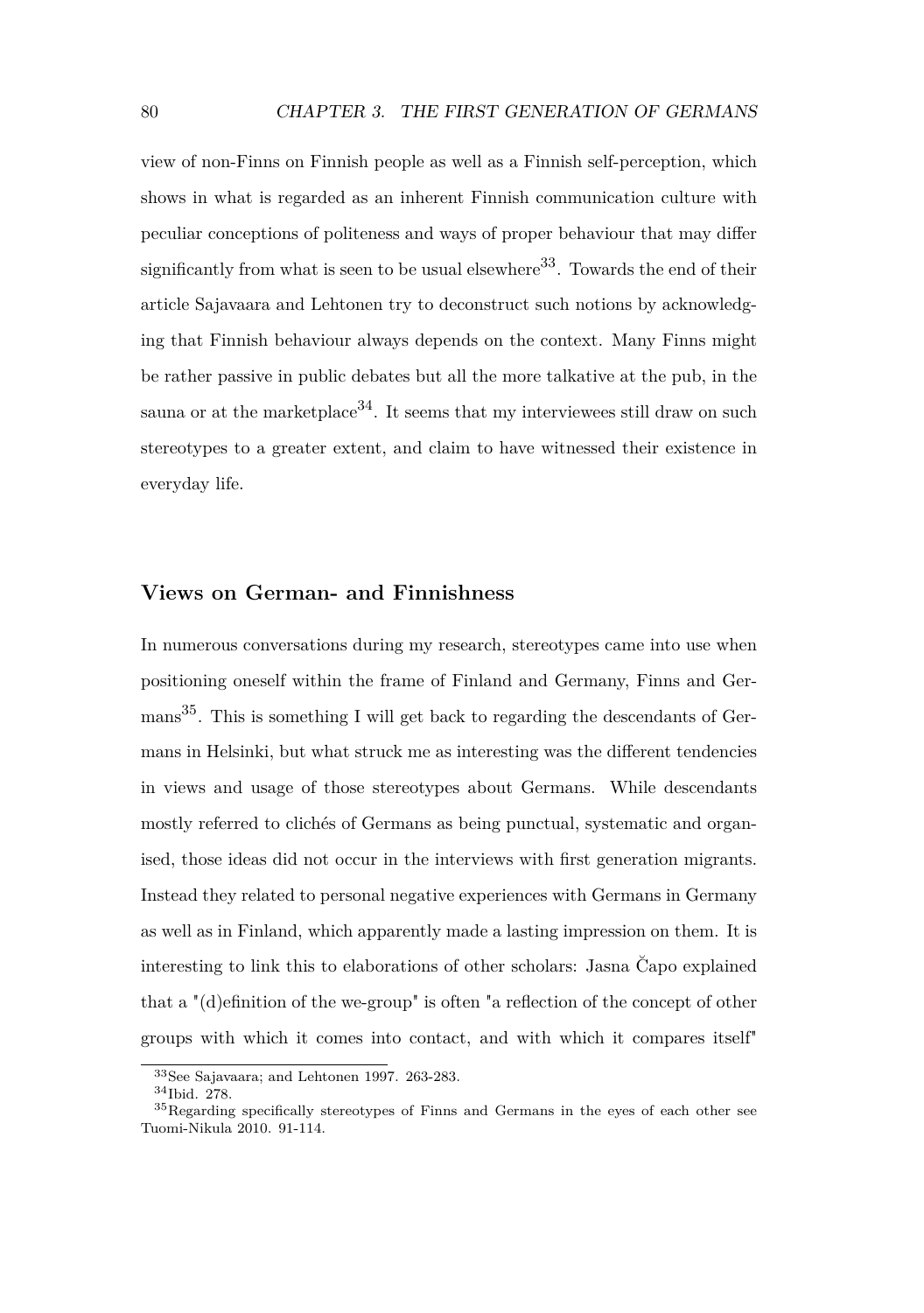view of non-Finns on Finnish people as well as a Finnish self-perception, which shows in what is regarded as an inherent Finnish communication culture with peculiar conceptions of politeness and ways of proper behaviour that may differ significantly from what is seen to be usual elsewhere[33]. Towards the end of their article Sajavaara and Lehtonen try to deconstruct such notions by acknowledging that Finnish behaviour always depends on the context. Many Finns might be rather passive in public debates but all the more talkative at the pub, in the sauna or at the marketplace[34]. It seems that my interviewees still draw on such stereotypes to a greater extent, and claim to have witnessed their existence in everyday life.

## Views on German- and Finnishness

In numerous conversations during my research, stereotypes came into use when positioning oneself within the frame of Finland and Germany, Finns and Germans[35]. This is something I will get back to regarding the descendants of Germans in Helsinki, but what struck me as interesting was the different tendencies in views and usage of those stereotypes about Germans. While descendants mostly referred to clichés of Germans as being punctual, systematic and organised, those ideas did not occur in the interviews with first generation migrants. Instead they related to personal negative experiences with Germans in Germany as well as in Finland, which apparently made a lasting impression on them. It is interesting to link this to elaborations of other scholars: Jasna Čapo explained that a "(d)efinition of the we-group" is often "a reflection of the concept of other groups with which it comes into contact, and with which it compares itself"

[33] See Sajavaara; and Lehtonen 1997. 263-283.

[34] Ibid. 278.

[35] Regarding specifically stereotypes of Finns and Germans in the eyes of each other see Tuomi-Nikula 2010. 91-114.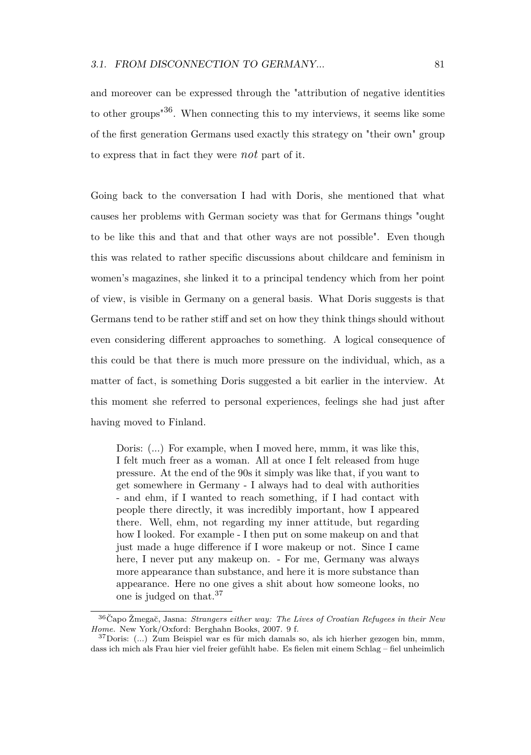and moreover can be expressed through the "attribution of negative identities to other groups"[36]. When connecting this to my interviews, it seems like some of the first generation Germans used exactly this strategy on "their own" group to express that in fact they were *not* part of it.

Going back to the conversation I had with Doris, she mentioned that what causes her problems with German society was that for Germans things "ought to be like this and that and that other ways are not possible". Even though this was related to rather specific discussions about childcare and feminism in women's magazines, she linked it to a principal tendency which from her point of view, is visible in Germany on a general basis. What Doris suggests is that Germans tend to be rather stiff and set on how they think things should without even considering different approaches to something. A logical consequence of this could be that there is much more pressure on the individual, which, as a matter of fact, is something Doris suggested a bit earlier in the interview. At this moment she referred to personal experiences, feelings she had just after having moved to Finland.

> Doris: (...) For example, when I moved here, mmm, it was like this, I felt much freer as a woman. All at once I felt released from huge pressure. At the end of the 90s it simply was like that, if you want to get somewhere in Germany - I always had to deal with authorities - and ehm, if I wanted to reach something, if I had contact with people there directly, it was incredibly important, how I appeared there. Well, ehm, not regarding my inner attitude, but regarding how I looked. For example - I then put on some makeup on and that just made a huge difference if I wore makeup or not. Since I came here, I never put any makeup on. - For me, Germany was always more appearance than substance, and here it is more substance than appearance. Here no one gives a shit about how someone looks, no one is judged on that.[37]

[36] Čapo Žmegač, Jasna: *Strangers either way: The Lives of Croatian Refugees in their New Home.* New York/Oxford: Berghahn Books, 2007. 9 f.

[37] Doris: (...) Zum Beispiel war es für mich damals so, als ich hierher gezogen bin, mmm, dass ich mich als Frau hier viel freier gefühlt habe. Es fielen mit einem Schlag – fiel unheimlich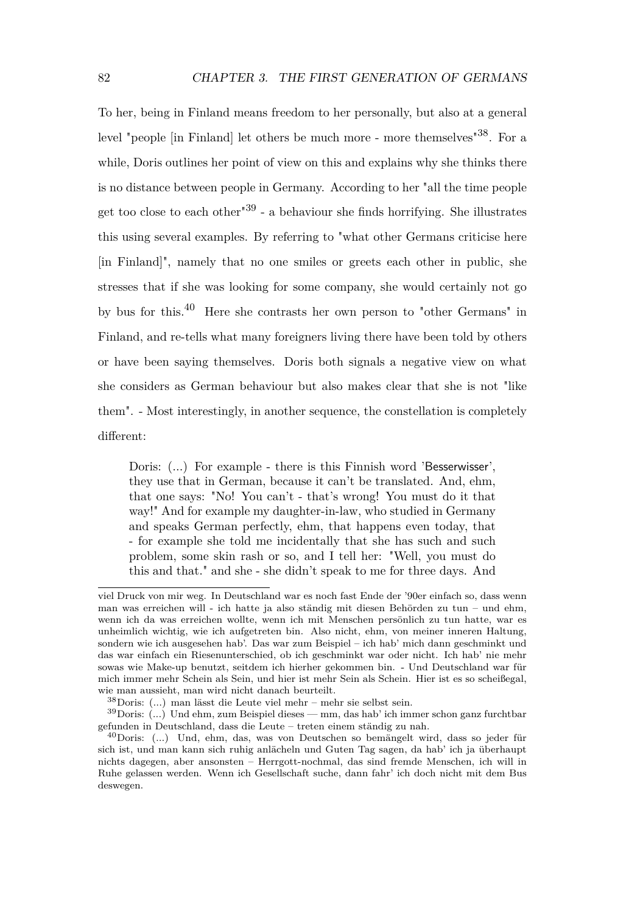To her, being in Finland means freedom to her personally, but also at a general level "people [in Finland] let others be much more - more themselves"[38]. For a while, Doris outlines her point of view on this and explains why she thinks there is no distance between people in Germany. According to her "all the time people get too close to each other"[39] - a behaviour she finds horrifying. She illustrates this using several examples. By referring to "what other Germans criticise here [in Finland]", namely that no one smiles or greets each other in public, she stresses that if she was looking for some company, she would certainly not go by bus for this.[40] Here she contrasts her own person to "other Germans" in Finland, and re-tells what many foreigners living there have been told by others or have been saying themselves. Doris both signals a negative view on what she considers as German behaviour but also makes clear that she is not "like them". - Most interestingly, in another sequence, the constellation is completely different:

> Doris: (...) For example - there is this Finnish word 'Besserwisser', they use that in German, because it can't be translated. And, ehm, that one says: "No! You can't - that's wrong! You must do it that way!" And for example my daughter-in-law, who studied in Germany and speaks German perfectly, ehm, that happens even today, that - for example she told me incidentally that she has such and such problem, some skin rash or so, and I tell her: "Well, you must do this and that." and she - she didn't speak to me for three days. And

---

viel Druck von mir weg. In Deutschland war es noch fast Ende der '90er einfach so, dass wenn man was erreichen will - ich hatte ja also ständig mit diesen Behörden zu tun – und ehm, wenn ich da was erreichen wollte, wenn ich mit Menschen persönlich zu tun hatte, war es unheimlich wichtig, wie ich aufgetreten bin. Also nicht, ehm, von meiner inneren Haltung, sondern wie ich ausgesehen hab'. Das war zum Beispiel – ich hab' mich dann geschminkt und das war einfach ein Riesenunterschied, ob ich geschminkt war oder nicht. Ich hab' nie mehr sowas wie Make-up benutzt, seitdem ich hierher gekommen bin. - Und Deutschland war für mich immer mehr Schein als Sein, und hier ist mehr Sein als Schein. Hier ist es so scheißegal, wie man aussieht, man wird nicht danach beurteilt.

[38] Doris: (...) man lässt die Leute viel mehr – mehr sie selbst sein.

[39] Doris: (...) Und ehm, zum Beispiel dieses — mm, das hab' ich immer schon ganz furchtbar gefunden in Deutschland, dass die Leute – treten einem ständig zu nah.

[40] Doris: (...) Und, ehm, das, was von Deutschen so bemängelt wird, dass so jeder für sich ist, und man kann sich ruhig anlächeln und Guten Tag sagen, da hab' ich ja überhaupt nichts dagegen, aber ansonsten – Herrgott-nochmal, das sind fremde Menschen, ich will in Ruhe gelassen werden. Wenn ich Gesellschaft suche, dann fahr' ich doch nicht mit dem Bus deswegen.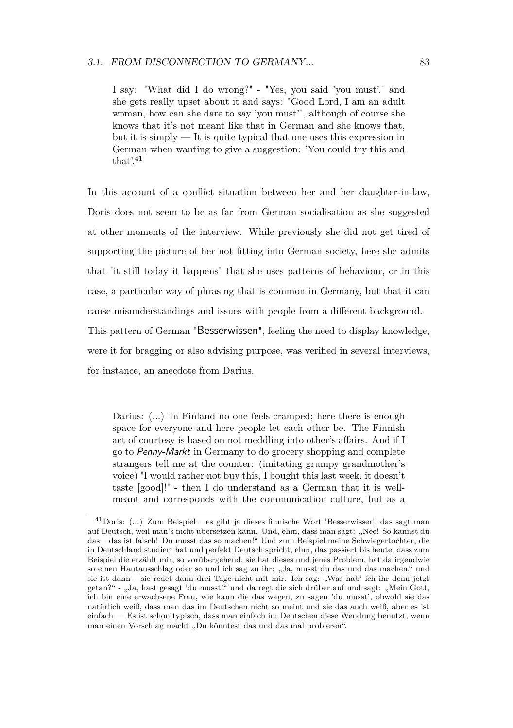> I say: "What did I do wrong?" - "Yes, you said 'you must'." and she gets really upset about it and says: "Good Lord, I am an adult woman, how can she dare to say 'you must'", although of course she knows that it's not meant like that in German and she knows that, but it is simply — It is quite typical that one uses this expression in German when wanting to give a suggestion: 'You could try this and that'.[41]

In this account of a conflict situation between her and her daughter-in-law, Doris does not seem to be as far from German socialisation as she suggested at other moments of the interview. While previously she did not get tired of supporting the picture of her not fitting into German society, here she admits that "it still today it happens" that she uses patterns of behaviour, or in this case, a particular way of phrasing that is common in Germany, but that it can cause misunderstandings and issues with people from a different background. This pattern of German "Besserwissen", feeling the need to display knowledge, were it for bragging or also advising purpose, was verified in several interviews, for instance, an anecdote from Darius.

> Darius: (...) In Finland no one feels cramped; here there is enough space for everyone and here people let each other be. The Finnish act of courtesy is based on not meddling into other's affairs. And if I go to *Penny-Markt* in Germany to do grocery shopping and complete strangers tell me at the counter: (imitating grumpy grandmother's voice) "I would rather not buy this, I bought this last week, it doesn't taste [good]!" - then I do understand as a German that it is well-meant and corresponds with the communication culture, but as a

[41] Doris: (...) Zum Beispiel – es gibt ja dieses finnische Wort 'Besserwisser', das sagt man auf Deutsch, weil man's nicht übersetzen kann. Und, ehm, dass man sagt: „Nee! So kannst du das – das ist falsch! Du musst das so machen!" Und zum Beispiel meine Schwiegertochter, die in Deutschland studiert hat und perfekt Deutsch spricht, ehm, das passiert bis heute, dass zum Beispiel die erzählt mir, so vorübergehend, sie hat dieses und jenes Problem, hat da irgendwie so einen Hautausschlag oder so und ich sag zu ihr: „Ja, musst du das und das machen." und sie ist dann – sie redet dann drei Tage nicht mit mir. Ich sag: „Was hab' ich ihr denn jetzt getan?" - „Ja, hast gesagt 'du musst'." und da regt die sich drüber auf und sagt: „Mein Gott, ich bin eine erwachsene Frau, wie kann die das wagen, zu sagen 'du musst', obwohl sie das natürlich weiß, dass man das im Deutschen nicht so meint und sie das auch weiß, aber es ist einfach — Es ist schon typisch, dass man einfach im Deutschen diese Wendung benutzt, wenn man einen Vorschlag macht „Du könntest das und das mal probieren".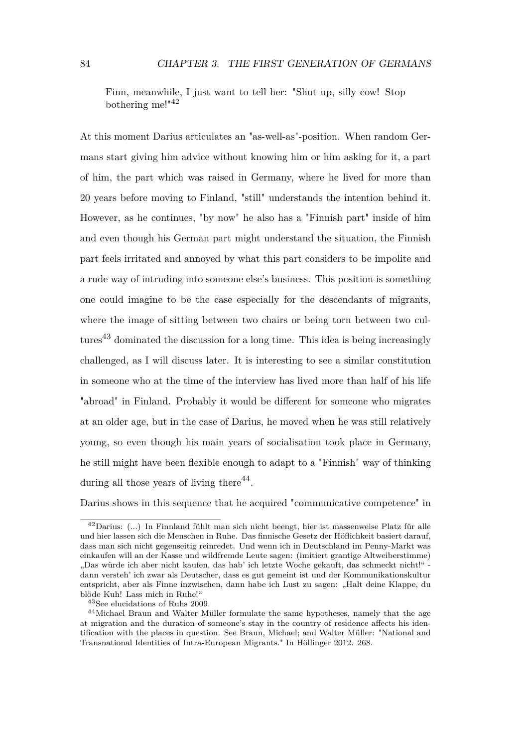> Finn, meanwhile, I just want to tell her: "Shut up, silly cow! Stop bothering me!"[42]

At this moment Darius articulates an "as-well-as"-position. When random Germans start giving him advice without knowing him or him asking for it, a part of him, the part which was raised in Germany, where he lived for more than 20 years before moving to Finland, "still" understands the intention behind it. However, as he continues, "by now" he also has a "Finnish part" inside of him and even though his German part might understand the situation, the Finnish part feels irritated and annoyed by what this part considers to be impolite and a rude way of intruding into someone else's business. This position is something one could imagine to be the case especially for the descendants of migrants, where the image of sitting between two chairs or being torn between two cultures[43] dominated the discussion for a long time. This idea is being increasingly challenged, as I will discuss later. It is interesting to see a similar constitution in someone who at the time of the interview has lived more than half of his life "abroad" in Finland. Probably it would be different for someone who migrates at an older age, but in the case of Darius, he moved when he was still relatively young, so even though his main years of socialisation took place in Germany, he still might have been flexible enough to adapt to a "Finnish" way of thinking during all those years of living there[44].

Darius shows in this sequence that he acquired "communicative competence" in

---

[42] Darius: (...) In Finnland fühlt man sich nicht beengt, hier ist massenweise Platz für alle und hier lassen sich die Menschen in Ruhe. Das finnische Gesetz der Höflichkeit basiert darauf, dass man sich nicht gegenseitig reinredet. Und wenn ich in Deutschland im Penny-Markt was einkaufen will an der Kasse und wildfremde Leute sagen: (imitiert grantige Altweiberstimme) „Das würde ich aber nicht kaufen, das hab' ich letzte Woche gekauft, das schmeckt nicht!" - dann versteh' ich zwar als Deutscher, dass es gut gemeint ist und der Kommunikationskultur entspricht, aber als Finne inzwischen, dann habe ich Lust zu sagen: „Halt deine Klappe, du blöde Kuh! Lass mich in Ruhe!"

[43] See elucidations of Ruhs 2009.

[44] Michael Braun and Walter Müller formulate the same hypotheses, namely that the age at migration and the duration of someone's stay in the country of residence affects his identification with the places in question. See Braun, Michael; and Walter Müller: "National and Transnational Identities of Intra-European Migrants." In Höllinger 2012. 268.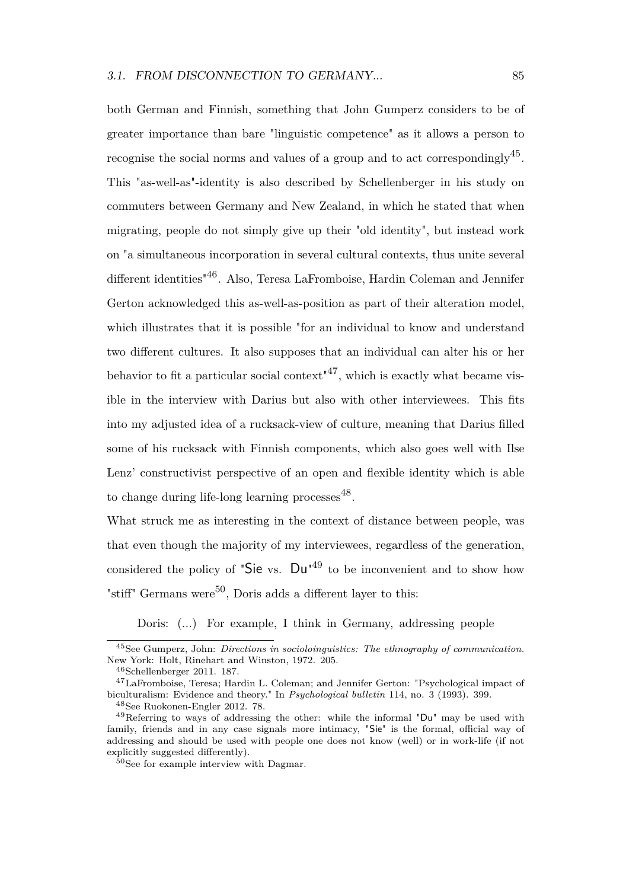both German and Finnish, something that John Gumperz considers to be of greater importance than bare "linguistic competence" as it allows a person to recognise the social norms and values of a group and to act correspondingly[45]. This "as-well-as"-identity is also described by Schellenberger in his study on commuters between Germany and New Zealand, in which he stated that when migrating, people do not simply give up their "old identity", but instead work on "a simultaneous incorporation in several cultural contexts, thus unite several different identities"[46]. Also, Teresa LaFromboise, Hardin Coleman and Jennifer Gerton acknowledged this as-well-as-position as part of their alteration model, which illustrates that it is possible "for an individual to know and understand two different cultures. It also supposes that an individual can alter his or her behavior to fit a particular social context"[47], which is exactly what became visible in the interview with Darius but also with other interviewees. This fits into my adjusted idea of a rucksack-view of culture, meaning that Darius filled some of his rucksack with Finnish components, which also goes well with Ilse Lenz' constructivist perspective of an open and flexible identity which is able to change during life-long learning processes[48].

What struck me as interesting in the context of distance between people, was that even though the majority of my interviewees, regardless of the generation, considered the policy of "Sie vs. Du"[49] to be inconvenient and to show how "stiff" Germans were[50], Doris adds a different layer to this:

> Doris: (...) For example, I think in Germany, addressing people

---

[45] See Gumperz, John: *Directions in socioloinguistics: The ethnography of communication.* New York: Holt, Rinehart and Winston, 1972. 205.

[46] Schellenberger 2011. 187.

[47] LaFromboise, Teresa; Hardin L. Coleman; and Jennifer Gerton: "Psychological impact of biculturalism: Evidence and theory." In *Psychological bulletin* 114, no. 3 (1993). 399.

[48] See Ruokonen-Engler 2012. 78.

[49] Referring to ways of addressing the other: while the informal "Du" may be used with family, friends and in any case signals more intimacy, "Sie" is the formal, official way of addressing and should be used with people one does not know (well) or in work-life (if not explicitly suggested differently).

[50] See for example interview with Dagmar.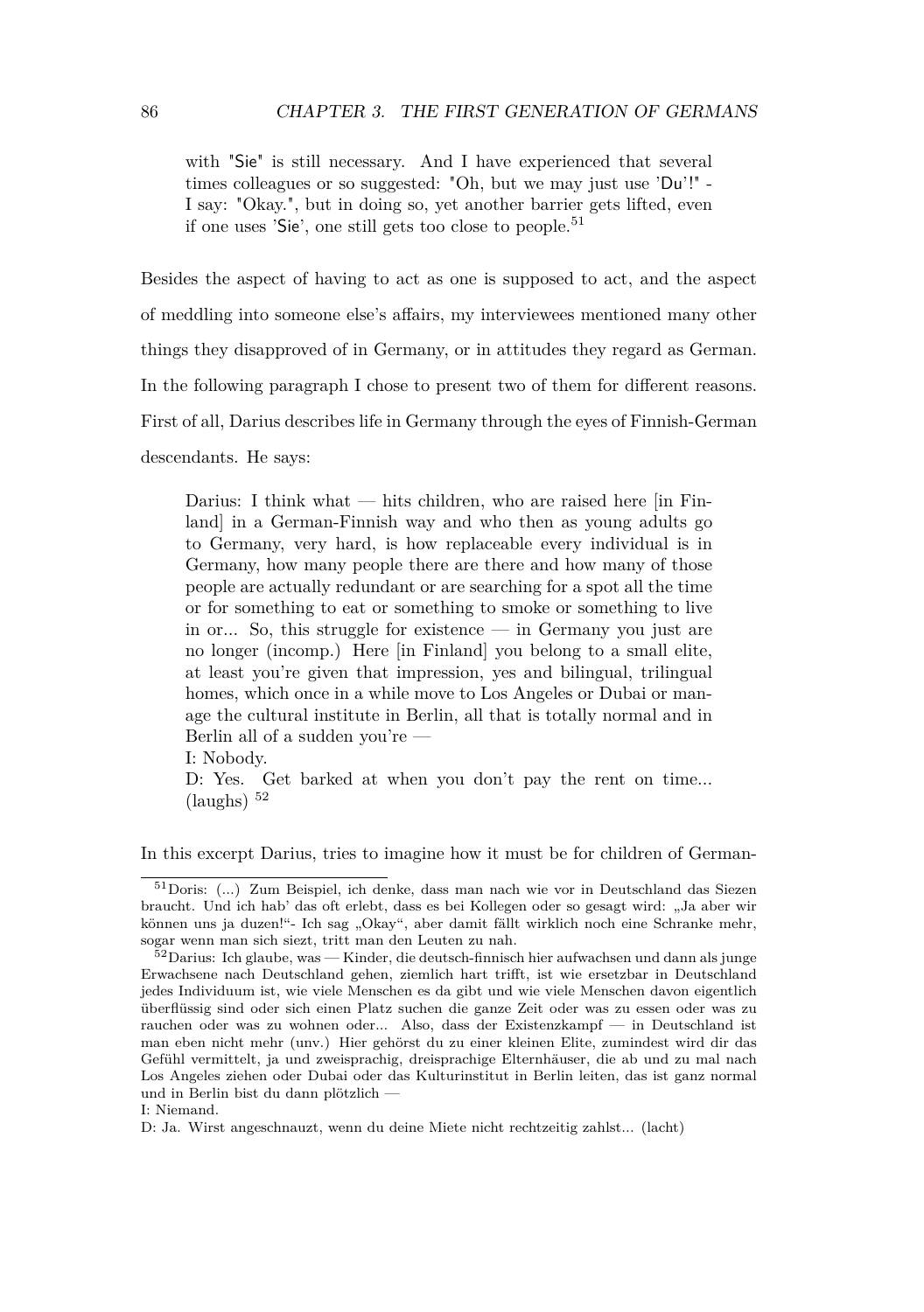> with "Sie" is still necessary. And I have experienced that several times colleagues or so suggested: "Oh, but we may just use 'Du'!" - I say: "Okay.", but in doing so, yet another barrier gets lifted, even if one uses 'Sie', one still gets too close to people.[51]

Besides the aspect of having to act as one is supposed to act, and the aspect of meddling into someone else's affairs, my interviewees mentioned many other things they disapproved of in Germany, or in attitudes they regard as German. In the following paragraph I chose to present two of them for different reasons. First of all, Darius describes life in Germany through the eyes of Finnish-German descendants. He says:

> Darius: I think what — hits children, who are raised here [in Finland] in a German-Finnish way and who then as young adults go to Germany, very hard, is how replaceable every individual is in Germany, how many people there are there and how many of those people are actually redundant or are searching for a spot all the time or for something to eat or something to smoke or something to live in or... So, this struggle for existence — in Germany you just are no longer (incomp.) Here [in Finland] you belong to a small elite, at least you're given that impression, yes and bilingual, trilingual homes, which once in a while move to Los Angeles or Dubai or manage the cultural institute in Berlin, all that is totally normal and in Berlin all of a sudden you're —
> I: Nobody.
> D: Yes. Get barked at when you don't pay the rent on time... (laughs) [52]

In this excerpt Darius, tries to imagine how it must be for children of German-

---

[51] Doris: (...) Zum Beispiel, ich denke, dass man nach wie vor in Deutschland das Siezen braucht. Und ich hab' das oft erlebt, dass es bei Kollegen oder so gesagt wird: „Ja aber wir können uns ja duzen!"- Ich sag „Okay", aber damit fällt wirklich noch eine Schranke mehr, sogar wenn man sich siezt, tritt man den Leuten zu nah.

[52] Darius: Ich glaube, was — Kinder, die deutsch-finnisch hier aufwachsen und dann als junge Erwachsene nach Deutschland gehen, ziemlich hart trifft, ist wie ersetzbar in Deutschland jedes Individuum ist, wie viele Menschen es da gibt und wie viele Menschen davon eigentlich überflüssig sind oder sich einen Platz suchen die ganze Zeit oder was zu essen oder was zu rauchen oder was zu wohnen oder... Also, dass der Existenzkampf — in Deutschland ist man eben nicht mehr (unv.) Hier gehörst du zu einer kleinen Elite, zumindest wird dir das Gefühl vermittelt, ja und zweisprachig, dreisprachige Elternhäuser, die ab und zu mal nach Los Angeles ziehen oder Dubai oder das Kulturinstitut in Berlin leiten, das ist ganz normal und in Berlin bist du dann plötzlich —
I: Niemand.
D: Ja. Wirst angeschnauzt, wenn du deine Miete nicht rechtzeitig zahlst... (lacht)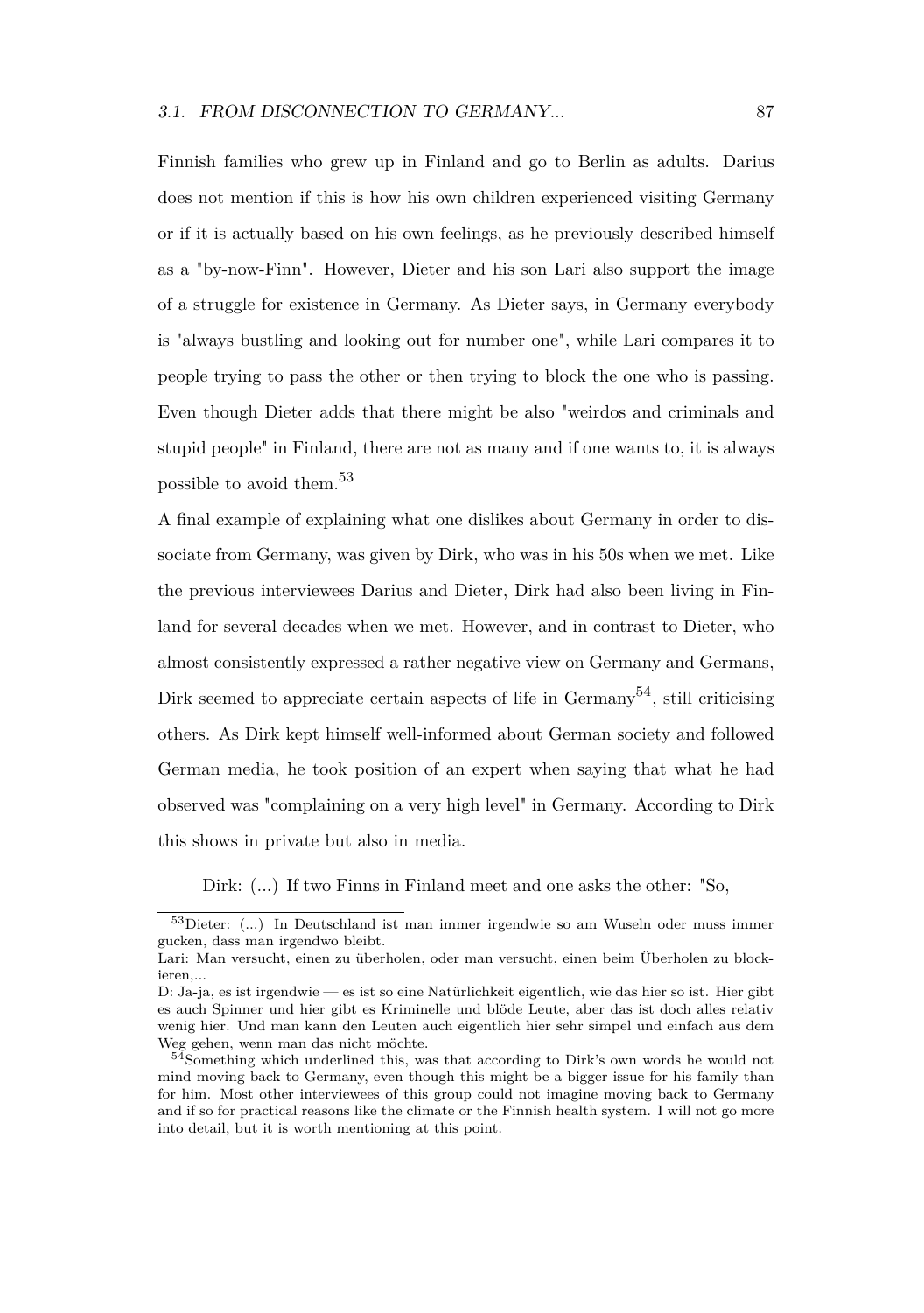Finnish families who grew up in Finland and go to Berlin as adults. Darius does not mention if this is how his own children experienced visiting Germany or if it is actually based on his own feelings, as he previously described himself as a "by-now-Finn". However, Dieter and his son Lari also support the image of a struggle for existence in Germany. As Dieter says, in Germany everybody is "always bustling and looking out for number one", while Lari compares it to people trying to pass the other or then trying to block the one who is passing. Even though Dieter adds that there might be also "weirdos and criminals and stupid people" in Finland, there are not as many and if one wants to, it is always possible to avoid them.[53]

A final example of explaining what one dislikes about Germany in order to dissociate from Germany, was given by Dirk, who was in his 50s when we met. Like the previous interviewees Darius and Dieter, Dirk had also been living in Finland for several decades when we met. However, and in contrast to Dieter, who almost consistently expressed a rather negative view on Germany and Germans, Dirk seemed to appreciate certain aspects of life in Germany[54], still criticising others. As Dirk kept himself well-informed about German society and followed German media, he took position of an expert when saying that what he had observed was "complaining on a very high level" in Germany. According to Dirk this shows in private but also in media.

Dirk: (...) If two Finns in Finland meet and one asks the other: "So,

---

[53] Dieter: (...) In Deutschland ist man immer irgendwie so am Wuseln oder muss immer gucken, dass man irgendwo bleibt.
Lari: Man versucht, einen zu überholen, oder man versucht, einen beim Überholen zu blockieren,...
D: Ja-ja, es ist irgendwie — es ist so eine Natürlichkeit eigentlich, wie das hier so ist. Hier gibt es auch Spinner und hier gibt es Kriminelle und blöde Leute, aber das ist doch alles relativ wenig hier. Und man kann den Leuten auch eigentlich hier sehr simpel und einfach aus dem Weg gehen, wenn man das nicht möchte.

[54] Something which underlined this, was that according to Dirk's own words he would not mind moving back to Germany, even though this might be a bigger issue for his family than for him. Most other interviewees of this group could not imagine moving back to Germany and if so for practical reasons like the climate or the Finnish health system. I will not go more into detail, but it is worth mentioning at this point.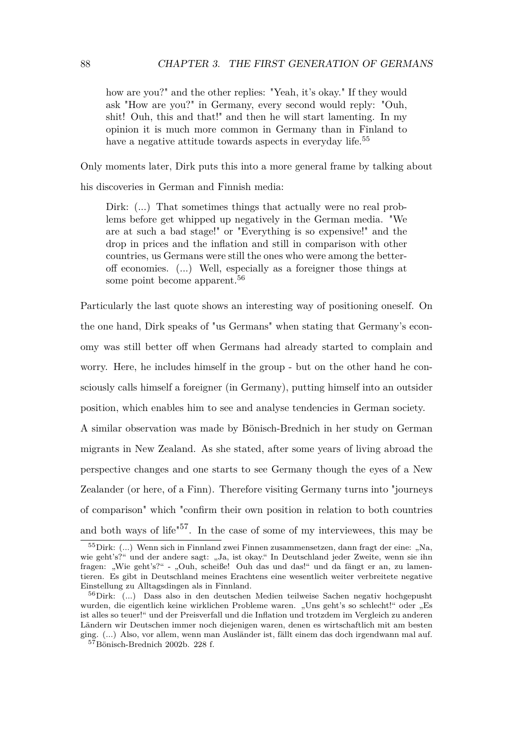> how are you?" and the other replies: "Yeah, it's okay." If they would ask "How are you?" in Germany, every second would reply: "Ouh, shit! Ouh, this and that!" and then he will start lamenting. In my opinion it is much more common in Germany than in Finland to have a negative attitude towards aspects in everyday life.[55]

Only moments later, Dirk puts this into a more general frame by talking about his discoveries in German and Finnish media:

> Dirk: (...) That sometimes things that actually were no real problems before get whipped up negatively in the German media. "We are at such a bad stage!" or "Everything is so expensive!" and the drop in prices and the inflation and still in comparison with other countries, us Germans were still the ones who were among the better-off economies. (...) Well, especially as a foreigner those things at some point become apparent.[56]

Particularly the last quote shows an interesting way of positioning oneself. On the one hand, Dirk speaks of "us Germans" when stating that Germany's economy was still better off when Germans had already started to complain and worry. Here, he includes himself in the group - but on the other hand he consciously calls himself a foreigner (in Germany), putting himself into an outsider position, which enables him to see and analyse tendencies in German society.

A similar observation was made by Bönisch-Brednich in her study on German migrants in New Zealand. As she stated, after some years of living abroad the perspective changes and one starts to see Germany though the eyes of a New Zealander (or here, of a Finn). Therefore visiting Germany turns into "journeys of comparison" which "confirm their own position in relation to both countries and both ways of life"[57]. In the case of some of my interviewees, this may be

---

[55] Dirk: (...) Wenn sich in Finnland zwei Finnen zusammensetzen, dann fragt der eine: „Na, wie geht's?“ und der andere sagt: „Ja, ist okay.“ In Deutschland jeder Zweite, wenn sie ihn fragen: „Wie geht's?“ - „Ouh, scheiße! Ouh das und das!“ und da fängt er an, zu lamentieren. Es gibt in Deutschland meines Erachtens eine wesentlich weiter verbreitete negative Einstellung zu Alltagsdingen als in Finnland.

[56] Dirk: (...) Dass also in den deutschen Medien teilweise Sachen negativ hochgepusht wurden, die eigentlich keine wirklichen Probleme waren. „Uns geht's so schlecht!“ oder „Es ist alles so teuer!“ und der Preisverfall und die Inflation und trotzdem im Vergleich zu anderen Ländern wir Deutschen immer noch diejenigen waren, denen es wirtschaftlich mit am besten ging. (...) Also, vor allem, wenn man Ausländer ist, fällt einem das doch irgendwann mal auf.

[57] Bönisch-Brednich 2002b. 228 f.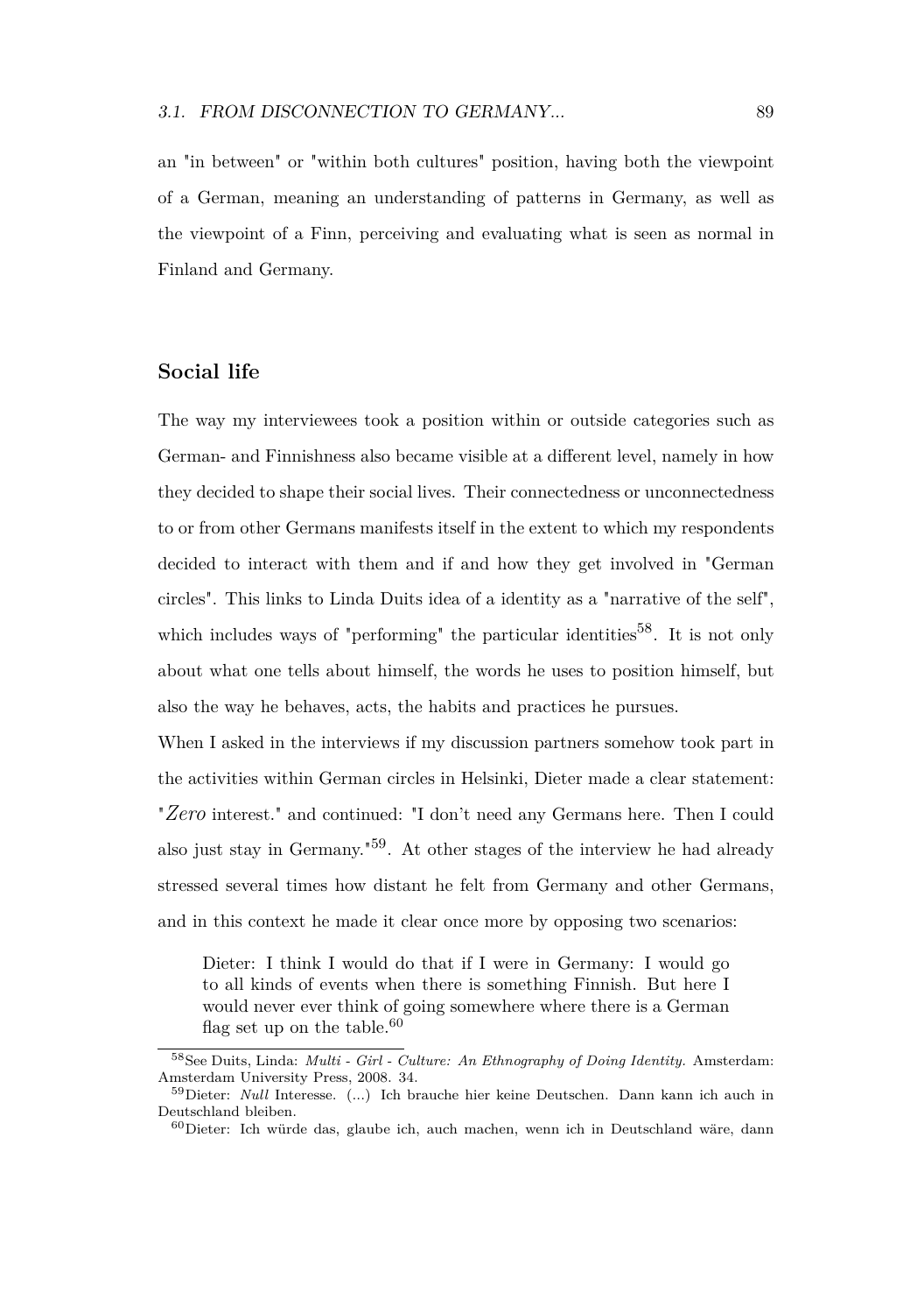an "in between" or "within both cultures" position, having both the viewpoint of a German, meaning an understanding of patterns in Germany, as well as the viewpoint of a Finn, perceiving and evaluating what is seen as normal in Finland and Germany.

### Social life

The way my interviewees took a position within or outside categories such as German- and Finnishness also became visible at a different level, namely in how they decided to shape their social lives. Their connectedness or unconnectedness to or from other Germans manifests itself in the extent to which my respondents decided to interact with them and if and how they get involved in "German circles". This links to Linda Duits idea of a identity as a "narrative of the self", which includes ways of "performing" the particular identities[58]. It is not only about what one tells about himself, the words he uses to position himself, but also the way he behaves, acts, the habits and practices he pursues.

When I asked in the interviews if my discussion partners somehow took part in the activities within German circles in Helsinki, Dieter made a clear statement: "*Zero* interest." and continued: "I don't need any Germans here. Then I could also just stay in Germany."[59]. At other stages of the interview he had already stressed several times how distant he felt from Germany and other Germans, and in this context he made it clear once more by opposing two scenarios:

> Dieter: I think I would do that if I were in Germany: I would go to all kinds of events when there is something Finnish. But here I would never ever think of going somewhere where there is a German flag set up on the table.[60]

---

[58] See Duits, Linda: *Multi - Girl - Culture: An Ethnography of Doing Identity.* Amsterdam: Amsterdam University Press, 2008. 34.

[59] Dieter: *Null* Interesse. (...) Ich brauche hier keine Deutschen. Dann kann ich auch in Deutschland bleiben.

[60] Dieter: Ich würde das, glaube ich, auch machen, wenn ich in Deutschland wäre, dann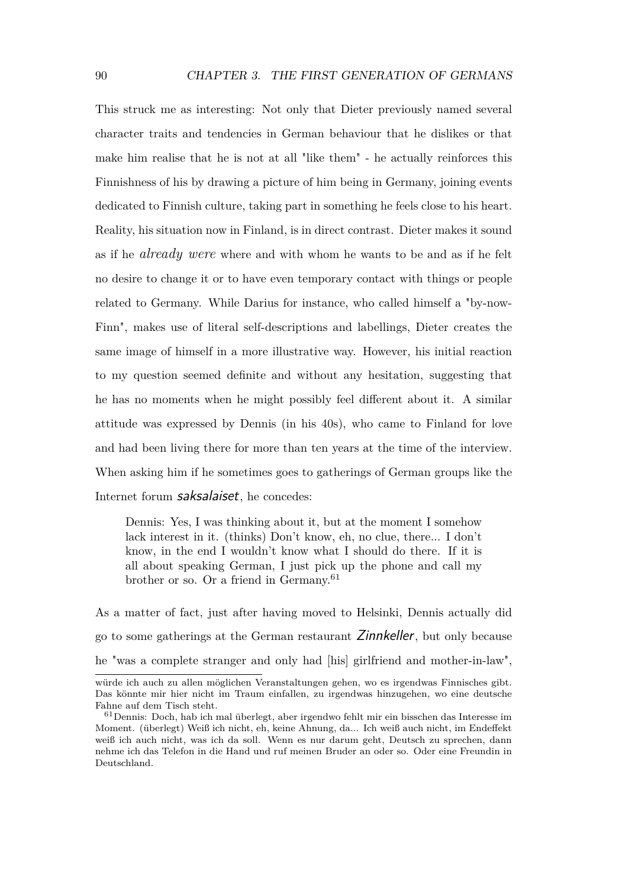This struck me as interesting: Not only that Dieter previously named several character traits and tendencies in German behaviour that he dislikes or that make him realise that he is not at all "like them" - he actually reinforces this Finnishness of his by drawing a picture of him being in Germany, joining events dedicated to Finnish culture, taking part in something he feels close to his heart. Reality, his situation now in Finland, is in direct contrast. Dieter makes it sound as if he *already were* where and with whom he wants to be and as if he felt no desire to change it or to have even temporary contact with things or people related to Germany. While Darius for instance, who called himself a "by-now-Finn", makes use of literal self-descriptions and labellings, Dieter creates the same image of himself in a more illustrative way. However, his initial reaction to my question seemed definite and without any hesitation, suggesting that he has no moments when he might possibly feel different about it. A similar attitude was expressed by Dennis (in his 40s), who came to Finland for love and had been living there for more than ten years at the time of the interview. When asking him if he sometimes goes to gatherings of German groups like the Internet forum *saksalaiset*, he concedes:

> Dennis: Yes, I was thinking about it, but at the moment I somehow lack interest in it. (thinks) Don't know, eh, no clue, there... I don't know, in the end I wouldn't know what I should do there. If it is all about speaking German, I just pick up the phone and call my brother or so. Or a friend in Germany.[61]

As a matter of fact, just after having moved to Helsinki, Dennis actually did go to some gatherings at the German restaurant *Zinnkeller*, but only because he "was a complete stranger and only had [his] girlfriend and mother-in-law",

---

würde ich auch zu allen möglichen Veranstaltungen gehen, wo es irgendwas Finnisches gibt. Das könnte mir hier nicht im Traum einfallen, zu irgendwas hinzugehen, wo eine deutsche Fahne auf dem Tisch steht.

[61] Dennis: Doch, hab ich mal überlegt, aber irgendwo fehlt mir ein bisschen das Interesse im Moment. (überlegt) Weiß ich nicht, eh, keine Ahnung, da... Ich weiß auch nicht, im Endeffekt weiß ich auch nicht, was ich da soll. Wenn es nur darum geht, Deutsch zu sprechen, dann nehme ich das Telefon in die Hand und ruf meinen Bruder an oder so. Oder eine Freundin in Deutschland.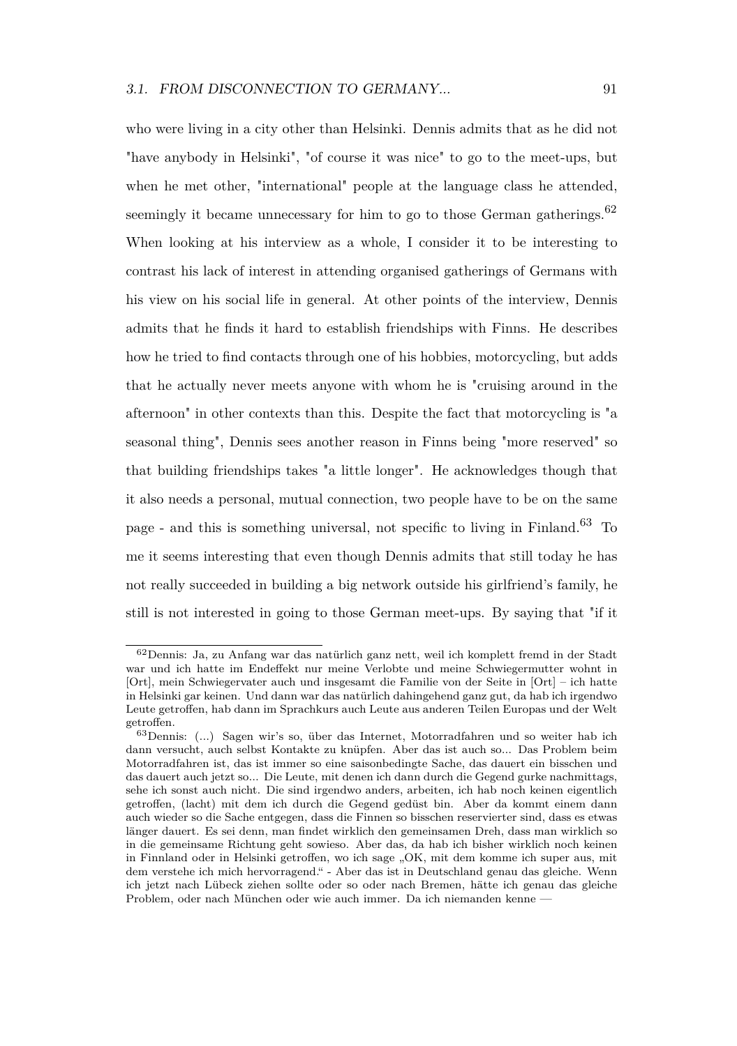who were living in a city other than Helsinki. Dennis admits that as he did not "have anybody in Helsinki", "of course it was nice" to go to the meet-ups, but when he met other, "international" people at the language class he attended, seemingly it became unnecessary for him to go to those German gatherings.[62] When looking at his interview as a whole, I consider it to be interesting to contrast his lack of interest in attending organised gatherings of Germans with his view on his social life in general. At other points of the interview, Dennis admits that he finds it hard to establish friendships with Finns. He describes how he tried to find contacts through one of his hobbies, motorcycling, but adds that he actually never meets anyone with whom he is "cruising around in the afternoon" in other contexts than this. Despite the fact that motorcycling is "a seasonal thing", Dennis sees another reason in Finns being "more reserved" so that building friendships takes "a little longer". He acknowledges though that it also needs a personal, mutual connection, two people have to be on the same page - and this is something universal, not specific to living in Finland.[63] To me it seems interesting that even though Dennis admits that still today he has not really succeeded in building a big network outside his girlfriend's family, he still is not interested in going to those German meet-ups. By saying that "if it

---

[62] Dennis: Ja, zu Anfang war das natürlich ganz nett, weil ich komplett fremd in der Stadt war und ich hatte im Endeffekt nur meine Verlobte und meine Schwiegermutter wohnt in [Ort], mein Schwiegervater auch und insgesamt die Familie von der Seite in [Ort] – ich hatte in Helsinki gar keinen. Und dann war das natürlich dahingehend ganz gut, da hab ich irgendwo Leute getroffen, hab dann im Sprachkurs auch Leute aus anderen Teilen Europas und der Welt getroffen.

[63] Dennis: (...) Sagen wir's so, über das Internet, Motorradfahren und so weiter hab ich dann versucht, auch selbst Kontakte zu knüpfen. Aber das ist auch so... Das Problem beim Motorradfahren ist, das ist immer so eine saisonbedingte Sache, das dauert ein bisschen und das dauert auch jetzt so... Die Leute, mit denen ich dann durch die Gegend gurke nachmittags, sehe ich sonst auch nicht. Die sind irgendwo anders, arbeiten, ich hab noch keinen eigentlich getroffen, (lacht) mit dem ich durch die Gegend gedüst bin. Aber da kommt einem dann auch wieder so die Sache entgegen, dass die Finnen so bisschen reservierter sind, dass es etwas länger dauert. Es sei denn, man findet wirklich den gemeinsamen Dreh, dass man wirklich so in die gemeinsame Richtung geht sowieso. Aber das, da hab ich bisher wirklich noch keinen in Finnland oder in Helsinki getroffen, wo ich sage „OK, mit dem komme ich super aus, mit dem verstehe ich mich hervorragend." - Aber das ist in Deutschland genau das gleiche. Wenn ich jetzt nach Lübeck ziehen sollte oder so oder nach Bremen, hätte ich genau das gleiche Problem, oder nach München oder wie auch immer. Da ich niemanden kenne —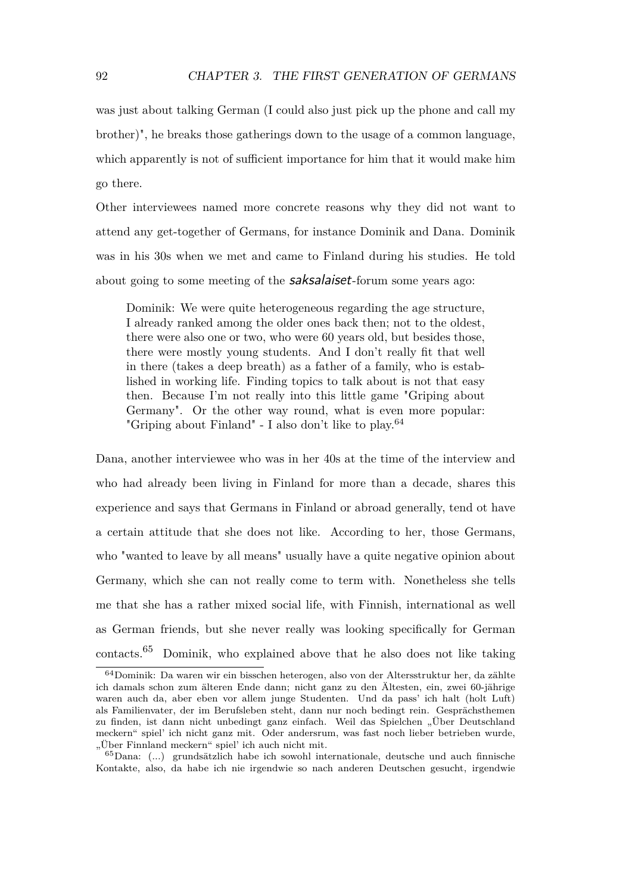was just about talking German (I could also just pick up the phone and call my brother)", he breaks those gatherings down to the usage of a common language, which apparently is not of sufficient importance for him that it would make him go there.

Other interviewees named more concrete reasons why they did not want to attend any get-together of Germans, for instance Dominik and Dana. Dominik was in his 30s when we met and came to Finland during his studies. He told about going to some meeting of the *saksalaiset*-forum some years ago:

> Dominik: We were quite heterogeneous regarding the age structure, I already ranked among the older ones back then; not to the oldest, there were also one or two, who were 60 years old, but besides those, there were mostly young students. And I don't really fit that well in there (takes a deep breath) as a father of a family, who is established in working life. Finding topics to talk about is not that easy then. Because I'm not really into this little game "Griping about Germany". Or the other way round, what is even more popular: "Griping about Finland" - I also don't like to play.[64]

Dana, another interviewee who was in her 40s at the time of the interview and who had already been living in Finland for more than a decade, shares this experience and says that Germans in Finland or abroad generally, tend ot have a certain attitude that she does not like. According to her, those Germans, who "wanted to leave by all means" usually have a quite negative opinion about Germany, which she can not really come to term with. Nonetheless she tells me that she has a rather mixed social life, with Finnish, international as well as German friends, but she never really was looking specifically for German contacts.[65] Dominik, who explained above that he also does not like taking

[64]Dominik: Da waren wir ein bisschen heterogen, also von der Altersstruktur her, da zählte ich damals schon zum älteren Ende dann; nicht ganz zu den Ältesten, ein, zwei 60-jährige waren auch da, aber eben vor allem junge Studenten. Und da pass' ich halt (holt Luft) als Familienvater, der im Berufsleben steht, dann nur noch bedingt rein. Gesprächsthemen zu finden, ist dann nicht unbedingt ganz einfach. Weil das Spielchen „Über Deutschland meckern" spiel' ich nicht ganz mit. Oder andersrum, was fast noch lieber betrieben wurde, „Über Finnland meckern" spiel' ich auch nicht mit.

[65]Dana: (...) grundsätzlich habe ich sowohl internationale, deutsche und auch finnische Kontakte, also, da habe ich nie irgendwie so nach anderen Deutschen gesucht, irgendwie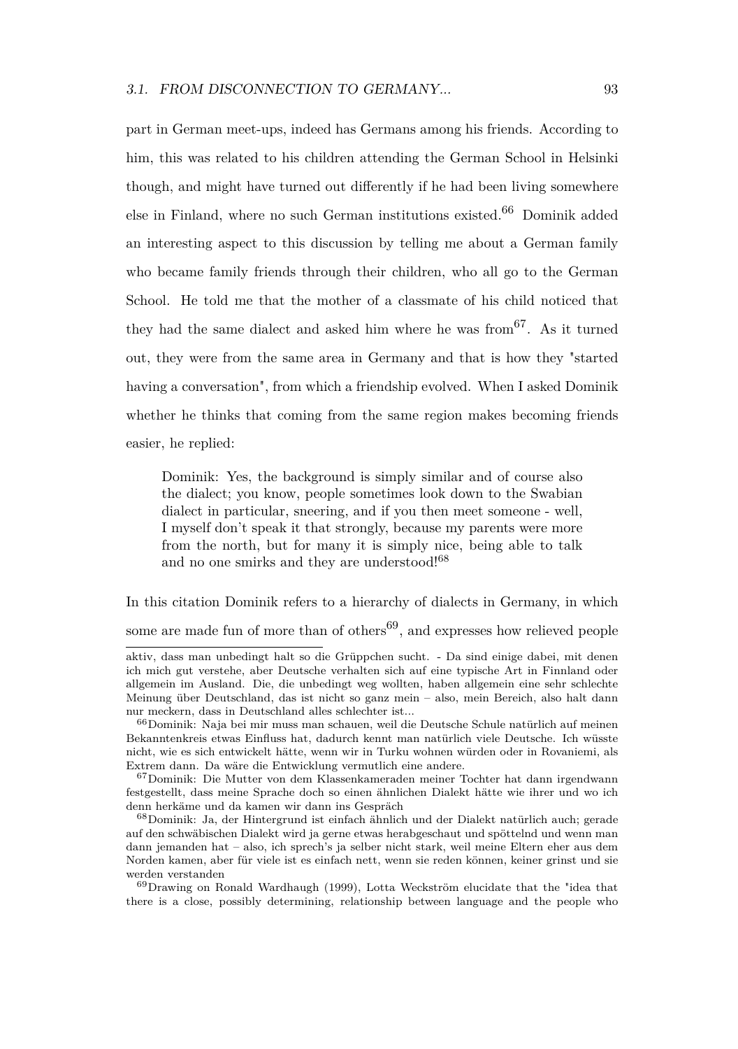part in German meet-ups, indeed has Germans among his friends. According to him, this was related to his children attending the German School in Helsinki though, and might have turned out differently if he had been living somewhere else in Finland, where no such German institutions existed.[66] Dominik added an interesting aspect to this discussion by telling me about a German family who became family friends through their children, who all go to the German School. He told me that the mother of a classmate of his child noticed that they had the same dialect and asked him where he was from[67]. As it turned out, they were from the same area in Germany and that is how they "started having a conversation", from which a friendship evolved. When I asked Dominik whether he thinks that coming from the same region makes becoming friends easier, he replied:

> Dominik: Yes, the background is simply similar and of course also the dialect; you know, people sometimes look down to the Swabian dialect in particular, sneering, and if you then meet someone - well, I myself don't speak it that strongly, because my parents were more from the north, but for many it is simply nice, being able to talk and no one smirks and they are understood![68]

In this citation Dominik refers to a hierarchy of dialects in Germany, in which some are made fun of more than of others[69], and expresses how relieved people

---

aktiv, dass man unbedingt halt so die Grüppchen sucht. - Da sind einige dabei, mit denen ich mich gut verstehe, aber Deutsche verhalten sich auf eine typische Art in Finnland oder allgemein im Ausland. Die, die unbedingt weg wollten, haben allgemein eine sehr schlechte Meinung über Deutschland, das ist nicht so ganz mein – also, mein Bereich, also halt dann nur meckern, dass in Deutschland alles schlechter ist...

[66] Dominik: Naja bei mir muss man schauen, weil die Deutsche Schule natürlich auf meinen Bekanntenkreis etwas Einfluss hat, dadurch kennt man natürlich viele Deutsche. Ich wüsste nicht, wie es sich entwickelt hätte, wenn wir in Turku wohnen würden oder in Rovaniemi, als Extrem dann. Da wäre die Entwicklung vermutlich eine andere.

[67] Dominik: Die Mutter von dem Klassenkameraden meiner Tochter hat dann irgendwann festgestellt, dass meine Sprache doch so einen ähnlichen Dialekt hätte wie ihrer und wo ich denn herkäme und da kamen wir dann ins Gespräch

[68] Dominik: Ja, der Hintergrund ist einfach ähnlich und der Dialekt natürlich auch; gerade auf den schwäbischen Dialekt wird ja gerne etwas herabgeschaut und spöttelnd und wenn man dann jemanden hat – also, ich sprech's ja selber nicht stark, weil meine Eltern eher aus dem Norden kamen, aber für viele ist es einfach nett, wenn sie reden können, keiner grinst und sie werden verstanden

[69] Drawing on Ronald Wardhaugh (1999), Lotta Weckström elucidate that the "idea that there is a close, possibly determining, relationship between language and the people who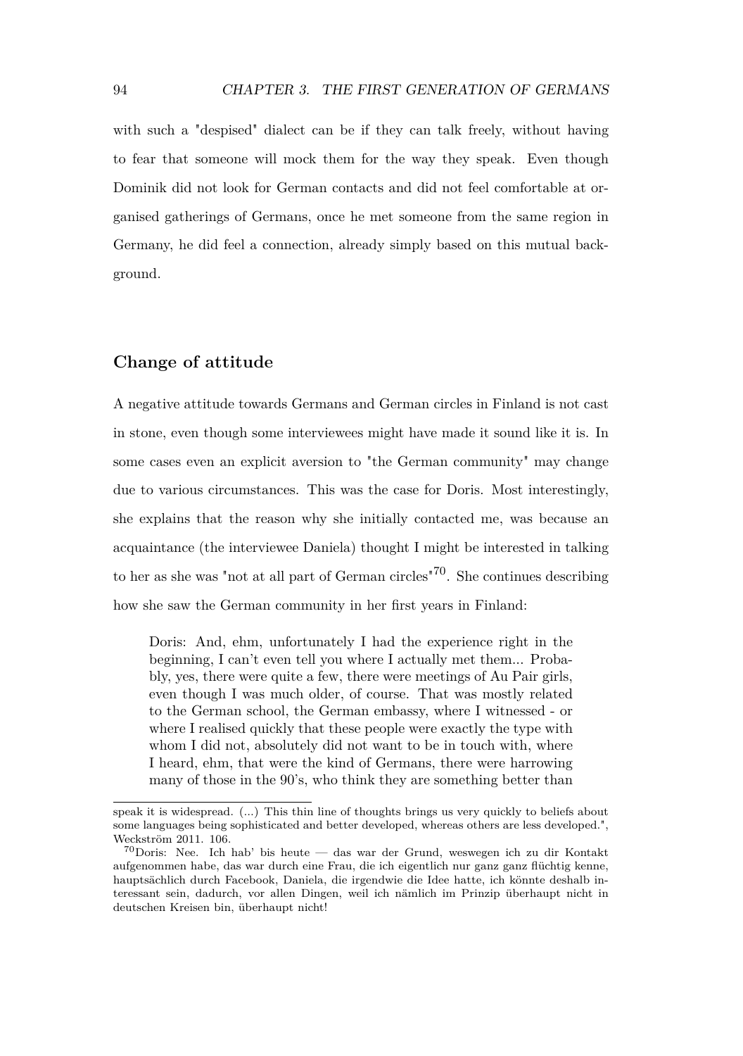with such a "despised" dialect can be if they can talk freely, without having to fear that someone will mock them for the way they speak. Even though Dominik did not look for German contacts and did not feel comfortable at organised gatherings of Germans, once he met someone from the same region in Germany, he did feel a connection, already simply based on this mutual background.

### Change of attitude

A negative attitude towards Germans and German circles in Finland is not cast in stone, even though some interviewees might have made it sound like it is. In some cases even an explicit aversion to "the German community" may change due to various circumstances. This was the case for Doris. Most interestingly, she explains that the reason why she initially contacted me, was because an acquaintance (the interviewee Daniela) thought I might be interested in talking to her as she was "not at all part of German circles"[70]. She continues describing how she saw the German community in her first years in Finland:

> Doris: And, ehm, unfortunately I had the experience right in the beginning, I can't even tell you where I actually met them... Probably, yes, there were quite a few, there were meetings of Au Pair girls, even though I was much older, of course. That was mostly related to the German school, the German embassy, where I witnessed - or where I realised quickly that these people were exactly the type with whom I did not, absolutely did not want to be in touch with, where I heard, ehm, that were the kind of Germans, there were harrowing many of those in the 90's, who think they are something better than

speak it is widespread. (...) This thin line of thoughts brings us very quickly to beliefs about some languages being sophisticated and better developed, whereas others are less developed.", Weckström 2011. 106.

[70] Doris: Nee. Ich hab' bis heute — das war der Grund, weswegen ich zu dir Kontakt aufgenommen habe, das war durch eine Frau, die ich eigentlich nur ganz ganz flüchtig kenne, hauptsächlich durch Facebook, Daniela, die irgendwie die Idee hatte, ich könnte deshalb interessant sein, dadurch, vor allen Dingen, weil ich nämlich im Prinzip überhaupt nicht in deutschen Kreisen bin, überhaupt nicht!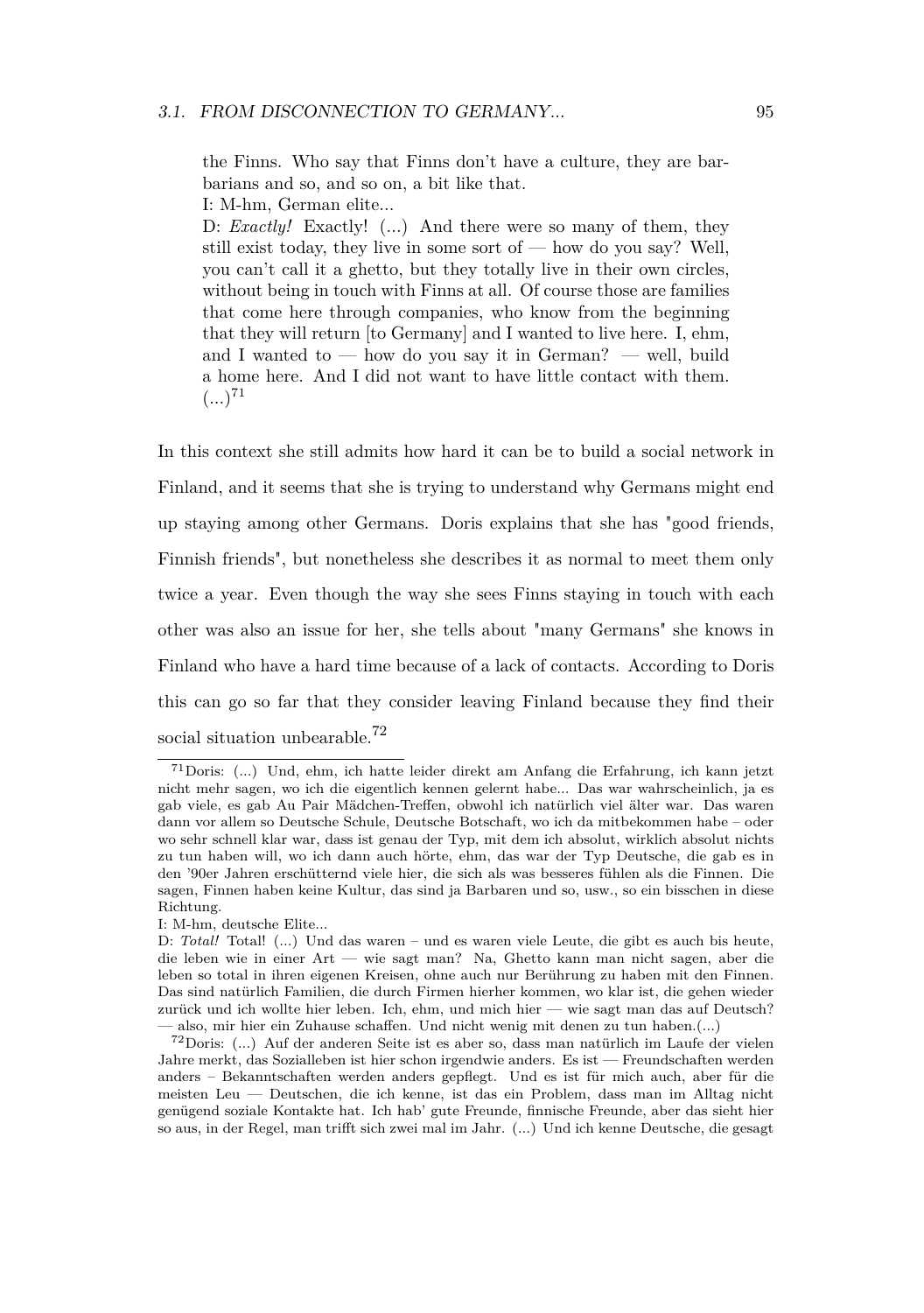> the Finns. Who say that Finns don't have a culture, they are barbarians and so, and so on, a bit like that.
>
> I: M-hm, German elite...
>
> D: *Exactly!* Exactly! (...) And there were so many of them, they still exist today, they live in some sort of — how do you say? Well, you can't call it a ghetto, but they totally live in their own circles, without being in touch with Finns at all. Of course those are families that come here through companies, who know from the beginning that they will return [to Germany] and I wanted to live here. I, ehm, and I wanted to — how do you say it in German? — well, build a home here. And I did not want to have little contact with them. (...)[71]

In this context she still admits how hard it can be to build a social network in Finland, and it seems that she is trying to understand why Germans might end up staying among other Germans. Doris explains that she has "good friends, Finnish friends", but nonetheless she describes it as normal to meet them only twice a year. Even though the way she sees Finns staying in touch with each other was also an issue for her, she tells about "many Germans" she knows in Finland who have a hard time because of a lack of contacts. According to Doris this can go so far that they consider leaving Finland because they find their social situation unbearable.[72]

---

[71] Doris: (...) Und, ehm, ich hatte leider direkt am Anfang die Erfahrung, ich kann jetzt nicht mehr sagen, wo ich die eigentlich kennen gelernt habe... Das war wahrscheinlich, ja es gab viele, es gab Au Pair Mädchen-Treffen, obwohl ich natürlich viel älter war. Das waren dann vor allem so Deutsche Schule, Deutsche Botschaft, wo ich da mitbekommen habe – oder wo sehr schnell klar war, dass ist genau der Typ, mit dem ich absolut, wirklich absolut nichts zu tun haben will, wo ich dann auch hörte, ehm, das war der Typ Deutsche, die gab es in den '90er Jahren erschütternd viele hier, die sich als was besseres fühlen als die Finnen. Die sagen, Finnen haben keine Kultur, das sind ja Barbaren und so, usw., so ein bisschen in diese Richtung.

I: M-hm, deutsche Elite...

D: *Total!* Total! (...) Und das waren – und es waren viele Leute, die gibt es auch bis heute, die leben wie in einer Art — wie sagt man? Na, Ghetto kann man nicht sagen, aber die leben so total in ihren eigenen Kreisen, ohne auch nur Berührung zu haben mit den Finnen. Das sind natürlich Familien, die durch Firmen hierher kommen, wo klar ist, die gehen wieder zurück und ich wollte hier leben. Ich, ehm, und mich hier — wie sagt man das auf Deutsch? — also, mir hier ein Zuhause schaffen. Und nicht wenig mit denen zu tun haben.(...)

[72] Doris: (...) Auf der anderen Seite ist es aber so, dass man natürlich im Laufe der vielen Jahre merkt, das Sozialleben ist hier schon irgendwie anders. Es ist — Freundschaften werden anders – Bekanntschaften werden anders gepflegt. Und es ist für mich auch, aber für die meisten Leu — Deutschen, die ich kenne, ist das ein Problem, dass man im Alltag nicht genügend soziale Kontakte hat. Ich hab' gute Freunde, finnische Freunde, aber das sieht hier so aus, in der Regel, man trifft sich zwei mal im Jahr. (...) Und ich kenne Deutsche, die gesagt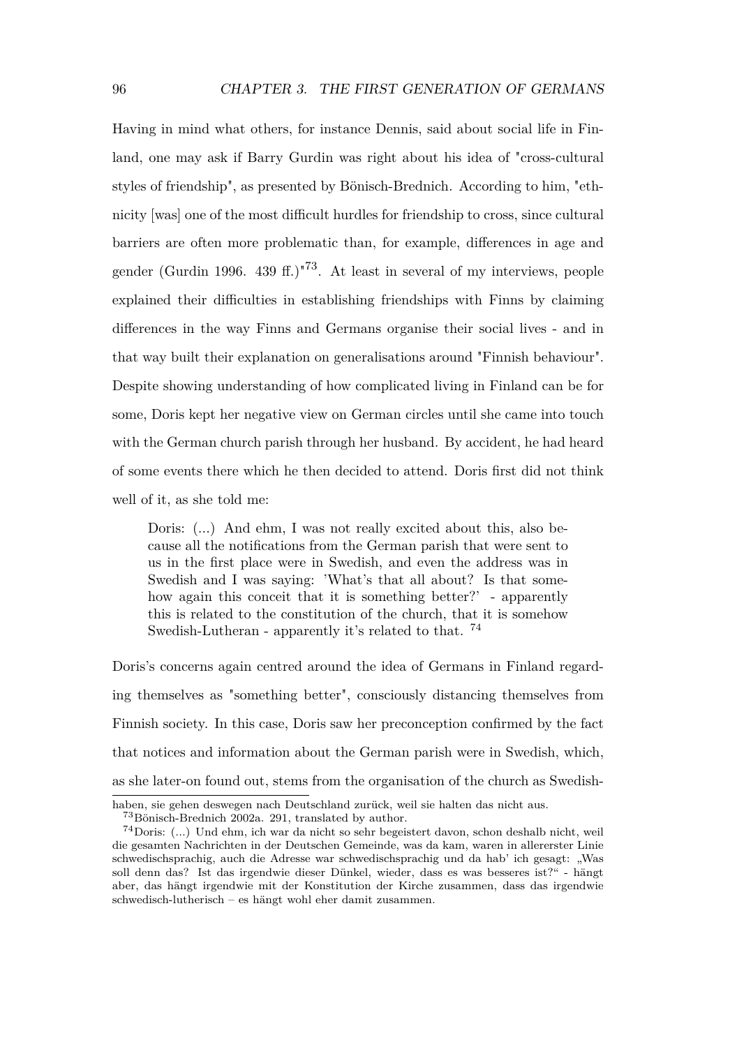Having in mind what others, for instance Dennis, said about social life in Finland, one may ask if Barry Gurdin was right about his idea of "cross-cultural styles of friendship", as presented by Bönisch-Brednich. According to him, "ethnicity [was] one of the most difficult hurdles for friendship to cross, since cultural barriers are often more problematic than, for example, differences in age and gender (Gurdin 1996. 439 ff.)"[73]. At least in several of my interviews, people explained their difficulties in establishing friendships with Finns by claiming differences in the way Finns and Germans organise their social lives - and in that way built their explanation on generalisations around "Finnish behaviour". Despite showing understanding of how complicated living in Finland can be for some, Doris kept her negative view on German circles until she came into touch with the German church parish through her husband. By accident, he had heard of some events there which he then decided to attend. Doris first did not think well of it, as she told me:

> Doris: (...) And ehm, I was not really excited about this, also because all the notifications from the German parish that were sent to us in the first place were in Swedish, and even the address was in Swedish and I was saying: 'What's that all about? Is that somehow again this conceit that it is something better?' - apparently this is related to the constitution of the church, that it is somehow Swedish-Lutheran - apparently it's related to that. [74]

Doris's concerns again centred around the idea of Germans in Finland regarding themselves as "something better", consciously distancing themselves from Finnish society. In this case, Doris saw her preconception confirmed by the fact that notices and information about the German parish were in Swedish, which, as she later-on found out, stems from the organisation of the church as Swedish-

---

haben, sie gehen deswegen nach Deutschland zurück, weil sie halten das nicht aus.

[73] Bönisch-Brednich 2002a. 291, translated by author.

[74] Doris: (...) Und ehm, ich war da nicht so sehr begeistert davon, schon deshalb nicht, weil die gesamten Nachrichten in der Deutschen Gemeinde, was da kam, waren in allerersten Linie schwedischsprachig, auch die Adresse war schwedischsprachig und da hab' ich gesagt: „Was soll denn das? Ist das irgendwie dieser Dünkel, wieder, dass es was besseres ist?“ - hängt aber, das hängt irgendwie mit der Konstitution der Kirche zusammen, dass das irgendwie schwedisch-lutherisch – es hängt wohl eher damit zusammen.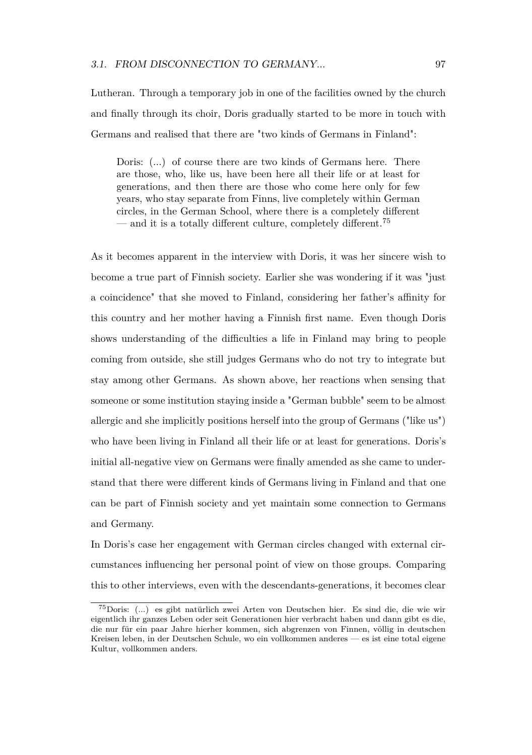Lutheran. Through a temporary job in one of the facilities owned by the church and finally through its choir, Doris gradually started to be more in touch with Germans and realised that there are "two kinds of Germans in Finland":

> Doris: (...) of course there are two kinds of Germans here. There are those, who, like us, have been here all their life or at least for generations, and then there are those who come here only for few years, who stay separate from Finns, live completely within German circles, in the German School, where there is a completely different — and it is a totally different culture, completely different.[75]

As it becomes apparent in the interview with Doris, it was her sincere wish to become a true part of Finnish society. Earlier she was wondering if it was "just a coincidence" that she moved to Finland, considering her father's affinity for this country and her mother having a Finnish first name. Even though Doris shows understanding of the difficulties a life in Finland may bring to people coming from outside, she still judges Germans who do not try to integrate but stay among other Germans. As shown above, her reactions when sensing that someone or some institution staying inside a "German bubble" seem to be almost allergic and she implicitly positions herself into the group of Germans ("like us") who have been living in Finland all their life or at least for generations. Doris's initial all-negative view on Germans were finally amended as she came to understand that there were different kinds of Germans living in Finland and that one can be part of Finnish society and yet maintain some connection to Germans and Germany.

In Doris's case her engagement with German circles changed with external circumstances influencing her personal point of view on those groups. Comparing this to other interviews, even with the descendants-generations, it becomes clear

[75] Doris: (...) es gibt natürlich zwei Arten von Deutschen hier. Es sind die, die wie wir eigentlich ihr ganzes Leben oder seit Generationen hier verbracht haben und dann gibt es die, die nur für ein paar Jahre hierher kommen, sich abgrenzen von Finnen, völlig in deutschen Kreisen leben, in der Deutschen Schule, wo ein vollkommen anderes — es ist eine total eigene Kultur, vollkommen anders.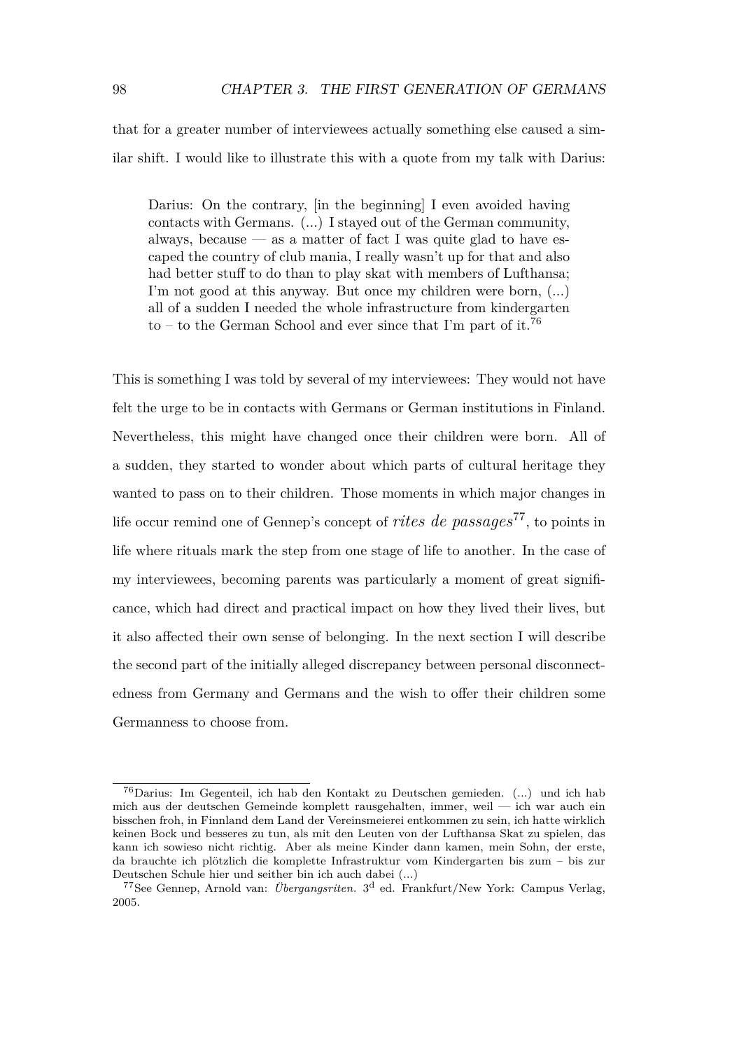that for a greater number of interviewees actually something else caused a similar shift. I would like to illustrate this with a quote from my talk with Darius:

> Darius: On the contrary, [in the beginning] I even avoided having contacts with Germans. (...) I stayed out of the German community, always, because — as a matter of fact I was quite glad to have escaped the country of club mania, I really wasn't up for that and also had better stuff to do than to play skat with members of Lufthansa; I'm not good at this anyway. But once my children were born, (...) all of a sudden I needed the whole infrastructure from kindergarten to – to the German School and ever since that I'm part of it.[76]

This is something I was told by several of my interviewees: They would not have felt the urge to be in contacts with Germans or German institutions in Finland. Nevertheless, this might have changed once their children were born. All of a sudden, they started to wonder about which parts of cultural heritage they wanted to pass on to their children. Those moments in which major changes in life occur remind one of Gennep's concept of *rites de passages*[77], to points in life where rituals mark the step from one stage of life to another. In the case of my interviewees, becoming parents was particularly a moment of great significance, which had direct and practical impact on how they lived their lives, but it also affected their own sense of belonging. In the next section I will describe the second part of the initially alleged discrepancy between personal disconnectedness from Germany and Germans and the wish to offer their children some Germanness to choose from.

---

[76] Darius: Im Gegenteil, ich hab den Kontakt zu Deutschen gemieden. (...) und ich hab mich aus der deutschen Gemeinde komplett rausgehalten, immer, weil — ich war auch ein bisschen froh, in Finnland dem Land der Vereinsmeierei entkommen zu sein, ich hatte wirklich keinen Bock und besseres zu tun, als mit den Leuten von der Lufthansa Skat zu spielen, das kann ich sowieso nicht richtig. Aber als meine Kinder dann kamen, mein Sohn, der erste, da brauchte ich plötzlich die komplette Infrastruktur vom Kindergarten bis zum – bis zur Deutschen Schule hier und seither bin ich auch dabei (...)

[77] See Gennep, Arnold van: *Übergangsriten.* 3d ed. Frankfurt/New York: Campus Verlag, 2005.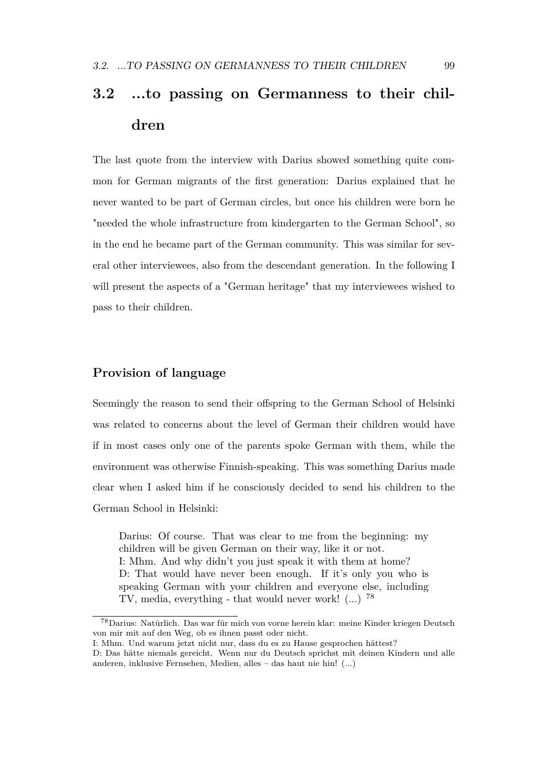## 3.2 ...to passing on Germanness to their children

The last quote from the interview with Darius showed something quite common for German migrants of the first generation: Darius explained that he never wanted to be part of German circles, but once his children were born he "needed the whole infrastructure from kindergarten to the German School", so in the end he became part of the German community. This was similar for several other interviewees, also from the descendant generation. In the following I will present the aspects of a "German heritage" that my interviewees wished to pass to their children.

### Provision of language

Seemingly the reason to send their offspring to the German School of Helsinki was related to concerns about the level of German their children would have if in most cases only one of the parents spoke German with them, while the environment was otherwise Finnish-speaking. This was something Darius made clear when I asked him if he consciously decided to send his children to the German School in Helsinki:

> Darius: Of course. That was clear to me from the beginning: my children will be given German on their way, like it or not.
> I: Mhm. And why didn't you just speak it with them at home?
> D: That would have never been enough. If it's only you who is speaking German with your children and everyone else, including TV, media, everything - that would never work! (...) [78]

[78] Darius: Natürlich. Das war für mich von vorne herein klar: meine Kinder kriegen Deutsch von mir mit auf den Weg, ob es ihnen passt oder nicht.
I: Mhm. Und warum jetzt nicht nur, dass du es zu Hause gesprochen hättest?
D: Das hätte niemals gereicht. Wenn nur du Deutsch sprichst mit deinen Kindern und alle anderen, inklusive Fernsehen, Medien, alles – das haut nie hin! (...)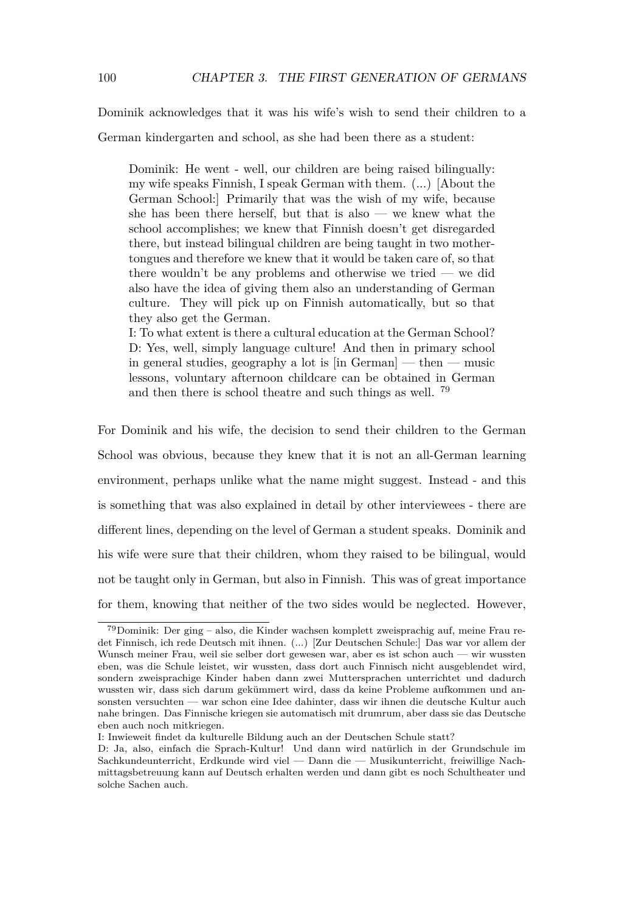Dominik acknowledges that it was his wife's wish to send their children to a German kindergarten and school, as she had been there as a student:

> Dominik: He went - well, our children are being raised bilingually: my wife speaks Finnish, I speak German with them. (...) [About the German School:] Primarily that was the wish of my wife, because she has been there herself, but that is also — we knew what the school accomplishes; we knew that Finnish doesn't get disregarded there, but instead bilingual children are being taught in two mother-tongues and therefore we knew that it would be taken care of, so that there wouldn't be any problems and otherwise we tried — we did also have the idea of giving them also an understanding of German culture. They will pick up on Finnish automatically, but so that they also get the German.
> I: To what extent is there a cultural education at the German School?
> D: Yes, well, simply language culture! And then in primary school in general studies, geography a lot is [in German] — then — music lessons, voluntary afternoon childcare can be obtained in German and then there is school theatre and such things as well. [79]

For Dominik and his wife, the decision to send their children to the German School was obvious, because they knew that it is not an all-German learning environment, perhaps unlike what the name might suggest. Instead - and this is something that was also explained in detail by other interviewees - there are different lines, depending on the level of German a student speaks. Dominik and his wife were sure that their children, whom they raised to be bilingual, would not be taught only in German, but also in Finnish. This was of great importance for them, knowing that neither of the two sides would be neglected. However,

---

[79] Dominik: Der ging – also, die Kinder wachsen komplett zweisprachig auf, meine Frau redet Finnisch, ich rede Deutsch mit ihnen. (...) [Zur Deutschen Schule:] Das war vor allem der Wunsch meiner Frau, weil sie selber dort gewesen war, aber es ist schon auch — wir wussten eben, was die Schule leistet, wir wussten, dass dort auch Finnisch nicht ausgeblendet wird, sondern zweisprachige Kinder haben dann zwei Muttersprachen unterrichtet und dadurch wussten wir, dass sich darum gekümmert wird, dass da keine Probleme aufkommen und ansonsten versuchten — war schon eine Idee dahinter, dass wir ihnen die deutsche Kultur auch nahe bringen. Das Finnische kriegen sie automatisch mit drumrum, aber dass sie das Deutsche eben auch noch mitkriegen.
I: Inwieweit findet da kulturelle Bildung auch an der Deutschen Schule statt?
D: Ja, also, einfach die Sprach-Kultur! Und dann wird natürlich in der Grundschule im Sachkundeunterricht, Erdkunde wird viel — Dann die — Musikunterricht, freiwillige Nachmittagsbetreuung kann auf Deutsch erhalten werden und dann gibt es noch Schultheater und solche Sachen auch.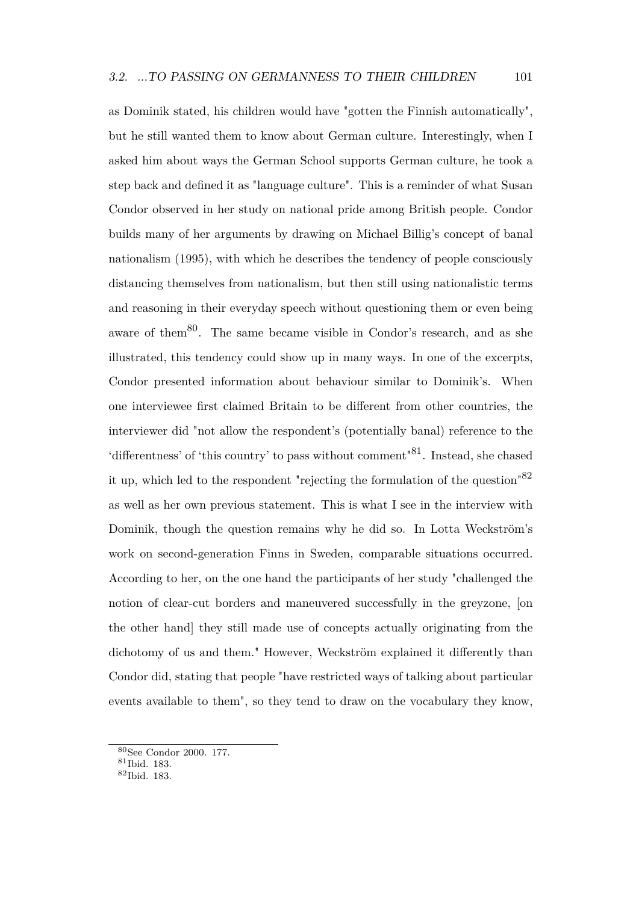as Dominik stated, his children would have "gotten the Finnish automatically", but he still wanted them to know about German culture. Interestingly, when I asked him about ways the German School supports German culture, he took a step back and defined it as "language culture". This is a reminder of what Susan Condor observed in her study on national pride among British people. Condor builds many of her arguments by drawing on Michael Billig's concept of banal nationalism (1995), with which he describes the tendency of people consciously distancing themselves from nationalism, but then still using nationalistic terms and reasoning in their everyday speech without questioning them or even being aware of them[80]. The same became visible in Condor's research, and as she illustrated, this tendency could show up in many ways. In one of the excerpts, Condor presented information about behaviour similar to Dominik's. When one interviewee first claimed Britain to be different from other countries, the interviewer did "not allow the respondent's (potentially banal) reference to the 'differentness' of 'this country' to pass without comment"[81]. Instead, she chased it up, which led to the respondent "rejecting the formulation of the question"[82] as well as her own previous statement. This is what I see in the interview with Dominik, though the question remains why he did so. In Lotta Weckström's work on second-generation Finns in Sweden, comparable situations occurred. According to her, on the one hand the participants of her study "challenged the notion of clear-cut borders and maneuvered successfully in the greyzone, [on the other hand] they still made use of concepts actually originating from the dichotomy of us and them." However, Weckström explained it differently than Condor did, stating that people "have restricted ways of talking about particular events available to them", so they tend to draw on the vocabulary they know,

[80] See Condor 2000. 177.

[81] Ibid. 183.

[82] Ibid. 183.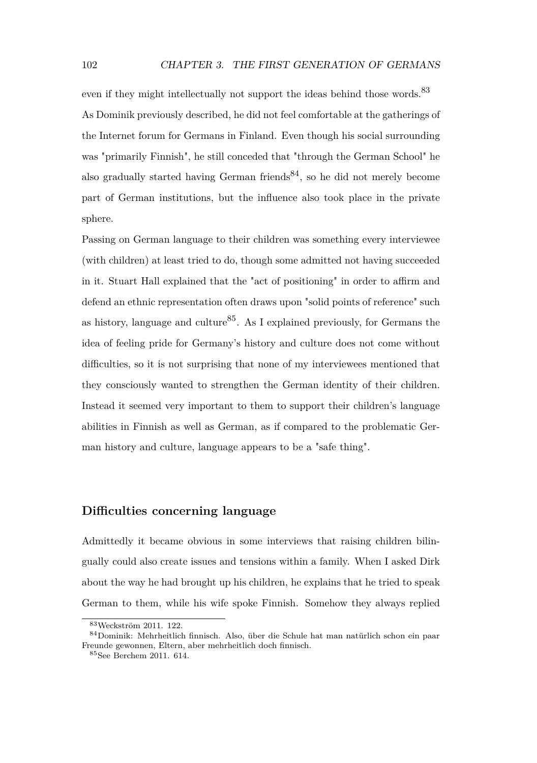even if they might intellectually not support the ideas behind those words.[83]

As Dominik previously described, he did not feel comfortable at the gatherings of the Internet forum for Germans in Finland. Even though his social surrounding was "primarily Finnish", he still conceded that "through the German School" he also gradually started having German friends[84], so he did not merely become part of German institutions, but the influence also took place in the private sphere.

Passing on German language to their children was something every interviewee (with children) at least tried to do, though some admitted not having succeeded in it. Stuart Hall explained that the "act of positioning" in order to affirm and defend an ethnic representation often draws upon "solid points of reference" such as history, language and culture[85]. As I explained previously, for Germans the idea of feeling pride for Germany's history and culture does not come without difficulties, so it is not surprising that none of my interviewees mentioned that they consciously wanted to strengthen the German identity of their children. Instead it seemed very important to them to support their children's language abilities in Finnish as well as German, as if compared to the problematic German history and culture, language appears to be a "safe thing".

### Difficulties concerning language

Admittedly it became obvious in some interviews that raising children bilingually could also create issues and tensions within a family. When I asked Dirk about the way he had brought up his children, he explains that he tried to speak German to them, while his wife spoke Finnish. Somehow they always replied

---

[83] Weckström 2011. 122.

[84] Dominik: Mehrheitlich finnisch. Also, über die Schule hat man natürlich schon ein paar Freunde gewonnen, Eltern, aber mehrheitlich doch finnisch.

[85] See Berchem 2011. 614.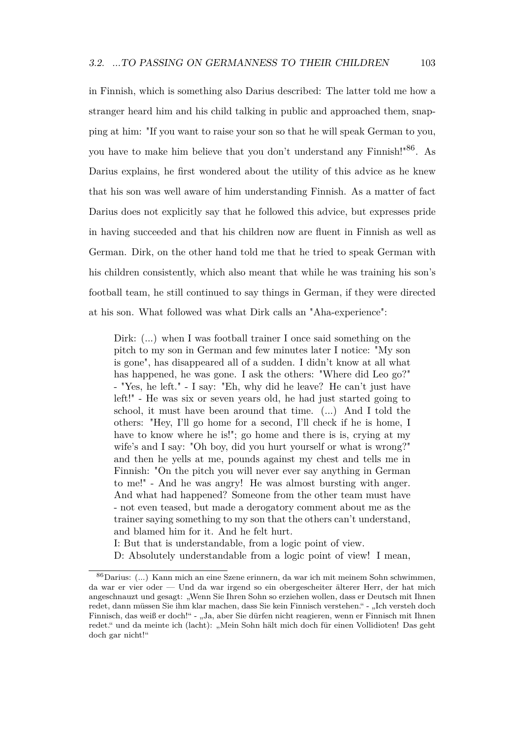in Finnish, which is something also Darius described: The latter told me how a stranger heard him and his child talking in public and approached them, snapping at him: "If you want to raise your son so that he will speak German to you, you have to make him believe that you don't understand any Finnish!"[86]. As Darius explains, he first wondered about the utility of this advice as he knew that his son was well aware of him understanding Finnish. As a matter of fact Darius does not explicitly say that he followed this advice, but expresses pride in having succeeded and that his children now are fluent in Finnish as well as German. Dirk, on the other hand told me that he tried to speak German with his children consistently, which also meant that while he was training his son's football team, he still continued to say things in German, if they were directed at his son. What followed was what Dirk calls an "Aha-experience":

> Dirk: (...) when I was football trainer I once said something on the pitch to my son in German and few minutes later I notice: "My son is gone", has disappeared all of a sudden. I didn't know at all what has happened, he was gone. I ask the others: "Where did Leo go?" - "Yes, he left." - I say: "Eh, why did he leave? He can't just have left!" - He was six or seven years old, he had just started going to school, it must have been around that time. (...) And I told the others: "Hey, I'll go home for a second, I'll check if he is home, I have to know where he is!"; go home and there is is, crying at my wife's and I say: "Oh boy, did you hurt yourself or what is wrong?" and then he yells at me, pounds against my chest and tells me in Finnish: "On the pitch you will never ever say anything in German to me!" - And he was angry! He was almost bursting with anger. And what had happened? Someone from the other team must have - not even teased, but made a derogatory comment about me as the trainer saying something to my son that the others can't understand, and blamed him for it. And he felt hurt.
>
> I: But that is understandable, from a logic point of view.
>
> D: Absolutely understandable from a logic point of view! I mean,

[86] Darius: (...) Kann mich an eine Szene erinnern, da war ich mit meinem Sohn schwimmen, da war er vier oder — Und da war irgend so ein obergescheiter älterer Herr, der hat mich angeschnauzt und gesagt: „Wenn Sie Ihren Sohn so erziehen wollen, dass er Deutsch mit Ihnen redet, dann müssen Sie ihm klar machen, dass Sie kein Finnisch verstehen.“ - „Ich versteh doch Finnisch, das weiß er doch!“ - „Ja, aber Sie dürfen nicht reagieren, wenn er Finnisch mit Ihnen redet.“ und da meinte ich (lacht): „Mein Sohn hält mich doch für einen Vollidioten! Das geht doch gar nicht!“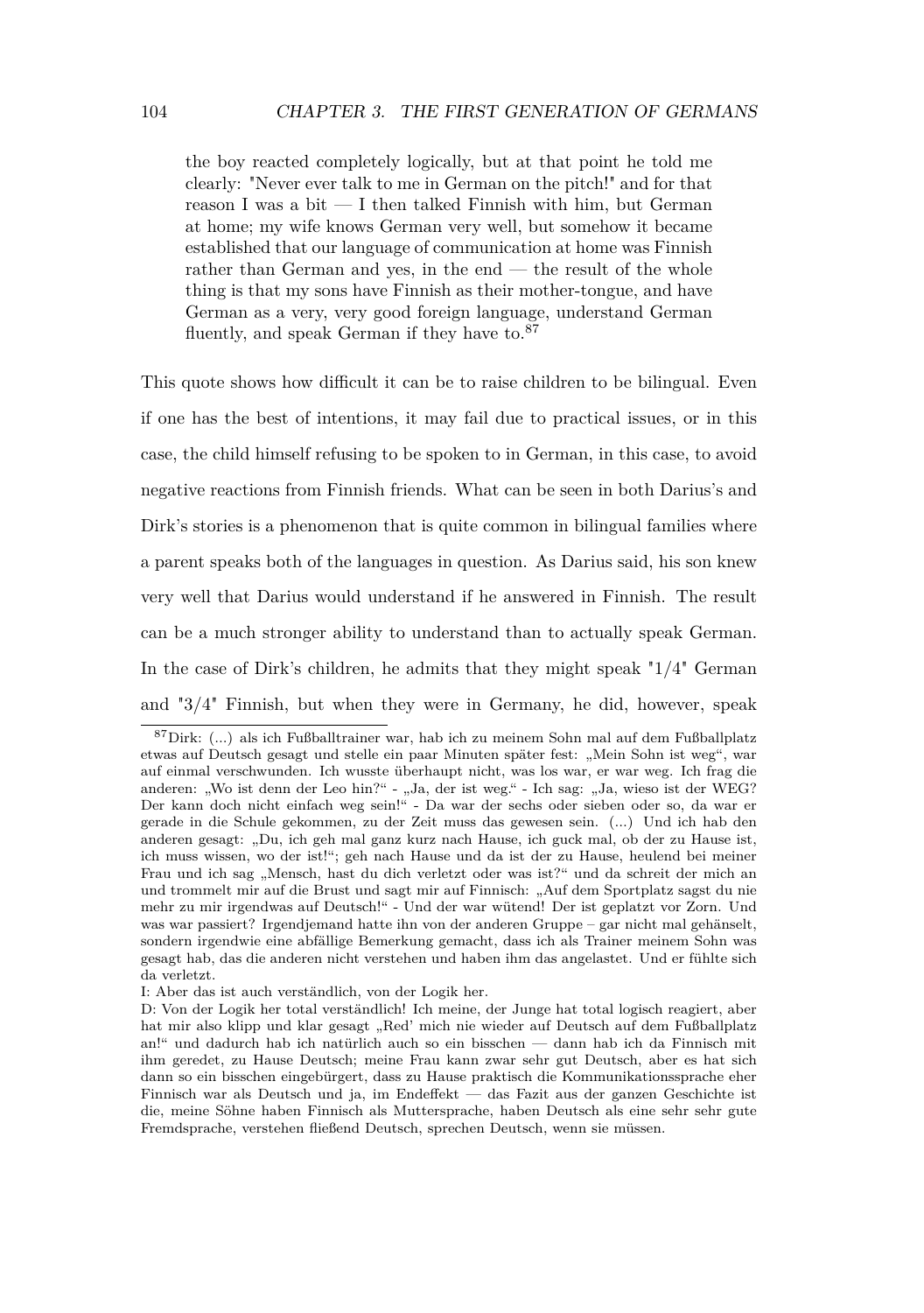> the boy reacted completely logically, but at that point he told me clearly: "Never ever talk to me in German on the pitch!" and for that reason I was a bit — I then talked Finnish with him, but German at home; my wife knows German very well, but somehow it became established that our language of communication at home was Finnish rather than German and yes, in the end — the result of the whole thing is that my sons have Finnish as their mother-tongue, and have German as a very, very good foreign language, understand German fluently, and speak German if they have to.[87]

This quote shows how difficult it can be to raise children to be bilingual. Even if one has the best of intentions, it may fail due to practical issues, or in this case, the child himself refusing to be spoken to in German, in this case, to avoid negative reactions from Finnish friends. What can be seen in both Darius's and Dirk's stories is a phenomenon that is quite common in bilingual families where a parent speaks both of the languages in question. As Darius said, his son knew very well that Darius would understand if he answered in Finnish. The result can be a much stronger ability to understand than to actually speak German. In the case of Dirk's children, he admits that they might speak "1/4" German and "3/4" Finnish, but when they were in Germany, he did, however, speak

---

[87] Dirk: (...) als ich Fußballtrainer war, hab ich zu meinem Sohn mal auf dem Fußballplatz etwas auf Deutsch gesagt und stelle ein paar Minuten später fest: „Mein Sohn ist weg", war auf einmal verschwunden. Ich wusste überhaupt nicht, was los war, er war weg. Ich frag die anderen: „Wo ist denn der Leo hin?" - „Ja, der ist weg." - Ich sag: „Ja, wieso ist der WEG? Der kann doch nicht einfach weg sein!" - Da war der sechs oder sieben oder so, da war er gerade in die Schule gekommen, zu der Zeit muss das gewesen sein. (...) Und ich hab den anderen gesagt: „Du, ich geh mal ganz kurz nach Hause, ich guck mal, ob der zu Hause ist, ich muss wissen, wo der ist!"; geh nach Hause und da ist der zu Hause, heulend bei meiner Frau und ich sag „Mensch, hast du dich verletzt oder was ist?" und da schreit der mich an und trommelt mir auf die Brust und sagt mir auf Finnisch: „Auf dem Sportplatz sagst du nie mehr zu mir irgendwas auf Deutsch!" - Und der war wütend! Der ist geplatzt vor Zorn. Und was war passiert? Irgendjemand hatte ihn von der anderen Gruppe – gar nicht mal gehänselt, sondern irgendwie eine abfällige Bemerkung gemacht, dass ich als Trainer meinem Sohn was gesagt hab, das die anderen nicht verstehen und haben ihm das angelastet. Und er fühlte sich da verletzt.

I: Aber das ist auch verständlich, von der Logik her.

D: Von der Logik her total verständlich! Ich meine, der Junge hat total logisch reagiert, aber hat mir also klipp und klar gesagt „Red' mich nie wieder auf Deutsch auf dem Fußballplatz an!" und dadurch hab ich natürlich auch so ein bisschen — dann hab ich da Finnisch mit ihm geredet, zu Hause Deutsch; meine Frau kann zwar sehr gut Deutsch, aber es hat sich dann so ein bisschen eingebürgert, dass zu Hause praktisch die Kommunikationssprache eher Finnisch war als Deutsch und ja, im Endeffekt — das Fazit aus der ganzen Geschichte ist die, meine Söhne haben Finnisch als Muttersprache, haben Deutsch als eine sehr sehr gute Fremdsprache, verstehen fließend Deutsch, sprechen Deutsch, wenn sie müssen.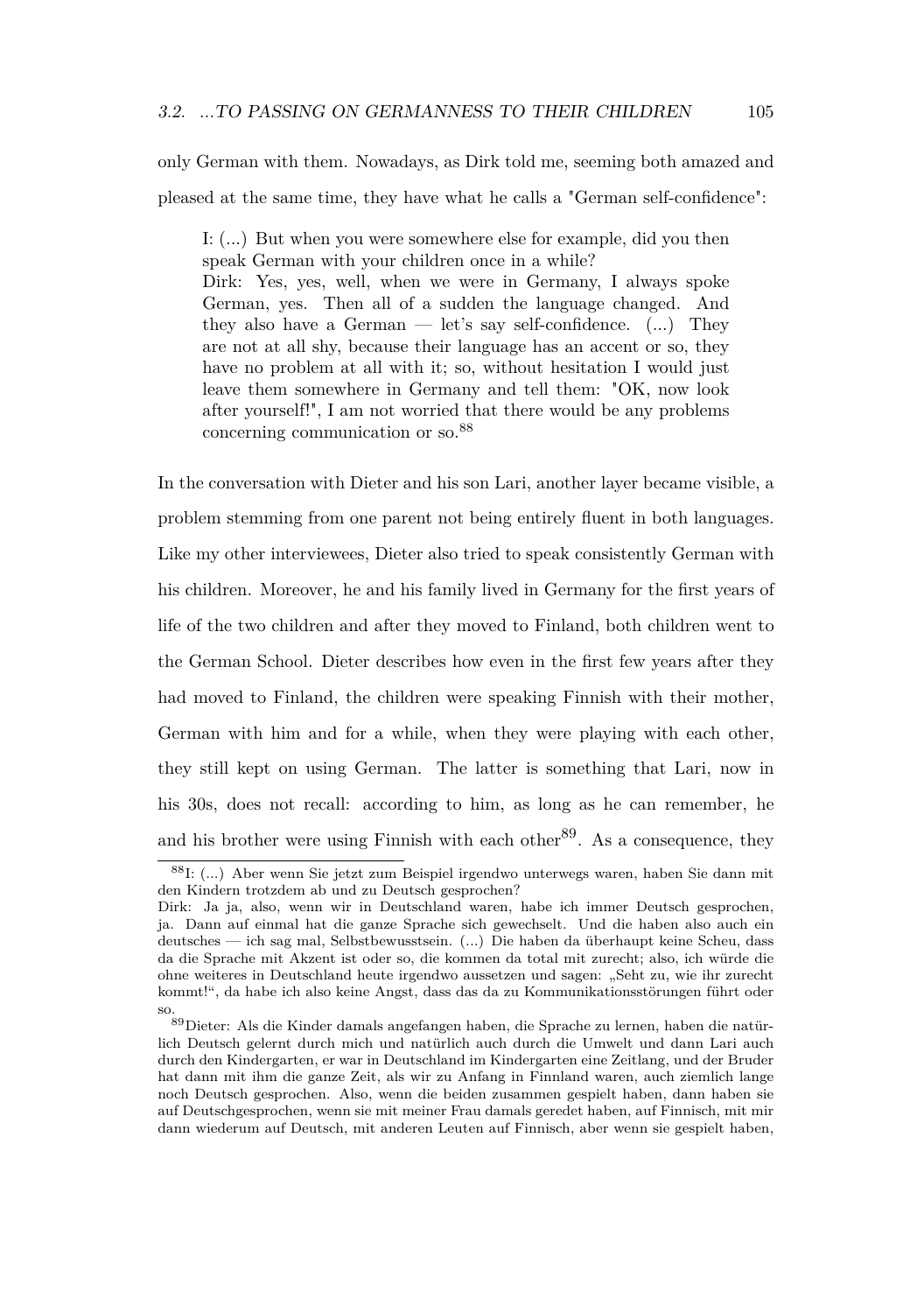only German with them. Nowadays, as Dirk told me, seeming both amazed and pleased at the same time, they have what he calls a "German self-confidence":

> I: (...) But when you were somewhere else for example, did you then speak German with your children once in a while?
> Dirk: Yes, yes, well, when we were in Germany, I always spoke German, yes. Then all of a sudden the language changed. And they also have a German — let's say self-confidence. (...) They are not at all shy, because their language has an accent or so, they have no problem at all with it; so, without hesitation I would just leave them somewhere in Germany and tell them: "OK, now look after yourself!", I am not worried that there would be any problems concerning communication or so.[88]

In the conversation with Dieter and his son Lari, another layer became visible, a problem stemming from one parent not being entirely fluent in both languages. Like my other interviewees, Dieter also tried to speak consistently German with his children. Moreover, he and his family lived in Germany for the first years of life of the two children and after they moved to Finland, both children went to the German School. Dieter describes how even in the first few years after they had moved to Finland, the children were speaking Finnish with their mother, German with him and for a while, when they were playing with each other, they still kept on using German. The latter is something that Lari, now in his 30s, does not recall: according to him, as long as he can remember, he and his brother were using Finnish with each other[89]. As a consequence, they

---

[88] I: (...) Aber wenn Sie jetzt zum Beispiel irgendwo unterwegs waren, haben Sie dann mit den Kindern trotzdem ab und zu Deutsch gesprochen?
Dirk: Ja ja, also, wenn wir in Deutschland waren, habe ich immer Deutsch gesprochen, ja. Dann auf einmal hat die ganze Sprache sich gewechselt. Und die haben also auch ein deutsches — ich sag mal, Selbstbewusstsein. (...) Die haben da überhaupt keine Scheu, dass da die Sprache mit Akzent ist oder so, die kommen da total mit zurecht; also, ich würde die ohne weiteres in Deutschland heute irgendwo aussetzen und sagen: „Seht zu, wie ihr zurecht kommt!“, da habe ich also keine Angst, dass das da zu Kommunikationsstörungen führt oder so.

[89] Dieter: Als die Kinder damals angefangen haben, die Sprache zu lernen, haben die natürlich Deutsch gelernt durch mich und natürlich auch durch die Umwelt und dann Lari auch durch den Kindergarten, er war in Deutschland im Kindergarten eine Zeitlang, und der Bruder hat dann mit ihm die ganze Zeit, als wir zu Anfang in Finnland waren, auch ziemlich lange noch Deutsch gesprochen. Also, wenn die beiden zusammen gespielt haben, dann haben sie auf Deutschgesprochen, wenn sie mit meiner Frau damals geredet haben, auf Finnisch, mit mir dann wiederum auf Deutsch, mit anderen Leuten auf Finnisch, aber wenn sie gespielt haben,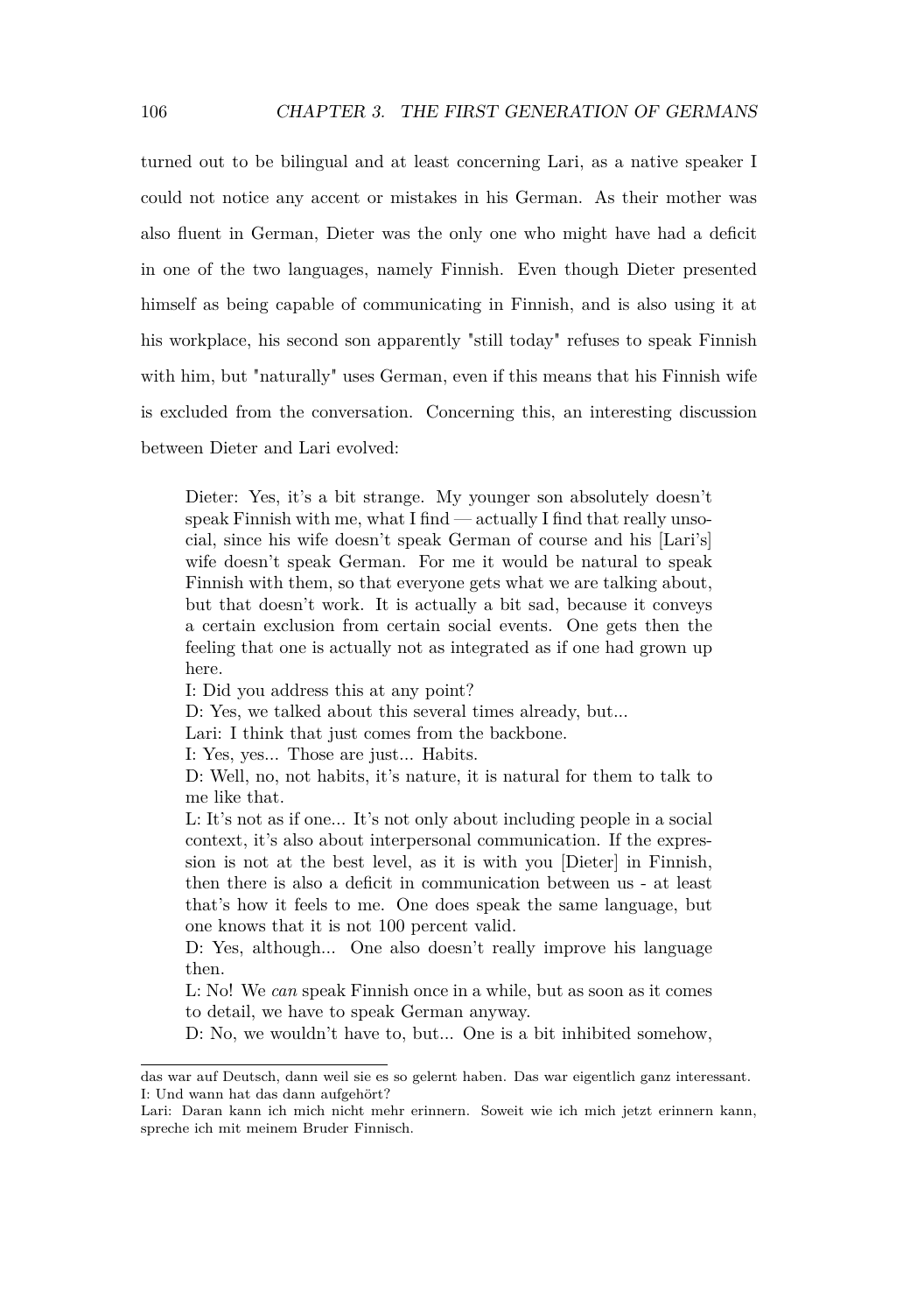turned out to be bilingual and at least concerning Lari, as a native speaker I could not notice any accent or mistakes in his German. As their mother was also fluent in German, Dieter was the only one who might have had a deficit in one of the two languages, namely Finnish. Even though Dieter presented himself as being capable of communicating in Finnish, and is also using it at his workplace, his second son apparently "still today" refuses to speak Finnish with him, but "naturally" uses German, even if this means that his Finnish wife is excluded from the conversation. Concerning this, an interesting discussion between Dieter and Lari evolved:

> Dieter: Yes, it's a bit strange. My younger son absolutely doesn't speak Finnish with me, what I find — actually I find that really unsocial, since his wife doesn't speak German of course and his [Lari's] wife doesn't speak German. For me it would be natural to speak Finnish with them, so that everyone gets what we are talking about, but that doesn't work. It is actually a bit sad, because it conveys a certain exclusion from certain social events. One gets then the feeling that one is actually not as integrated as if one had grown up here.
> I: Did you address this at any point?
> D: Yes, we talked about this several times already, but...
> Lari: I think that just comes from the backbone.
> I: Yes, yes... Those are just... Habits.
> D: Well, no, not habits, it's nature, it is natural for them to talk to me like that.
> L: It's not as if one... It's not only about including people in a social context, it's also about interpersonal communication. If the expression is not at the best level, as it is with you [Dieter] in Finnish, then there is also a deficit in communication between us - at least that's how it feels to me. One does speak the same language, but one knows that it is not 100 percent valid.
> D: Yes, although... One also doesn't really improve his language then.
> L: No! We *can* speak Finnish once in a while, but as soon as it comes to detail, we have to speak German anyway.
> D: No, we wouldn't have to, but... One is a bit inhibited somehow,

---

das war auf Deutsch, dann weil sie es so gelernt haben. Das war eigentlich ganz interessant.
I: Und wann hat das dann aufgehört?
Lari: Daran kann ich mich nicht mehr erinnern. Soweit wie ich mich jetzt erinnern kann, spreche ich mit meinem Bruder Finnisch.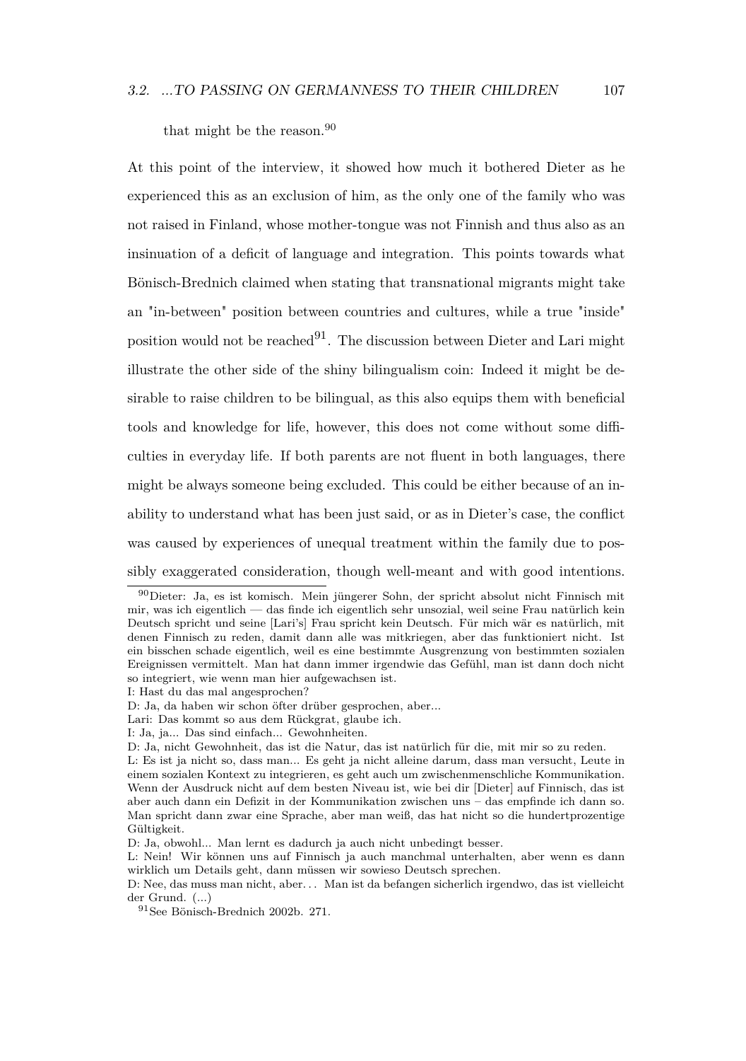that might be the reason.[90]

At this point of the interview, it showed how much it bothered Dieter as he experienced this as an exclusion of him, as the only one of the family who was not raised in Finland, whose mother-tongue was not Finnish and thus also as an insinuation of a deficit of language and integration. This points towards what Bönisch-Brednich claimed when stating that transnational migrants might take an "in-between" position between countries and cultures, while a true "inside" position would not be reached[91]. The discussion between Dieter and Lari might illustrate the other side of the shiny bilingualism coin: Indeed it might be desirable to raise children to be bilingual, as this also equips them with beneficial tools and knowledge for life, however, this does not come without some difficulties in everyday life. If both parents are not fluent in both languages, there might be always someone being excluded. This could be either because of an inability to understand what has been just said, or as in Dieter's case, the conflict was caused by experiences of unequal treatment within the family due to possibly exaggerated consideration, though well-meant and with good intentions.

---

[90] Dieter: Ja, es ist komisch. Mein jüngerer Sohn, der spricht absolut nicht Finnisch mit mir, was ich eigentlich — das finde ich eigentlich sehr unsozial, weil seine Frau natürlich kein Deutsch spricht und seine [Lari's] Frau spricht kein Deutsch. Für mich wär es natürlich, mit denen Finnisch zu reden, damit dann alle was mitkriegen, aber das funktioniert nicht. Ist ein bisschen schade eigentlich, weil es eine bestimmte Ausgrenzung von bestimmten sozialen Ereignissen vermittelt. Man hat dann immer irgendwie das Gefühl, man ist dann doch nicht so integriert, wie wenn man hier aufgewachsen ist.

I: Hast du das mal angesprochen?

D: Ja, da haben wir schon öfter drüber gesprochen, aber...

Lari: Das kommt so aus dem Rückgrat, glaube ich.

I: Ja, ja... Das sind einfach... Gewohnheiten.

D: Ja, nicht Gewohnheit, das ist die Natur, das ist natürlich für die, mit mir so zu reden.

L: Es ist ja nicht so, dass man... Es geht ja nicht alleine darum, dass man versucht, Leute in einem sozialen Kontext zu integrieren, es geht auch um zwischenmenschliche Kommunikation. Wenn der Ausdruck nicht auf dem besten Niveau ist, wie bei dir [Dieter] auf Finnisch, das ist aber auch dann ein Defizit in der Kommunikation zwischen uns – das empfinde ich dann so. Man spricht dann zwar eine Sprache, aber man weiß, das hat nicht so die hundertprozentige Gültigkeit.

D: Ja, obwohl... Man lernt es dadurch ja auch nicht unbedingt besser.

L: Nein! Wir können uns auf Finnisch ja auch manchmal unterhalten, aber wenn es dann wirklich um Details geht, dann müssen wir sowieso Deutsch sprechen.

D: Nee, das muss man nicht, aber... Man ist da befangen sicherlich irgendwo, das ist vielleicht der Grund. (...)

[91] See Bönisch-Brednich 2002b. 271.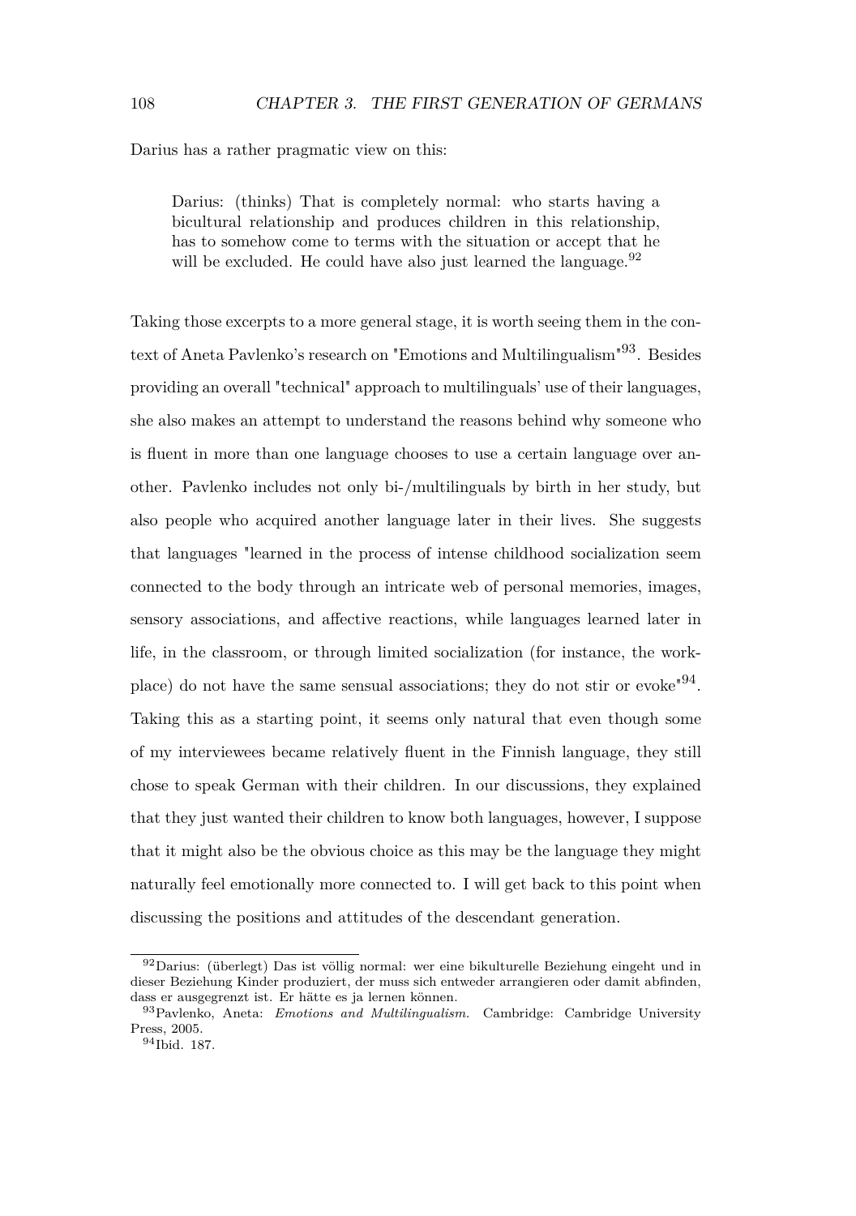Darius has a rather pragmatic view on this:

> Darius: (thinks) That is completely normal: who starts having a bicultural relationship and produces children in this relationship, has to somehow come to terms with the situation or accept that he will be excluded. He could have also just learned the language.[92]

Taking those excerpts to a more general stage, it is worth seeing them in the context of Aneta Pavlenko's research on "Emotions and Multilingualism"[93]. Besides providing an overall "technical" approach to multilinguals' use of their languages, she also makes an attempt to understand the reasons behind why someone who is fluent in more than one language chooses to use a certain language over another. Pavlenko includes not only bi-/multilinguals by birth in her study, but also people who acquired another language later in their lives. She suggests that languages "learned in the process of intense childhood socialization seem connected to the body through an intricate web of personal memories, images, sensory associations, and affective reactions, while languages learned later in life, in the classroom, or through limited socialization (for instance, the workplace) do not have the same sensual associations; they do not stir or evoke"[94]. Taking this as a starting point, it seems only natural that even though some of my interviewees became relatively fluent in the Finnish language, they still chose to speak German with their children. In our discussions, they explained that they just wanted their children to know both languages, however, I suppose that it might also be the obvious choice as this may be the language they might naturally feel emotionally more connected to. I will get back to this point when discussing the positions and attitudes of the descendant generation.

---

[92] Darius: (überlegt) Das ist völlig normal: wer eine bikulturelle Beziehung eingeht und in dieser Beziehung Kinder produziert, der muss sich entweder arrangieren oder damit abfinden, dass er ausgegrenzt ist. Er hätte es ja lernen können.

[93] Pavlenko, Aneta: *Emotions and Multilingualism.* Cambridge: Cambridge University Press, 2005.

[94] Ibid. 187.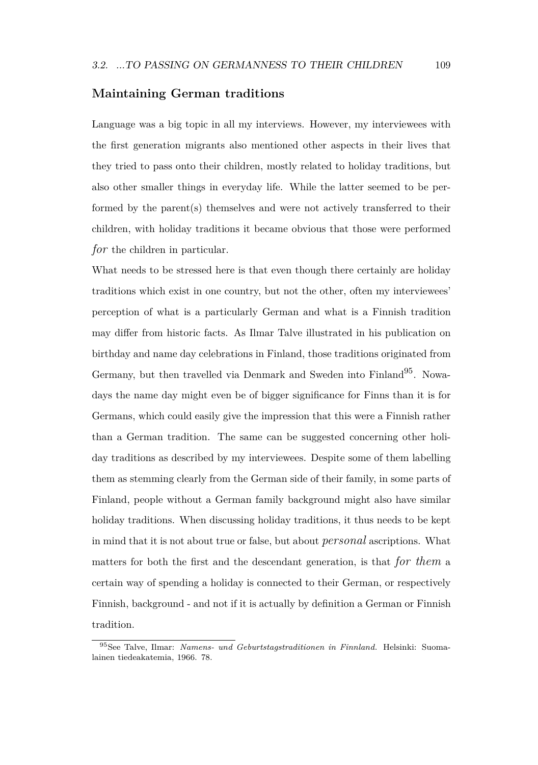### Maintaining German traditions

Language was a big topic in all my interviews. However, my interviewees with the first generation migrants also mentioned other aspects in their lives that they tried to pass onto their children, mostly related to holiday traditions, but also other smaller things in everyday life. While the latter seemed to be performed by the parent(s) themselves and were not actively transferred to their children, with holiday traditions it became obvious that those were performed *for* the children in particular.

What needs to be stressed here is that even though there certainly are holiday traditions which exist in one country, but not the other, often my interviewees' perception of what is a particularly German and what is a Finnish tradition may differ from historic facts. As Ilmar Talve illustrated in his publication on birthday and name day celebrations in Finland, those traditions originated from Germany, but then travelled via Denmark and Sweden into Finland[95]. Nowadays the name day might even be of bigger significance for Finns than it is for Germans, which could easily give the impression that this were a Finnish rather than a German tradition. The same can be suggested concerning other holiday traditions as described by my interviewees. Despite some of them labelling them as stemming clearly from the German side of their family, in some parts of Finland, people without a German family background might also have similar holiday traditions. When discussing holiday traditions, it thus needs to be kept in mind that it is not about true or false, but about *personal* ascriptions. What matters for both the first and the descendant generation, is that *for them* a certain way of spending a holiday is connected to their German, or respectively Finnish, background - and not if it is actually by definition a German or Finnish tradition.

---

[95] See Talve, Ilmar: *Namens- und Geburtstagstraditionen in Finnland.* Helsinki: Suomalainen tiedeakatemia, 1966. 78.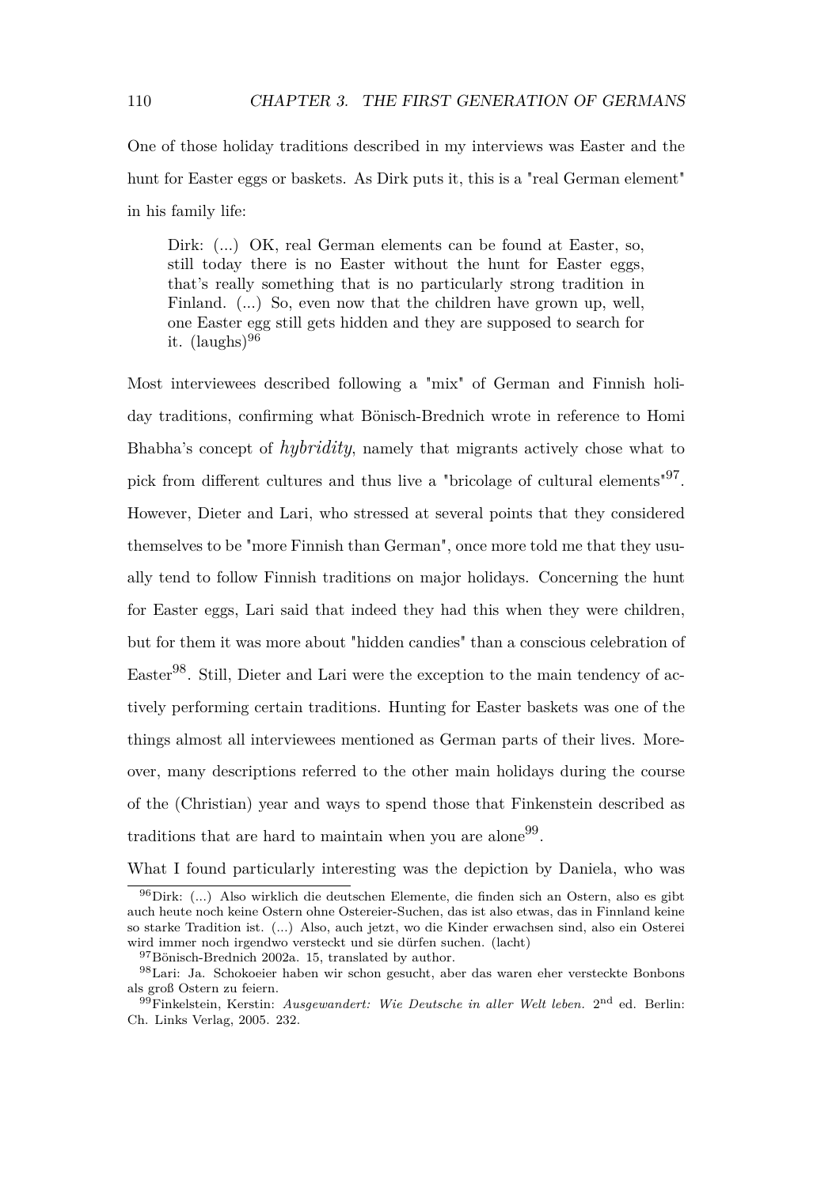One of those holiday traditions described in my interviews was Easter and the hunt for Easter eggs or baskets. As Dirk puts it, this is a "real German element" in his family life:

> Dirk: (...) OK, real German elements can be found at Easter, so, still today there is no Easter without the hunt for Easter eggs, that's really something that is no particularly strong tradition in Finland. (...) So, even now that the children have grown up, well, one Easter egg still gets hidden and they are supposed to search for it. (laughs)[96]

Most interviewees described following a "mix" of German and Finnish holiday traditions, confirming what Bönisch-Brednich wrote in reference to Homi Bhabha's concept of *hybridity*, namely that migrants actively chose what to pick from different cultures and thus live a "bricolage of cultural elements"[97]. However, Dieter and Lari, who stressed at several points that they considered themselves to be "more Finnish than German", once more told me that they usually tend to follow Finnish traditions on major holidays. Concerning the hunt for Easter eggs, Lari said that indeed they had this when they were children, but for them it was more about "hidden candies" than a conscious celebration of Easter[98]. Still, Dieter and Lari were the exception to the main tendency of actively performing certain traditions. Hunting for Easter baskets was one of the things almost all interviewees mentioned as German parts of their lives. Moreover, many descriptions referred to the other main holidays during the course of the (Christian) year and ways to spend those that Finkenstein described as traditions that are hard to maintain when you are alone[99].

What I found particularly interesting was the depiction by Daniela, who was

---

[96] Dirk: (...) Also wirklich die deutschen Elemente, die finden sich an Ostern, also es gibt auch heute noch keine Ostern ohne Ostereier-Suchen, das ist also etwas, das in Finnland keine so starke Tradition ist. (...) Also, auch jetzt, wo die Kinder erwachsen sind, also ein Osterei wird immer noch irgendwo versteckt und sie dürfen suchen. (lacht)

[97] Bönisch-Brednich 2002a. 15, translated by author.

[98] Lari: Ja. Schokoeier haben wir schon gesucht, aber das waren eher versteckte Bonbons als groß Ostern zu feiern.

[99] Finkelstein, Kerstin: *Ausgewandert: Wie Deutsche in aller Welt leben.* 2nd ed. Berlin: Ch. Links Verlag, 2005. 232.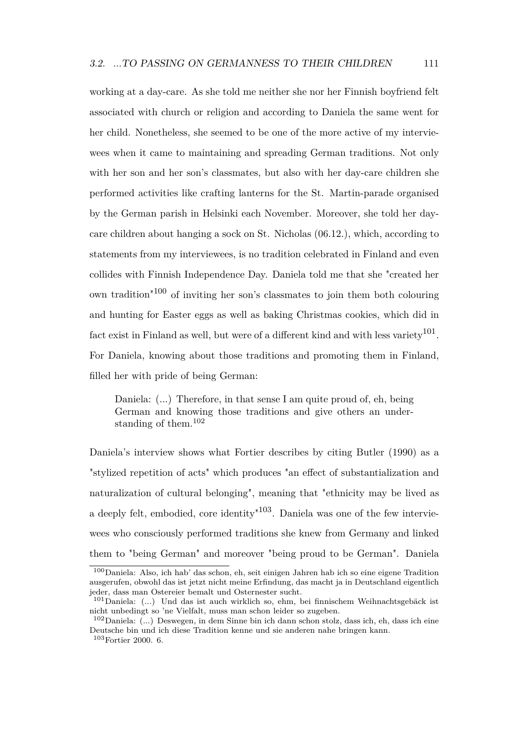working at a day-care. As she told me neither she nor her Finnish boyfriend felt associated with church or religion and according to Daniela the same went for her child. Nonetheless, she seemed to be one of the more active of my interviewees when it came to maintaining and spreading German traditions. Not only with her son and her son's classmates, but also with her day-care children she performed activities like crafting lanterns for the St. Martin-parade organised by the German parish in Helsinki each November. Moreover, she told her day-care children about hanging a sock on St. Nicholas (06.12.), which, according to statements from my interviewees, is no tradition celebrated in Finland and even collides with Finnish Independence Day. Daniela told me that she "created her own tradition"[100] of inviting her son's classmates to join them both colouring and hunting for Easter eggs as well as baking Christmas cookies, which did in fact exist in Finland as well, but were of a different kind and with less variety[101]. For Daniela, knowing about those traditions and promoting them in Finland, filled her with pride of being German:

> Daniela: (...) Therefore, in that sense I am quite proud of, eh, being German and knowing those traditions and give others an understanding of them.[102]

Daniela's interview shows what Fortier describes by citing Butler (1990) as a "stylized repetition of acts" which produces "an effect of substantialization and naturalization of cultural belonging", meaning that "ethnicity may be lived as a deeply felt, embodied, core identity"[103]. Daniela was one of the few interviewees who consciously performed traditions she knew from Germany and linked them to "being German" and moreover "being proud to be German". Daniela

---

[100] Daniela: Also, ich hab' das schon, eh, seit einigen Jahren hab ich so eine eigene Tradition ausgerufen, obwohl das ist jetzt nicht meine Erfindung, das macht ja in Deutschland eigentlich jeder, dass man Ostereier bemalt und Osternester sucht.

[101] Daniela: (...) Und das ist auch wirklich so, ehm, bei finnischem Weihnachtsgebäck ist nicht unbedingt so 'ne Vielfalt, muss man schon leider so zugeben.

[102] Daniela: (...) Deswegen, in dem Sinne bin ich dann schon stolz, dass ich, eh, dass ich eine Deutsche bin und ich diese Tradition kenne und sie anderen nahe bringen kann.

[103] Fortier 2000. 6.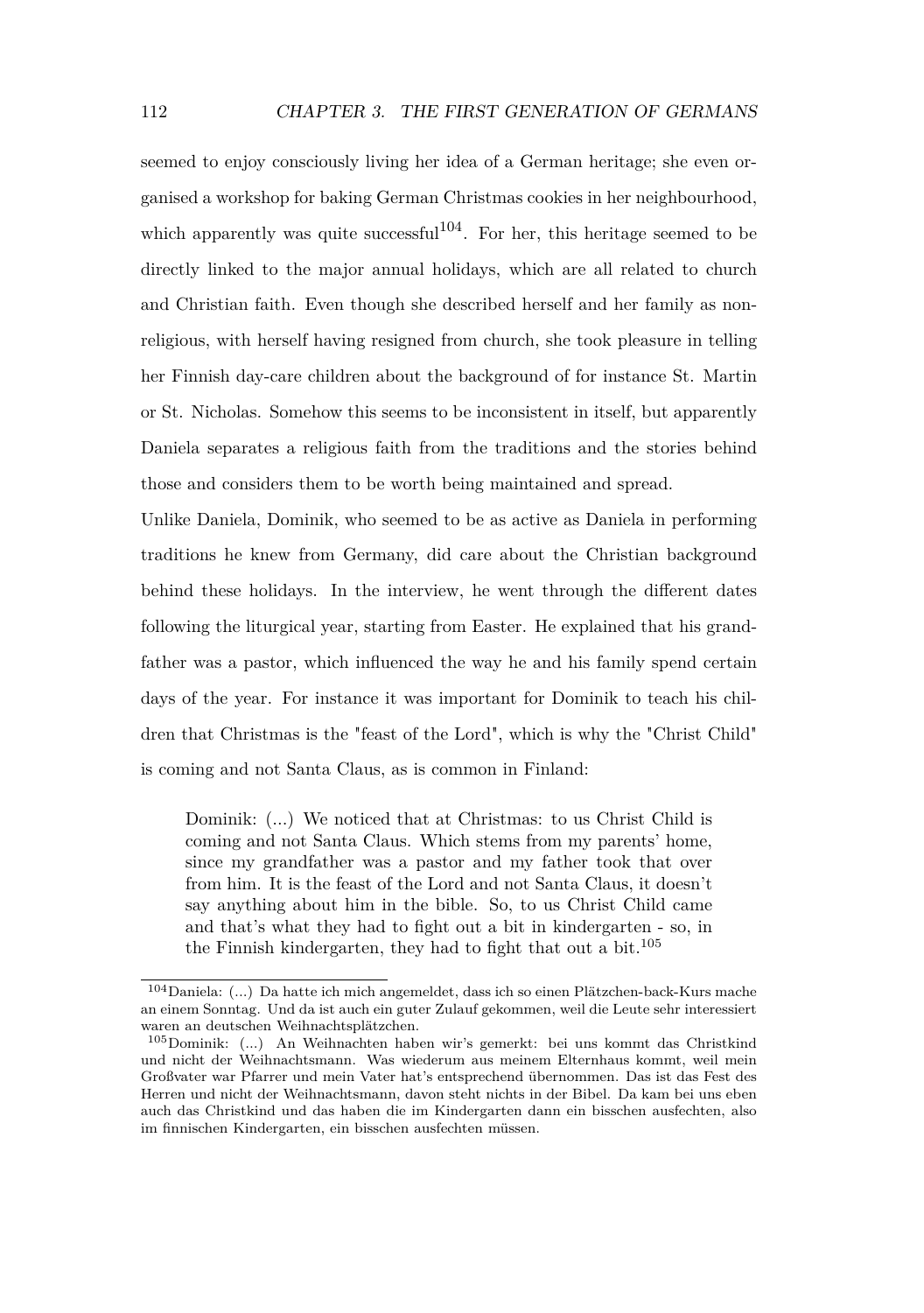seemed to enjoy consciously living her idea of a German heritage; she even organised a workshop for baking German Christmas cookies in her neighbourhood, which apparently was quite successful[104]. For her, this heritage seemed to be directly linked to the major annual holidays, which are all related to church and Christian faith. Even though she described herself and her family as non-religious, with herself having resigned from church, she took pleasure in telling her Finnish day-care children about the background of for instance St. Martin or St. Nicholas. Somehow this seems to be inconsistent in itself, but apparently Daniela separates a religious faith from the traditions and the stories behind those and considers them to be worth being maintained and spread.

Unlike Daniela, Dominik, who seemed to be as active as Daniela in performing traditions he knew from Germany, did care about the Christian background behind these holidays. In the interview, he went through the different dates following the liturgical year, starting from Easter. He explained that his grandfather was a pastor, which influenced the way he and his family spend certain days of the year. For instance it was important for Dominik to teach his children that Christmas is the "feast of the Lord", which is why the "Christ Child" is coming and not Santa Claus, as is common in Finland:

> Dominik: (...) We noticed that at Christmas: to us Christ Child is coming and not Santa Claus. Which stems from my parents' home, since my grandfather was a pastor and my father took that over from him. It is the feast of the Lord and not Santa Claus, it doesn't say anything about him in the bible. So, to us Christ Child came and that's what they had to fight out a bit in kindergarten - so, in the Finnish kindergarten, they had to fight that out a bit.[105]

---

[104] Daniela: (...) Da hatte ich mich angemeldet, dass ich so einen Plätzchen-back-Kurs mache an einem Sonntag. Und da ist auch ein guter Zulauf gekommen, weil die Leute sehr interessiert waren an deutschen Weihnachtsplätzchen.

[105] Dominik: (...) An Weihnachten haben wir's gemerkt: bei uns kommt das Christkind und nicht der Weihnachtsmann. Was wiederum aus meinem Elternhaus kommt, weil mein Großvater war Pfarrer und mein Vater hat's entsprechend übernommen. Das ist das Fest des Herren und nicht der Weihnachtsmann, davon steht nichts in der Bibel. Da kam bei uns eben auch das Christkind und das haben die im Kindergarten dann ein bisschen ausfechten, also im finnischen Kindergarten, ein bisschen ausfechten müssen.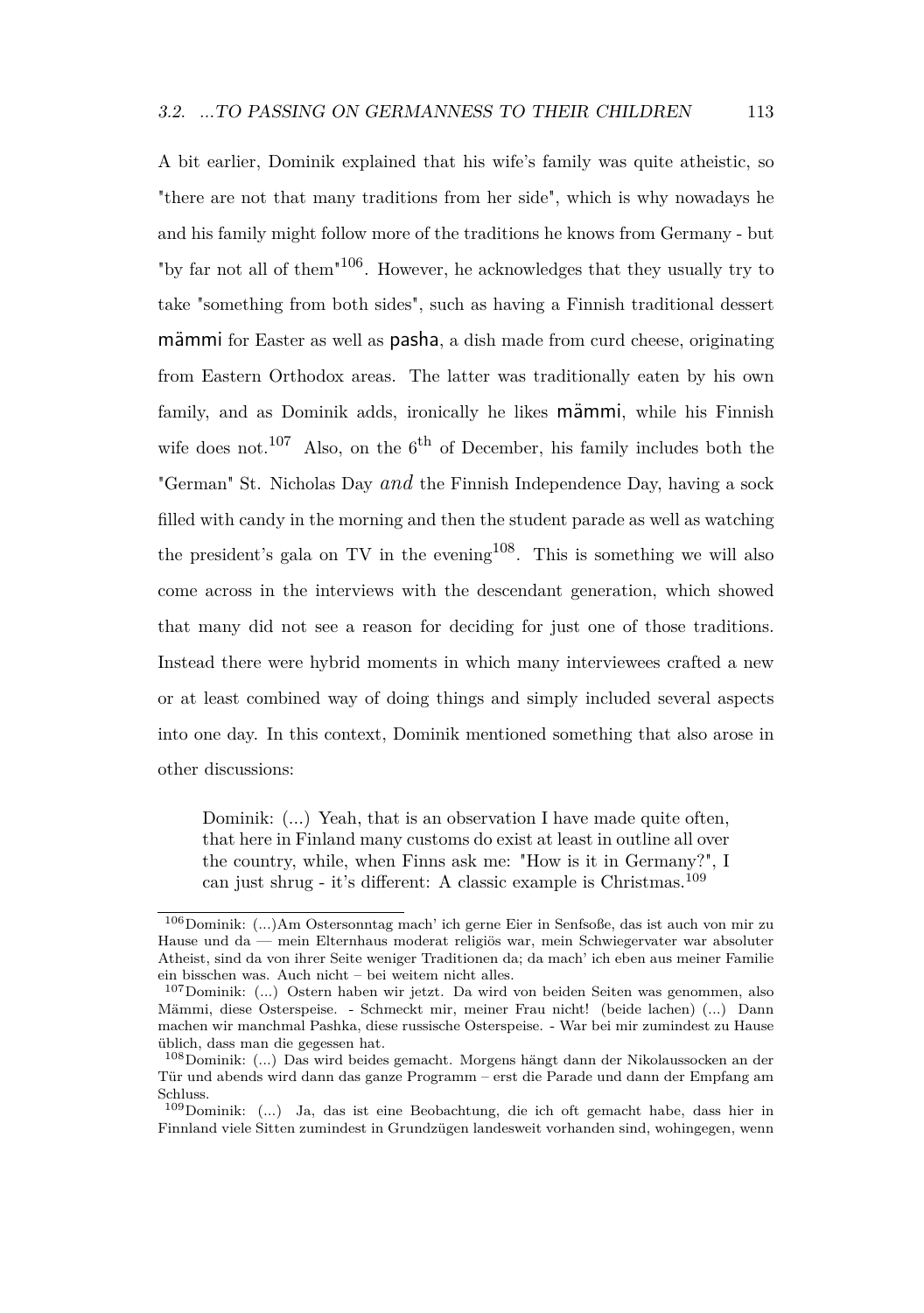A bit earlier, Dominik explained that his wife's family was quite atheistic, so "there are not that many traditions from her side", which is why nowadays he and his family might follow more of the traditions he knows from Germany - but "by far not all of them"[106]. However, he acknowledges that they usually try to take "something from both sides", such as having a Finnish traditional dessert mämmi for Easter as well as pasha, a dish made from curd cheese, originating from Eastern Orthodox areas. The latter was traditionally eaten by his own family, and as Dominik adds, ironically he likes mämmi, while his Finnish wife does not.[107] Also, on the 6$^{th}$ of December, his family includes both the "German" St. Nicholas Day *and* the Finnish Independence Day, having a sock filled with candy in the morning and then the student parade as well as watching the president's gala on TV in the evening[108]. This is something we will also come across in the interviews with the descendant generation, which showed that many did not see a reason for deciding for just one of those traditions. Instead there were hybrid moments in which many interviewees crafted a new or at least combined way of doing things and simply included several aspects into one day. In this context, Dominik mentioned something that also arose in other discussions:

> Dominik: (...) Yeah, that is an observation I have made quite often, that here in Finland many customs do exist at least in outline all over the country, while, when Finns ask me: "How is it in Germany?", I can just shrug - it's different: A classic example is Christmas.[109]

---

[106] Dominik: (...)Am Ostersonntag mach' ich gerne Eier in Senfsoße, das ist auch von mir zu Hause und da — mein Elternhaus moderat religiös war, mein Schwiegervater war absoluter Atheist, sind da von ihrer Seite weniger Traditionen da; da mach' ich eben aus meiner Familie ein bisschen was. Auch nicht – bei weitem nicht alles.

[107] Dominik: (...) Ostern haben wir jetzt. Da wird von beiden Seiten was genommen, also Mämmi, diese Osterspeise. - Schmeckt mir, meiner Frau nicht! (beide lachen) (...) Dann machen wir manchmal Pashka, diese russische Osterspeise. - War bei mir zumindest zu Hause üblich, dass man die gegessen hat.

[108] Dominik: (...) Das wird beides gemacht. Morgens hängt dann der Nikolaussocken an der Tür und abends wird dann das ganze Programm – erst die Parade und dann der Empfang am Schluss.

[109] Dominik: (...) Ja, das ist eine Beobachtung, die ich oft gemacht habe, dass hier in Finnland viele Sitten zumindest in Grundzügen landesweit vorhanden sind, wohingegen, wenn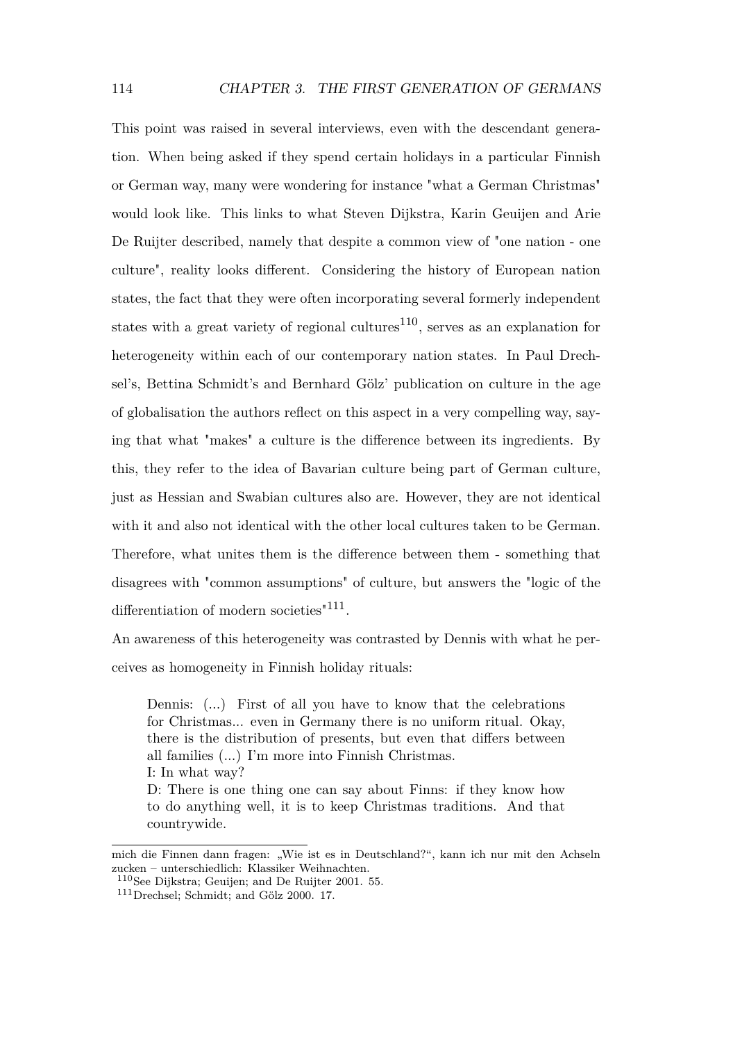This point was raised in several interviews, even with the descendant generation. When being asked if they spend certain holidays in a particular Finnish or German way, many were wondering for instance "what a German Christmas" would look like. This links to what Steven Dijkstra, Karin Geuijen and Arie De Ruijter described, namely that despite a common view of "one nation - one culture", reality looks different. Considering the history of European nation states, the fact that they were often incorporating several formerly independent states with a great variety of regional cultures[110], serves as an explanation for heterogeneity within each of our contemporary nation states. In Paul Drechsel's, Bettina Schmidt's and Bernhard Gölz' publication on culture in the age of globalisation the authors reflect on this aspect in a very compelling way, saying that what "makes" a culture is the difference between its ingredients. By this, they refer to the idea of Bavarian culture being part of German culture, just as Hessian and Swabian cultures also are. However, they are not identical with it and also not identical with the other local cultures taken to be German. Therefore, what unites them is the difference between them - something that disagrees with "common assumptions" of culture, but answers the "logic of the differentiation of modern societies"[111].

An awareness of this heterogeneity was contrasted by Dennis with what he perceives as homogeneity in Finnish holiday rituals:

> Dennis: (...) First of all you have to know that the celebrations for Christmas... even in Germany there is no uniform ritual. Okay, there is the distribution of presents, but even that differs between all families (...) I'm more into Finnish Christmas.
> I: In what way?
> D: There is one thing one can say about Finns: if they know how to do anything well, it is to keep Christmas traditions. And that countrywide.

---

mich die Finnen dann fragen: „Wie ist es in Deutschland?“, kann ich nur mit den Achseln zucken – unterschiedlich: Klassiker Weihnachten.

[110] See Dijkstra; Geuijen; and De Ruijter 2001. 55.

[111] Drechsel; Schmidt; and Gölz 2000. 17.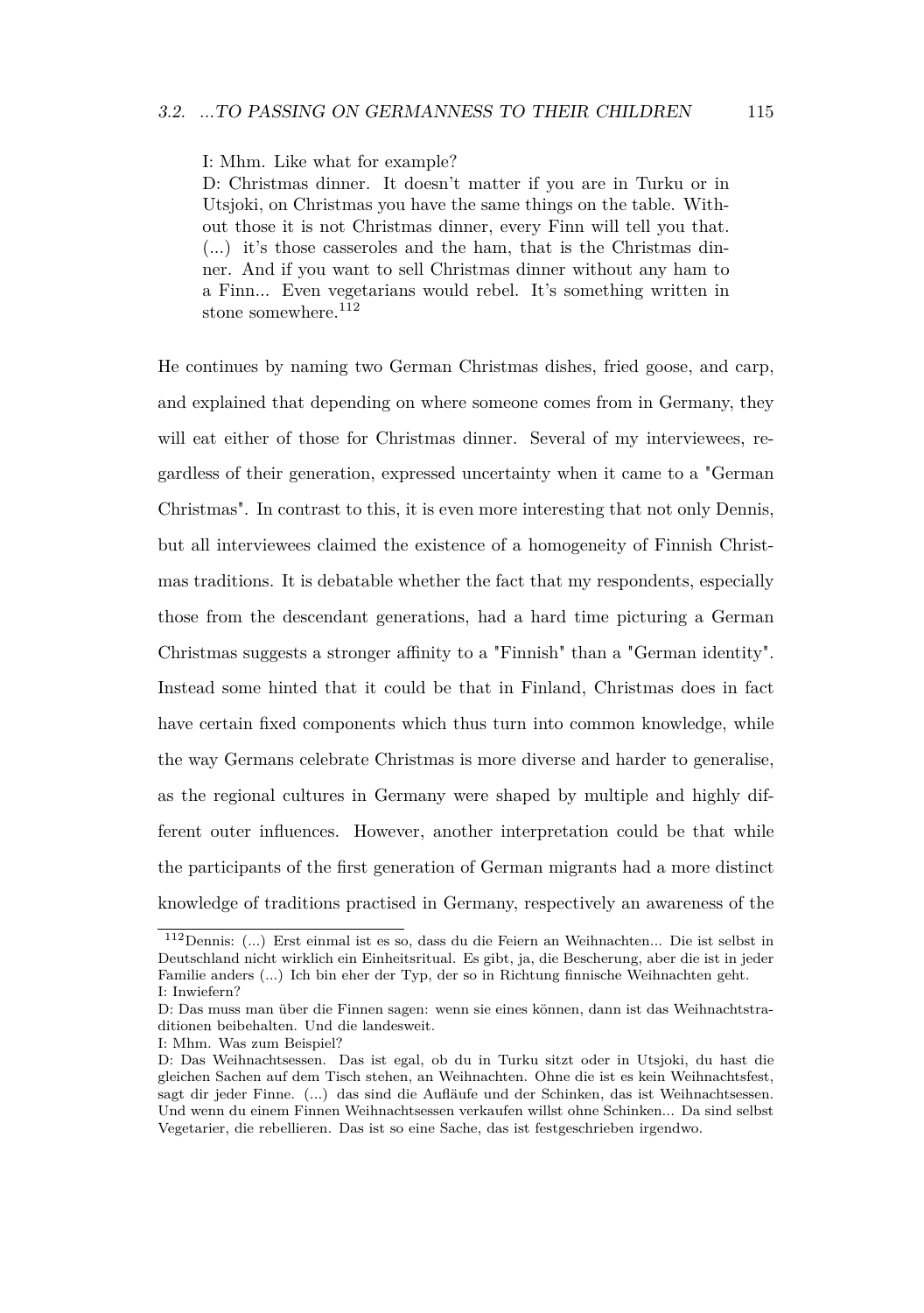> I: Mhm. Like what for example?
> D: Christmas dinner. It doesn't matter if you are in Turku or in Utsjoki, on Christmas you have the same things on the table. Without those it is not Christmas dinner, every Finn will tell you that. (...) it's those casseroles and the ham, that is the Christmas dinner. And if you want to sell Christmas dinner without any ham to a Finn... Even vegetarians would rebel. It's something written in stone somewhere.[112]

He continues by naming two German Christmas dishes, fried goose, and carp, and explained that depending on where someone comes from in Germany, they will eat either of those for Christmas dinner. Several of my interviewees, regardless of their generation, expressed uncertainty when it came to a "German Christmas". In contrast to this, it is even more interesting that not only Dennis, but all interviewees claimed the existence of a homogeneity of Finnish Christmas traditions. It is debatable whether the fact that my respondents, especially those from the descendant generations, had a hard time picturing a German Christmas suggests a stronger affinity to a "Finnish" than a "German identity". Instead some hinted that it could be that in Finland, Christmas does in fact have certain fixed components which thus turn into common knowledge, while the way Germans celebrate Christmas is more diverse and harder to generalise, as the regional cultures in Germany were shaped by multiple and highly different outer influences. However, another interpretation could be that while the participants of the first generation of German migrants had a more distinct knowledge of traditions practised in Germany, respectively an awareness of the

---

[112] Dennis: (...) Erst einmal ist es so, dass du die Feiern an Weihnachten... Die ist selbst in Deutschland nicht wirklich ein Einheitsritual. Es gibt, ja, die Bescherung, aber die ist in jeder Familie anders (...) Ich bin eher der Typ, der so in Richtung finnische Weihnachten geht.
I: Inwiefern?
D: Das muss man über die Finnen sagen: wenn sie eines können, dann ist das Weihnachtstraditionen beibehalten. Und die landesweit.
I: Mhm. Was zum Beispiel?
D: Das Weihnachtsessen. Das ist egal, ob du in Turku sitzt oder in Utsjoki, du hast die gleichen Sachen auf dem Tisch stehen, an Weihnachten. Ohne die ist es kein Weihnachtsfest, sagt dir jeder Finne. (...) das sind die Aufläufe und der Schinken, das ist Weihnachtsessen. Und wenn du einem Finnen Weihnachtsessen verkaufen willst ohne Schinken... Da sind selbst Vegetarier, die rebellieren. Das ist so eine Sache, das ist festgeschrieben irgendwo.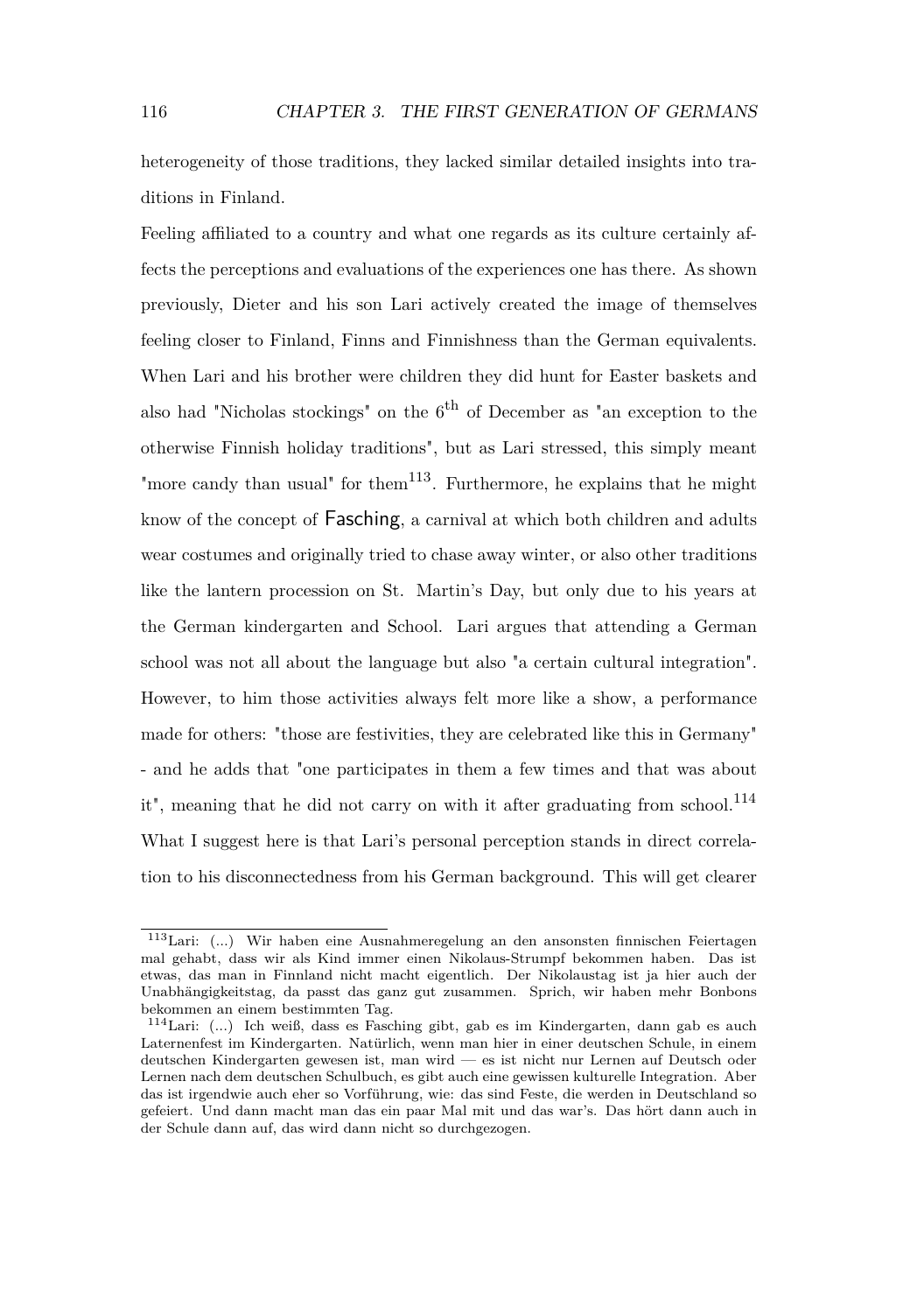heterogeneity of those traditions, they lacked similar detailed insights into traditions in Finland.

Feeling affiliated to a country and what one regards as its culture certainly affects the perceptions and evaluations of the experiences one has there. As shown previously, Dieter and his son Lari actively created the image of themselves feeling closer to Finland, Finns and Finnishness than the German equivalents. When Lari and his brother were children they did hunt for Easter baskets and also had "Nicholas stockings" on the 6$^{th}$ of December as "an exception to the otherwise Finnish holiday traditions", but as Lari stressed, this simply meant "more candy than usual" for them[113]. Furthermore, he explains that he might know of the concept of Fasching, a carnival at which both children and adults wear costumes and originally tried to chase away winter, or also other traditions like the lantern procession on St. Martin's Day, but only due to his years at the German kindergarten and School. Lari argues that attending a German school was not all about the language but also "a certain cultural integration". However, to him those activities always felt more like a show, a performance made for others: "those are festivities, they are celebrated like this in Germany" - and he adds that "one participates in them a few times and that was about it", meaning that he did not carry on with it after graduating from school.[114] What I suggest here is that Lari's personal perception stands in direct correlation to his disconnectedness from his German background. This will get clearer

---

[113] Lari: (...) Wir haben eine Ausnahmeregelung an den ansonsten finnischen Feiertagen mal gehabt, dass wir als Kind immer einen Nikolaus-Strumpf bekommen haben. Das ist etwas, das man in Finnland nicht macht eigentlich. Der Nikolaustag ist ja hier auch der Unabhängigkeitstag, da passt das ganz gut zusammen. Sprich, wir haben mehr Bonbons bekommen an einem bestimmten Tag.

[114] Lari: (...) Ich weiß, dass es Fasching gibt, gab es im Kindergarten, dann gab es auch Laternenfest im Kindergarten. Natürlich, wenn man hier in einer deutschen Schule, in einem deutschen Kindergarten gewesen ist, man wird — es ist nicht nur Lernen auf Deutsch oder Lernen nach dem deutschen Schulbuch, es gibt auch eine gewissen kulturelle Integration. Aber das ist irgendwie auch eher so Vorführung, wie: das sind Feste, die werden in Deutschland so gefeiert. Und dann macht man das ein paar Mal mit und das war's. Das hört dann auch in der Schule dann auf, das wird dann nicht so durchgezogen.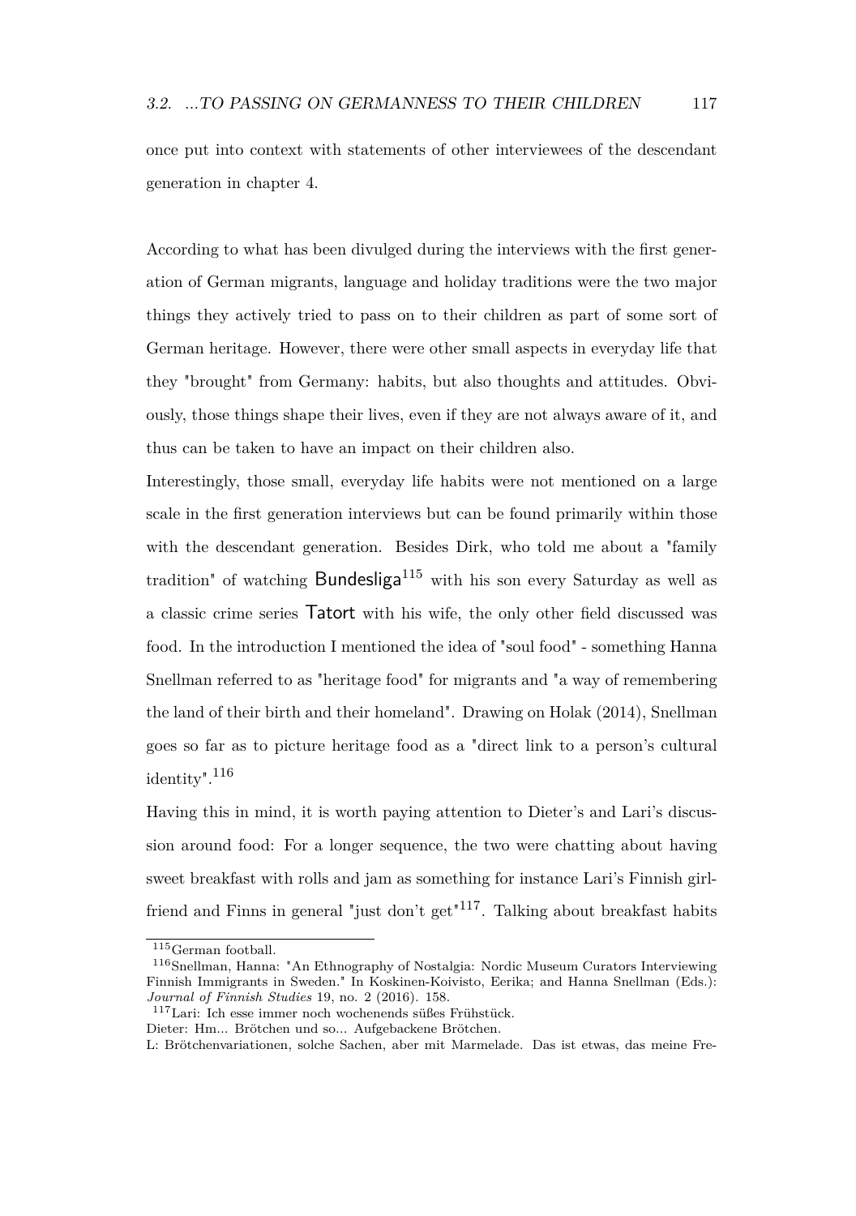once put into context with statements of other interviewees of the descendant generation in chapter 4.

According to what has been divulged during the interviews with the first generation of German migrants, language and holiday traditions were the two major things they actively tried to pass on to their children as part of some sort of German heritage. However, there were other small aspects in everyday life that they "brought" from Germany: habits, but also thoughts and attitudes. Obviously, those things shape their lives, even if they are not always aware of it, and thus can be taken to have an impact on their children also.

Interestingly, those small, everyday life habits were not mentioned on a large scale in the first generation interviews but can be found primarily within those with the descendant generation. Besides Dirk, who told me about a "family tradition" of watching Bundesliga[115] with his son every Saturday as well as a classic crime series Tatort with his wife, the only other field discussed was food. In the introduction I mentioned the idea of "soul food" - something Hanna Snellman referred to as "heritage food" for migrants and "a way of remembering the land of their birth and their homeland". Drawing on Holak (2014), Snellman goes so far as to picture heritage food as a "direct link to a person's cultural identity".[116]

Having this in mind, it is worth paying attention to Dieter's and Lari's discussion around food: For a longer sequence, the two were chatting about having sweet breakfast with rolls and jam as something for instance Lari's Finnish girlfriend and Finns in general "just don't get"[117]. Talking about breakfast habits

---

[115] German football.

[116] Snellman, Hanna: "An Ethnography of Nostalgia: Nordic Museum Curators Interviewing Finnish Immigrants in Sweden." In Koskinen-Koivisto, Eerika; and Hanna Snellman (Eds.): *Journal of Finnish Studies* 19, no. 2 (2016). 158.

[117] Lari: Ich esse immer noch wochenends süßes Frühstück.
Dieter: Hm... Brötchen und so... Aufgebackene Brötchen.
L: Brötchenvariationen, solche Sachen, aber mit Marmelade. Das ist etwas, das meine Fre-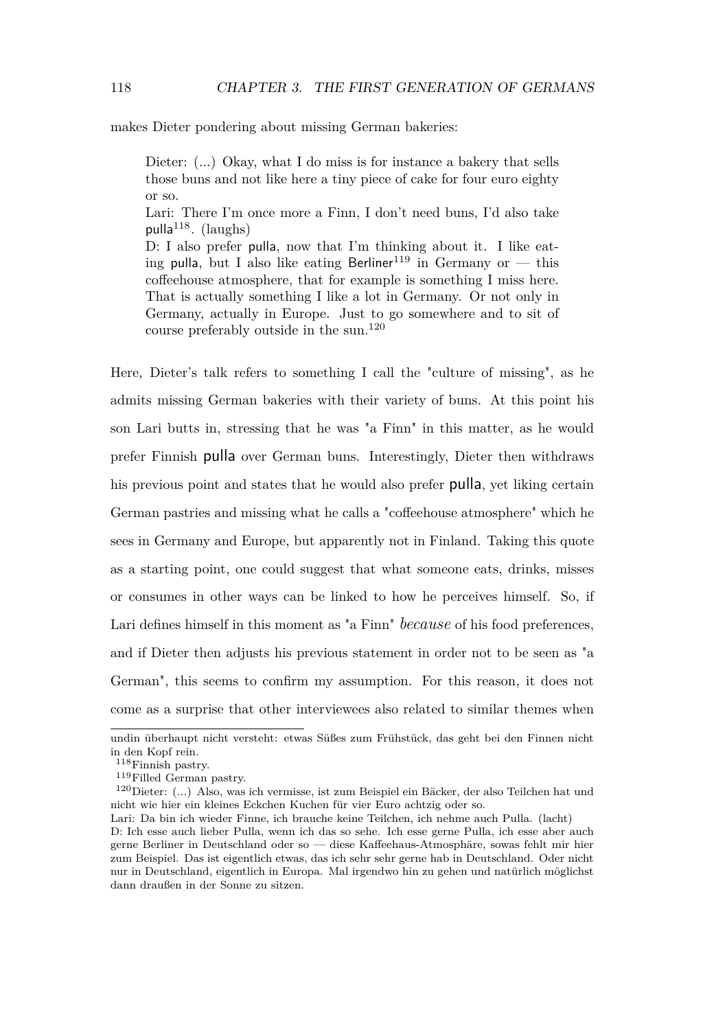makes Dieter pondering about missing German bakeries:

> Dieter: (...) Okay, what I do miss is for instance a bakery that sells those buns and not like here a tiny piece of cake for four euro eighty or so.
> Lari: There I'm once more a Finn, I don't need buns, I'd also take pulla[118]. (laughs)
> D: I also prefer pulla, now that I'm thinking about it. I like eating pulla, but I also like eating Berliner[119] in Germany or — this coffeehouse atmosphere, that for example is something I miss here. That is actually something I like a lot in Germany. Or not only in Germany, actually in Europe. Just to go somewhere and to sit of course preferably outside in the sun.[120]

Here, Dieter's talk refers to something I call the "culture of missing", as he admits missing German bakeries with their variety of buns. At this point his son Lari butts in, stressing that he was "a Finn" in this matter, as he would prefer Finnish pulla over German buns. Interestingly, Dieter then withdraws his previous point and states that he would also prefer pulla, yet liking certain German pastries and missing what he calls a "coffeehouse atmosphere" which he sees in Germany and Europe, but apparently not in Finland. Taking this quote as a starting point, one could suggest that what someone eats, drinks, misses or consumes in other ways can be linked to how he perceives himself. So, if Lari defines himself in this moment as "a Finn" *because* of his food preferences, and if Dieter then adjusts his previous statement in order not to be seen as "a German", this seems to confirm my assumption. For this reason, it does not come as a surprise that other interviewees also related to similar themes when

---

undin überhaupt nicht versteht: etwas Süßes zum Frühstück, das geht bei den Finnen nicht in den Kopf rein.

[118] Finnish pastry.

[119] Filled German pastry.

[120] Dieter: (...) Also, was ich vermisse, ist zum Beispiel ein Bäcker, der also Teilchen hat und nicht wie hier ein kleines Eckchen Kuchen für vier Euro achtzig oder so.
Lari: Da bin ich wieder Finne, ich brauche keine Teilchen, ich nehme auch Pulla. (lacht)
D: Ich esse auch lieber Pulla, wenn ich das so sehe. Ich esse gerne Pulla, ich esse aber auch gerne Berliner in Deutschland oder so — diese Kaffeehaus-Atmosphäre, sowas fehlt mir hier zum Beispiel. Das ist eigentlich etwas, das ich sehr sehr gerne hab in Deutschland. Oder nicht nur in Deutschland, eigentlich in Europa. Mal irgendwo hin zu gehen und natürlich möglichst dann draußen in der Sonne zu sitzen.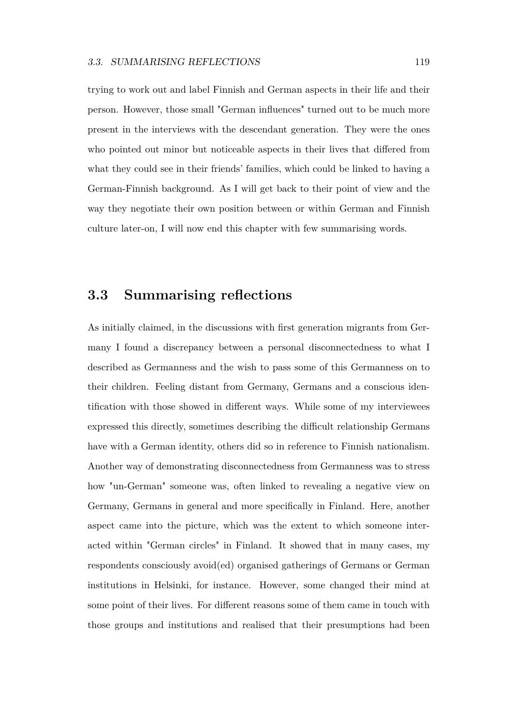trying to work out and label Finnish and German aspects in their life and their person. However, those small "German influences" turned out to be much more present in the interviews with the descendant generation. They were the ones who pointed out minor but noticeable aspects in their lives that differed from what they could see in their friends' families, which could be linked to having a German-Finnish background. As I will get back to their point of view and the way they negotiate their own position between or within German and Finnish culture later-on, I will now end this chapter with few summarising words.

## 3.3 Summarising reflections

As initially claimed, in the discussions with first generation migrants from Germany I found a discrepancy between a personal disconnectedness to what I described as Germanness and the wish to pass some of this Germanness on to their children. Feeling distant from Germany, Germans and a conscious identification with those showed in different ways. While some of my interviewees expressed this directly, sometimes describing the difficult relationship Germans have with a German identity, others did so in reference to Finnish nationalism. Another way of demonstrating disconnectedness from Germanness was to stress how "un-German" someone was, often linked to revealing a negative view on Germany, Germans in general and more specifically in Finland. Here, another aspect came into the picture, which was the extent to which someone interacted within "German circles" in Finland. It showed that in many cases, my respondents consciously avoid(ed) organised gatherings of Germans or German institutions in Helsinki, for instance. However, some changed their mind at some point of their lives. For different reasons some of them came in touch with those groups and institutions and realised that their presumptions had been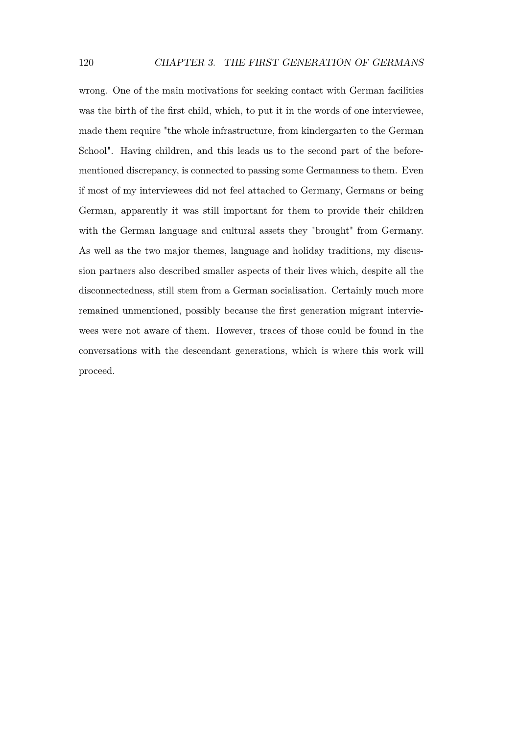wrong. One of the main motivations for seeking contact with German facilities was the birth of the first child, which, to put it in the words of one interviewee, made them require "the whole infrastructure, from kindergarten to the German School". Having children, and this leads us to the second part of the beforementioned discrepancy, is connected to passing some Germanness to them. Even if most of my interviewees did not feel attached to Germany, Germans or being German, apparently it was still important for them to provide their children with the German language and cultural assets they "brought" from Germany. As well as the two major themes, language and holiday traditions, my discussion partners also described smaller aspects of their lives which, despite all the disconnectedness, still stem from a German socialisation. Certainly much more remained unmentioned, possibly because the first generation migrant interviewees were not aware of them. However, traces of those could be found in the conversations with the descendant generations, which is where this work will proceed.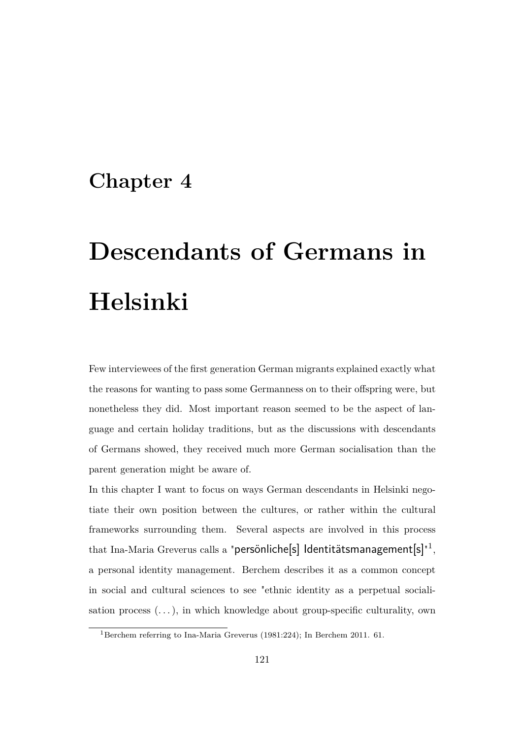# Chapter 4

# Descendants of Germans in Helsinki

Few interviewees of the first generation German migrants explained exactly what the reasons for wanting to pass some Germanness on to their offspring were, but nonetheless they did. Most important reason seemed to be the aspect of language and certain holiday traditions, but as the discussions with descendants of Germans showed, they received much more German socialisation than the parent generation might be aware of.

In this chapter I want to focus on ways German descendants in Helsinki negotiate their own position between the cultures, or rather within the cultural frameworks surrounding them. Several aspects are involved in this process that Ina-Maria Greverus calls a "persönliche[s] Identitätsmanagement[s]"[1], a personal identity management. Berchem describes it as a common concept in social and cultural sciences to see "ethnic identity as a perpetual socialisation process (...), in which knowledge about group-specific culturality, own

[1] Berchem referring to Ina-Maria Greverus (1981:224); In Berchem 2011. 61.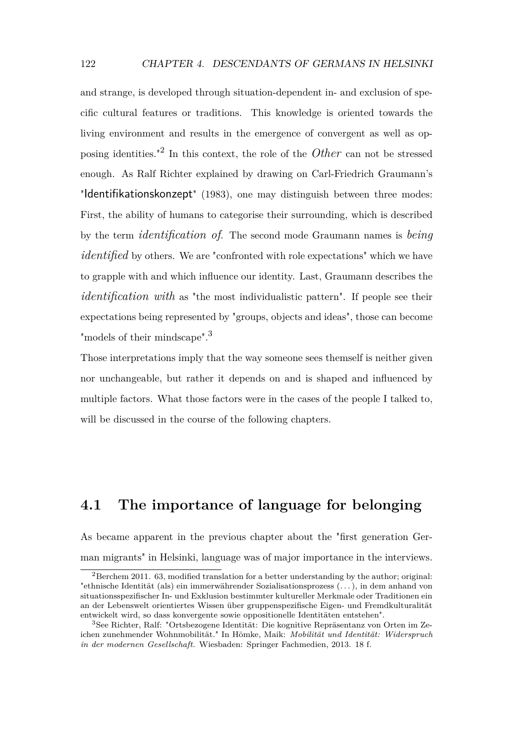and strange, is developed through situation-dependent in- and exclusion of specific cultural features or traditions. This knowledge is oriented towards the living environment and results in the emergence of convergent as well as opposing identities."[2] In this context, the role of the *Other* can not be stressed enough. As Ralf Richter explained by drawing on Carl-Friedrich Graumann's "Identifikationskonzept" (1983), one may distinguish between three modes: First, the ability of humans to categorise their surrounding, which is described by the term *identification of*. The second mode Graumann names is *being identified* by others. We are "confronted with role expectations" which we have to grapple with and which influence our identity. Last, Graumann describes the *identification with* as "the most individualistic pattern". If people see their expectations being represented by "groups, objects and ideas", those can become "models of their mindscape".[3]

Those interpretations imply that the way someone sees themself is neither given nor unchangeable, but rather it depends on and is shaped and influenced by multiple factors. What those factors were in the cases of the people I talked to, will be discussed in the course of the following chapters.

## 4.1 The importance of language for belonging

As became apparent in the previous chapter about the "first generation German migrants" in Helsinki, language was of major importance in the interviews.

---

[2] Berchem 2011. 63, modified translation for a better understanding by the author; original: "ethnische Identität (als) ein immerwährender Sozialisationsprozess (. . . ), in dem anhand von situationsspezifischer In- und Exklusion bestimmter kultureller Merkmale oder Traditionen ein an der Lebenswelt orientiertes Wissen über gruppenspezifische Eigen- und Fremdkulturalität entwickelt wird, so dass konvergente sowie oppositionelle Identitäten entstehen".

[3] See Richter, Ralf: "Ortsbezogene Identität: Die kognitive Repräsentanz von Orten im Zeichen zunehmender Wohnmobilität." In Hömke, Maik: *Mobilität und Identität: Widerspruch in der modernen Gesellschaft.* Wiesbaden: Springer Fachmedien, 2013. 18 f.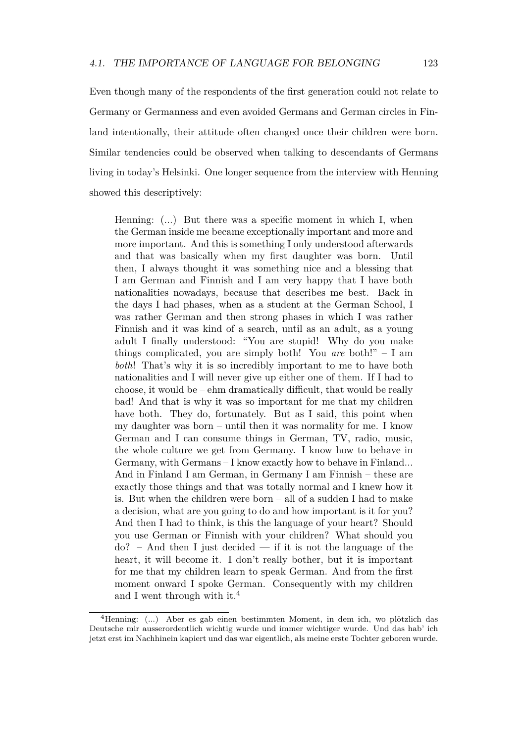Even though many of the respondents of the first generation could not relate to Germany or Germanness and even avoided Germans and German circles in Finland intentionally, their attitude often changed once their children were born. Similar tendencies could be observed when talking to descendants of Germans living in today's Helsinki. One longer sequence from the interview with Henning showed this descriptively:

> Henning: (...) But there was a specific moment in which I, when the German inside me became exceptionally important and more and more important. And this is something I only understood afterwards and that was basically when my first daughter was born. Until then, I always thought it was something nice and a blessing that I am German and Finnish and I am very happy that I have both nationalities nowadays, because that describes me best. Back in the days I had phases, when as a student at the German School, I was rather German and then strong phases in which I was rather Finnish and it was kind of a search, until as an adult, as a young adult I finally understood: "You are stupid! Why do you make things complicated, you are simply both! You *are* both!" – I am *both*! That's why it is so incredibly important to me to have both nationalities and I will never give up either one of them. If I had to choose, it would be – ehm dramatically difficult, that would be really bad! And that is why it was so important for me that my children have both. They do, fortunately. But as I said, this point when my daughter was born – until then it was normality for me. I know German and I can consume things in German, TV, radio, music, the whole culture we get from Germany. I know how to behave in Germany, with Germans – I know exactly how to behave in Finland... And in Finland I am German, in Germany I am Finnish – these are exactly those things and that was totally normal and I knew how it is. But when the children were born – all of a sudden I had to make a decision, what are you going to do and how important is it for you? And then I had to think, is this the language of your heart? Should you use German or Finnish with your children? What should you do? – And then I just decided — if it is not the language of the heart, it will become it. I don't really bother, but it is important for me that my children learn to speak German. And from the first moment onward I spoke German. Consequently with my children and I went through with it.[4]

[4] Henning: (...) Aber es gab einen bestimmten Moment, in dem ich, wo plötzlich das Deutsche mir ausserordentlich wichtig wurde und immer wichtiger wurde. Und das hab' ich jetzt erst im Nachhinein kapiert und das war eigentlich, als meine erste Tochter geboren wurde.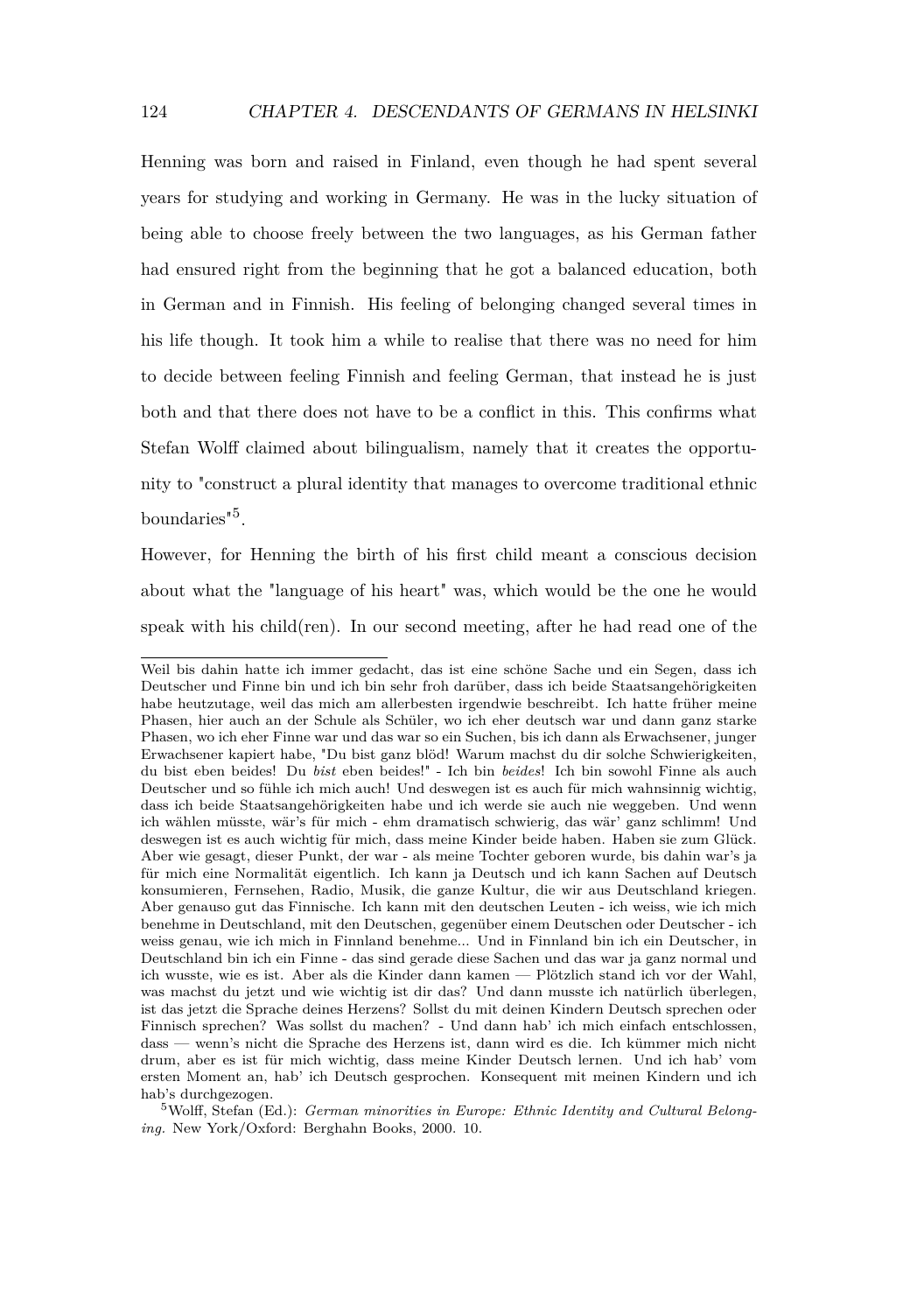Henning was born and raised in Finland, even though he had spent several years for studying and working in Germany. He was in the lucky situation of being able to choose freely between the two languages, as his German father had ensured right from the beginning that he got a balanced education, both in German and in Finnish. His feeling of belonging changed several times in his life though. It took him a while to realise that there was no need for him to decide between feeling Finnish and feeling German, that instead he is just both and that there does not have to be a conflict in this. This confirms what Stefan Wolff claimed about bilingualism, namely that it creates the opportunity to "construct a plural identity that manages to overcome traditional ethnic boundaries"[5].

However, for Henning the birth of his first child meant a conscious decision about what the "language of his heart" was, which would be the one he would speak with his child(ren). In our second meeting, after he had read one of the

---

Weil bis dahin hatte ich immer gedacht, das ist eine schöne Sache und ein Segen, dass ich Deutscher und Finne bin und ich bin sehr froh darüber, dass ich beide Staatsangehörigkeiten habe heutzutage, weil das mich am allerbesten irgendwie beschreibt. Ich hatte früher meine Phasen, hier auch an der Schule als Schüler, wo ich eher deutsch war und dann ganz starke Phasen, wo ich eher Finne war und das war so ein Suchen, bis ich dann als Erwachsener, junger Erwachsener kapiert habe, "Du bist ganz blöd! Warum machst du dir solche Schwierigkeiten, du bist eben beides! Du *bist* eben beides!" - Ich bin *beides*! Ich bin sowohl Finne als auch Deutscher und so fühle ich mich auch! Und deswegen ist es auch für mich wahnsinnig wichtig, dass ich beide Staatsangehörigkeiten habe und ich werde sie auch nie weggeben. Und wenn ich wählen müsste, wär's für mich - ehm dramatisch schwierig, das wär' ganz schlimm! Und deswegen ist es auch wichtig für mich, dass meine Kinder beide haben. Haben sie zum Glück. Aber wie gesagt, dieser Punkt, der war - als meine Tochter geboren wurde, bis dahin war's ja für mich eine Normalität eigentlich. Ich kann ja Deutsch und ich kann Sachen auf Deutsch konsumieren, Fernsehen, Radio, Musik, die ganze Kultur, die wir aus Deutschland kriegen. Aber genauso gut das Finnische. Ich kann mit den deutschen Leuten - ich weiss, wie ich mich benehme in Deutschland, mit den Deutschen, gegenüber einem Deutschen oder Deutscher - ich weiss genau, wie ich mich in Finnland benehme... Und in Finnland bin ich ein Deutscher, in Deutschland bin ich ein Finne - das sind gerade diese Sachen und das war ja ganz normal und ich wusste, wie es ist. Aber als die Kinder dann kamen — Plötzlich stand ich vor der Wahl, was machst du jetzt und wie wichtig ist dir das? Und dann musste ich natürlich überlegen, ist das jetzt die Sprache deines Herzens? Sollst du mit deinen Kindern Deutsch sprechen oder Finnisch sprechen? Was sollst du machen? - Und dann hab' ich mich einfach entschlossen, dass — wenn's nicht die Sprache des Herzens ist, dann wird es die. Ich kümmer mich nicht drum, aber es ist für mich wichtig, dass meine Kinder Deutsch lernen. Und ich hab' vom ersten Moment an, hab' ich Deutsch gesprochen. Konsequent mit meinen Kindern und ich hab's durchgezogen.

[5] Wolff, Stefan (Ed.): *German minorities in Europe: Ethnic Identity and Cultural Belonging.* New York/Oxford: Berghahn Books, 2000. 10.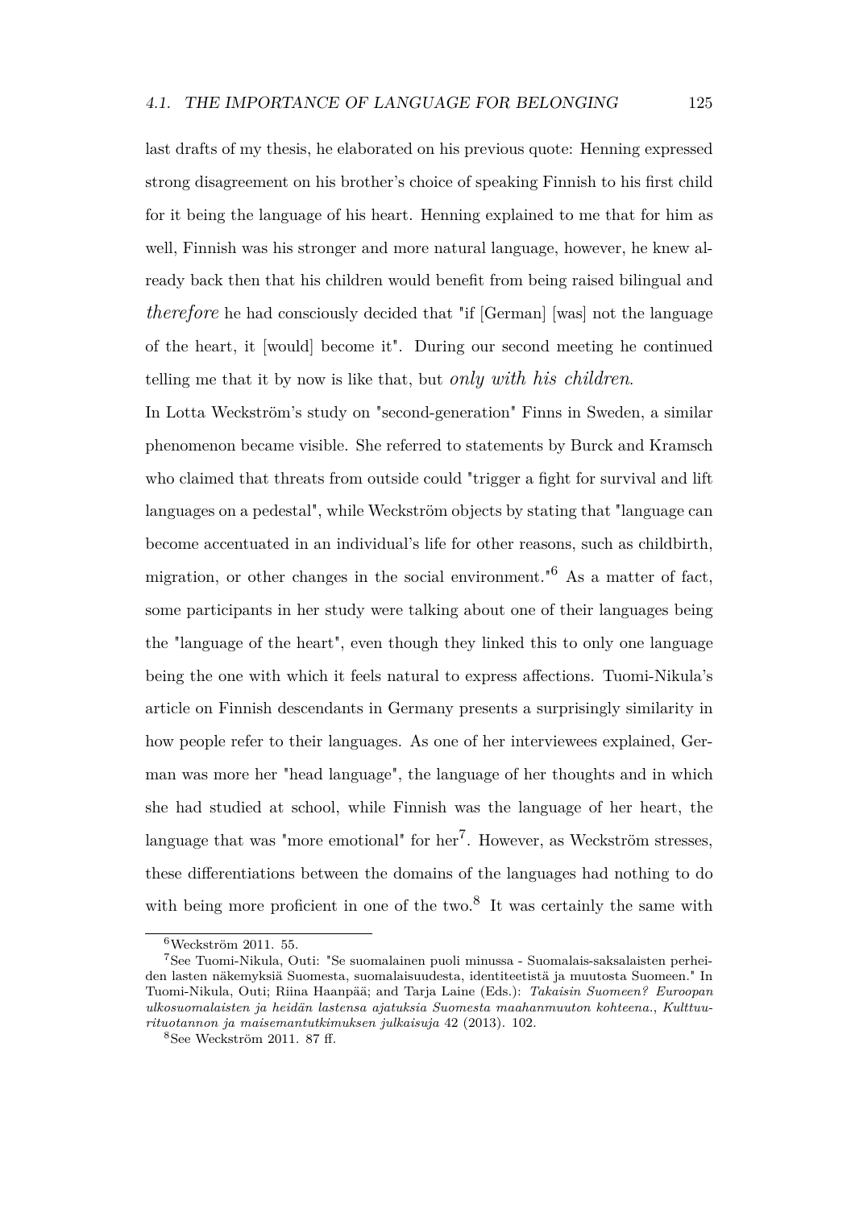last drafts of my thesis, he elaborated on his previous quote: Henning expressed strong disagreement on his brother's choice of speaking Finnish to his first child for it being the language of his heart. Henning explained to me that for him as well, Finnish was his stronger and more natural language, however, he knew already back then that his children would benefit from being raised bilingual and *therefore* he had consciously decided that "if [German] [was] not the language of the heart, it [would] become it". During our second meeting he continued telling me that it by now is like that, but *only with his children*.

In Lotta Weckström's study on "second-generation" Finns in Sweden, a similar phenomenon became visible. She referred to statements by Burck and Kramsch who claimed that threats from outside could "trigger a fight for survival and lift languages on a pedestal", while Weckström objects by stating that "language can become accentuated in an individual's life for other reasons, such as childbirth, migration, or other changes in the social environment."[6] As a matter of fact, some participants in her study were talking about one of their languages being the "language of the heart", even though they linked this to only one language being the one with which it feels natural to express affections. Tuomi-Nikula's article on Finnish descendants in Germany presents a surprisingly similarity in how people refer to their languages. As one of her interviewees explained, German was more her "head language", the language of her thoughts and in which she had studied at school, while Finnish was the language of her heart, the language that was "more emotional" for her[7]. However, as Weckström stresses, these differentiations between the domains of the languages had nothing to do with being more proficient in one of the two.[8] It was certainly the same with

[6] Weckström 2011. 55.

[7] See Tuomi-Nikula, Outi: "Se suomalainen puoli minussa - Suomalais-saksalaisten perheiden lasten näkemyksiä Suomesta, suomalaisuudesta, identiteetistä ja muutosta Suomeen." In Tuomi-Nikula, Outi; Riina Haanpää; and Tarja Laine (Eds.): *Takaisin Suomeen? Euroopan ulkosuomalaisten ja heidän lastensa ajatuksia Suomesta maahanmuuton kohteena.*, *Kulttuurituotannon ja maisemantutkimuksen julkaisuja* 42 (2013). 102.

[8] See Weckström 2011. 87 ff.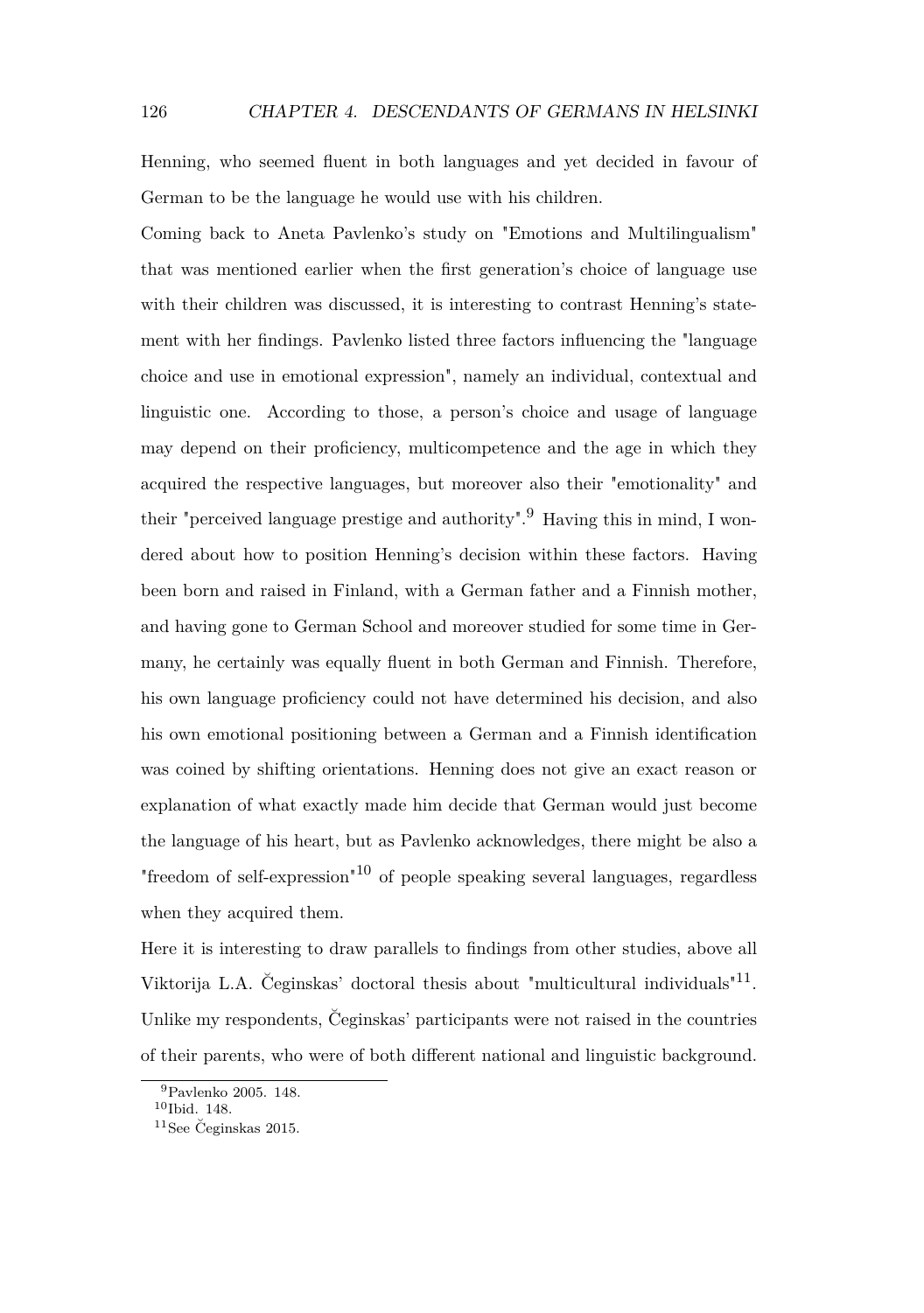Henning, who seemed fluent in both languages and yet decided in favour of German to be the language he would use with his children.

Coming back to Aneta Pavlenko's study on "Emotions and Multilingualism" that was mentioned earlier when the first generation's choice of language use with their children was discussed, it is interesting to contrast Henning's statement with her findings. Pavlenko listed three factors influencing the "language choice and use in emotional expression", namely an individual, contextual and linguistic one. According to those, a person's choice and usage of language may depend on their proficiency, multicompetence and the age in which they acquired the respective languages, but moreover also their "emotionality" and their "perceived language prestige and authority".[9] Having this in mind, I wondered about how to position Henning's decision within these factors. Having been born and raised in Finland, with a German father and a Finnish mother, and having gone to German School and moreover studied for some time in Germany, he certainly was equally fluent in both German and Finnish. Therefore, his own language proficiency could not have determined his decision, and also his own emotional positioning between a German and a Finnish identification was coined by shifting orientations. Henning does not give an exact reason or explanation of what exactly made him decide that German would just become the language of his heart, but as Pavlenko acknowledges, there might be also a "freedom of self-expression"[10] of people speaking several languages, regardless when they acquired them.

Here it is interesting to draw parallels to findings from other studies, above all Viktorija L.A. Čeginskas' doctoral thesis about "multicultural individuals"[11]. Unlike my respondents, Čeginskas' participants were not raised in the countries of their parents, who were of both different national and linguistic background.

---

[9] Pavlenko 2005. 148.

[10] Ibid. 148.

[11] See Čeginskas 2015.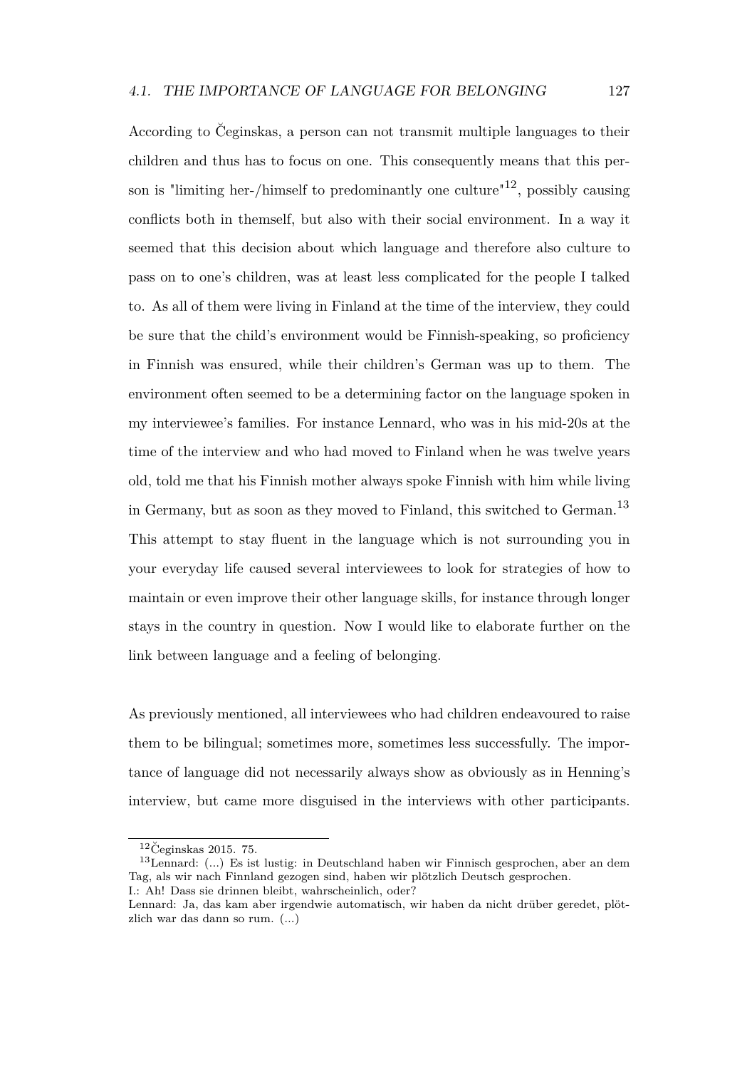According to Čeginskas, a person can not transmit multiple languages to their children and thus has to focus on one. This consequently means that this person is "limiting her-/himself to predominantly one culture"[12], possibly causing conflicts both in themself, but also with their social environment. In a way it seemed that this decision about which language and therefore also culture to pass on to one's children, was at least less complicated for the people I talked to. As all of them were living in Finland at the time of the interview, they could be sure that the child's environment would be Finnish-speaking, so proficiency in Finnish was ensured, while their children's German was up to them. The environment often seemed to be a determining factor on the language spoken in my interviewee's families. For instance Lennard, who was in his mid-20s at the time of the interview and who had moved to Finland when he was twelve years old, told me that his Finnish mother always spoke Finnish with him while living in Germany, but as soon as they moved to Finland, this switched to German.[13] This attempt to stay fluent in the language which is not surrounding you in your everyday life caused several interviewees to look for strategies of how to maintain or even improve their other language skills, for instance through longer stays in the country in question. Now I would like to elaborate further on the link between language and a feeling of belonging.

As previously mentioned, all interviewees who had children endeavoured to raise them to be bilingual; sometimes more, sometimes less successfully. The importance of language did not necessarily always show as obviously as in Henning's interview, but came more disguised in the interviews with other participants.

---

[12] Čeginskas 2015. 75.

[13] Lennard: (...) Es ist lustig: in Deutschland haben wir Finnisch gesprochen, aber an dem Tag, als wir nach Finnland gezogen sind, haben wir plötzlich Deutsch gesprochen.
I.: Ah! Dass sie drinnen bleibt, wahrscheinlich, oder?
Lennard: Ja, das kam aber irgendwie automatisch, wir haben da nicht drüber geredet, plötzlich war das dann so rum. (...)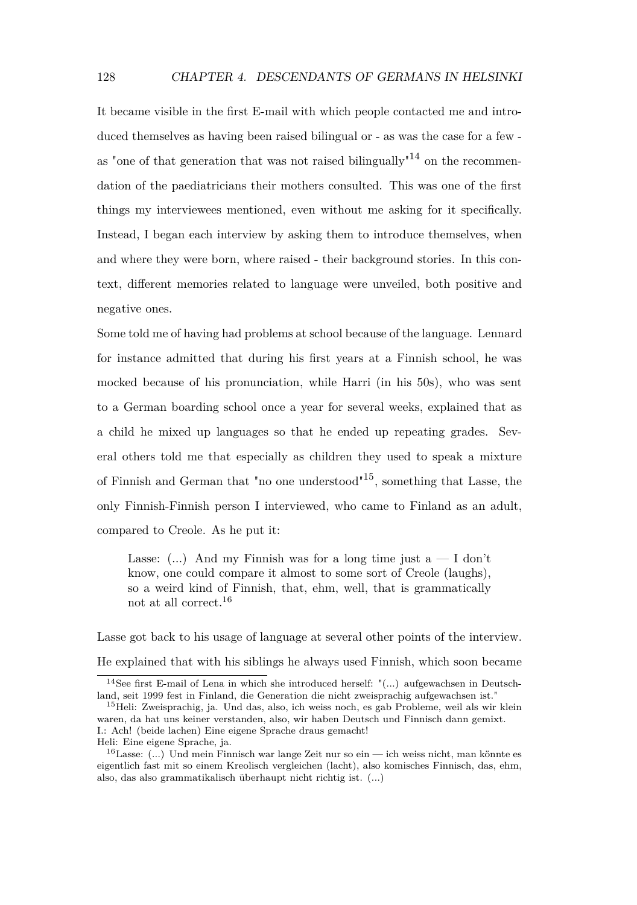It became visible in the first E-mail with which people contacted me and introduced themselves as having been raised bilingual or - as was the case for a few - as "one of that generation that was not raised bilingually"[14] on the recommendation of the paediatricians their mothers consulted. This was one of the first things my interviewees mentioned, even without me asking for it specifically. Instead, I began each interview by asking them to introduce themselves, when and where they were born, where raised - their background stories. In this context, different memories related to language were unveiled, both positive and negative ones.

Some told me of having had problems at school because of the language. Lennard for instance admitted that during his first years at a Finnish school, he was mocked because of his pronunciation, while Harri (in his 50s), who was sent to a German boarding school once a year for several weeks, explained that as a child he mixed up languages so that he ended up repeating grades. Several others told me that especially as children they used to speak a mixture of Finnish and German that "no one understood"[15], something that Lasse, the only Finnish-Finnish person I interviewed, who came to Finland as an adult, compared to Creole. As he put it:

> Lasse: (...) And my Finnish was for a long time just a — I don't know, one could compare it almost to some sort of Creole (laughs), so a weird kind of Finnish, that, ehm, well, that is grammatically not at all correct.[16]

Lasse got back to his usage of language at several other points of the interview. He explained that with his siblings he always used Finnish, which soon became

---

[14] See first E-mail of Lena in which she introduced herself: "(...) aufgewachsen in Deutschland, seit 1999 fest in Finland, die Generation die nicht zweisprachig aufgewachsen ist."

[15] Heli: Zweisprachig, ja. Und das, also, ich weiss noch, es gab Probleme, weil als wir klein waren, da hat uns keiner verstanden, also, wir haben Deutsch und Finnisch dann gemixt.
I.: Ach! (beide lachen) Eine eigene Sprache draus gemacht!
Heli: Eine eigene Sprache, ja.

[16] Lasse: (...) Und mein Finnisch war lange Zeit nur so ein — ich weiss nicht, man könnte es eigentlich fast mit so einem Kreolisch vergleichen (lacht), also komisches Finnisch, das, ehm, also, das also grammatikalisch überhaupt nicht richtig ist. (...)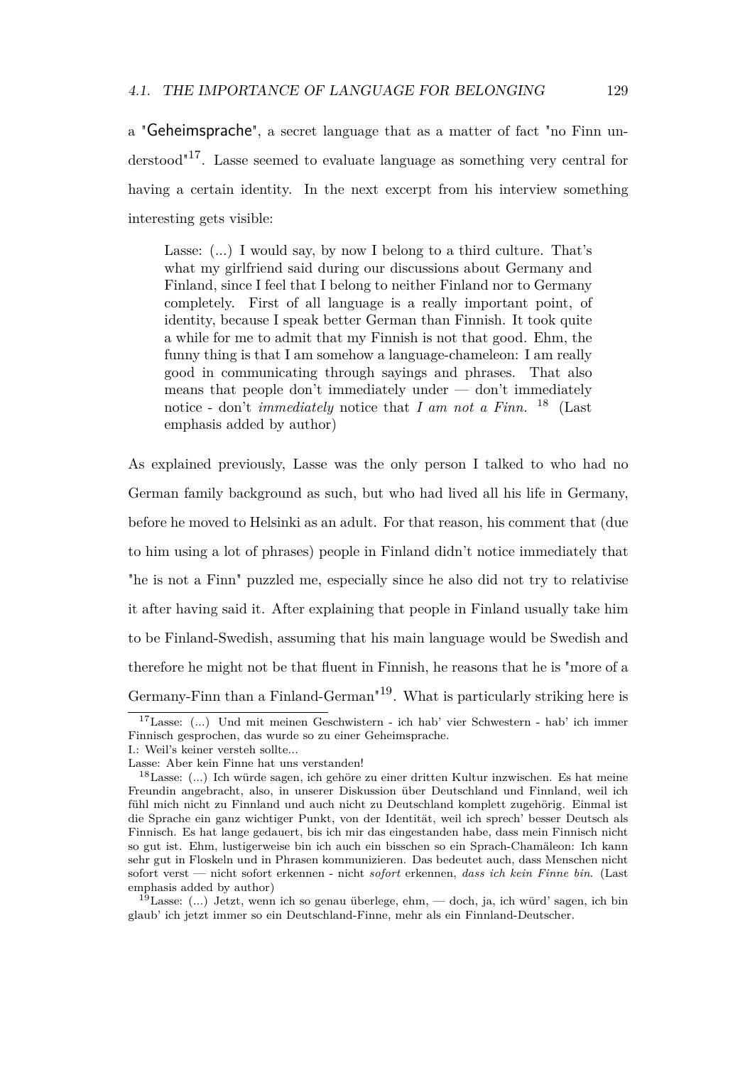a "Geheimsprache", a secret language that as a matter of fact "no Finn understood"[17]. Lasse seemed to evaluate language as something very central for having a certain identity. In the next excerpt from his interview something interesting gets visible:

> Lasse: (...) I would say, by now I belong to a third culture. That's what my girlfriend said during our discussions about Germany and Finland, since I feel that I belong to neither Finland nor to Germany completely. First of all language is a really important point, of identity, because I speak better German than Finnish. It took quite a while for me to admit that my Finnish is not that good. Ehm, the funny thing is that I am somehow a language-chameleon: I am really good in communicating through sayings and phrases. That also means that people don't immediately under — don't immediately notice - don't *immediately* notice that *I am not a Finn.* [18] (Last emphasis added by author)

As explained previously, Lasse was the only person I talked to who had no German family background as such, but who had lived all his life in Germany, before he moved to Helsinki as an adult. For that reason, his comment that (due to him using a lot of phrases) people in Finland didn't notice immediately that "he is not a Finn" puzzled me, especially since he also did not try to relativise it after having said it. After explaining that people in Finland usually take him to be Finland-Swedish, assuming that his main language would be Swedish and therefore he might not be that fluent in Finnish, he reasons that he is "more of a Germany-Finn than a Finland-German"[19]. What is particularly striking here is

---

[17] Lasse: (...) Und mit meinen Geschwistern - ich hab' vier Schwestern - hab' ich immer Finnisch gesprochen, das wurde so zu einer Geheimsprache.
I.: Weil's keiner versteh sollte...
Lasse: Aber kein Finne hat uns verstanden!

[18] Lasse: (...) Ich würde sagen, ich gehöre zu einer dritten Kultur inzwischen. Es hat meine Freundin angebracht, also, in unserer Diskussion über Deutschland und Finnland, weil ich fühl mich nicht zu Finnland und auch nicht zu Deutschland komplett zugehörig. Einmal ist die Sprache ein ganz wichtiger Punkt, von der Identität, weil ich sprech' besser Deutsch als Finnisch. Es hat lange gedauert, bis ich mir das eingestanden habe, dass mein Finnisch nicht so gut ist. Ehm, lustigerweise bin ich auch ein bisschen so ein Sprach-Chamäleon: Ich kann sehr gut in Floskeln und in Phrasen kommunizieren. Das bedeutet auch, dass Menschen nicht sofort verst — nicht sofort erkennen - nicht *sofort* erkennen, *dass ich kein Finne bin.* (Last emphasis added by author)

[19] Lasse: (...) Jetzt, wenn ich so genau überlege, ehm, — doch, ja, ich würd' sagen, ich bin glaub' ich jetzt immer so ein Deutschland-Finne, mehr als ein Finnland-Deutscher.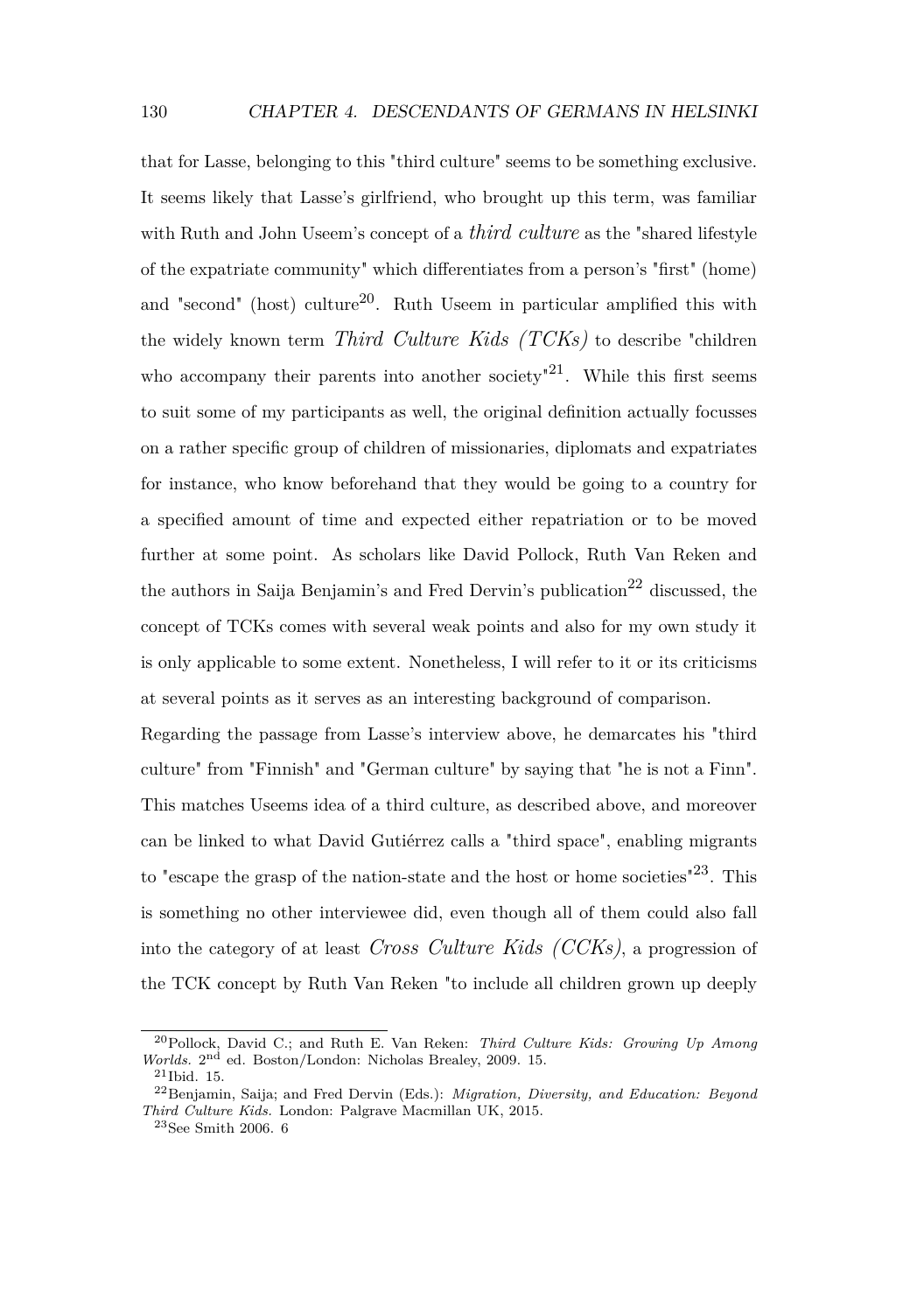that for Lasse, belonging to this "third culture" seems to be something exclusive. It seems likely that Lasse's girlfriend, who brought up this term, was familiar with Ruth and John Useem's concept of a *third culture* as the "shared lifestyle of the expatriate community" which differentiates from a person's "first" (home) and "second" (host) culture[20]. Ruth Useem in particular amplified this with the widely known term *Third Culture Kids (TCKs)* to describe "children who accompany their parents into another society"[21]. While this first seems to suit some of my participants as well, the original definition actually focusses on a rather specific group of children of missionaries, diplomats and expatriates for instance, who know beforehand that they would be going to a country for a specified amount of time and expected either repatriation or to be moved further at some point. As scholars like David Pollock, Ruth Van Reken and the authors in Saija Benjamin's and Fred Dervin's publication[22] discussed, the concept of TCKs comes with several weak points and also for my own study it is only applicable to some extent. Nonetheless, I will refer to it or its criticisms at several points as it serves as an interesting background of comparison.

Regarding the passage from Lasse's interview above, he demarcates his "third culture" from "Finnish" and "German culture" by saying that "he is not a Finn". This matches Useems idea of a third culture, as described above, and moreover can be linked to what David Gutiérrez calls a "third space", enabling migrants to "escape the grasp of the nation-state and the host or home societies"[23]. This is something no other interviewee did, even though all of them could also fall into the category of at least *Cross Culture Kids (CCKs)*, a progression of the TCK concept by Ruth Van Reken "to include all children grown up deeply

---

[20] Pollock, David C.; and Ruth E. Van Reken: *Third Culture Kids: Growing Up Among Worlds.* 2nd ed. Boston/London: Nicholas Brealey, 2009. 15.

[21] Ibid. 15.

[22] Benjamin, Saija; and Fred Dervin (Eds.): *Migration, Diversity, and Education: Beyond Third Culture Kids.* London: Palgrave Macmillan UK, 2015.

[23] See Smith 2006. 6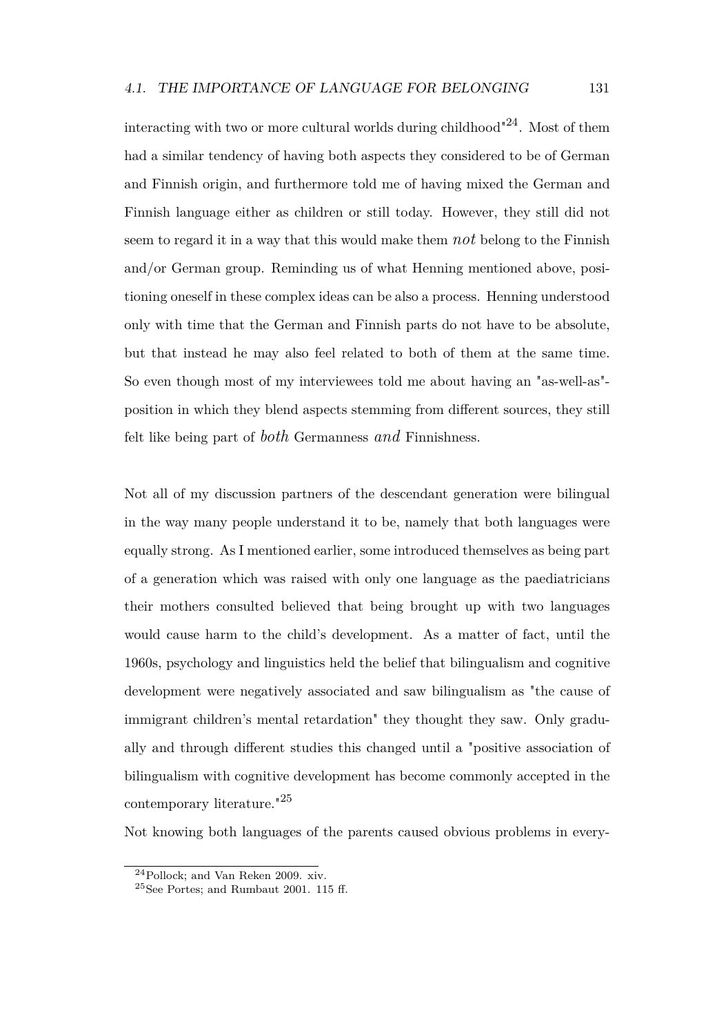interacting with two or more cultural worlds during childhood"[24]. Most of them had a similar tendency of having both aspects they considered to be of German and Finnish origin, and furthermore told me of having mixed the German and Finnish language either as children or still today. However, they still did not seem to regard it in a way that this would make them *not* belong to the Finnish and/or German group. Reminding us of what Henning mentioned above, positioning oneself in these complex ideas can be also a process. Henning understood only with time that the German and Finnish parts do not have to be absolute, but that instead he may also feel related to both of them at the same time. So even though most of my interviewees told me about having an "as-well-as"-position in which they blend aspects stemming from different sources, they still felt like being part of *both* Germanness *and* Finnishness.

Not all of my discussion partners of the descendant generation were bilingual in the way many people understand it to be, namely that both languages were equally strong. As I mentioned earlier, some introduced themselves as being part of a generation which was raised with only one language as the paediatricians their mothers consulted believed that being brought up with two languages would cause harm to the child's development. As a matter of fact, until the 1960s, psychology and linguistics held the belief that bilingualism and cognitive development were negatively associated and saw bilingualism as "the cause of immigrant children's mental retardation" they thought they saw. Only gradually and through different studies this changed until a "positive association of bilingualism with cognitive development has become commonly accepted in the contemporary literature."[25]

Not knowing both languages of the parents caused obvious problems in every-

[24] Pollock; and Van Reken 2009. xiv.

[25] See Portes; and Rumbaut 2001. 115 ff.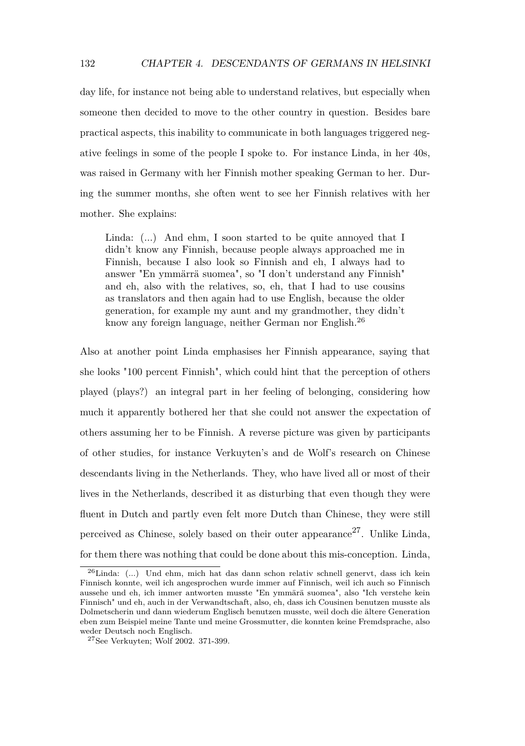day life, for instance not being able to understand relatives, but especially when someone then decided to move to the other country in question. Besides bare practical aspects, this inability to communicate in both languages triggered negative feelings in some of the people I spoke to. For instance Linda, in her 40s, was raised in Germany with her Finnish mother speaking German to her. During the summer months, she often went to see her Finnish relatives with her mother. She explains:

> Linda: (...) And ehm, I soon started to be quite annoyed that I didn't know any Finnish, because people always approached me in Finnish, because I also look so Finnish and eh, I always had to answer "En ymmärrä suomea", so "I don't understand any Finnish" and eh, also with the relatives, so, eh, that I had to use cousins as translators and then again had to use English, because the older generation, for example my aunt and my grandmother, they didn't know any foreign language, neither German nor English.[26]

Also at another point Linda emphasises her Finnish appearance, saying that she looks "100 percent Finnish", which could hint that the perception of others played (plays?) an integral part in her feeling of belonging, considering how much it apparently bothered her that she could not answer the expectation of others assuming her to be Finnish. A reverse picture was given by participants of other studies, for instance Verkuyten's and de Wolf's research on Chinese descendants living in the Netherlands. They, who have lived all or most of their lives in the Netherlands, described it as disturbing that even though they were fluent in Dutch and partly even felt more Dutch than Chinese, they were still perceived as Chinese, solely based on their outer appearance[27]. Unlike Linda, for them there was nothing that could be done about this mis-conception. Linda,

---

[26] Linda: (...) Und ehm, mich hat das dann schon relativ schnell genervt, dass ich kein Finnisch konnte, weil ich angesprochen wurde immer auf Finnisch, weil ich auch so Finnisch aussehe und eh, ich immer antworten musste "En ymmärä suomea", also "Ich verstehe kein Finnisch" und eh, auch in der Verwandtschaft, also, eh, dass ich Cousinen benutzen musste als Dolmetscherin und dann wiederum Englisch benutzen musste, weil doch die ältere Generation eben zum Beispiel meine Tante und meine Grossmutter, die konnten keine Fremdsprache, also weder Deutsch noch Englisch.

[27] See Verkuyten; Wolf 2002. 371-399.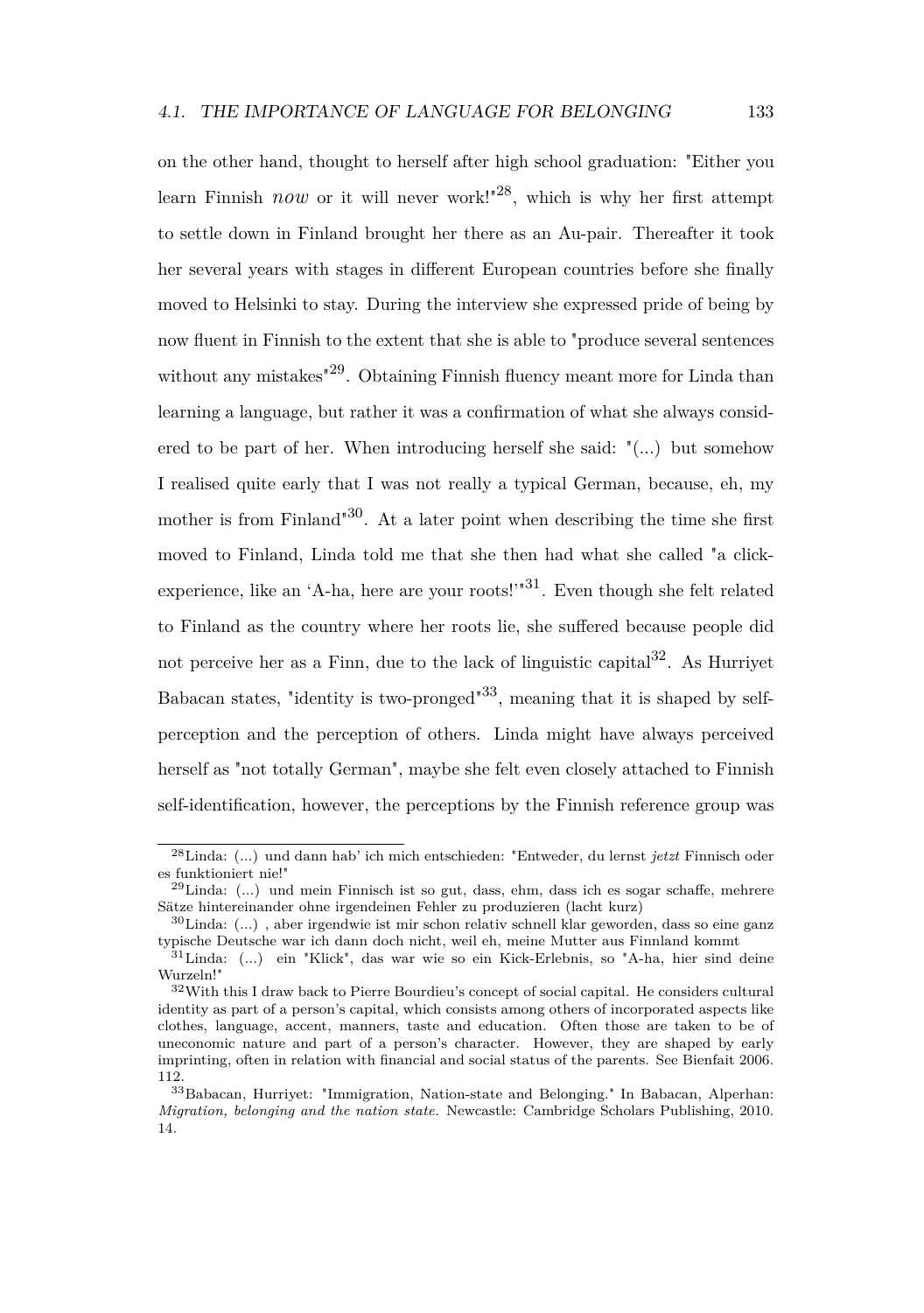on the other hand, thought to herself after high school graduation: "Either you learn Finnish *now* or it will never work!"[28], which is why her first attempt to settle down in Finland brought her there as an Au-pair. Thereafter it took her several years with stages in different European countries before she finally moved to Helsinki to stay. During the interview she expressed pride of being by now fluent in Finnish to the extent that she is able to "produce several sentences without any mistakes"[29]. Obtaining Finnish fluency meant more for Linda than learning a language, but rather it was a confirmation of what she always considered to be part of her. When introducing herself she said: "(...) but somehow I realised quite early that I was not really a typical German, because, eh, my mother is from Finland"[30]. At a later point when describing the time she first moved to Finland, Linda told me that she then had what she called "a click-experience, like an 'A-ha, here are your roots!'"[31]. Even though she felt related to Finland as the country where her roots lie, she suffered because people did not perceive her as a Finn, due to the lack of linguistic capital[32]. As Hurriyet Babacan states, "identity is two-pronged"[33], meaning that it is shaped by self-perception and the perception of others. Linda might have always perceived herself as "not totally German", maybe she felt even closely attached to Finnish self-identification, however, the perceptions by the Finnish reference group was

---

[28] Linda: (...) und dann hab' ich mich entschieden: "Entweder, du lernst *jetzt* Finnisch oder es funktioniert nie!"

[29] Linda: (...) und mein Finnisch ist so gut, dass, ehm, dass ich es sogar schaffe, mehrere Sätze hintereinander ohne irgendeinen Fehler zu produzieren (lacht kurz)

[30] Linda: (...) , aber irgendwie ist mir schon relativ schnell klar geworden, dass so eine ganz typische Deutsche war ich dann doch nicht, weil eh, meine Mutter aus Finnland kommt

[31] Linda: (...) ein "Klick", das war wie so ein Kick-Erlebnis, so "A-ha, hier sind deine Wurzeln!"

[32] With this I draw back to Pierre Bourdieu's concept of social capital. He considers cultural identity as part of a person's capital, which consists among others of incorporated aspects like clothes, language, accent, manners, taste and education. Often those are taken to be of uneconomic nature and part of a person's character. However, they are shaped by early imprinting, often in relation with financial and social status of the parents. See Bienfait 2006. 112.

[33] Babacan, Hurriyet: "Immigration, Nation-state and Belonging." In Babacan, Alperhan: *Migration, belonging and the nation state.* Newcastle: Cambridge Scholars Publishing, 2010. 14.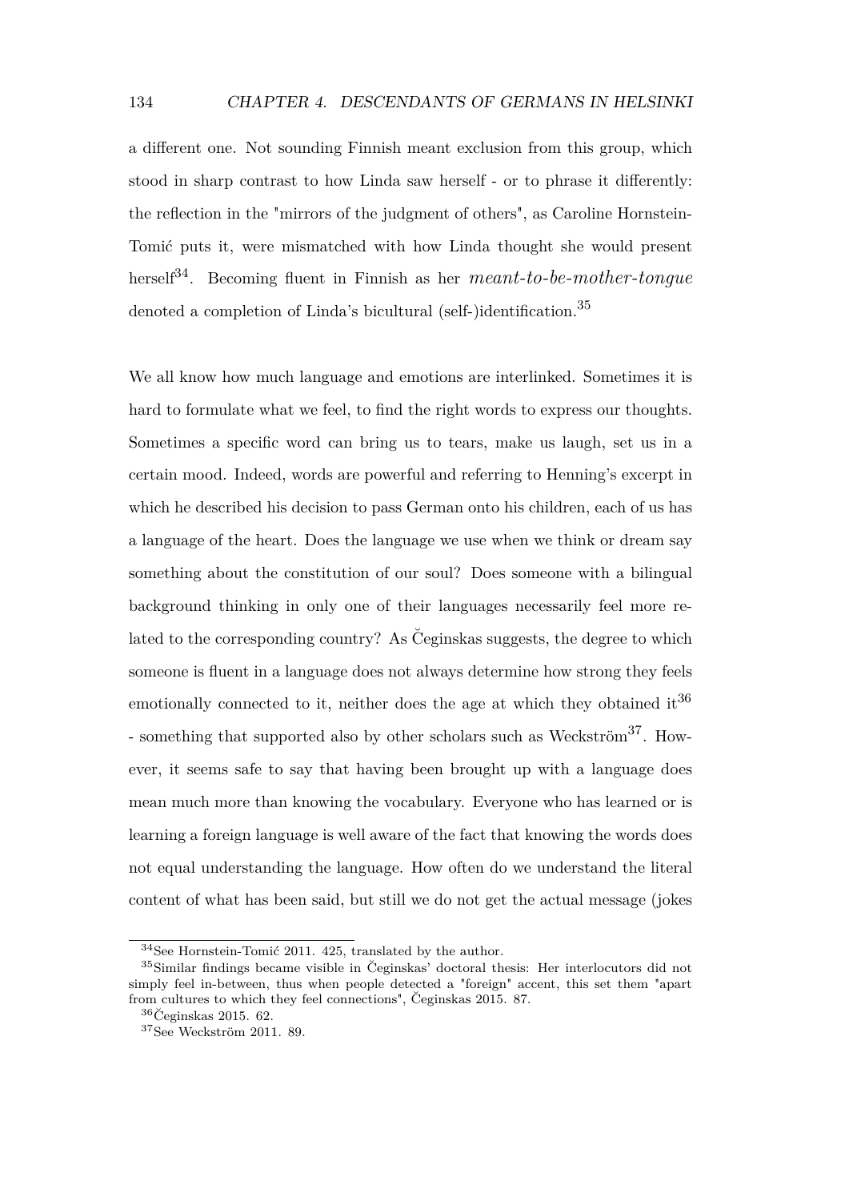a different one. Not sounding Finnish meant exclusion from this group, which stood in sharp contrast to how Linda saw herself - or to phrase it differently: the reflection in the "mirrors of the judgment of others", as Caroline Hornstein-Tomić puts it, were mismatched with how Linda thought she would present herself[34]. Becoming fluent in Finnish as her *meant-to-be-mother-tongue* denoted a completion of Linda's bicultural (self-)identification.[35]

We all know how much language and emotions are interlinked. Sometimes it is hard to formulate what we feel, to find the right words to express our thoughts. Sometimes a specific word can bring us to tears, make us laugh, set us in a certain mood. Indeed, words are powerful and referring to Henning's excerpt in which he described his decision to pass German onto his children, each of us has a language of the heart. Does the language we use when we think or dream say something about the constitution of our soul? Does someone with a bilingual background thinking in only one of their languages necessarily feel more related to the corresponding country? As Čeginskas suggests, the degree to which someone is fluent in a language does not always determine how strong they feels emotionally connected to it, neither does the age at which they obtained it[36] - something that supported also by other scholars such as Weckström[37]. However, it seems safe to say that having been brought up with a language does mean much more than knowing the vocabulary. Everyone who has learned or is learning a foreign language is well aware of the fact that knowing the words does not equal understanding the language. How often do we understand the literal content of what has been said, but still we do not get the actual message (jokes

---

[34] See Hornstein-Tomić 2011. 425, translated by the author.

[35] Similar findings became visible in Čeginskas' doctoral thesis: Her interlocutors did not simply feel in-between, thus when people detected a "foreign" accent, this set them "apart from cultures to which they feel connections", Čeginskas 2015. 87.

[36] Čeginskas 2015. 62.

[37] See Weckström 2011. 89.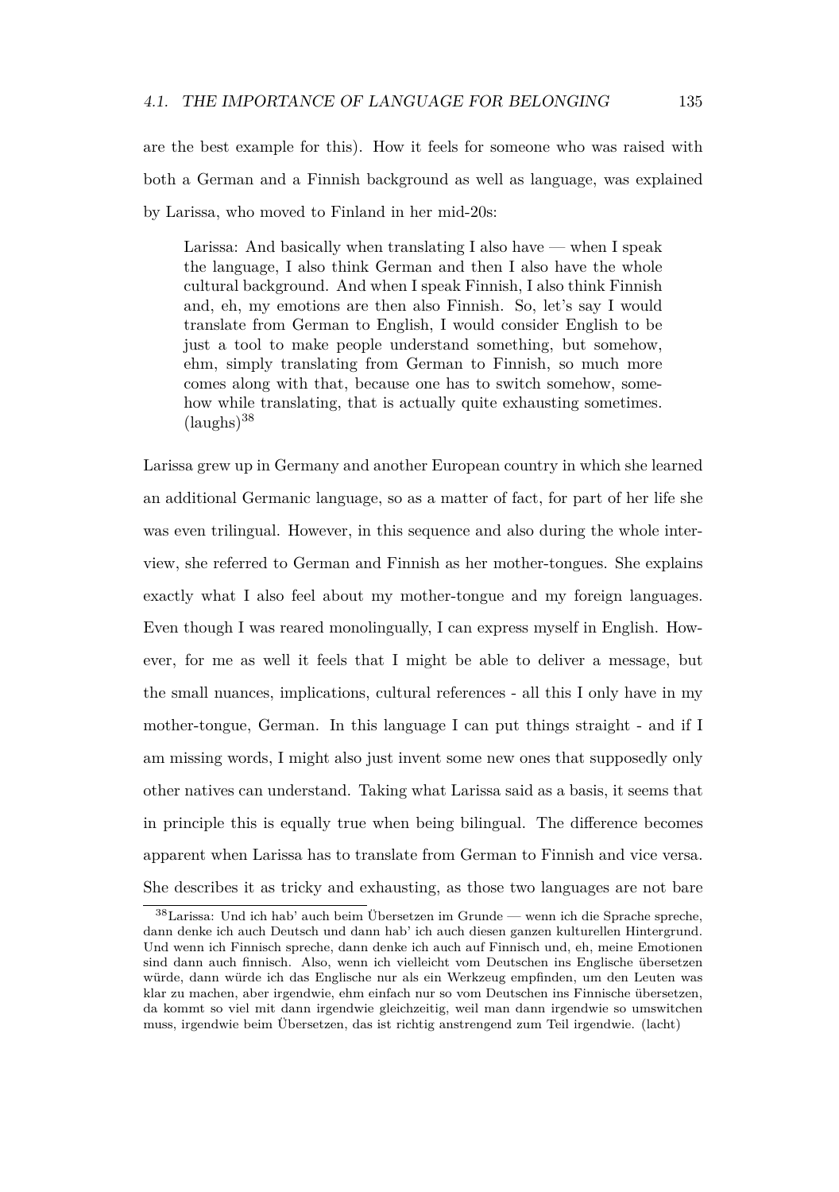are the best example for this). How it feels for someone who was raised with both a German and a Finnish background as well as language, was explained by Larissa, who moved to Finland in her mid-20s:

> Larissa: And basically when translating I also have — when I speak the language, I also think German and then I also have the whole cultural background. And when I speak Finnish, I also think Finnish and, eh, my emotions are then also Finnish. So, let's say I would translate from German to English, I would consider English to be just a tool to make people understand something, but somehow, ehm, simply translating from German to Finnish, so much more comes along with that, because one has to switch somehow, somehow while translating, that is actually quite exhausting sometimes. (laughs)[38]

Larissa grew up in Germany and another European country in which she learned an additional Germanic language, so as a matter of fact, for part of her life she was even trilingual. However, in this sequence and also during the whole interview, she referred to German and Finnish as her mother-tongues. She explains exactly what I also feel about my mother-tongue and my foreign languages. Even though I was reared monolingually, I can express myself in English. However, for me as well it feels that I might be able to deliver a message, but the small nuances, implications, cultural references - all this I only have in my mother-tongue, German. In this language I can put things straight - and if I am missing words, I might also just invent some new ones that supposedly only other natives can understand. Taking what Larissa said as a basis, it seems that in principle this is equally true when being bilingual. The difference becomes apparent when Larissa has to translate from German to Finnish and vice versa. She describes it as tricky and exhausting, as those two languages are not bare

[38] Larissa: Und ich hab' auch beim Übersetzen im Grunde — wenn ich die Sprache spreche, dann denke ich auch Deutsch und dann hab' ich auch diesen ganzen kulturellen Hintergrund. Und wenn ich Finnisch spreche, dann denke ich auch auf Finnisch und, eh, meine Emotionen sind dann auch finnisch. Also, wenn ich vielleicht vom Deutschen ins Englische übersetzen würde, dann würde ich das Englische nur als ein Werkzeug empfinden, um den Leuten was klar zu machen, aber irgendwie, ehm einfach nur so vom Deutschen ins Finnische übersetzen, da kommt so viel mit dann irgendwie gleichzeitig, weil man dann irgendwie so umswitchen muss, irgendwie beim Übersetzen, das ist richtig anstrengend zum Teil irgendwie. (lacht)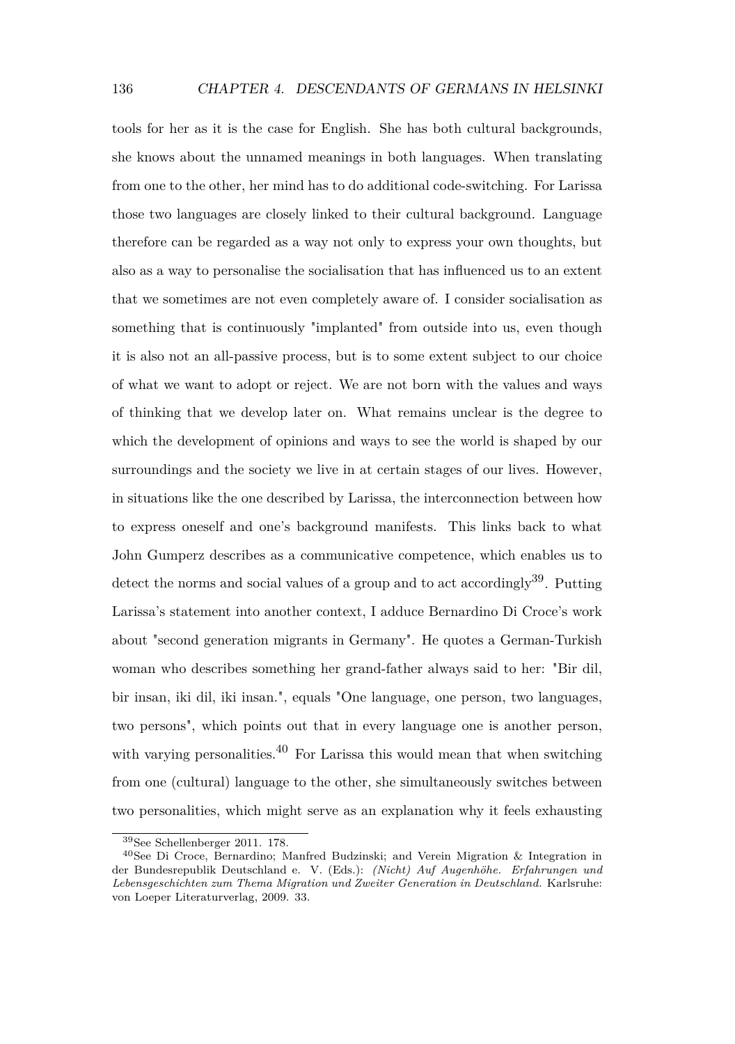tools for her as it is the case for English. She has both cultural backgrounds, she knows about the unnamed meanings in both languages. When translating from one to the other, her mind has to do additional code-switching. For Larissa those two languages are closely linked to their cultural background. Language therefore can be regarded as a way not only to express your own thoughts, but also as a way to personalise the socialisation that has influenced us to an extent that we sometimes are not even completely aware of. I consider socialisation as something that is continuously "implanted" from outside into us, even though it is also not an all-passive process, but is to some extent subject to our choice of what we want to adopt or reject. We are not born with the values and ways of thinking that we develop later on. What remains unclear is the degree to which the development of opinions and ways to see the world is shaped by our surroundings and the society we live in at certain stages of our lives. However, in situations like the one described by Larissa, the interconnection between how to express oneself and one's background manifests. This links back to what John Gumperz describes as a communicative competence, which enables us to detect the norms and social values of a group and to act accordingly[39]. Putting Larissa's statement into another context, I adduce Bernardino Di Croce's work about "second generation migrants in Germany". He quotes a German-Turkish woman who describes something her grand-father always said to her: "Bir dil, bir insan, iki dil, iki insan.", equals "One language, one person, two languages, two persons", which points out that in every language one is another person, with varying personalities.[40] For Larissa this would mean that when switching from one (cultural) language to the other, she simultaneously switches between two personalities, which might serve as an explanation why it feels exhausting

---

[39] See Schellenberger 2011. 178.

[40] See Di Croce, Bernardino; Manfred Budzinski; and Verein Migration & Integration in der Bundesrepublik Deutschland e. V. (Eds.): *(Nicht) Auf Augenhöhe. Erfahrungen und Lebensgeschichten zum Thema Migration und Zweiter Generation in Deutschland.* Karlsruhe: von Loeper Literaturverlag, 2009. 33.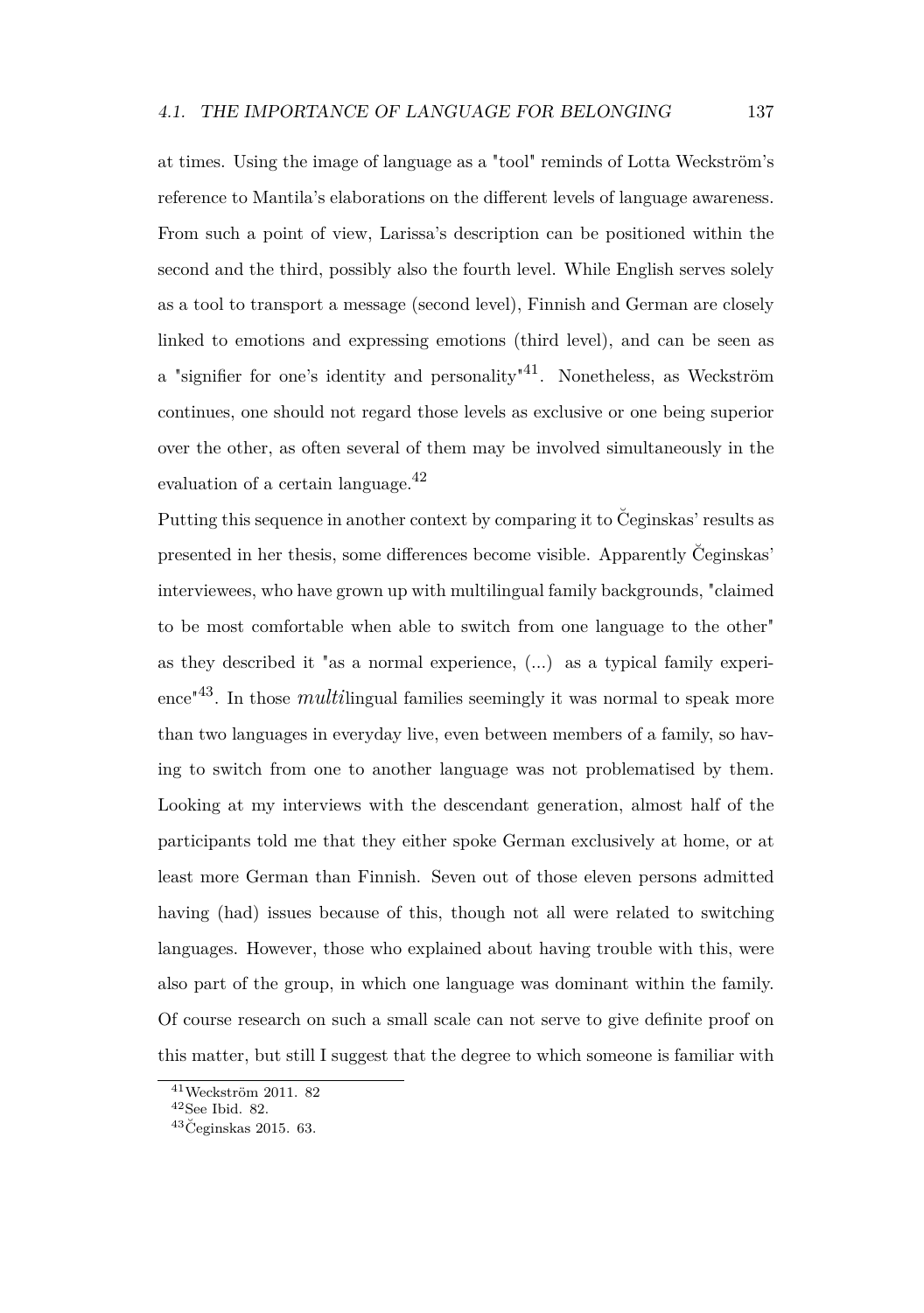at times. Using the image of language as a "tool" reminds of Lotta Weckström's reference to Mantila's elaborations on the different levels of language awareness. From such a point of view, Larissa's description can be positioned within the second and the third, possibly also the fourth level. While English serves solely as a tool to transport a message (second level), Finnish and German are closely linked to emotions and expressing emotions (third level), and can be seen as a "signifier for one's identity and personality"[41]. Nonetheless, as Weckström continues, one should not regard those levels as exclusive or one being superior over the other, as often several of them may be involved simultaneously in the evaluation of a certain language.[42]

Putting this sequence in another context by comparing it to Čeginskas' results as presented in her thesis, some differences become visible. Apparently Čeginskas' interviewees, who have grown up with multilingual family backgrounds, "claimed to be most comfortable when able to switch from one language to the other" as they described it "as a normal experience, (...) as a typical family experience"[43]. In those *multi*lingual families seemingly it was normal to speak more than two languages in everyday live, even between members of a family, so having to switch from one to another language was not problematised by them. Looking at my interviews with the descendant generation, almost half of the participants told me that they either spoke German exclusively at home, or at least more German than Finnish. Seven out of those eleven persons admitted having (had) issues because of this, though not all were related to switching languages. However, those who explained about having trouble with this, were also part of the group, in which one language was dominant within the family. Of course research on such a small scale can not serve to give definite proof on this matter, but still I suggest that the degree to which someone is familiar with

[41] Weckström 2011. 82

[42] See Ibid. 82.

[43] Čeginskas 2015. 63.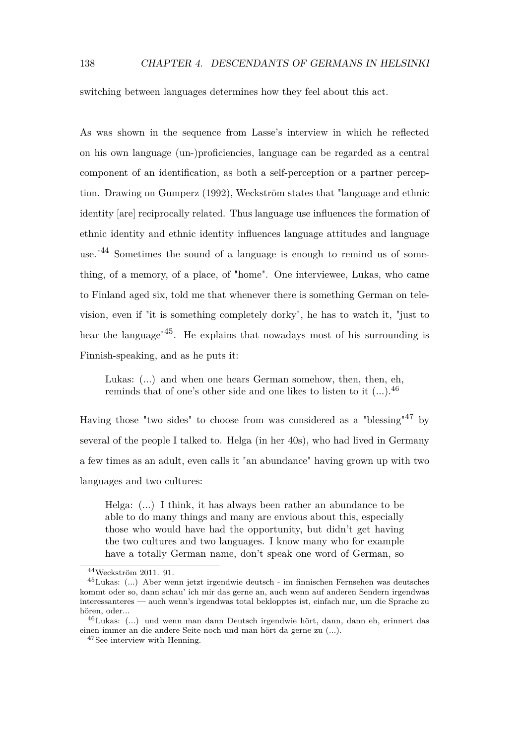switching between languages determines how they feel about this act.

As was shown in the sequence from Lasse's interview in which he reflected on his own language (un-)proficiencies, language can be regarded as a central component of an identification, as both a self-perception or a partner perception. Drawing on Gumperz (1992), Weckström states that "language and ethnic identity [are] reciprocally related. Thus language use influences the formation of ethnic identity and ethnic identity influences language attitudes and language use."[44] Sometimes the sound of a language is enough to remind us of something, of a memory, of a place, of "home". One interviewee, Lukas, who came to Finland aged six, told me that whenever there is something German on television, even if "it is something completely dorky", he has to watch it, "just to hear the language"[45]. He explains that nowadays most of his surrounding is Finnish-speaking, and as he puts it:

> Lukas: (...) and when one hears German somehow, then, then, eh, reminds that of one's other side and one likes to listen to it (...).[46]

Having those "two sides" to choose from was considered as a "blessing"[47] by several of the people I talked to. Helga (in her 40s), who had lived in Germany a few times as an adult, even calls it "an abundance" having grown up with two languages and two cultures:

> Helga: (...) I think, it has always been rather an abundance to be able to do many things and many are envious about this, especially those who would have had the opportunity, but didn't get having the two cultures and two languages. I know many who for example have a totally German name, don't speak one word of German, so

---

[44] Weckström 2011. 91.

[45] Lukas: (...) Aber wenn jetzt irgendwie deutsch - im finnischen Fernsehen was deutsches kommt oder so, dann schau' ich mir das gerne an, auch wenn auf anderen Sendern irgendwas interessanteres — auch wenn's irgendwas total beklopptes ist, einfach nur, um die Sprache zu hören, oder...

[46] Lukas: (...) und wenn man dann Deutsch irgendwie hört, dann, dann eh, erinnert das einen immer an die andere Seite noch und man hört da gerne zu (...).

[47] See interview with Henning.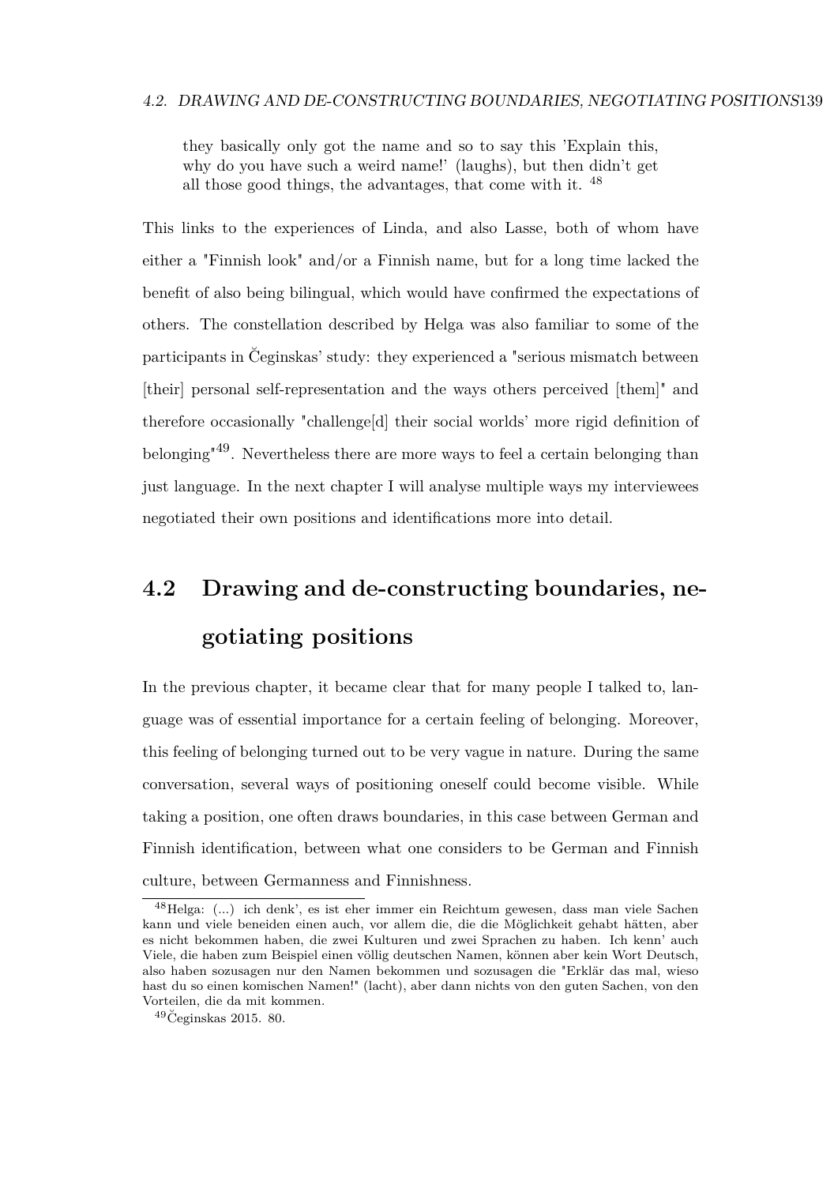> they basically only got the name and so to say this 'Explain this, why do you have such a weird name!' (laughs), but then didn't get all those good things, the advantages, that come with it. [48]

This links to the experiences of Linda, and also Lasse, both of whom have either a "Finnish look" and/or a Finnish name, but for a long time lacked the benefit of also being bilingual, which would have confirmed the expectations of others. The constellation described by Helga was also familiar to some of the participants in Čeginskas' study: they experienced a "serious mismatch between [their] personal self-representation and the ways others perceived [them]" and therefore occasionally "challenge[d] their social worlds' more rigid definition of belonging"[49]. Nevertheless there are more ways to feel a certain belonging than just language. In the next chapter I will analyse multiple ways my interviewees negotiated their own positions and identifications more into detail.

## 4.2 Drawing and de-constructing boundaries, negotiating positions

In the previous chapter, it became clear that for many people I talked to, language was of essential importance for a certain feeling of belonging. Moreover, this feeling of belonging turned out to be very vague in nature. During the same conversation, several ways of positioning oneself could become visible. While taking a position, one often draws boundaries, in this case between German and Finnish identification, between what one considers to be German and Finnish culture, between Germanness and Finnishness.

---

[48] Helga: (...) ich denk', es ist eher immer ein Reichtum gewesen, dass man viele Sachen kann und viele beneiden einen auch, vor allem die, die die Möglichkeit gehabt hätten, aber es nicht bekommen haben, die zwei Kulturen und zwei Sprachen zu haben. Ich kenn' auch Viele, die haben zum Beispiel einen völlig deutschen Namen, können aber kein Wort Deutsch, also haben sozusagen nur den Namen bekommen und sozusagen die "Erklär das mal, wieso hast du so einen komischen Namen!" (lacht), aber dann nichts von den guten Sachen, von den Vorteilen, die da mit kommen.

[49] Čeginskas 2015. 80.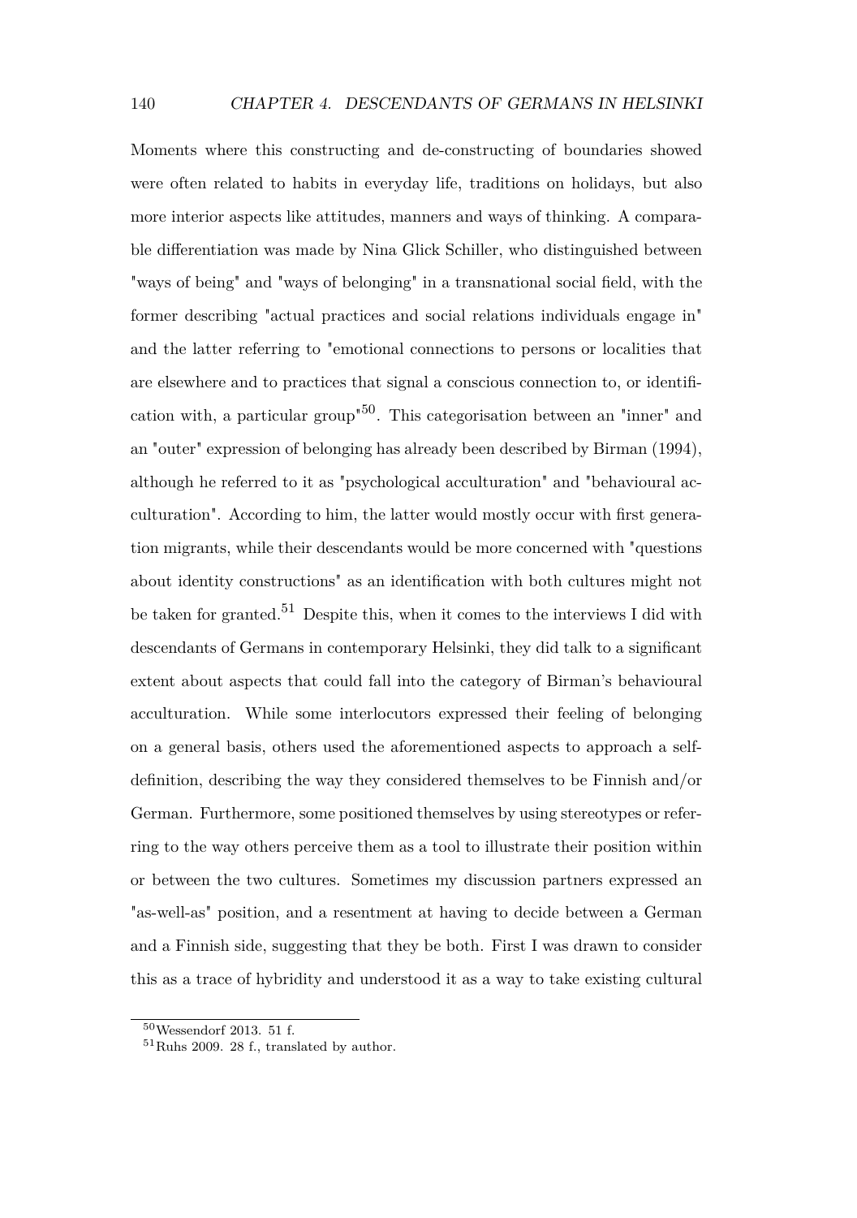Moments where this constructing and de-constructing of boundaries showed were often related to habits in everyday life, traditions on holidays, but also more interior aspects like attitudes, manners and ways of thinking. A comparable differentiation was made by Nina Glick Schiller, who distinguished between "ways of being" and "ways of belonging" in a transnational social field, with the former describing "actual practices and social relations individuals engage in" and the latter referring to "emotional connections to persons or localities that are elsewhere and to practices that signal a conscious connection to, or identification with, a particular group"[50]. This categorisation between an "inner" and an "outer" expression of belonging has already been described by Birman (1994), although he referred to it as "psychological acculturation" and "behavioural acculturation". According to him, the latter would mostly occur with first generation migrants, while their descendants would be more concerned with "questions about identity constructions" as an identification with both cultures might not be taken for granted.[51] Despite this, when it comes to the interviews I did with descendants of Germans in contemporary Helsinki, they did talk to a significant extent about aspects that could fall into the category of Birman's behavioural acculturation. While some interlocutors expressed their feeling of belonging on a general basis, others used the aforementioned aspects to approach a self-definition, describing the way they considered themselves to be Finnish and/or German. Furthermore, some positioned themselves by using stereotypes or referring to the way others perceive them as a tool to illustrate their position within or between the two cultures. Sometimes my discussion partners expressed an "as-well-as" position, and a resentment at having to decide between a German and a Finnish side, suggesting that they be both. First I was drawn to consider this as a trace of hybridity and understood it as a way to take existing cultural

[50] Wessendorf 2013. 51 f.

[51] Ruhs 2009. 28 f., translated by author.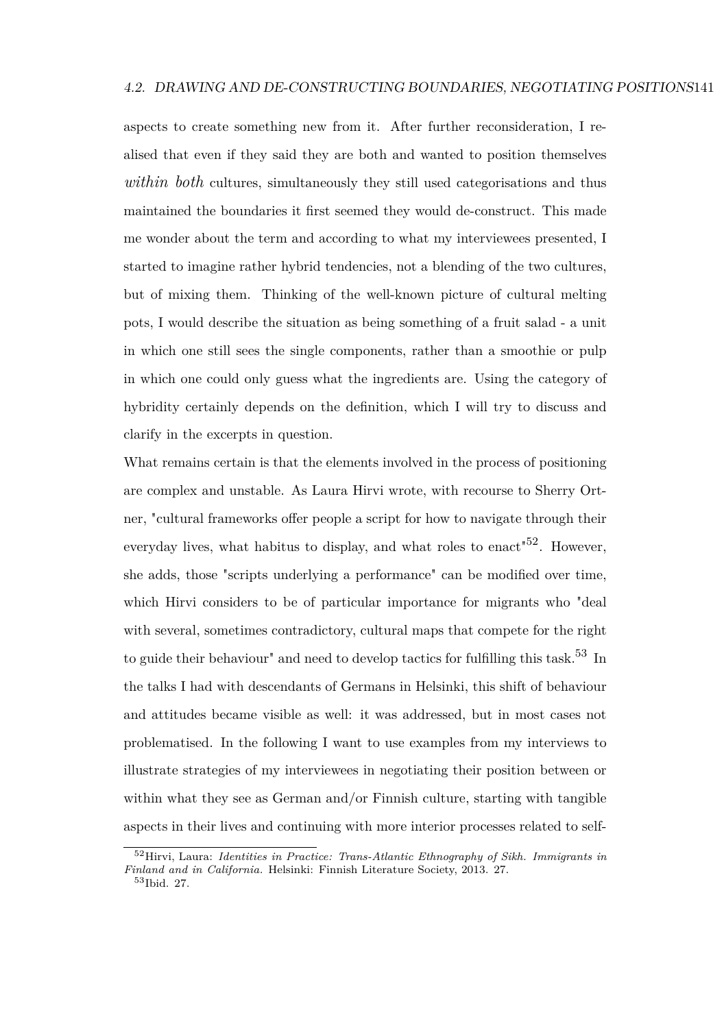aspects to create something new from it. After further reconsideration, I realised that even if they said they are both and wanted to position themselves *within both* cultures, simultaneously they still used categorisations and thus maintained the boundaries it first seemed they would de-construct. This made me wonder about the term and according to what my interviewees presented, I started to imagine rather hybrid tendencies, not a blending of the two cultures, but of mixing them. Thinking of the well-known picture of cultural melting pots, I would describe the situation as being something of a fruit salad - a unit in which one still sees the single components, rather than a smoothie or pulp in which one could only guess what the ingredients are. Using the category of hybridity certainly depends on the definition, which I will try to discuss and clarify in the excerpts in question.

What remains certain is that the elements involved in the process of positioning are complex and unstable. As Laura Hirvi wrote, with recourse to Sherry Ortner, "cultural frameworks offer people a script for how to navigate through their everyday lives, what habitus to display, and what roles to enact"[52]. However, she adds, those "scripts underlying a performance" can be modified over time, which Hirvi considers to be of particular importance for migrants who "deal with several, sometimes contradictory, cultural maps that compete for the right to guide their behaviour" and need to develop tactics for fulfilling this task.[53] In the talks I had with descendants of Germans in Helsinki, this shift of behaviour and attitudes became visible as well: it was addressed, but in most cases not problematised. In the following I want to use examples from my interviews to illustrate strategies of my interviewees in negotiating their position between or within what they see as German and/or Finnish culture, starting with tangible aspects in their lives and continuing with more interior processes related to self-

[52] Hirvi, Laura: *Identities in Practice: Trans-Atlantic Ethnography of Sikh. Immigrants in Finland and in California.* Helsinki: Finnish Literature Society, 2013. 27.

[53] Ibid. 27.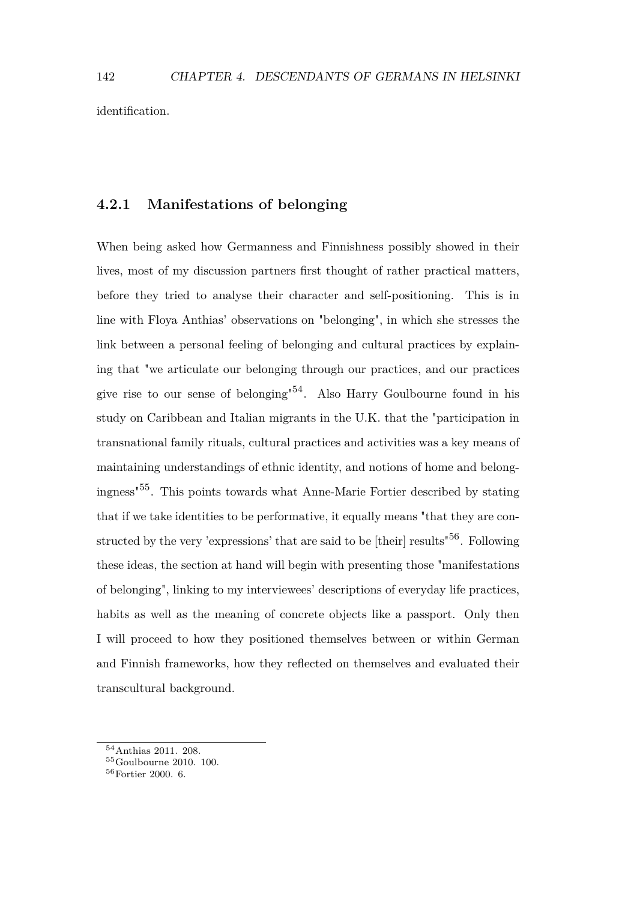identification.

### 4.2.1 Manifestations of belonging

When being asked how Germanness and Finnishness possibly showed in their lives, most of my discussion partners first thought of rather practical matters, before they tried to analyse their character and self-positioning. This is in line with Floya Anthias' observations on "belonging", in which she stresses the link between a personal feeling of belonging and cultural practices by explaining that "we articulate our belonging through our practices, and our practices give rise to our sense of belonging"[54]. Also Harry Goulbourne found in his study on Caribbean and Italian migrants in the U.K. that the "participation in transnational family rituals, cultural practices and activities was a key means of maintaining understandings of ethnic identity, and notions of home and belongingness"[55]. This points towards what Anne-Marie Fortier described by stating that if we take identities to be performative, it equally means "that they are constructed by the very 'expressions' that are said to be [their] results"[56]. Following these ideas, the section at hand will begin with presenting those "manifestations of belonging", linking to my interviewees' descriptions of everyday life practices, habits as well as the meaning of concrete objects like a passport. Only then I will proceed to how they positioned themselves between or within German and Finnish frameworks, how they reflected on themselves and evaluated their transcultural background.

[54] Anthias 2011. 208.

[55] Goulbourne 2010. 100.

[56] Fortier 2000. 6.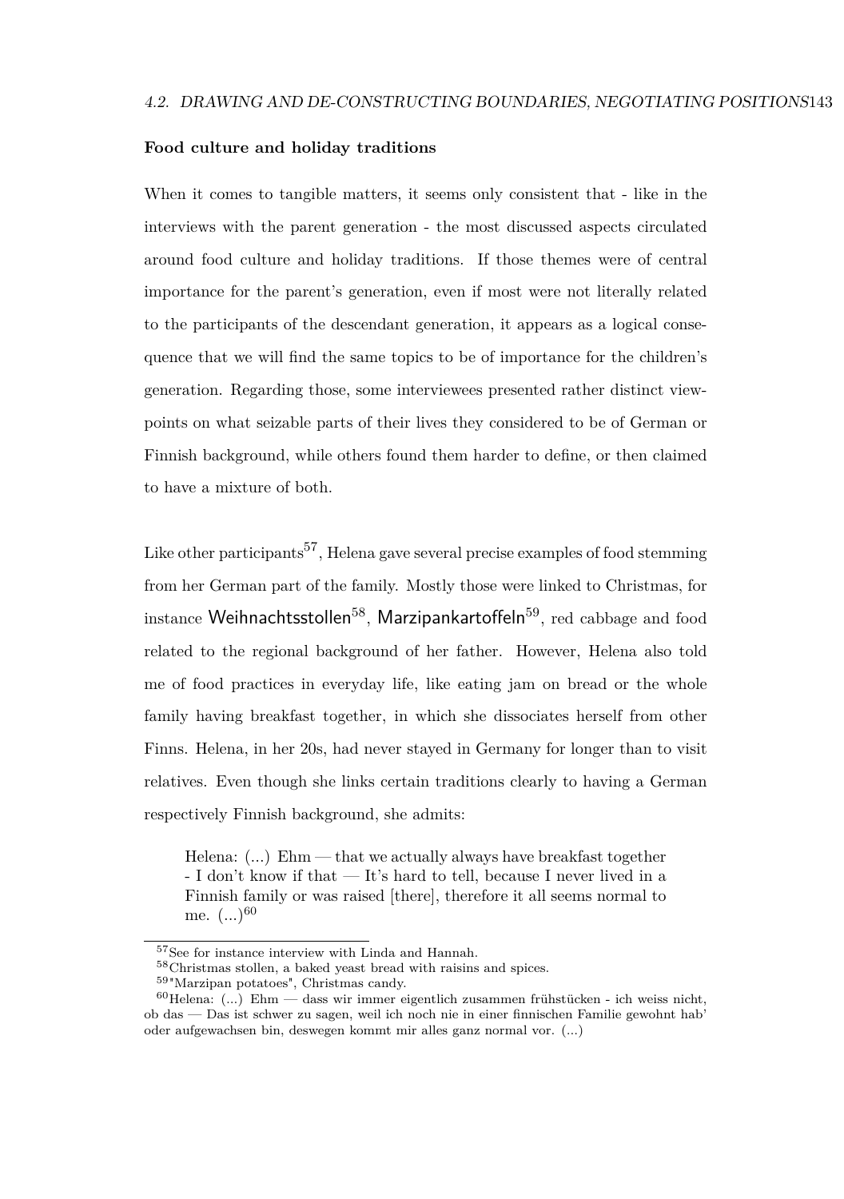### Food culture and holiday traditions

When it comes to tangible matters, it seems only consistent that - like in the interviews with the parent generation - the most discussed aspects circulated around food culture and holiday traditions. If those themes were of central importance for the parent's generation, even if most were not literally related to the participants of the descendant generation, it appears as a logical consequence that we will find the same topics to be of importance for the children's generation. Regarding those, some interviewees presented rather distinct viewpoints on what seizable parts of their lives they considered to be of German or Finnish background, while others found them harder to define, or then claimed to have a mixture of both.

Like other participants[57], Helena gave several precise examples of food stemming from her German part of the family. Mostly those were linked to Christmas, for instance Weihnachtsstollen[58], Marzipankartoffeln[59], red cabbage and food related to the regional background of her father. However, Helena also told me of food practices in everyday life, like eating jam on bread or the whole family having breakfast together, in which she dissociates herself from other Finns. Helena, in her 20s, had never stayed in Germany for longer than to visit relatives. Even though she links certain traditions clearly to having a German respectively Finnish background, she admits:

> Helena: (...) Ehm — that we actually always have breakfast together - I don't know if that — It's hard to tell, because I never lived in a Finnish family or was raised [there], therefore it all seems normal to me. (...)[60]

[57] See for instance interview with Linda and Hannah.

[58] Christmas stollen, a baked yeast bread with raisins and spices.

[59] "Marzipan potatoes", Christmas candy.

[60] Helena: (...) Ehm — dass wir immer eigentlich zusammen frühstücken - ich weiss nicht, ob das — Das ist schwer zu sagen, weil ich noch nie in einer finnischen Familie gewohnt hab' oder aufgewachsen bin, deswegen kommt mir alles ganz normal vor. (...)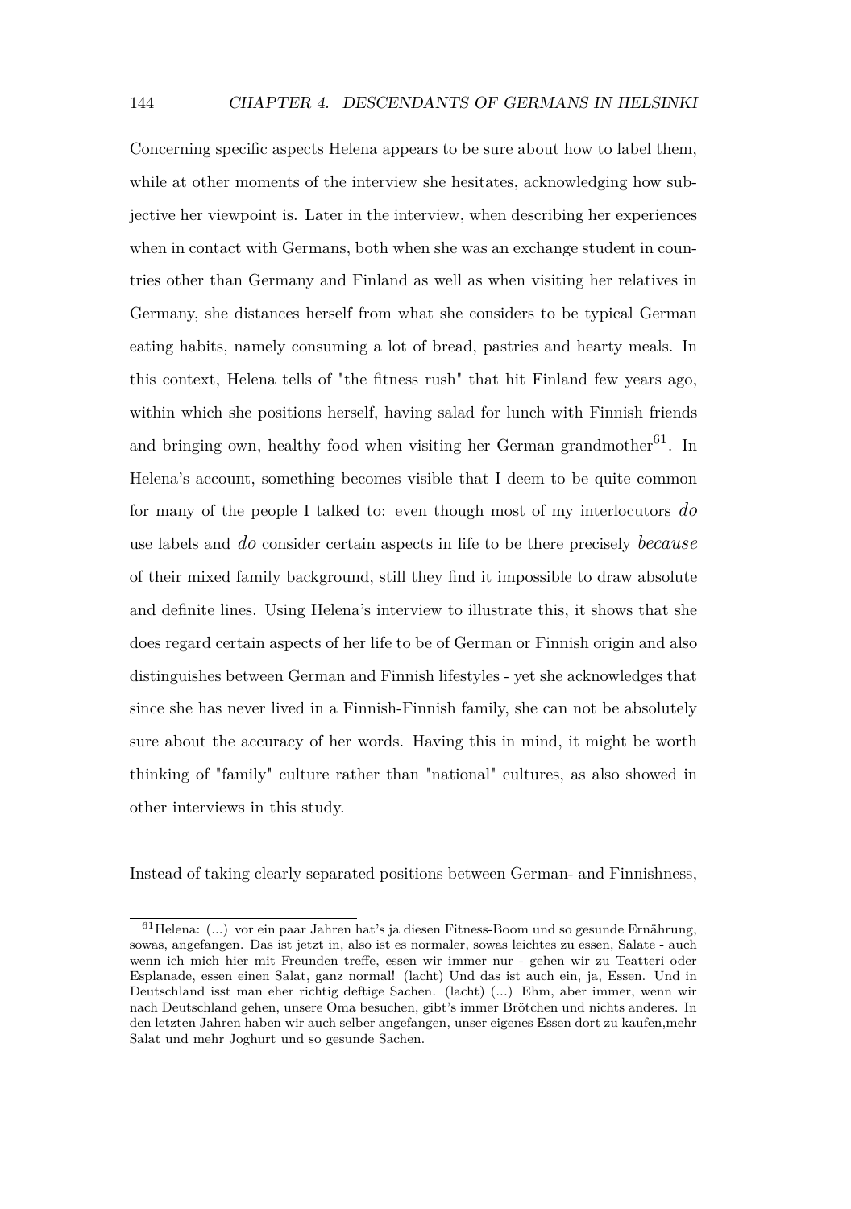Concerning specific aspects Helena appears to be sure about how to label them, while at other moments of the interview she hesitates, acknowledging how subjective her viewpoint is. Later in the interview, when describing her experiences when in contact with Germans, both when she was an exchange student in countries other than Germany and Finland as well as when visiting her relatives in Germany, she distances herself from what she considers to be typical German eating habits, namely consuming a lot of bread, pastries and hearty meals. In this context, Helena tells of "the fitness rush" that hit Finland few years ago, within which she positions herself, having salad for lunch with Finnish friends and bringing own, healthy food when visiting her German grandmother[61]. In Helena's account, something becomes visible that I deem to be quite common for many of the people I talked to: even though most of my interlocutors *do* use labels and *do* consider certain aspects in life to be there precisely *because* of their mixed family background, still they find it impossible to draw absolute and definite lines. Using Helena's interview to illustrate this, it shows that she does regard certain aspects of her life to be of German or Finnish origin and also distinguishes between German and Finnish lifestyles - yet she acknowledges that since she has never lived in a Finnish-Finnish family, she can not be absolutely sure about the accuracy of her words. Having this in mind, it might be worth thinking of "family" culture rather than "national" cultures, as also showed in other interviews in this study.

Instead of taking clearly separated positions between German- and Finnishness,

[61] Helena: (...) vor ein paar Jahren hat's ja diesen Fitness-Boom und so gesunde Ernährung, sowas, angefangen. Das ist jetzt in, also ist es normaler, sowas leichtes zu essen, Salate - auch wenn ich mich hier mit Freunden treffe, essen wir immer nur - gehen wir zu Teatteri oder Esplanade, essen einen Salat, ganz normal! (lacht) Und das ist auch ein, ja, Essen. Und in Deutschland isst man eher richtig deftige Sachen. (lacht) (...) Ehm, aber immer, wenn wir nach Deutschland gehen, unsere Oma besuchen, gibt's immer Brötchen und nichts anderes. In den letzten Jahren haben wir auch selber angefangen, unser eigenes Essen dort zu kaufen,mehr Salat und mehr Joghurt und so gesunde Sachen.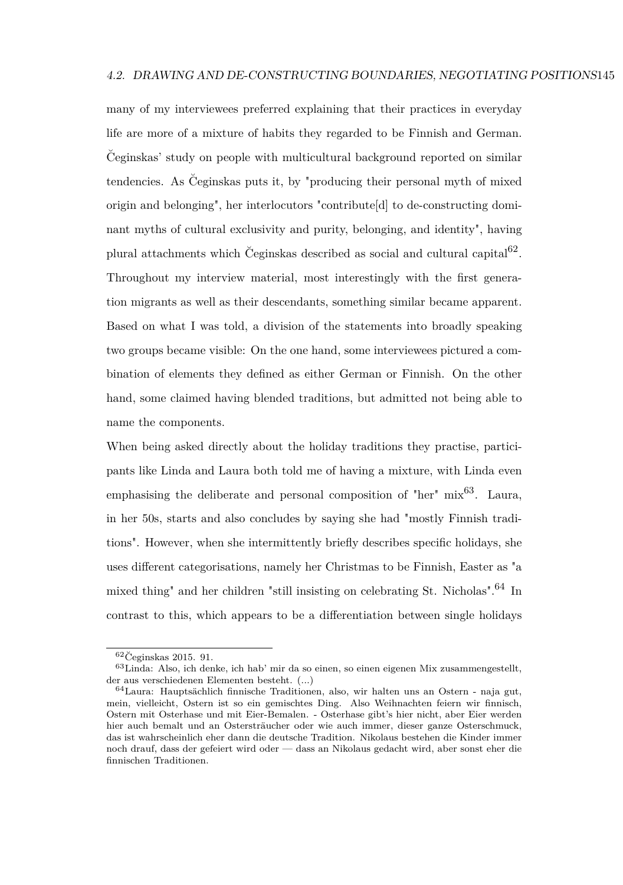many of my interviewees preferred explaining that their practices in everyday life are more of a mixture of habits they regarded to be Finnish and German. Čeginskas' study on people with multicultural background reported on similar tendencies. As Čeginskas puts it, by "producing their personal myth of mixed origin and belonging", her interlocutors "contribute[d] to de-constructing dominant myths of cultural exclusivity and purity, belonging, and identity", having plural attachments which Čeginskas described as social and cultural capital[62]. Throughout my interview material, most interestingly with the first generation migrants as well as their descendants, something similar became apparent. Based on what I was told, a division of the statements into broadly speaking two groups became visible: On the one hand, some interviewees pictured a combination of elements they defined as either German or Finnish. On the other hand, some claimed having blended traditions, but admitted not being able to name the components.

When being asked directly about the holiday traditions they practise, participants like Linda and Laura both told me of having a mixture, with Linda even emphasising the deliberate and personal composition of "her" mix[63]. Laura, in her 50s, starts and also concludes by saying she had "mostly Finnish traditions". However, when she intermittently briefly describes specific holidays, she uses different categorisations, namely her Christmas to be Finnish, Easter as "a mixed thing" and her children "still insisting on celebrating St. Nicholas".[64] In contrast to this, which appears to be a differentiation between single holidays

---

[62] Čeginskas 2015. 91.

[63] Linda: Also, ich denke, ich hab' mir da so einen, so einen eigenen Mix zusammengestellt, der aus verschiedenen Elementen besteht. (...)

[64] Laura: Hauptsächlich finnische Traditionen, also, wir halten uns an Ostern - naja gut, mein, vielleicht, Ostern ist so ein gemischtes Ding. Also Weihnachten feiern wir finnisch, Ostern mit Osterhase und mit Eier-Bemalen. - Osterhase gibt's hier nicht, aber Eier werden hier auch bemalt und an Ostersträucher oder wie auch immer, dieser ganze Osterschmuck, das ist wahrscheinlich eher dann die deutsche Tradition. Nikolaus bestehen die Kinder immer noch drauf, dass der gefeiert wird oder — dass an Nikolaus gedacht wird, aber sonst eher die finnischen Traditionen.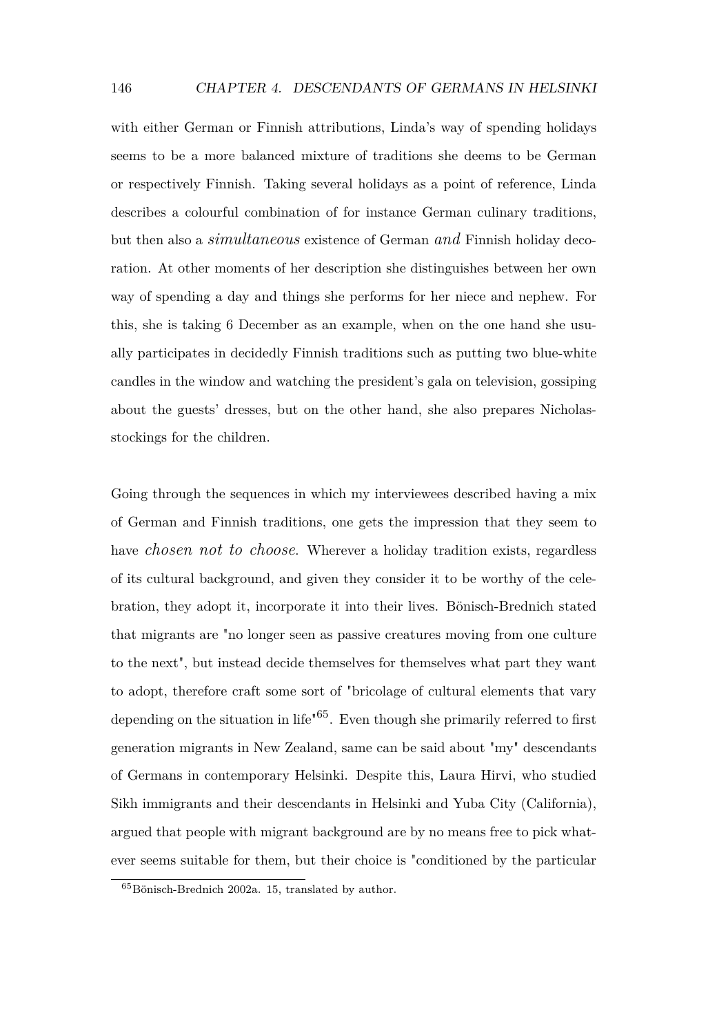with either German or Finnish attributions, Linda's way of spending holidays seems to be a more balanced mixture of traditions she deems to be German or respectively Finnish. Taking several holidays as a point of reference, Linda describes a colourful combination of for instance German culinary traditions, but then also a *simultaneous* existence of German *and* Finnish holiday decoration. At other moments of her description she distinguishes between her own way of spending a day and things she performs for her niece and nephew. For this, she is taking 6 December as an example, when on the one hand she usually participates in decidedly Finnish traditions such as putting two blue-white candles in the window and watching the president's gala on television, gossiping about the guests' dresses, but on the other hand, she also prepares Nicholas-stockings for the children.

Going through the sequences in which my interviewees described having a mix of German and Finnish traditions, one gets the impression that they seem to have *chosen not to choose*. Wherever a holiday tradition exists, regardless of its cultural background, and given they consider it to be worthy of the celebration, they adopt it, incorporate it into their lives. Bönisch-Brednich stated that migrants are "no longer seen as passive creatures moving from one culture to the next", but instead decide themselves for themselves what part they want to adopt, therefore craft some sort of "bricolage of cultural elements that vary depending on the situation in life"[65]. Even though she primarily referred to first generation migrants in New Zealand, same can be said about "my" descendants of Germans in contemporary Helsinki. Despite this, Laura Hirvi, who studied Sikh immigrants and their descendants in Helsinki and Yuba City (California), argued that people with migrant background are by no means free to pick whatever seems suitable for them, but their choice is "conditioned by the particular

[65] Bönisch-Brednich 2002a. 15, translated by author.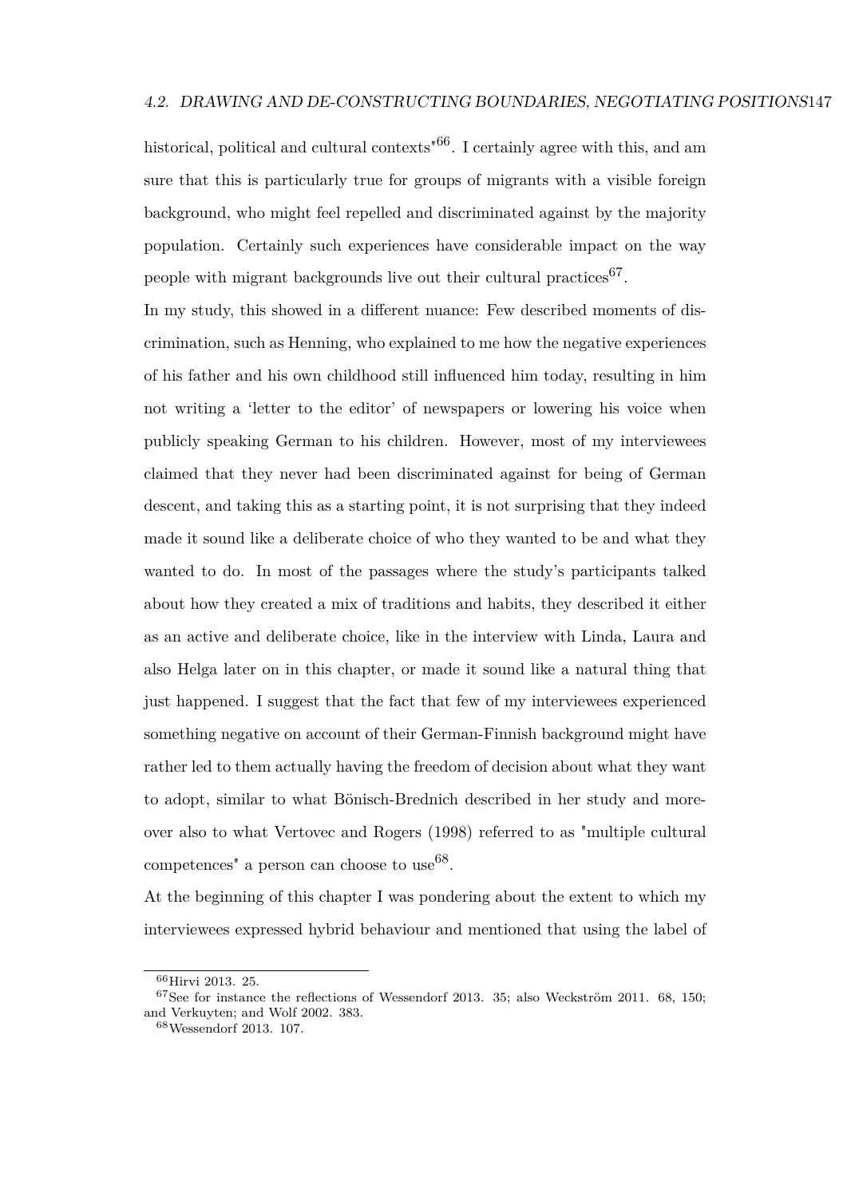historical, political and cultural contexts"[66]. I certainly agree with this, and am sure that this is particularly true for groups of migrants with a visible foreign background, who might feel repelled and discriminated against by the majority population. Certainly such experiences have considerable impact on the way people with migrant backgrounds live out their cultural practices[67].

In my study, this showed in a different nuance: Few described moments of discrimination, such as Henning, who explained to me how the negative experiences of his father and his own childhood still influenced him today, resulting in him not writing a 'letter to the editor' of newspapers or lowering his voice when publicly speaking German to his children. However, most of my interviewees claimed that they never had been discriminated against for being of German descent, and taking this as a starting point, it is not surprising that they indeed made it sound like a deliberate choice of who they wanted to be and what they wanted to do. In most of the passages where the study's participants talked about how they created a mix of traditions and habits, they described it either as an active and deliberate choice, like in the interview with Linda, Laura and also Helga later on in this chapter, or made it sound like a natural thing that just happened. I suggest that the fact that few of my interviewees experienced something negative on account of their German-Finnish background might have rather led to them actually having the freedom of decision about what they want to adopt, similar to what Bönisch-Brednich described in her study and moreover also to what Vertovec and Rogers (1998) referred to as "multiple cultural competences" a person can choose to use[68].

At the beginning of this chapter I was pondering about the extent to which my interviewees expressed hybrid behaviour and mentioned that using the label of

---

[66] Hirvi 2013. 25.

[67] See for instance the reflections of Wessendorf 2013. 35; also Weckström 2011. 68, 150; and Verkuyten; and Wolf 2002. 383.

[68] Wessendorf 2013. 107.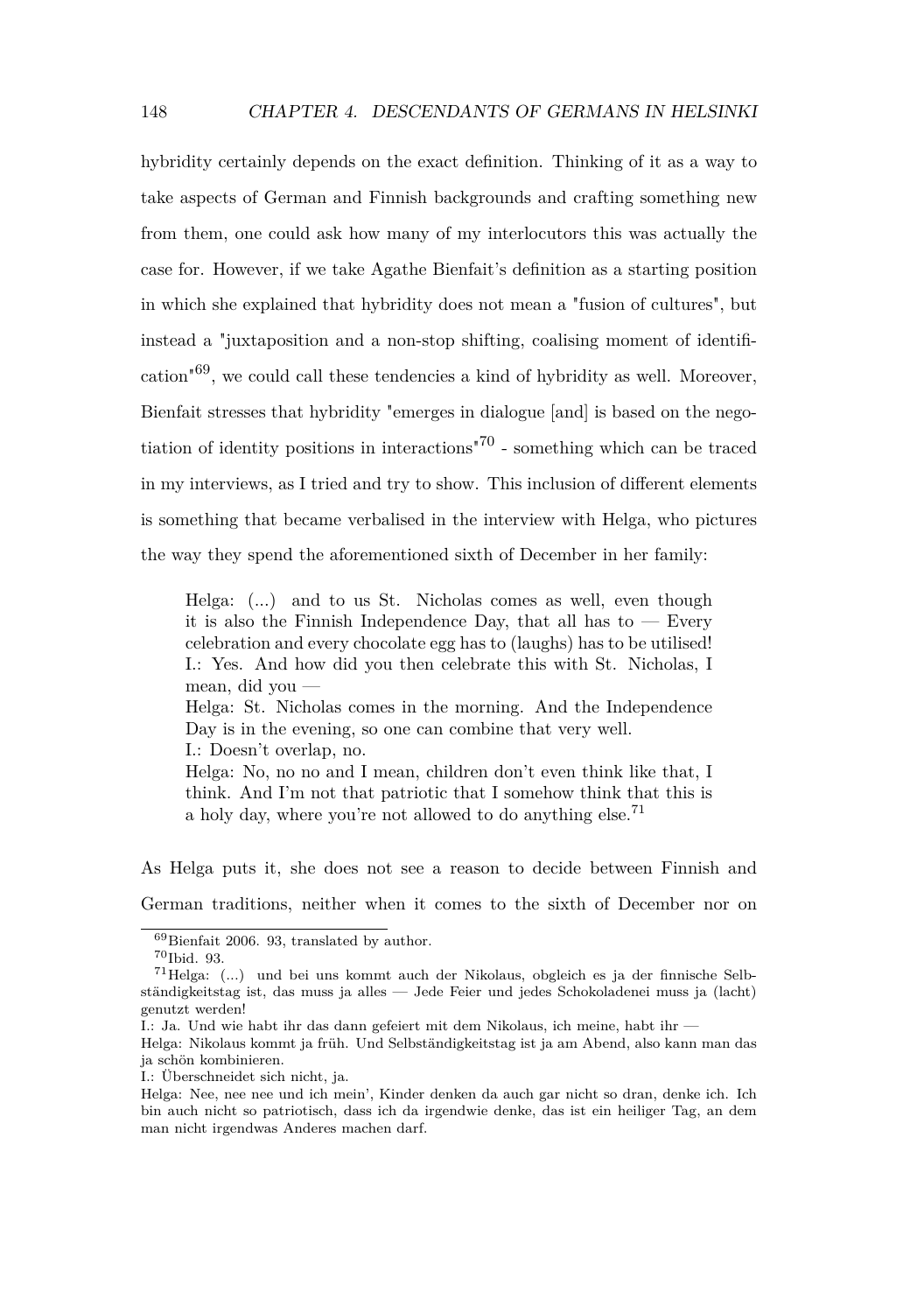hybridity certainly depends on the exact definition. Thinking of it as a way to take aspects of German and Finnish backgrounds and crafting something new from them, one could ask how many of my interlocutors this was actually the case for. However, if we take Agathe Bienfait's definition as a starting position in which she explained that hybridity does not mean a "fusion of cultures", but instead a "juxtaposition and a non-stop shifting, coalising moment of identification"[69], we could call these tendencies a kind of hybridity as well. Moreover, Bienfait stresses that hybridity "emerges in dialogue [and] is based on the negotiation of identity positions in interactions"[70] - something which can be traced in my interviews, as I tried and try to show. This inclusion of different elements is something that became verbalised in the interview with Helga, who pictures the way they spend the aforementioned sixth of December in her family:

> Helga: (...) and to us St. Nicholas comes as well, even though it is also the Finnish Independence Day, that all has to — Every celebration and every chocolate egg has to (laughs) has to be utilised!
> I.: Yes. And how did you then celebrate this with St. Nicholas, I mean, did you —
> Helga: St. Nicholas comes in the morning. And the Independence Day is in the evening, so one can combine that very well.
> I.: Doesn't overlap, no.
> Helga: No, no no and I mean, children don't even think like that, I think. And I'm not that patriotic that I somehow think that this is a holy day, where you're not allowed to do anything else.[71]

As Helga puts it, she does not see a reason to decide between Finnish and German traditions, neither when it comes to the sixth of December nor on

---

[69] Bienfait 2006. 93, translated by author.

[70] Ibid. 93.

[71] Helga: (...) und bei uns kommt auch der Nikolaus, obgleich es ja der finnische Selbständigkeitstag ist, das muss ja alles — Jede Feier und jedes Schokoladenei muss ja (lacht) genutzt werden!
I.: Ja. Und wie habt ihr das dann gefeiert mit dem Nikolaus, ich meine, habt ihr —
Helga: Nikolaus kommt ja früh. Und Selbständigkeitstag ist ja am Abend, also kann man das ja schön kombinieren.
I.: Überschneidet sich nicht, ja.
Helga: Nee, nee nee und ich mein', Kinder denken da auch gar nicht so dran, denke ich. Ich bin auch nicht so patriotisch, dass ich da irgendwie denke, das ist ein heiliger Tag, an dem man nicht irgendwas Anderes machen darf.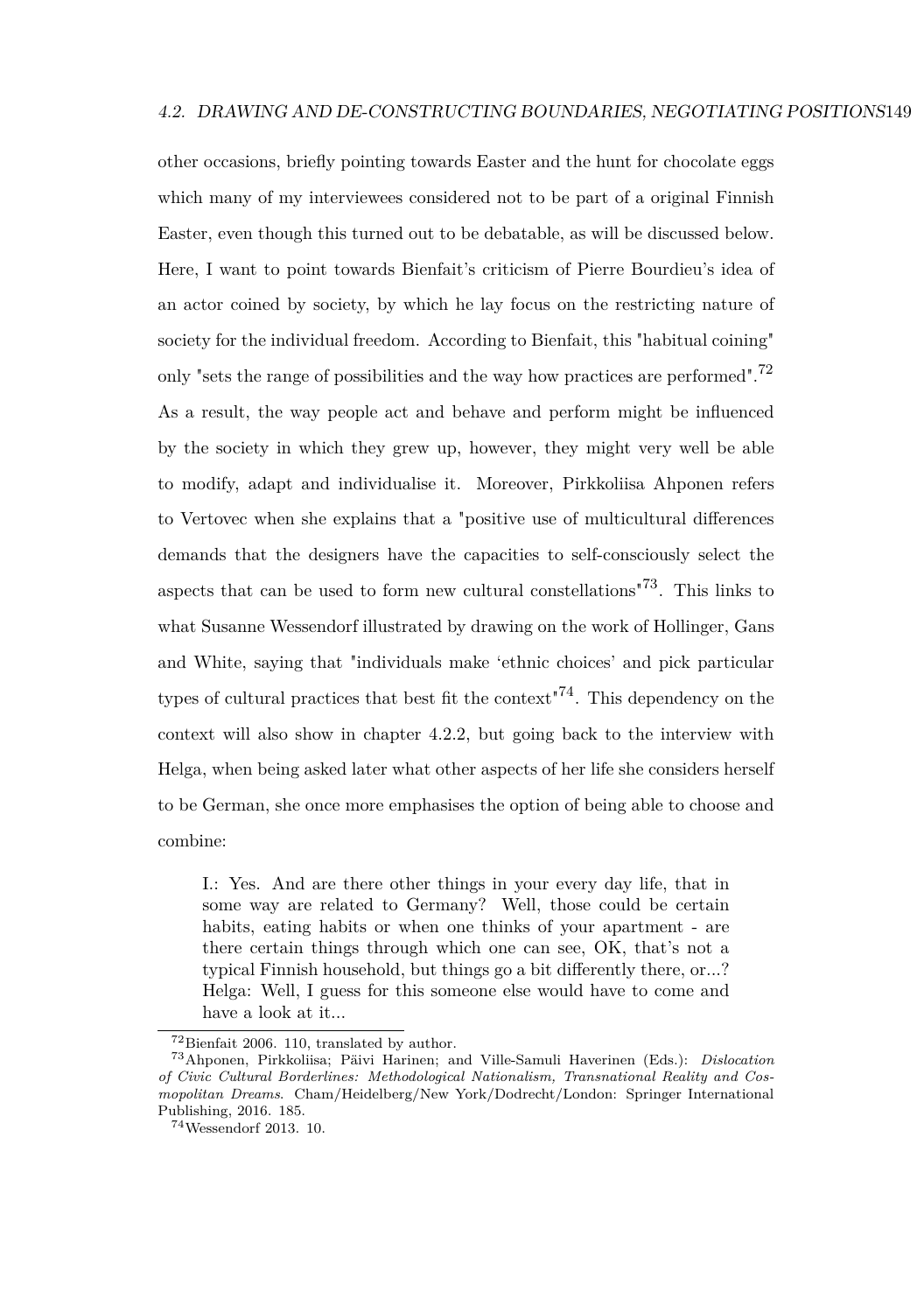other occasions, briefly pointing towards Easter and the hunt for chocolate eggs which many of my interviewees considered not to be part of a original Finnish Easter, even though this turned out to be debatable, as will be discussed below. Here, I want to point towards Bienfait's criticism of Pierre Bourdieu's idea of an actor coined by society, by which he lay focus on the restricting nature of society for the individual freedom. According to Bienfait, this "habitual coining" only "sets the range of possibilities and the way how practices are performed".[72] As a result, the way people act and behave and perform might be influenced by the society in which they grew up, however, they might very well be able to modify, adapt and individualise it. Moreover, Pirkkoliisa Ahponen refers to Vertovec when she explains that a "positive use of multicultural differences demands that the designers have the capacities to self-consciously select the aspects that can be used to form new cultural constellations"[73]. This links to what Susanne Wessendorf illustrated by drawing on the work of Hollinger, Gans and White, saying that "individuals make 'ethnic choices' and pick particular types of cultural practices that best fit the context"[74]. This dependency on the context will also show in chapter 4.2.2, but going back to the interview with Helga, when being asked later what other aspects of her life she considers herself to be German, she once more emphasises the option of being able to choose and combine:

> I.: Yes. And are there other things in your every day life, that in some way are related to Germany? Well, those could be certain habits, eating habits or when one thinks of your apartment - are there certain things through which one can see, OK, that's not a typical Finnish household, but things go a bit differently there, or...?
> Helga: Well, I guess for this someone else would have to come and have a look at it...

---

[72] Bienfait 2006. 110, translated by author.

[73] Ahponen, Pirkkoliisa; Päivi Harinen; and Ville-Samuli Haverinen (Eds.): *Dislocation of Civic Cultural Borderlines: Methodological Nationalism, Transnational Reality and Cosmopolitan Dreams*. Cham/Heidelberg/New York/Dodrecht/London: Springer International Publishing, 2016. 185.

[74] Wessendorf 2013. 10.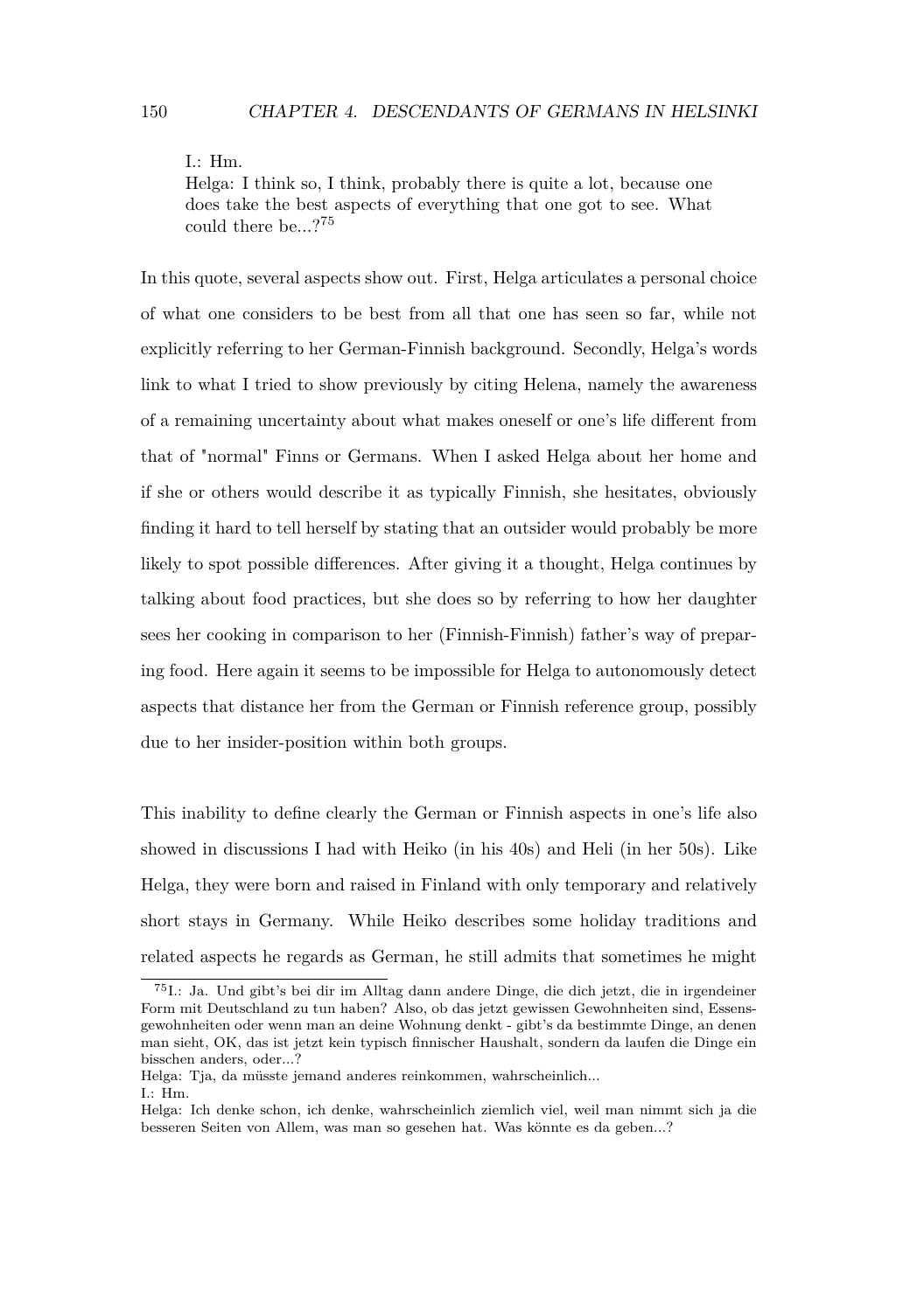> I.: Hm.
> Helga: I think so, I think, probably there is quite a lot, because one does take the best aspects of everything that one got to see. What could there be...?[75]

In this quote, several aspects show out. First, Helga articulates a personal choice of what one considers to be best from all that one has seen so far, while not explicitly referring to her German-Finnish background. Secondly, Helga's words link to what I tried to show previously by citing Helena, namely the awareness of a remaining uncertainty about what makes oneself or one's life different from that of "normal" Finns or Germans. When I asked Helga about her home and if she or others would describe it as typically Finnish, she hesitates, obviously finding it hard to tell herself by stating that an outsider would probably be more likely to spot possible differences. After giving it a thought, Helga continues by talking about food practices, but she does so by referring to how her daughter sees her cooking in comparison to her (Finnish-Finnish) father's way of preparing food. Here again it seems to be impossible for Helga to autonomously detect aspects that distance her from the German or Finnish reference group, possibly due to her insider-position within both groups.

This inability to define clearly the German or Finnish aspects in one's life also showed in discussions I had with Heiko (in his 40s) and Heli (in her 50s). Like Helga, they were born and raised in Finland with only temporary and relatively short stays in Germany. While Heiko describes some holiday traditions and related aspects he regards as German, he still admits that sometimes he might

---

[75] I.: Ja. Und gibt's bei dir im Alltag dann andere Dinge, die dich jetzt, die in irgendeiner Form mit Deutschland zu tun haben? Also, ob das jetzt gewissen Gewohnheiten sind, Essensgewohnheiten oder wenn man an deine Wohnung denkt - gibt's da bestimmte Dinge, an denen man sieht, OK, das ist jetzt kein typisch finnischer Haushalt, sondern da laufen die Dinge ein bisschen anders, oder...?
Helga: Tja, da müsste jemand anderes reinkommen, wahrscheinlich...
I.: Hm.
Helga: Ich denke schon, ich denke, wahrscheinlich ziemlich viel, weil man nimmt sich ja die besseren Seiten von Allem, was man so gesehen hat. Was könnte es da geben...?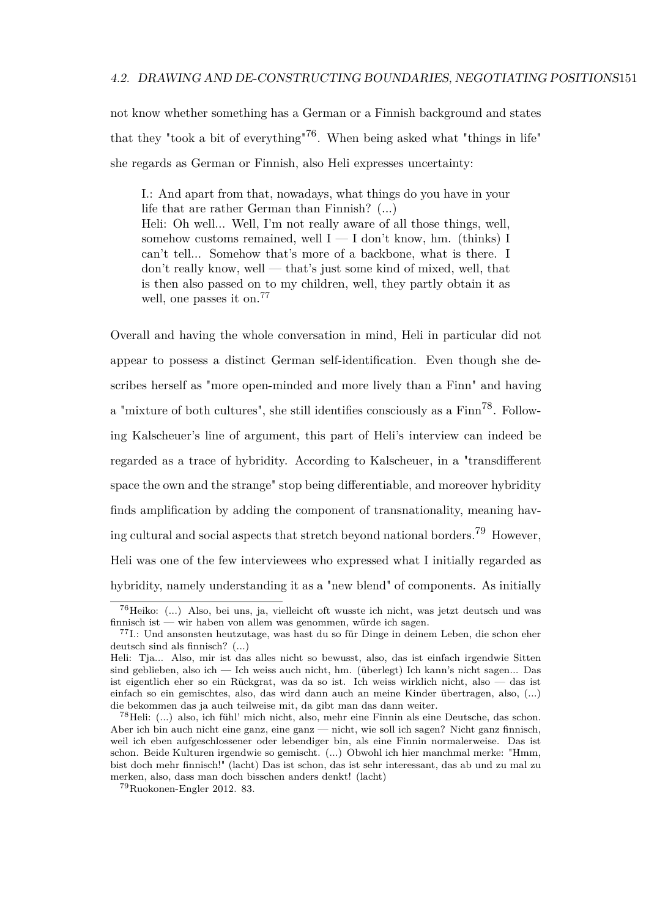not know whether something has a German or a Finnish background and states that they "took a bit of everything"[76]. When being asked what "things in life" she regards as German or Finnish, also Heli expresses uncertainty:

> I.: And apart from that, nowadays, what things do you have in your life that are rather German than Finnish? (...)
> Heli: Oh well... Well, I'm not really aware of all those things, well, somehow customs remained, well I — I don't know, hm. (thinks) I can't tell... Somehow that's more of a backbone, what is there. I don't really know, well — that's just some kind of mixed, well, that is then also passed on to my children, well, they partly obtain it as well, one passes it on.[77]

Overall and having the whole conversation in mind, Heli in particular did not appear to possess a distinct German self-identification. Even though she describes herself as "more open-minded and more lively than a Finn" and having a "mixture of both cultures", she still identifies consciously as a Finn[78]. Following Kalscheuer's line of argument, this part of Heli's interview can indeed be regarded as a trace of hybridity. According to Kalscheuer, in a "transdifferent space the own and the strange" stop being differentiable, and moreover hybridity finds amplification by adding the component of transnationality, meaning having cultural and social aspects that stretch beyond national borders.[79] However, Heli was one of the few interviewees who expressed what I initially regarded as hybridity, namely understanding it as a "new blend" of components. As initially

---

[76] Heiko: (...) Also, bei uns, ja, vielleicht oft wusste ich nicht, was jetzt deutsch und was finnisch ist — wir haben von allem was genommen, würde ich sagen.

[77] I.: Und ansonsten heutzutage, was hast du so für Dinge in deinem Leben, die schon eher deutsch sind als finnisch? (...)
Heli: Tja... Also, mir ist das alles nicht so bewusst, also, das ist einfach irgendwie Sitten sind geblieben, also ich — Ich weiss auch nicht, hm. (überlegt) Ich kann's nicht sagen... Das ist eigentlich eher so ein Rückgrat, was da so ist. Ich weiss wirklich nicht, also — das ist einfach so ein gemischtes, also, das wird dann auch an meine Kinder übertragen, also, (...) die bekommen das ja auch teilweise mit, da gibt man das dann weiter.

[78] Heli: (...) also, ich fühl' mich nicht, also, mehr eine Finnin als eine Deutsche, das schon. Aber ich bin auch nicht eine ganz, eine ganz — nicht, wie soll ich sagen? Nicht ganz finnisch, weil ich eben aufgeschlossener oder lebendiger bin, als eine Finnin normalerweise. Das ist schon. Beide Kulturen irgendwie so gemischt. (...) Obwohl ich hier manchmal merke: "Hmm, bist doch mehr finnisch!" (lacht) Das ist schon, das ist sehr interessant, das ab und zu mal zu merken, also, dass man doch bisschen anders denkt! (lacht)

[79] Ruokonen-Engler 2012. 83.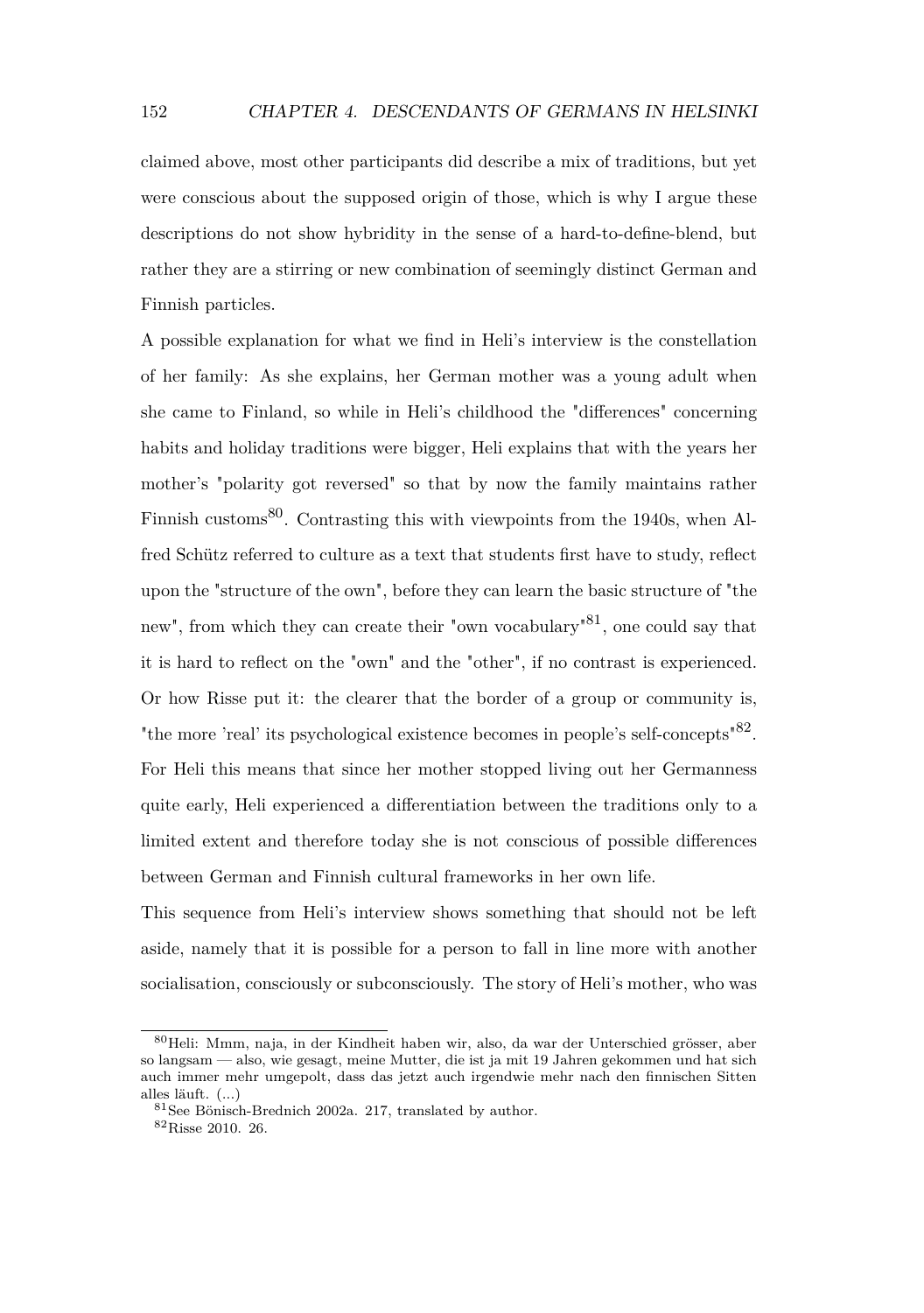claimed above, most other participants did describe a mix of traditions, but yet were conscious about the supposed origin of those, which is why I argue these descriptions do not show hybridity in the sense of a hard-to-define-blend, but rather they are a stirring or new combination of seemingly distinct German and Finnish particles.

A possible explanation for what we find in Heli's interview is the constellation of her family: As she explains, her German mother was a young adult when she came to Finland, so while in Heli's childhood the "differences" concerning habits and holiday traditions were bigger, Heli explains that with the years her mother's "polarity got reversed" so that by now the family maintains rather Finnish customs[80]. Contrasting this with viewpoints from the 1940s, when Alfred Schütz referred to culture as a text that students first have to study, reflect upon the "structure of the own", before they can learn the basic structure of "the new", from which they can create their "own vocabulary"[81], one could say that it is hard to reflect on the "own" and the "other", if no contrast is experienced. Or how Risse put it: the clearer that the border of a group or community is, "the more 'real' its psychological existence becomes in people's self-concepts"[82]. For Heli this means that since her mother stopped living out her Germanness quite early, Heli experienced a differentiation between the traditions only to a limited extent and therefore today she is not conscious of possible differences between German and Finnish cultural frameworks in her own life.

This sequence from Heli's interview shows something that should not be left aside, namely that it is possible for a person to fall in line more with another socialisation, consciously or subconsciously. The story of Heli's mother, who was

---

[80] Heli: Mmm, naja, in der Kindheit haben wir, also, da war der Unterschied grösser, aber so langsam — also, wie gesagt, meine Mutter, die ist ja mit 19 Jahren gekommen und hat sich auch immer mehr umgepolt, dass das jetzt auch irgendwie mehr nach den finnischen Sitten alles läuft. (...)

[81] See Bönisch-Brednich 2002a. 217, translated by author.

[82] Risse 2010. 26.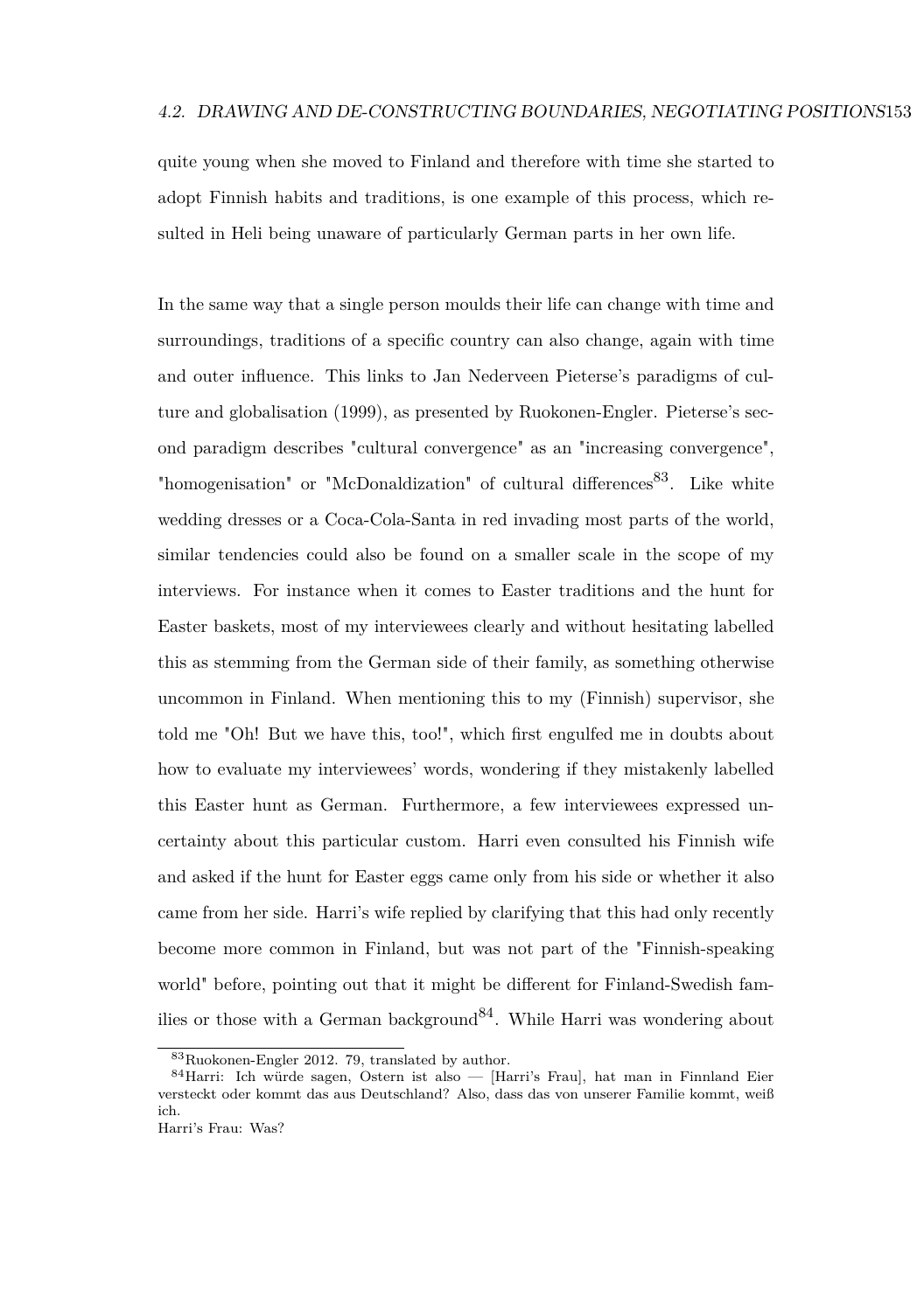quite young when she moved to Finland and therefore with time she started to adopt Finnish habits and traditions, is one example of this process, which resulted in Heli being unaware of particularly German parts in her own life.

In the same way that a single person moulds their life can change with time and surroundings, traditions of a specific country can also change, again with time and outer influence. This links to Jan Nederveen Pieterse's paradigms of culture and globalisation (1999), as presented by Ruokonen-Engler. Pieterse's second paradigm describes "cultural convergence" as an "increasing convergence", "homogenisation" or "McDonaldization" of cultural differences[83]. Like white wedding dresses or a Coca-Cola-Santa in red invading most parts of the world, similar tendencies could also be found on a smaller scale in the scope of my interviews. For instance when it comes to Easter traditions and the hunt for Easter baskets, most of my interviewees clearly and without hesitating labelled this as stemming from the German side of their family, as something otherwise uncommon in Finland. When mentioning this to my (Finnish) supervisor, she told me "Oh! But we have this, too!", which first engulfed me in doubts about how to evaluate my interviewees' words, wondering if they mistakenly labelled this Easter hunt as German. Furthermore, a few interviewees expressed uncertainty about this particular custom. Harri even consulted his Finnish wife and asked if the hunt for Easter eggs came only from his side or whether it also came from her side. Harri's wife replied by clarifying that this had only recently become more common in Finland, but was not part of the "Finnish-speaking world" before, pointing out that it might be different for Finland-Swedish families or those with a German background[84]. While Harri was wondering about

[83] Ruokonen-Engler 2012. 79, translated by author.

[84] Harri: Ich würde sagen, Ostern ist also — [Harri's Frau], hat man in Finnland Eier versteckt oder kommt das aus Deutschland? Also, dass das von unserer Familie kommt, weiß ich.
Harri's Frau: Was?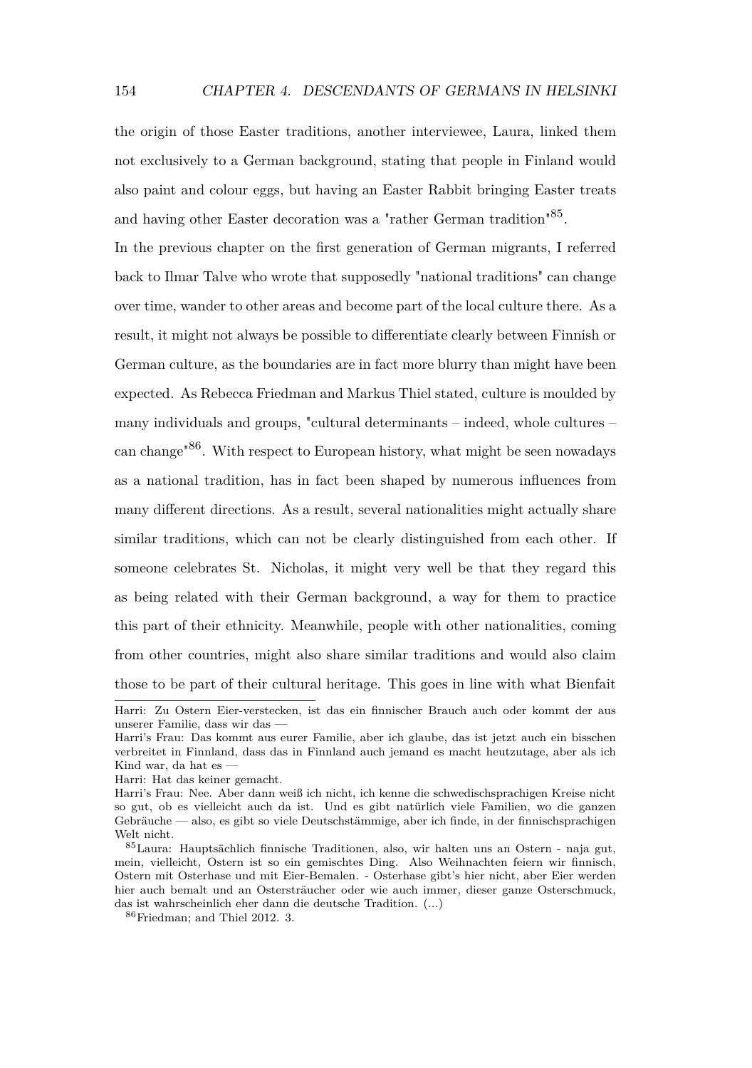the origin of those Easter traditions, another interviewee, Laura, linked them not exclusively to a German background, stating that people in Finland would also paint and colour eggs, but having an Easter Rabbit bringing Easter treats and having other Easter decoration was a "rather German tradition"[85].

In the previous chapter on the first generation of German migrants, I referred back to Ilmar Talve who wrote that supposedly "national traditions" can change over time, wander to other areas and become part of the local culture there. As a result, it might not always be possible to differentiate clearly between Finnish or German culture, as the boundaries are in fact more blurry than might have been expected. As Rebecca Friedman and Markus Thiel stated, culture is moulded by many individuals and groups, "cultural determinants – indeed, whole cultures – can change"[86]. With respect to European history, what might be seen nowadays as a national tradition, has in fact been shaped by numerous influences from many different directions. As a result, several nationalities might actually share similar traditions, which can not be clearly distinguished from each other. If someone celebrates St. Nicholas, it might very well be that they regard this as being related with their German background, a way for them to practice this part of their ethnicity. Meanwhile, people with other nationalities, coming from other countries, might also share similar traditions and would also claim those to be part of their cultural heritage. This goes in line with what Bienfait

---

Harri: Zu Ostern Eier-verstecken, ist das ein finnischer Brauch auch oder kommt der aus unserer Familie, dass wir das —
Harri's Frau: Das kommt aus eurer Familie, aber ich glaube, das ist jetzt auch ein bisschen verbreitet in Finnland, dass das in Finnland auch jemand es macht heutzutage, aber als ich Kind war, da hat es —
Harri: Hat das keiner gemacht.
Harri's Frau: Nee. Aber dann weiß ich nicht, ich kenne die schwedischsprachigen Kreise nicht so gut, ob es vielleicht auch da ist. Und es gibt natürlich viele Familien, wo die ganzen Gebräuche — also, es gibt so viele Deutschstämmige, aber ich finde, in der finnischsprachigen Welt nicht.

[85] Laura: Hauptsächlich finnische Traditionen, also, wir halten uns an Ostern - naja gut, mein, vielleicht, Ostern ist so ein gemischtes Ding. Also Weihnachten feiern wir finnisch, Ostern mit Osterhase und mit Eier-Bemalen. - Osterhase gibt's hier nicht, aber Eier werden hier auch bemalt und an Ostersträucher oder wie auch immer, dieser ganze Osterschmuck, das ist wahrscheinlich eher dann die deutsche Tradition. (...)

[86] Friedman; and Thiel 2012. 3.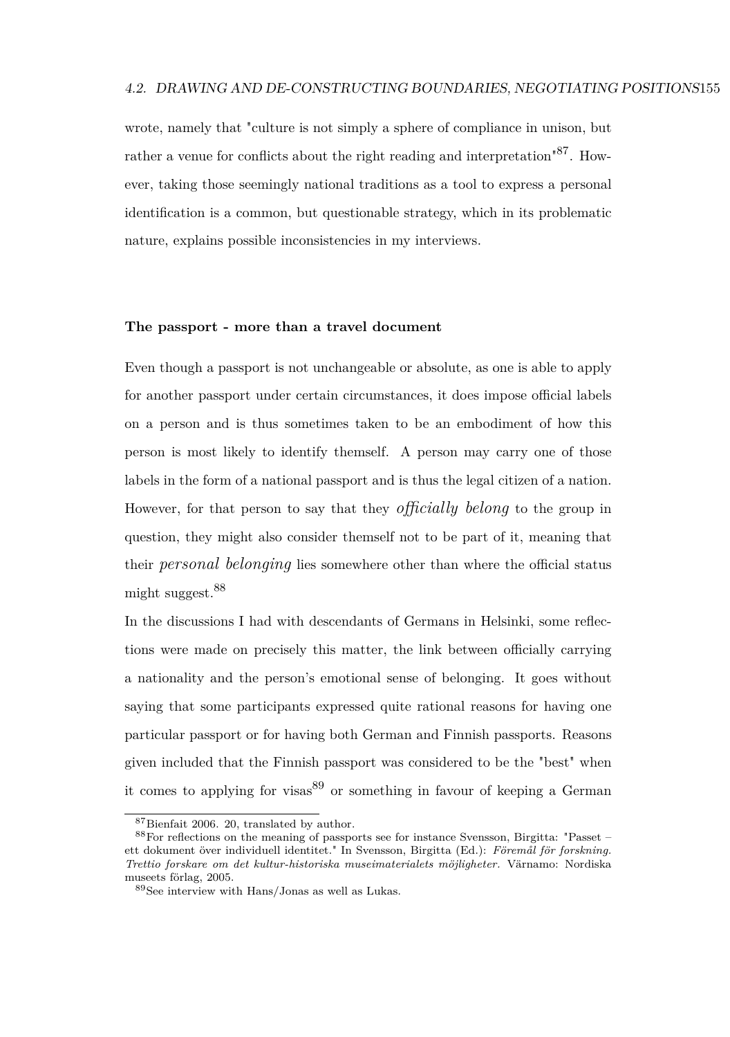wrote, namely that "culture is not simply a sphere of compliance in unison, but rather a venue for conflicts about the right reading and interpretation"[87]. However, taking those seemingly national traditions as a tool to express a personal identification is a common, but questionable strategy, which in its problematic nature, explains possible inconsistencies in my interviews.

**The passport - more than a travel document**

Even though a passport is not unchangeable or absolute, as one is able to apply for another passport under certain circumstances, it does impose official labels on a person and is thus sometimes taken to be an embodiment of how this person is most likely to identify themself. A person may carry one of those labels in the form of a national passport and is thus the legal citizen of a nation. However, for that person to say that they *officially belong* to the group in question, they might also consider themself not to be part of it, meaning that their *personal belonging* lies somewhere other than where the official status might suggest.[88]

In the discussions I had with descendants of Germans in Helsinki, some reflections were made on precisely this matter, the link between officially carrying a nationality and the person's emotional sense of belonging. It goes without saying that some participants expressed quite rational reasons for having one particular passport or for having both German and Finnish passports. Reasons given included that the Finnish passport was considered to be the "best" when it comes to applying for visas[89] or something in favour of keeping a German

---

[87] Bienfait 2006. 20, translated by author.

[88] For reflections on the meaning of passports see for instance Svensson, Birgitta: "Passet – ett dokument över individuell identitet." In Svensson, Birgitta (Ed.): *Föremål för forskning. Trettio forskare om det kultur-historiska museimaterialets möjligheter.* Värnamo: Nordiska museets förlag, 2005.

[89] See interview with Hans/Jonas as well as Lukas.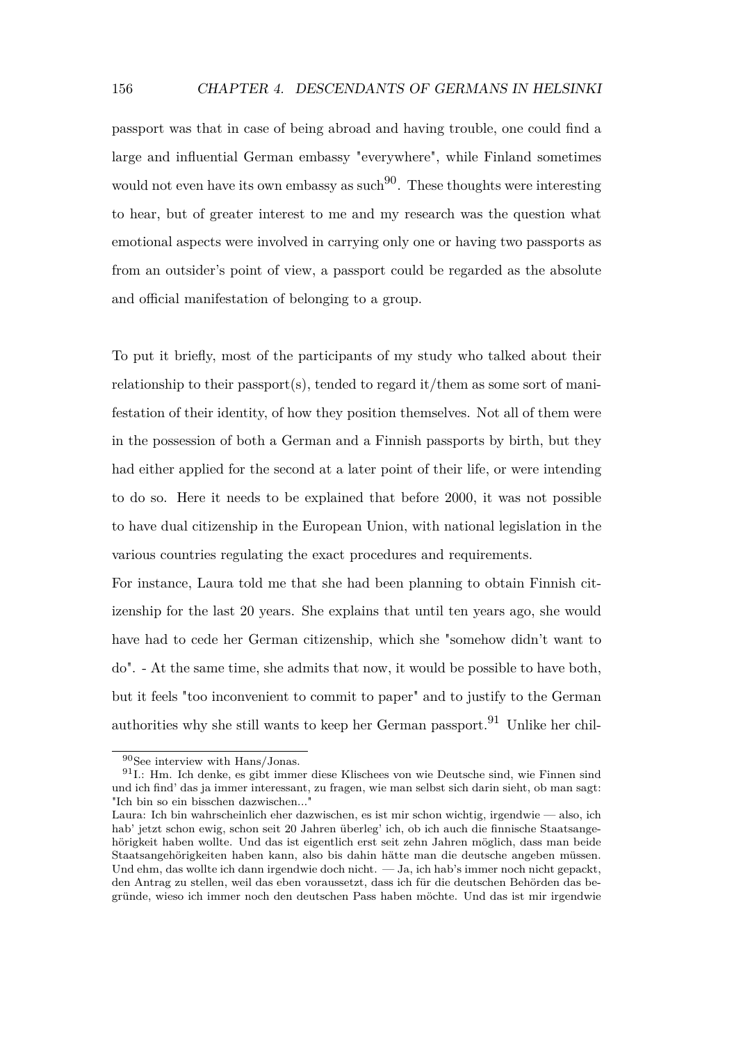passport was that in case of being abroad and having trouble, one could find a large and influential German embassy "everywhere", while Finland sometimes would not even have its own embassy as such[90]. These thoughts were interesting to hear, but of greater interest to me and my research was the question what emotional aspects were involved in carrying only one or having two passports as from an outsider's point of view, a passport could be regarded as the absolute and official manifestation of belonging to a group.

To put it briefly, most of the participants of my study who talked about their relationship to their passport(s), tended to regard it/them as some sort of manifestation of their identity, of how they position themselves. Not all of them were in the possession of both a German and a Finnish passports by birth, but they had either applied for the second at a later point of their life, or were intending to do so. Here it needs to be explained that before 2000, it was not possible to have dual citizenship in the European Union, with national legislation in the various countries regulating the exact procedures and requirements.

For instance, Laura told me that she had been planning to obtain Finnish citizenship for the last 20 years. She explains that until ten years ago, she would have had to cede her German citizenship, which she "somehow didn't want to do". - At the same time, she admits that now, it would be possible to have both, but it feels "too inconvenient to commit to paper" and to justify to the German authorities why she still wants to keep her German passport.[91] Unlike her chil-

---

[90] See interview with Hans/Jonas.

[91] I.: Hm. Ich denke, es gibt immer diese Klischees von wie Deutsche sind, wie Finnen sind und ich find' das ja immer interessant, zu fragen, wie man selbst sich darin sieht, ob man sagt: "Ich bin so ein bisschen dazwischen..."
Laura: Ich bin wahrscheinlich eher dazwischen, es ist mir schon wichtig, irgendwie — also, ich hab' jetzt schon ewig, schon seit 20 Jahren überleg' ich, ob ich auch die finnische Staatsangehörigkeit haben wollte. Und das ist eigentlich erst seit zehn Jahren möglich, dass man beide Staatsangehörigkeiten haben kann, also bis dahin hätte man die deutsche angeben müssen. Und ehm, das wollte ich dann irgendwie doch nicht. — Ja, ich hab's immer noch nicht gepackt, den Antrag zu stellen, weil das eben voraussetzt, dass ich für die deutschen Behörden das begründe, wieso ich immer noch den deutschen Pass haben möchte. Und das ist mir irgendwie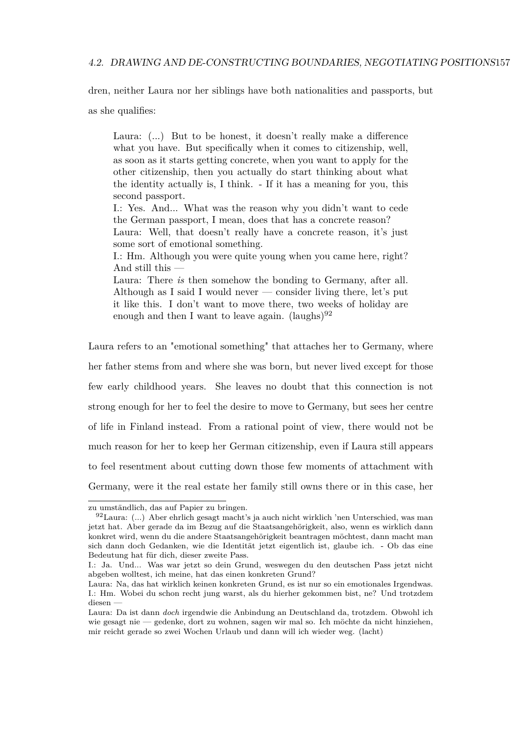dren, neither Laura nor her siblings have both nationalities and passports, but as she qualifies:

> Laura: (...) But to be honest, it doesn't really make a difference what you have. But specifically when it comes to citizenship, well, as soon as it starts getting concrete, when you want to apply for the other citizenship, then you actually do start thinking about what the identity actually is, I think. - If it has a meaning for you, this second passport.
> I.: Yes. And... What was the reason why you didn't want to cede the German passport, I mean, does that has a concrete reason?
> Laura: Well, that doesn't really have a concrete reason, it's just some sort of emotional something.
> I.: Hm. Although you were quite young when you came here, right? And still this —
> Laura: There *is* then somehow the bonding to Germany, after all. Although as I said I would never — consider living there, let's put it like this. I don't want to move there, two weeks of holiday are enough and then I want to leave again. (laughs)[92]

Laura refers to an "emotional something" that attaches her to Germany, where her father stems from and where she was born, but never lived except for those few early childhood years. She leaves no doubt that this connection is not strong enough for her to feel the desire to move to Germany, but sees her centre of life in Finland instead. From a rational point of view, there would not be much reason for her to keep her German citizenship, even if Laura still appears to feel resentment about cutting down those few moments of attachment with Germany, were it the real estate her family still owns there or in this case, her

---

zu umständlich, das auf Papier zu bringen.

[92] Laura: (...) Aber ehrlich gesagt macht's ja auch nicht wirklich 'nen Unterschied, was man jetzt hat. Aber gerade da im Bezug auf die Staatsangehörigkeit, also, wenn es wirklich dann konkret wird, wenn du die andere Staatsangehörigkeit beantragen möchtest, dann macht man sich dann doch Gedanken, wie die Identität jetzt eigentlich ist, glaube ich. - Ob das eine Bedeutung hat für dich, dieser zweite Pass.
I.: Ja. Und... Was war jetzt so dein Grund, weswegen du den deutschen Pass jetzt nicht abgeben wolltest, ich meine, hat das einen konkreten Grund?
Laura: Na, das hat wirklich keinen konkreten Grund, es ist nur so ein emotionales Irgendwas.
I.: Hm. Wobei du schon recht jung warst, als du hierher gekommen bist, ne? Und trotzdem diesen —
Laura: Da ist dann *doch* irgendwie die Anbindung an Deutschland da, trotzdem. Obwohl ich wie gesagt nie — gedenke, dort zu wohnen, sagen wir mal so. Ich möchte da nicht hinziehen, mir reicht gerade so zwei Wochen Urlaub und dann will ich wieder weg. (lacht)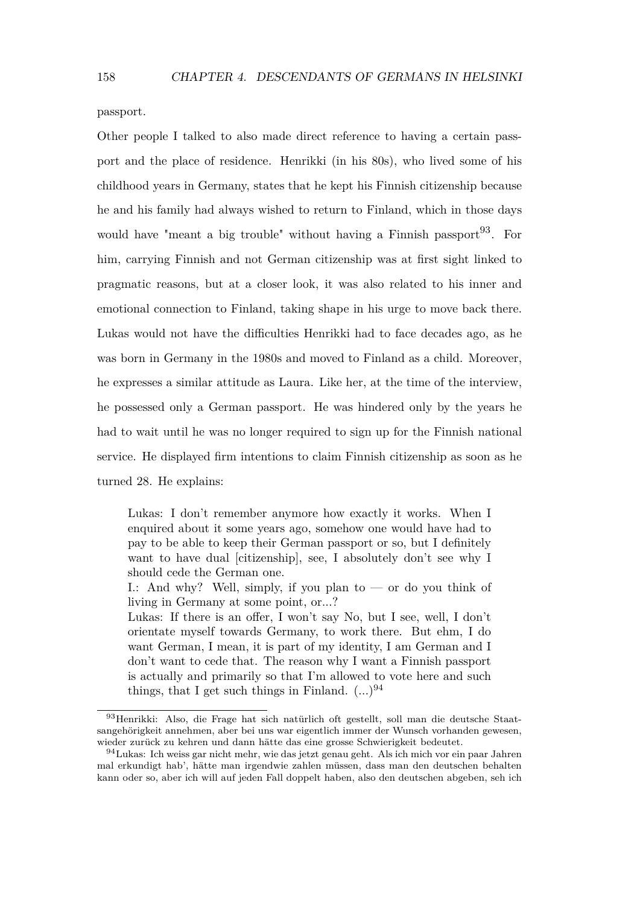passport.

Other people I talked to also made direct reference to having a certain passport and the place of residence. Henrikki (in his 80s), who lived some of his childhood years in Germany, states that he kept his Finnish citizenship because he and his family had always wished to return to Finland, which in those days would have "meant a big trouble" without having a Finnish passport[93]. For him, carrying Finnish and not German citizenship was at first sight linked to pragmatic reasons, but at a closer look, it was also related to his inner and emotional connection to Finland, taking shape in his urge to move back there. Lukas would not have the difficulties Henrikki had to face decades ago, as he was born in Germany in the 1980s and moved to Finland as a child. Moreover, he expresses a similar attitude as Laura. Like her, at the time of the interview, he possessed only a German passport. He was hindered only by the years he had to wait until he was no longer required to sign up for the Finnish national service. He displayed firm intentions to claim Finnish citizenship as soon as he turned 28. He explains:

> Lukas: I don't remember anymore how exactly it works. When I enquired about it some years ago, somehow one would have had to pay to be able to keep their German passport or so, but I definitely want to have dual [citizenship], see, I absolutely don't see why I should cede the German one.
> I.: And why? Well, simply, if you plan to — or do you think of living in Germany at some point, or...?
> Lukas: If there is an offer, I won't say No, but I see, well, I don't orientate myself towards Germany, to work there. But ehm, I do want German, I mean, it is part of my identity, I am German and I don't want to cede that. The reason why I want a Finnish passport is actually and primarily so that I'm allowed to vote here and such things, that I get such things in Finland. (...)[94]

[93] Henrikki: Also, die Frage hat sich natürlich oft gestellt, soll man die deutsche Staatsangehörigkeit annehmen, aber bei uns war eigentlich immer der Wunsch vorhanden gewesen, wieder zurück zu kehren und dann hätte das eine grosse Schwierigkeit bedeutet.

[94] Lukas: Ich weiss gar nicht mehr, wie das jetzt genau geht. Als ich mich vor ein paar Jahren mal erkundigt hab', hätte man irgendwie zahlen müssen, dass man den deutschen behalten kann oder so, aber ich will auf jeden Fall doppelt haben, also den deutschen abgeben, seh ich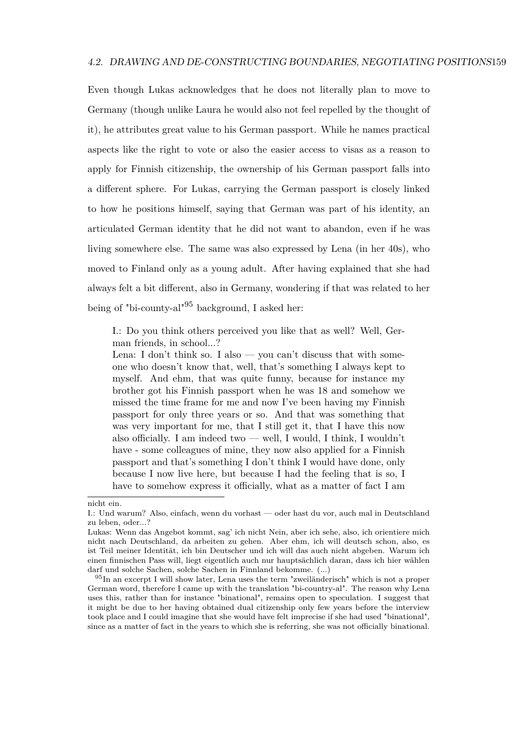Even though Lukas acknowledges that he does not literally plan to move to Germany (though unlike Laura he would also not feel repelled by the thought of it), he attributes great value to his German passport. While he names practical aspects like the right to vote or also the easier access to visas as a reason to apply for Finnish citizenship, the ownership of his German passport falls into a different sphere. For Lukas, carrying the German passport is closely linked to how he positions himself, saying that German was part of his identity, an articulated German identity that he did not want to abandon, even if he was living somewhere else. The same was also expressed by Lena (in her 40s), who moved to Finland only as a young adult. After having explained that she had always felt a bit different, also in Germany, wondering if that was related to her being of "bi-county-al"[95] background, I asked her:

> I.: Do you think others perceived you like that as well? Well, German friends, in school...?
> Lena: I don't think so. I also — you can't discuss that with someone who doesn't know that, well, that's something I always kept to myself. And ehm, that was quite funny, because for instance my brother got his Finnish passport when he was 18 and somehow we missed the time frame for me and now I've been having my Finnish passport for only three years or so. And that was something that was very important for me, that I still get it, that I have this now also officially. I am indeed two — well, I would, I think, I wouldn't have - some colleagues of mine, they now also applied for a Finnish passport and that's something I don't think I would have done, only because I now live here, but because I had the feeling that is so, I have to somehow express it officially, what as a matter of fact I am

---

nicht ein.

I.: Und warum? Also, einfach, wenn du vorhast — oder hast du vor, auch mal in Deutschland zu leben, oder...?

Lukas: Wenn das Angebot kommt, sag' ich nicht Nein, aber ich sehe, also, ich orientiere mich nicht nach Deutschland, da arbeiten zu gehen. Aber ehm, ich will deutsch schon, also, es ist Teil meiner Identität, ich bin Deutscher und ich will das auch nicht abgeben. Warum ich einen finnischen Pass will, liegt eigentlich auch nur hauptsächlich daran, dass ich hier wählen darf und solche Sachen, solche Sachen in Finnland bekomme. (...)

[95] In an excerpt I will show later, Lena uses the term "zweiländerisch" which is not a proper German word, therefore I came up with the translation "bi-country-al". The reason why Lena uses this, rather than for instance "binational", remains open to speculation. I suggest that it might be due to her having obtained dual citizenship only few years before the interview took place and I could imagine that she would have felt imprecise if she had used "binational", since as a matter of fact in the years to which she is referring, she was not officially binational.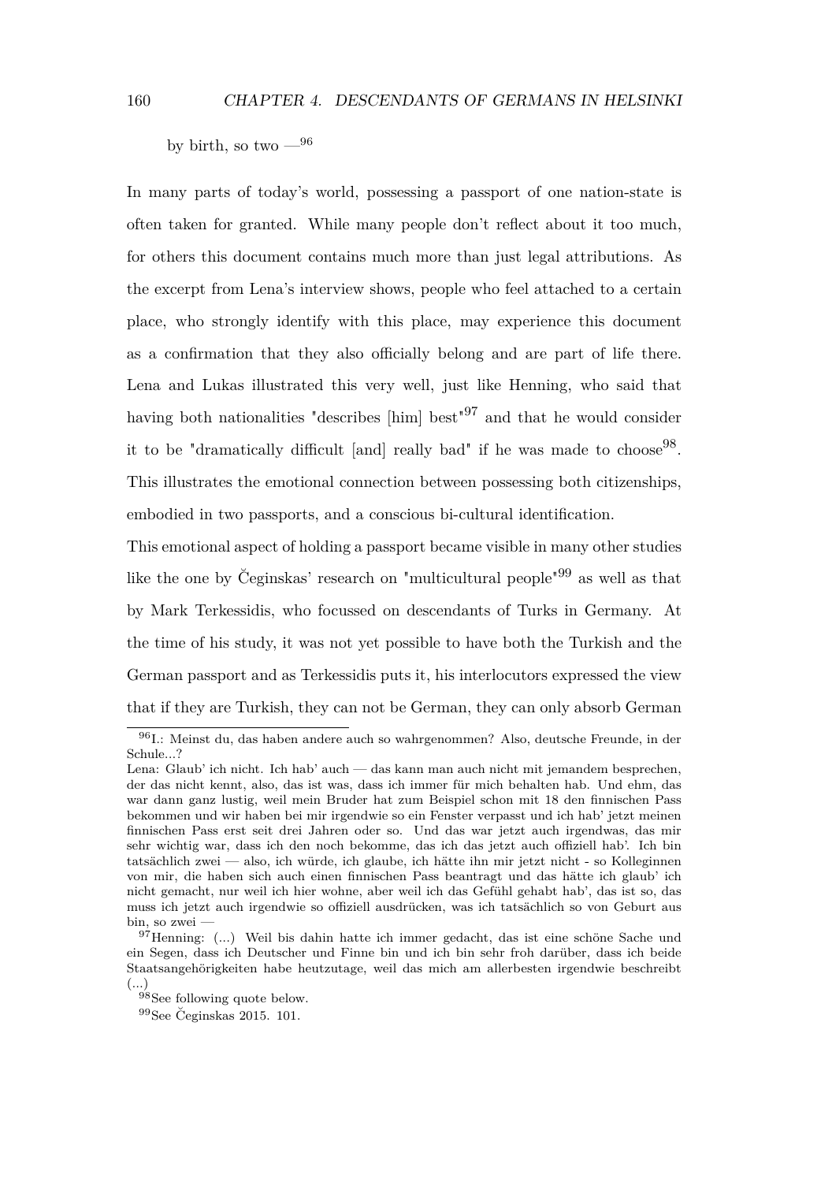by birth, so two —[96]

In many parts of today's world, possessing a passport of one nation-state is often taken for granted. While many people don't reflect about it too much, for others this document contains much more than just legal attributions. As the excerpt from Lena's interview shows, people who feel attached to a certain place, who strongly identify with this place, may experience this document as a confirmation that they also officially belong and are part of life there. Lena and Lukas illustrated this very well, just like Henning, who said that having both nationalities "describes [him] best"[97] and that he would consider it to be "dramatically difficult [and] really bad" if he was made to choose[98]. This illustrates the emotional connection between possessing both citizenships, embodied in two passports, and a conscious bi-cultural identification.

This emotional aspect of holding a passport became visible in many other studies like the one by Čeginskas' research on "multicultural people"[99] as well as that by Mark Terkessidis, who focussed on descendants of Turks in Germany. At the time of his study, it was not yet possible to have both the Turkish and the German passport and as Terkessidis puts it, his interlocutors expressed the view that if they are Turkish, they can not be German, they can only absorb German

---

[96] I.: Meinst du, das haben andere auch so wahrgenommen? Also, deutsche Freunde, in der Schule...?
Lena: Glaub' ich nicht. Ich hab' auch — das kann man auch nicht mit jemandem besprechen, der das nicht kennt, also, das ist was, dass ich immer für mich behalten hab. Und ehm, das war dann ganz lustig, weil mein Bruder hat zum Beispiel schon mit 18 den finnischen Pass bekommen und wir haben bei mir irgendwie so ein Fenster verpasst und ich hab' jetzt meinen finnischen Pass erst seit drei Jahren oder so. Und das war jetzt auch irgendwas, das mir sehr wichtig war, dass ich den noch bekomme, das ich das jetzt auch offiziell hab'. Ich bin tatsächlich zwei — also, ich würde, ich glaube, ich hätte ihn mir jetzt nicht - so Kolleginnen von mir, die haben sich auch einen finnischen Pass beantragt und das hätte ich glaub' ich nicht gemacht, nur weil ich hier wohne, aber weil ich das Gefühl gehabt hab', das ist so, das muss ich jetzt auch irgendwie so offiziell ausdrücken, was ich tatsächlich so von Geburt aus bin, so zwei —

[97] Henning: (...) Weil bis dahin hatte ich immer gedacht, das ist eine schöne Sache und ein Segen, dass ich Deutscher und Finne bin und ich bin sehr froh darüber, dass ich beide Staatsangehörigkeiten habe heutzutage, weil das mich am allerbesten irgendwie beschreibt (...)

[98] See following quote below.

[99] See Čeginskas 2015. 101.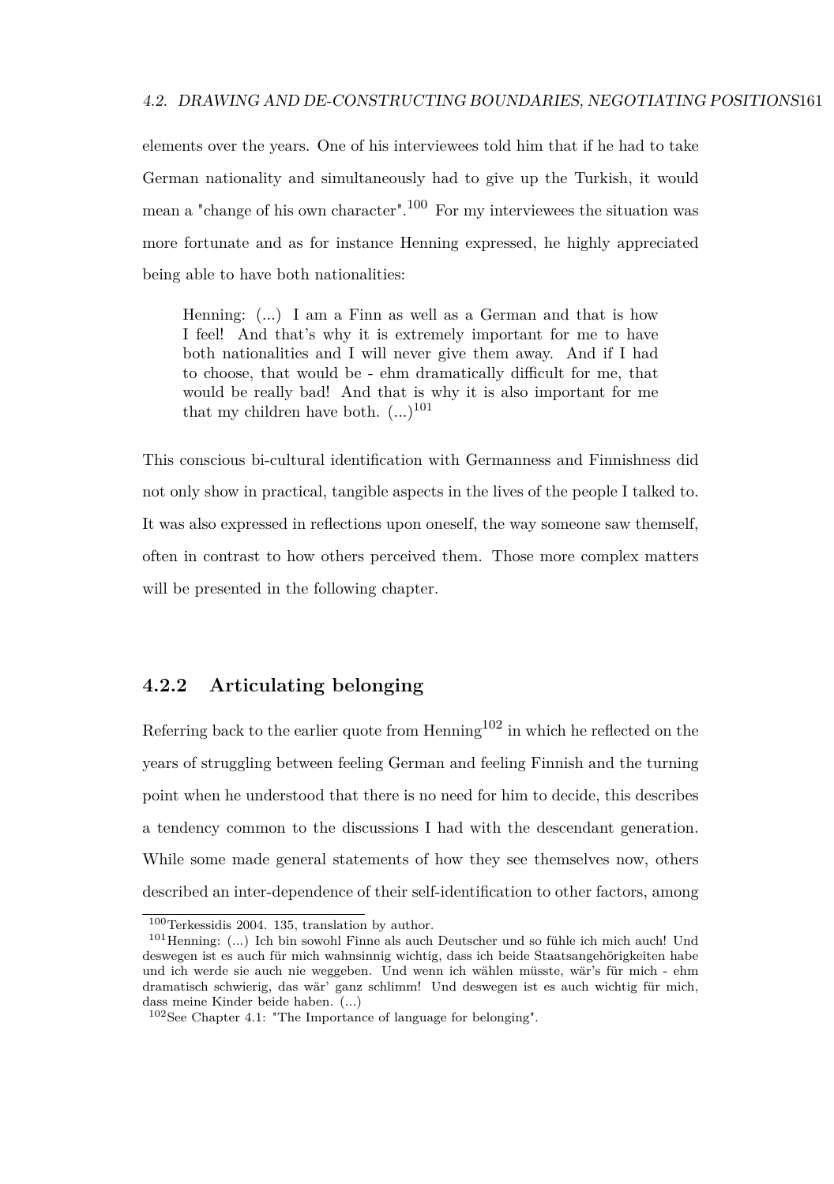elements over the years. One of his interviewees told him that if he had to take German nationality and simultaneously had to give up the Turkish, it would mean a "change of his own character".[100] For my interviewees the situation was more fortunate and as for instance Henning expressed, he highly appreciated being able to have both nationalities:

> Henning: (...) I am a Finn as well as a German and that is how I feel! And that's why it is extremely important for me to have both nationalities and I will never give them away. And if I had to choose, that would be - ehm dramatically difficult for me, that would be really bad! And that is why it is also important for me that my children have both. (...)[101]

This conscious bi-cultural identification with Germanness and Finnishness did not only show in practical, tangible aspects in the lives of the people I talked to. It was also expressed in reflections upon oneself, the way someone saw themself, often in contrast to how others perceived them. Those more complex matters will be presented in the following chapter.

### 4.2.2 Articulating belonging

Referring back to the earlier quote from Henning[102] in which he reflected on the years of struggling between feeling German and feeling Finnish and the turning point when he understood that there is no need for him to decide, this describes a tendency common to the discussions I had with the descendant generation. While some made general statements of how they see themselves now, others described an inter-dependence of their self-identification to other factors, among

---

[100] Terkessidis 2004. 135, translation by author.

[101] Henning: (...) Ich bin sowohl Finne als auch Deutscher und so fühle ich mich auch! Und deswegen ist es auch für mich wahnsinnig wichtig, dass ich beide Staatsangehörigkeiten habe und ich werde sie auch nie weggeben. Und wenn ich wählen müsste, wär's für mich - ehm dramatisch schwierig, das wär' ganz schlimm! Und deswegen ist es auch wichtig für mich, dass meine Kinder beide haben. (...)

[102] See Chapter 4.1: "The Importance of language for belonging".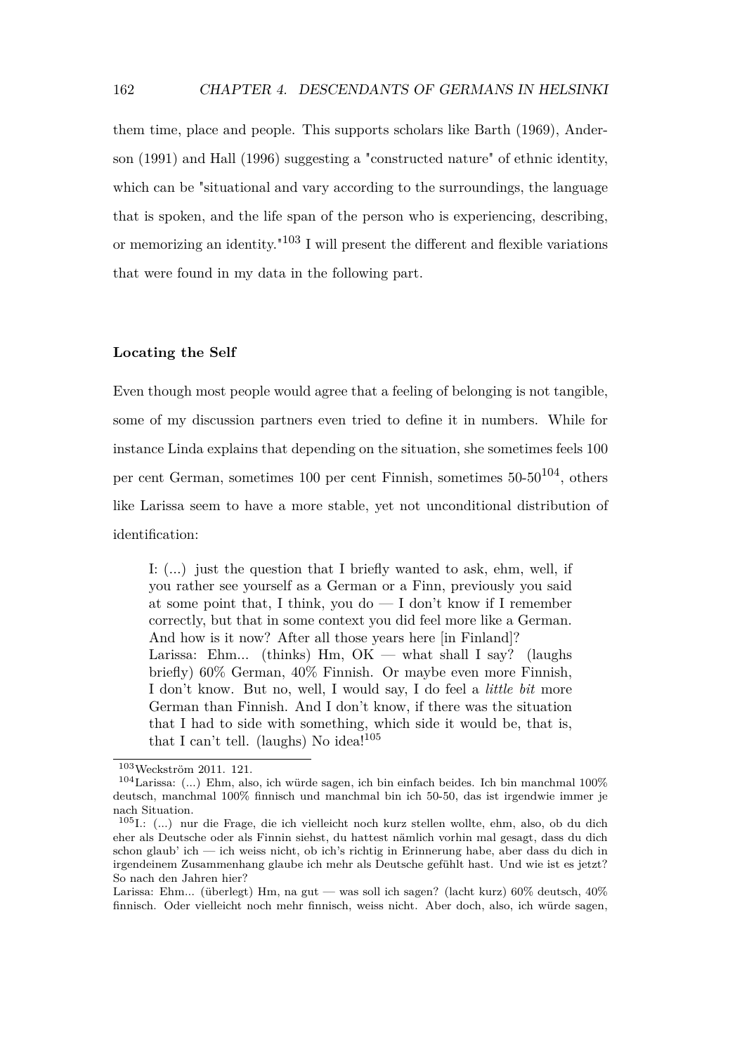them time, place and people. This supports scholars like Barth (1969), Anderson (1991) and Hall (1996) suggesting a "constructed nature" of ethnic identity, which can be "situational and vary according to the surroundings, the language that is spoken, and the life span of the person who is experiencing, describing, or memorizing an identity."[103] I will present the different and flexible variations that were found in my data in the following part.

**Locating the Self**

Even though most people would agree that a feeling of belonging is not tangible, some of my discussion partners even tried to define it in numbers. While for instance Linda explains that depending on the situation, she sometimes feels 100 per cent German, sometimes 100 per cent Finnish, sometimes 50-50[104], others like Larissa seem to have a more stable, yet not unconditional distribution of identification:

> I: (...) just the question that I briefly wanted to ask, ehm, well, if you rather see yourself as a German or a Finn, previously you said at some point that, I think, you do — I don't know if I remember correctly, but that in some context you did feel more like a German. And how is it now? After all those years here [in Finland]?
> Larissa: Ehm... (thinks) Hm, OK — what shall I say? (laughs briefly) 60% German, 40% Finnish. Or maybe even more Finnish, I don't know. But no, well, I would say, I do feel a *little bit* more German than Finnish. And I don't know, if there was the situation that I had to side with something, which side it would be, that is, that I can't tell. (laughs) No idea![105]

[103] Weckström 2011. 121.

[104] Larissa: (...) Ehm, also, ich würde sagen, ich bin einfach beides. Ich bin manchmal 100% deutsch, manchmal 100% finnisch und manchmal bin ich 50-50, das ist irgendwie immer je nach Situation.

[105] I.: (...) nur die Frage, die ich vielleicht noch kurz stellen wollte, ehm, also, ob du dich eher als Deutsche oder als Finnin siehst, du hattest nämlich vorhin mal gesagt, dass du dich schon glaub' ich — ich weiss nicht, ob ich's richtig in Erinnerung habe, aber dass du dich in irgendeinem Zusammenhang glaube ich mehr als Deutsche gefühlt hast. Und wie ist es jetzt? So nach den Jahren hier?
Larissa: Ehm... (überlegt) Hm, na gut — was soll ich sagen? (lacht kurz) 60% deutsch, 40% finnisch. Oder vielleicht noch mehr finnisch, weiss nicht. Aber doch, also, ich würde sagen,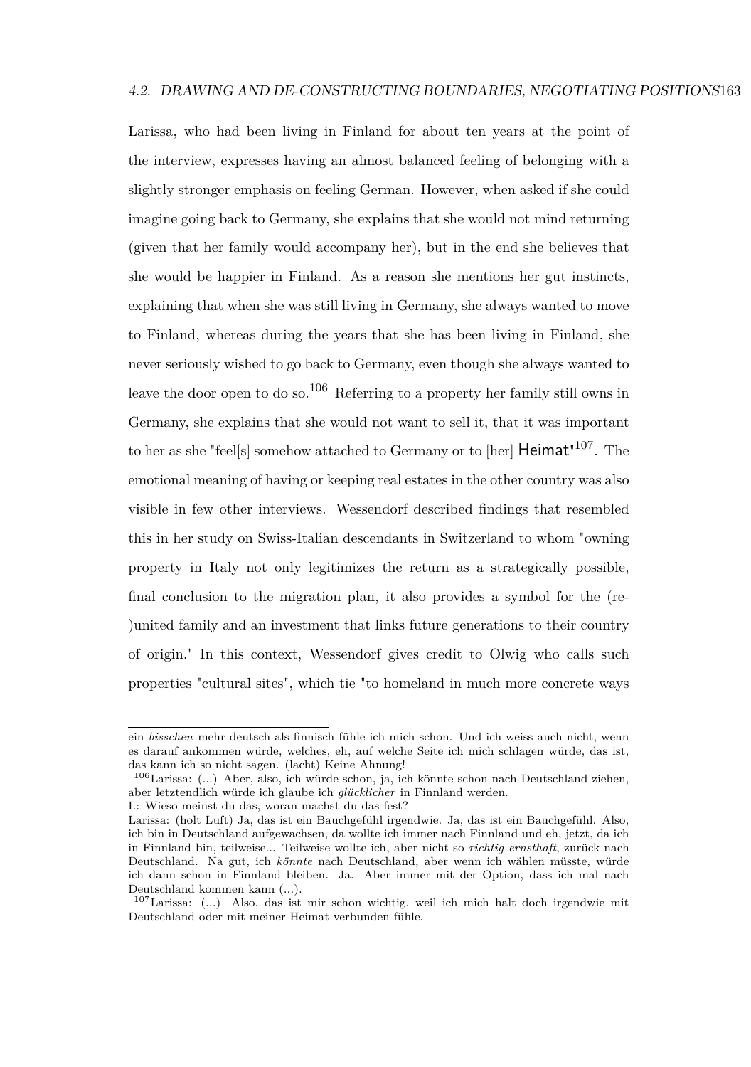Larissa, who had been living in Finland for about ten years at the point of the interview, expresses having an almost balanced feeling of belonging with a slightly stronger emphasis on feeling German. However, when asked if she could imagine going back to Germany, she explains that she would not mind returning (given that her family would accompany her), but in the end she believes that she would be happier in Finland. As a reason she mentions her gut instincts, explaining that when she was still living in Germany, she always wanted to move to Finland, whereas during the years that she has been living in Finland, she never seriously wished to go back to Germany, even though she always wanted to leave the door open to do so.[106] Referring to a property her family still owns in Germany, she explains that she would not want to sell it, that it was important to her as she "feel[s] somehow attached to Germany or to [her] Heimat"[107]. The emotional meaning of having or keeping real estates in the other country was also visible in few other interviews. Wessendorf described findings that resembled this in her study on Swiss-Italian descendants in Switzerland to whom "owning property in Italy not only legitimizes the return as a strategically possible, final conclusion to the migration plan, it also provides a symbol for the (re-)united family and an investment that links future generations to their country of origin." In this context, Wessendorf gives credit to Olwig who calls such properties "cultural sites", which tie "to homeland in much more concrete ways

---

ein *bisschen* mehr deutsch als finnisch fühle ich mich schon. Und ich weiss auch nicht, wenn es darauf ankommen würde, welches, eh, auf welche Seite ich mich schlagen würde, das ist, das kann ich so nicht sagen. (lacht) Keine Ahnung!

[106] Larissa: (...) Aber, also, ich würde schon, ja, ich könnte schon nach Deutschland ziehen, aber letztendlich würde ich glaube ich *glücklicher* in Finnland werden.
I.: Wieso meinst du das, woran machst du das fest?
Larissa: (holt Luft) Ja, das ist ein Bauchgefühl irgendwie. Ja, das ist ein Bauchgefühl. Also, ich bin in Deutschland aufgewachsen, da wollte ich immer nach Finnland und eh, jetzt, da ich in Finnland bin, teilweise... Teilweise wollte ich, aber nicht so *richtig ernsthaft*, zurück nach Deutschland. Na gut, ich *könnte* nach Deutschland, aber wenn ich wählen müsste, würde ich dann schon in Finnland bleiben. Ja. Aber immer mit der Option, dass ich mal nach Deutschland kommen kann (...).

[107] Larissa: (...) Also, das ist mir schon wichtig, weil ich mich halt doch irgendwie mit Deutschland oder mit meiner Heimat verbunden fühle.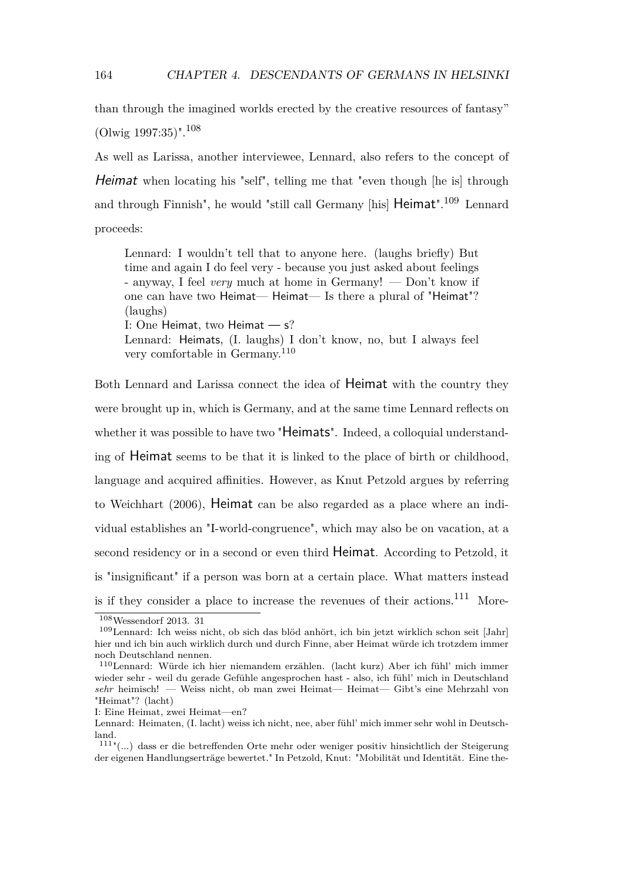than through the imagined worlds erected by the creative resources of fantasy" (Olwig 1997:35)".[108]

As well as Larissa, another interviewee, Lennard, also refers to the concept of *Heimat* when locating his "self", telling me that "even though [he is] through and through Finnish", he would "still call Germany [his] Heimat".[109] Lennard proceeds:

> Lennard: I wouldn't tell that to anyone here. (laughs briefly) But time and again I do feel very - because you just asked about feelings - anyway, I feel *very* much at home in Germany! — Don't know if one can have two Heimat— Heimat— Is there a plural of "Heimat"? (laughs)
> I: One Heimat, two Heimat — s?
> Lennard: Heimats, (I. laughs) I don't know, no, but I always feel very comfortable in Germany.[110]

Both Lennard and Larissa connect the idea of Heimat with the country they were brought up in, which is Germany, and at the same time Lennard reflects on whether it was possible to have two "Heimats". Indeed, a colloquial understanding of Heimat seems to be that it is linked to the place of birth or childhood, language and acquired affinities. However, as Knut Petzold argues by referring to Weichhart (2006), Heimat can be also regarded as a place where an individual establishes an "I-world-congruence", which may also be on vacation, at a second residency or in a second or even third Heimat. According to Petzold, it is "insignificant" if a person was born at a certain place. What matters instead is if they consider a place to increase the revenues of their actions.[111] More-

---

[108] Wessendorf 2013. 31

[109] Lennard: Ich weiss nicht, ob sich das blöd anhört, ich bin jetzt wirklich schon seit [Jahr] hier und ich bin auch wirklich durch und durch Finne, aber Heimat würde ich trotzdem immer noch Deutschland nennen.

[110] Lennard: Würde ich hier niemandem erzählen. (lacht kurz) Aber ich fühl' mich immer wieder sehr - weil du gerade Gefühle angesprochen hast - also, ich fühl' mich in Deutschland *sehr* heimisch! — Weiss nicht, ob man zwei Heimat— Heimat— Gibt's eine Mehrzahl von "Heimat"? (lacht)
I: Eine Heimat, zwei Heimat—en?
Lennard: Heimaten, (I. lacht) weiss ich nicht, nee, aber fühl' mich immer sehr wohl in Deutschland.

[111] "(...) dass er die betreffenden Orte mehr oder weniger positiv hinsichtlich der Steigerung der eigenen Handlungserträge bewertet." In Petzold, Knut: "Mobilität und Identität. Eine the-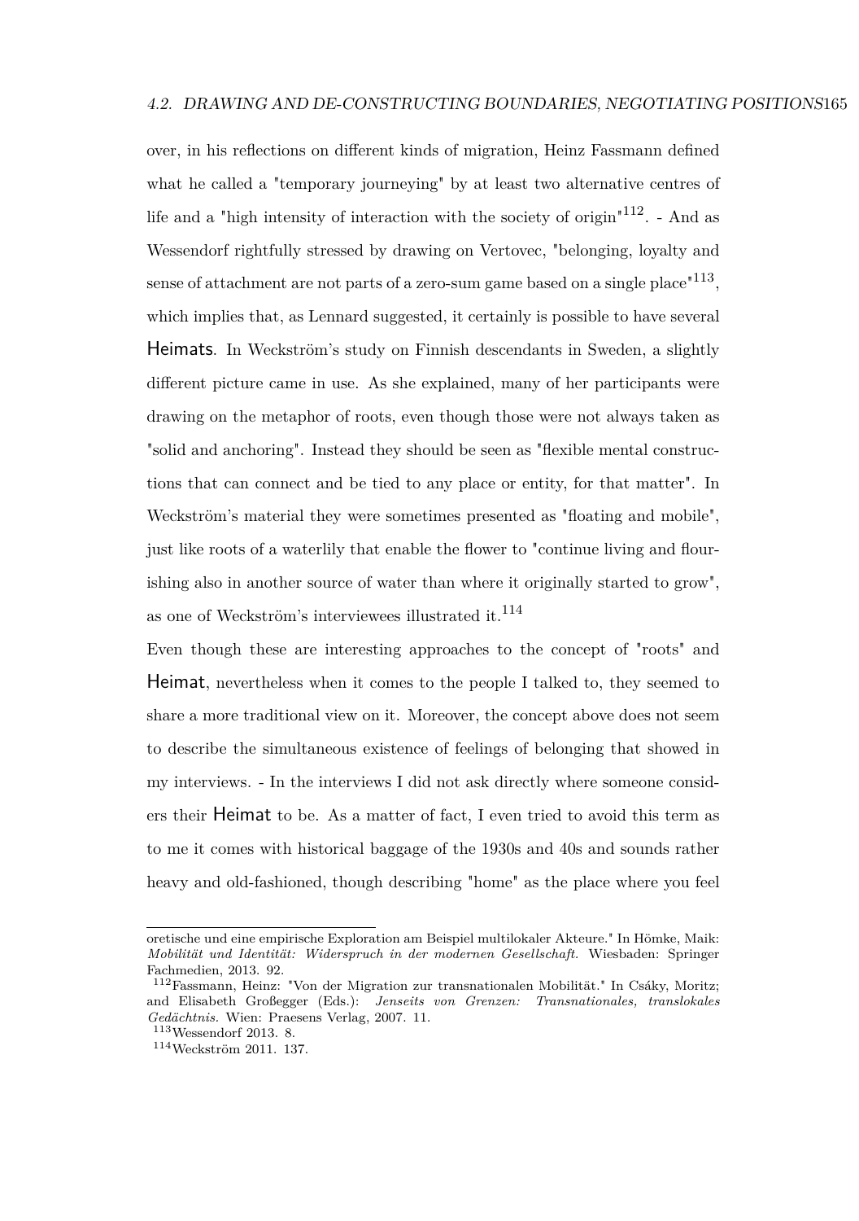over, in his reflections on different kinds of migration, Heinz Fassmann defined what he called a "temporary journeying" by at least two alternative centres of life and a "high intensity of interaction with the society of origin"[112]. - And as Wessendorf rightfully stressed by drawing on Vertovec, "belonging, loyalty and sense of attachment are not parts of a zero-sum game based on a single place"[113], which implies that, as Lennard suggested, it certainly is possible to have several Heimats. In Weckström's study on Finnish descendants in Sweden, a slightly different picture came in use. As she explained, many of her participants were drawing on the metaphor of roots, even though those were not always taken as "solid and anchoring". Instead they should be seen as "flexible mental constructions that can connect and be tied to any place or entity, for that matter". In Weckström's material they were sometimes presented as "floating and mobile", just like roots of a waterlily that enable the flower to "continue living and flourishing also in another source of water than where it originally started to grow", as one of Weckström's interviewees illustrated it.[114]

Even though these are interesting approaches to the concept of "roots" and Heimat, nevertheless when it comes to the people I talked to, they seemed to share a more traditional view on it. Moreover, the concept above does not seem to describe the simultaneous existence of feelings of belonging that showed in my interviews. - In the interviews I did not ask directly where someone considers their Heimat to be. As a matter of fact, I even tried to avoid this term as to me it comes with historical baggage of the 1930s and 40s and sounds rather heavy and old-fashioned, though describing "home" as the place where you feel

---

oretische und eine empirische Exploration am Beispiel multilokaler Akteure." In Hömke, Maik: *Mobilität und Identität: Widerspruch in der modernen Gesellschaft.* Wiesbaden: Springer Fachmedien, 2013. 92.

[112] Fassmann, Heinz: "Von der Migration zur transnationalen Mobilität." In Csáky, Moritz; and Elisabeth Großegger (Eds.): *Jenseits von Grenzen: Transnationales, translokales Gedächtnis.* Wien: Praesens Verlag, 2007. 11.

[113] Wessendorf 2013. 8.

[114] Weckström 2011. 137.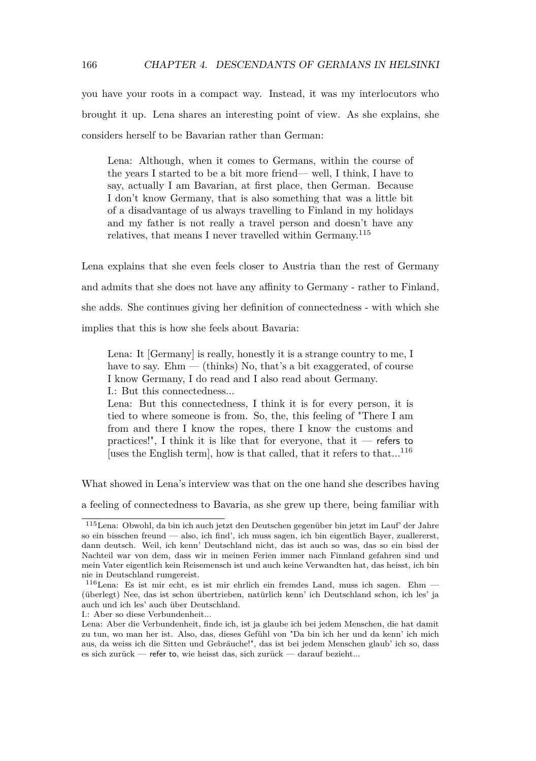you have your roots in a compact way. Instead, it was my interlocutors who brought it up. Lena shares an interesting point of view. As she explains, she considers herself to be Bavarian rather than German:

> Lena: Although, when it comes to Germans, within the course of the years I started to be a bit more friend— well, I think, I have to say, actually I am Bavarian, at first place, then German. Because I don't know Germany, that is also something that was a little bit of a disadvantage of us always travelling to Finland in my holidays and my father is not really a travel person and doesn't have any relatives, that means I never travelled within Germany.[115]

Lena explains that she even feels closer to Austria than the rest of Germany and admits that she does not have any affinity to Germany - rather to Finland, she adds. She continues giving her definition of connectedness - with which she implies that this is how she feels about Bavaria:

> Lena: It [Germany] is really, honestly it is a strange country to me, I have to say. Ehm — (thinks) No, that's a bit exaggerated, of course I know Germany, I do read and I also read about Germany.
> I.: But this connectedness...
> Lena: But this connectedness, I think it is for every person, it is tied to where someone is from. So, the, this feeling of "There I am from and there I know the ropes, there I know the customs and practices!", I think it is like that for everyone, that it — refers to [uses the English term], how is that called, that it refers to that...[116]

What showed in Lena's interview was that on the one hand she describes having a feeling of connectedness to Bavaria, as she grew up there, being familiar with

---

[115] Lena: Obwohl, da bin ich auch jetzt den Deutschen gegenüber bin jetzt im Lauf' der Jahre so ein bisschen freund — also, ich find', ich muss sagen, ich bin eigentlich Bayer, zuallererst, dann deutsch. Weil, ich kenn' Deutschland nicht, das ist auch so was, das so ein bissl der Nachteil war von dem, dass wir in meinen Ferien immer nach Finnland gefahren sind und mein Vater eigentlich kein Reisemensch ist und auch keine Verwandten hat, das heisst, ich bin nie in Deutschland rumgereist.

[116] Lena: Es ist mir echt, es ist mir ehrlich ein fremdes Land, muss ich sagen. Ehm — (überlegt) Nee, das ist schon übertrieben, natürlich kenn' ich Deutschland schon, ich les' ja auch und ich les' auch über Deutschland.
I.: Aber so diese Verbundenheit...
Lena: Aber die Verbundenheit, finde ich, ist ja glaube ich bei jedem Menschen, die hat damit zu tun, wo man her ist. Also, das, dieses Gefühl von "Da bin ich her und da kenn' ich mich aus, da weiss ich die Sitten und Gebräuche!", das ist bei jedem Menschen glaub' ich so, dass es sich zurück — refer to, wie heisst das, sich zurück — darauf bezieht...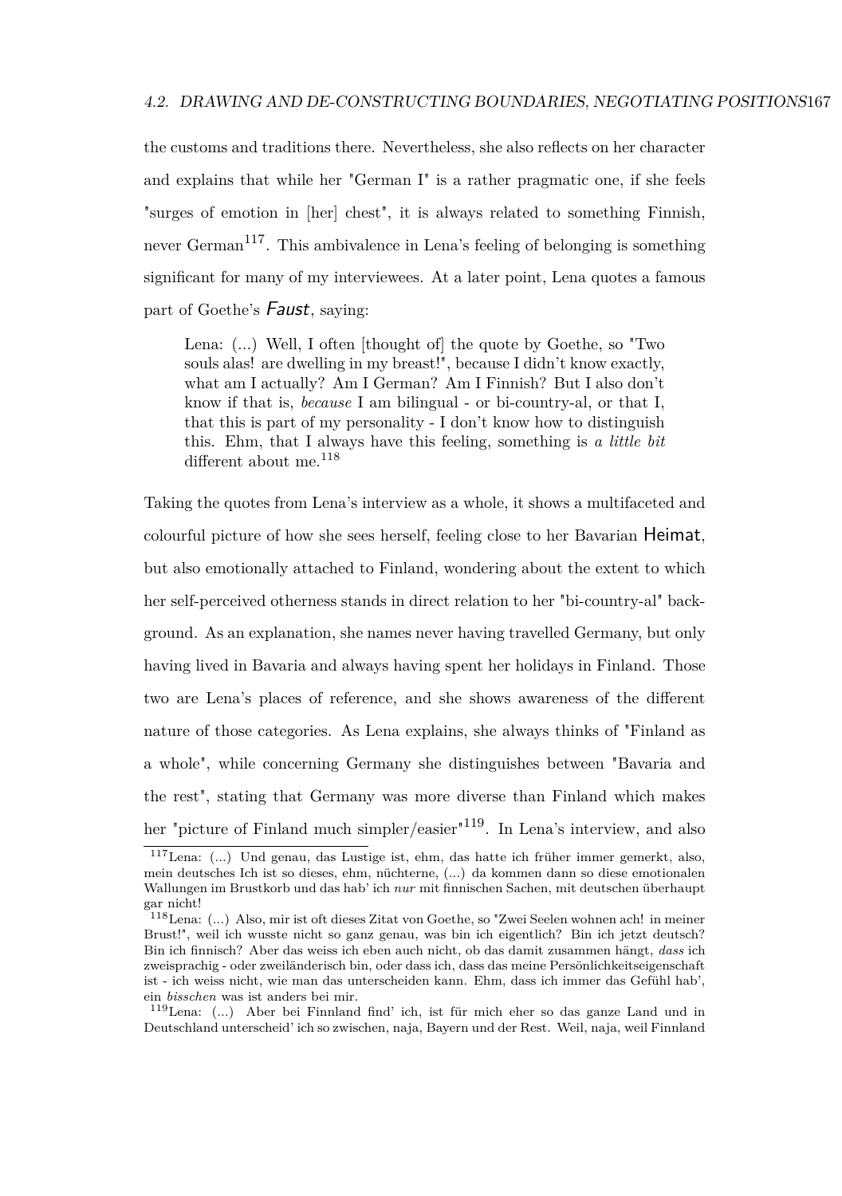the customs and traditions there. Nevertheless, she also reflects on her character and explains that while her "German I" is a rather pragmatic one, if she feels "surges of emotion in [her] chest", it is always related to something Finnish, never German[117]. This ambivalence in Lena's feeling of belonging is something significant for many of my interviewees. At a later point, Lena quotes a famous part of Goethe's *Faust*, saying:

> Lena: (...) Well, I often [thought of] the quote by Goethe, so "Two souls alas! are dwelling in my breast!", because I didn't know exactly, what am I actually? Am I German? Am I Finnish? But I also don't know if that is, *because* I am bilingual - or bi-country-al, or that I, that this is part of my personality - I don't know how to distinguish this. Ehm, that I always have this feeling, something is *a little bit* different about me.[118]

Taking the quotes from Lena's interview as a whole, it shows a multifaceted and colourful picture of how she sees herself, feeling close to her Bavarian Heimat, but also emotionally attached to Finland, wondering about the extent to which her self-perceived otherness stands in direct relation to her "bi-country-al" background. As an explanation, she names never having travelled Germany, but only having lived in Bavaria and always having spent her holidays in Finland. Those two are Lena's places of reference, and she shows awareness of the different nature of those categories. As Lena explains, she always thinks of "Finland as a whole", while concerning Germany she distinguishes between "Bavaria and the rest", stating that Germany was more diverse than Finland which makes her "picture of Finland much simpler/easier"[119]. In Lena's interview, and also

---

[117] Lena: (...) Und genau, das Lustige ist, ehm, das hatte ich früher immer gemerkt, also, mein deutsches Ich ist so dieses, ehm, nüchterne, (...) da kommen dann so diese emotionalen Wallungen im Brustkorb und das hab' ich *nur* mit finnischen Sachen, mit deutschen überhaupt gar nicht!

[118] Lena: (...) Also, mir ist oft dieses Zitat von Goethe, so "Zwei Seelen wohnen ach! in meiner Brust!", weil ich wusste nicht so ganz genau, was bin ich eigentlich? Bin ich jetzt deutsch? Bin ich finnisch? Aber das weiss ich eben auch nicht, ob das damit zusammen hängt, *dass* ich zweisprachig - oder zweiländerisch bin, oder dass ich, dass das meine Persönlichkeitseigenschaft ist - ich weiss nicht, wie man das unterscheiden kann. Ehm, dass ich immer das Gefühl hab', ein *bisschen* was ist anders bei mir.

[119] Lena: (...) Aber bei Finnland find' ich, ist für mich eher so das ganze Land und in Deutschland unterscheid' ich so zwischen, naja, Bayern und der Rest. Weil, naja, weil Finnland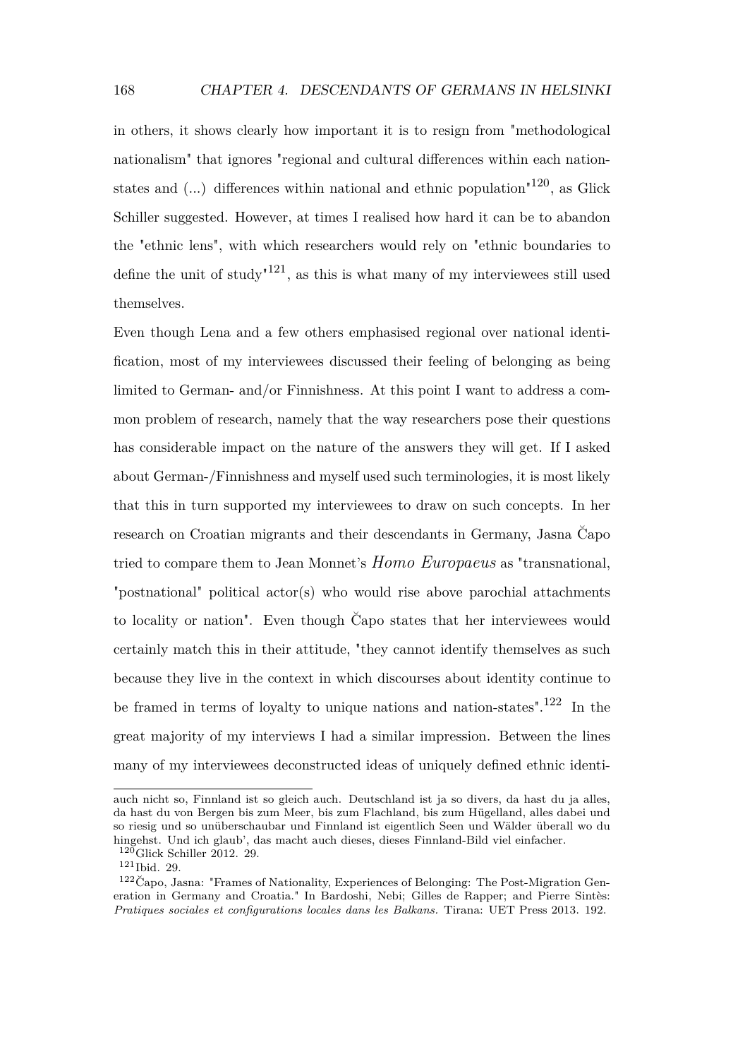in others, it shows clearly how important it is to resign from "methodological nationalism" that ignores "regional and cultural differences within each nation-states and (...) differences within national and ethnic population"[120], as Glick Schiller suggested. However, at times I realised how hard it can be to abandon the "ethnic lens", with which researchers would rely on "ethnic boundaries to define the unit of study"[121], as this is what many of my interviewees still used themselves.

Even though Lena and a few others emphasised regional over national identification, most of my interviewees discussed their feeling of belonging as being limited to German- and/or Finnishness. At this point I want to address a common problem of research, namely that the way researchers pose their questions has considerable impact on the nature of the answers they will get. If I asked about German-/Finnishness and myself used such terminologies, it is most likely that this in turn supported my interviewees to draw on such concepts. In her research on Croatian migrants and their descendants in Germany, Jasna Čapo tried to compare them to Jean Monnet's *Homo Europaeus* as "transnational, "postnational" political actor(s) who would rise above parochial attachments to locality or nation". Even though Čapo states that her interviewees would certainly match this in their attitude, "they cannot identify themselves as such because they live in the context in which discourses about identity continue to be framed in terms of loyalty to unique nations and nation-states".[122] In the great majority of my interviews I had a similar impression. Between the lines many of my interviewees deconstructed ideas of uniquely defined ethnic identi-

---

auch nicht so, Finnland ist so gleich auch. Deutschland ist ja so divers, da hast du ja alles, da hast du von Bergen bis zum Meer, bis zum Flachland, bis zum Hügelland, alles dabei und so riesig und so unüberschaubar und Finnland ist eigentlich Seen und Wälder überall wo du hingehst. Und ich glaub', das macht auch dieses, dieses Finnland-Bild viel einfacher.

[120] Glick Schiller 2012. 29.

[121] Ibid. 29.

[122] Čapo, Jasna: "Frames of Nationality, Experiences of Belonging: The Post-Migration Generation in Germany and Croatia." In Bardoshi, Nebi; Gilles de Rapper; and Pierre Sintès: *Pratiques sociales et configurations locales dans les Balkans.* Tirana: UET Press 2013. 192.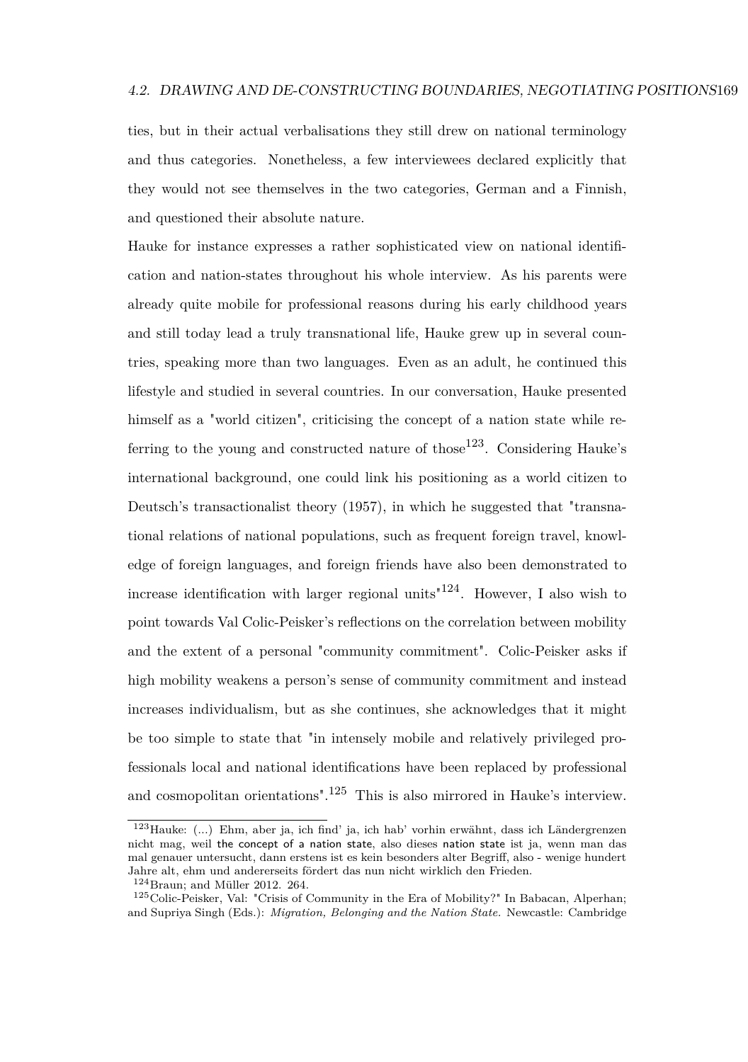ties, but in their actual verbalisations they still drew on national terminology and thus categories. Nonetheless, a few interviewees declared explicitly that they would not see themselves in the two categories, German and a Finnish, and questioned their absolute nature.

Hauke for instance expresses a rather sophisticated view on national identification and nation-states throughout his whole interview. As his parents were already quite mobile for professional reasons during his early childhood years and still today lead a truly transnational life, Hauke grew up in several countries, speaking more than two languages. Even as an adult, he continued this lifestyle and studied in several countries. In our conversation, Hauke presented himself as a "world citizen", criticising the concept of a nation state while referring to the young and constructed nature of those[123]. Considering Hauke's international background, one could link his positioning as a world citizen to Deutsch's transactionalist theory (1957), in which he suggested that "transnational relations of national populations, such as frequent foreign travel, knowledge of foreign languages, and foreign friends have also been demonstrated to increase identification with larger regional units"[124]. However, I also wish to point towards Val Colic-Peisker's reflections on the correlation between mobility and the extent of a personal "community commitment". Colic-Peisker asks if high mobility weakens a person's sense of community commitment and instead increases individualism, but as she continues, she acknowledges that it might be too simple to state that "in intensely mobile and relatively privileged professionals local and national identifications have been replaced by professional and cosmopolitan orientations".[125] This is also mirrored in Hauke's interview.

---

[123] Hauke: (...) Ehm, aber ja, ich find' ja, ich hab' vorhin erwähnt, dass ich Ländergrenzen nicht mag, weil the concept of a nation state, also dieses nation state ist ja, wenn man das mal genauer untersucht, dann erstens ist es kein besonders alter Begriff, also - wenige hundert Jahre alt, ehm und andererseits fördert das nun nicht wirklich den Frieden.

[124] Braun; and Müller 2012. 264.

[125] Colic-Peisker, Val: "Crisis of Community in the Era of Mobility?" In Babacan, Alperhan; and Supriya Singh (Eds.): *Migration, Belonging and the Nation State.* Newcastle: Cambridge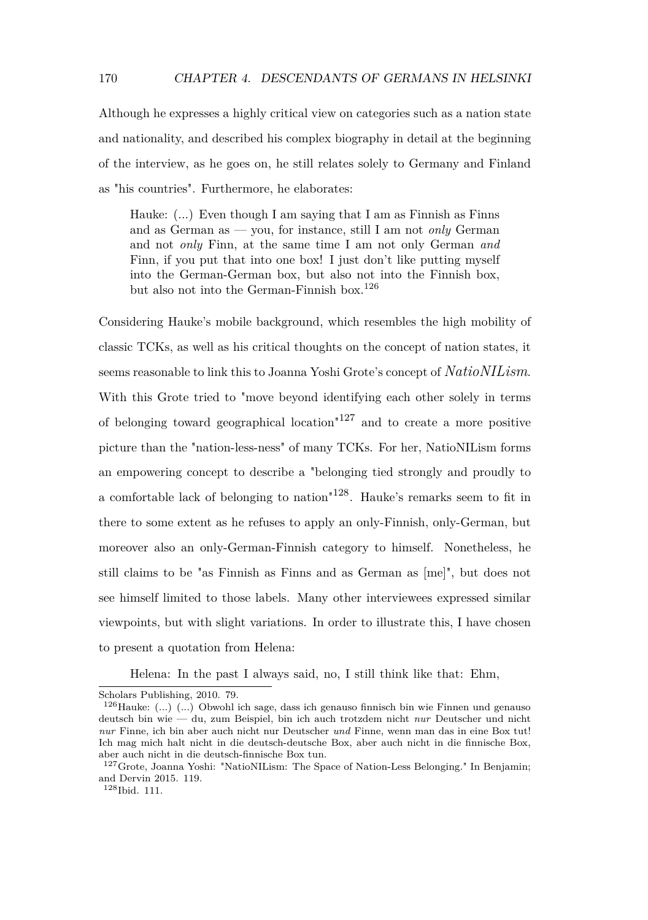Although he expresses a highly critical view on categories such as a nation state and nationality, and described his complex biography in detail at the beginning of the interview, as he goes on, he still relates solely to Germany and Finland as "his countries". Furthermore, he elaborates:

> Hauke: (...) Even though I am saying that I am as Finnish as Finns and as German as — you, for instance, still I am not *only* German and not *only* Finn, at the same time I am not only German *and* Finn, if you put that into one box! I just don't like putting myself into the German-German box, but also not into the Finnish box, but also not into the German-Finnish box.[126]

Considering Hauke's mobile background, which resembles the high mobility of classic TCKs, as well as his critical thoughts on the concept of nation states, it seems reasonable to link this to Joanna Yoshi Grote's concept of *NatioNILism*. With this Grote tried to "move beyond identifying each other solely in terms of belonging toward geographical location"[127] and to create a more positive picture than the "nation-less-ness" of many TCKs. For her, NatioNILism forms an empowering concept to describe a "belonging tied strongly and proudly to a comfortable lack of belonging to nation"[128]. Hauke's remarks seem to fit in there to some extent as he refuses to apply an only-Finnish, only-German, but moreover also an only-German-Finnish category to himself. Nonetheless, he still claims to be "as Finnish as Finns and as German as [me]", but does not see himself limited to those labels. Many other interviewees expressed similar viewpoints, but with slight variations. In order to illustrate this, I have chosen to present a quotation from Helena:

> Helena: In the past I always said, no, I still think like that: Ehm,

---

Scholars Publishing, 2010. 79.

[126] Hauke: (...) (...) Obwohl ich sage, dass ich genauso finnisch bin wie Finnen und genauso deutsch bin wie — du, zum Beispiel, bin ich auch trotzdem nicht *nur* Deutscher und nicht *nur* Finne, ich bin aber auch nicht nur Deutscher *und* Finne, wenn man das in eine Box tut! Ich mag mich halt nicht in die deutsch-deutsche Box, aber auch nicht in die finnische Box, aber auch nicht in die deutsch-finnische Box tun.

[127] Grote, Joanna Yoshi: "NatioNILism: The Space of Nation-Less Belonging." In Benjamin; and Dervin 2015. 119.

[128] Ibid. 111.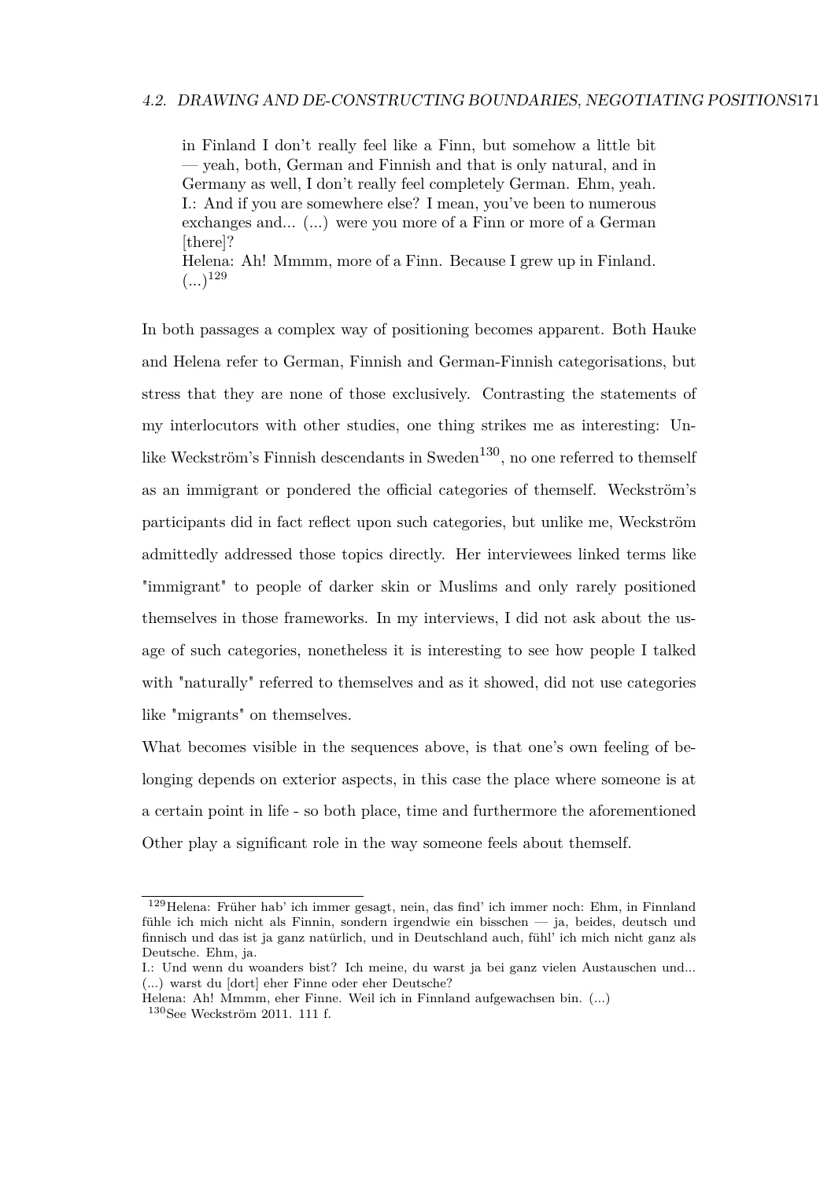> in Finland I don't really feel like a Finn, but somehow a little bit — yeah, both, German and Finnish and that is only natural, and in Germany as well, I don't really feel completely German. Ehm, yeah.
> I.: And if you are somewhere else? I mean, you've been to numerous exchanges and... (...) were you more of a Finn or more of a German [there]?
> Helena: Ah! Mmmm, more of a Finn. Because I grew up in Finland. (...)[129]

In both passages a complex way of positioning becomes apparent. Both Hauke and Helena refer to German, Finnish and German-Finnish categorisations, but stress that they are none of those exclusively. Contrasting the statements of my interlocutors with other studies, one thing strikes me as interesting: Unlike Weckström's Finnish descendants in Sweden[130], no one referred to themself as an immigrant or pondered the official categories of themself. Weckström's participants did in fact reflect upon such categories, but unlike me, Weckström admittedly addressed those topics directly. Her interviewees linked terms like "immigrant" to people of darker skin or Muslims and only rarely positioned themselves in those frameworks. In my interviews, I did not ask about the usage of such categories, nonetheless it is interesting to see how people I talked with "naturally" referred to themselves and as it showed, did not use categories like "migrants" on themselves.

What becomes visible in the sequences above, is that one's own feeling of belonging depends on exterior aspects, in this case the place where someone is at a certain point in life - so both place, time and furthermore the aforementioned Other play a significant role in the way someone feels about themself.

---

[129] Helena: Früher hab' ich immer gesagt, nein, das find' ich immer noch: Ehm, in Finnland fühle ich mich nicht als Finnin, sondern irgendwie ein bisschen — ja, beides, deutsch und finnisch und das ist ja ganz natürlich, und in Deutschland auch, fühl' ich mich nicht ganz als Deutsche. Ehm, ja.
I.: Und wenn du woanders bist? Ich meine, du warst ja bei ganz vielen Austauschen und... (...) warst du [dort] eher Finne oder eher Deutsche?
Helena: Ah! Mmmm, eher Finne. Weil ich in Finnland aufgewachsen bin. (...)

[130] See Weckström 2011. 111 f.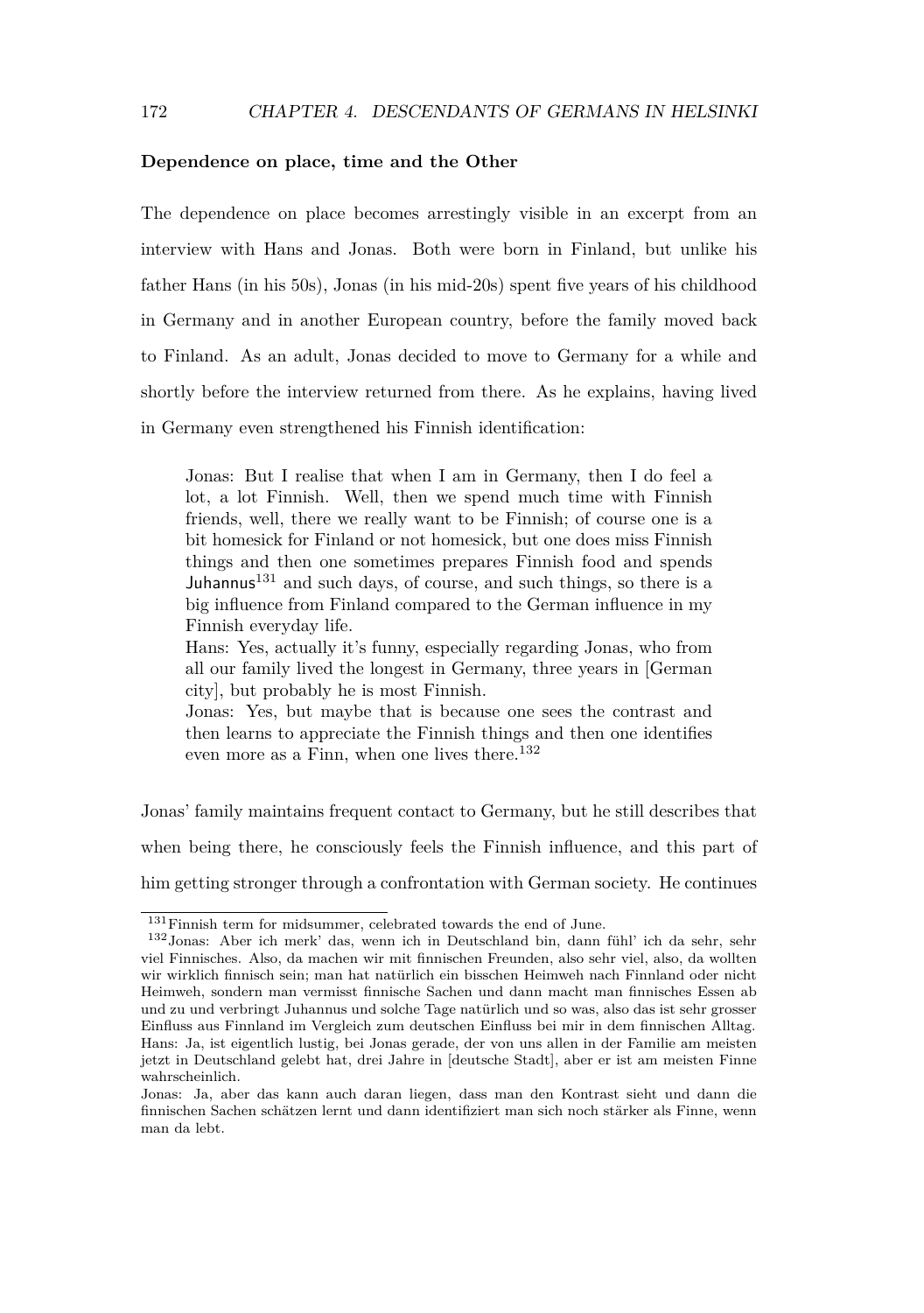### Dependence on place, time and the Other

The dependence on place becomes arrestingly visible in an excerpt from an interview with Hans and Jonas. Both were born in Finland, but unlike his father Hans (in his 50s), Jonas (in his mid-20s) spent five years of his childhood in Germany and in another European country, before the family moved back to Finland. As an adult, Jonas decided to move to Germany for a while and shortly before the interview returned from there. As he explains, having lived in Germany even strengthened his Finnish identification:

> Jonas: But I realise that when I am in Germany, then I do feel a lot, a lot Finnish. Well, then we spend much time with Finnish friends, well, there we really want to be Finnish; of course one is a bit homesick for Finland or not homesick, but one does miss Finnish things and then one sometimes prepares Finnish food and spends Juhannus[131] and such days, of course, and such things, so there is a big influence from Finland compared to the German influence in my Finnish everyday life.
> Hans: Yes, actually it's funny, especially regarding Jonas, who from all our family lived the longest in Germany, three years in [German city], but probably he is most Finnish.
> Jonas: Yes, but maybe that is because one sees the contrast and then learns to appreciate the Finnish things and then one identifies even more as a Finn, when one lives there.[132]

Jonas' family maintains frequent contact to Germany, but he still describes that when being there, he consciously feels the Finnish influence, and this part of him getting stronger through a confrontation with German society. He continues

[131] Finnish term for midsummer, celebrated towards the end of June.

[132] Jonas: Aber ich merk' das, wenn ich in Deutschland bin, dann fühl' ich da sehr, sehr viel Finnisches. Also, da machen wir mit finnischen Freunden, also sehr viel, also, da wollten wir wirklich finnisch sein; man hat natürlich ein bisschen Heimweh nach Finnland oder nicht Heimweh, sondern man vermisst finnische Sachen und dann macht man finnisches Essen ab und zu und verbringt Juhannus und solche Tage natürlich und so was, also das ist sehr grosser Einfluss aus Finnland im Vergleich zum deutschen Einfluss bei mir in dem finnischen Alltag.
Hans: Ja, ist eigentlich lustig, bei Jonas gerade, der von uns allen in der Familie am meisten jetzt in Deutschland gelebt hat, drei Jahre in [deutsche Stadt], aber er ist am meisten Finne wahrscheinlich.
Jonas: Ja, aber das kann auch daran liegen, dass man den Kontrast sieht und dann die finnischen Sachen schätzen lernt und dann identifiziert man sich noch stärker als Finne, wenn man da lebt.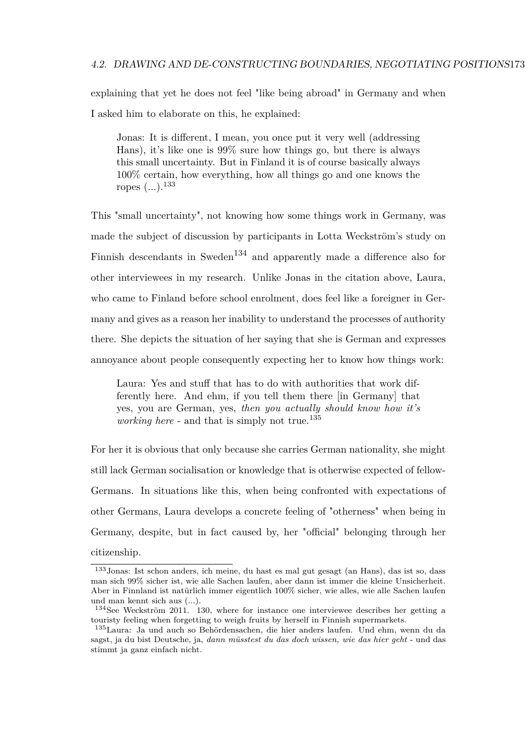explaining that yet he does not feel "like being abroad" in Germany and when I asked him to elaborate on this, he explained:

> Jonas: It is different, I mean, you once put it very well (addressing Hans), it's like one is 99% sure how things go, but there is always this small uncertainty. But in Finland it is of course basically always 100% certain, how everything, how all things go and one knows the ropes (...).[133]

This "small uncertainty", not knowing how some things work in Germany, was made the subject of discussion by participants in Lotta Weckström's study on Finnish descendants in Sweden[134] and apparently made a difference also for other interviewees in my research. Unlike Jonas in the citation above, Laura, who came to Finland before school enrolment, does feel like a foreigner in Germany and gives as a reason her inability to understand the processes of authority there. She depicts the situation of her saying that she is German and expresses annoyance about people consequently expecting her to know how things work:

> Laura: Yes and stuff that has to do with authorities that work differently here. And ehm, if you tell them there [in Germany] that yes, you are German, yes, *then you actually should know how it's working here* - and that is simply not true.[135]

For her it is obvious that only because she carries German nationality, she might still lack German socialisation or knowledge that is otherwise expected of fellow-Germans. In situations like this, when being confronted with expectations of other Germans, Laura develops a concrete feeling of "otherness" when being in Germany, despite, but in fact caused by, her "official" belonging through her citizenship.

---

[133] Jonas: Ist schon anders, ich meine, du hast es mal gut gesagt (an Hans), das ist so, dass man sich 99% sicher ist, wie alle Sachen laufen, aber dann ist immer die kleine Unsicherheit. Aber in Finnland ist natürlich immer eigentlich 100% sicher, wie alles, wie alle Sachen laufen und man kennt sich aus (...).

[134] See Weckström 2011. 130, where for instance one interviewee describes her getting a touristy feeling when forgetting to weigh fruits by herself in Finnish supermarkets.

[135] Laura: Ja und auch so Behördensachen, die hier anders laufen. Und ehm, wenn du da sagst, ja du bist Deutsche, ja, *dann müsstest du das doch wissen, wie das hier geht* - und das stimmt ja ganz einfach nicht.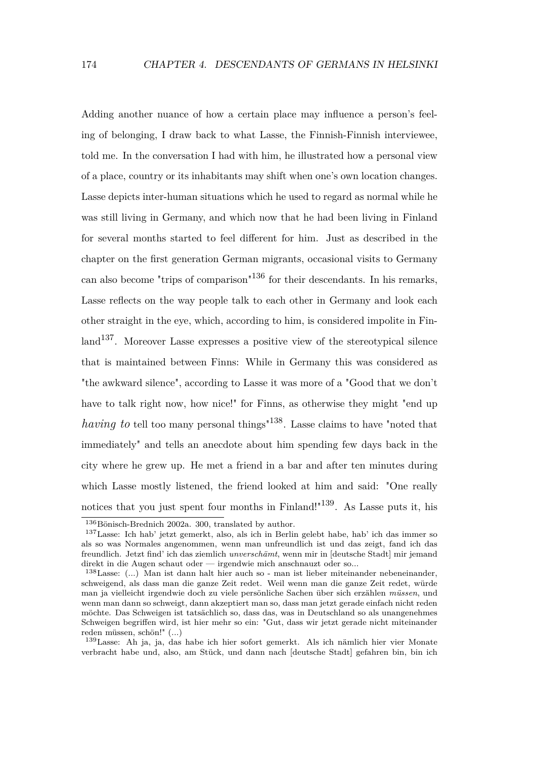Adding another nuance of how a certain place may influence a person's feeling of belonging, I draw back to what Lasse, the Finnish-Finnish interviewee, told me. In the conversation I had with him, he illustrated how a personal view of a place, country or its inhabitants may shift when one's own location changes. Lasse depicts inter-human situations which he used to regard as normal while he was still living in Germany, and which now that he had been living in Finland for several months started to feel different for him. Just as described in the chapter on the first generation German migrants, occasional visits to Germany can also become "trips of comparison"[136] for their descendants. In his remarks, Lasse reflects on the way people talk to each other in Germany and look each other straight in the eye, which, according to him, is considered impolite in Finland[137]. Moreover Lasse expresses a positive view of the stereotypical silence that is maintained between Finns: While in Germany this was considered as "the awkward silence", according to Lasse it was more of a "Good that we don't have to talk right now, how nice!" for Finns, as otherwise they might "end up *having to* tell too many personal things"[138]. Lasse claims to have "noted that immediately" and tells an anecdote about him spending few days back in the city where he grew up. He met a friend in a bar and after ten minutes during which Lasse mostly listened, the friend looked at him and said: "One really notices that you just spent four months in Finland!"[139]. As Lasse puts it, his

---

[136] Bönisch-Brednich 2002a. 300, translated by author.

[137] Lasse: Ich hab' jetzt gemerkt, also, als ich in Berlin gelebt habe, hab' ich das immer so als so was Normales angenommen, wenn man unfreundlich ist und das zeigt, fand ich das freundlich. Jetzt find' ich das ziemlich *unverschämt*, wenn mir in [deutsche Stadt] mir jemand direkt in die Augen schaut oder — irgendwie mich anschnauzt oder so...

[138] Lasse: (...) Man ist dann halt hier auch so - man ist lieber miteinander nebeneinander, schweigend, als dass man die ganze Zeit redet. Weil wenn man die ganze Zeit redet, würde man ja vielleicht irgendwie doch zu viele persönliche Sachen über sich erzählen *müssen*, und wenn man dann so schweigt, dann akzeptiert man so, dass man jetzt gerade einfach nicht reden möchte. Das Schweigen ist tatsächlich so, dass das, was in Deutschland so als unangenehmes Schweigen begriffen wird, ist hier mehr so ein: "Gut, dass wir jetzt gerade nicht miteinander reden müssen, schön!" (...)

[139] Lasse: Ah ja, ja, das habe ich hier sofort gemerkt. Als ich nämlich hier vier Monate verbracht habe und, also, am Stück, und dann nach [deutsche Stadt] gefahren bin, bin ich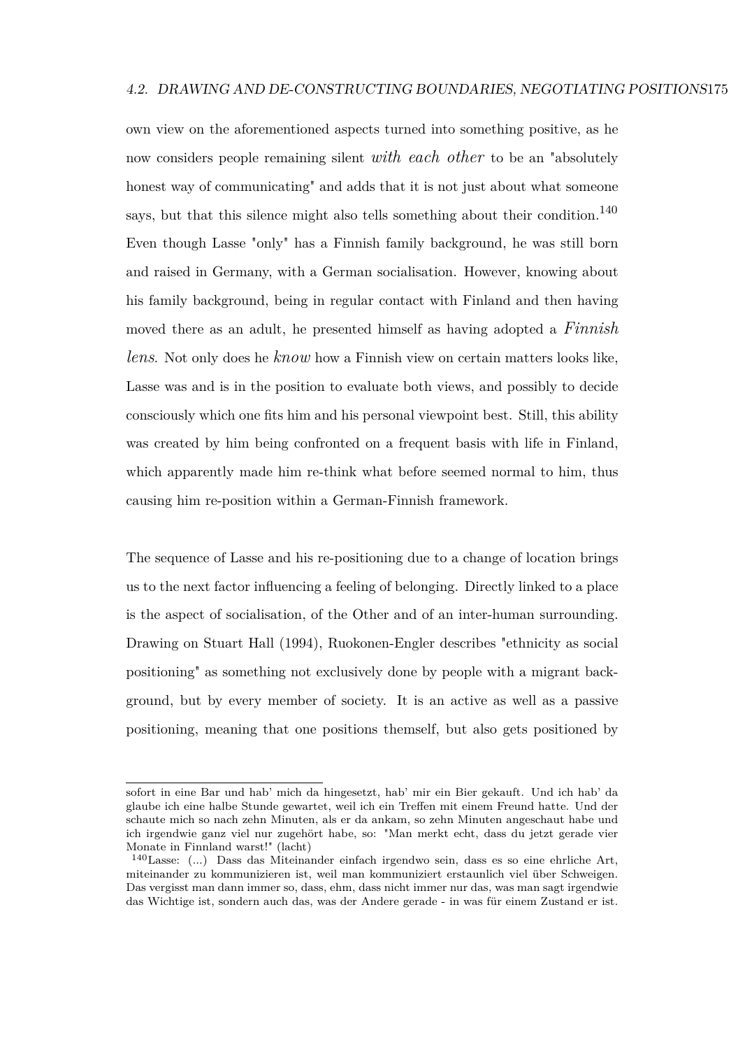own view on the aforementioned aspects turned into something positive, as he now considers people remaining silent *with each other* to be an "absolutely honest way of communicating" and adds that it is not just about what someone says, but that this silence might also tells something about their condition.[140] Even though Lasse "only" has a Finnish family background, he was still born and raised in Germany, with a German socialisation. However, knowing about his family background, being in regular contact with Finland and then having moved there as an adult, he presented himself as having adopted a *Finnish lens*. Not only does he *know* how a Finnish view on certain matters looks like, Lasse was and is in the position to evaluate both views, and possibly to decide consciously which one fits him and his personal viewpoint best. Still, this ability was created by him being confronted on a frequent basis with life in Finland, which apparently made him re-think what before seemed normal to him, thus causing him re-position within a German-Finnish framework.

The sequence of Lasse and his re-positioning due to a change of location brings us to the next factor influencing a feeling of belonging. Directly linked to a place is the aspect of socialisation, of the Other and of an inter-human surrounding. Drawing on Stuart Hall (1994), Ruokonen-Engler describes "ethnicity as social positioning" as something not exclusively done by people with a migrant background, but by every member of society. It is an active as well as a passive positioning, meaning that one positions themself, but also gets positioned by

---

sofort in eine Bar und hab' mich da hingesetzt, hab' mir ein Bier gekauft. Und ich hab' da glaube ich eine halbe Stunde gewartet, weil ich ein Treffen mit einem Freund hatte. Und der schaute mich so nach zehn Minuten, als er da ankam, so zehn Minuten angeschaut habe und ich irgendwie ganz viel nur zugehört habe, so: "Man merkt echt, dass du jetzt gerade vier Monate in Finnland warst!" (lacht)

[140] Lasse: (...) Dass das Miteinander einfach irgendwo sein, dass es so eine ehrliche Art, miteinander zu kommunizieren ist, weil man kommuniziert erstaunlich viel über Schweigen. Das vergisst man dann immer so, dass, ehm, dass nicht immer nur das, was man sagt irgendwie das Wichtige ist, sondern auch das, was der Andere gerade - in was für einem Zustand er ist.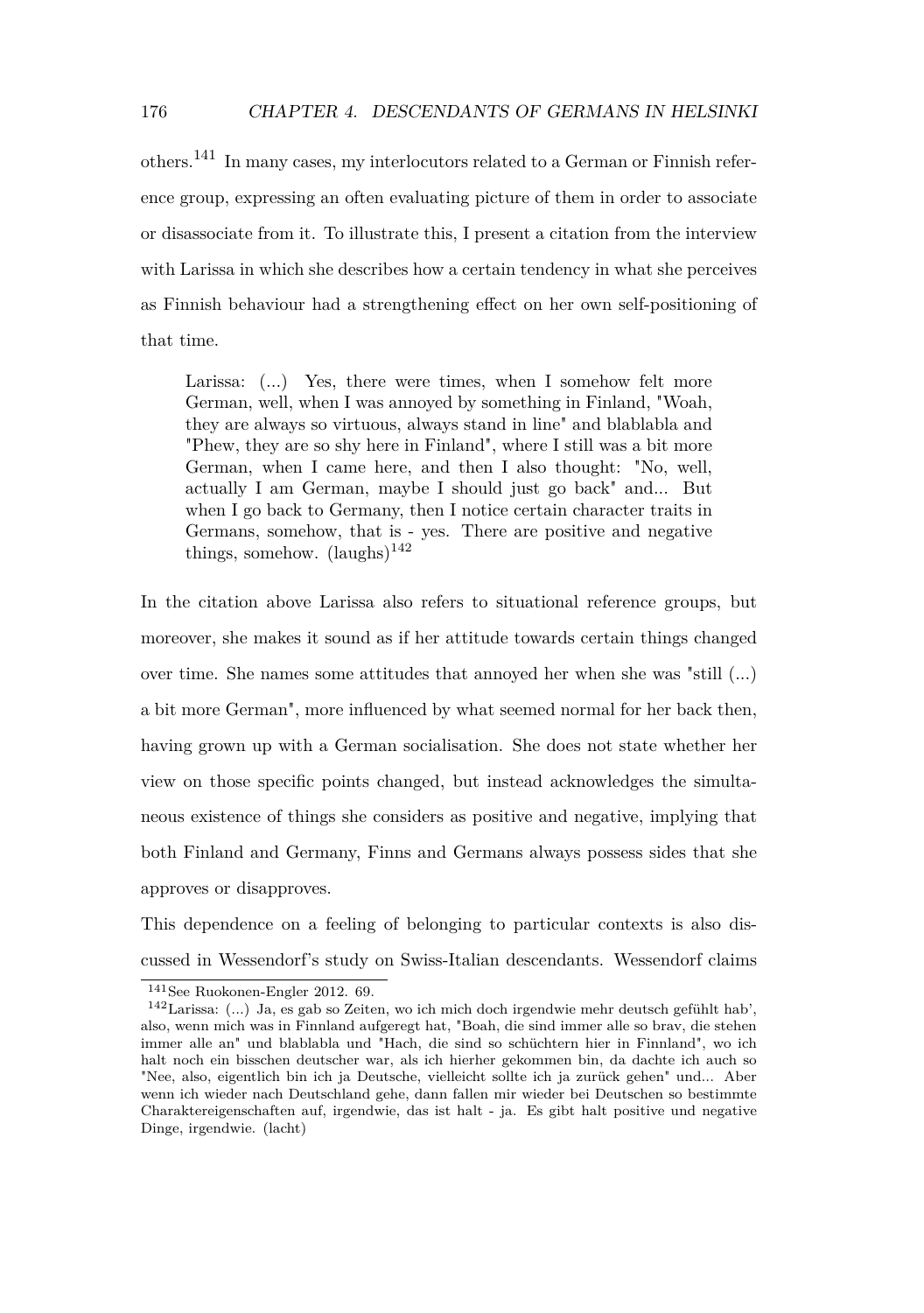others.[141] In many cases, my interlocutors related to a German or Finnish reference group, expressing an often evaluating picture of them in order to associate or disassociate from it. To illustrate this, I present a citation from the interview with Larissa in which she describes how a certain tendency in what she perceives as Finnish behaviour had a strengthening effect on her own self-positioning of that time.

> Larissa: (...) Yes, there were times, when I somehow felt more German, well, when I was annoyed by something in Finland, "Woah, they are always so virtuous, always stand in line" and blablabla and "Phew, they are so shy here in Finland", where I still was a bit more German, when I came here, and then I also thought: "No, well, actually I am German, maybe I should just go back" and... But when I go back to Germany, then I notice certain character traits in Germans, somehow, that is - yes. There are positive and negative things, somehow. (laughs)[142]

In the citation above Larissa also refers to situational reference groups, but moreover, she makes it sound as if her attitude towards certain things changed over time. She names some attitudes that annoyed her when she was "still (...) a bit more German", more influenced by what seemed normal for her back then, having grown up with a German socialisation. She does not state whether her view on those specific points changed, but instead acknowledges the simultaneous existence of things she considers as positive and negative, implying that both Finland and Germany, Finns and Germans always possess sides that she approves or disapproves.

This dependence on a feeling of belonging to particular contexts is also discussed in Wessendorf's study on Swiss-Italian descendants. Wessendorf claims

---

[141] See Ruokonen-Engler 2012. 69.

[142] Larissa: (...) Ja, es gab so Zeiten, wo ich mich doch irgendwie mehr deutsch gefühlt hab', also, wenn mich was in Finnland aufgeregt hat, "Boah, die sind immer alle so brav, die stehen immer alle an" und blablabla und "Hach, die sind so schüchtern hier in Finnland", wo ich halt noch ein bisschen deutscher war, als ich hierher gekommen bin, da dachte ich auch so "Nee, also, eigentlich bin ich ja Deutsche, vielleicht sollte ich ja zurück gehen" und... Aber wenn ich wieder nach Deutschland gehe, dann fallen mir wieder bei Deutschen so bestimmte Charaktereigenschaften auf, irgendwie, das ist halt - ja. Es gibt halt positive und negative Dinge, irgendwie. (lacht)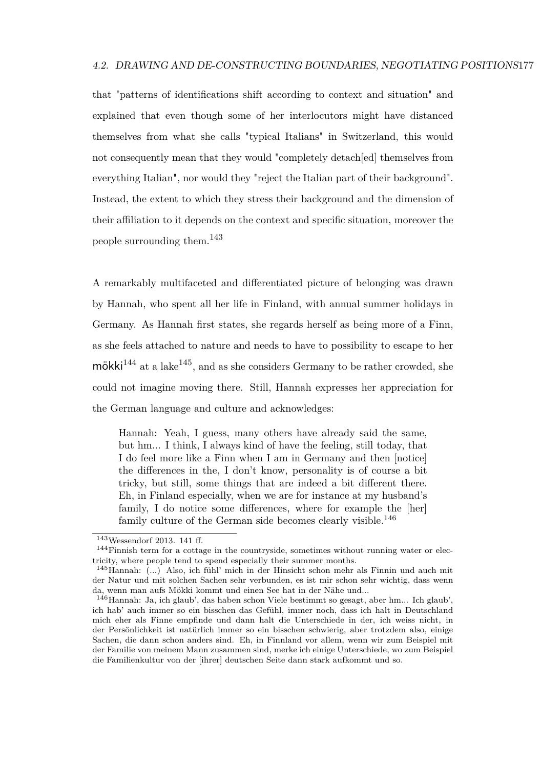that "patterns of identifications shift according to context and situation" and explained that even though some of her interlocutors might have distanced themselves from what she calls "typical Italians" in Switzerland, this would not consequently mean that they would "completely detach[ed] themselves from everything Italian", nor would they "reject the Italian part of their background". Instead, the extent to which they stress their background and the dimension of their affiliation to it depends on the context and specific situation, moreover the people surrounding them.[143]

A remarkably multifaceted and differentiated picture of belonging was drawn by Hannah, who spent all her life in Finland, with annual summer holidays in Germany. As Hannah first states, she regards herself as being more of a Finn, as she feels attached to nature and needs to have to possibility to escape to her mökki[144] at a lake[145], and as she considers Germany to be rather crowded, she could not imagine moving there. Still, Hannah expresses her appreciation for the German language and culture and acknowledges:

> Hannah: Yeah, I guess, many others have already said the same, but hm... I think, I always kind of have the feeling, still today, that I do feel more like a Finn when I am in Germany and then [notice] the differences in the, I don't know, personality is of course a bit tricky, but still, some things that are indeed a bit different there. Eh, in Finland especially, when we are for instance at my husband's family, I do notice some differences, where for example the [her] family culture of the German side becomes clearly visible.[146]

---

[143] Wessendorf 2013. 141 ff.

[144] Finnish term for a cottage in the countryside, sometimes without running water or electricity, where people tend to spend especially their summer months.

[145] Hannah: (...) Also, ich fühl' mich in der Hinsicht schon mehr als Finnin und auch mit der Natur und mit solchen Sachen sehr verbunden, es ist mir schon sehr wichtig, dass wenn da, wenn man aufs Mökki kommt und einen See hat in der Nähe und...

[146] Hannah: Ja, ich glaub', das haben schon Viele bestimmt so gesagt, aber hm... Ich glaub', ich hab' auch immer so ein bisschen das Gefühl, immer noch, dass ich halt in Deutschland mich eher als Finne empfinde und dann halt die Unterschiede in der, ich weiss nicht, in der Persönlichkeit ist natürlich immer so ein bisschen schwierig, aber trotzdem also, einige Sachen, die dann schon anders sind. Eh, in Finnland vor allem, wenn wir zum Beispiel mit der Familie von meinem Mann zusammen sind, merke ich einige Unterschiede, wo zum Beispiel die Familienkultur von der [ihrer] deutschen Seite dann stark aufkommt und so.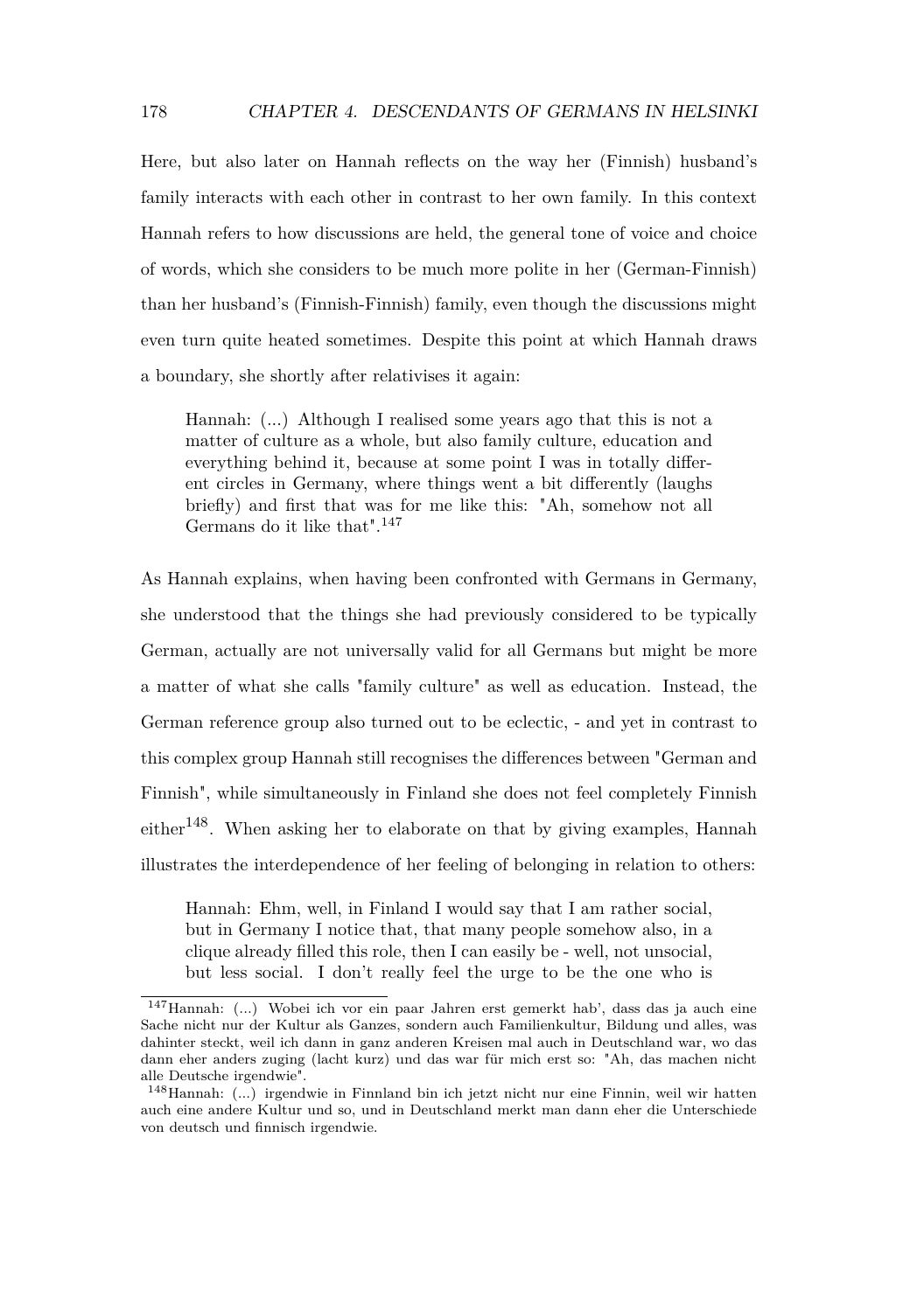Here, but also later on Hannah reflects on the way her (Finnish) husband's family interacts with each other in contrast to her own family. In this context Hannah refers to how discussions are held, the general tone of voice and choice of words, which she considers to be much more polite in her (German-Finnish) than her husband's (Finnish-Finnish) family, even though the discussions might even turn quite heated sometimes. Despite this point at which Hannah draws a boundary, she shortly after relativises it again:

> Hannah: (...) Although I realised some years ago that this is not a matter of culture as a whole, but also family culture, education and everything behind it, because at some point I was in totally different circles in Germany, where things went a bit differently (laughs briefly) and first that was for me like this: "Ah, somehow not all Germans do it like that".[147]

As Hannah explains, when having been confronted with Germans in Germany, she understood that the things she had previously considered to be typically German, actually are not universally valid for all Germans but might be more a matter of what she calls "family culture" as well as education. Instead, the German reference group also turned out to be eclectic, - and yet in contrast to this complex group Hannah still recognises the differences between "German and Finnish", while simultaneously in Finland she does not feel completely Finnish either[148]. When asking her to elaborate on that by giving examples, Hannah illustrates the interdependence of her feeling of belonging in relation to others:

> Hannah: Ehm, well, in Finland I would say that I am rather social, but in Germany I notice that, that many people somehow also, in a clique already filled this role, then I can easily be - well, not unsocial, but less social. I don't really feel the urge to be the one who is

---

[147] Hannah: (...) Wobei ich vor ein paar Jahren erst gemerkt hab', dass das ja auch eine Sache nicht nur der Kultur als Ganzes, sondern auch Familienkultur, Bildung und alles, was dahinter steckt, weil ich dann in ganz anderen Kreisen mal auch in Deutschland war, wo das dann eher anders zuging (lacht kurz) und das war für mich erst so: "Ah, das machen nicht alle Deutsche irgendwie".

[148] Hannah: (...) irgendwie in Finnland bin ich jetzt nicht nur eine Finnin, weil wir hatten auch eine andere Kultur und so, und in Deutschland merkt man dann eher die Unterschiede von deutsch und finnisch irgendwie.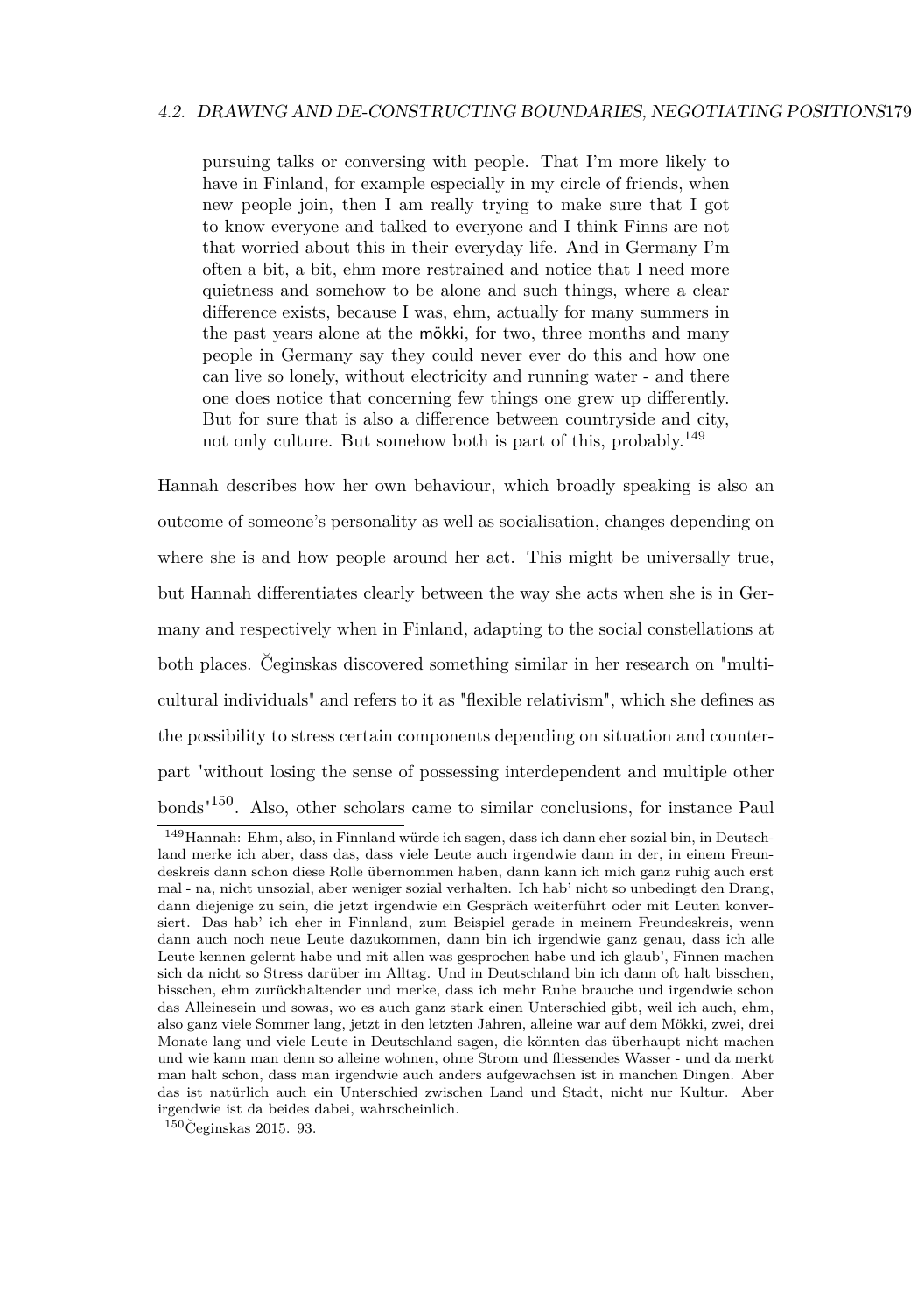> pursuing talks or conversing with people. That I'm more likely to have in Finland, for example especially in my circle of friends, when new people join, then I am really trying to make sure that I got to know everyone and talked to everyone and I think Finns are not that worried about this in their everyday life. And in Germany I'm often a bit, a bit, ehm more restrained and notice that I need more quietness and somehow to be alone and such things, where a clear difference exists, because I was, ehm, actually for many summers in the past years alone at the mökki, for two, three months and many people in Germany say they could never ever do this and how one can live so lonely, without electricity and running water - and there one does notice that concerning few things one grew up differently. But for sure that is also a difference between countryside and city, not only culture. But somehow both is part of this, probably.[149]

Hannah describes how her own behaviour, which broadly speaking is also an outcome of someone's personality as well as socialisation, changes depending on where she is and how people around her act. This might be universally true, but Hannah differentiates clearly between the way she acts when she is in Germany and respectively when in Finland, adapting to the social constellations at both places. Čeginskas discovered something similar in her research on "multicultural individuals" and refers to it as "flexible relativism", which she defines as the possibility to stress certain components depending on situation and counterpart "without losing the sense of possessing interdependent and multiple other bonds"[150]. Also, other scholars came to similar conclusions, for instance Paul

---

[149] Hannah: Ehm, also, in Finnland würde ich sagen, dass ich dann eher sozial bin, in Deutschland merke ich aber, dass das, dass viele Leute auch irgendwie dann in der, in einem Freundeskreis dann schon diese Rolle übernommen haben, dann kann ich mich ganz ruhig auch erst mal - na, nicht unsozial, aber weniger sozial verhalten. Ich hab' nicht so unbedingt den Drang, dann diejenige zu sein, die jetzt irgendwie ein Gespräch weiterführt oder mit Leuten konversiert. Das hab' ich eher in Finnland, zum Beispiel gerade in meinem Freundeskreis, wenn dann auch noch neue Leute dazukommen, dann bin ich irgendwie ganz genau, dass ich alle Leute kennen gelernt habe und mit allen was gesprochen habe und ich glaub', Finnen machen sich da nicht so Stress darüber im Alltag. Und in Deutschland bin ich dann oft halt bisschen, bisschen, ehm zurückhaltender und merke, dass ich mehr Ruhe brauche und irgendwie schon das Alleinesein und sowas, wo es auch ganz stark einen Unterschied gibt, weil ich auch, ehm, also ganz viele Sommer lang, jetzt in den letzten Jahren, alleine war auf dem Mökki, zwei, drei Monate lang und viele Leute in Deutschland sagen, die könnten das überhaupt nicht machen und wie kann man denn so alleine wohnen, ohne Strom und fliessendes Wasser - und da merkt man halt schon, dass man irgendwie auch anders aufgewachsen ist in manchen Dingen. Aber das ist natürlich auch ein Unterschied zwischen Land und Stadt, nicht nur Kultur. Aber irgendwie ist da beides dabei, wahrscheinlich.

[150] Čeginskas 2015. 93.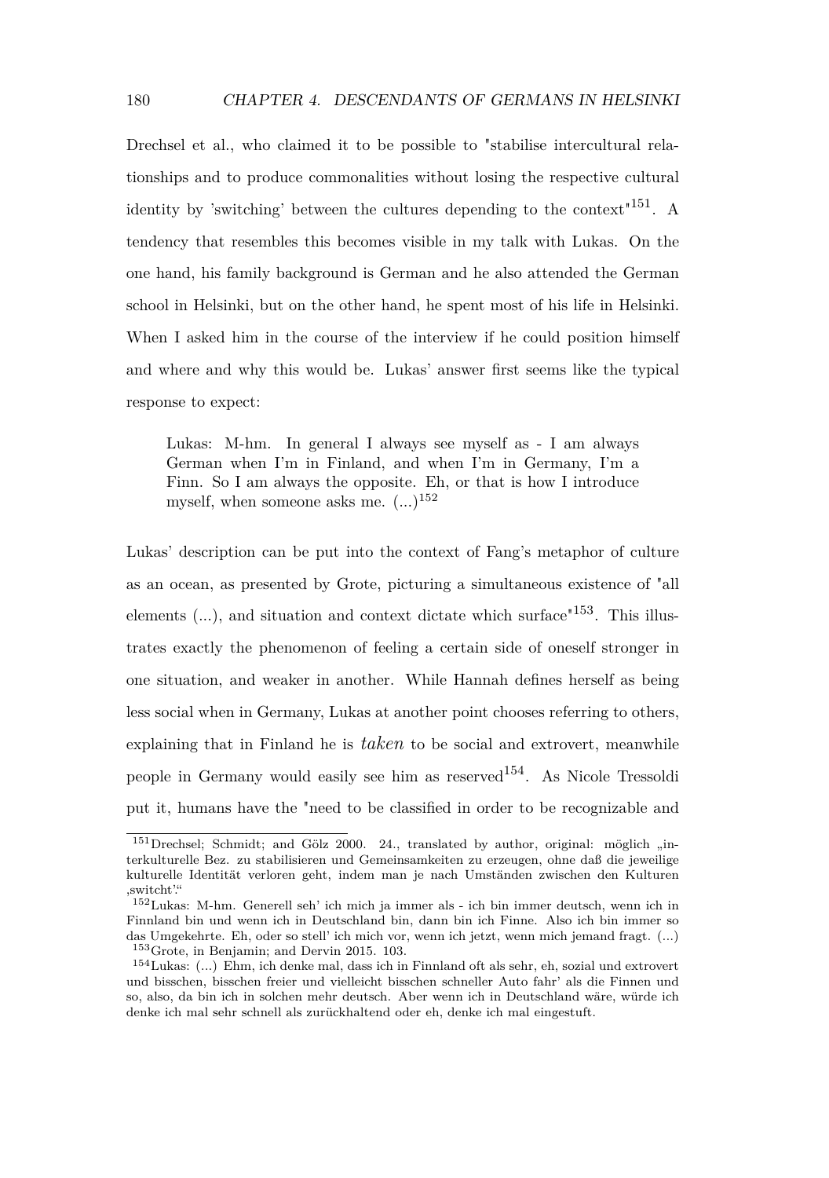Drechsel et al., who claimed it to be possible to "stabilise intercultural relationships and to produce commonalities without losing the respective cultural identity by 'switching' between the cultures depending to the context"[151]. A tendency that resembles this becomes visible in my talk with Lukas. On the one hand, his family background is German and he also attended the German school in Helsinki, but on the other hand, he spent most of his life in Helsinki. When I asked him in the course of the interview if he could position himself and where and why this would be. Lukas' answer first seems like the typical response to expect:

> Lukas: M-hm. In general I always see myself as - I am always German when I'm in Finland, and when I'm in Germany, I'm a Finn. So I am always the opposite. Eh, or that is how I introduce myself, when someone asks me. (...)[152]

Lukas' description can be put into the context of Fang's metaphor of culture as an ocean, as presented by Grote, picturing a simultaneous existence of "all elements (...), and situation and context dictate which surface"[153]. This illustrates exactly the phenomenon of feeling a certain side of oneself stronger in one situation, and weaker in another. While Hannah defines herself as being less social when in Germany, Lukas at another point chooses referring to others, explaining that in Finland he is *taken* to be social and extrovert, meanwhile people in Germany would easily see him as reserved[154]. As Nicole Tressoldi put it, humans have the "need to be classified in order to be recognizable and

---

[151] Drechsel; Schmidt; and Gölz 2000. 24., translated by author, original: möglich „interkulturelle Bez. zu stabilisieren und Gemeinsamkeiten zu erzeugen, ohne daß die jeweilige kulturelle Identität verloren geht, indem man je nach Umständen zwischen den Kulturen ‚switcht'."

[152] Lukas: M-hm. Generell seh' ich mich ja immer als - ich bin immer deutsch, wenn ich in Finnland bin und wenn ich in Deutschland bin, dann bin ich Finne. Also ich bin immer so das Umgekehrte. Eh, oder so stell' ich mich vor, wenn ich jetzt, wenn mich jemand fragt. (...)

[153] Grote, in Benjamin; and Dervin 2015. 103.

[154] Lukas: (...) Ehm, ich denke mal, dass ich in Finnland oft als sehr, eh, sozial und extrovert und bisschen, bisschen freier und vielleicht bisschen schneller Auto fahr' als die Finnen und so, also, da bin ich in solchen mehr deutsch. Aber wenn ich in Deutschland wäre, würde ich denke ich mal sehr schnell als zurückhaltend oder eh, denke ich mal eingestuft.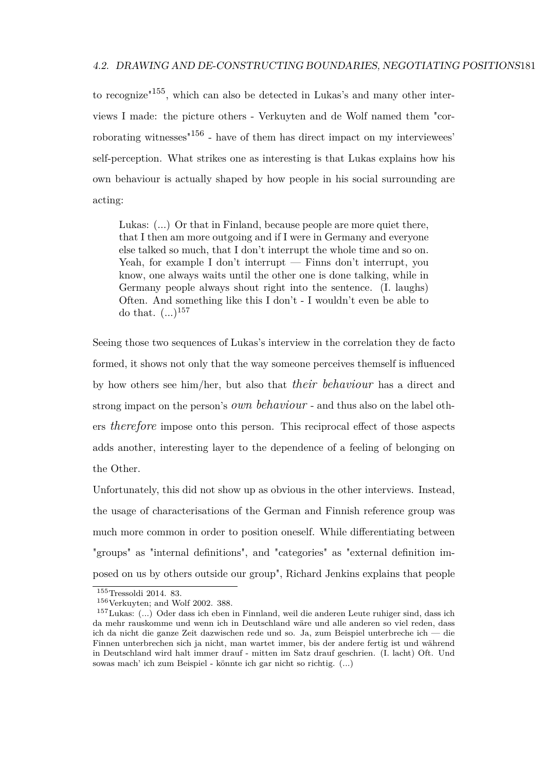to recognize"[155], which can also be detected in Lukas's and many other interviews I made: the picture others - Verkuyten and de Wolf named them "corroborating witnesses"[156] - have of them has direct impact on my interviewees' self-perception. What strikes one as interesting is that Lukas explains how his own behaviour is actually shaped by how people in his social surrounding are acting:

> Lukas: (...) Or that in Finland, because people are more quiet there, that I then am more outgoing and if I were in Germany and everyone else talked so much, that I don't interrupt the whole time and so on. Yeah, for example I don't interrupt — Finns don't interrupt, you know, one always waits until the other one is done talking, while in Germany people always shout right into the sentence. (I. laughs) Often. And something like this I don't - I wouldn't even be able to do that. (...)[157]

Seeing those two sequences of Lukas's interview in the correlation they de facto formed, it shows not only that the way someone perceives themself is influenced by how others see him/her, but also that *their behaviour* has a direct and strong impact on the person's *own behaviour* - and thus also on the label others *therefore* impose onto this person. This reciprocal effect of those aspects adds another, interesting layer to the dependence of a feeling of belonging on the Other.

Unfortunately, this did not show up as obvious in the other interviews. Instead, the usage of characterisations of the German and Finnish reference group was much more common in order to position oneself. While differentiating between "groups" as "internal definitions", and "categories" as "external definition imposed on us by others outside our group", Richard Jenkins explains that people

---

[155] Tressoldi 2014. 83.

[156] Verkuyten; and Wolf 2002. 388.

[157] Lukas: (...) Oder dass ich eben in Finnland, weil die anderen Leute ruhiger sind, dass ich da mehr rauskomme und wenn ich in Deutschland wäre und alle anderen so viel reden, dass ich da nicht die ganze Zeit dazwischen rede und so. Ja, zum Beispiel unterbreche ich — die Finnen unterbrechen sich ja nicht, man wartet immer, bis der andere fertig ist und während in Deutschland wird halt immer drauf - mitten im Satz drauf geschrien. (I. lacht) Oft. Und sowas mach' ich zum Beispiel - könnte ich gar nicht so richtig. (...)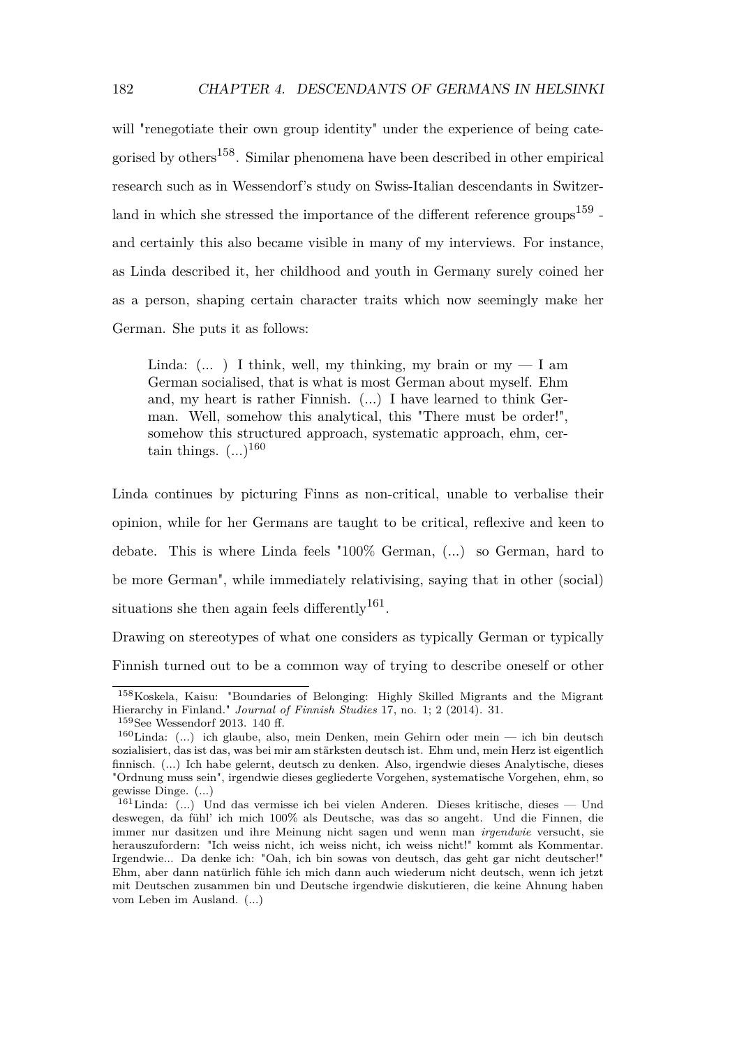will "renegotiate their own group identity" under the experience of being categorised by others[158]. Similar phenomena have been described in other empirical research such as in Wessendorf's study on Swiss-Italian descendants in Switzerland in which she stressed the importance of the different reference groups[159] - and certainly this also became visible in many of my interviews. For instance, as Linda described it, her childhood and youth in Germany surely coined her as a person, shaping certain character traits which now seemingly make her German. She puts it as follows:

> Linda: (... ) I think, well, my thinking, my brain or my — I am German socialised, that is what is most German about myself. Ehm and, my heart is rather Finnish. (...) I have learned to think German. Well, somehow this analytical, this "There must be order!", somehow this structured approach, systematic approach, ehm, certain things. (...)[160]

Linda continues by picturing Finns as non-critical, unable to verbalise their opinion, while for her Germans are taught to be critical, reflexive and keen to debate. This is where Linda feels "100% German, (...) so German, hard to be more German", while immediately relativising, saying that in other (social) situations she then again feels differently[161].

Drawing on stereotypes of what one considers as typically German or typically Finnish turned out to be a common way of trying to describe oneself or other

---

[158] Koskela, Kaisu: "Boundaries of Belonging: Highly Skilled Migrants and the Migrant Hierarchy in Finland." *Journal of Finnish Studies* 17, no. 1; 2 (2014). 31.

[159] See Wessendorf 2013. 140 ff.

[160] Linda: (...) ich glaube, also, mein Denken, mein Gehirn oder mein — ich bin deutsch sozialisiert, das ist das, was bei mir am stärksten deutsch ist. Ehm und, mein Herz ist eigentlich finnisch. (...) Ich habe gelernt, deutsch zu denken. Also, irgendwie dieses Analytische, dieses "Ordnung muss sein", irgendwie dieses gegliederte Vorgehen, systematische Vorgehen, ehm, so gewisse Dinge. (...)

[161] Linda: (...) Und das vermisse ich bei vielen Anderen. Dieses kritische, dieses — Und deswegen, da fühl' ich mich 100% als Deutsche, was das so angeht. Und die Finnen, die immer nur dasitzen und ihre Meinung nicht sagen und wenn man *irgendwie* versucht, sie herauszufordern: "Ich weiss nicht, ich weiss nicht, ich weiss nicht!" kommt als Kommentar. Irgendwie... Da denke ich: "Oah, ich bin sowas von deutsch, das geht gar nicht deutscher!" Ehm, aber dann natürlich fühle ich mich dann auch wiederum nicht deutsch, wenn ich jetzt mit Deutschen zusammen bin und Deutsche irgendwie diskutieren, die keine Ahnung haben vom Leben im Ausland. (...)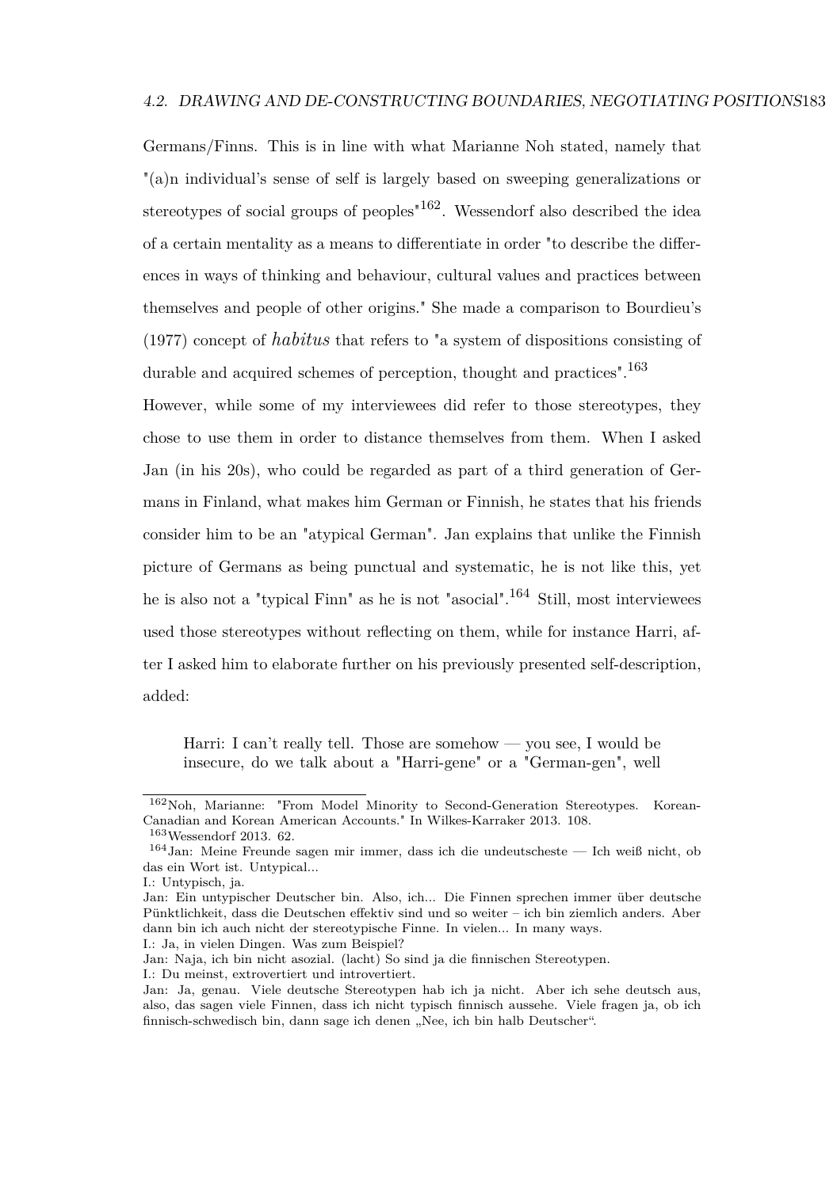Germans/Finns. This is in line with what Marianne Noh stated, namely that "(a)n individual's sense of self is largely based on sweeping generalizations or stereotypes of social groups of peoples"[162]. Wessendorf also described the idea of a certain mentality as a means to differentiate in order "to describe the differences in ways of thinking and behaviour, cultural values and practices between themselves and people of other origins." She made a comparison to Bourdieu's (1977) concept of *habitus* that refers to "a system of dispositions consisting of durable and acquired schemes of perception, thought and practices".[163]

However, while some of my interviewees did refer to those stereotypes, they chose to use them in order to distance themselves from them. When I asked Jan (in his 20s), who could be regarded as part of a third generation of Germans in Finland, what makes him German or Finnish, he states that his friends consider him to be an "atypical German". Jan explains that unlike the Finnish picture of Germans as being punctual and systematic, he is not like this, yet he is also not a "typical Finn" as he is not "asocial".[164] Still, most interviewees used those stereotypes without reflecting on them, while for instance Harri, after I asked him to elaborate further on his previously presented self-description, added:

> Harri: I can't really tell. Those are somehow — you see, I would be insecure, do we talk about a "Harri-gene" or a "German-gen", well

---

[162] Noh, Marianne: "From Model Minority to Second-Generation Stereotypes. Korean-Canadian and Korean American Accounts." In Wilkes-Karraker 2013. 108.

[163] Wessendorf 2013. 62.

[164] Jan: Meine Freunde sagen mir immer, dass ich die undeutscheste — Ich weiß nicht, ob das ein Wort ist. Untypical...
I.: Untypisch, ja.
Jan: Ein untypischer Deutscher bin. Also, ich... Die Finnen sprechen immer über deutsche Pünktlichkeit, dass die Deutschen effektiv sind und so weiter – ich bin ziemlich anders. Aber dann bin ich auch nicht der stereotypische Finne. In vielen... In many ways.
I.: Ja, in vielen Dingen. Was zum Beispiel?
Jan: Naja, ich bin nicht asozial. (lacht) So sind ja die finnischen Stereotypen.
I.: Du meinst, extrovertiert und introvertiert.
Jan: Ja, genau. Viele deutsche Stereotypen hab ich ja nicht. Aber ich sehe deutsch aus, also, das sagen viele Finnen, dass ich nicht typisch finnisch aussehe. Viele fragen ja, ob ich finnisch-schwedisch bin, dann sage ich denen „Nee, ich bin halb Deutscher".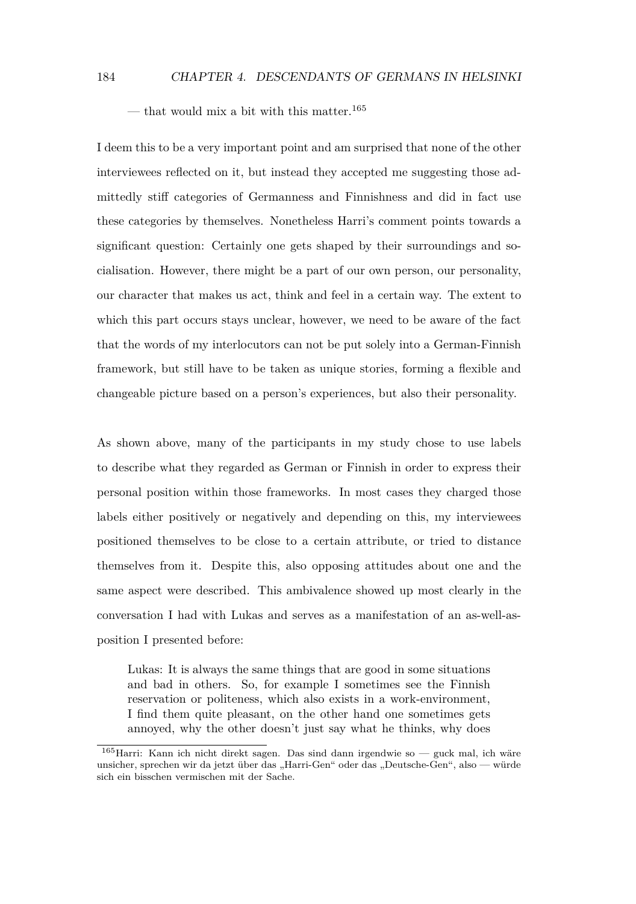> — that would mix a bit with this matter.[165]

I deem this to be a very important point and am surprised that none of the other interviewees reflected on it, but instead they accepted me suggesting those admittedly stiff categories of Germanness and Finnishness and did in fact use these categories by themselves. Nonetheless Harri's comment points towards a significant question: Certainly one gets shaped by their surroundings and socialisation. However, there might be a part of our own person, our personality, our character that makes us act, think and feel in a certain way. The extent to which this part occurs stays unclear, however, we need to be aware of the fact that the words of my interlocutors can not be put solely into a German-Finnish framework, but still have to be taken as unique stories, forming a flexible and changeable picture based on a person's experiences, but also their personality.

As shown above, many of the participants in my study chose to use labels to describe what they regarded as German or Finnish in order to express their personal position within those frameworks. In most cases they charged those labels either positively or negatively and depending on this, my interviewees positioned themselves to be close to a certain attribute, or tried to distance themselves from it. Despite this, also opposing attitudes about one and the same aspect were described. This ambivalence showed up most clearly in the conversation I had with Lukas and serves as a manifestation of an as-well-as-position I presented before:

> Lukas: It is always the same things that are good in some situations and bad in others. So, for example I sometimes see the Finnish reservation or politeness, which also exists in a work-environment, I find them quite pleasant, on the other hand one sometimes gets annoyed, why the other doesn't just say what he thinks, why does

[165] Harri: Kann ich nicht direkt sagen. Das sind dann irgendwie so — guck mal, ich wäre unsicher, sprechen wir da jetzt über das „Harri-Gen" oder das „Deutsche-Gen", also — würde sich ein bisschen vermischen mit der Sache.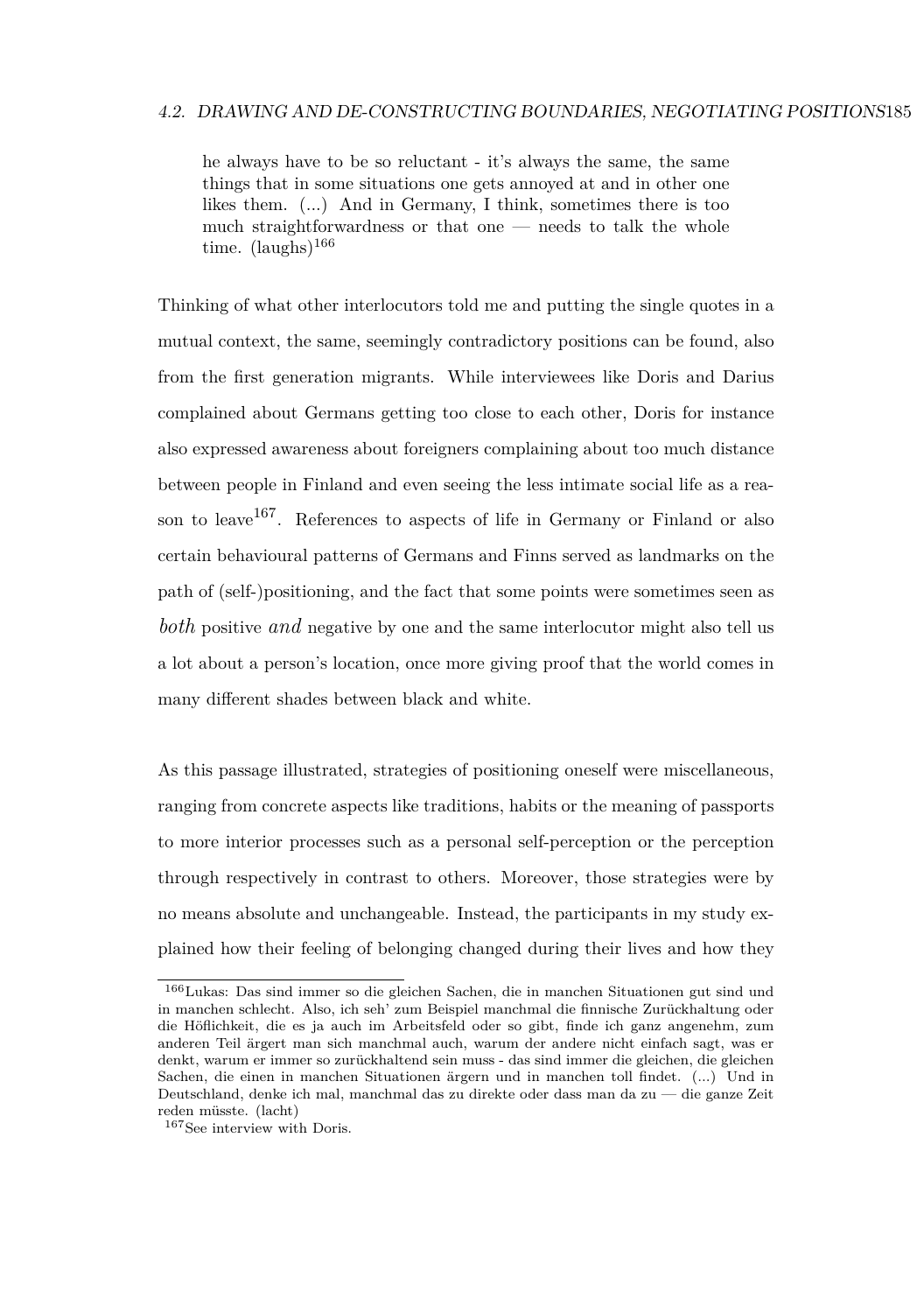> he always have to be so reluctant - it's always the same, the same things that in some situations one gets annoyed at and in other one likes them. (...) And in Germany, I think, sometimes there is too much straightforwardness or that one — needs to talk the whole time. (laughs)[166]

Thinking of what other interlocutors told me and putting the single quotes in a mutual context, the same, seemingly contradictory positions can be found, also from the first generation migrants. While interviewees like Doris and Darius complained about Germans getting too close to each other, Doris for instance also expressed awareness about foreigners complaining about too much distance between people in Finland and even seeing the less intimate social life as a reason to leave[167]. References to aspects of life in Germany or Finland or also certain behavioural patterns of Germans and Finns served as landmarks on the path of (self-)positioning, and the fact that some points were sometimes seen as *both* positive *and* negative by one and the same interlocutor might also tell us a lot about a person's location, once more giving proof that the world comes in many different shades between black and white.

As this passage illustrated, strategies of positioning oneself were miscellaneous, ranging from concrete aspects like traditions, habits or the meaning of passports to more interior processes such as a personal self-perception or the perception through respectively in contrast to others. Moreover, those strategies were by no means absolute and unchangeable. Instead, the participants in my study explained how their feeling of belonging changed during their lives and how they

---

[166] Lukas: Das sind immer so die gleichen Sachen, die in manchen Situationen gut sind und in manchen schlecht. Also, ich seh' zum Beispiel manchmal die finnische Zurückhaltung oder die Höflichkeit, die es ja auch im Arbeitsfeld oder so gibt, finde ich ganz angenehm, zum anderen Teil ärgert man sich manchmal auch, warum der andere nicht einfach sagt, was er denkt, warum er immer so zurückhaltend sein muss - das sind immer die gleichen, die gleichen Sachen, die einen in manchen Situationen ärgern und in manchen toll findet. (...) Und in Deutschland, denke ich mal, manchmal das zu direkte oder dass man da zu — die ganze Zeit reden müsste. (lacht)

[167] See interview with Doris.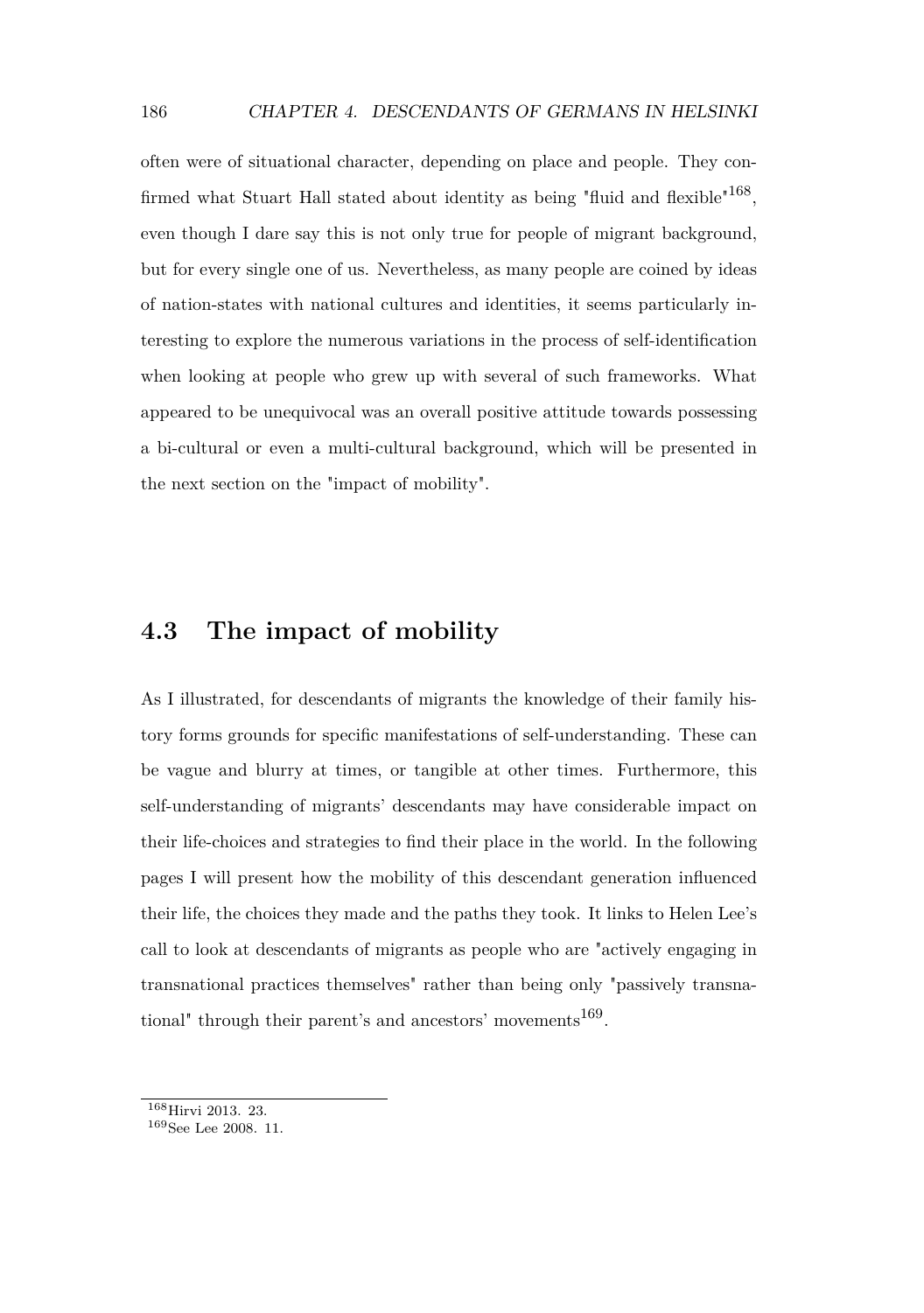often were of situational character, depending on place and people. They confirmed what Stuart Hall stated about identity as being "fluid and flexible"[168], even though I dare say this is not only true for people of migrant background, but for every single one of us. Nevertheless, as many people are coined by ideas of nation-states with national cultures and identities, it seems particularly interesting to explore the numerous variations in the process of self-identification when looking at people who grew up with several of such frameworks. What appeared to be unequivocal was an overall positive attitude towards possessing a bi-cultural or even a multi-cultural background, which will be presented in the next section on the "impact of mobility".

## 4.3 The impact of mobility

As I illustrated, for descendants of migrants the knowledge of their family history forms grounds for specific manifestations of self-understanding. These can be vague and blurry at times, or tangible at other times. Furthermore, this self-understanding of migrants' descendants may have considerable impact on their life-choices and strategies to find their place in the world. In the following pages I will present how the mobility of this descendant generation influenced their life, the choices they made and the paths they took. It links to Helen Lee's call to look at descendants of migrants as people who are "actively engaging in transnational practices themselves" rather than being only "passively transnational" through their parent's and ancestors' movements[169].

---

[168] Hirvi 2013. 23.
[169] See Lee 2008. 11.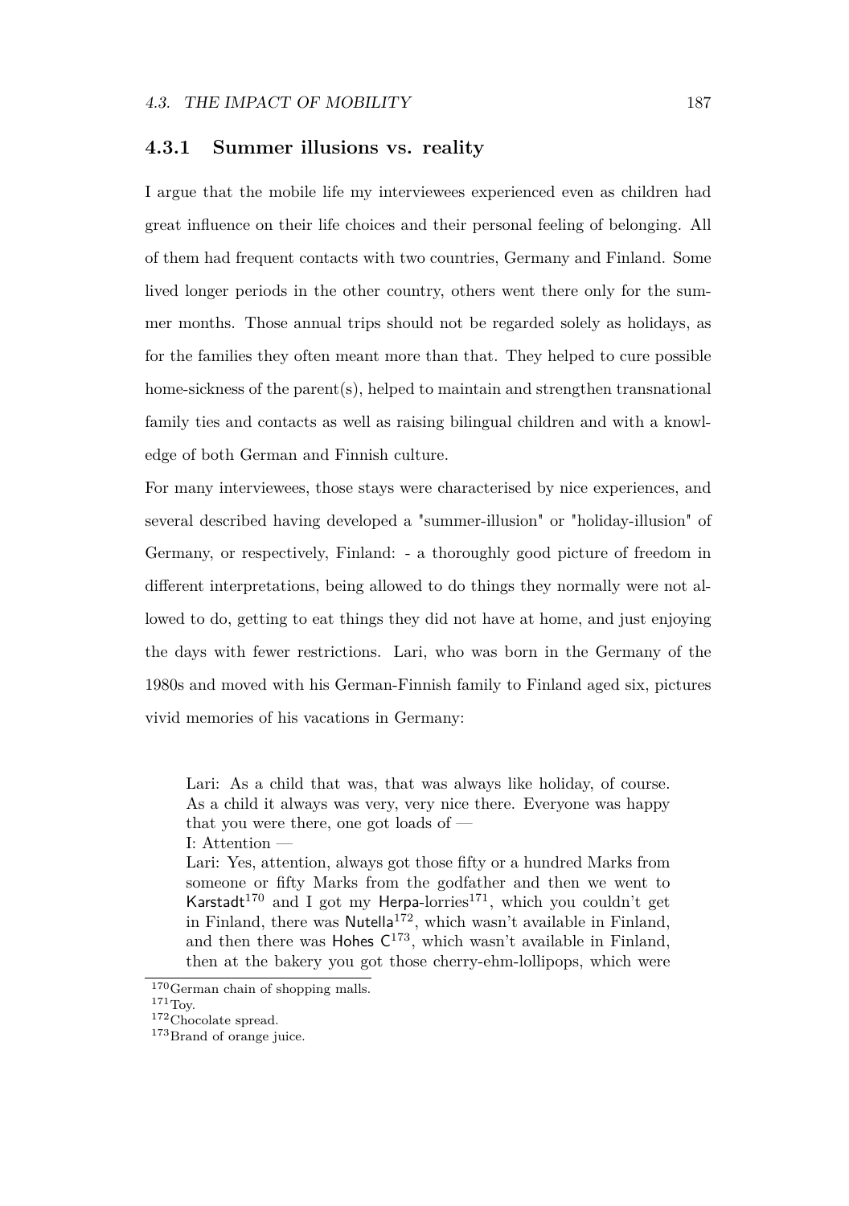### 4.3.1 Summer illusions vs. reality

I argue that the mobile life my interviewees experienced even as children had great influence on their life choices and their personal feeling of belonging. All of them had frequent contacts with two countries, Germany and Finland. Some lived longer periods in the other country, others went there only for the summer months. Those annual trips should not be regarded solely as holidays, as for the families they often meant more than that. They helped to cure possible home-sickness of the parent(s), helped to maintain and strengthen transnational family ties and contacts as well as raising bilingual children and with a knowledge of both German and Finnish culture.

For many interviewees, those stays were characterised by nice experiences, and several described having developed a "summer-illusion" or "holiday-illusion" of Germany, or respectively, Finland: - a thoroughly good picture of freedom in different interpretations, being allowed to do things they normally were not allowed to do, getting to eat things they did not have at home, and just enjoying the days with fewer restrictions. Lari, who was born in the Germany of the 1980s and moved with his German-Finnish family to Finland aged six, pictures vivid memories of his vacations in Germany:

> Lari: As a child that was, that was always like holiday, of course. As a child it always was very, very nice there. Everyone was happy that you were there, one got loads of —
> I: Attention —
> Lari: Yes, attention, always got those fifty or a hundred Marks from someone or fifty Marks from the godfather and then we went to Karstadt[170] and I got my Herpa-lorries[171], which you couldn't get in Finland, there was Nutella[172], which wasn't available in Finland, and then there was Hohes C[173], which wasn't available in Finland, then at the bakery you got those cherry-ehm-lollipops, which were

[170] German chain of shopping malls.
[171] Toy.
[172] Chocolate spread.
[173] Brand of orange juice.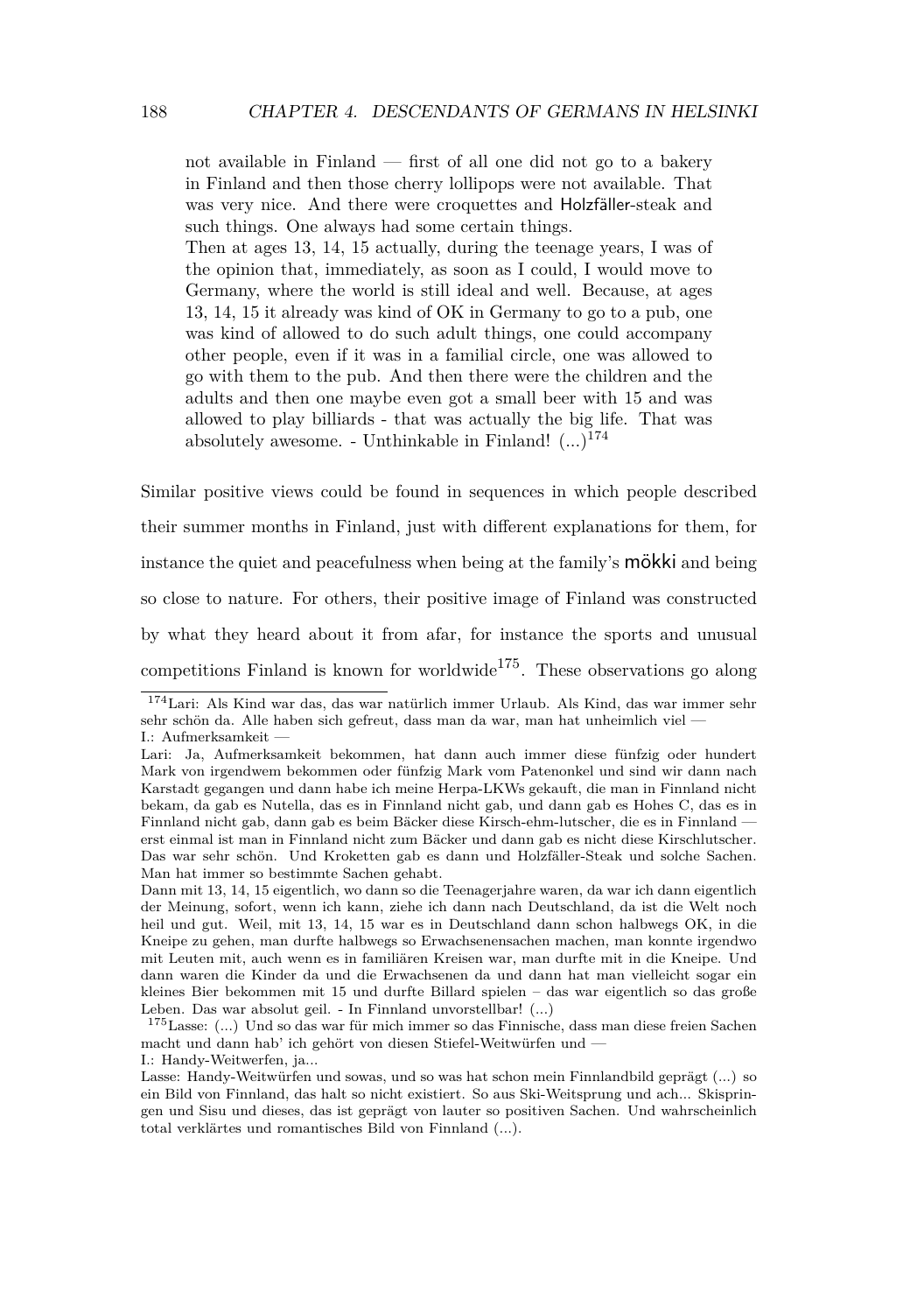> not available in Finland — first of all one did not go to a bakery in Finland and then those cherry lollipops were not available. That was very nice. And there were croquettes and Holzfäller-steak and such things. One always had some certain things.
> Then at ages 13, 14, 15 actually, during the teenage years, I was of the opinion that, immediately, as soon as I could, I would move to Germany, where the world is still ideal and well. Because, at ages 13, 14, 15 it already was kind of OK in Germany to go to a pub, one was kind of allowed to do such adult things, one could accompany other people, even if it was in a familial circle, one was allowed to go with them to the pub. And then there were the children and the adults and then one maybe even got a small beer with 15 and was allowed to play billiards - that was actually the big life. That was absolutely awesome. - Unthinkable in Finland! (...)[174]

Similar positive views could be found in sequences in which people described their summer months in Finland, just with different explanations for them, for instance the quiet and peacefulness when being at the family's mökki and being so close to nature. For others, their positive image of Finland was constructed by what they heard about it from afar, for instance the sports and unusual competitions Finland is known for worldwide[175]. These observations go along

---

[174] Lari: Als Kind war das, das war natürlich immer Urlaub. Als Kind, das war immer sehr sehr schön da. Alle haben sich gefreut, dass man da war, man hat unheimlich viel —
I.: Aufmerksamkeit —
Lari: Ja, Aufmerksamkeit bekommen, hat dann auch immer diese fünfzig oder hundert Mark von irgendwem bekommen oder fünfzig Mark vom Patenonkel und sind wir dann nach Karstadt gegangen und dann habe ich meine Herpa-LKWs gekauft, die man in Finnland nicht bekam, da gab es Nutella, das es in Finnland nicht gab, und dann gab es Hohes C, das es in Finnland nicht gab, dann gab es beim Bäcker diese Kirsch-ehm-lutscher, die es in Finnland — erst einmal ist man in Finnland nicht zum Bäcker und dann gab es nicht diese Kirschlutscher. Das war sehr schön. Und Kroketten gab es dann und Holzfäller-Steak und solche Sachen. Man hat immer so bestimmte Sachen gehabt.
Dann mit 13, 14, 15 eigentlich, wo dann so die Teenagerjahre waren, da war ich dann eigentlich der Meinung, sofort, wenn ich kann, ziehe ich dann nach Deutschland, da ist die Welt noch heil und gut. Weil, mit 13, 14, 15 war es in Deutschland dann schon halbwegs OK, in die Kneipe zu gehen, man durfte halbwegs so Erwachsenensachen machen, man konnte irgendwo mit Leuten mit, auch wenn es in familiären Kreisen war, man durfte mit in die Kneipe. Und dann waren die Kinder da und die Erwachsenen da und dann hat man vielleicht sogar ein kleines Bier bekommen mit 15 und durfte Billard spielen – das war eigentlich so das große Leben. Das war absolut geil. - In Finnland unvorstellbar! (...)

[175] Lasse: (...) Und so das war für mich immer so das Finnische, dass man diese freien Sachen macht und dann hab' ich gehört von diesen Stiefel-Weitwürfen und —
I.: Handy-Weitwerfen, ja...
Lasse: Handy-Weitwürfen und sowas, und so was hat schon mein Finnlandbild geprägt (...) so ein Bild von Finnland, das halt so nicht existiert. So aus Ski-Weitsprung und ach... Skispringen und Sisu und dieses, das ist geprägt von lauter so positiven Sachen. Und wahrscheinlich total verklärtes und romantisches Bild von Finnland (...).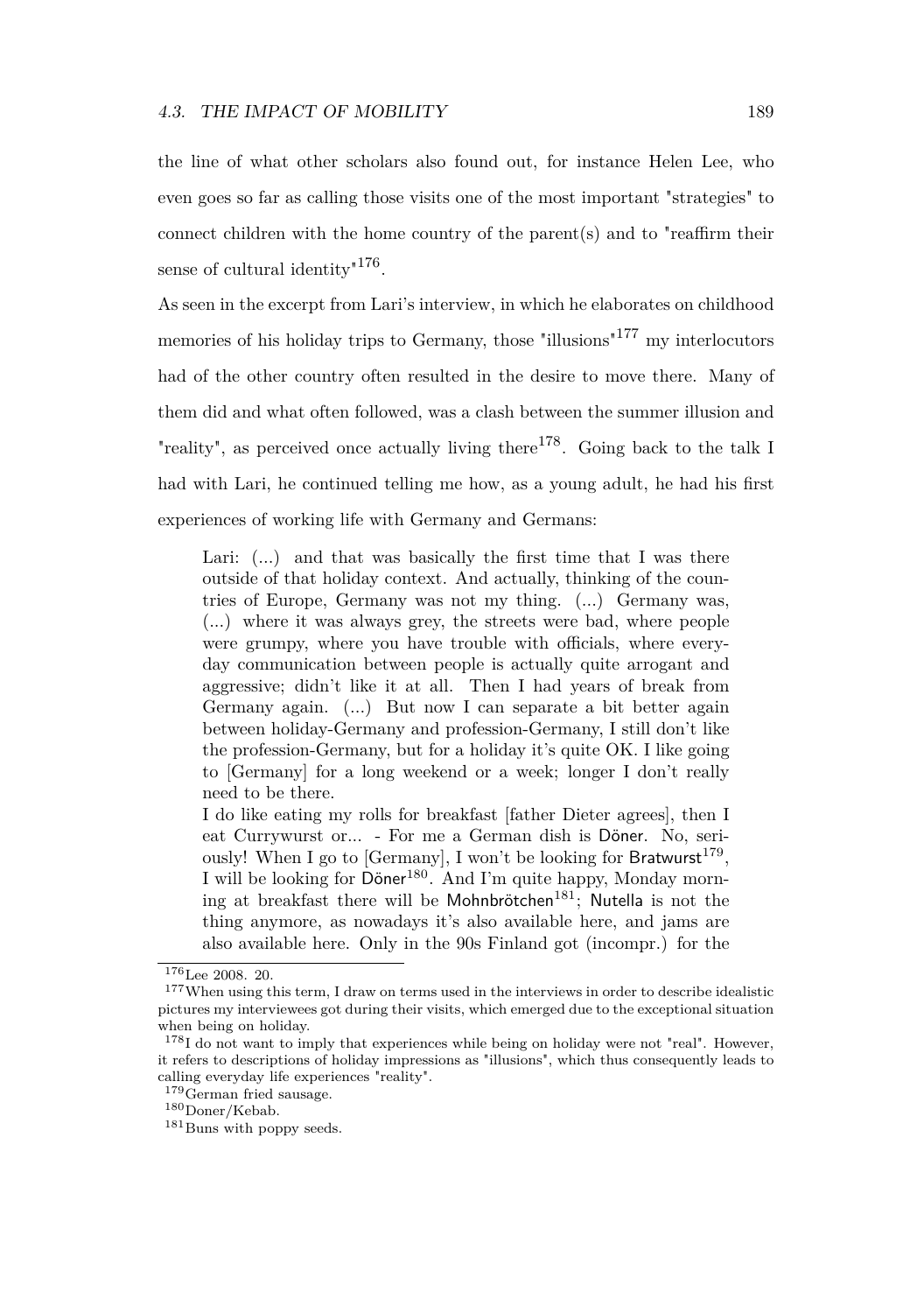the line of what other scholars also found out, for instance Helen Lee, who even goes so far as calling those visits one of the most important "strategies" to connect children with the home country of the parent(s) and to "reaffirm their sense of cultural identity"[176].

As seen in the excerpt from Lari's interview, in which he elaborates on childhood memories of his holiday trips to Germany, those "illusions"[177] my interlocutors had of the other country often resulted in the desire to move there. Many of them did and what often followed, was a clash between the summer illusion and "reality", as perceived once actually living there[178]. Going back to the talk I had with Lari, he continued telling me how, as a young adult, he had his first experiences of working life with Germany and Germans:

> Lari: (...) and that was basically the first time that I was there outside of that holiday context. And actually, thinking of the countries of Europe, Germany was not my thing. (...) Germany was, (...) where it was always grey, the streets were bad, where people were grumpy, where you have trouble with officials, where everyday communication between people is actually quite arrogant and aggressive; didn't like it at all. Then I had years of break from Germany again. (...) But now I can separate a bit better again between holiday-Germany and profession-Germany, I still don't like the profession-Germany, but for a holiday it's quite OK. I like going to [Germany] for a long weekend or a week; longer I don't really need to be there.
> I do like eating my rolls for breakfast [father Dieter agrees], then I eat Currywurst or... - For me a German dish is Döner. No, seriously! When I go to [Germany], I won't be looking for Bratwurst[179], I will be looking for Döner[180]. And I'm quite happy, Monday morning at breakfast there will be Mohnbrötchen[181]; Nutella is not the thing anymore, as nowadays it's also available here, and jams are also available here. Only in the 90s Finland got (incompr.) for the

---

[176] Lee 2008. 20.

[177] When using this term, I draw on terms used in the interviews in order to describe idealistic pictures my interviewees got during their visits, which emerged due to the exceptional situation when being on holiday.

[178] I do not want to imply that experiences while being on holiday were not "real". However, it refers to descriptions of holiday impressions as "illusions", which thus consequently leads to calling everyday life experiences "reality".

[179] German fried sausage.

[180] Doner/Kebab.

[181] Buns with poppy seeds.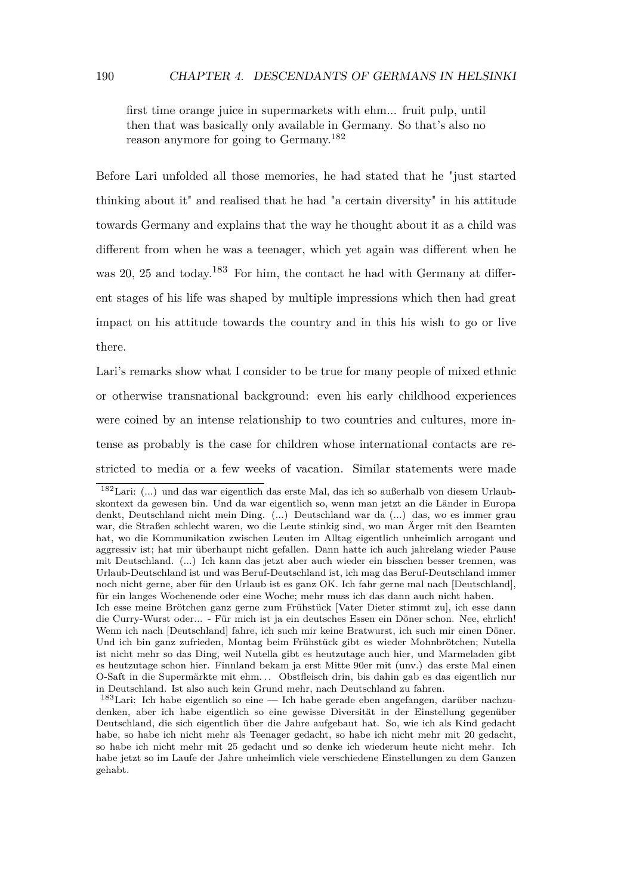> first time orange juice in supermarkets with ehm... fruit pulp, until then that was basically only available in Germany. So that's also no reason anymore for going to Germany.[182]

Before Lari unfolded all those memories, he had stated that he "just started thinking about it" and realised that he had "a certain diversity" in his attitude towards Germany and explains that the way he thought about it as a child was different from when he was a teenager, which yet again was different when he was 20, 25 and today.[183] For him, the contact he had with Germany at different stages of his life was shaped by multiple impressions which then had great impact on his attitude towards the country and in this his wish to go or live there.

Lari's remarks show what I consider to be true for many people of mixed ethnic or otherwise transnational background: even his early childhood experiences were coined by an intense relationship to two countries and cultures, more intense as probably is the case for children whose international contacts are restricted to media or a few weeks of vacation. Similar statements were made

---

[182] Lari: (...) und das war eigentlich das erste Mal, das ich so außerhalb von diesem Urlaubskontext da gewesen bin. Und da war eigentlich so, wenn man jetzt an die Länder in Europa denkt, Deutschland nicht mein Ding. (...) Deutschland war da (...) das, wo es immer grau war, die Straßen schlecht waren, wo die Leute stinkig sind, wo man Ärger mit den Beamten hat, wo die Kommunikation zwischen Leuten im Alltag eigentlich unheimlich arrogant und aggressiv ist; hat mir überhaupt nicht gefallen. Dann hatte ich auch jahrelang wieder Pause mit Deutschland. (...) Ich kann das jetzt aber auch wieder ein bisschen besser trennen, was Urlaub-Deutschland ist und was Beruf-Deutschland ist, ich mag das Beruf-Deutschland immer noch nicht gerne, aber für den Urlaub ist es ganz OK. Ich fahr gerne mal nach [Deutschland], für ein langes Wochenende oder eine Woche; mehr muss ich das dann auch nicht haben.
Ich esse meine Brötchen ganz gerne zum Frühstück [Vater Dieter stimmt zu], ich esse dann die Curry-Wurst oder... - Für mich ist ja ein deutsches Essen ein Döner schon. Nee, ehrlich! Wenn ich nach [Deutschland] fahre, ich such mir keine Bratwurst, ich such mir einen Döner. Und ich bin ganz zufrieden, Montag beim Frühstück gibt es wieder Mohnbrötchen; Nutella ist nicht mehr so das Ding, weil Nutella gibt es heutzutage auch hier, und Marmeladen gibt es heutzutage schon hier. Finnland bekam ja erst Mitte 90er mit (unv.) das erste Mal einen O-Saft in die Supermärkte mit ehm... Obstfleisch drin, bis dahin gab es das eigentlich nur in Deutschland. Ist also auch kein Grund mehr, nach Deutschland zu fahren.

[183] Lari: Ich habe eigentlich so eine — Ich habe gerade eben angefangen, darüber nachzudenken, aber ich habe eigentlich so eine gewisse Diversität in der Einstellung gegenüber Deutschland, die sich eigentlich über die Jahre aufgebaut hat. So, wie ich als Kind gedacht habe, so habe ich nicht mehr als Teenager gedacht, so habe ich nicht mehr mit 20 gedacht, so habe ich nicht mehr mit 25 gedacht und so denke ich wiederum heute nicht mehr. Ich habe jetzt so im Laufe der Jahre unheimlich viele verschiedene Einstellungen zu dem Ganzen gehabt.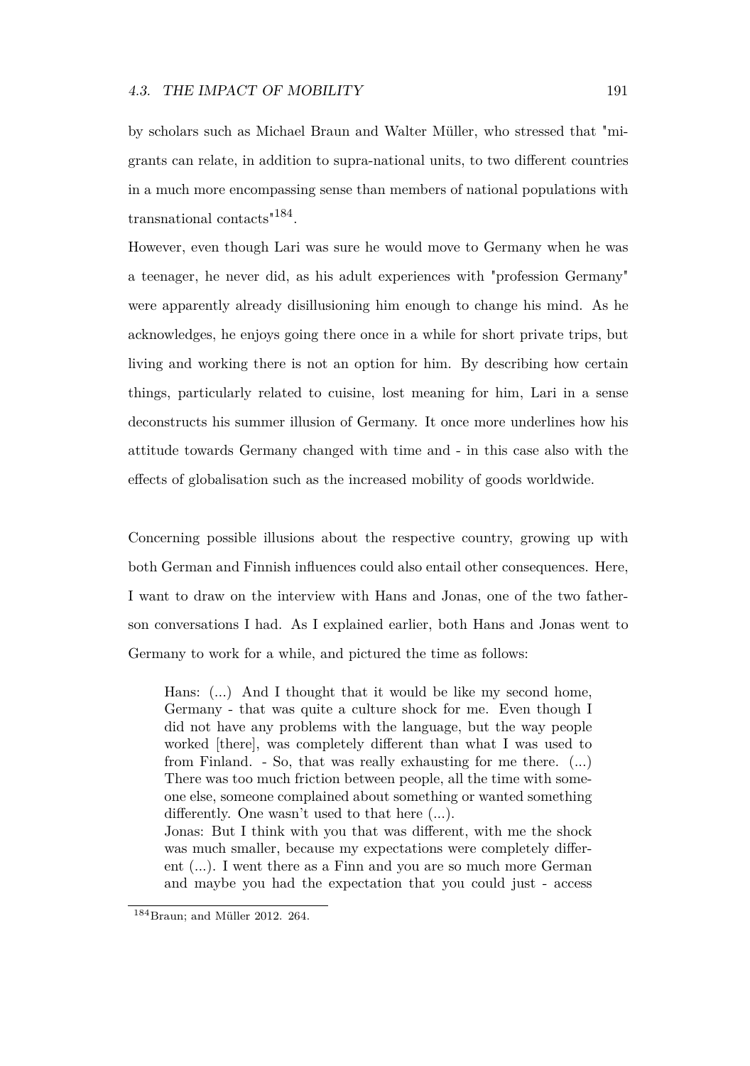by scholars such as Michael Braun and Walter Müller, who stressed that "migrants can relate, in addition to supra-national units, to two different countries in a much more encompassing sense than members of national populations with transnational contacts"[184].

However, even though Lari was sure he would move to Germany when he was a teenager, he never did, as his adult experiences with "profession Germany" were apparently already disillusioning him enough to change his mind. As he acknowledges, he enjoys going there once in a while for short private trips, but living and working there is not an option for him. By describing how certain things, particularly related to cuisine, lost meaning for him, Lari in a sense deconstructs his summer illusion of Germany. It once more underlines how his attitude towards Germany changed with time and - in this case also with the effects of globalisation such as the increased mobility of goods worldwide.

Concerning possible illusions about the respective country, growing up with both German and Finnish influences could also entail other consequences. Here, I want to draw on the interview with Hans and Jonas, one of the two father-son conversations I had. As I explained earlier, both Hans and Jonas went to Germany to work for a while, and pictured the time as follows:

> Hans: (...) And I thought that it would be like my second home, Germany - that was quite a culture shock for me. Even though I did not have any problems with the language, but the way people worked [there], was completely different than what I was used to from Finland. - So, that was really exhausting for me there. (...) There was too much friction between people, all the time with someone else, someone complained about something or wanted something differently. One wasn't used to that here (...).
> Jonas: But I think with you that was different, with me the shock was much smaller, because my expectations were completely different (...). I went there as a Finn and you are so much more German and maybe you had the expectation that you could just - access

[184] Braun; and Müller 2012. 264.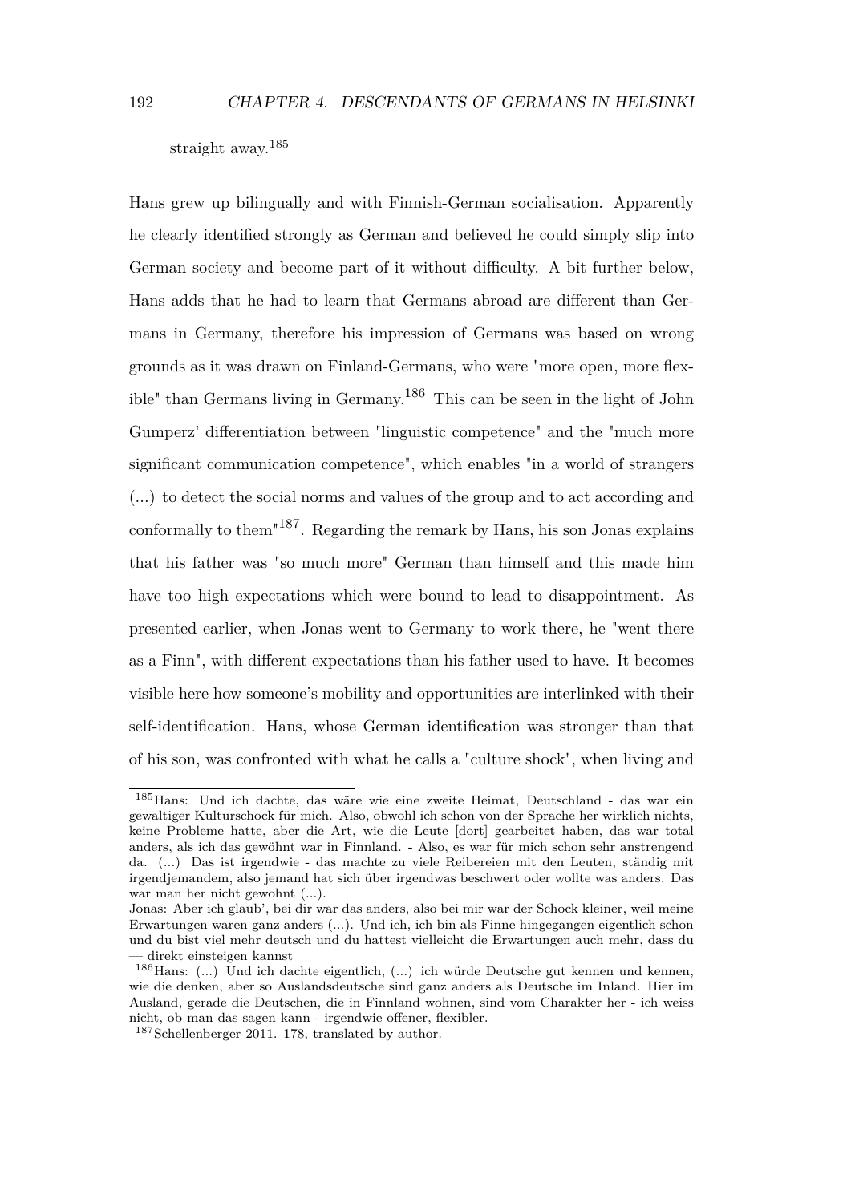straight away.[185]

Hans grew up bilingually and with Finnish-German socialisation. Apparently he clearly identified strongly as German and believed he could simply slip into German society and become part of it without difficulty. A bit further below, Hans adds that he had to learn that Germans abroad are different than Germans in Germany, therefore his impression of Germans was based on wrong grounds as it was drawn on Finland-Germans, who were "more open, more flexible" than Germans living in Germany.[186] This can be seen in the light of John Gumperz' differentiation between "linguistic competence" and the "much more significant communication competence", which enables "in a world of strangers (...) to detect the social norms and values of the group and to act according and conformally to them"[187]. Regarding the remark by Hans, his son Jonas explains that his father was "so much more" German than himself and this made him have too high expectations which were bound to lead to disappointment. As presented earlier, when Jonas went to Germany to work there, he "went there as a Finn", with different expectations than his father used to have. It becomes visible here how someone's mobility and opportunities are interlinked with their self-identification. Hans, whose German identification was stronger than that of his son, was confronted with what he calls a "culture shock", when living and

---

[185] Hans: Und ich dachte, das wäre wie eine zweite Heimat, Deutschland - das war ein gewaltiger Kulturschock für mich. Also, obwohl ich schon von der Sprache her wirklich nichts, keine Probleme hatte, aber die Art, wie die Leute [dort] gearbeitet haben, das war total anders, als ich das gewöhnt war in Finnland. - Also, es war für mich schon sehr anstrengend da. (...) Das ist irgendwie - das machte zu viele Reibereien mit den Leuten, ständig mit irgendjemandem, also jemand hat sich über irgendwas beschwert oder wollte was anders. Das war man her nicht gewohnt (...).
Jonas: Aber ich glaub', bei dir war das anders, also bei mir war der Schock kleiner, weil meine Erwartungen waren ganz anders (...). Und ich, ich bin als Finne hingegangen eigentlich schon und du bist viel mehr deutsch und du hattest vielleicht die Erwartungen auch mehr, dass du — direkt einsteigen kannst

[186] Hans: (...) Und ich dachte eigentlich, (...) ich würde Deutsche gut kennen und kennen, wie die denken, aber so Auslandsdeutsche sind ganz anders als Deutsche im Inland. Hier im Ausland, gerade die Deutschen, die in Finnland wohnen, sind vom Charakter her - ich weiss nicht, ob man das sagen kann - irgendwie offener, flexibler.

[187] Schellenberger 2011. 178, translated by author.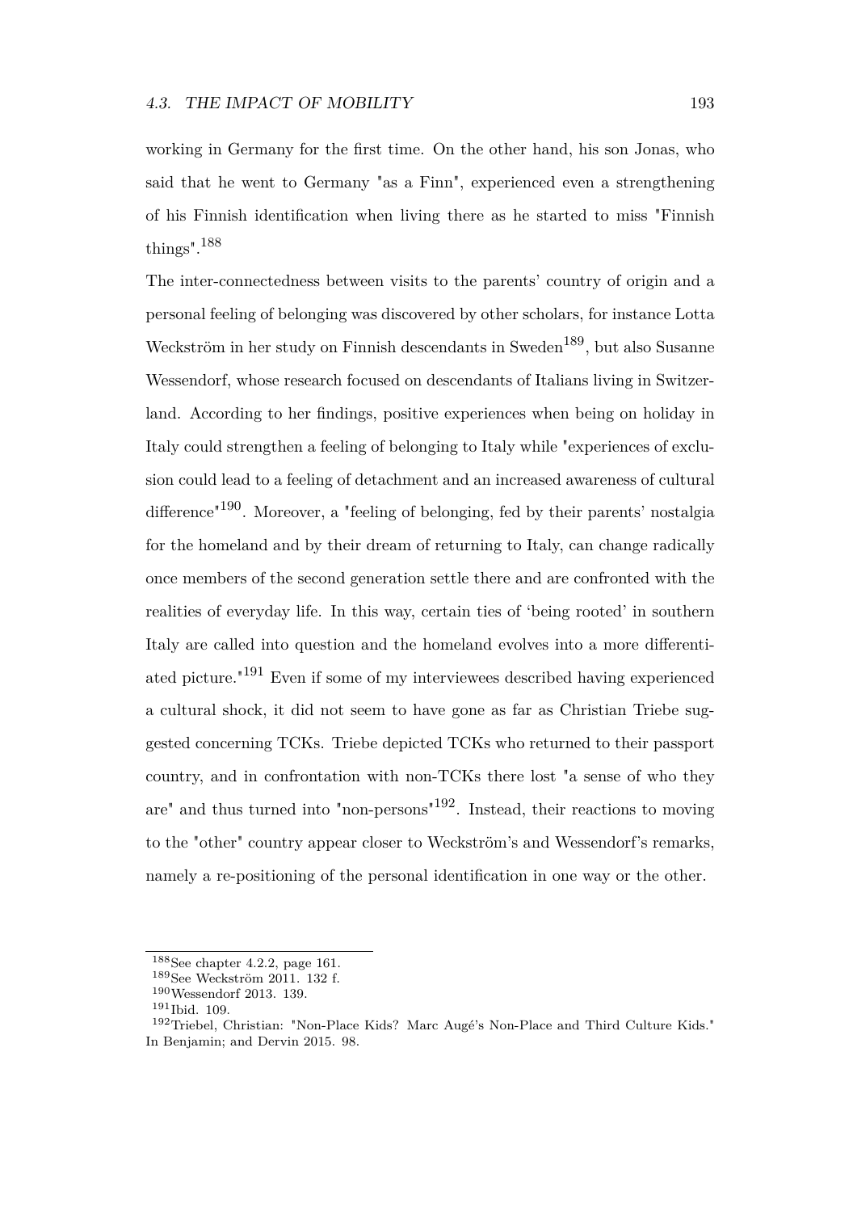working in Germany for the first time. On the other hand, his son Jonas, who said that he went to Germany "as a Finn", experienced even a strengthening of his Finnish identification when living there as he started to miss "Finnish things".[188]

The inter-connectedness between visits to the parents' country of origin and a personal feeling of belonging was discovered by other scholars, for instance Lotta Weckström in her study on Finnish descendants in Sweden[189], but also Susanne Wessendorf, whose research focused on descendants of Italians living in Switzerland. According to her findings, positive experiences when being on holiday in Italy could strengthen a feeling of belonging to Italy while "experiences of exclusion could lead to a feeling of detachment and an increased awareness of cultural difference"[190]. Moreover, a "feeling of belonging, fed by their parents' nostalgia for the homeland and by their dream of returning to Italy, can change radically once members of the second generation settle there and are confronted with the realities of everyday life. In this way, certain ties of 'being rooted' in southern Italy are called into question and the homeland evolves into a more differentiated picture."[191] Even if some of my interviewees described having experienced a cultural shock, it did not seem to have gone as far as Christian Triebe suggested concerning TCKs. Triebe depicted TCKs who returned to their passport country, and in confrontation with non-TCKs there lost "a sense of who they are" and thus turned into "non-persons"[192]. Instead, their reactions to moving to the "other" country appear closer to Weckström's and Wessendorf's remarks, namely a re-positioning of the personal identification in one way or the other.

---

[188] See chapter 4.2.2, page 161.

[189] See Weckström 2011. 132 f.

[190] Wessendorf 2013. 139.

[191] Ibid. 109.

[192] Triebel, Christian: "Non-Place Kids? Marc Augé's Non-Place and Third Culture Kids." In Benjamin; and Dervin 2015. 98.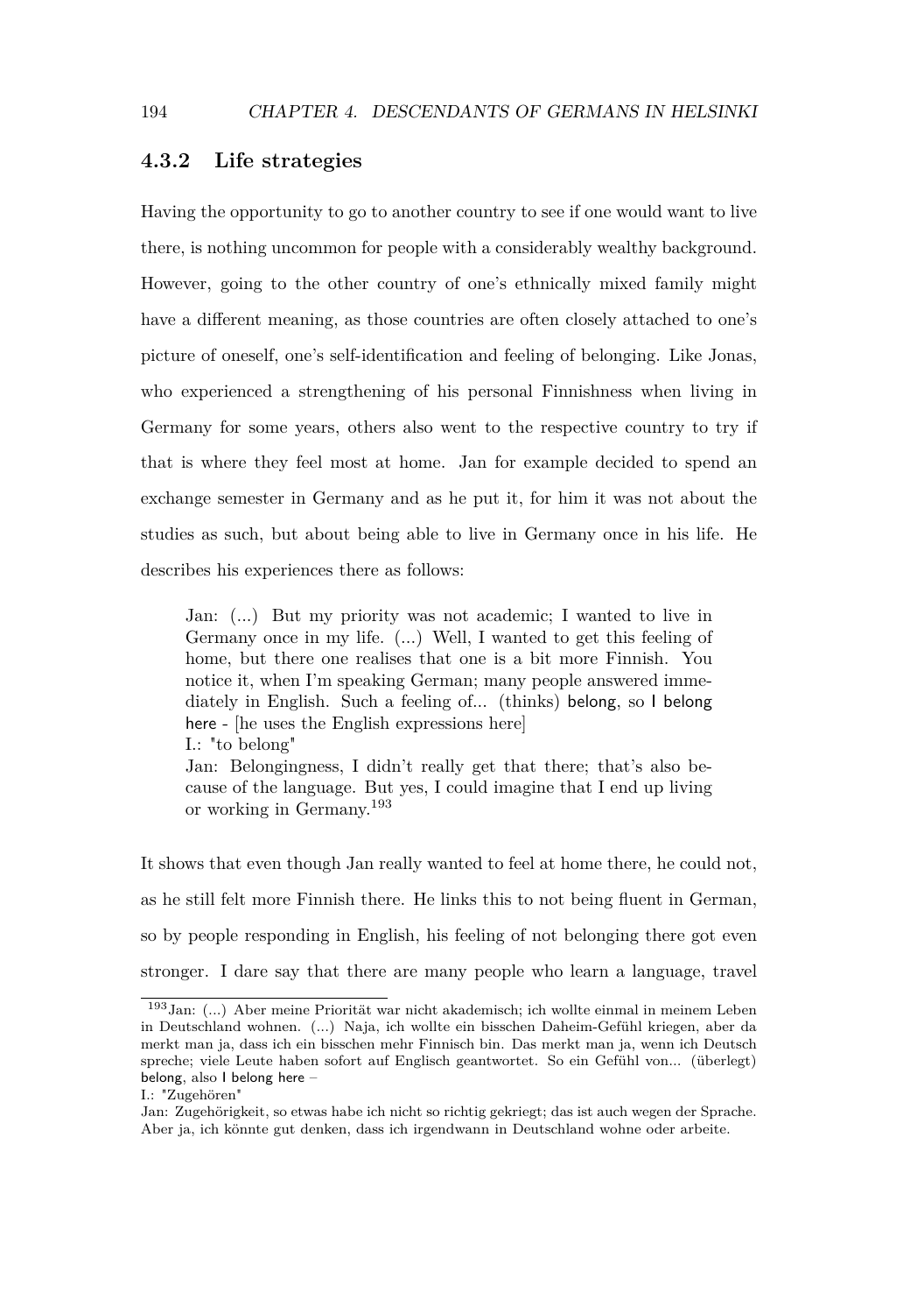### 4.3.2 Life strategies

Having the opportunity to go to another country to see if one would want to live there, is nothing uncommon for people with a considerably wealthy background. However, going to the other country of one's ethnically mixed family might have a different meaning, as those countries are often closely attached to one's picture of oneself, one's self-identification and feeling of belonging. Like Jonas, who experienced a strengthening of his personal Finnishness when living in Germany for some years, others also went to the respective country to try if that is where they feel most at home. Jan for example decided to spend an exchange semester in Germany and as he put it, for him it was not about the studies as such, but about being able to live in Germany once in his life. He describes his experiences there as follows:

> Jan: (...) But my priority was not academic; I wanted to live in Germany once in my life. (...) Well, I wanted to get this feeling of home, but there one realises that one is a bit more Finnish. You notice it, when I'm speaking German; many people answered immediately in English. Such a feeling of... (thinks) belong, so I belong here - [he uses the English expressions here]
> I.: "to belong"
> Jan: Belongingness, I didn't really get that there; that's also because of the language. But yes, I could imagine that I end up living or working in Germany.[193]

It shows that even though Jan really wanted to feel at home there, he could not, as he still felt more Finnish there. He links this to not being fluent in German, so by people responding in English, his feeling of not belonging there got even stronger. I dare say that there are many people who learn a language, travel

[193] Jan: (...) Aber meine Priorität war nicht akademisch; ich wollte einmal in meinem Leben in Deutschland wohnen. (...) Naja, ich wollte ein bisschen Daheim-Gefühl kriegen, aber da merkt man ja, dass ich ein bisschen mehr Finnisch bin. Das merkt man ja, wenn ich Deutsch spreche; viele Leute haben sofort auf Englisch geantwortet. So ein Gefühl von... (überlegt) belong, also I belong here –
I.: "Zugehören"
Jan: Zugehörigkeit, so etwas habe ich nicht so richtig gekriegt; das ist auch wegen der Sprache. Aber ja, ich könnte gut denken, dass ich irgendwann in Deutschland wohne oder arbeite.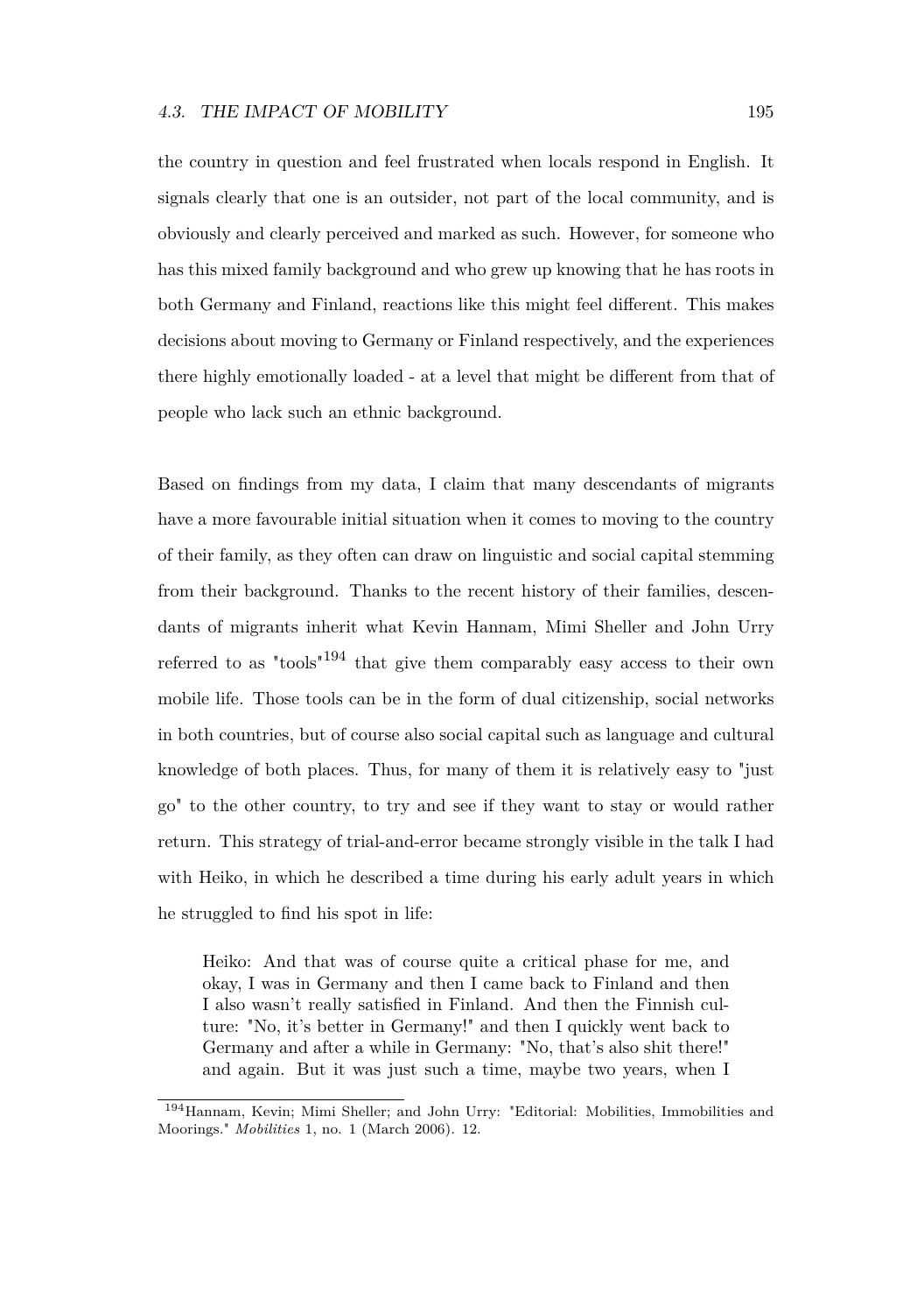the country in question and feel frustrated when locals respond in English. It signals clearly that one is an outsider, not part of the local community, and is obviously and clearly perceived and marked as such. However, for someone who has this mixed family background and who grew up knowing that he has roots in both Germany and Finland, reactions like this might feel different. This makes decisions about moving to Germany or Finland respectively, and the experiences there highly emotionally loaded - at a level that might be different from that of people who lack such an ethnic background.

Based on findings from my data, I claim that many descendants of migrants have a more favourable initial situation when it comes to moving to the country of their family, as they often can draw on linguistic and social capital stemming from their background. Thanks to the recent history of their families, descendants of migrants inherit what Kevin Hannam, Mimi Sheller and John Urry referred to as "tools"[194] that give them comparably easy access to their own mobile life. Those tools can be in the form of dual citizenship, social networks in both countries, but of course also social capital such as language and cultural knowledge of both places. Thus, for many of them it is relatively easy to "just go" to the other country, to try and see if they want to stay or would rather return. This strategy of trial-and-error became strongly visible in the talk I had with Heiko, in which he described a time during his early adult years in which he struggled to find his spot in life:

> Heiko: And that was of course quite a critical phase for me, and okay, I was in Germany and then I came back to Finland and then I also wasn't really satisfied in Finland. And then the Finnish culture: "No, it's better in Germany!" and then I quickly went back to Germany and after a while in Germany: "No, that's also shit there!" and again. But it was just such a time, maybe two years, when I

[194] Hannam, Kevin; Mimi Sheller; and John Urry: "Editorial: Mobilities, Immobilities and Moorings." *Mobilities* 1, no. 1 (March 2006). 12.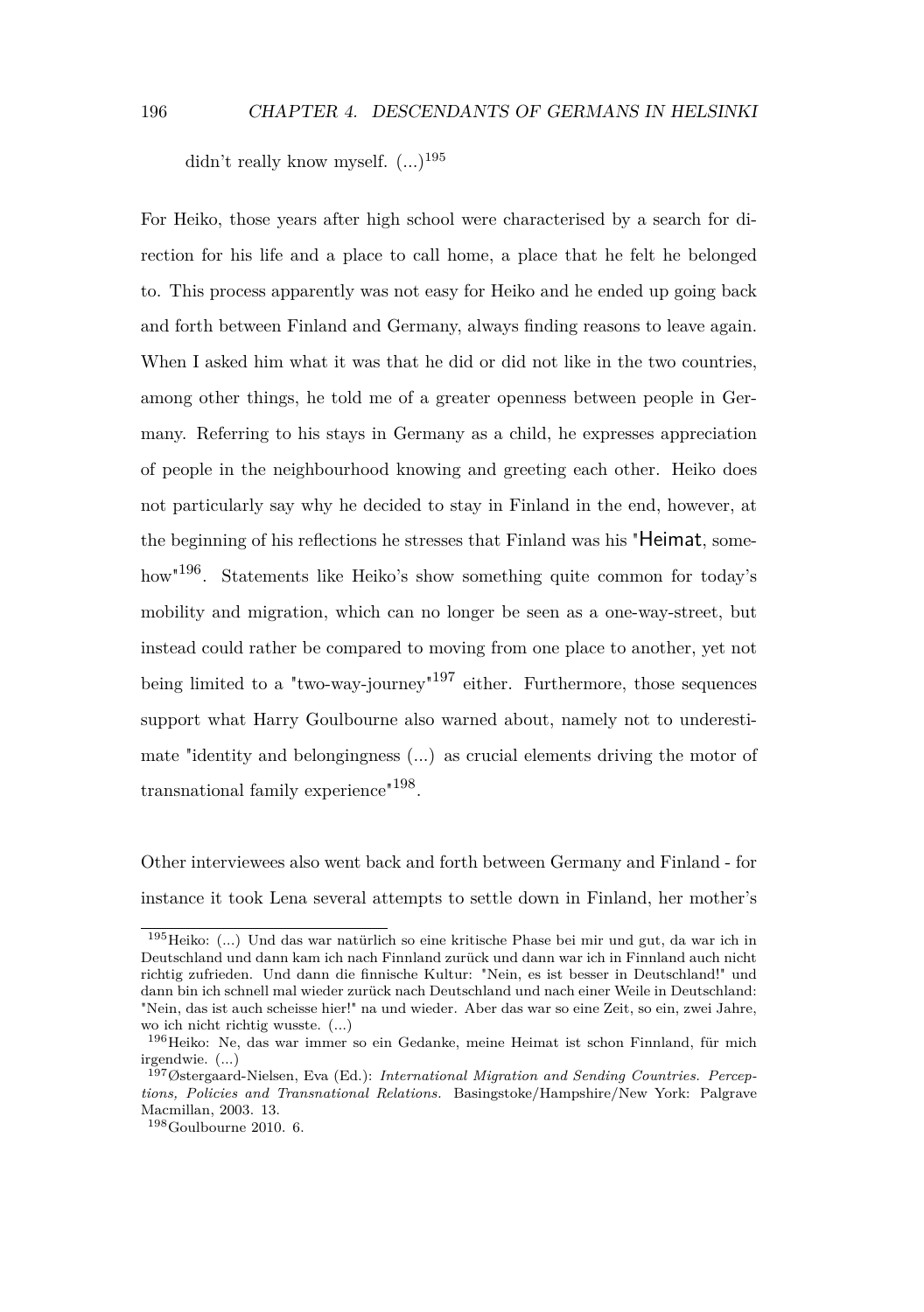didn't really know myself. (...)[195]

For Heiko, those years after high school were characterised by a search for direction for his life and a place to call home, a place that he felt he belonged to. This process apparently was not easy for Heiko and he ended up going back and forth between Finland and Germany, always finding reasons to leave again. When I asked him what it was that he did or did not like in the two countries, among other things, he told me of a greater openness between people in Germany. Referring to his stays in Germany as a child, he expresses appreciation of people in the neighbourhood knowing and greeting each other. Heiko does not particularly say why he decided to stay in Finland in the end, however, at the beginning of his reflections he stresses that Finland was his "Heimat, somehow"[196]. Statements like Heiko's show something quite common for today's mobility and migration, which can no longer be seen as a one-way-street, but instead could rather be compared to moving from one place to another, yet not being limited to a "two-way-journey"[197] either. Furthermore, those sequences support what Harry Goulbourne also warned about, namely not to underestimate "identity and belongingness (...) as crucial elements driving the motor of transnational family experience"[198].

Other interviewees also went back and forth between Germany and Finland - for instance it took Lena several attempts to settle down in Finland, her mother's

---

[195] Heiko: (...) Und das war natürlich so eine kritische Phase bei mir und gut, da war ich in Deutschland und dann kam ich nach Finnland zurück und dann war ich in Finnland auch nicht richtig zufrieden. Und dann die finnische Kultur: "Nein, es ist besser in Deutschland!" und dann bin ich schnell mal wieder zurück nach Deutschland und nach einer Weile in Deutschland: "Nein, das ist auch scheisse hier!" na und wieder. Aber das war so eine Zeit, so ein, zwei Jahre, wo ich nicht richtig wusste. (...)

[196] Heiko: Ne, das war immer so ein Gedanke, meine Heimat ist schon Finnland, für mich irgendwie. (...)

[197] Østergaard-Nielsen, Eva (Ed.): *International Migration and Sending Countries. Perceptions, Policies and Transnational Relations.* Basingstoke/Hampshire/New York: Palgrave Macmillan, 2003. 13.

[198] Goulbourne 2010. 6.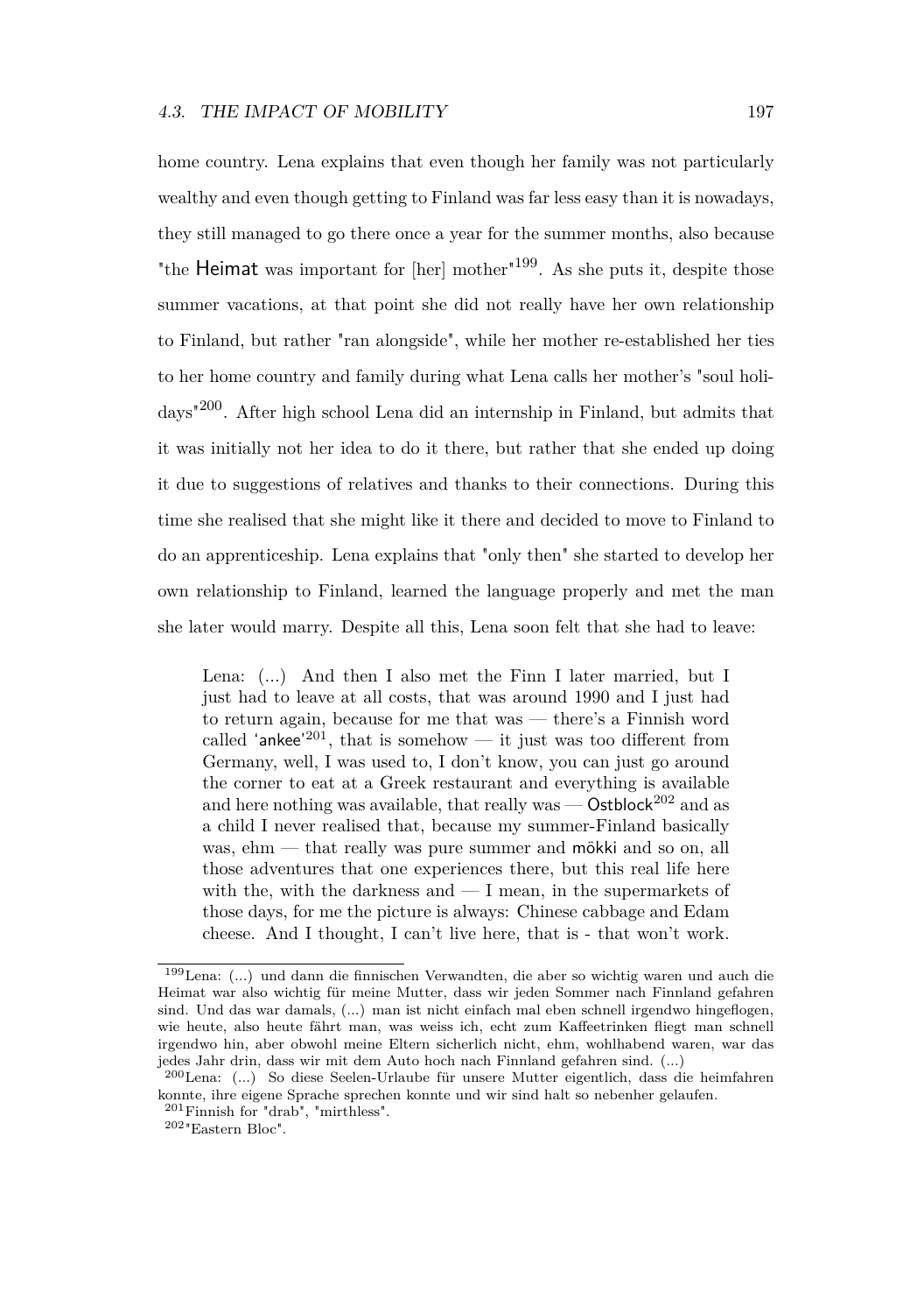home country. Lena explains that even though her family was not particularly wealthy and even though getting to Finland was far less easy than it is nowadays, they still managed to go there once a year for the summer months, also because "the Heimat was important for [her] mother"[199]. As she puts it, despite those summer vacations, at that point she did not really have her own relationship to Finland, but rather "ran alongside", while her mother re-established her ties to her home country and family during what Lena calls her mother's "soul holidays"[200]. After high school Lena did an internship in Finland, but admits that it was initially not her idea to do it there, but rather that she ended up doing it due to suggestions of relatives and thanks to their connections. During this time she realised that she might like it there and decided to move to Finland to do an apprenticeship. Lena explains that "only then" she started to develop her own relationship to Finland, learned the language properly and met the man she later would marry. Despite all this, Lena soon felt that she had to leave:

> Lena: (...) And then I also met the Finn I later married, but I just had to leave at all costs, that was around 1990 and I just had to return again, because for me that was — there's a Finnish word called 'ankee'[201], that is somehow — it just was too different from Germany, well, I was used to, I don't know, you can just go around the corner to eat at a Greek restaurant and everything is available and here nothing was available, that really was — Ostblock[202] and as a child I never realised that, because my summer-Finland basically was, ehm — that really was pure summer and mökki and so on, all those adventures that one experiences there, but this real life here with the, with the darkness and — I mean, in the supermarkets of those days, for me the picture is always: Chinese cabbage and Edam cheese. And I thought, I can't live here, that is - that won't work.

[199] Lena: (...) und dann die finnischen Verwandten, die aber so wichtig waren und auch die Heimat war also wichtig für meine Mutter, dass wir jeden Sommer nach Finnland gefahren sind. Und das war damals, (...) man ist nicht einfach mal eben schnell irgendwo hingeflogen, wie heute, also heute fährt man, was weiss ich, echt zum Kaffeetrinken fliegt man schnell irgendwo hin, aber obwohl meine Eltern sicherlich nicht, ehm, wohlhabend waren, war das jedes Jahr drin, dass wir mit dem Auto hoch nach Finnland gefahren sind. (...)

[200] Lena: (...) So diese Seelen-Urlaube für unsere Mutter eigentlich, dass die heimfahren konnte, ihre eigene Sprache sprechen konnte und wir sind halt so nebenher gelaufen.

[201] Finnish for "drab", "mirthless".

[202] "Eastern Bloc".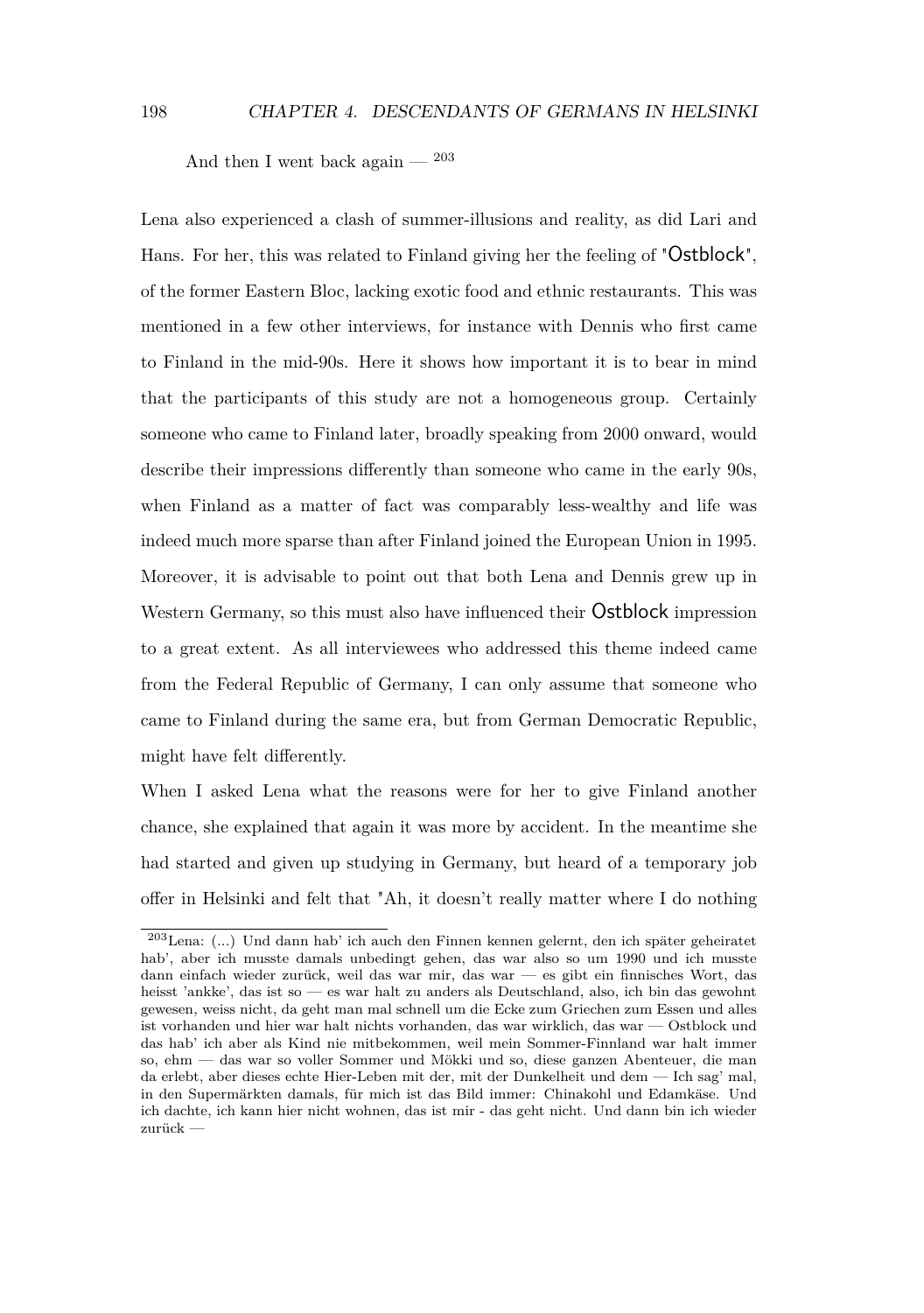And then I went back again — [203]

Lena also experienced a clash of summer-illusions and reality, as did Lari and Hans. For her, this was related to Finland giving her the feeling of "Ostblock", of the former Eastern Bloc, lacking exotic food and ethnic restaurants. This was mentioned in a few other interviews, for instance with Dennis who first came to Finland in the mid-90s. Here it shows how important it is to bear in mind that the participants of this study are not a homogeneous group. Certainly someone who came to Finland later, broadly speaking from 2000 onward, would describe their impressions differently than someone who came in the early 90s, when Finland as a matter of fact was comparably less-wealthy and life was indeed much more sparse than after Finland joined the European Union in 1995. Moreover, it is advisable to point out that both Lena and Dennis grew up in Western Germany, so this must also have influenced their Ostblock impression to a great extent. As all interviewees who addressed this theme indeed came from the Federal Republic of Germany, I can only assume that someone who came to Finland during the same era, but from German Democratic Republic, might have felt differently.

When I asked Lena what the reasons were for her to give Finland another chance, she explained that again it was more by accident. In the meantime she had started and given up studying in Germany, but heard of a temporary job offer in Helsinki and felt that "Ah, it doesn't really matter where I do nothing

[203]Lena: (...) Und dann hab' ich auch den Finnen kennen gelernt, den ich später geheiratet hab', aber ich musste damals unbedingt gehen, das war also so um 1990 und ich musste dann einfach wieder zurück, weil das war mir, das war — es gibt ein finnisches Wort, das heisst 'ankke', das ist so — es war halt zu anders als Deutschland, also, ich bin das gewohnt gewesen, weiss nicht, da geht man mal schnell um die Ecke zum Griechen zum Essen und alles ist vorhanden und hier war halt nichts vorhanden, das war wirklich, das war — Ostblock und das hab' ich aber als Kind nie mitbekommen, weil mein Sommer-Finnland war halt immer so, ehm — das war so voller Sommer und Mökki und so, diese ganzen Abenteuer, die man da erlebt, aber dieses echte Hier-Leben mit der, mit der Dunkelheit und dem — Ich sag' mal, in den Supermärkten damals, für mich ist das Bild immer: Chinakohl und Edamkäse. Und ich dachte, ich kann hier nicht wohnen, das ist mir - das geht nicht. Und dann bin ich wieder zurück —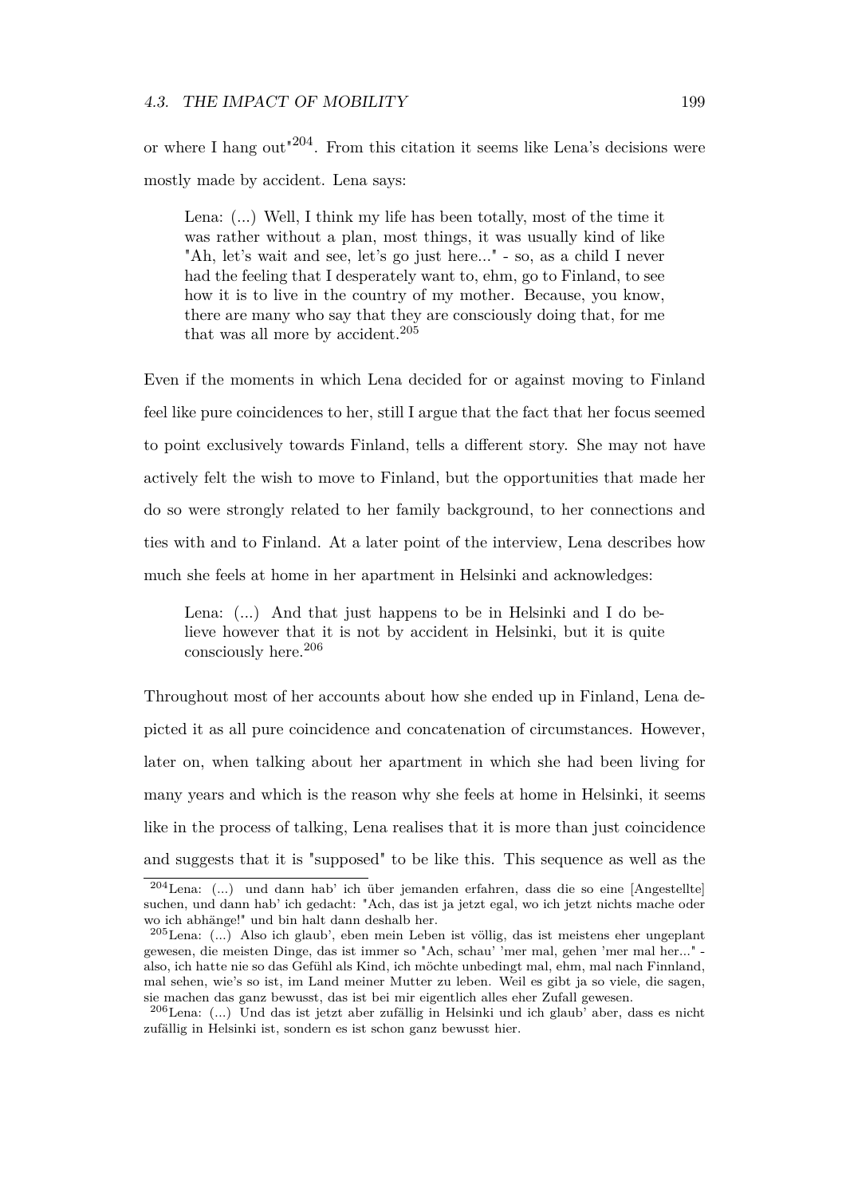or where I hang out"[204]. From this citation it seems like Lena's decisions were mostly made by accident. Lena says:

> Lena: (...) Well, I think my life has been totally, most of the time it was rather without a plan, most things, it was usually kind of like "Ah, let's wait and see, let's go just here..." - so, as a child I never had the feeling that I desperately want to, ehm, go to Finland, to see how it is to live in the country of my mother. Because, you know, there are many who say that they are consciously doing that, for me that was all more by accident.[205]

Even if the moments in which Lena decided for or against moving to Finland feel like pure coincidences to her, still I argue that the fact that her focus seemed to point exclusively towards Finland, tells a different story. She may not have actively felt the wish to move to Finland, but the opportunities that made her do so were strongly related to her family background, to her connections and ties with and to Finland. At a later point of the interview, Lena describes how much she feels at home in her apartment in Helsinki and acknowledges:

> Lena: (...) And that just happens to be in Helsinki and I do believe however that it is not by accident in Helsinki, but it is quite consciously here.[206]

Throughout most of her accounts about how she ended up in Finland, Lena depicted it as all pure coincidence and concatenation of circumstances. However, later on, when talking about her apartment in which she had been living for many years and which is the reason why she feels at home in Helsinki, it seems like in the process of talking, Lena realises that it is more than just coincidence and suggests that it is "supposed" to be like this. This sequence as well as the

[204] Lena: (...) und dann hab' ich über jemanden erfahren, dass die so eine [Angestellte] suchen, und dann hab' ich gedacht: "Ach, das ist ja jetzt egal, wo ich jetzt nichts mache oder wo ich abhänge!" und bin halt dann deshalb her.

[205] Lena: (...) Also ich glaub', eben mein Leben ist völlig, das ist meistens eher ungeplant gewesen, die meisten Dinge, das ist immer so "Ach, schau' 'mer mal, gehen 'mer mal her..." - also, ich hatte nie so das Gefühl als Kind, ich möchte unbedingt mal, ehm, mal nach Finnland, mal sehen, wie's so ist, im Land meiner Mutter zu leben. Weil es gibt ja so viele, die sagen, sie machen das ganz bewusst, das ist bei mir eigentlich alles eher Zufall gewesen.

[206] Lena: (...) Und das ist jetzt aber zufällig in Helsinki und ich glaub' aber, dass es nicht zufällig in Helsinki ist, sondern es ist schon ganz bewusst hier.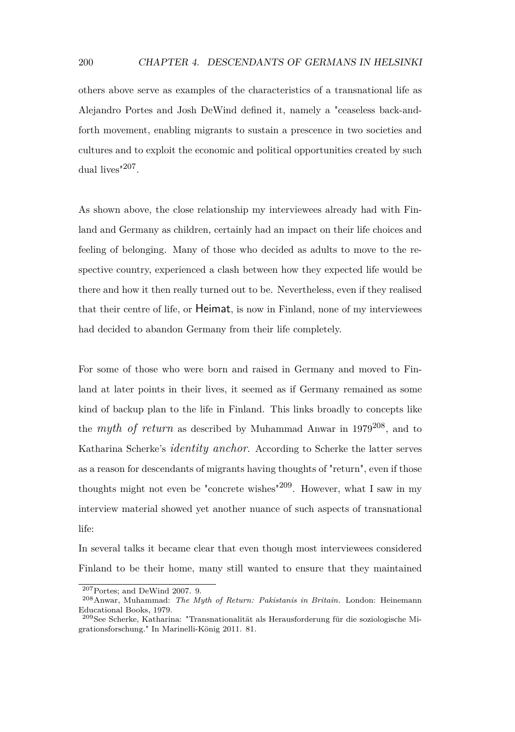others above serve as examples of the characteristics of a transnational life as Alejandro Portes and Josh DeWind defined it, namely a "ceaseless back-and-forth movement, enabling migrants to sustain a prescence in two societies and cultures and to exploit the economic and political opportunities created by such dual lives"[207].

As shown above, the close relationship my interviewees already had with Finland and Germany as children, certainly had an impact on their life choices and feeling of belonging. Many of those who decided as adults to move to the respective country, experienced a clash between how they expected life would be there and how it then really turned out to be. Nevertheless, even if they realised that their centre of life, or Heimat, is now in Finland, none of my interviewees had decided to abandon Germany from their life completely.

For some of those who were born and raised in Germany and moved to Finland at later points in their lives, it seemed as if Germany remained as some kind of backup plan to the life in Finland. This links broadly to concepts like the *myth of return* as described by Muhammad Anwar in 1979[208], and to Katharina Scherke's *identity anchor*. According to Scherke the latter serves as a reason for descendants of migrants having thoughts of "return", even if those thoughts might not even be "concrete wishes"[209]. However, what I saw in my interview material showed yet another nuance of such aspects of transnational life:

In several talks it became clear that even though most interviewees considered Finland to be their home, many still wanted to ensure that they maintained

---

[207] Portes; and DeWind 2007. 9.

[208] Anwar, Muhammad: *The Myth of Return: Pakistanis in Britain.* London: Heinemann Educational Books, 1979.

[209] See Scherke, Katharina: "Transnationalität als Herausforderung für die soziologische Migrationsforschung." In Marinelli-König 2011. 81.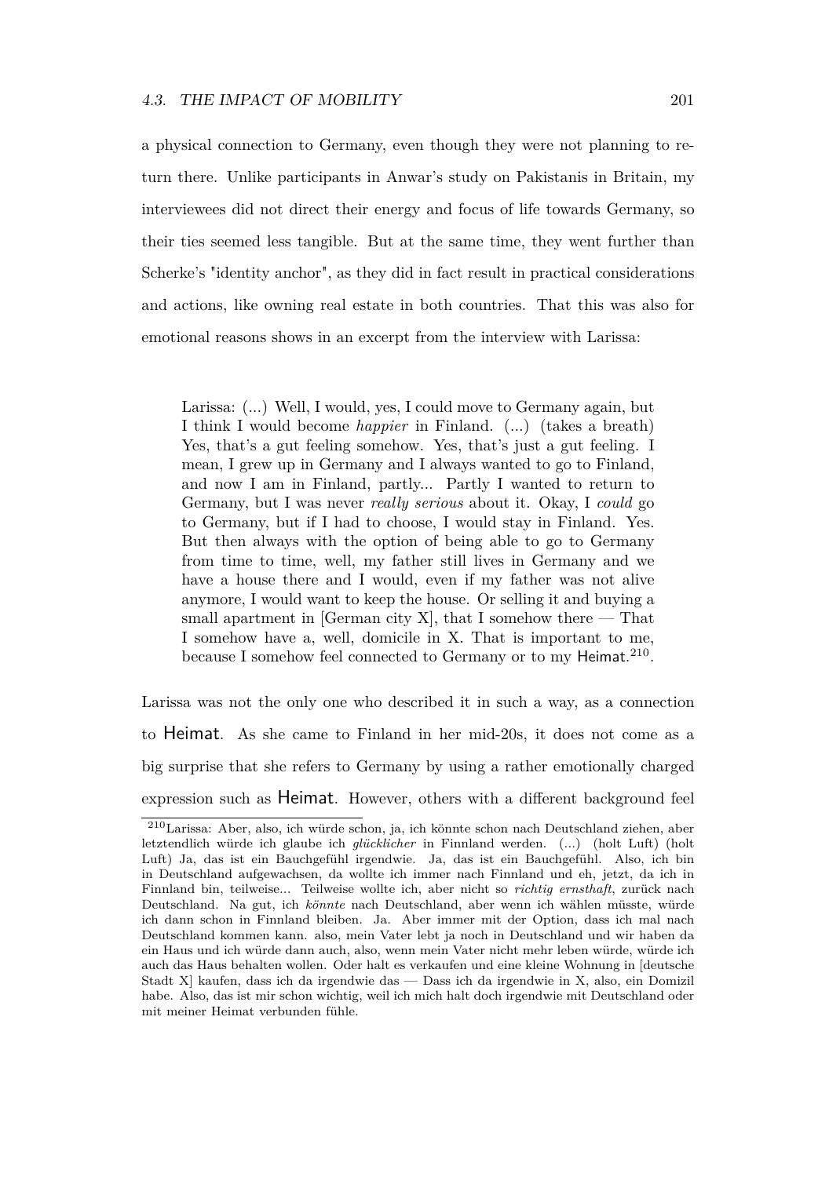a physical connection to Germany, even though they were not planning to return there. Unlike participants in Anwar's study on Pakistanis in Britain, my interviewees did not direct their energy and focus of life towards Germany, so their ties seemed less tangible. But at the same time, they went further than Scherke's "identity anchor", as they did in fact result in practical considerations and actions, like owning real estate in both countries. That this was also for emotional reasons shows in an excerpt from the interview with Larissa:

> Larissa: (...) Well, I would, yes, I could move to Germany again, but I think I would become *happier* in Finland. (...) (takes a breath) Yes, that's a gut feeling somehow. Yes, that's just a gut feeling. I mean, I grew up in Germany and I always wanted to go to Finland, and now I am in Finland, partly... Partly I wanted to return to Germany, but I was never *really serious* about it. Okay, I *could* go to Germany, but if I had to choose, I would stay in Finland. Yes. But then always with the option of being able to go to Germany from time to time, well, my father still lives in Germany and we have a house there and I would, even if my father was not alive anymore, I would want to keep the house. Or selling it and buying a small apartment in [German city X], that I somehow there — That I somehow have a, well, domicile in X. That is important to me, because I somehow feel connected to Germany or to my Heimat.[210].

Larissa was not the only one who described it in such a way, as a connection to Heimat. As she came to Finland in her mid-20s, it does not come as a big surprise that she refers to Germany by using a rather emotionally charged expression such as Heimat. However, others with a different background feel

[210]Larissa: Aber, also, ich würde schon, ja, ich könnte schon nach Deutschland ziehen, aber letztendlich würde ich glaube ich *glücklicher* in Finnland werden. (...) (holt Luft) (holt Luft) Ja, das ist ein Bauchgefühl irgendwie. Ja, das ist ein Bauchgefühl. Also, ich bin in Deutschland aufgewachsen, da wollte ich immer nach Finnland und eh, jetzt, da ich in Finnland bin, teilweise... Teilweise wollte ich, aber nicht so *richtig ernsthaft*, zurück nach Deutschland. Na gut, ich *könnte* nach Deutschland, aber wenn ich wählen müsste, würde ich dann schon in Finnland bleiben. Ja. Aber immer mit der Option, dass ich mal nach Deutschland kommen kann. also, mein Vater lebt ja noch in Deutschland und wir haben da ein Haus und ich würde dann auch, also, wenn mein Vater nicht mehr leben würde, würde ich auch das Haus behalten wollen. Oder halt es verkaufen und eine kleine Wohnung in [deutsche Stadt X] kaufen, dass ich da irgendwie das — Dass ich da irgendwie in X, also, ein Domizil habe. Also, das ist mir schon wichtig, weil ich mich halt doch irgendwie mit Deutschland oder mit meiner Heimat verbunden fühle.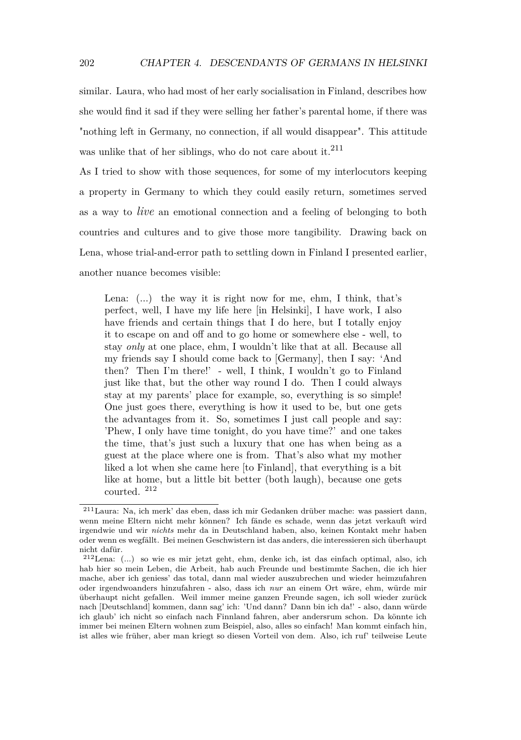similar. Laura, who had most of her early socialisation in Finland, describes how she would find it sad if they were selling her father's parental home, if there was "nothing left in Germany, no connection, if all would disappear". This attitude was unlike that of her siblings, who do not care about it.[211]

As I tried to show with those sequences, for some of my interlocutors keeping a property in Germany to which they could easily return, sometimes served as a way to *live* an emotional connection and a feeling of belonging to both countries and cultures and to give those more tangibility. Drawing back on Lena, whose trial-and-error path to settling down in Finland I presented earlier, another nuance becomes visible:

> Lena: (...) the way it is right now for me, ehm, I think, that's perfect, well, I have my life here [in Helsinki], I have work, I also have friends and certain things that I do here, but I totally enjoy it to escape on and off and to go home or somewhere else - well, to stay *only* at one place, ehm, I wouldn't like that at all. Because all my friends say I should come back to [Germany], then I say: 'And then? Then I'm there!' - well, I think, I wouldn't go to Finland just like that, but the other way round I do. Then I could always stay at my parents' place for example, so, everything is so simple! One just goes there, everything is how it used to be, but one gets the advantages from it. So, sometimes I just call people and say: 'Phew, I only have time tonight, do you have time?' and one takes the time, that's just such a luxury that one has when being as a guest at the place where one is from. That's also what my mother liked a lot when she came here [to Finland], that everything is a bit like at home, but a little bit better (both laugh), because one gets courted. [212]

---

[211] Laura: Na, ich merk' das eben, dass ich mir Gedanken drüber mache: was passiert dann, wenn meine Eltern nicht mehr können? Ich fände es schade, wenn das jetzt verkauft wird irgendwie und wir *nichts* mehr da in Deutschland haben, also, keinen Kontakt mehr haben oder wenn es wegfällt. Bei meinen Geschwistern ist das anders, die interessieren sich überhaupt nicht dafür.

[212] Lena: (...) so wie es mir jetzt geht, ehm, denke ich, ist das einfach optimal, also, ich hab hier so mein Leben, die Arbeit, hab auch Freunde und bestimmte Sachen, die ich hier mache, aber ich geniess' das total, dann mal wieder auszubrechen und wieder heimzufahren oder irgendwoanders hinzufahren - also, dass ich *nur* an einem Ort wäre, ehm, würde mir überhaupt nicht gefallen. Weil immer meine ganzen Freunde sagen, ich soll wieder zurück nach [Deutschland] kommen, dann sag' ich: 'Und dann? Dann bin ich da!' - also, dann würde ich glaub' ich nicht so einfach nach Finnland fahren, aber andersrum schon. Da könnte ich immer bei meinen Eltern wohnen zum Beispiel, also, alles so einfach! Man kommt einfach hin, ist alles wie früher, aber man kriegt so diesen Vorteil von dem. Also, ich ruf' teilweise Leute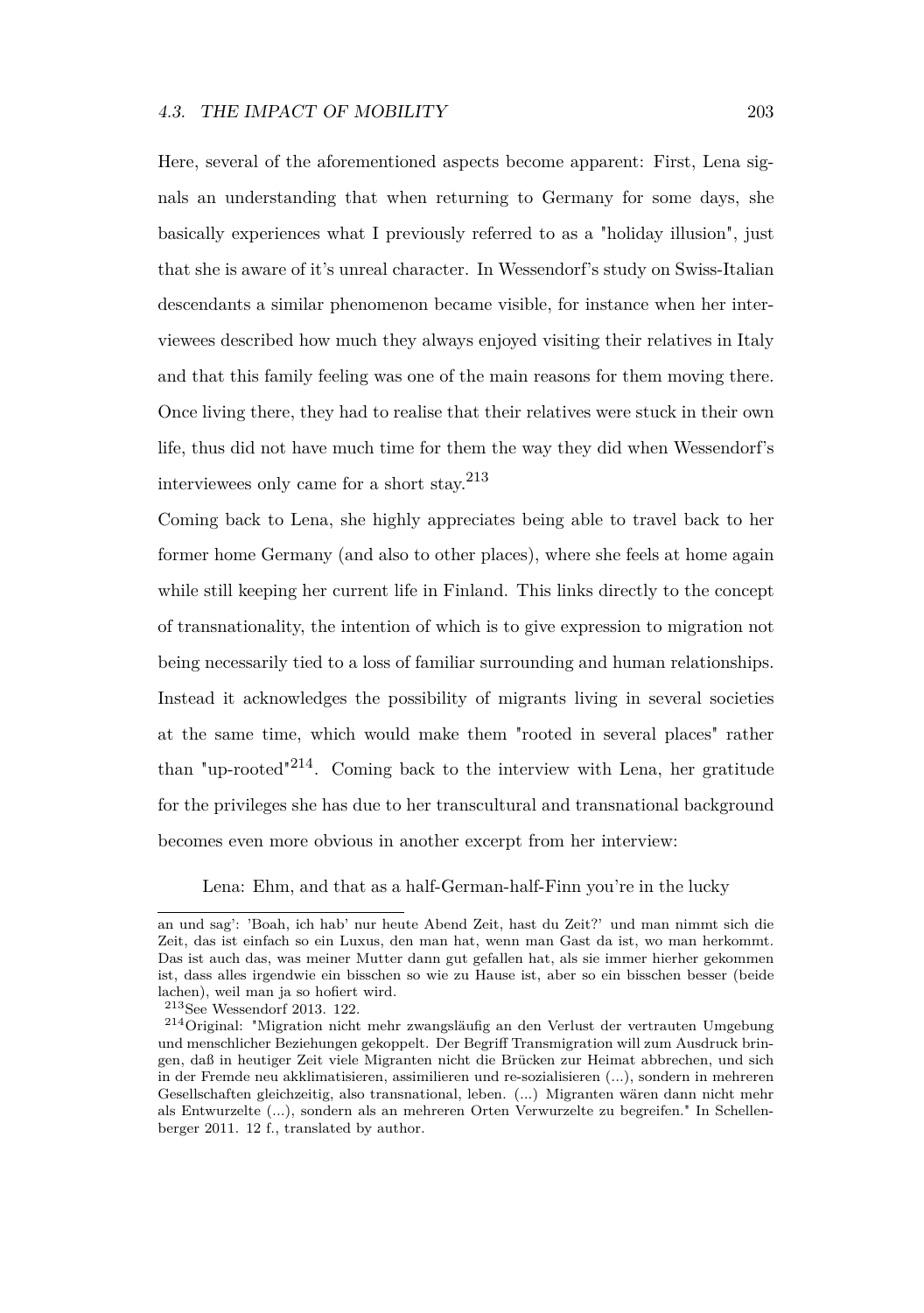Here, several of the aforementioned aspects become apparent: First, Lena signals an understanding that when returning to Germany for some days, she basically experiences what I previously referred to as a "holiday illusion", just that she is aware of it's unreal character. In Wessendorf's study on Swiss-Italian descendants a similar phenomenon became visible, for instance when her interviewees described how much they always enjoyed visiting their relatives in Italy and that this family feeling was one of the main reasons for them moving there. Once living there, they had to realise that their relatives were stuck in their own life, thus did not have much time for them the way they did when Wessendorf's interviewees only came for a short stay.[213]

Coming back to Lena, she highly appreciates being able to travel back to her former home Germany (and also to other places), where she feels at home again while still keeping her current life in Finland. This links directly to the concept of transnationality, the intention of which is to give expression to migration not being necessarily tied to a loss of familiar surrounding and human relationships. Instead it acknowledges the possibility of migrants living in several societies at the same time, which would make them "rooted in several places" rather than "up-rooted"[214]. Coming back to the interview with Lena, her gratitude for the privileges she has due to her transcultural and transnational background becomes even more obvious in another excerpt from her interview:

> Lena: Ehm, and that as a half-German-half-Finn you're in the lucky

---

an und sag': 'Boah, ich hab' nur heute Abend Zeit, hast du Zeit?' und man nimmt sich die Zeit, das ist einfach so ein Luxus, den man hat, wenn man Gast da ist, wo man herkommt. Das ist auch das, was meiner Mutter dann gut gefallen hat, als sie immer hierher gekommen ist, dass alles irgendwie ein bisschen so wie zu Hause ist, aber so ein bisschen besser (beide lachen), weil man ja so hofiert wird.

[213] See Wessendorf 2013. 122.

[214] Original: "Migration nicht mehr zwangsläufig an den Verlust der vertrauten Umgebung und menschlicher Beziehungen gekoppelt. Der Begriff Transmigration will zum Ausdruck bringen, daß in heutiger Zeit viele Migranten nicht die Brücken zur Heimat abbrechen, und sich in der Fremde neu akklimatisieren, assimilieren und re-sozialisieren (...), sondern in mehreren Gesellschaften gleichzeitig, also transnational, leben. (...) Migranten wären dann nicht mehr als Entwurzelte (...), sondern als an mehreren Orten Verwurzelte zu begreifen." In Schellenberger 2011. 12 f., translated by author.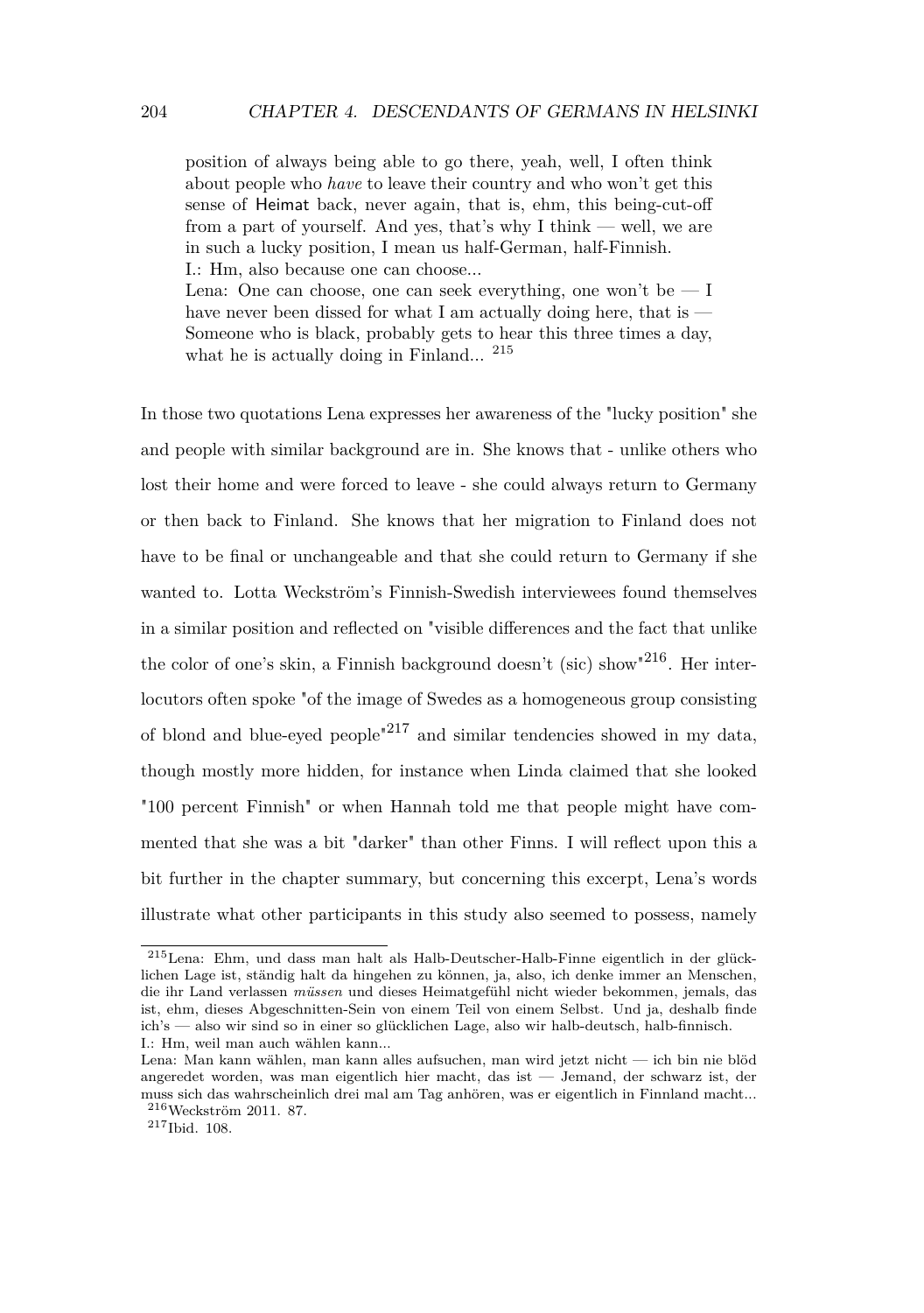> position of always being able to go there, yeah, well, I often think about people who *have* to leave their country and who won't get this sense of Heimat back, never again, that is, ehm, this being-cut-off from a part of yourself. And yes, that's why I think — well, we are in such a lucky position, I mean us half-German, half-Finnish.
> I.: Hm, also because one can choose...
> Lena: One can choose, one can seek everything, one won't be — I have never been dissed for what I am actually doing here, that is — Someone who is black, probably gets to hear this three times a day, what he is actually doing in Finland... [215]

In those two quotations Lena expresses her awareness of the "lucky position" she and people with similar background are in. She knows that - unlike others who lost their home and were forced to leave - she could always return to Germany or then back to Finland. She knows that her migration to Finland does not have to be final or unchangeable and that she could return to Germany if she wanted to. Lotta Weckström's Finnish-Swedish interviewees found themselves in a similar position and reflected on "visible differences and the fact that unlike the color of one's skin, a Finnish background doesn't (sic) show"[216]. Her interlocutors often spoke "of the image of Swedes as a homogeneous group consisting of blond and blue-eyed people"[217] and similar tendencies showed in my data, though mostly more hidden, for instance when Linda claimed that she looked "100 percent Finnish" or when Hannah told me that people might have commented that she was a bit "darker" than other Finns. I will reflect upon this a bit further in the chapter summary, but concerning this excerpt, Lena's words illustrate what other participants in this study also seemed to possess, namely

---

[215] Lena: Ehm, und dass man halt als Halb-Deutscher-Halb-Finne eigentlich in der glücklichen Lage ist, ständig halt da hingehen zu können, ja, also, ich denke immer an Menschen, die ihr Land verlassen *müssen* und dieses Heimatgefühl nicht wieder bekommen, jemals, das ist, ehm, dieses Abgeschnitten-Sein von einem Teil von einem Selbst. Und ja, deshalb finde ich's — also wir sind so in einer so glücklichen Lage, also wir halb-deutsch, halb-finnisch.
I.: Hm, weil man auch wählen kann...
Lena: Man kann wählen, man kann alles aufsuchen, man wird jetzt nicht — ich bin nie blöd angeredet worden, was man eigentlich hier macht, das ist — Jemand, der schwarz ist, der muss sich das wahrscheinlich drei mal am Tag anhören, was er eigentlich in Finnland macht...

[216] Weckström 2011. 87.

[217] Ibid. 108.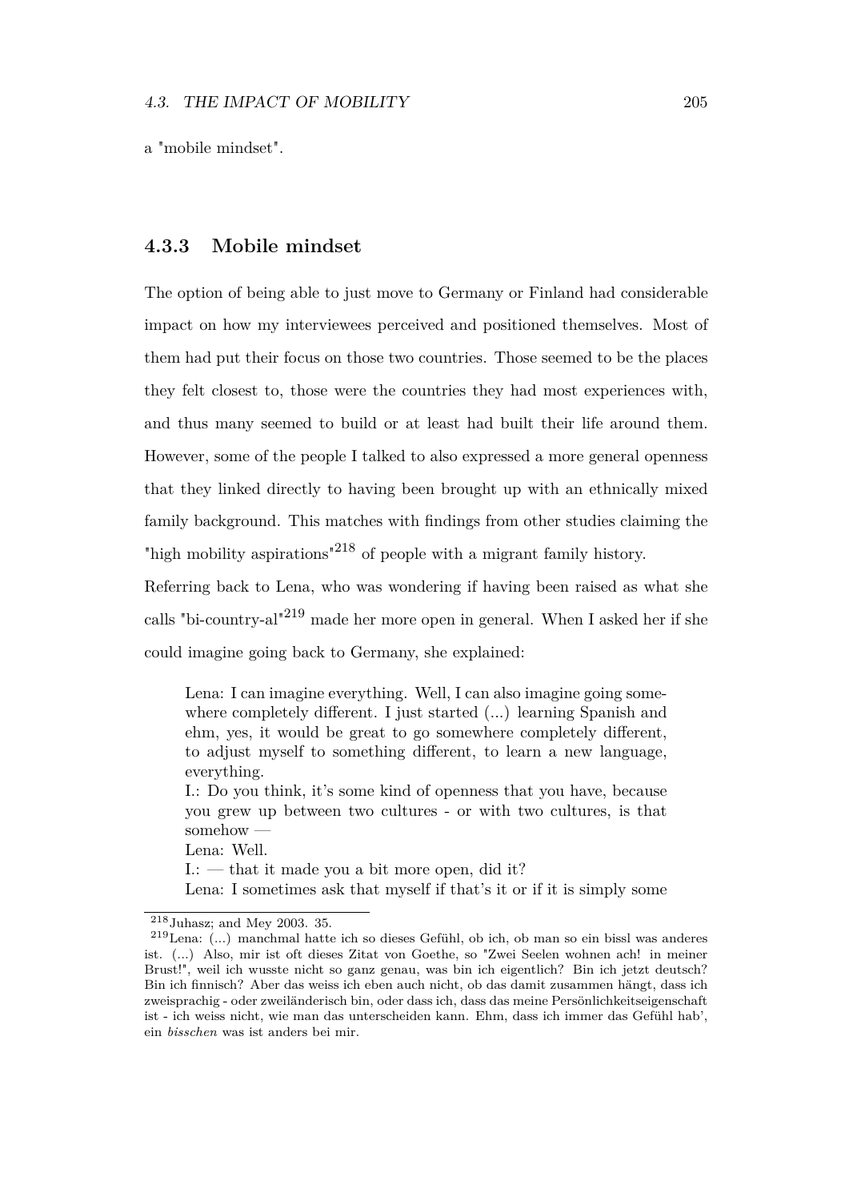a "mobile mindset".

### 4.3.3 Mobile mindset

The option of being able to just move to Germany or Finland had considerable impact on how my interviewees perceived and positioned themselves. Most of them had put their focus on those two countries. Those seemed to be the places they felt closest to, those were the countries they had most experiences with, and thus many seemed to build or at least had built their life around them. However, some of the people I talked to also expressed a more general openness that they linked directly to having been brought up with an ethnically mixed family background. This matches with findings from other studies claiming the "high mobility aspirations"[218] of people with a migrant family history.

Referring back to Lena, who was wondering if having been raised as what she calls "bi-country-al"[219] made her more open in general. When I asked her if she could imagine going back to Germany, she explained:

> Lena: I can imagine everything. Well, I can also imagine going somewhere completely different. I just started (...) learning Spanish and ehm, yes, it would be great to go somewhere completely different, to adjust myself to something different, to learn a new language, everything.
> I.: Do you think, it's some kind of openness that you have, because you grew up between two cultures - or with two cultures, is that somehow —
> Lena: Well.
> I.: — that it made you a bit more open, did it?
> Lena: I sometimes ask that myself if that's it or if it is simply some

---

[218] Juhasz; and Mey 2003. 35.

[219] Lena: (...) manchmal hatte ich so dieses Gefühl, ob ich, ob man so ein bissl was anderes ist. (...) Also, mir ist oft dieses Zitat von Goethe, so "Zwei Seelen wohnen ach! in meiner Brust!", weil ich wusste nicht so ganz genau, was bin ich eigentlich? Bin ich jetzt deutsch? Bin ich finnisch? Aber das weiss ich eben auch nicht, ob das damit zusammen hängt, dass ich zweisprachig - oder zweiländerisch bin, oder dass ich, dass das meine Persönlichkeitseigenschaft ist - ich weiss nicht, wie man das unterscheiden kann. Ehm, dass ich immer das Gefühl hab', ein *bisschen* was ist anders bei mir.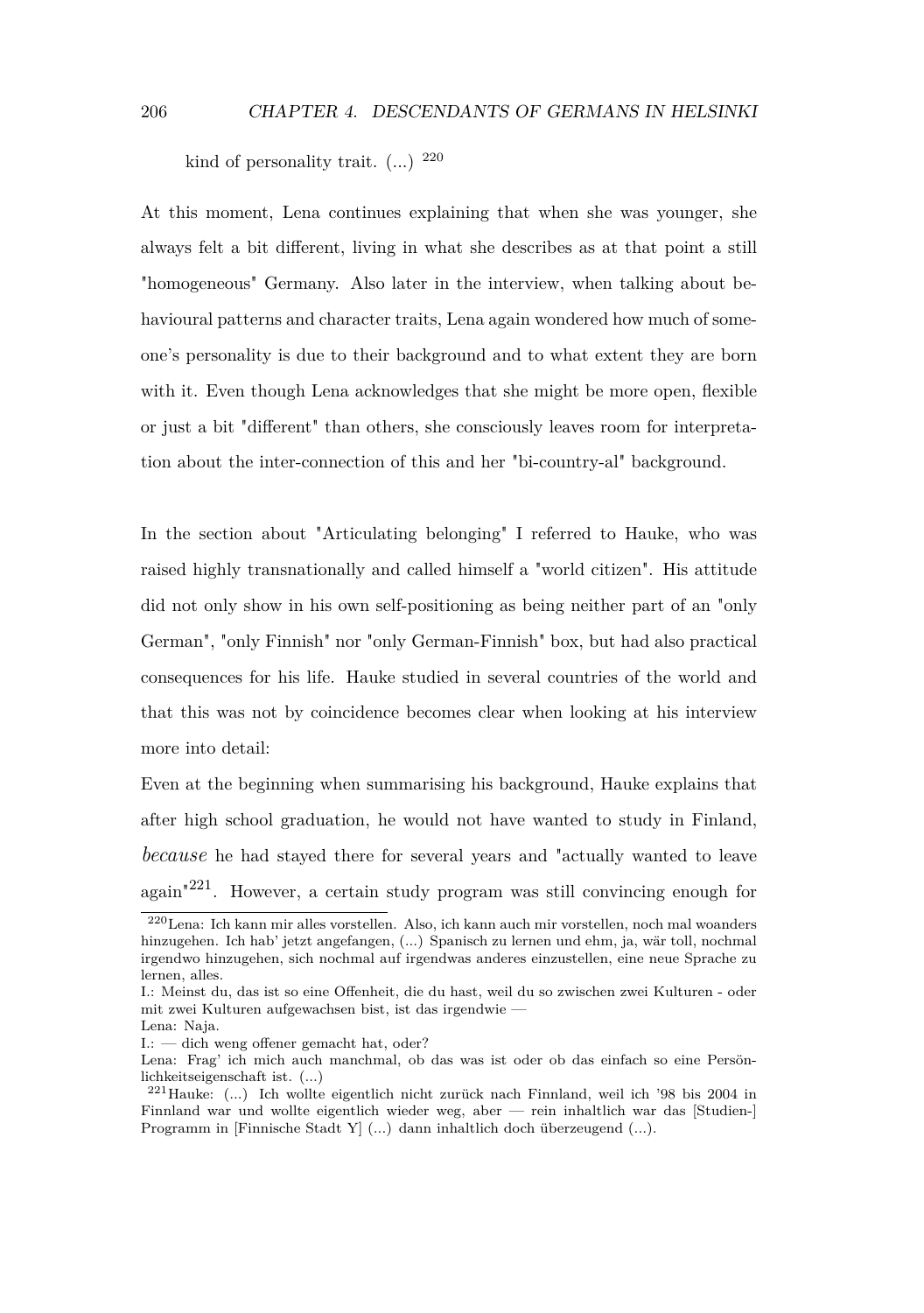kind of personality trait. (...) [220]

At this moment, Lena continues explaining that when she was younger, she always felt a bit different, living in what she describes as at that point a still "homogeneous" Germany. Also later in the interview, when talking about behavioural patterns and character traits, Lena again wondered how much of someone's personality is due to their background and to what extent they are born with it. Even though Lena acknowledges that she might be more open, flexible or just a bit "different" than others, she consciously leaves room for interpretation about the inter-connection of this and her "bi-country-al" background.

In the section about "Articulating belonging" I referred to Hauke, who was raised highly transnationally and called himself a "world citizen". His attitude did not only show in his own self-positioning as being neither part of an "only German", "only Finnish" nor "only German-Finnish" box, but had also practical consequences for his life. Hauke studied in several countries of the world and that this was not by coincidence becomes clear when looking at his interview more into detail:

Even at the beginning when summarising his background, Hauke explains that after high school graduation, he would not have wanted to study in Finland, *because* he had stayed there for several years and "actually wanted to leave again"[221]. However, a certain study program was still convincing enough for

[220] Lena: Ich kann mir alles vorstellen. Also, ich kann auch mir vorstellen, noch mal woanders hinzugehen. Ich hab' jetzt angefangen, (...) Spanisch zu lernen und ehm, ja, wär toll, nochmal irgendwo hinzugehen, sich nochmal auf irgendwas anderes einzustellen, eine neue Sprache zu lernen, alles.
I.: Meinst du, das ist so eine Offenheit, die du hast, weil du so zwischen zwei Kulturen - oder mit zwei Kulturen aufgewachsen bist, ist das irgendwie —
Lena: Naja.
I.: — dich weng offener gemacht hat, oder?
Lena: Frag' ich mich auch manchmal, ob das was ist oder ob das einfach so eine Persönlichkeitseigenschaft ist. (...)

[221] Hauke: (...) Ich wollte eigentlich nicht zurück nach Finnland, weil ich '98 bis 2004 in Finnland war und wollte eigentlich wieder weg, aber — rein inhaltlich war das [Studien-] Programm in [Finnische Stadt Y] (...) dann inhaltlich doch überzeugend (...).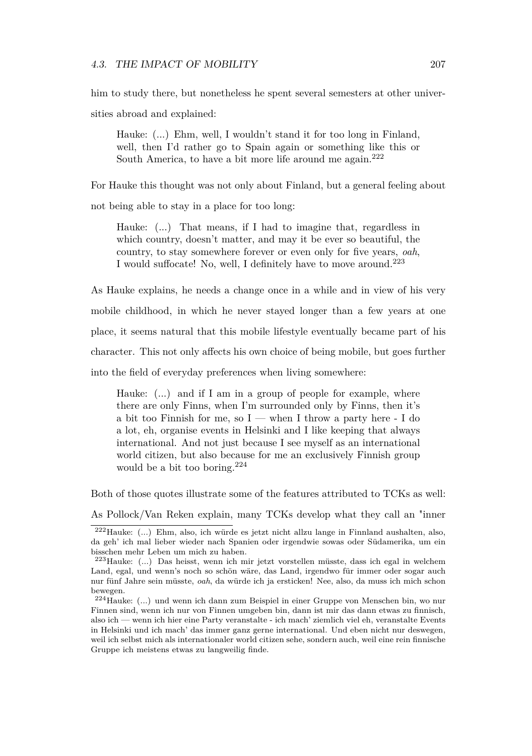him to study there, but nonetheless he spent several semesters at other universities abroad and explained:

> Hauke: (...) Ehm, well, I wouldn't stand it for too long in Finland, well, then I'd rather go to Spain again or something like this or South America, to have a bit more life around me again.[222]

For Hauke this thought was not only about Finland, but a general feeling about not being able to stay in a place for too long:

> Hauke: (...) That means, if I had to imagine that, regardless in which country, doesn't matter, and may it be ever so beautiful, the country, to stay somewhere forever or even only for five years, *oah*, I would suffocate! No, well, I definitely have to move around.[223]

As Hauke explains, he needs a change once in a while and in view of his very mobile childhood, in which he never stayed longer than a few years at one place, it seems natural that this mobile lifestyle eventually became part of his character. This not only affects his own choice of being mobile, but goes further into the field of everyday preferences when living somewhere:

> Hauke: (...) and if I am in a group of people for example, where there are only Finns, when I'm surrounded only by Finns, then it's a bit too Finnish for me, so I — when I throw a party here - I do a lot, eh, organise events in Helsinki and I like keeping that always international. And not just because I see myself as an international world citizen, but also because for me an exclusively Finnish group would be a bit too boring.[224]

Both of those quotes illustrate some of the features attributed to TCKs as well: As Pollock/Van Reken explain, many TCKs develop what they call an "inner

---

[222] Hauke: (...) Ehm, also, ich würde es jetzt nicht allzu lange in Finnland aushalten, also, da geh' ich mal lieber wieder nach Spanien oder irgendwie sowas oder Südamerika, um ein bisschen mehr Leben um mich zu haben.

[223] Hauke: (...) Das heisst, wenn ich mir jetzt vorstellen müsste, dass ich egal in welchem Land, egal, und wenn's noch so schön wäre, das Land, irgendwo für immer oder sogar auch nur fünf Jahre sein müsste, *oah*, da würde ich ja ersticken! Nee, also, da muss ich mich schon bewegen.

[224] Hauke: (...) und wenn ich dann zum Beispiel in einer Gruppe von Menschen bin, wo nur Finnen sind, wenn ich nur von Finnen umgeben bin, dann ist mir das dann etwas zu finnisch, also ich — wenn ich hier eine Party veranstalte - ich mach' ziemlich viel eh, veranstalte Events in Helsinki und ich mach' das immer ganz gerne international. Und eben nicht nur deswegen, weil ich selbst mich als internationaler world citizen sehe, sondern auch, weil eine rein finnische Gruppe ich meistens etwas zu langweilig finde.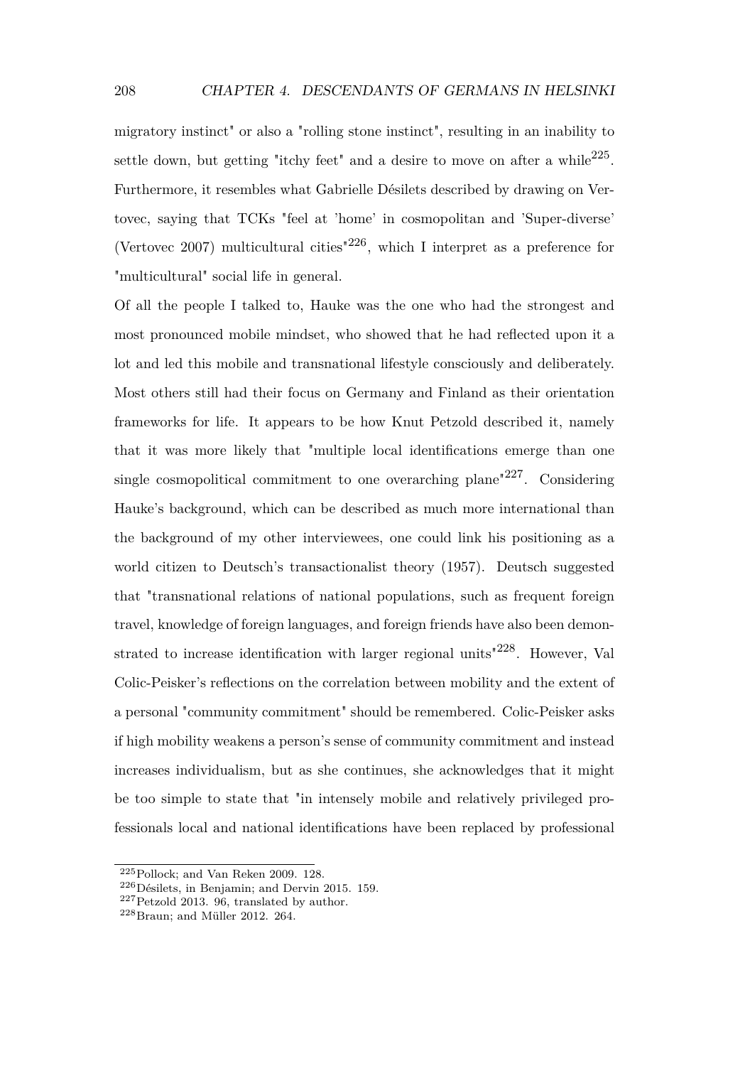migratory instinct" or also a "rolling stone instinct", resulting in an inability to settle down, but getting "itchy feet" and a desire to move on after a while[225]. Furthermore, it resembles what Gabrielle Désilets described by drawing on Vertovec, saying that TCKs "feel at 'home' in cosmopolitan and 'Super-diverse' (Vertovec 2007) multicultural cities"[226], which I interpret as a preference for "multicultural" social life in general.

Of all the people I talked to, Hauke was the one who had the strongest and most pronounced mobile mindset, who showed that he had reflected upon it a lot and led this mobile and transnational lifestyle consciously and deliberately. Most others still had their focus on Germany and Finland as their orientation frameworks for life. It appears to be how Knut Petzold described it, namely that it was more likely that "multiple local identifications emerge than one single cosmopolitical commitment to one overarching plane"[227]. Considering Hauke's background, which can be described as much more international than the background of my other interviewees, one could link his positioning as a world citizen to Deutsch's transactionalist theory (1957). Deutsch suggested that "transnational relations of national populations, such as frequent foreign travel, knowledge of foreign languages, and foreign friends have also been demonstrated to increase identification with larger regional units"[228]. However, Val Colic-Peisker's reflections on the correlation between mobility and the extent of a personal "community commitment" should be remembered. Colic-Peisker asks if high mobility weakens a person's sense of community commitment and instead increases individualism, but as she continues, she acknowledges that it might be too simple to state that "in intensely mobile and relatively privileged professionals local and national identifications have been replaced by professional

[225] Pollock; and Van Reken 2009. 128.
[226] Désilets, in Benjamin; and Dervin 2015. 159.
[227] Petzold 2013. 96, translated by author.
[228] Braun; and Müller 2012. 264.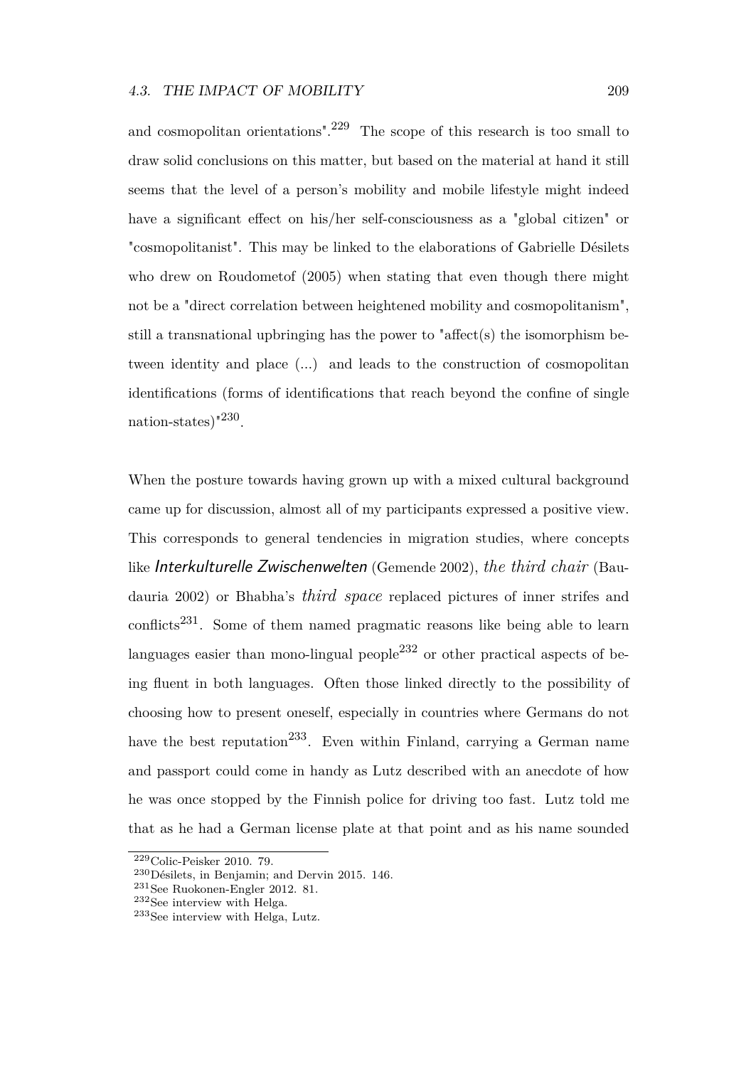and cosmopolitan orientations".[229] The scope of this research is too small to draw solid conclusions on this matter, but based on the material at hand it still seems that the level of a person's mobility and mobile lifestyle might indeed have a significant effect on his/her self-consciousness as a "global citizen" or "cosmopolitanist". This may be linked to the elaborations of Gabrielle Désilets who drew on Roudometof (2005) when stating that even though there might not be a "direct correlation between heightened mobility and cosmopolitanism", still a transnational upbringing has the power to "affect(s) the isomorphism between identity and place (...) and leads to the construction of cosmopolitan identifications (forms of identifications that reach beyond the confine of single nation-states)"[230].

When the posture towards having grown up with a mixed cultural background came up for discussion, almost all of my participants expressed a positive view. This corresponds to general tendencies in migration studies, where concepts like *Interkulturelle Zwischenwelten* (Gemende 2002), *the third chair* (Baudauria 2002) or Bhabha's *third space* replaced pictures of inner strifes and conflicts[231]. Some of them named pragmatic reasons like being able to learn languages easier than mono-lingual people[232] or other practical aspects of being fluent in both languages. Often those linked directly to the possibility of choosing how to present oneself, especially in countries where Germans do not have the best reputation[233]. Even within Finland, carrying a German name and passport could come in handy as Lutz described with an anecdote of how he was once stopped by the Finnish police for driving too fast. Lutz told me that as he had a German license plate at that point and as his name sounded

---

[229] Colic-Peisker 2010. 79.

[230] Désilets, in Benjamin; and Dervin 2015. 146.

[231] See Ruokonen-Engler 2012. 81.

[232] See interview with Helga.

[233] See interview with Helga, Lutz.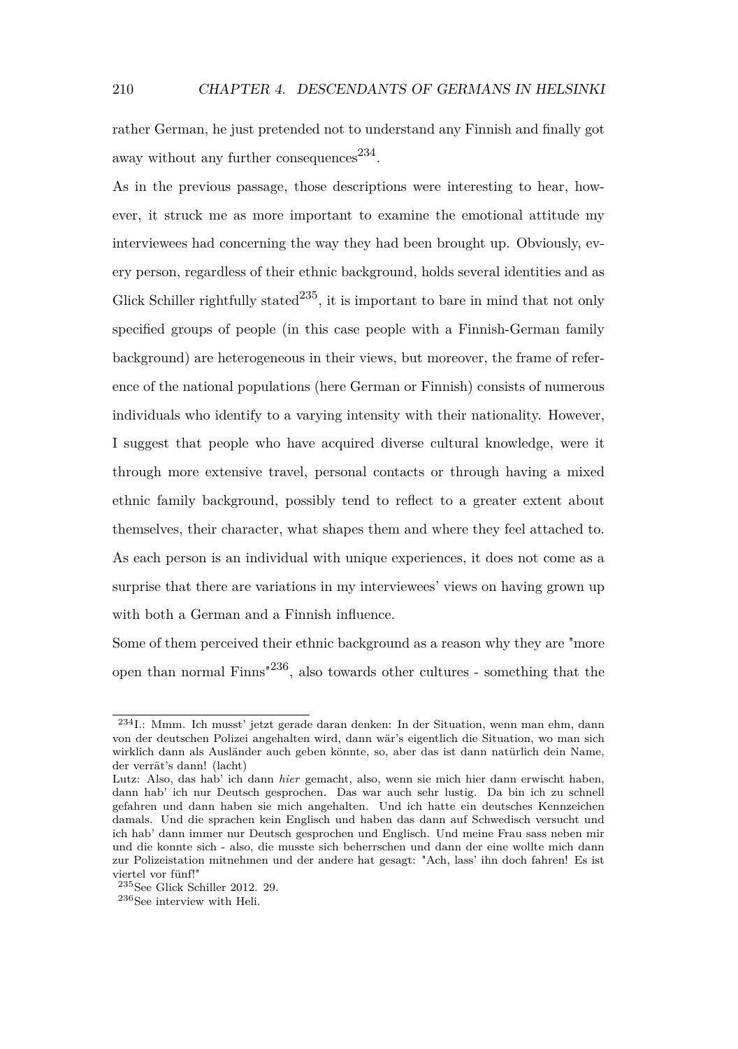rather German, he just pretended not to understand any Finnish and finally got away without any further consequences[234].

As in the previous passage, those descriptions were interesting to hear, however, it struck me as more important to examine the emotional attitude my interviewees had concerning the way they had been brought up. Obviously, every person, regardless of their ethnic background, holds several identities and as Glick Schiller rightfully stated[235], it is important to bare in mind that not only specified groups of people (in this case people with a Finnish-German family background) are heterogeneous in their views, but moreover, the frame of reference of the national populations (here German or Finnish) consists of numerous individuals who identify to a varying intensity with their nationality. However, I suggest that people who have acquired diverse cultural knowledge, were it through more extensive travel, personal contacts or through having a mixed ethnic family background, possibly tend to reflect to a greater extent about themselves, their character, what shapes them and where they feel attached to. As each person is an individual with unique experiences, it does not come as a surprise that there are variations in my interviewees' views on having grown up with both a German and a Finnish influence.

Some of them perceived their ethnic background as a reason why they are "more open than normal Finns"[236], also towards other cultures - something that the

---

[234] I.: Mmm. Ich musst' jetzt gerade daran denken: In der Situation, wenn man ehm, dann von der deutschen Polizei angehalten wird, dann wär's eigentlich die Situation, wo man sich wirklich dann als Ausländer auch geben könnte, so, aber das ist dann natürlich dein Name, der verrät's dann! (lacht)
Lutz: Also, das hab' ich dann *hier* gemacht, also, wenn sie mich hier dann erwischt haben, dann hab' ich nur Deutsch gesprochen. Das war auch sehr lustig. Da bin ich zu schnell gefahren und dann haben sie mich angehalten. Und ich hatte ein deutsches Kennzeichen damals. Und die sprachen kein Englisch und haben das dann auf Schwedisch versucht und ich hab' dann immer nur Deutsch gesprochen und Englisch. Und meine Frau sass neben mir und die konnte sich - also, die musste sich beherrschen und dann der eine wollte mich dann zur Polizeistation mitnehmen und der andere hat gesagt: "Ach, lass' ihn doch fahren! Es ist viertel vor fünf!"

[235] See Glick Schiller 2012. 29.

[236] See interview with Heli.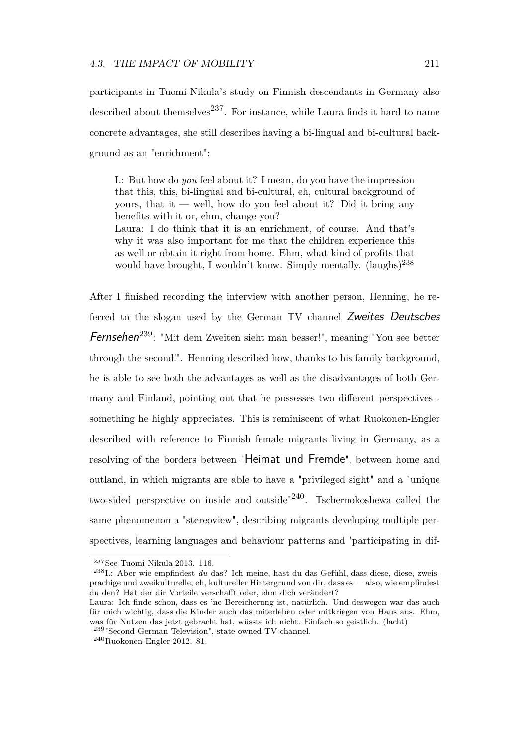participants in Tuomi-Nikula's study on Finnish descendants in Germany also described about themselves[237]. For instance, while Laura finds it hard to name concrete advantages, she still describes having a bi-lingual and bi-cultural background as an "enrichment":

> I.: But how do *you* feel about it? I mean, do you have the impression that this, this, bi-lingual and bi-cultural, eh, cultural background of yours, that it — well, how do you feel about it? Did it bring any benefits with it or, ehm, change you?
> Laura: I do think that it is an enrichment, of course. And that's why it was also important for me that the children experience this as well or obtain it right from home. Ehm, what kind of profits that would have brought, I wouldn't know. Simply mentally. (laughs)[238]

After I finished recording the interview with another person, Henning, he referred to the slogan used by the German TV channel *Zweites Deutsches Fernsehen*[239]: "Mit dem Zweiten sieht man besser!", meaning "You see better through the second!". Henning described how, thanks to his family background, he is able to see both the advantages as well as the disadvantages of both Germany and Finland, pointing out that he possesses two different perspectives - something he highly appreciates. This is reminiscent of what Ruokonen-Engler described with reference to Finnish female migrants living in Germany, as a resolving of the borders between "Heimat und Fremde", between home and outland, in which migrants are able to have a "privileged sight" and a "unique two-sided perspective on inside and outside"[240]. Tschernokoshewa called the same phenomenon a "stereoview", describing migrants developing multiple perspectives, learning languages and behaviour patterns and "participating in dif-

---

[237] See Tuomi-Nikula 2013. 116.

[238] I.: Aber wie empfindest *du* das? Ich meine, hast du das Gefühl, dass diese, diese, zweisprachige und zweikulturelle, eh, kultureller Hintergrund von dir, dass es — also, wie empfindest du den? Hat der dir Vorteile verschafft oder, ehm dich verändert?
Laura: Ich finde schon, dass es 'ne Bereicherung ist, natürlich. Und deswegen war das auch für mich wichtig, dass die Kinder auch das miterleben oder mitkriegen von Haus aus. Ehm, was für Nutzen das jetzt gebracht hat, wüsste ich nicht. Einfach so geistlich. (lacht)

[239] "Second German Television", state-owned TV-channel.

[240] Ruokonen-Engler 2012. 81.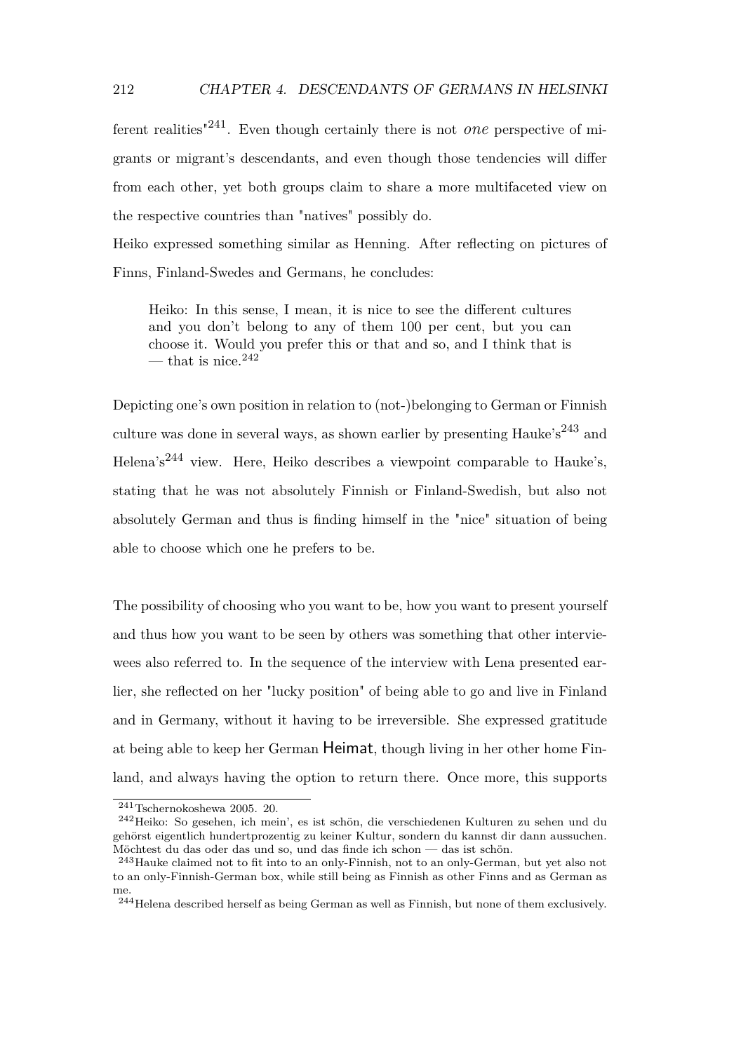ferent realities"[241]. Even though certainly there is not *one* perspective of migrants or migrant's descendants, and even though those tendencies will differ from each other, yet both groups claim to share a more multifaceted view on the respective countries than "natives" possibly do.

Heiko expressed something similar as Henning. After reflecting on pictures of Finns, Finland-Swedes and Germans, he concludes:

> Heiko: In this sense, I mean, it is nice to see the different cultures and you don't belong to any of them 100 per cent, but you can choose it. Would you prefer this or that and so, and I think that is — that is nice.[242]

Depicting one's own position in relation to (not-)belonging to German or Finnish culture was done in several ways, as shown earlier by presenting Hauke's[243] and Helena's[244] view. Here, Heiko describes a viewpoint comparable to Hauke's, stating that he was not absolutely Finnish or Finland-Swedish, but also not absolutely German and thus is finding himself in the "nice" situation of being able to choose which one he prefers to be.

The possibility of choosing who you want to be, how you want to present yourself and thus how you want to be seen by others was something that other interviewees also referred to. In the sequence of the interview with Lena presented earlier, she reflected on her "lucky position" of being able to go and live in Finland and in Germany, without it having to be irreversible. She expressed gratitude at being able to keep her German Heimat, though living in her other home Finland, and always having the option to return there. Once more, this supports

---

[241] Tschernokoshewa 2005. 20.

[242] Heiko: So gesehen, ich mein', es ist schön, die verschiedenen Kulturen zu sehen und du gehörst eigentlich hundertprozentig zu keiner Kultur, sondern du kannst dir dann aussuchen. Möchtest du das oder das und so, und das finde ich schon — das ist schön.

[243] Hauke claimed not to fit into to an only-Finnish, not to an only-German, but yet also not to an only-Finnish-German box, while still being as Finnish as other Finns and as German as me.

[244] Helena described herself as being German as well as Finnish, but none of them exclusively.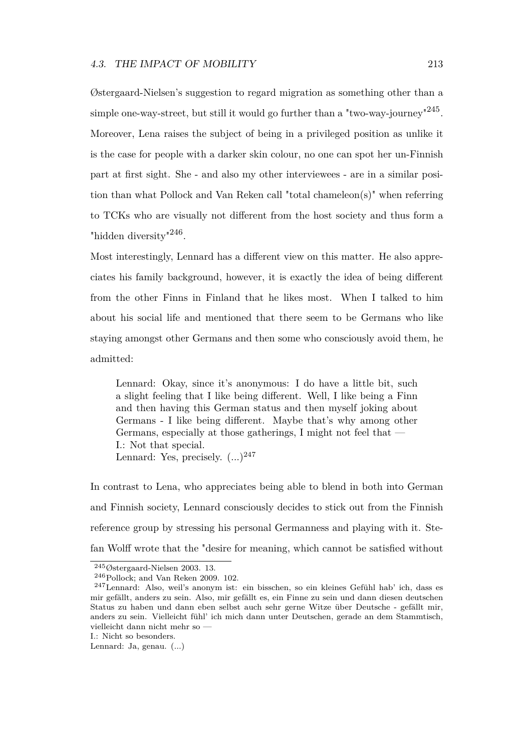Østergaard-Nielsen's suggestion to regard migration as something other than a simple one-way-street, but still it would go further than a "two-way-journey"[245]. Moreover, Lena raises the subject of being in a privileged position as unlike it is the case for people with a darker skin colour, no one can spot her un-Finnish part at first sight. She - and also my other interviewees - are in a similar position than what Pollock and Van Reken call "total chameleon(s)" when referring to TCKs who are visually not different from the host society and thus form a "hidden diversity"[246].

Most interestingly, Lennard has a different view on this matter. He also appreciates his family background, however, it is exactly the idea of being different from the other Finns in Finland that he likes most. When I talked to him about his social life and mentioned that there seem to be Germans who like staying amongst other Germans and then some who consciously avoid them, he admitted:

> Lennard: Okay, since it's anonymous: I do have a little bit, such a slight feeling that I like being different. Well, I like being a Finn and then having this German status and then myself joking about Germans - I like being different. Maybe that's why among other Germans, especially at those gatherings, I might not feel that —
> I.: Not that special.
> Lennard: Yes, precisely. (...)[247]

In contrast to Lena, who appreciates being able to blend in both into German and Finnish society, Lennard consciously decides to stick out from the Finnish reference group by stressing his personal Germanness and playing with it. Stefan Wolff wrote that the "desire for meaning, which cannot be satisfied without

---

[245] Østergaard-Nielsen 2003. 13.

[246] Pollock; and Van Reken 2009. 102.

[247] Lennard: Also, weil's anonym ist: ein bisschen, so ein kleines Gefühl hab' ich, dass es mir gefällt, anders zu sein. Also, mir gefällt es, ein Finne zu sein und dann diesen deutschen Status zu haben und dann eben selbst auch sehr gerne Witze über Deutsche - gefällt mir, anders zu sein. Vielleicht fühl' ich mich dann unter Deutschen, gerade an dem Stammtisch, vielleicht dann nicht mehr so —
I.: Nicht so besonders.
Lennard: Ja, genau. (...)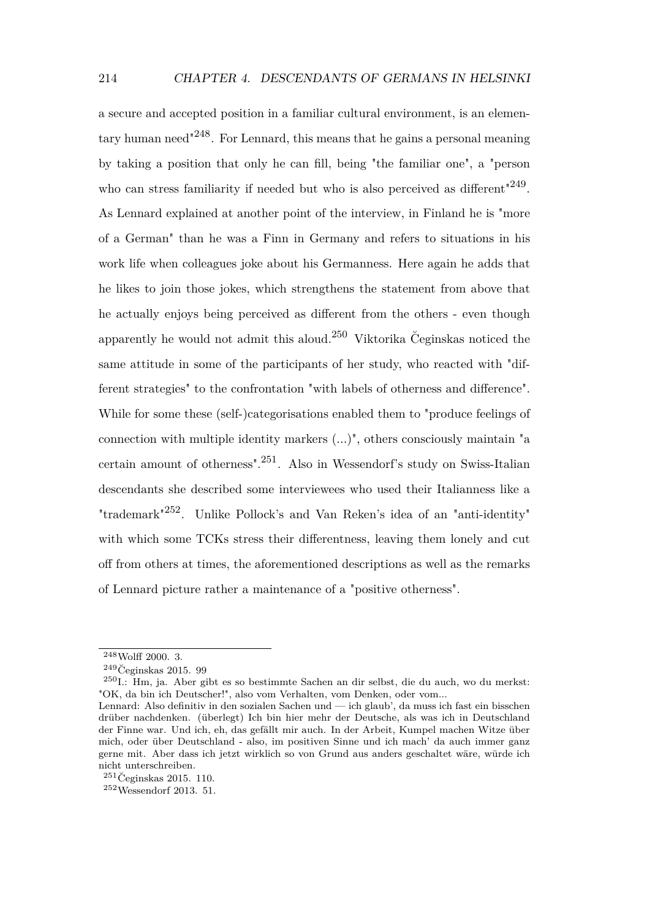a secure and accepted position in a familiar cultural environment, is an elementary human need"[248]. For Lennard, this means that he gains a personal meaning by taking a position that only he can fill, being "the familiar one", a "person who can stress familiarity if needed but who is also perceived as different"[249]. As Lennard explained at another point of the interview, in Finland he is "more of a German" than he was a Finn in Germany and refers to situations in his work life when colleagues joke about his Germanness. Here again he adds that he likes to join those jokes, which strengthens the statement from above that he actually enjoys being perceived as different from the others - even though apparently he would not admit this aloud.[250] Viktorika Čeginskas noticed the same attitude in some of the participants of her study, who reacted with "different strategies" to the confrontation "with labels of otherness and difference". While for some these (self-)categorisations enabled them to "produce feelings of connection with multiple identity markers (...)", others consciously maintain "a certain amount of otherness".[251]. Also in Wessendorf's study on Swiss-Italian descendants she described some interviewees who used their Italianness like a "trademark"[252]. Unlike Pollock's and Van Reken's idea of an "anti-identity" with which some TCKs stress their differentness, leaving them lonely and cut off from others at times, the aforementioned descriptions as well as the remarks of Lennard picture rather a maintenance of a "positive otherness".

---

[248] Wolff 2000. 3.

[249] Čeginskas 2015. 99

[250] I.: Hm, ja. Aber gibt es so bestimmte Sachen an dir selbst, die du auch, wo du merkst: "OK, da bin ich Deutscher!", also vom Verhalten, vom Denken, oder vom...
Lennard: Also definitiv in den sozialen Sachen und — ich glaub', da muss ich fast ein bisschen drüber nachdenken. (überlegt) Ich bin hier mehr der Deutsche, als was ich in Deutschland der Finne war. Und ich, eh, das gefällt mir auch. In der Arbeit, Kumpel machen Witze über mich, oder über Deutschland - also, im positiven Sinne und ich mach' da auch immer ganz gerne mit. Aber dass ich jetzt wirklich so von Grund aus anders geschaltet wäre, würde ich nicht unterschreiben.

[251] Čeginskas 2015. 110.

[252] Wessendorf 2013. 51.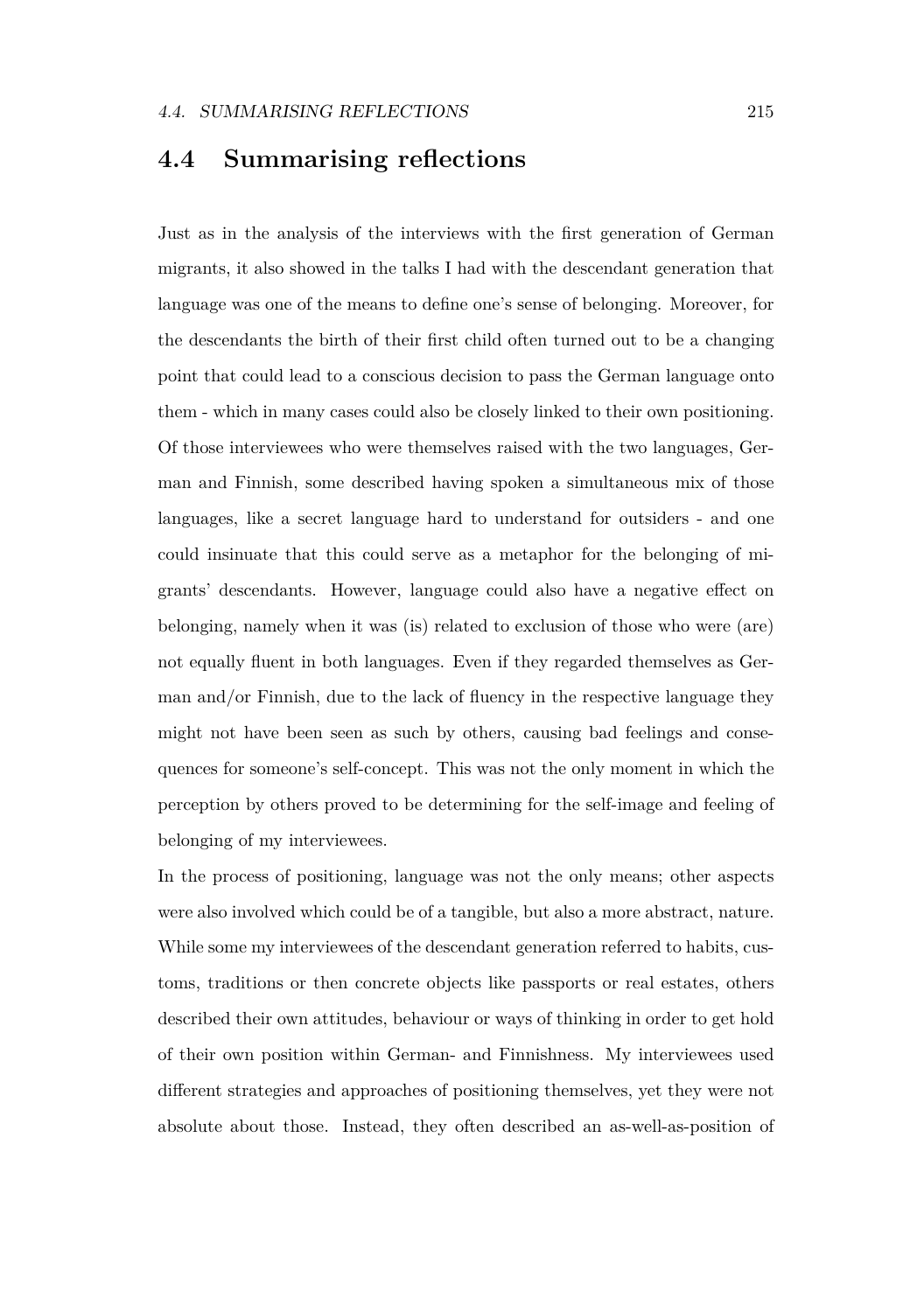## 4.4 Summarising reflections

Just as in the analysis of the interviews with the first generation of German migrants, it also showed in the talks I had with the descendant generation that language was one of the means to define one's sense of belonging. Moreover, for the descendants the birth of their first child often turned out to be a changing point that could lead to a conscious decision to pass the German language onto them - which in many cases could also be closely linked to their own positioning. Of those interviewees who were themselves raised with the two languages, German and Finnish, some described having spoken a simultaneous mix of those languages, like a secret language hard to understand for outsiders - and one could insinuate that this could serve as a metaphor for the belonging of migrants' descendants. However, language could also have a negative effect on belonging, namely when it was (is) related to exclusion of those who were (are) not equally fluent in both languages. Even if they regarded themselves as German and/or Finnish, due to the lack of fluency in the respective language they might not have been seen as such by others, causing bad feelings and consequences for someone's self-concept. This was not the only moment in which the perception by others proved to be determining for the self-image and feeling of belonging of my interviewees.

In the process of positioning, language was not the only means; other aspects were also involved which could be of a tangible, but also a more abstract, nature. While some my interviewees of the descendant generation referred to habits, customs, traditions or then concrete objects like passports or real estates, others described their own attitudes, behaviour or ways of thinking in order to get hold of their own position within German- and Finnishness. My interviewees used different strategies and approaches of positioning themselves, yet they were not absolute about those. Instead, they often described an as-well-as-position of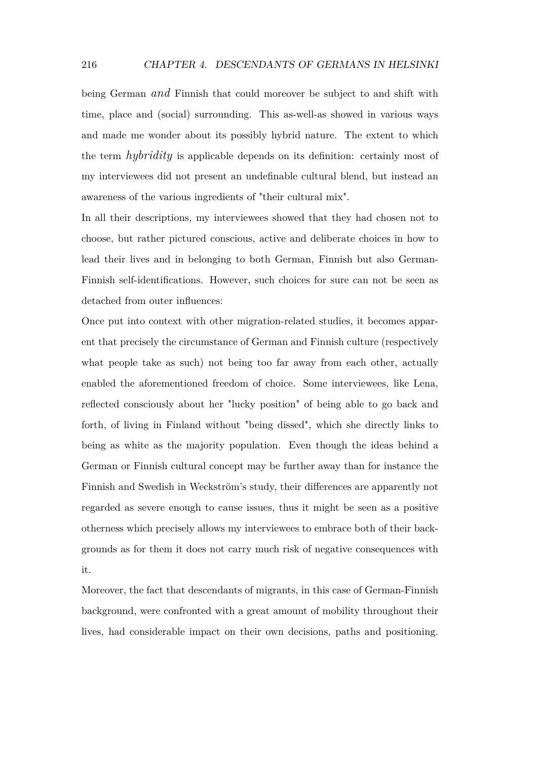being German *and* Finnish that could moreover be subject to and shift with time, place and (social) surrounding. This as-well-as showed in various ways and made me wonder about its possibly hybrid nature. The extent to which the term *hybridity* is applicable depends on its definition: certainly most of my interviewees did not present an undefinable cultural blend, but instead an awareness of the various ingredients of "their cultural mix".

In all their descriptions, my interviewees showed that they had chosen not to choose, but rather pictured conscious, active and deliberate choices in how to lead their lives and in belonging to both German, Finnish but also German-Finnish self-identifications. However, such choices for sure can not be seen as detached from outer influences:

Once put into context with other migration-related studies, it becomes apparent that precisely the circumstance of German and Finnish culture (respectively what people take as such) not being too far away from each other, actually enabled the aforementioned freedom of choice. Some interviewees, like Lena, reflected consciously about her "lucky position" of being able to go back and forth, of living in Finland without "being dissed", which she directly links to being as white as the majority population. Even though the ideas behind a German or Finnish cultural concept may be further away than for instance the Finnish and Swedish in Weckström's study, their differences are apparently not regarded as severe enough to cause issues, thus it might be seen as a positive otherness which precisely allows my interviewees to embrace both of their backgrounds as for them it does not carry much risk of negative consequences with it.

Moreover, the fact that descendants of migrants, in this case of German-Finnish background, were confronted with a great amount of mobility throughout their lives, had considerable impact on their own decisions, paths and positioning.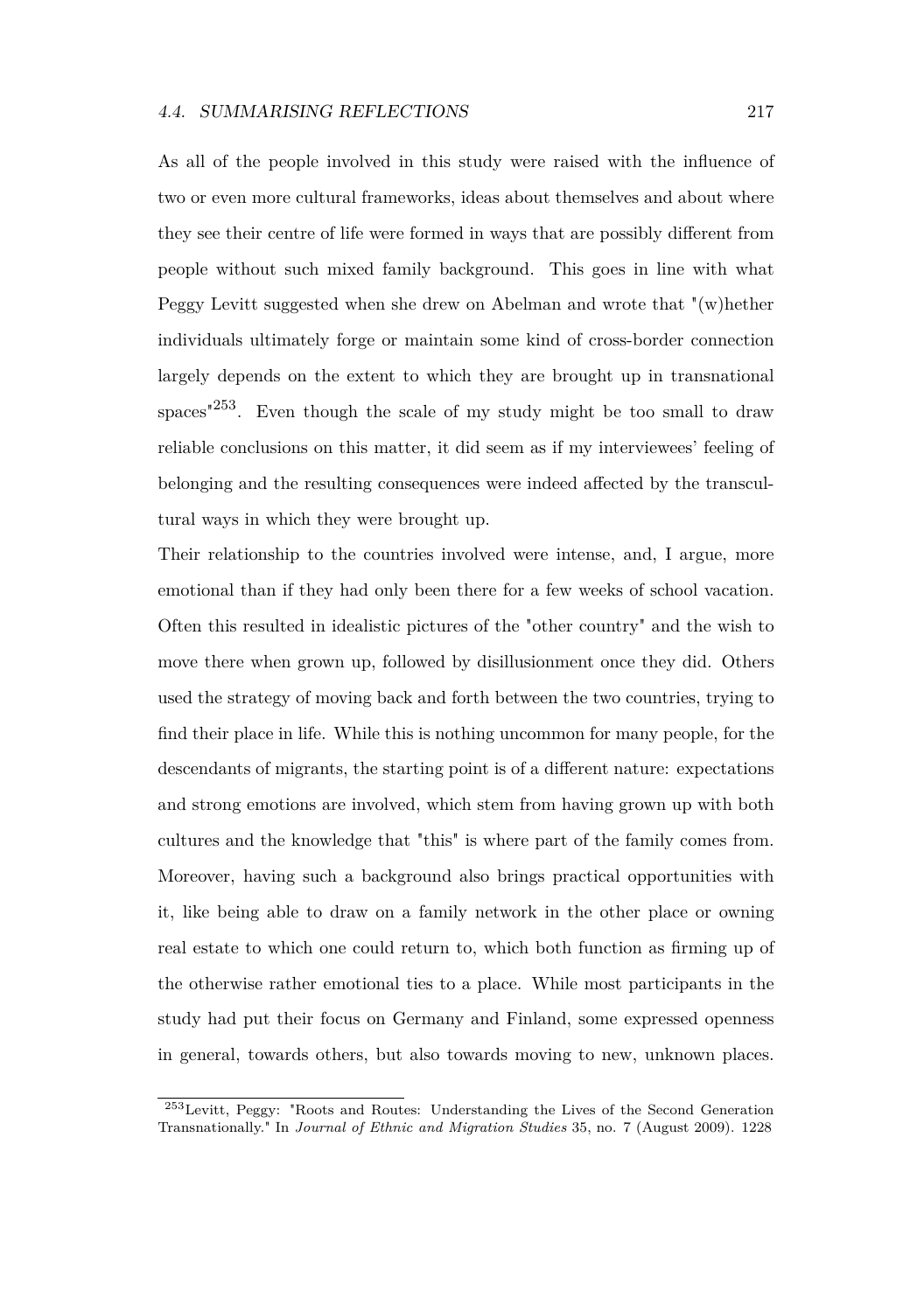As all of the people involved in this study were raised with the influence of two or even more cultural frameworks, ideas about themselves and about where they see their centre of life were formed in ways that are possibly different from people without such mixed family background. This goes in line with what Peggy Levitt suggested when she drew on Abelman and wrote that "(w)hether individuals ultimately forge or maintain some kind of cross-border connection largely depends on the extent to which they are brought up in transnational spaces"[253]. Even though the scale of my study might be too small to draw reliable conclusions on this matter, it did seem as if my interviewees' feeling of belonging and the resulting consequences were indeed affected by the transcultural ways in which they were brought up.

Their relationship to the countries involved were intense, and, I argue, more emotional than if they had only been there for a few weeks of school vacation. Often this resulted in idealistic pictures of the "other country" and the wish to move there when grown up, followed by disillusionment once they did. Others used the strategy of moving back and forth between the two countries, trying to find their place in life. While this is nothing uncommon for many people, for the descendants of migrants, the starting point is of a different nature: expectations and strong emotions are involved, which stem from having grown up with both cultures and the knowledge that "this" is where part of the family comes from. Moreover, having such a background also brings practical opportunities with it, like being able to draw on a family network in the other place or owning real estate to which one could return to, which both function as firming up of the otherwise rather emotional ties to a place. While most participants in the study had put their focus on Germany and Finland, some expressed openness in general, towards others, but also towards moving to new, unknown places.

[253] Levitt, Peggy: "Roots and Routes: Understanding the Lives of the Second Generation Transnationally." In *Journal of Ethnic and Migration Studies* 35, no. 7 (August 2009). 1228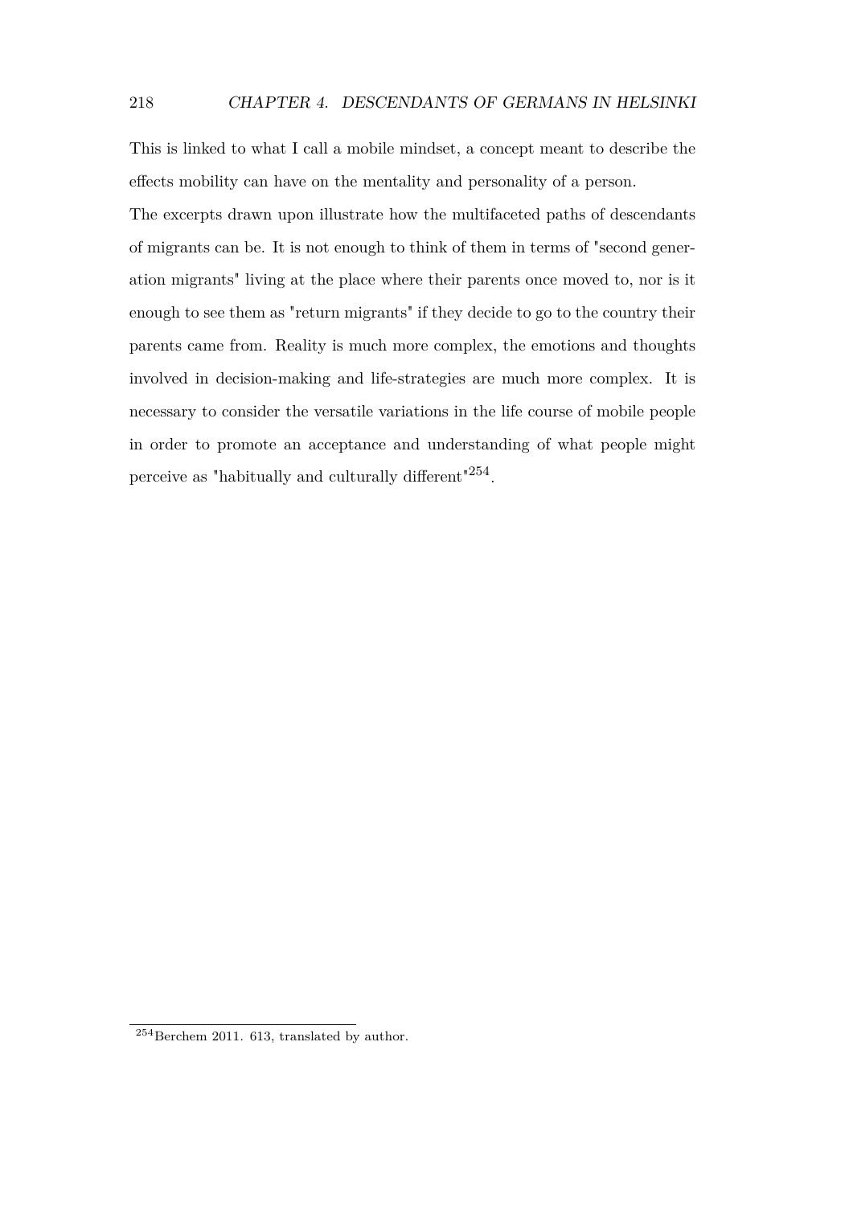This is linked to what I call a mobile mindset, a concept meant to describe the effects mobility can have on the mentality and personality of a person.

The excerpts drawn upon illustrate how the multifaceted paths of descendants of migrants can be. It is not enough to think of them in terms of "second generation migrants" living at the place where their parents once moved to, nor is it enough to see them as "return migrants" if they decide to go to the country their parents came from. Reality is much more complex, the emotions and thoughts involved in decision-making and life-strategies are much more complex. It is necessary to consider the versatile variations in the life course of mobile people in order to promote an acceptance and understanding of what people might perceive as "habitually and culturally different"[254].

[254] Berchem 2011. 613, translated by author.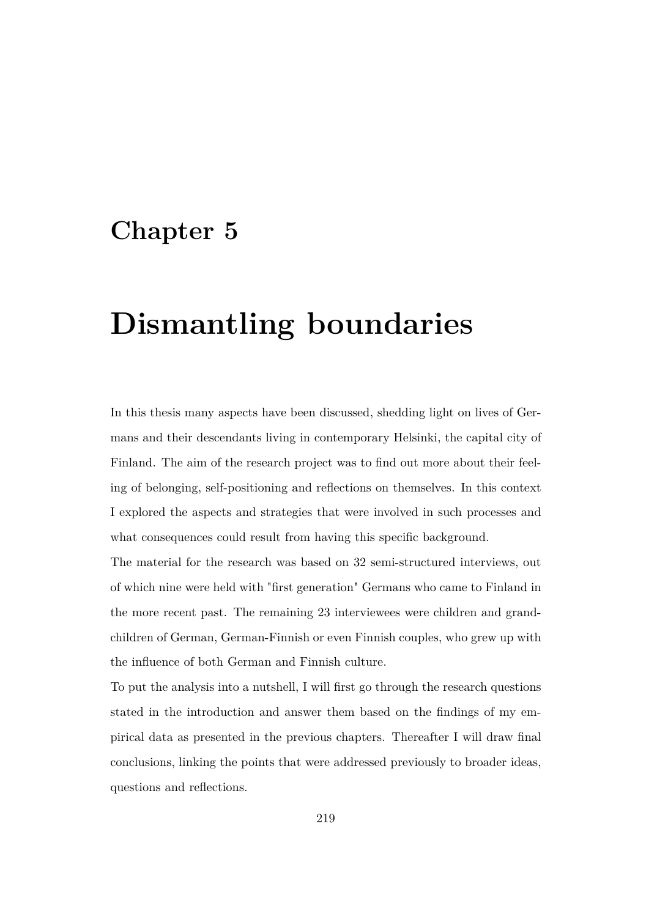# Chapter 5

# Dismantling boundaries

In this thesis many aspects have been discussed, shedding light on lives of Germans and their descendants living in contemporary Helsinki, the capital city of Finland. The aim of the research project was to find out more about their feeling of belonging, self-positioning and reflections on themselves. In this context I explored the aspects and strategies that were involved in such processes and what consequences could result from having this specific background.

The material for the research was based on 32 semi-structured interviews, out of which nine were held with "first generation" Germans who came to Finland in the more recent past. The remaining 23 interviewees were children and grandchildren of German, German-Finnish or even Finnish couples, who grew up with the influence of both German and Finnish culture.

To put the analysis into a nutshell, I will first go through the research questions stated in the introduction and answer them based on the findings of my empirical data as presented in the previous chapters. Thereafter I will draw final conclusions, linking the points that were addressed previously to broader ideas, questions and reflections.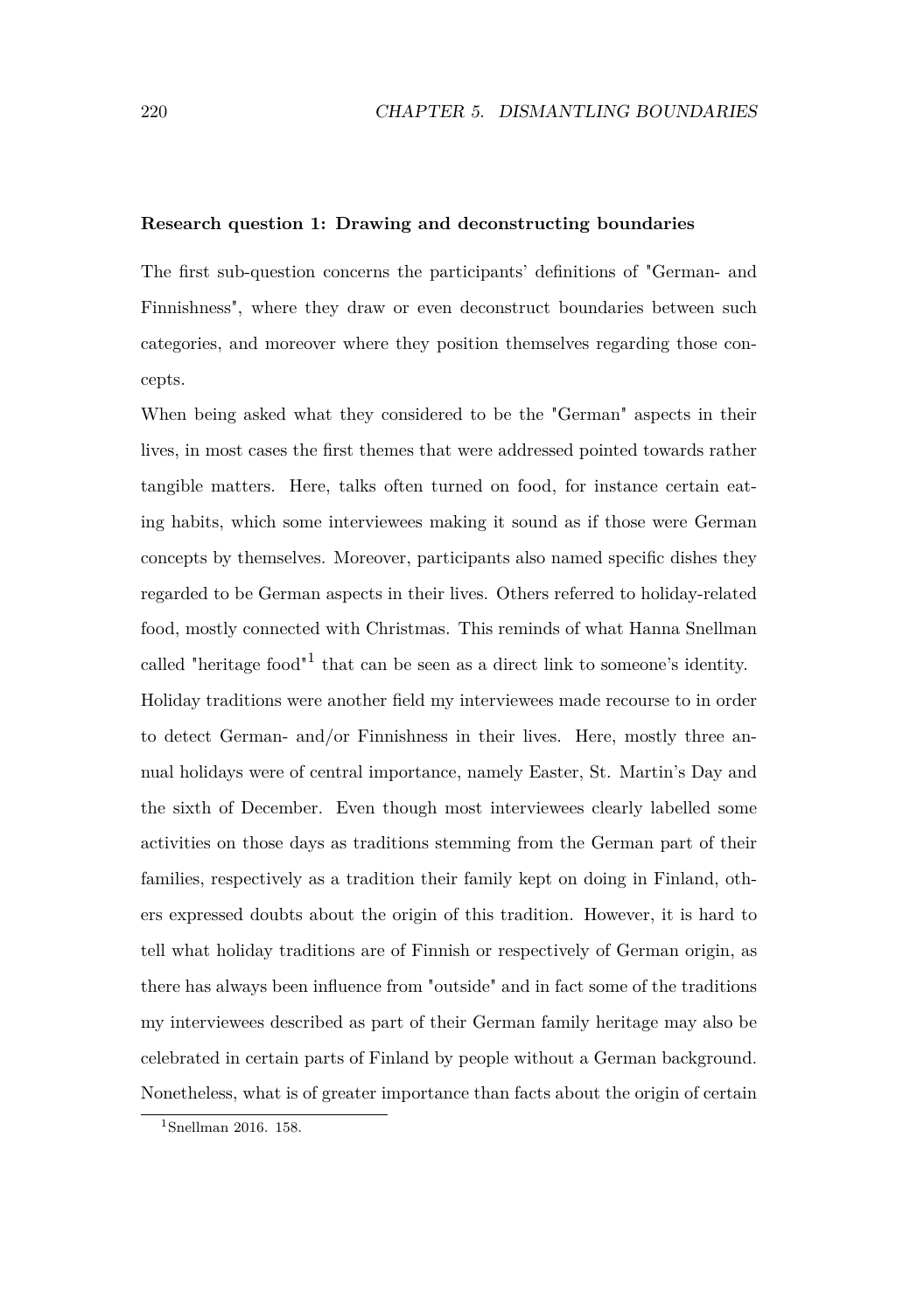**Research question 1: Drawing and deconstructing boundaries**

The first sub-question concerns the participants' definitions of "German- and Finnishness", where they draw or even deconstruct boundaries between such categories, and moreover where they position themselves regarding those concepts.

When being asked what they considered to be the "German" aspects in their lives, in most cases the first themes that were addressed pointed towards rather tangible matters. Here, talks often turned on food, for instance certain eating habits, which some interviewees making it sound as if those were German concepts by themselves. Moreover, participants also named specific dishes they regarded to be German aspects in their lives. Others referred to holiday-related food, mostly connected with Christmas. This reminds of what Hanna Snellman called "heritage food"[1] that can be seen as a direct link to someone's identity.

Holiday traditions were another field my interviewees made recourse to in order to detect German- and/or Finnishness in their lives. Here, mostly three annual holidays were of central importance, namely Easter, St. Martin's Day and the sixth of December. Even though most interviewees clearly labelled some activities on those days as traditions stemming from the German part of their families, respectively as a tradition their family kept on doing in Finland, others expressed doubts about the origin of this tradition. However, it is hard to tell what holiday traditions are of Finnish or respectively of German origin, as there has always been influence from "outside" and in fact some of the traditions my interviewees described as part of their German family heritage may also be celebrated in certain parts of Finland by people without a German background. Nonetheless, what is of greater importance than facts about the origin of certain

[1] Snellman 2016. 158.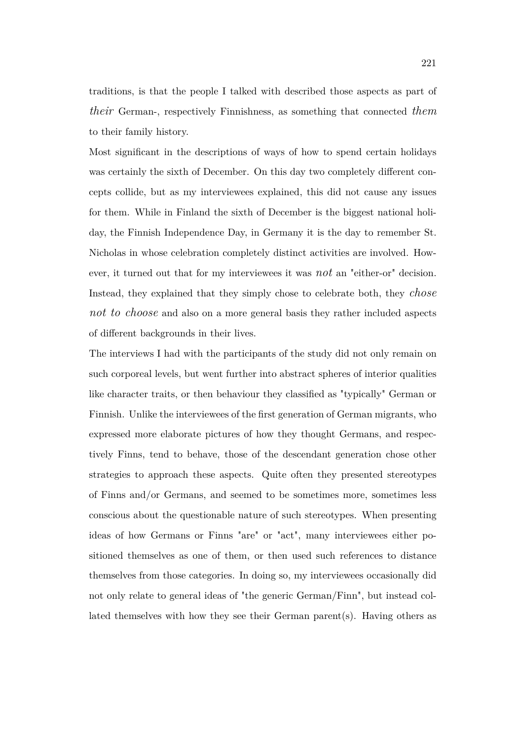traditions, is that the people I talked with described those aspects as part of *their* German-, respectively Finnishness, as something that connected *them* to their family history.

Most significant in the descriptions of ways of how to spend certain holidays was certainly the sixth of December. On this day two completely different concepts collide, but as my interviewees explained, this did not cause any issues for them. While in Finland the sixth of December is the biggest national holiday, the Finnish Independence Day, in Germany it is the day to remember St. Nicholas in whose celebration completely distinct activities are involved. However, it turned out that for my interviewees it was *not* an "either-or" decision. Instead, they explained that they simply chose to celebrate both, they *chose not to choose* and also on a more general basis they rather included aspects of different backgrounds in their lives.

The interviews I had with the participants of the study did not only remain on such corporeal levels, but went further into abstract spheres of interior qualities like character traits, or then behaviour they classified as "typically" German or Finnish. Unlike the interviewees of the first generation of German migrants, who expressed more elaborate pictures of how they thought Germans, and respectively Finns, tend to behave, those of the descendant generation chose other strategies to approach these aspects. Quite often they presented stereotypes of Finns and/or Germans, and seemed to be sometimes more, sometimes less conscious about the questionable nature of such stereotypes. When presenting ideas of how Germans or Finns "are" or "act", many interviewees either positioned themselves as one of them, or then used such references to distance themselves from those categories. In doing so, my interviewees occasionally did not only relate to general ideas of "the generic German/Finn", but instead collated themselves with how they see their German parent(s). Having others as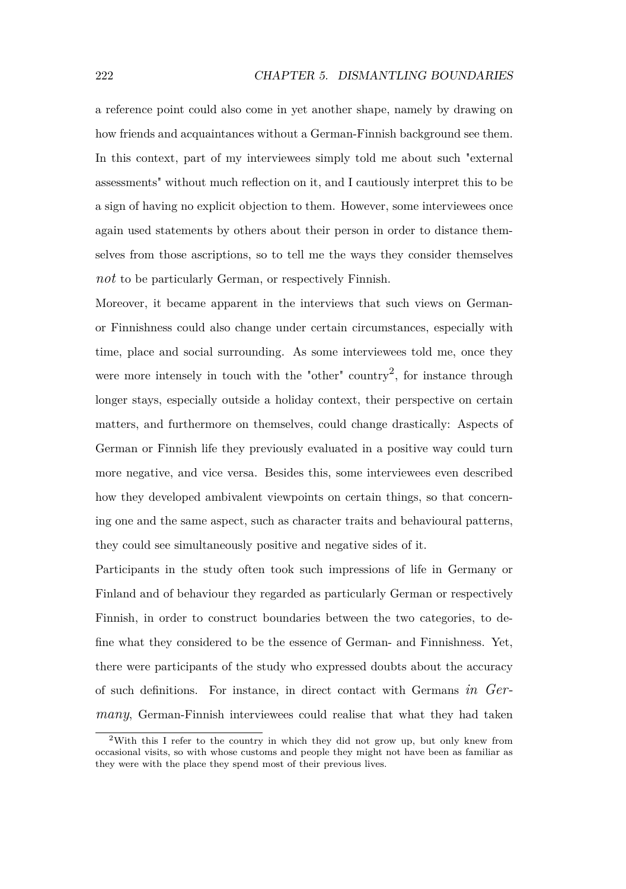a reference point could also come in yet another shape, namely by drawing on how friends and acquaintances without a German-Finnish background see them. In this context, part of my interviewees simply told me about such "external assessments" without much reflection on it, and I cautiously interpret this to be a sign of having no explicit objection to them. However, some interviewees once again used statements by others about their person in order to distance themselves from those ascriptions, so to tell me the ways they consider themselves *not* to be particularly German, or respectively Finnish.

Moreover, it became apparent in the interviews that such views on German- or Finnishness could also change under certain circumstances, especially with time, place and social surrounding. As some interviewees told me, once they were more intensely in touch with the "other" country[2], for instance through longer stays, especially outside a holiday context, their perspective on certain matters, and furthermore on themselves, could change drastically: Aspects of German or Finnish life they previously evaluated in a positive way could turn more negative, and vice versa. Besides this, some interviewees even described how they developed ambivalent viewpoints on certain things, so that concerning one and the same aspect, such as character traits and behavioural patterns, they could see simultaneously positive and negative sides of it.

Participants in the study often took such impressions of life in Germany or Finland and of behaviour they regarded as particularly German or respectively Finnish, in order to construct boundaries between the two categories, to define what they considered to be the essence of German- and Finnishness. Yet, there were participants of the study who expressed doubts about the accuracy of such definitions. For instance, in direct contact with Germans *in Germany*, German-Finnish interviewees could realise that what they had taken

[2] With this I refer to the country in which they did not grow up, but only knew from occasional visits, so with whose customs and people they might not have been as familiar as they were with the place they spend most of their previous lives.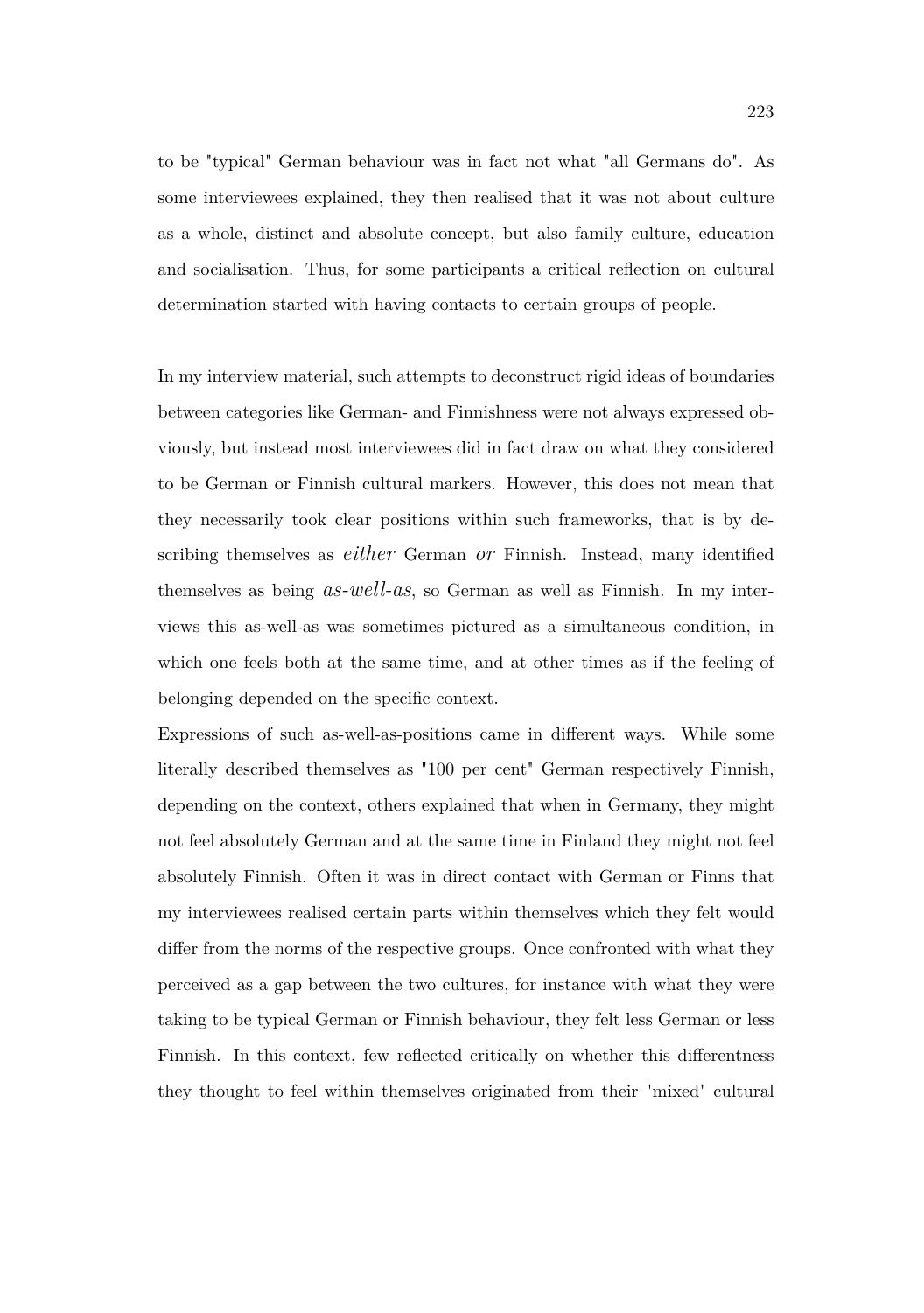to be "typical" German behaviour was in fact not what "all Germans do". As some interviewees explained, they then realised that it was not about culture as a whole, distinct and absolute concept, but also family culture, education and socialisation. Thus, for some participants a critical reflection on cultural determination started with having contacts to certain groups of people.

In my interview material, such attempts to deconstruct rigid ideas of boundaries between categories like German- and Finnishness were not always expressed obviously, but instead most interviewees did in fact draw on what they considered to be German or Finnish cultural markers. However, this does not mean that they necessarily took clear positions within such frameworks, that is by describing themselves as *either* German *or* Finnish. Instead, many identified themselves as being *as-well-as*, so German as well as Finnish. In my interviews this as-well-as was sometimes pictured as a simultaneous condition, in which one feels both at the same time, and at other times as if the feeling of belonging depended on the specific context.

Expressions of such as-well-as-positions came in different ways. While some literally described themselves as "100 per cent" German respectively Finnish, depending on the context, others explained that when in Germany, they might not feel absolutely German and at the same time in Finland they might not feel absolutely Finnish. Often it was in direct contact with German or Finns that my interviewees realised certain parts within themselves which they felt would differ from the norms of the respective groups. Once confronted with what they perceived as a gap between the two cultures, for instance with what they were taking to be typical German or Finnish behaviour, they felt less German or less Finnish. In this context, few reflected critically on whether this differentness they thought to feel within themselves originated from their "mixed" cultural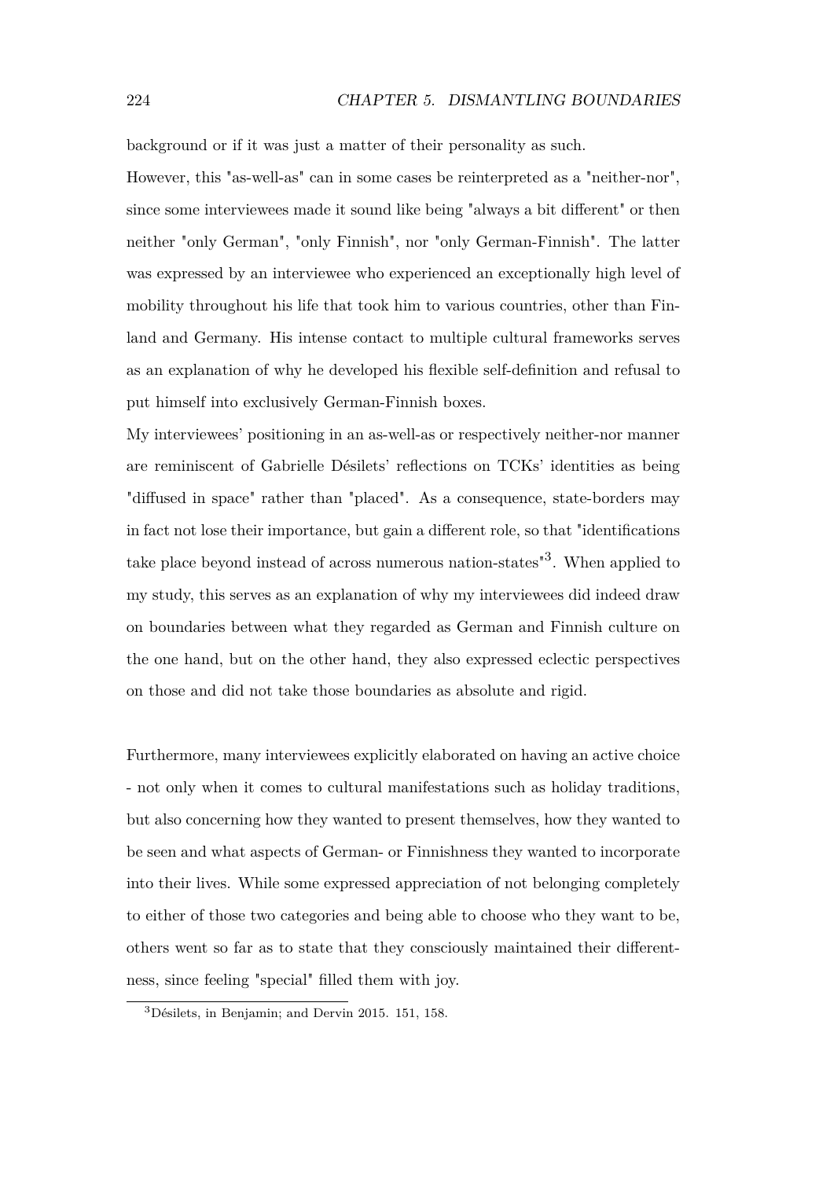background or if it was just a matter of their personality as such.

However, this "as-well-as" can in some cases be reinterpreted as a "neither-nor", since some interviewees made it sound like being "always a bit different" or then neither "only German", "only Finnish", nor "only German-Finnish". The latter was expressed by an interviewee who experienced an exceptionally high level of mobility throughout his life that took him to various countries, other than Finland and Germany. His intense contact to multiple cultural frameworks serves as an explanation of why he developed his flexible self-definition and refusal to put himself into exclusively German-Finnish boxes.

My interviewees' positioning in an as-well-as or respectively neither-nor manner are reminiscent of Gabrielle Désilets' reflections on TCKs' identities as being "diffused in space" rather than "placed". As a consequence, state-borders may in fact not lose their importance, but gain a different role, so that "identifications take place beyond instead of across numerous nation-states"[3]. When applied to my study, this serves as an explanation of why my interviewees did indeed draw on boundaries between what they regarded as German and Finnish culture on the one hand, but on the other hand, they also expressed eclectic perspectives on those and did not take those boundaries as absolute and rigid.

Furthermore, many interviewees explicitly elaborated on having an active choice - not only when it comes to cultural manifestations such as holiday traditions, but also concerning how they wanted to present themselves, how they wanted to be seen and what aspects of German- or Finnishness they wanted to incorporate into their lives. While some expressed appreciation of not belonging completely to either of those two categories and being able to choose who they want to be, others went so far as to state that they consciously maintained their differentness, since feeling "special" filled them with joy.

[3]Désilets, in Benjamin; and Dervin 2015. 151, 158.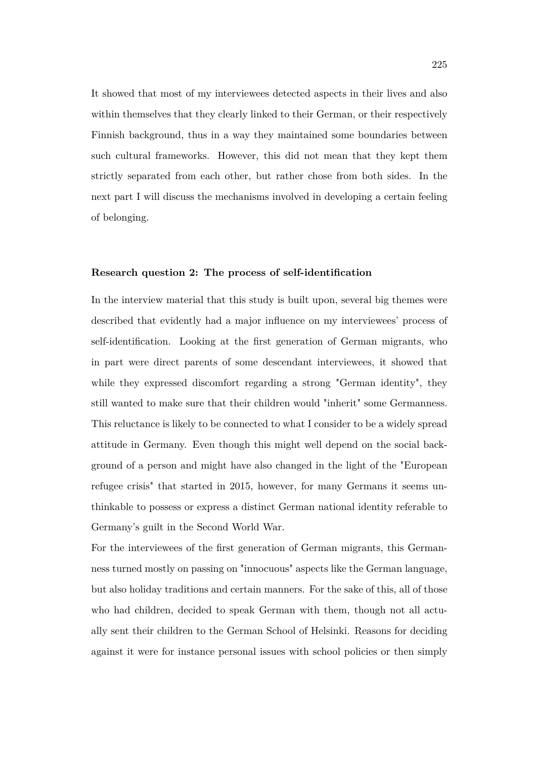It showed that most of my interviewees detected aspects in their lives and also within themselves that they clearly linked to their German, or their respectively Finnish background, thus in a way they maintained some boundaries between such cultural frameworks. However, this did not mean that they kept them strictly separated from each other, but rather chose from both sides. In the next part I will discuss the mechanisms involved in developing a certain feeling of belonging.

**Research question 2: The process of self-identification**

In the interview material that this study is built upon, several big themes were described that evidently had a major influence on my interviewees' process of self-identification. Looking at the first generation of German migrants, who in part were direct parents of some descendant interviewees, it showed that while they expressed discomfort regarding a strong "German identity", they still wanted to make sure that their children would "inherit" some Germanness. This reluctance is likely to be connected to what I consider to be a widely spread attitude in Germany. Even though this might well depend on the social background of a person and might have also changed in the light of the "European refugee crisis" that started in 2015, however, for many Germans it seems unthinkable to possess or express a distinct German national identity referable to Germany's guilt in the Second World War.

For the interviewees of the first generation of German migrants, this Germanness turned mostly on passing on "innocuous" aspects like the German language, but also holiday traditions and certain manners. For the sake of this, all of those who had children, decided to speak German with them, though not all actually sent their children to the German School of Helsinki. Reasons for deciding against it were for instance personal issues with school policies or then simply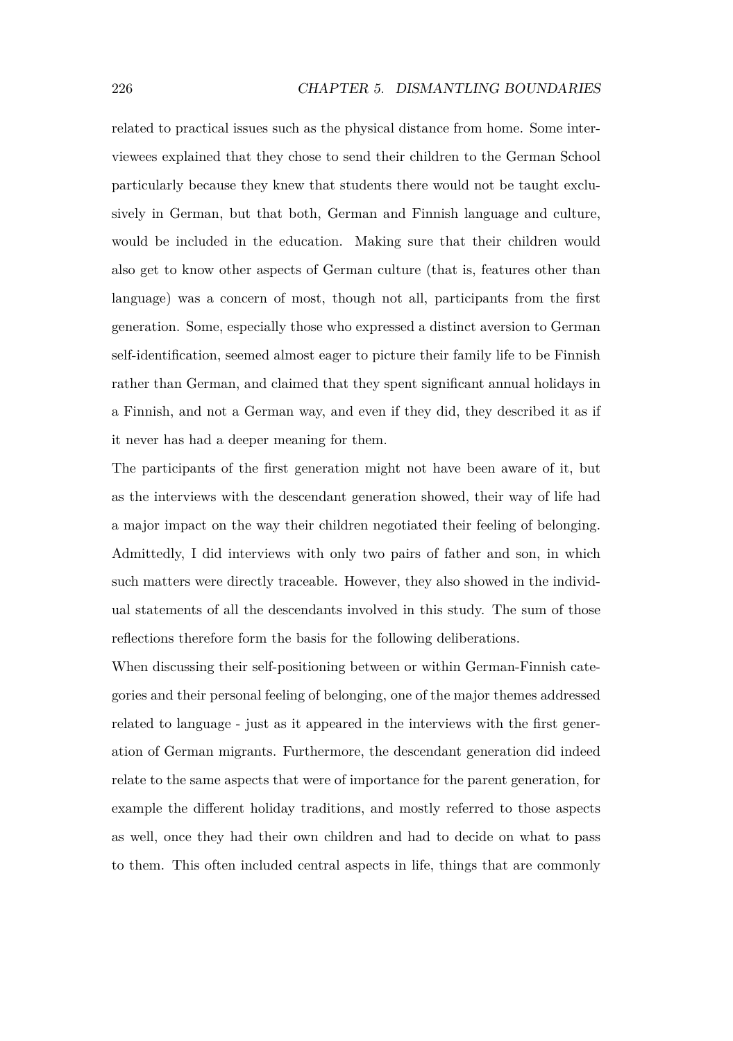related to practical issues such as the physical distance from home. Some interviewees explained that they chose to send their children to the German School particularly because they knew that students there would not be taught exclusively in German, but that both, German and Finnish language and culture, would be included in the education. Making sure that their children would also get to know other aspects of German culture (that is, features other than language) was a concern of most, though not all, participants from the first generation. Some, especially those who expressed a distinct aversion to German self-identification, seemed almost eager to picture their family life to be Finnish rather than German, and claimed that they spent significant annual holidays in a Finnish, and not a German way, and even if they did, they described it as if it never has had a deeper meaning for them.

The participants of the first generation might not have been aware of it, but as the interviews with the descendant generation showed, their way of life had a major impact on the way their children negotiated their feeling of belonging. Admittedly, I did interviews with only two pairs of father and son, in which such matters were directly traceable. However, they also showed in the individual statements of all the descendants involved in this study. The sum of those reflections therefore form the basis for the following deliberations.

When discussing their self-positioning between or within German-Finnish categories and their personal feeling of belonging, one of the major themes addressed related to language - just as it appeared in the interviews with the first generation of German migrants. Furthermore, the descendant generation did indeed relate to the same aspects that were of importance for the parent generation, for example the different holiday traditions, and mostly referred to those aspects as well, once they had their own children and had to decide on what to pass to them. This often included central aspects in life, things that are commonly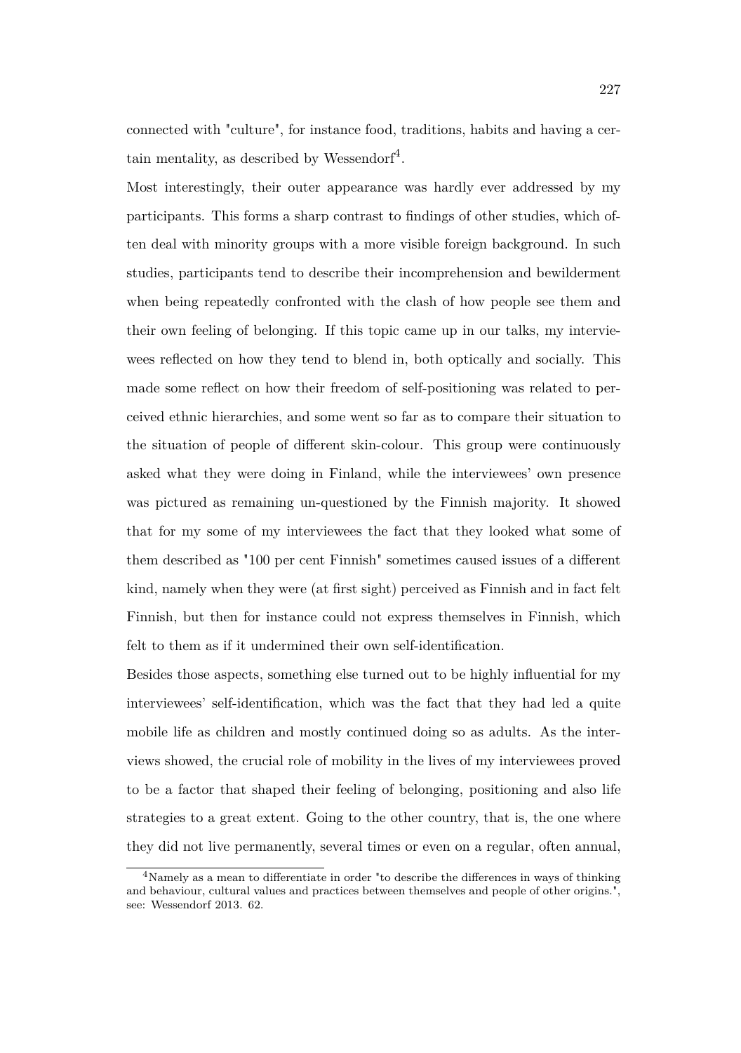connected with "culture", for instance food, traditions, habits and having a certain mentality, as described by Wessendorf[4].

Most interestingly, their outer appearance was hardly ever addressed by my participants. This forms a sharp contrast to findings of other studies, which often deal with minority groups with a more visible foreign background. In such studies, participants tend to describe their incomprehension and bewilderment when being repeatedly confronted with the clash of how people see them and their own feeling of belonging. If this topic came up in our talks, my interviewees reflected on how they tend to blend in, both optically and socially. This made some reflect on how their freedom of self-positioning was related to perceived ethnic hierarchies, and some went so far as to compare their situation to the situation of people of different skin-colour. This group were continuously asked what they were doing in Finland, while the interviewees' own presence was pictured as remaining un-questioned by the Finnish majority. It showed that for my some of my interviewees the fact that they looked what some of them described as "100 per cent Finnish" sometimes caused issues of a different kind, namely when they were (at first sight) perceived as Finnish and in fact felt Finnish, but then for instance could not express themselves in Finnish, which felt to them as if it undermined their own self-identification.

Besides those aspects, something else turned out to be highly influential for my interviewees' self-identification, which was the fact that they had led a quite mobile life as children and mostly continued doing so as adults. As the interviews showed, the crucial role of mobility in the lives of my interviewees proved to be a factor that shaped their feeling of belonging, positioning and also life strategies to a great extent. Going to the other country, that is, the one where they did not live permanently, several times or even on a regular, often annual,

[4] Namely as a mean to differentiate in order "to describe the differences in ways of thinking and behaviour, cultural values and practices between themselves and people of other origins.", see: Wessendorf 2013. 62.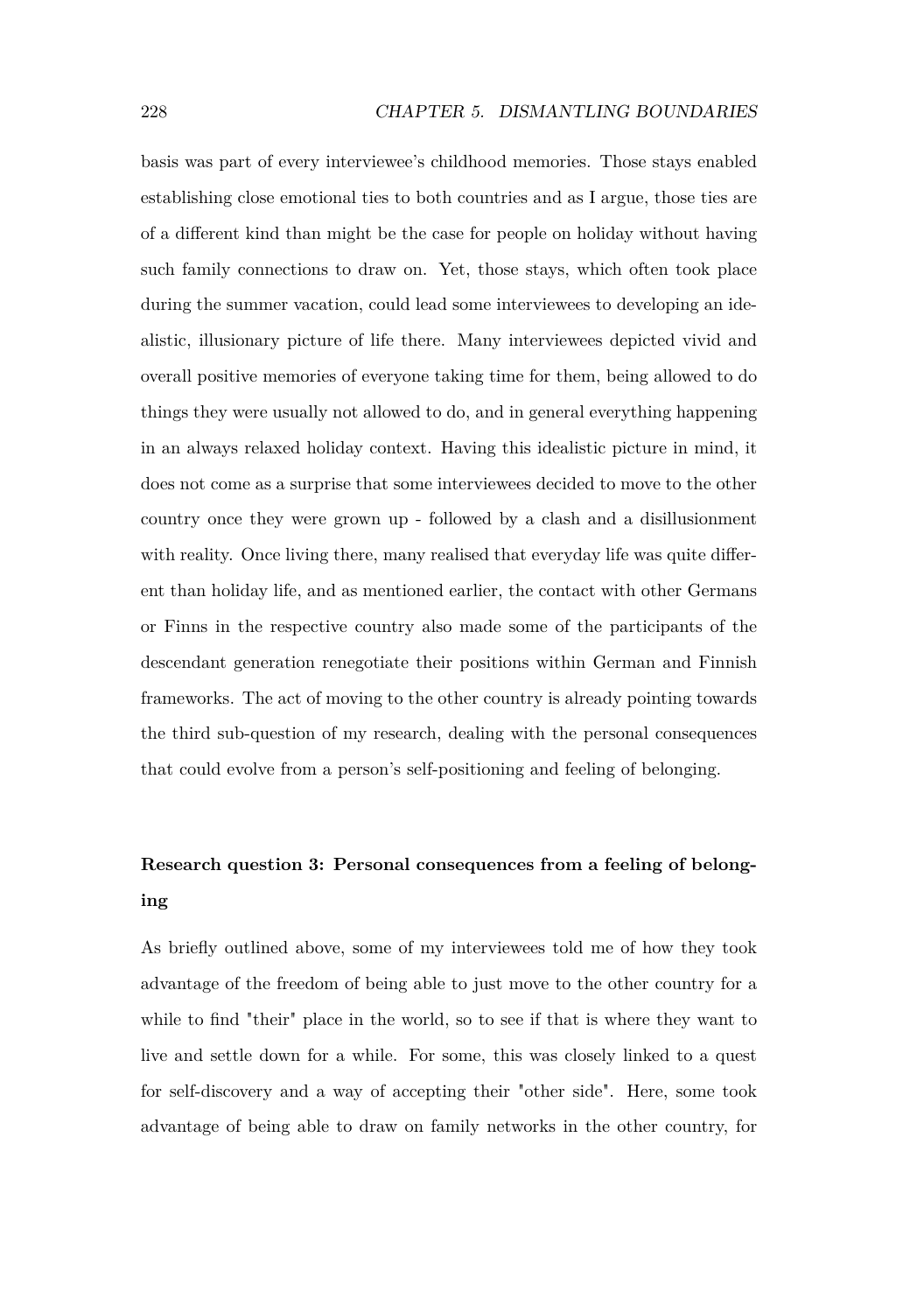basis was part of every interviewee's childhood memories. Those stays enabled establishing close emotional ties to both countries and as I argue, those ties are of a different kind than might be the case for people on holiday without having such family connections to draw on. Yet, those stays, which often took place during the summer vacation, could lead some interviewees to developing an idealistic, illusionary picture of life there. Many interviewees depicted vivid and overall positive memories of everyone taking time for them, being allowed to do things they were usually not allowed to do, and in general everything happening in an always relaxed holiday context. Having this idealistic picture in mind, it does not come as a surprise that some interviewees decided to move to the other country once they were grown up - followed by a clash and a disillusionment with reality. Once living there, many realised that everyday life was quite different than holiday life, and as mentioned earlier, the contact with other Germans or Finns in the respective country also made some of the participants of the descendant generation renegotiate their positions within German and Finnish frameworks. The act of moving to the other country is already pointing towards the third sub-question of my research, dealing with the personal consequences that could evolve from a person's self-positioning and feeling of belonging.

**Research question 3: Personal consequences from a feeling of belonging**

As briefly outlined above, some of my interviewees told me of how they took advantage of the freedom of being able to just move to the other country for a while to find "their" place in the world, so to see if that is where they want to live and settle down for a while. For some, this was closely linked to a quest for self-discovery and a way of accepting their "other side". Here, some took advantage of being able to draw on family networks in the other country, for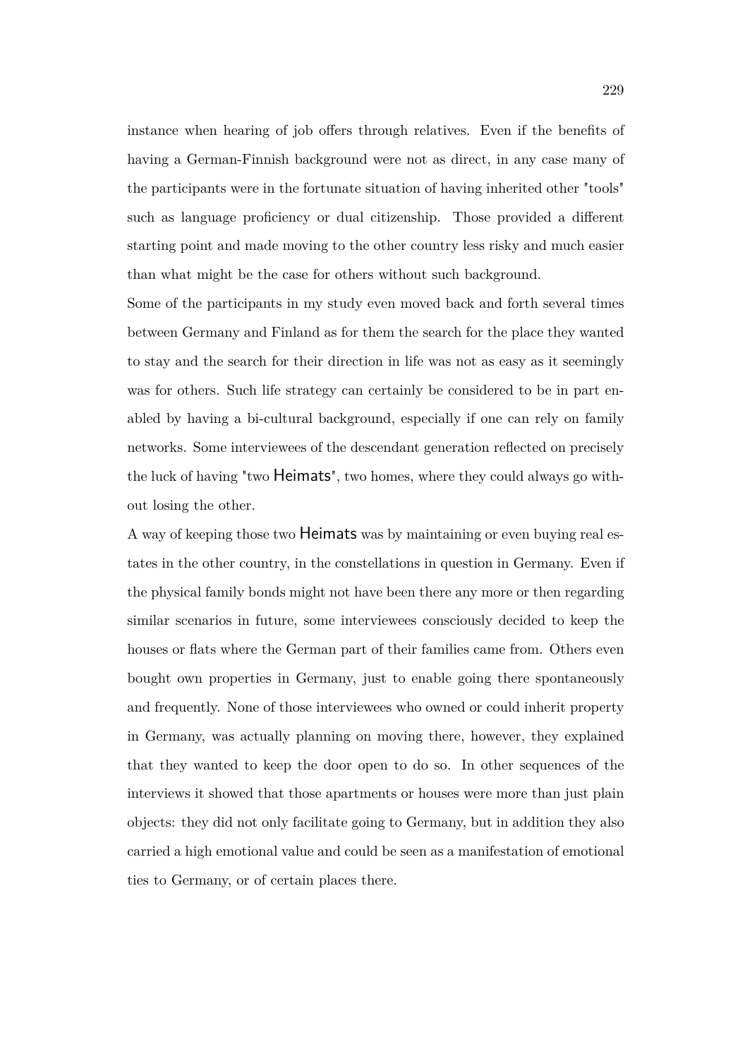instance when hearing of job offers through relatives. Even if the benefits of having a German-Finnish background were not as direct, in any case many of the participants were in the fortunate situation of having inherited other "tools" such as language proficiency or dual citizenship. Those provided a different starting point and made moving to the other country less risky and much easier than what might be the case for others without such background.

Some of the participants in my study even moved back and forth several times between Germany and Finland as for them the search for the place they wanted to stay and the search for their direction in life was not as easy as it seemingly was for others. Such life strategy can certainly be considered to be in part enabled by having a bi-cultural background, especially if one can rely on family networks. Some interviewees of the descendant generation reflected on precisely the luck of having "two Heimats", two homes, where they could always go without losing the other.

A way of keeping those two Heimats was by maintaining or even buying real estates in the other country, in the constellations in question in Germany. Even if the physical family bonds might not have been there any more or then regarding similar scenarios in future, some interviewees consciously decided to keep the houses or flats where the German part of their families came from. Others even bought own properties in Germany, just to enable going there spontaneously and frequently. None of those interviewees who owned or could inherit property in Germany, was actually planning on moving there, however, they explained that they wanted to keep the door open to do so. In other sequences of the interviews it showed that those apartments or houses were more than just plain objects: they did not only facilitate going to Germany, but in addition they also carried a high emotional value and could be seen as a manifestation of emotional ties to Germany, or of certain places there.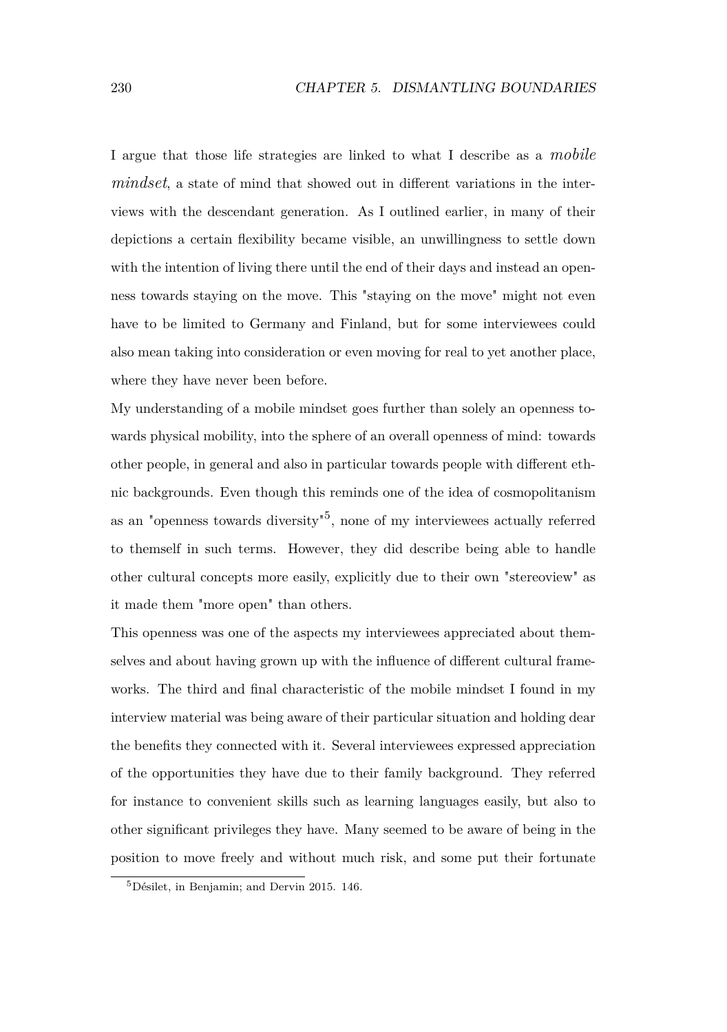I argue that those life strategies are linked to what I describe as a *mobile mindset*, a state of mind that showed out in different variations in the interviews with the descendant generation. As I outlined earlier, in many of their depictions a certain flexibility became visible, an unwillingness to settle down with the intention of living there until the end of their days and instead an openness towards staying on the move. This "staying on the move" might not even have to be limited to Germany and Finland, but for some interviewees could also mean taking into consideration or even moving for real to yet another place, where they have never been before.

My understanding of a mobile mindset goes further than solely an openness towards physical mobility, into the sphere of an overall openness of mind: towards other people, in general and also in particular towards people with different ethnic backgrounds. Even though this reminds one of the idea of cosmopolitanism as an "openness towards diversity"[5], none of my interviewees actually referred to themself in such terms. However, they did describe being able to handle other cultural concepts more easily, explicitly due to their own "stereoview" as it made them "more open" than others.

This openness was one of the aspects my interviewees appreciated about themselves and about having grown up with the influence of different cultural frameworks. The third and final characteristic of the mobile mindset I found in my interview material was being aware of their particular situation and holding dear the benefits they connected with it. Several interviewees expressed appreciation of the opportunities they have due to their family background. They referred for instance to convenient skills such as learning languages easily, but also to other significant privileges they have. Many seemed to be aware of being in the position to move freely and without much risk, and some put their fortunate

[5] Désilet, in Benjamin; and Dervin 2015. 146.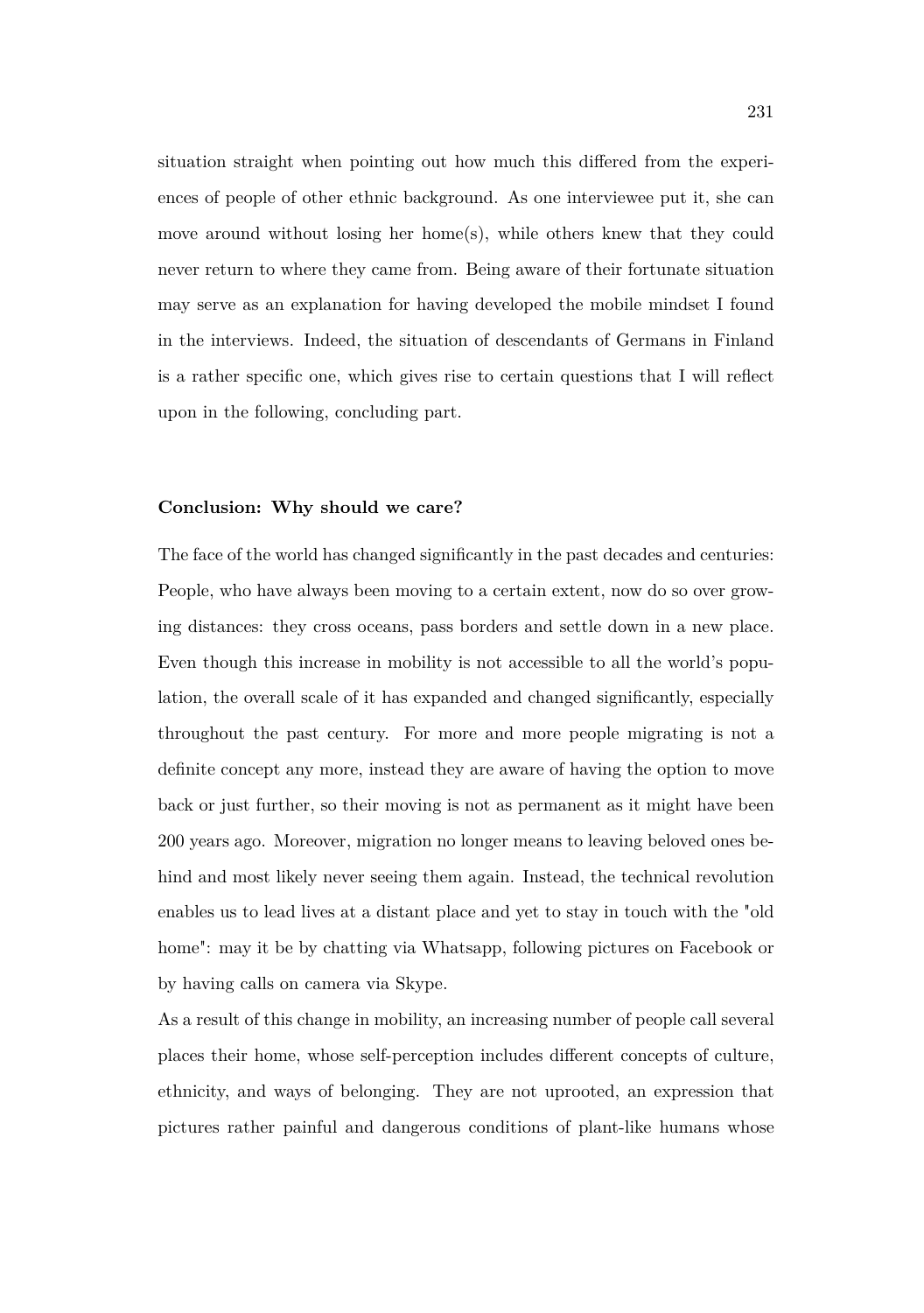situation straight when pointing out how much this differed from the experiences of people of other ethnic background. As one interviewee put it, she can move around without losing her home(s), while others knew that they could never return to where they came from. Being aware of their fortunate situation may serve as an explanation for having developed the mobile mindset I found in the interviews. Indeed, the situation of descendants of Germans in Finland is a rather specific one, which gives rise to certain questions that I will reflect upon in the following, concluding part.

### Conclusion: Why should we care?

The face of the world has changed significantly in the past decades and centuries: People, who have always been moving to a certain extent, now do so over growing distances: they cross oceans, pass borders and settle down in a new place. Even though this increase in mobility is not accessible to all the world's population, the overall scale of it has expanded and changed significantly, especially throughout the past century. For more and more people migrating is not a definite concept any more, instead they are aware of having the option to move back or just further, so their moving is not as permanent as it might have been 200 years ago. Moreover, migration no longer means to leaving beloved ones behind and most likely never seeing them again. Instead, the technical revolution enables us to lead lives at a distant place and yet to stay in touch with the "old home": may it be by chatting via Whatsapp, following pictures on Facebook or by having calls on camera via Skype.

As a result of this change in mobility, an increasing number of people call several places their home, whose self-perception includes different concepts of culture, ethnicity, and ways of belonging. They are not uprooted, an expression that pictures rather painful and dangerous conditions of plant-like humans whose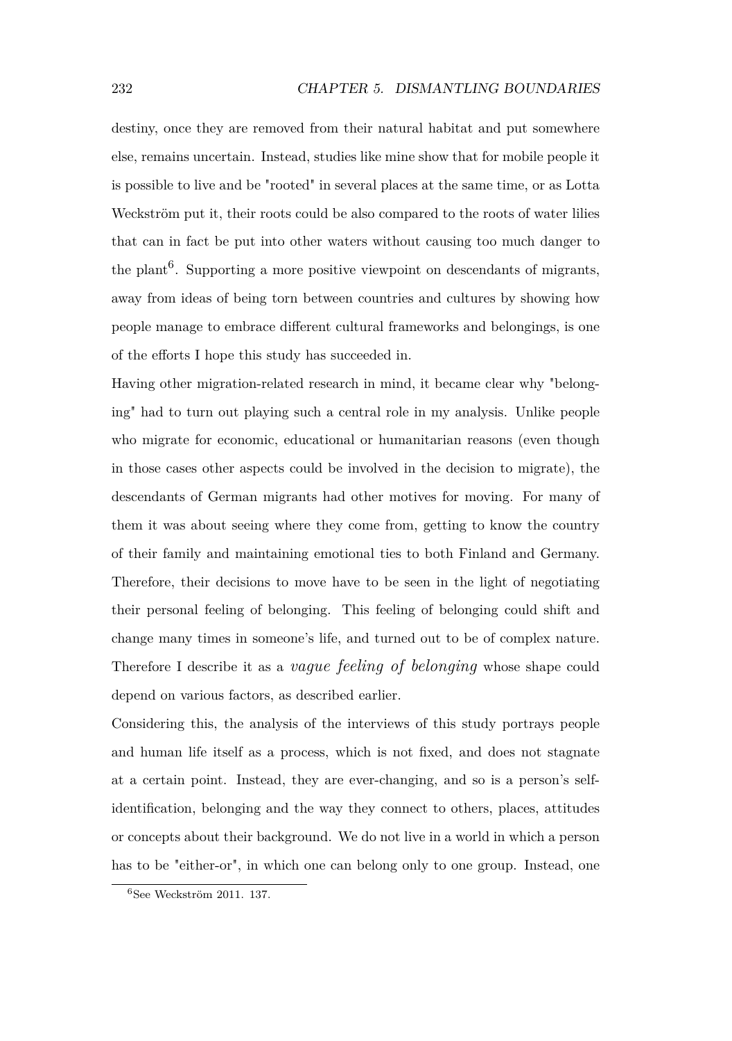destiny, once they are removed from their natural habitat and put somewhere else, remains uncertain. Instead, studies like mine show that for mobile people it is possible to live and be "rooted" in several places at the same time, or as Lotta Weckström put it, their roots could be also compared to the roots of water lilies that can in fact be put into other waters without causing too much danger to the plant[6]. Supporting a more positive viewpoint on descendants of migrants, away from ideas of being torn between countries and cultures by showing how people manage to embrace different cultural frameworks and belongings, is one of the efforts I hope this study has succeeded in.

Having other migration-related research in mind, it became clear why "belonging" had to turn out playing such a central role in my analysis. Unlike people who migrate for economic, educational or humanitarian reasons (even though in those cases other aspects could be involved in the decision to migrate), the descendants of German migrants had other motives for moving. For many of them it was about seeing where they come from, getting to know the country of their family and maintaining emotional ties to both Finland and Germany. Therefore, their decisions to move have to be seen in the light of negotiating their personal feeling of belonging. This feeling of belonging could shift and change many times in someone's life, and turned out to be of complex nature. Therefore I describe it as a *vague feeling of belonging* whose shape could depend on various factors, as described earlier.

Considering this, the analysis of the interviews of this study portrays people and human life itself as a process, which is not fixed, and does not stagnate at a certain point. Instead, they are ever-changing, and so is a person's self-identification, belonging and the way they connect to others, places, attitudes or concepts about their background. We do not live in a world in which a person has to be "either-or", in which one can belong only to one group. Instead, one

[6] See Weckström 2011. 137.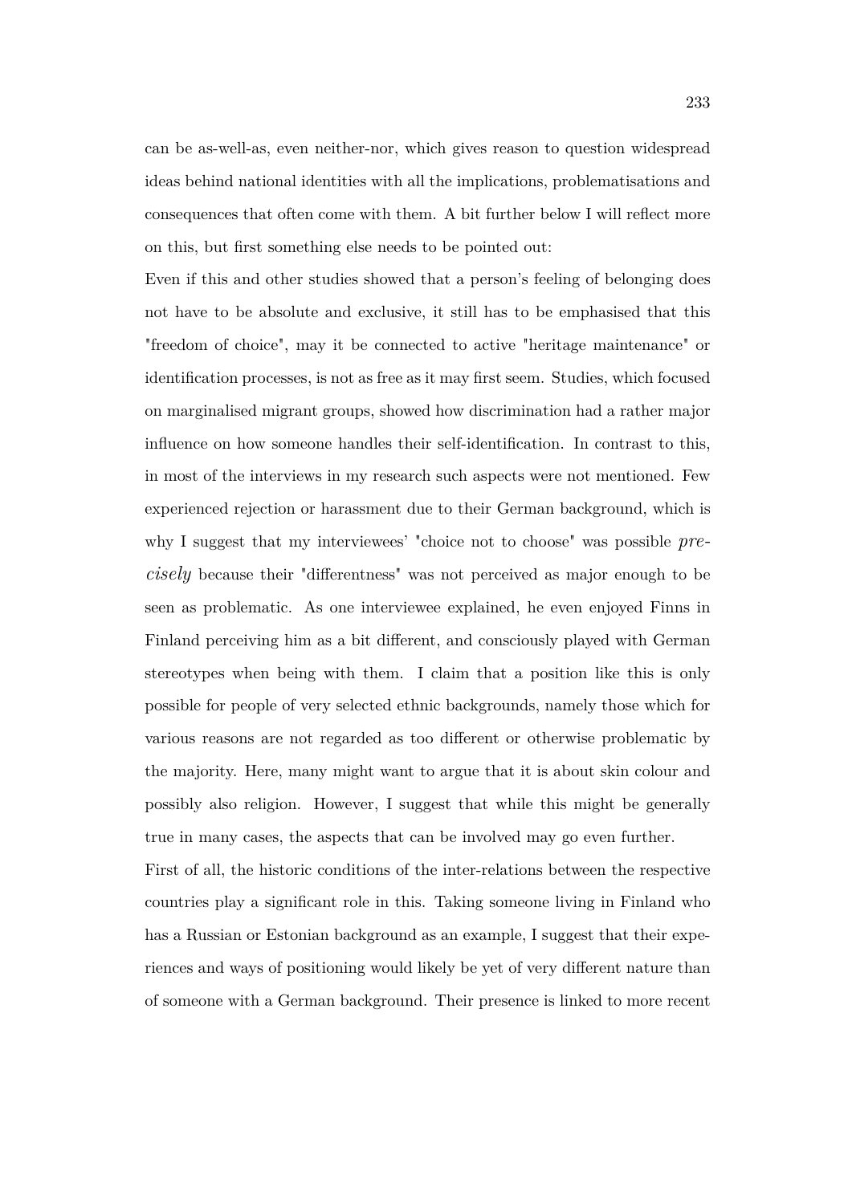can be as-well-as, even neither-nor, which gives reason to question widespread ideas behind national identities with all the implications, problematisations and consequences that often come with them. A bit further below I will reflect more on this, but first something else needs to be pointed out:

Even if this and other studies showed that a person's feeling of belonging does not have to be absolute and exclusive, it still has to be emphasised that this "freedom of choice", may it be connected to active "heritage maintenance" or identification processes, is not as free as it may first seem. Studies, which focused on marginalised migrant groups, showed how discrimination had a rather major influence on how someone handles their self-identification. In contrast to this, in most of the interviews in my research such aspects were not mentioned. Few experienced rejection or harassment due to their German background, which is why I suggest that my interviewees' "choice not to choose" was possible *precisely* because their "differentness" was not perceived as major enough to be seen as problematic. As one interviewee explained, he even enjoyed Finns in Finland perceiving him as a bit different, and consciously played with German stereotypes when being with them. I claim that a position like this is only possible for people of very selected ethnic backgrounds, namely those which for various reasons are not regarded as too different or otherwise problematic by the majority. Here, many might want to argue that it is about skin colour and possibly also religion. However, I suggest that while this might be generally true in many cases, the aspects that can be involved may go even further.

First of all, the historic conditions of the inter-relations between the respective countries play a significant role in this. Taking someone living in Finland who has a Russian or Estonian background as an example, I suggest that their experiences and ways of positioning would likely be yet of very different nature than of someone with a German background. Their presence is linked to more recent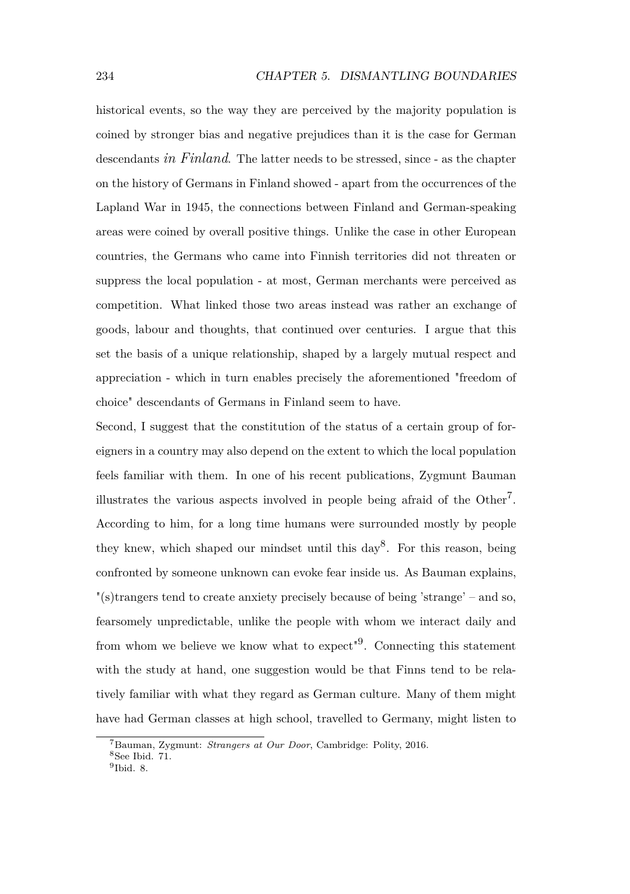historical events, so the way they are perceived by the majority population is coined by stronger bias and negative prejudices than it is the case for German descendants *in Finland*. The latter needs to be stressed, since - as the chapter on the history of Germans in Finland showed - apart from the occurrences of the Lapland War in 1945, the connections between Finland and German-speaking areas were coined by overall positive things. Unlike the case in other European countries, the Germans who came into Finnish territories did not threaten or suppress the local population - at most, German merchants were perceived as competition. What linked those two areas instead was rather an exchange of goods, labour and thoughts, that continued over centuries. I argue that this set the basis of a unique relationship, shaped by a largely mutual respect and appreciation - which in turn enables precisely the aforementioned "freedom of choice" descendants of Germans in Finland seem to have.

Second, I suggest that the constitution of the status of a certain group of foreigners in a country may also depend on the extent to which the local population feels familiar with them. In one of his recent publications, Zygmunt Bauman illustrates the various aspects involved in people being afraid of the Other[7]. According to him, for a long time humans were surrounded mostly by people they knew, which shaped our mindset until this day[8]. For this reason, being confronted by someone unknown can evoke fear inside us. As Bauman explains, "(s)trangers tend to create anxiety precisely because of being 'strange' – and so, fearsomely unpredictable, unlike the people with whom we interact daily and from whom we believe we know what to expect"[9]. Connecting this statement with the study at hand, one suggestion would be that Finns tend to be relatively familiar with what they regard as German culture. Many of them might have had German classes at high school, travelled to Germany, might listen to

---

[7] Bauman, Zygmunt: *Strangers at Our Door*, Cambridge: Polity, 2016.

[8] See Ibid. 71.

[9] Ibid. 8.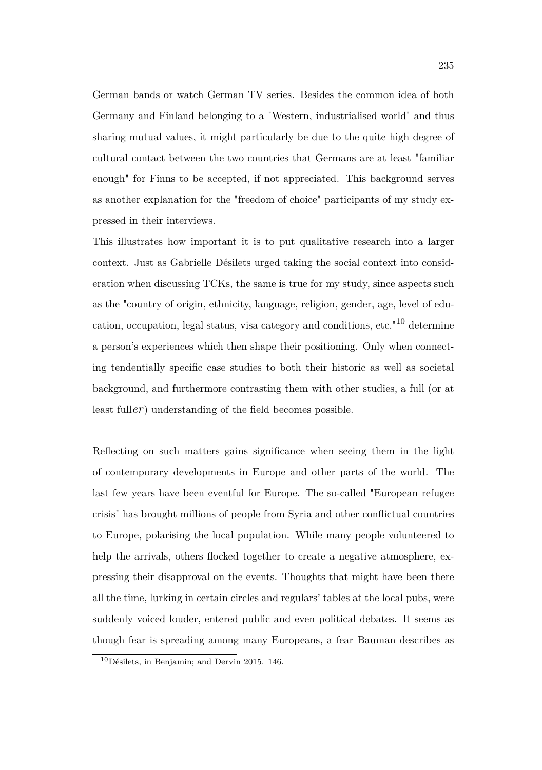German bands or watch German TV series. Besides the common idea of both Germany and Finland belonging to a "Western, industrialised world" and thus sharing mutual values, it might particularly be due to the quite high degree of cultural contact between the two countries that Germans are at least "familiar enough" for Finns to be accepted, if not appreciated. This background serves as another explanation for the "freedom of choice" participants of my study expressed in their interviews.

This illustrates how important it is to put qualitative research into a larger context. Just as Gabrielle Désilets urged taking the social context into consideration when discussing TCKs, the same is true for my study, since aspects such as the "country of origin, ethnicity, language, religion, gender, age, level of education, occupation, legal status, visa category and conditions, etc."[10] determine a person's experiences which then shape their positioning. Only when connecting tendentially specific case studies to both their historic as well as societal background, and furthermore contrasting them with other studies, a full (or at least full*er*) understanding of the field becomes possible.

Reflecting on such matters gains significance when seeing them in the light of contemporary developments in Europe and other parts of the world. The last few years have been eventful for Europe. The so-called "European refugee crisis" has brought millions of people from Syria and other conflictual countries to Europe, polarising the local population. While many people volunteered to help the arrivals, others flocked together to create a negative atmosphere, expressing their disapproval on the events. Thoughts that might have been there all the time, lurking in certain circles and regulars' tables at the local pubs, were suddenly voiced louder, entered public and even political debates. It seems as though fear is spreading among many Europeans, a fear Bauman describes as

[10] Désilets, in Benjamin; and Dervin 2015. 146.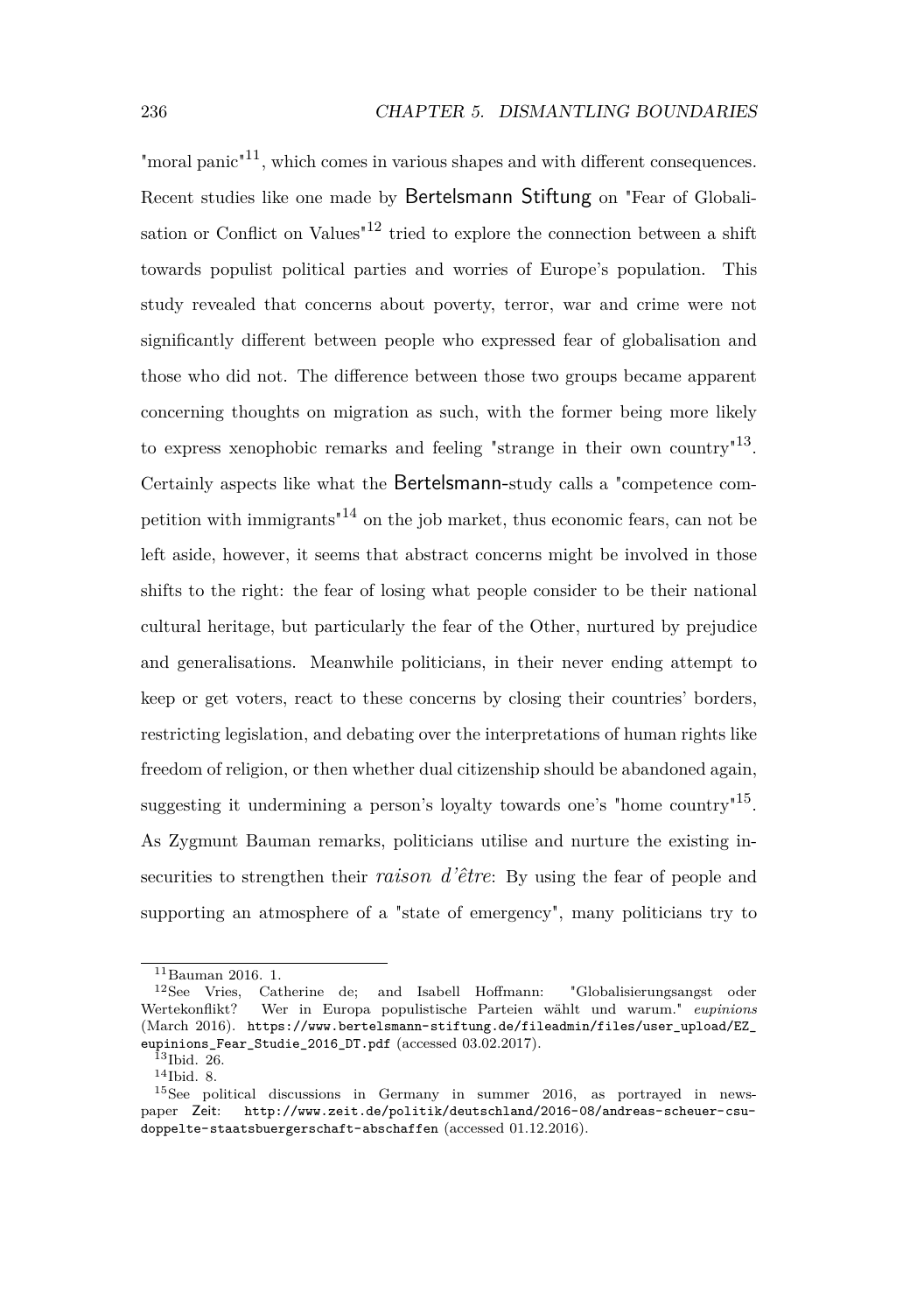"moral panic"[11], which comes in various shapes and with different consequences. Recent studies like one made by Bertelsmann Stiftung on "Fear of Globalisation or Conflict on Values"[12] tried to explore the connection between a shift towards populist political parties and worries of Europe's population. This study revealed that concerns about poverty, terror, war and crime were not significantly different between people who expressed fear of globalisation and those who did not. The difference between those two groups became apparent concerning thoughts on migration as such, with the former being more likely to express xenophobic remarks and feeling "strange in their own country"[13]. Certainly aspects like what the Bertelsmann-study calls a "competence competition with immigrants"[14] on the job market, thus economic fears, can not be left aside, however, it seems that abstract concerns might be involved in those shifts to the right: the fear of losing what people consider to be their national cultural heritage, but particularly the fear of the Other, nurtured by prejudice and generalisations. Meanwhile politicians, in their never ending attempt to keep or get voters, react to these concerns by closing their countries' borders, restricting legislation, and debating over the interpretations of human rights like freedom of religion, or then whether dual citizenship should be abandoned again, suggesting it undermining a person's loyalty towards one's "home country"[15]. As Zygmunt Bauman remarks, politicians utilise and nurture the existing insecurities to strengthen their *raison d'être*: By using the fear of people and supporting an atmosphere of a "state of emergency", many politicians try to

---

[11] Bauman 2016. 1.

[12] See Vries, Catherine de; and Isabell Hoffmann: "Globalisierungsangst oder Wertekonflikt? Wer in Europa populistische Parteien wählt und warum." *eupinions* (March 2016). `https://www.bertelsmann-stiftung.de/fileadmin/files/user_upload/EZ_eupinions_Fear_Studie_2016_DT.pdf` (accessed 03.02.2017).

[13] Ibid. 26.

[14] Ibid. 8.

[15] See political discussions in Germany in summer 2016, as portrayed in newspaper Zeit: `http://www.zeit.de/politik/deutschland/2016-08/andreas-scheuer-csu-doppelte-staatsbuergerschaft-abschaffen` (accessed 01.12.2016).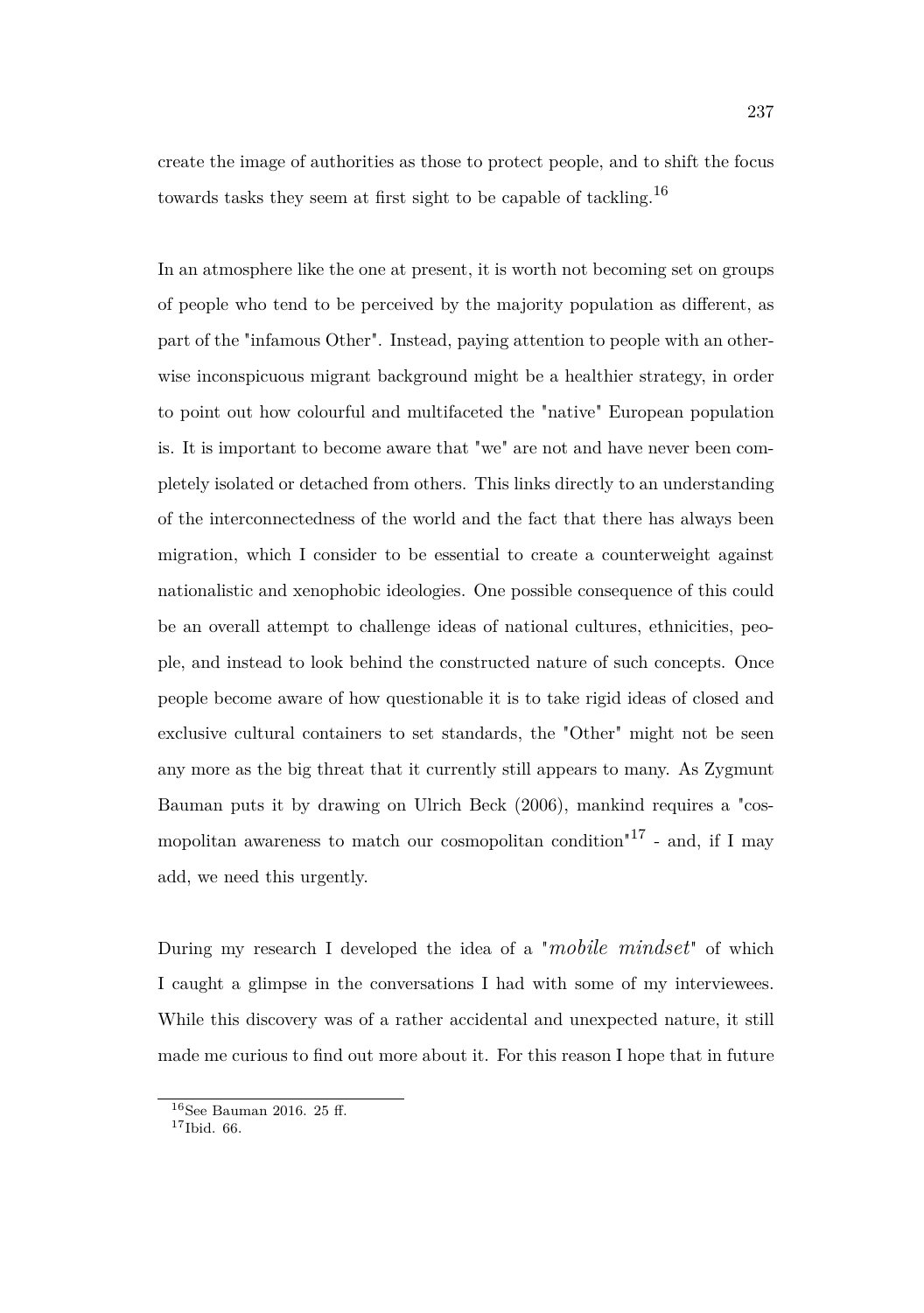create the image of authorities as those to protect people, and to shift the focus towards tasks they seem at first sight to be capable of tackling.[16]

In an atmosphere like the one at present, it is worth not becoming set on groups of people who tend to be perceived by the majority population as different, as part of the "infamous Other". Instead, paying attention to people with an otherwise inconspicuous migrant background might be a healthier strategy, in order to point out how colourful and multifaceted the "native" European population is. It is important to become aware that "we" are not and have never been completely isolated or detached from others. This links directly to an understanding of the interconnectedness of the world and the fact that there has always been migration, which I consider to be essential to create a counterweight against nationalistic and xenophobic ideologies. One possible consequence of this could be an overall attempt to challenge ideas of national cultures, ethnicities, people, and instead to look behind the constructed nature of such concepts. Once people become aware of how questionable it is to take rigid ideas of closed and exclusive cultural containers to set standards, the "Other" might not be seen any more as the big threat that it currently still appears to many. As Zygmunt Bauman puts it by drawing on Ulrich Beck (2006), mankind requires a "cosmopolitan awareness to match our cosmopolitan condition"[17] - and, if I may add, we need this urgently.

During my research I developed the idea of a "*mobile mindset*" of which I caught a glimpse in the conversations I had with some of my interviewees. While this discovery was of a rather accidental and unexpected nature, it still made me curious to find out more about it. For this reason I hope that in future

[16] See Bauman 2016. 25 ff.
[17] Ibid. 66.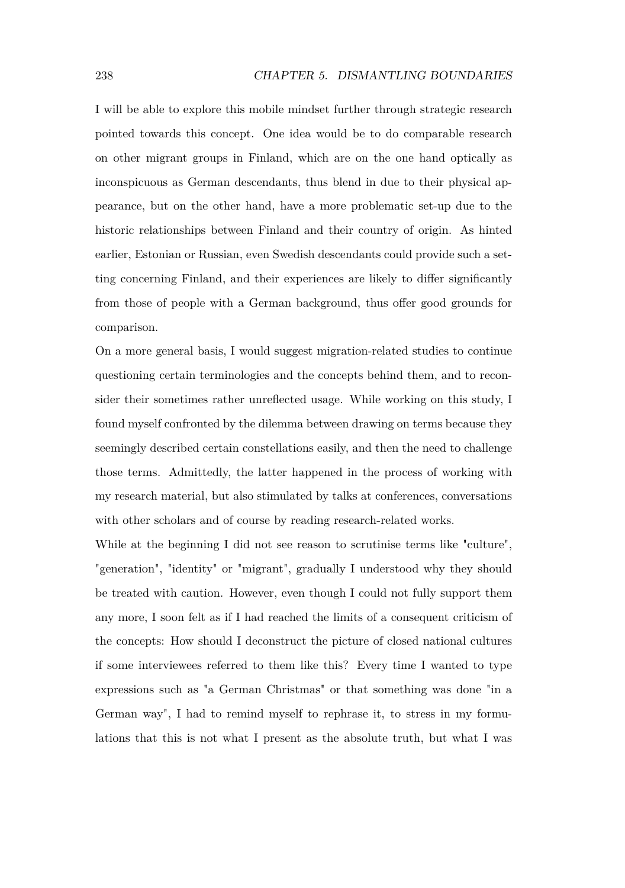I will be able to explore this mobile mindset further through strategic research pointed towards this concept. One idea would be to do comparable research on other migrant groups in Finland, which are on the one hand optically as inconspicuous as German descendants, thus blend in due to their physical appearance, but on the other hand, have a more problematic set-up due to the historic relationships between Finland and their country of origin. As hinted earlier, Estonian or Russian, even Swedish descendants could provide such a setting concerning Finland, and their experiences are likely to differ significantly from those of people with a German background, thus offer good grounds for comparison.

On a more general basis, I would suggest migration-related studies to continue questioning certain terminologies and the concepts behind them, and to reconsider their sometimes rather unreflected usage. While working on this study, I found myself confronted by the dilemma between drawing on terms because they seemingly described certain constellations easily, and then the need to challenge those terms. Admittedly, the latter happened in the process of working with my research material, but also stimulated by talks at conferences, conversations with other scholars and of course by reading research-related works.

While at the beginning I did not see reason to scrutinise terms like "culture", "generation", "identity" or "migrant", gradually I understood why they should be treated with caution. However, even though I could not fully support them any more, I soon felt as if I had reached the limits of a consequent criticism of the concepts: How should I deconstruct the picture of closed national cultures if some interviewees referred to them like this? Every time I wanted to type expressions such as "a German Christmas" or that something was done "in a German way", I had to remind myself to rephrase it, to stress in my formulations that this is not what I present as the absolute truth, but what I was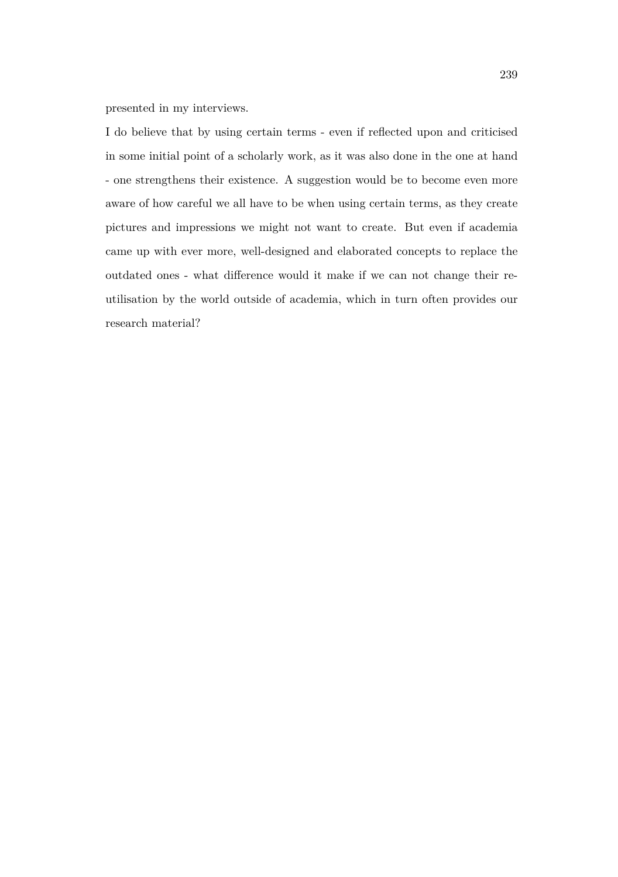presented in my interviews.

I do believe that by using certain terms - even if reflected upon and criticised in some initial point of a scholarly work, as it was also done in the one at hand - one strengthens their existence. A suggestion would be to become even more aware of how careful we all have to be when using certain terms, as they create pictures and impressions we might not want to create. But even if academia came up with ever more, well-designed and elaborated concepts to replace the outdated ones - what difference would it make if we can not change their re-utilisation by the world outside of academia, which in turn often provides our research material?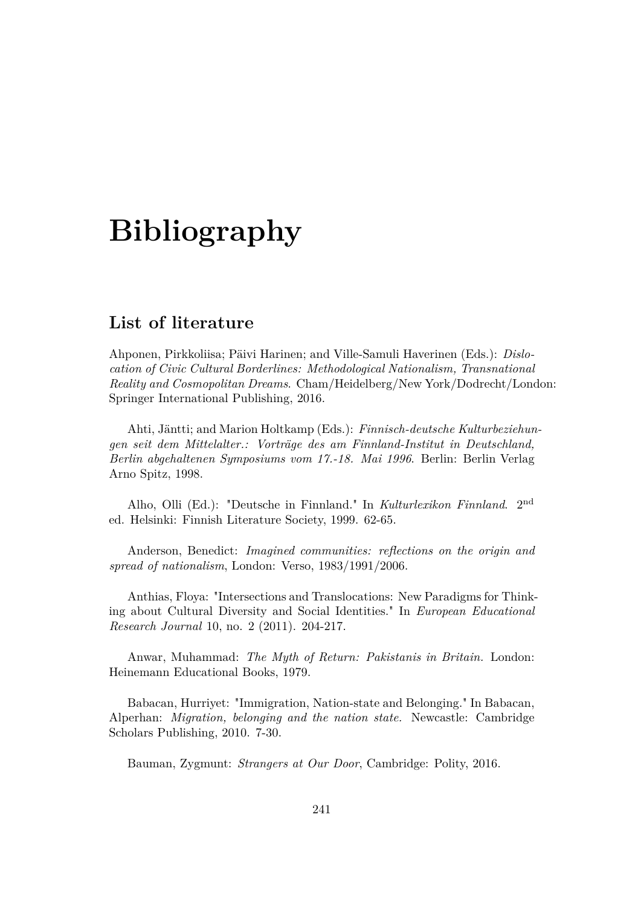# Bibliography

## List of literature

Ahponen, Pirkkoliisa; Päivi Harinen; and Ville-Samuli Haverinen (Eds.): *Dislocation of Civic Cultural Borderlines: Methodological Nationalism, Transnational Reality and Cosmopolitan Dreams*. Cham/Heidelberg/New York/Dodrecht/London: Springer International Publishing, 2016.

Ahti, Jäntti; and Marion Holtkamp (Eds.): *Finnisch-deutsche Kulturbeziehungen seit dem Mittelalter.: Vorträge des am Finnland-Institut in Deutschland, Berlin abgehaltenen Symposiums vom 17.-18. Mai 1996.* Berlin: Berlin Verlag Arno Spitz, 1998.

Alho, Olli (Ed.): "Deutsche in Finnland." In *Kulturlexikon Finnland*. 2nd ed. Helsinki: Finnish Literature Society, 1999. 62-65.

Anderson, Benedict: *Imagined communities: reflections on the origin and spread of nationalism*, London: Verso, 1983/1991/2006.

Anthias, Floya: "Intersections and Translocations: New Paradigms for Thinking about Cultural Diversity and Social Identities." In *European Educational Research Journal* 10, no. 2 (2011). 204-217.

Anwar, Muhammad: *The Myth of Return: Pakistanis in Britain.* London: Heinemann Educational Books, 1979.

Babacan, Hurriyet: "Immigration, Nation-state and Belonging." In Babacan, Alperhan: *Migration, belonging and the nation state.* Newcastle: Cambridge Scholars Publishing, 2010. 7-30.

Bauman, Zygmunt: *Strangers at Our Door*, Cambridge: Polity, 2016.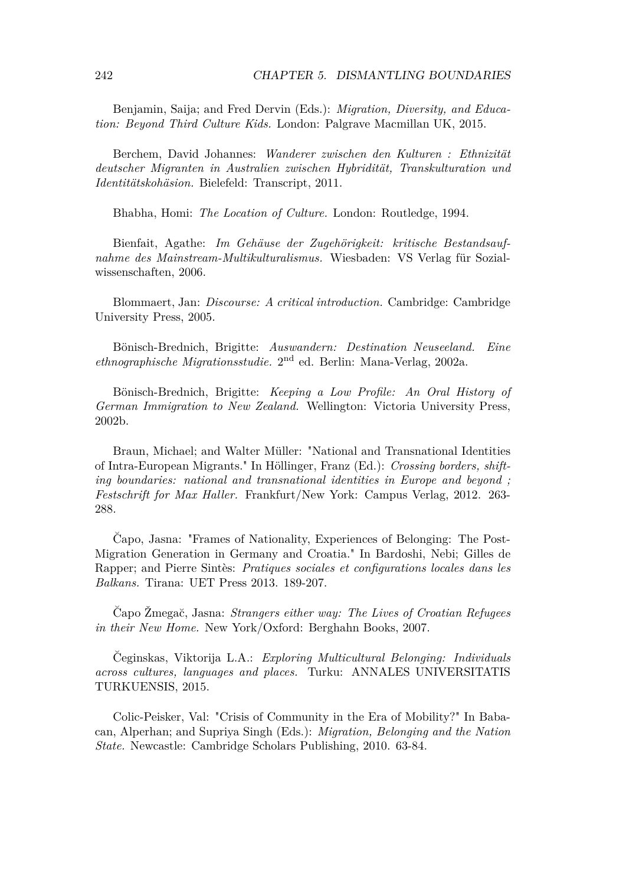Benjamin, Saija; and Fred Dervin (Eds.): *Migration, Diversity, and Education: Beyond Third Culture Kids.* London: Palgrave Macmillan UK, 2015.

Berchem, David Johannes: *Wanderer zwischen den Kulturen : Ethnizität deutscher Migranten in Australien zwischen Hybridität, Transkulturation und Identitätskohäsion.* Bielefeld: Transcript, 2011.

Bhabha, Homi: *The Location of Culture.* London: Routledge, 1994.

Bienfait, Agathe: *Im Gehäuse der Zugehörigkeit: kritische Bestandsaufnahme des Mainstream-Multikulturalismus.* Wiesbaden: VS Verlag für Sozialwissenschaften, 2006.

Blommaert, Jan: *Discourse: A critical introduction.* Cambridge: Cambridge University Press, 2005.

Bönisch-Brednich, Brigitte: *Auswandern: Destination Neuseeland. Eine ethnographische Migrationsstudie.* 2nd ed. Berlin: Mana-Verlag, 2002a.

Bönisch-Brednich, Brigitte: *Keeping a Low Profile: An Oral History of German Immigration to New Zealand.* Wellington: Victoria University Press, 2002b.

Braun, Michael; and Walter Müller: "National and Transnational Identities of Intra-European Migrants." In Höllinger, Franz (Ed.): *Crossing borders, shifting boundaries: national and transnational identities in Europe and beyond ; Festschrift for Max Haller.* Frankfurt/New York: Campus Verlag, 2012. 263-288.

Čapo, Jasna: "Frames of Nationality, Experiences of Belonging: The Post-Migration Generation in Germany and Croatia." In Bardoshi, Nebi; Gilles de Rapper; and Pierre Sintès: *Pratiques sociales et configurations locales dans les Balkans.* Tirana: UET Press 2013. 189-207.

Čapo Žmegač, Jasna: *Strangers either way: The Lives of Croatian Refugees in their New Home.* New York/Oxford: Berghahn Books, 2007.

Čeginskas, Viktorija L.A.: *Exploring Multicultural Belonging: Individuals across cultures, languages and places.* Turku: ANNALES UNIVERSITATIS TURKUENSIS, 2015.

Colic-Peisker, Val: "Crisis of Community in the Era of Mobility?" In Babacan, Alperhan; and Supriya Singh (Eds.): *Migration, Belonging and the Nation State.* Newcastle: Cambridge Scholars Publishing, 2010. 63-84.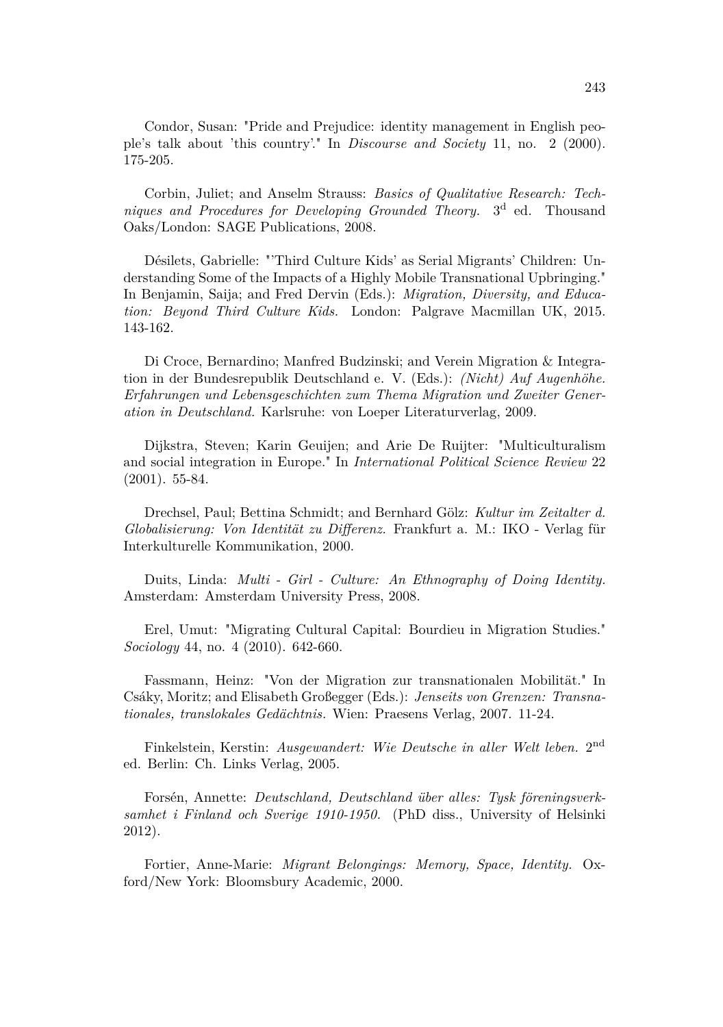Condor, Susan: "Pride and Prejudice: identity management in English people's talk about 'this country'." In *Discourse and Society* 11, no. 2 (2000). 175-205.

Corbin, Juliet; and Anselm Strauss: *Basics of Qualitative Research: Techniques and Procedures for Developing Grounded Theory.* 3[d] ed. Thousand Oaks/London: SAGE Publications, 2008.

Désilets, Gabrielle: "'Third Culture Kids' as Serial Migrants' Children: Understanding Some of the Impacts of a Highly Mobile Transnational Upbringing." In Benjamin, Saija; and Fred Dervin (Eds.): *Migration, Diversity, and Education: Beyond Third Culture Kids.* London: Palgrave Macmillan UK, 2015. 143-162.

Di Croce, Bernardino; Manfred Budzinski; and Verein Migration & Integration in der Bundesrepublik Deutschland e. V. (Eds.): *(Nicht) Auf Augenhöhe. Erfahrungen und Lebensgeschichten zum Thema Migration und Zweiter Generation in Deutschland.* Karlsruhe: von Loeper Literaturverlag, 2009.

Dijkstra, Steven; Karin Geuijen; and Arie De Ruijter: "Multiculturalism and social integration in Europe." In *International Political Science Review* 22 (2001). 55-84.

Drechsel, Paul; Bettina Schmidt; and Bernhard Gölz: *Kultur im Zeitalter d. Globalisierung: Von Identität zu Differenz.* Frankfurt a. M.: IKO - Verlag für Interkulturelle Kommunikation, 2000.

Duits, Linda: *Multi - Girl - Culture: An Ethnography of Doing Identity.* Amsterdam: Amsterdam University Press, 2008.

Erel, Umut: "Migrating Cultural Capital: Bourdieu in Migration Studies." *Sociology* 44, no. 4 (2010). 642-660.

Fassmann, Heinz: "Von der Migration zur transnationalen Mobilität." In Csáky, Moritz; and Elisabeth Großegger (Eds.): *Jenseits von Grenzen: Transnationales, translokales Gedächtnis.* Wien: Praesens Verlag, 2007. 11-24.

Finkelstein, Kerstin: *Ausgewandert: Wie Deutsche in aller Welt leben.* 2[nd] ed. Berlin: Ch. Links Verlag, 2005.

Forsén, Annette: *Deutschland, Deutschland über alles: Tysk föreningsverksamhet i Finland och Sverige 1910-1950.* (PhD diss., University of Helsinki 2012).

Fortier, Anne-Marie: *Migrant Belongings: Memory, Space, Identity.* Oxford/New York: Bloomsbury Academic, 2000.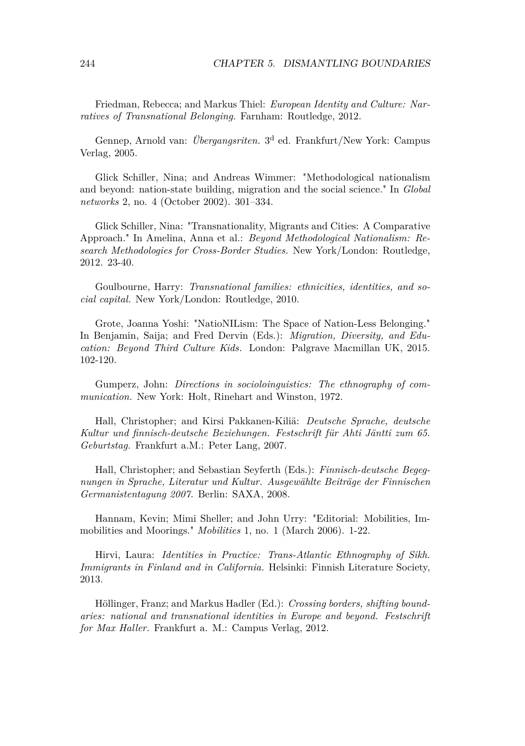Friedman, Rebecca; and Markus Thiel: *European Identity and Culture: Narratives of Transnational Belonging.* Farnham: Routledge, 2012.

Gennep, Arnold van: *Übergangsriten.* 3[d] ed. Frankfurt/New York: Campus Verlag, 2005.

Glick Schiller, Nina; and Andreas Wimmer: "Methodological nationalism and beyond: nation-state building, migration and the social science." In *Global networks* 2, no. 4 (October 2002). 301–334.

Glick Schiller, Nina: "Transnationality, Migrants and Cities: A Comparative Approach." In Amelina, Anna et al.: *Beyond Methodological Nationalism: Research Methodologies for Cross-Border Studies.* New York/London: Routledge, 2012. 23-40.

Goulbourne, Harry: *Transnational families: ethnicities, identities, and social capital.* New York/London: Routledge, 2010.

Grote, Joanna Yoshi: "NatioNILism: The Space of Nation-Less Belonging." In Benjamin, Saija; and Fred Dervin (Eds.): *Migration, Diversity, and Education: Beyond Third Culture Kids.* London: Palgrave Macmillan UK, 2015. 102-120.

Gumperz, John: *Directions in socioloinguistics: The ethnography of communication.* New York: Holt, Rinehart and Winston, 1972.

Hall, Christopher; and Kirsi Pakkanen-Kiliä: *Deutsche Sprache, deutsche Kultur und finnisch-deutsche Beziehungen. Festschrift für Ahti Jäntti zum 65. Geburtstag.* Frankfurt a.M.: Peter Lang, 2007.

Hall, Christopher; and Sebastian Seyferth (Eds.): *Finnisch-deutsche Begegnungen in Sprache, Literatur und Kultur. Ausgewählte Beiträge der Finnischen Germanistentagung 2007.* Berlin: SAXA, 2008.

Hannam, Kevin; Mimi Sheller; and John Urry: "Editorial: Mobilities, Immobilities and Moorings." *Mobilities* 1, no. 1 (March 2006). 1-22.

Hirvi, Laura: *Identities in Practice: Trans-Atlantic Ethnography of Sikh. Immigrants in Finland and in California.* Helsinki: Finnish Literature Society, 2013.

Höllinger, Franz; and Markus Hadler (Ed.): *Crossing borders, shifting boundaries: national and transnational identities in Europe and beyond. Festschrift for Max Haller.* Frankfurt a. M.: Campus Verlag, 2012.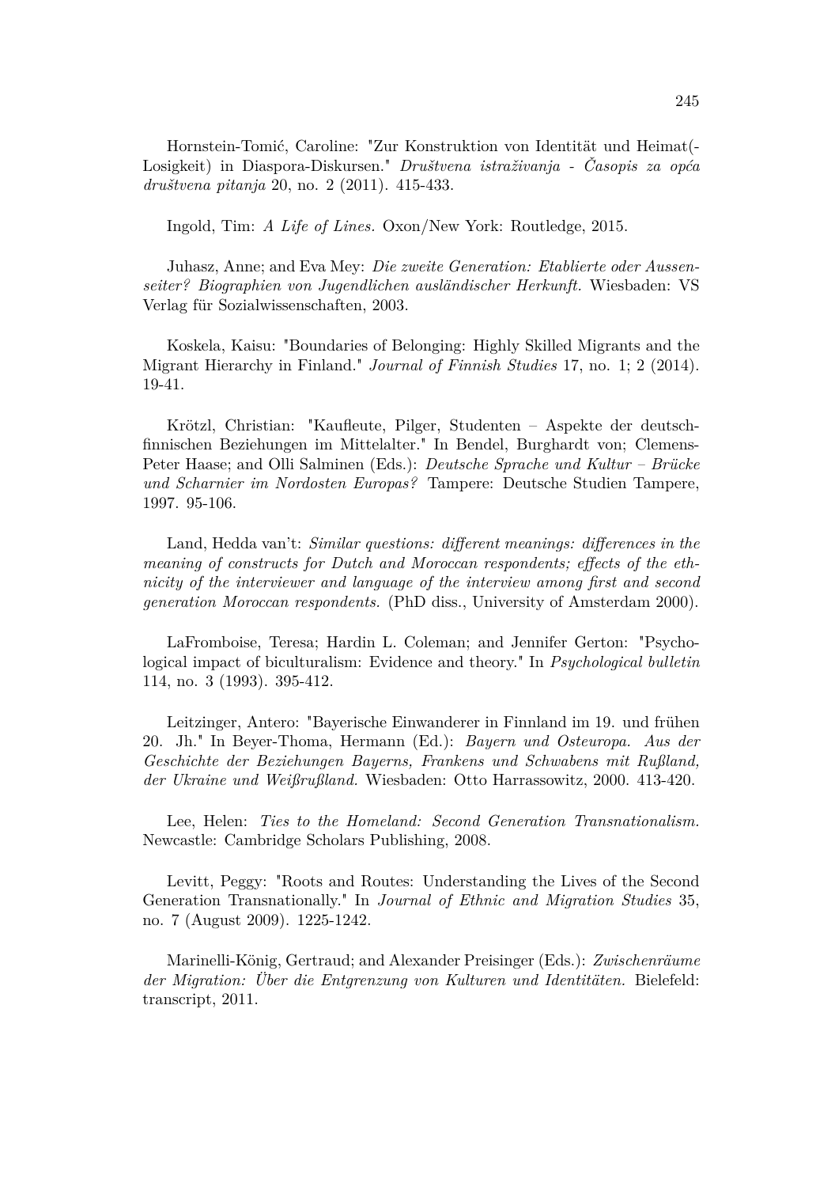Hornstein-Tomić, Caroline: "Zur Konstruktion von Identität und Heimat(-Losigkeit) in Diaspora-Diskursen." *Društvena istraživanja - Časopis za opća društvena pitanja* 20, no. 2 (2011). 415-433.

Ingold, Tim: *A Life of Lines.* Oxon/New York: Routledge, 2015.

Juhasz, Anne; and Eva Mey: *Die zweite Generation: Etablierte oder Aussenseiter? Biographien von Jugendlichen ausländischer Herkunft.* Wiesbaden: VS Verlag für Sozialwissenschaften, 2003.

Koskela, Kaisu: "Boundaries of Belonging: Highly Skilled Migrants and the Migrant Hierarchy in Finland." *Journal of Finnish Studies* 17, no. 1; 2 (2014). 19-41.

Krötzl, Christian: "Kaufleute, Pilger, Studenten – Aspekte der deutsch-finnischen Beziehungen im Mittelalter." In Bendel, Burghardt von; Clemens-Peter Haase; and Olli Salminen (Eds.): *Deutsche Sprache und Kultur – Brücke und Scharnier im Nordosten Europas?* Tampere: Deutsche Studien Tampere, 1997. 95-106.

Land, Hedda van't: *Similar questions: different meanings: differences in the meaning of constructs for Dutch and Moroccan respondents; effects of the ethnicity of the interviewer and language of the interview among first and second generation Moroccan respondents.* (PhD diss., University of Amsterdam 2000).

LaFromboise, Teresa; Hardin L. Coleman; and Jennifer Gerton: "Psychological impact of biculturalism: Evidence and theory." In *Psychological bulletin* 114, no. 3 (1993). 395-412.

Leitzinger, Antero: "Bayerische Einwanderer in Finnland im 19. und frühen 20. Jh." In Beyer-Thoma, Hermann (Ed.): *Bayern und Osteuropa. Aus der Geschichte der Beziehungen Bayerns, Frankens und Schwabens mit Rußland, der Ukraine und Weißrußland.* Wiesbaden: Otto Harrassowitz, 2000. 413-420.

Lee, Helen: *Ties to the Homeland: Second Generation Transnationalism.* Newcastle: Cambridge Scholars Publishing, 2008.

Levitt, Peggy: "Roots and Routes: Understanding the Lives of the Second Generation Transnationally." In *Journal of Ethnic and Migration Studies* 35, no. 7 (August 2009). 1225-1242.

Marinelli-König, Gertraud; and Alexander Preisinger (Eds.): *Zwischenräume der Migration: Über die Entgrenzung von Kulturen und Identitäten.* Bielefeld: transcript, 2011.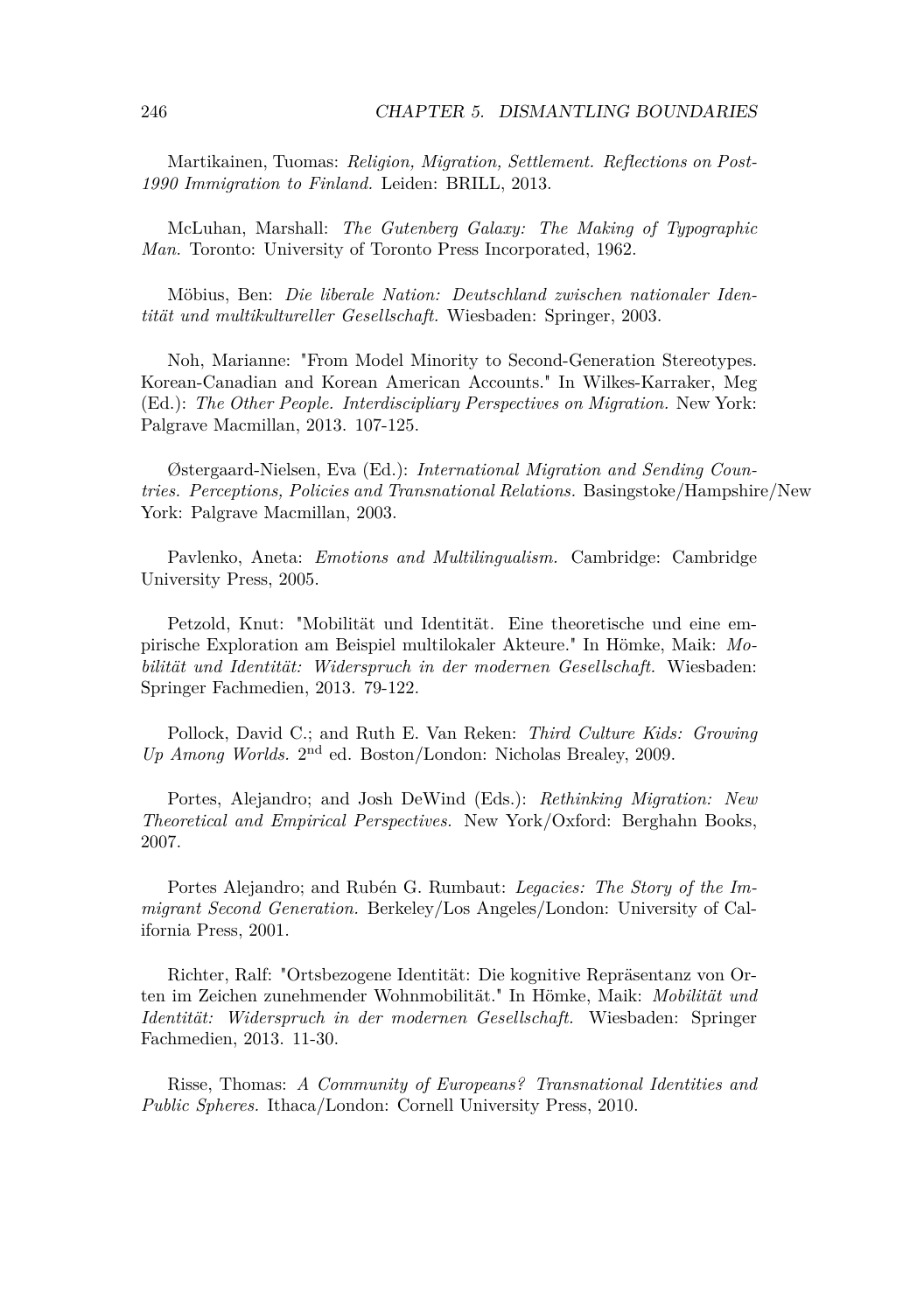Martikainen, Tuomas: *Religion, Migration, Settlement. Reflections on Post-1990 Immigration to Finland.* Leiden: BRILL, 2013.

McLuhan, Marshall: *The Gutenberg Galaxy: The Making of Typographic Man.* Toronto: University of Toronto Press Incorporated, 1962.

Möbius, Ben: *Die liberale Nation: Deutschland zwischen nationaler Identität und multikultureller Gesellschaft.* Wiesbaden: Springer, 2003.

Noh, Marianne: "From Model Minority to Second-Generation Stereotypes. Korean-Canadian and Korean American Accounts." In Wilkes-Karraker, Meg (Ed.): *The Other People. Interdiscipliary Perspectives on Migration.* New York: Palgrave Macmillan, 2013. 107-125.

Østergaard-Nielsen, Eva (Ed.): *International Migration and Sending Countries. Perceptions, Policies and Transnational Relations.* Basingstoke/Hampshire/New York: Palgrave Macmillan, 2003.

Pavlenko, Aneta: *Emotions and Multilingualism.* Cambridge: Cambridge University Press, 2005.

Petzold, Knut: "Mobilität und Identität. Eine theoretische und eine empirische Exploration am Beispiel multilokaler Akteure." In Hömke, Maik: *Mobilität und Identität: Widerspruch in der modernen Gesellschaft.* Wiesbaden: Springer Fachmedien, 2013. 79-122.

Pollock, David C.; and Ruth E. Van Reken: *Third Culture Kids: Growing Up Among Worlds.* 2nd ed. Boston/London: Nicholas Brealey, 2009.

Portes, Alejandro; and Josh DeWind (Eds.): *Rethinking Migration: New Theoretical and Empirical Perspectives.* New York/Oxford: Berghahn Books, 2007.

Portes Alejandro; and Rubén G. Rumbaut: *Legacies: The Story of the Immigrant Second Generation.* Berkeley/Los Angeles/London: University of California Press, 2001.

Richter, Ralf: "Ortsbezogene Identität: Die kognitive Repräsentanz von Orten im Zeichen zunehmender Wohnmobilität." In Hömke, Maik: *Mobilität und Identität: Widerspruch in der modernen Gesellschaft.* Wiesbaden: Springer Fachmedien, 2013. 11-30.

Risse, Thomas: *A Community of Europeans? Transnational Identities and Public Spheres.* Ithaca/London: Cornell University Press, 2010.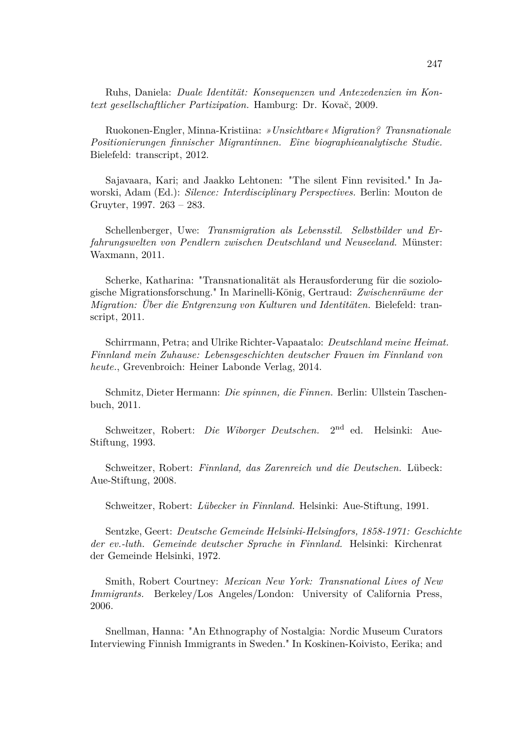Ruhs, Daniela: *Duale Identität: Konsequenzen und Antezedenzien im Kontext gesellschaftlicher Partizipation.* Hamburg: Dr. Kovač, 2009.

Ruokonen-Engler, Minna-Kristiina: *»Unsichtbare« Migration? Transnationale Positionierungen finnischer Migrantinnen. Eine biographieanalytische Studie.* Bielefeld: transcript, 2012.

Sajavaara, Kari; and Jaakko Lehtonen: "The silent Finn revisited." In Jaworski, Adam (Ed.): *Silence: Interdisciplinary Perspectives.* Berlin: Mouton de Gruyter, 1997. 263 – 283.

Schellenberger, Uwe: *Transmigration als Lebensstil. Selbstbilder und Erfahrungswelten von Pendlern zwischen Deutschland und Neuseeland.* Münster: Waxmann, 2011.

Scherke, Katharina: "Transnationalität als Herausforderung für die soziologische Migrationsforschung." In Marinelli-König, Gertraud: *Zwischenräume der Migration: Über die Entgrenzung von Kulturen und Identitäten.* Bielefeld: transcript, 2011.

Schirrmann, Petra; and Ulrike Richter-Vapaatalo: *Deutschland meine Heimat. Finnland mein Zuhause: Lebensgeschichten deutscher Frauen im Finnland von heute.*, Grevenbroich: Heiner Labonde Verlag, 2014.

Schmitz, Dieter Hermann: *Die spinnen, die Finnen.* Berlin: Ullstein Taschenbuch, 2011.

Schweitzer, Robert: *Die Wiborger Deutschen.* 2nd ed. Helsinki: Aue-Stiftung, 1993.

Schweitzer, Robert: *Finnland, das Zarenreich und die Deutschen.* Lübeck: Aue-Stiftung, 2008.

Schweitzer, Robert: *Lübecker in Finnland.* Helsinki: Aue-Stiftung, 1991.

Sentzke, Geert: *Deutsche Gemeinde Helsinki-Helsingfors, 1858-1971: Geschichte der ev.-luth. Gemeinde deutscher Sprache in Finnland.* Helsinki: Kirchenrat der Gemeinde Helsinki, 1972.

Smith, Robert Courtney: *Mexican New York: Transnational Lives of New Immigrants.* Berkeley/Los Angeles/London: University of California Press, 2006.

Snellman, Hanna: "An Ethnography of Nostalgia: Nordic Museum Curators Interviewing Finnish Immigrants in Sweden." In Koskinen-Koivisto, Eerika; and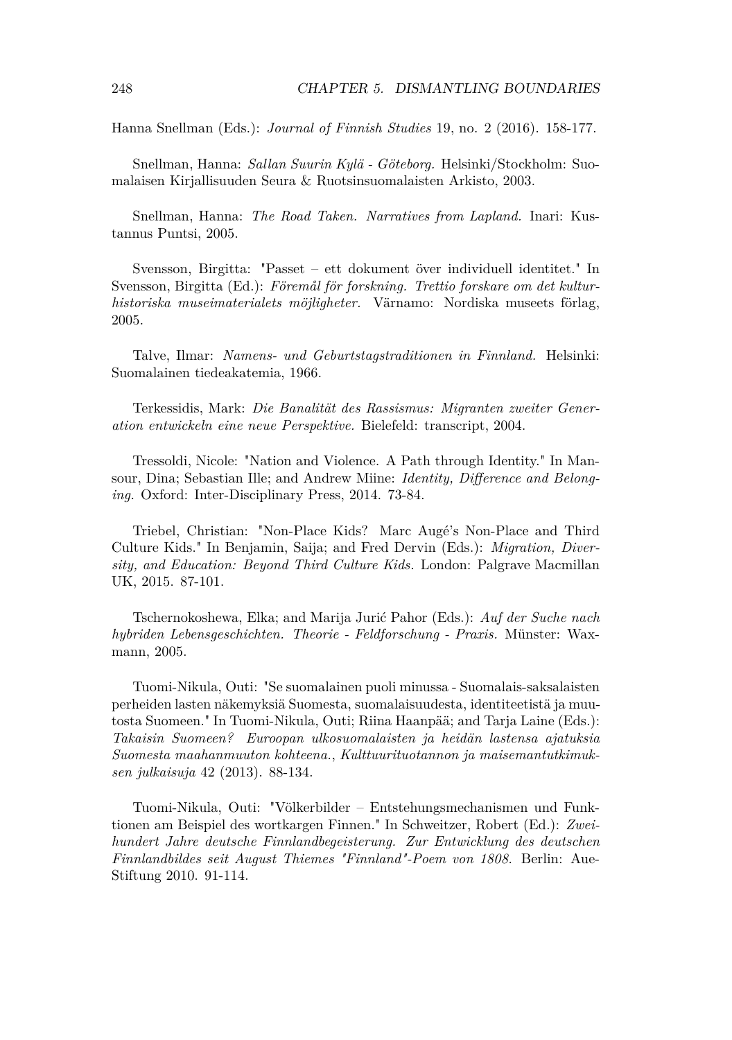Hanna Snellman (Eds.): *Journal of Finnish Studies* 19, no. 2 (2016). 158-177.

Snellman, Hanna: *Sallan Suurin Kylä - Göteborg.* Helsinki/Stockholm: Suomalaisen Kirjallisuuden Seura & Ruotsinsuomalaisten Arkisto, 2003.

Snellman, Hanna: *The Road Taken. Narratives from Lapland.* Inari: Kustannus Puntsi, 2005.

Svensson, Birgitta: "Passet – ett dokument över individuell identitet." In Svensson, Birgitta (Ed.): *Föremål för forskning. Trettio forskare om det kulturhistoriska museimaterialets möjligheter.* Värnamo: Nordiska museets förlag, 2005.

Talve, Ilmar: *Namens- und Geburtstagstraditionen in Finnland.* Helsinki: Suomalainen tiedeakatemia, 1966.

Terkessidis, Mark: *Die Banalität des Rassismus: Migranten zweiter Generation entwickeln eine neue Perspektive.* Bielefeld: transcript, 2004.

Tressoldi, Nicole: "Nation and Violence. A Path through Identity." In Mansour, Dina; Sebastian Ille; and Andrew Miine: *Identity, Difference and Belonging.* Oxford: Inter-Disciplinary Press, 2014. 73-84.

Triebel, Christian: "Non-Place Kids? Marc Augé's Non-Place and Third Culture Kids." In Benjamin, Saija; and Fred Dervin (Eds.): *Migration, Diversity, and Education: Beyond Third Culture Kids.* London: Palgrave Macmillan UK, 2015. 87-101.

Tschernokoshewa, Elka; and Marija Jurić Pahor (Eds.): *Auf der Suche nach hybriden Lebensgeschichten. Theorie - Feldforschung - Praxis.* Münster: Waxmann, 2005.

Tuomi-Nikula, Outi: "Se suomalainen puoli minussa - Suomalais-saksalaisten perheiden lasten näkemyksiä Suomesta, suomalaisuudesta, identiteetistä ja muutosta Suomeen." In Tuomi-Nikula, Outi; Riina Haanpää; and Tarja Laine (Eds.): *Takaisin Suomeen? Euroopan ulkosuomalaisten ja heidän lastensa ajatuksia Suomesta maahanmuuton kohteena.*, *Kulttuurituotannon ja maisemantutkimuksen julkaisuja* 42 (2013). 88-134.

Tuomi-Nikula, Outi: "Völkerbilder – Entstehungsmechanismen und Funktionen am Beispiel des wortkargen Finnen." In Schweitzer, Robert (Ed.): *Zweihundert Jahre deutsche Finnlandbegeisterung. Zur Entwicklung des deutschen Finnlandbildes seit August Thiemes "Finnland"-Poem von 1808.* Berlin: Aue-Stiftung 2010. 91-114.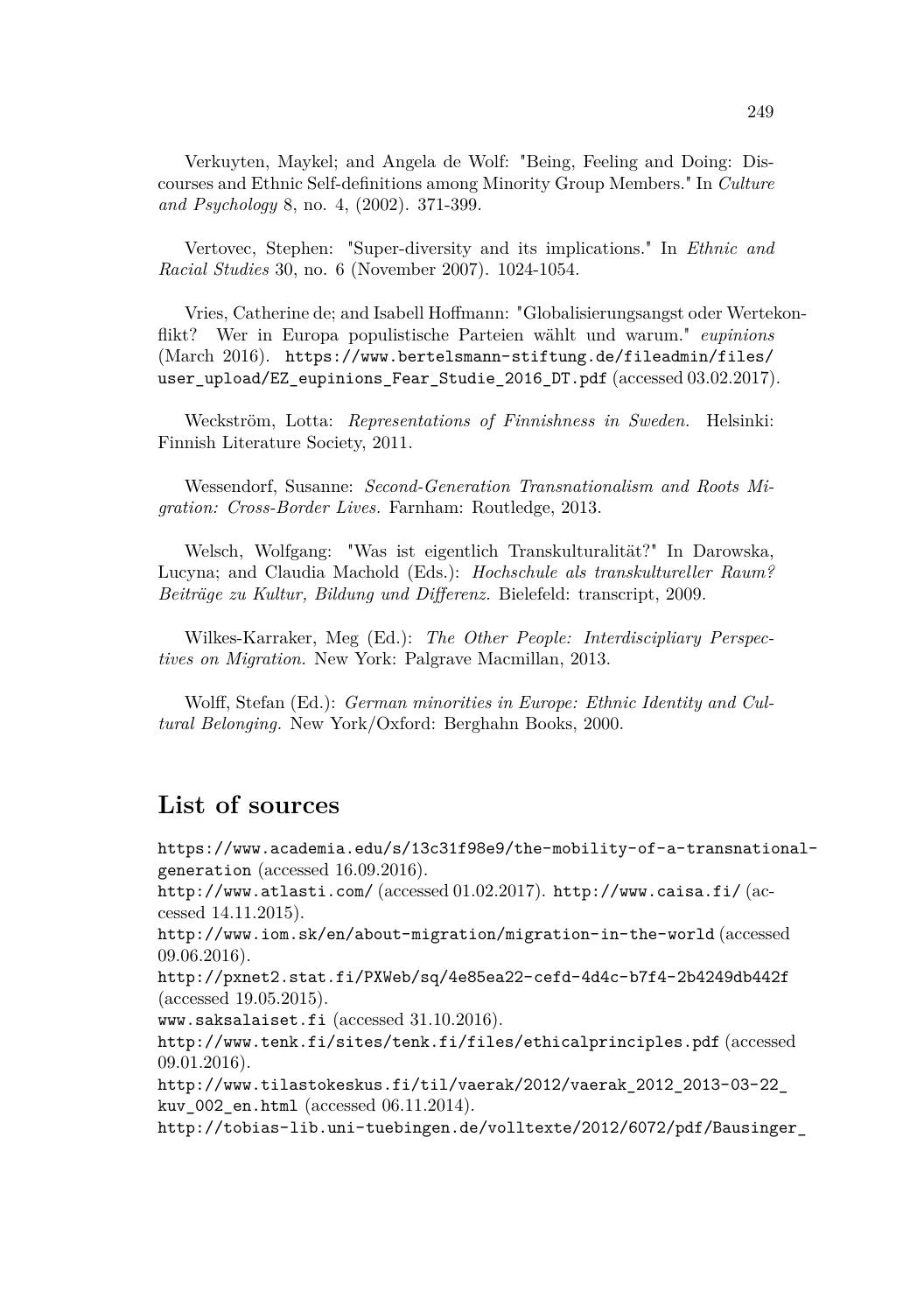Verkuyten, Maykel; and Angela de Wolf: "Being, Feeling and Doing: Discourses and Ethnic Self-definitions among Minority Group Members." In *Culture and Psychology* 8, no. 4, (2002). 371-399.

Vertovec, Stephen: "Super-diversity and its implications." In *Ethnic and Racial Studies* 30, no. 6 (November 2007). 1024-1054.

Vries, Catherine de; and Isabell Hoffmann: "Globalisierungsangst oder Wertekonflikt? Wer in Europa populistische Parteien wählt und warum." *eupinions* (March 2016). https://www.bertelsmann-stiftung.de/fileadmin/files/user_upload/EZ_eupinions_Fear_Studie_2016_DT.pdf (accessed 03.02.2017).

Weckström, Lotta: *Representations of Finnishness in Sweden.* Helsinki: Finnish Literature Society, 2011.

Wessendorf, Susanne: *Second-Generation Transnationalism and Roots Migration: Cross-Border Lives.* Farnham: Routledge, 2013.

Welsch, Wolfgang: "Was ist eigentlich Transkulturalität?" In Darowska, Lucyna; and Claudia Machold (Eds.): *Hochschule als transkultureller Raum? Beiträge zu Kultur, Bildung und Differenz.* Bielefeld: transcript, 2009.

Wilkes-Karraker, Meg (Ed.): *The Other People: Interdiscipliary Perspectives on Migration.* New York: Palgrave Macmillan, 2013.

Wolff, Stefan (Ed.): *German minorities in Europe: Ethnic Identity and Cultural Belonging.* New York/Oxford: Berghahn Books, 2000.

## List of sources

https://www.academia.edu/s/13c31f98e9/the-mobility-of-a-transnational-generation (accessed 16.09.2016).
http://www.atlasti.com/ (accessed 01.02.2017). http://www.caisa.fi/ (accessed 14.11.2015).
http://www.iom.sk/en/about-migration/migration-in-the-world (accessed 09.06.2016).
http://pxnet2.stat.fi/PXWeb/sq/4e85ea22-cefd-4d4c-b7f4-2b4249db442f (accessed 19.05.2015).
www.saksalaiset.fi (accessed 31.10.2016).
http://www.tenk.fi/sites/tenk.fi/files/ethicalprinciples.pdf (accessed 09.01.2016).
http://www.tilastokeskus.fi/til/vaerak/2012/vaerak_2012_2013-03-22_kuv_002_en.html (accessed 06.11.2014).
http://tobias-lib.uni-tuebingen.de/volltexte/2012/6072/pdf/Bausinger_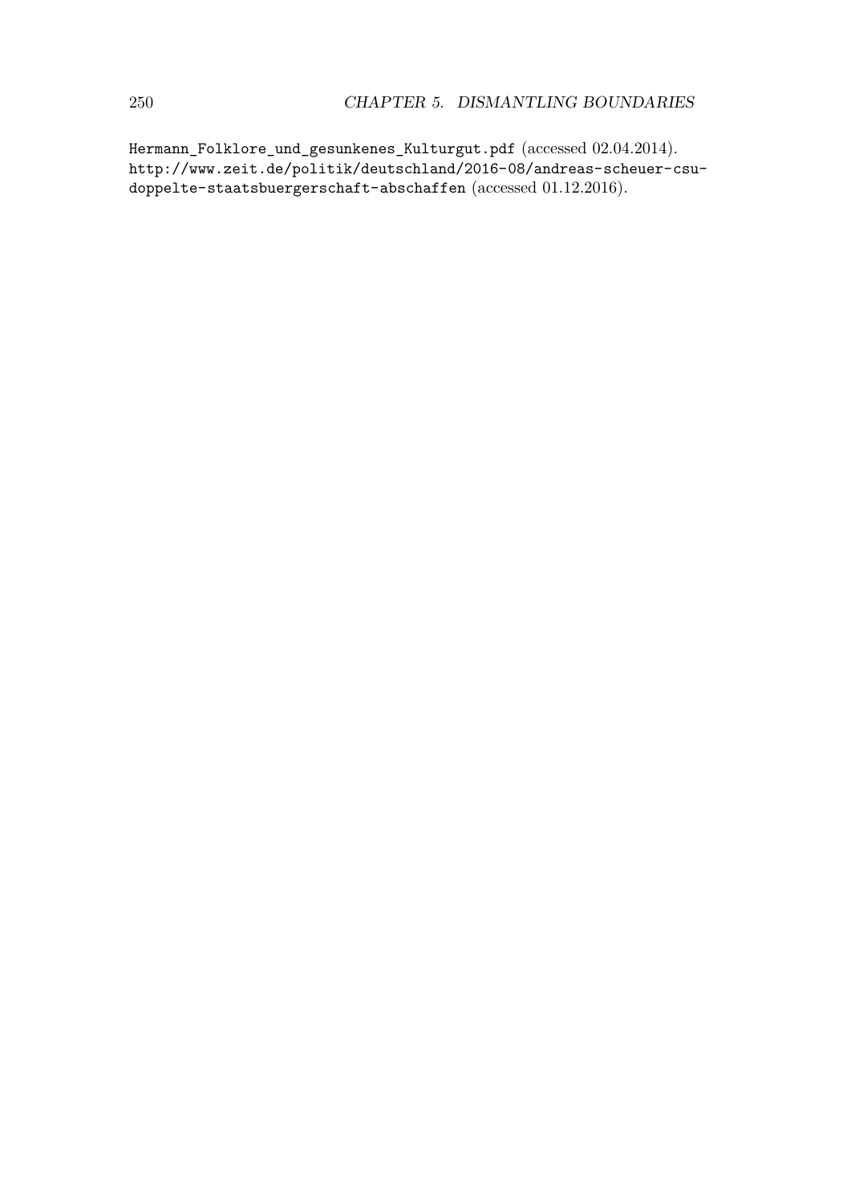Hermann_Folklore_und_gesunkenes_Kulturgut.pdf (accessed 02.04.2014).
http://www.zeit.de/politik/deutschland/2016-08/andreas-scheuer-csu-doppelte-staatsbuergerschaft-abschaffen (accessed 01.12.2016).